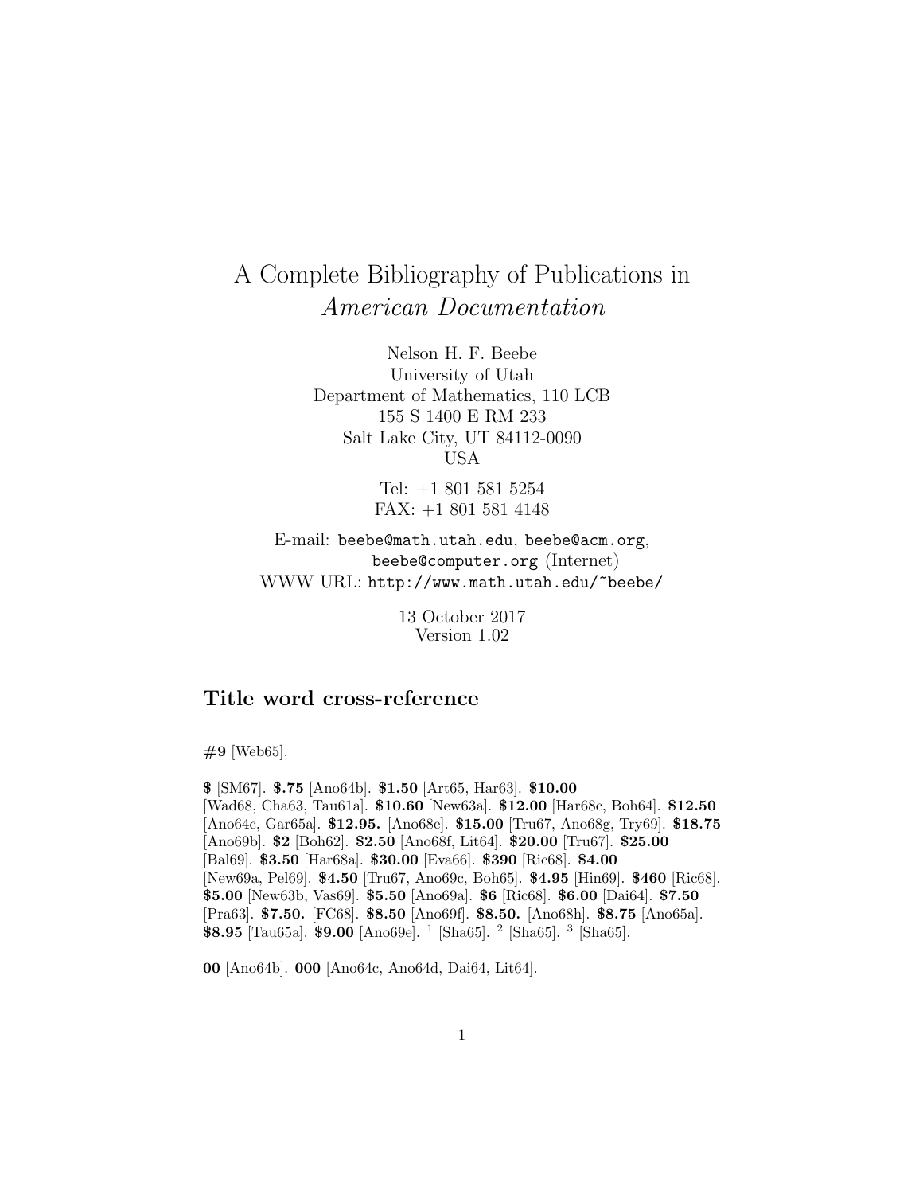# A Complete Bibliography of Publications in *American Documentation*

Nelson H. F. Beebe
University of Utah
Department of Mathematics, 110 LCB
155 S 1400 E RM 233
Salt Lake City, UT 84112-0090
USA

Tel: +1 801 581 5254
FAX: +1 801 581 4148

E-mail: `beebe@math.utah.edu`, `beebe@acm.org`, `beebe@computer.org` (Internet)
WWW URL: `http://www.math.utah.edu/~beebe/`

13 October 2017
Version 1.02

## Title word cross-reference

**#9** [Web65].

**$** [SM67]. **$.75** [Ano64b]. **$1.50** [Art65, Har63]. **$10.00** [Wad68, Cha63, Tau61a]. **$10.60** [New63a]. **$12.00** [Har68c, Boh64]. **$12.50** [Ano64c, Gar65a]. **$12.95.** [Ano68e]. **$15.00** [Tru67, Ano68g, Try69]. **$18.75** [Ano69b]. **$2** [Boh62]. **$2.50** [Ano68f, Lit64]. **$20.00** [Tru67]. **$25.00** [Bal69]. **$3.50** [Har68a]. **$30.00** [Eva66]. **$390** [Ric68]. **$4.00** [New69a, Pel69]. **$4.50** [Tru67, Ano69c, Boh65]. **$4.95** [Hin69]. **$460** [Ric68]. **$5.00** [New63b, Vas69]. **$5.50** [Ano69a]. **$6** [Ric68]. **$6.00** [Dai64]. **$7.50** [Pra63]. **$7.50.** [FC68]. **$8.50** [Ano69f]. **$8.50.** [Ano68h]. **$8.75** [Ano65a]. **$8.95** [Tau65a]. **$9.00** [Ano69e]. [1] [Sha65]. [2] [Sha65]. [3] [Sha65].

**00** [Ano64b]. **000** [Ano64c, Ano64d, Dai64, Lit64].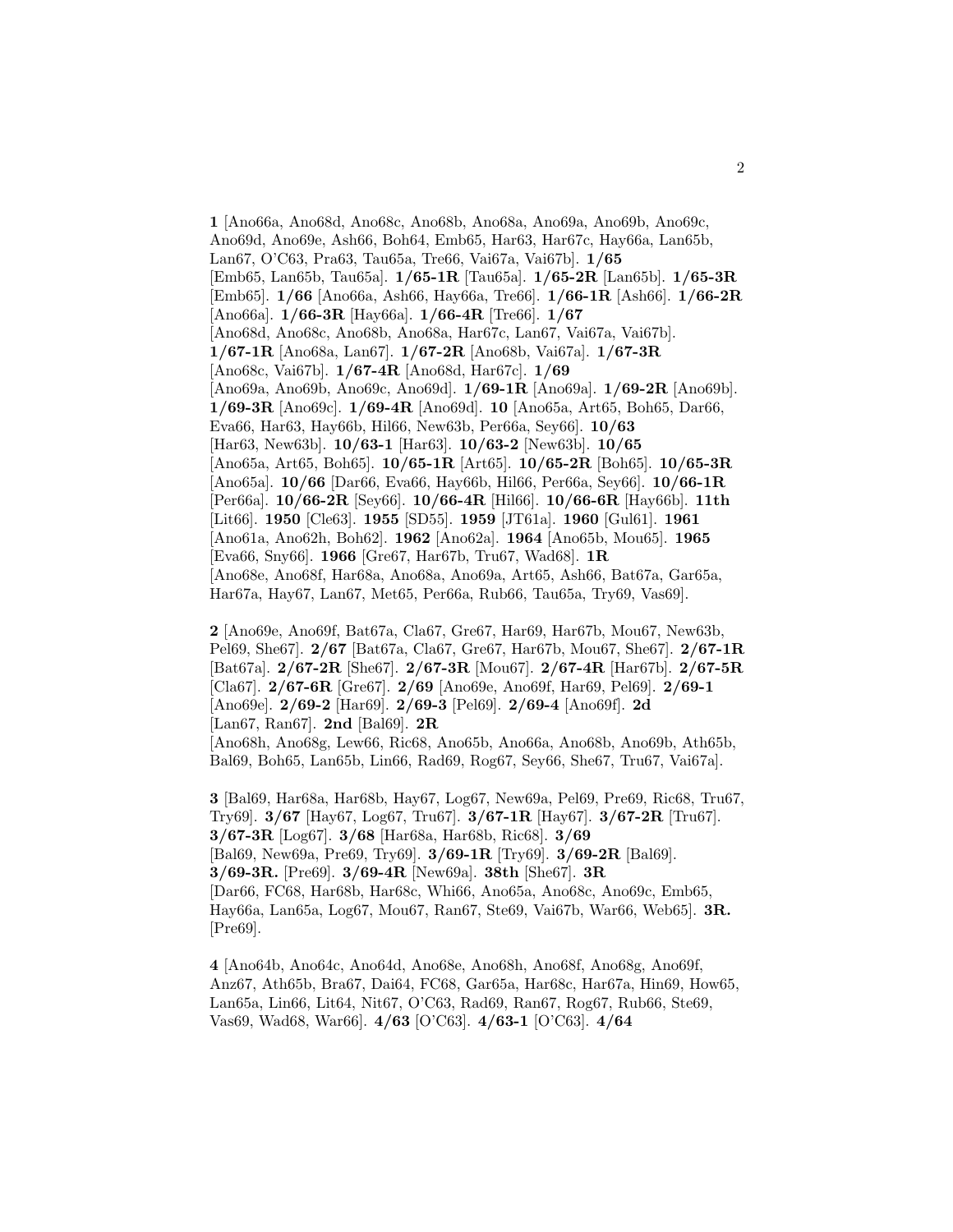**1** [Ano66a, Ano68d, Ano68c, Ano68b, Ano68a, Ano69a, Ano69b, Ano69c, Ano69d, Ano69e, Ash66, Boh64, Emb65, Har63, Har67c, Hay66a, Lan65b, Lan67, O'C63, Pra63, Tau65a, Tre66, Vai67a, Vai67b]. **1/65** [Emb65, Lan65b, Tau65a]. **1/65-1R** [Tau65a]. **1/65-2R** [Lan65b]. **1/65-3R** [Emb65]. **1/66** [Ano66a, Ash66, Hay66a, Tre66]. **1/66-1R** [Ash66]. **1/66-2R** [Ano66a]. **1/66-3R** [Hay66a]. **1/66-4R** [Tre66]. **1/67** [Ano68d, Ano68c, Ano68b, Ano68a, Har67c, Lan67, Vai67a, Vai67b]. **1/67-1R** [Ano68a, Lan67]. **1/67-2R** [Ano68b, Vai67a]. **1/67-3R** [Ano68c, Vai67b]. **1/67-4R** [Ano68d, Har67c]. **1/69** [Ano69a, Ano69b, Ano69c, Ano69d]. **1/69-1R** [Ano69a]. **1/69-2R** [Ano69b]. **1/69-3R** [Ano69c]. **1/69-4R** [Ano69d]. **10** [Ano65a, Art65, Boh65, Dar66, Eva66, Har63, Hay66b, Hil66, New63b, Per66a, Sey66]. **10/63** [Har63, New63b]. **10/63-1** [Har63]. **10/63-2** [New63b]. **10/65** [Ano65a, Art65, Boh65]. **10/65-1R** [Art65]. **10/65-2R** [Boh65]. **10/65-3R** [Ano65a]. **10/66** [Dar66, Eva66, Hay66b, Hil66, Per66a, Sey66]. **10/66-1R** [Per66a]. **10/66-2R** [Sey66]. **10/66-4R** [Hil66]. **10/66-6R** [Hay66b]. **11th** [Lit66]. **1950** [Cle63]. **1955** [SD55]. **1959** [JT61a]. **1960** [Gul61]. **1961** [Ano61a, Ano62h, Boh62]. **1962** [Ano62a]. **1964** [Ano65b, Mou65]. **1965** [Eva66, Sny66]. **1966** [Gre67, Har67b, Tru67, Wad68]. **1R** [Ano68e, Ano68f, Har68a, Ano68a, Ano69a, Art65, Ash66, Bat67a, Gar65a, Har67a, Hay67, Lan67, Met65, Per66a, Rub66, Tau65a, Try69, Vas69].

**2** [Ano69e, Ano69f, Bat67a, Cla67, Gre67, Har69, Har67b, Mou67, New63b, Pel69, She67]. **2/67** [Bat67a, Cla67, Gre67, Har67b, Mou67, She67]. **2/67-1R** [Bat67a]. **2/67-2R** [She67]. **2/67-3R** [Mou67]. **2/67-4R** [Har67b]. **2/67-5R** [Cla67]. **2/67-6R** [Gre67]. **2/69** [Ano69e, Ano69f, Har69, Pel69]. **2/69-1** [Ano69e]. **2/69-2** [Har69]. **2/69-3** [Pel69]. **2/69-4** [Ano69f]. **2d** [Lan67, Ran67]. **2nd** [Bal69]. **2R** [Ano68h, Ano68g, Lew66, Ric68, Ano65b, Ano66a, Ano68b, Ano69b, Ath65b, Bal69, Boh65, Lan65b, Lin66, Rad69, Rog67, Sey66, She67, Tru67, Vai67a].

**3** [Bal69, Har68a, Har68b, Hay67, Log67, New69a, Pel69, Pre69, Ric68, Tru67, Try69]. **3/67** [Hay67, Log67, Tru67]. **3/67-1R** [Hay67]. **3/67-2R** [Tru67]. **3/67-3R** [Log67]. **3/68** [Har68a, Har68b, Ric68]. **3/69** [Bal69, New69a, Pre69, Try69]. **3/69-1R** [Try69]. **3/69-2R** [Bal69]. **3/69-3R.** [Pre69]. **3/69-4R** [New69a]. **38th** [She67]. **3R** [Dar66, FC68, Har68b, Har68c, Whi66, Ano65a, Ano68c, Ano69c, Emb65, Hay66a, Lan65a, Log67, Mou67, Ran67, Ste69, Vai67b, War66, Web65]. **3R.** [Pre69].

**4** [Ano64b, Ano64c, Ano64d, Ano68e, Ano68h, Ano68f, Ano68g, Ano69f, Anz67, Ath65b, Bra67, Dai64, FC68, Gar65a, Har68c, Har67a, Hin69, How65, Lan65a, Lin66, Lit64, Nit67, O'C63, Rad69, Ran67, Rog67, Rub66, Ste69, Vas69, Wad68, War66]. **4/63** [O'C63]. **4/63-1** [O'C63]. **4/64**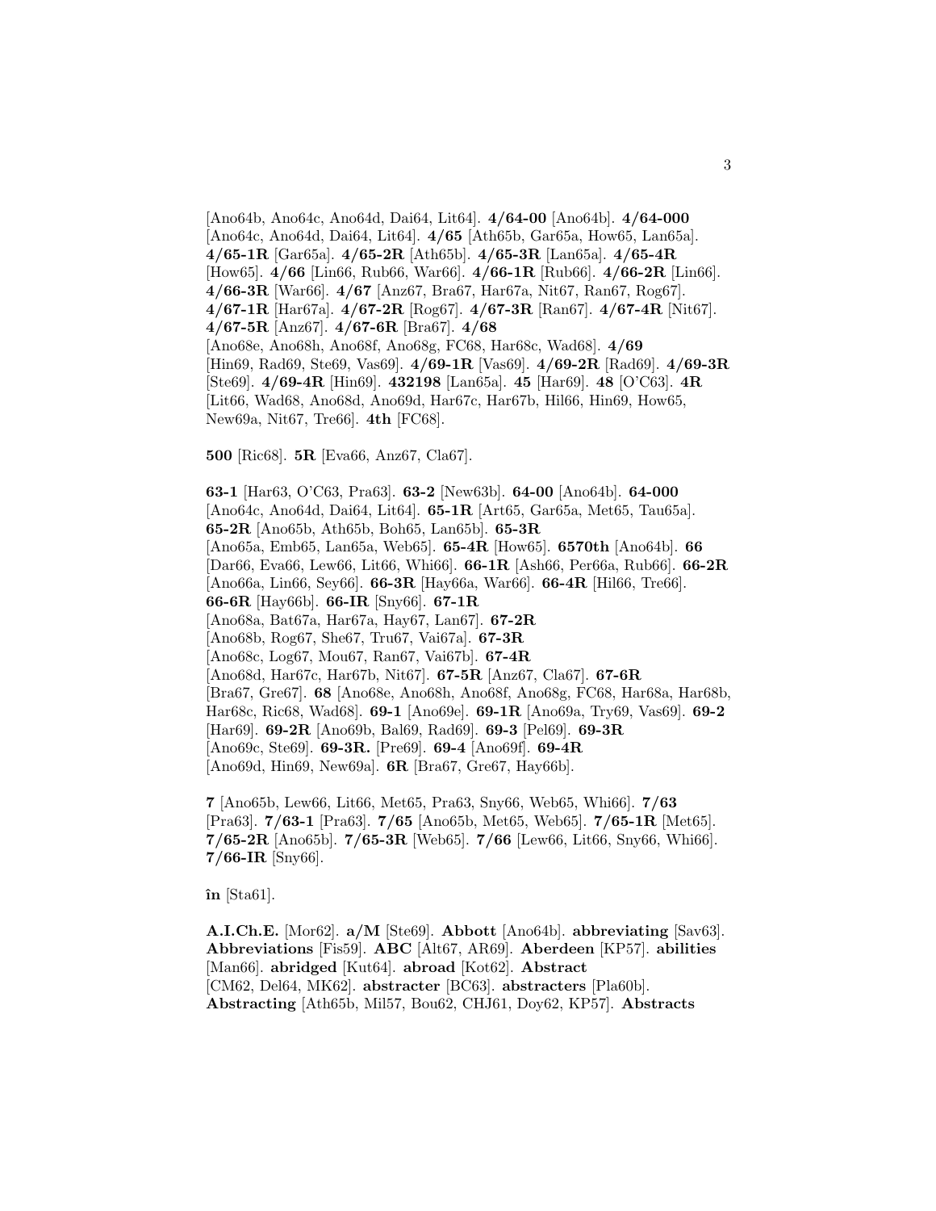[Ano64b, Ano64c, Ano64d, Dai64, Lit64]. **4/64-00** [Ano64b]. **4/64-000** [Ano64c, Ano64d, Dai64, Lit64]. **4/65** [Ath65b, Gar65a, How65, Lan65a]. **4/65-1R** [Gar65a]. **4/65-2R** [Ath65b]. **4/65-3R** [Lan65a]. **4/65-4R** [How65]. **4/66** [Lin66, Rub66, War66]. **4/66-1R** [Rub66]. **4/66-2R** [Lin66]. **4/66-3R** [War66]. **4/67** [Anz67, Bra67, Har67a, Nit67, Ran67, Rog67]. **4/67-1R** [Har67a]. **4/67-2R** [Rog67]. **4/67-3R** [Ran67]. **4/67-4R** [Nit67]. **4/67-5R** [Anz67]. **4/67-6R** [Bra67]. **4/68** [Ano68e, Ano68h, Ano68f, Ano68g, FC68, Har68c, Wad68]. **4/69** [Hin69, Rad69, Ste69, Vas69]. **4/69-1R** [Vas69]. **4/69-2R** [Rad69]. **4/69-3R** [Ste69]. **4/69-4R** [Hin69]. **432198** [Lan65a]. **45** [Har69]. **48** [O'C63]. **4R** [Lit66, Wad68, Ano68d, Ano69d, Har67c, Har67b, Hil66, Hin69, How65, New69a, Nit67, Tre66]. **4th** [FC68].

**500** [Ric68]. **5R** [Eva66, Anz67, Cla67].

**63-1** [Har63, O'C63, Pra63]. **63-2** [New63b]. **64-00** [Ano64b]. **64-000** [Ano64c, Ano64d, Dai64, Lit64]. **65-1R** [Art65, Gar65a, Met65, Tau65a]. **65-2R** [Ano65b, Ath65b, Boh65, Lan65b]. **65-3R** [Ano65a, Emb65, Lan65a, Web65]. **65-4R** [How65]. **6570th** [Ano64b]. **66** [Dar66, Eva66, Lew66, Lit66, Whi66]. **66-1R** [Ash66, Per66a, Rub66]. **66-2R** [Ano66a, Lin66, Sey66]. **66-3R** [Hay66a, War66]. **66-4R** [Hil66, Tre66]. **66-6R** [Hay66b]. **66-IR** [Sny66]. **67-1R** [Ano68a, Bat67a, Har67a, Hay67, Lan67]. **67-2R** [Ano68b, Rog67, She67, Tru67, Vai67a]. **67-3R** [Ano68c, Log67, Mou67, Ran67, Vai67b]. **67-4R** [Ano68d, Har67c, Har67b, Nit67]. **67-5R** [Anz67, Cla67]. **67-6R** [Bra67, Gre67]. **68** [Ano68e, Ano68h, Ano68f, Ano68g, FC68, Har68a, Har68b, Har68c, Ric68, Wad68]. **69-1** [Ano69e]. **69-1R** [Ano69a, Try69, Vas69]. **69-2** [Har69]. **69-2R** [Ano69b, Bal69, Rad69]. **69-3** [Pel69]. **69-3R** [Ano69c, Ste69]. **69-3R.** [Pre69]. **69-4** [Ano69f]. **69-4R** [Ano69d, Hin69, New69a]. **6R** [Bra67, Gre67, Hay66b].

**7** [Ano65b, Lew66, Lit66, Met65, Pra63, Sny66, Web65, Whi66]. **7/63** [Pra63]. **7/63-1** [Pra63]. **7/65** [Ano65b, Met65, Web65]. **7/65-1R** [Met65]. **7/65-2R** [Ano65b]. **7/65-3R** [Web65]. **7/66** [Lew66, Lit66, Sny66, Whi66]. **7/66-IR** [Sny66].

**în** [Sta61].

**A.I.Ch.E.** [Mor62]. **a/M** [Ste69]. **Abbott** [Ano64b]. **abbreviating** [Sav63]. **Abbreviations** [Fis59]. **ABC** [Alt67, AR69]. **Aberdeen** [KP57]. **abilities** [Man66]. **abridged** [Kut64]. **abroad** [Kot62]. **Abstract** [CM62, Del64, MK62]. **abstracter** [BC63]. **abstracters** [Pla60b]. **Abstracting** [Ath65b, Mil57, Bou62, CHJ61, Doy62, KP57]. **Abstracts**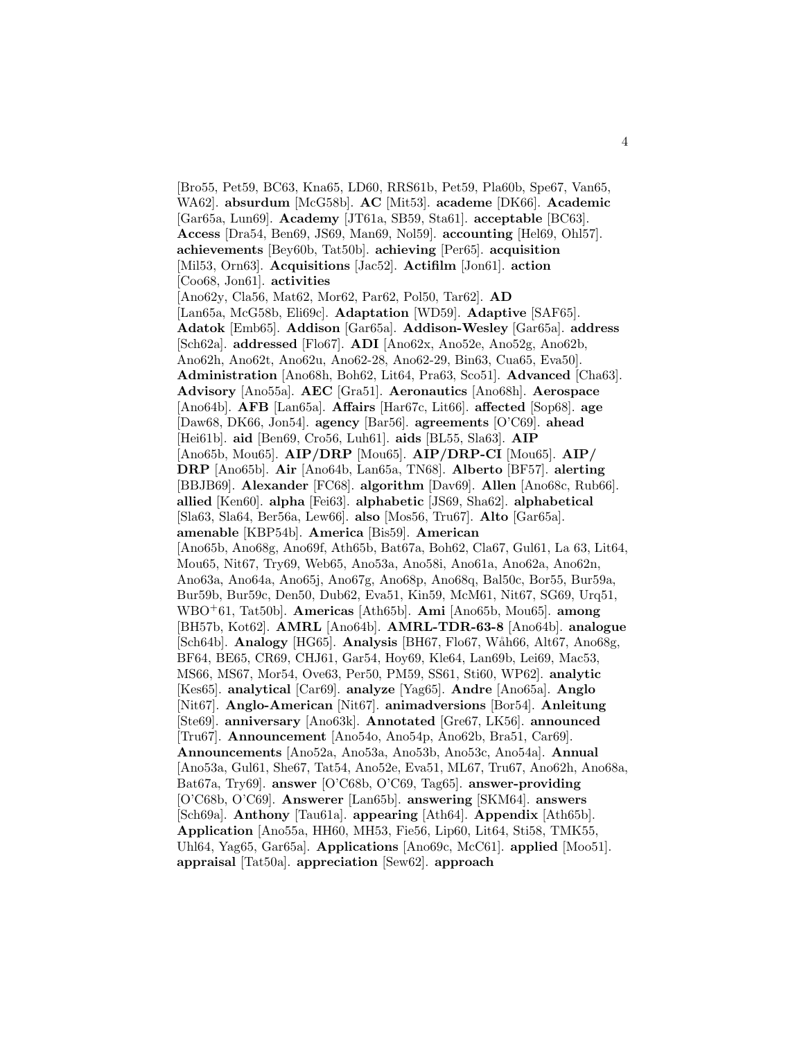[Bro55, Pet59, BC63, Kna65, LD60, RRS61b, Pet59, Pla60b, Spe67, Van65, WA62]. **absurdum** [McG58b]. **AC** [Mit53]. **academe** [DK66]. **Academic** [Gar65a, Lun69]. **Academy** [JT61a, SB59, Sta61]. **acceptable** [BC63]. **Access** [Dra54, Ben69, JS69, Man69, Nol59]. **accounting** [Hel69, Ohl57]. **achievements** [Bey60b, Tat50b]. **achieving** [Per65]. **acquisition** [Mil53, Orn63]. **Acquisitions** [Jac52]. **Actifilm** [Jon61]. **action** [Coo68, Jon61]. **activities** [Ano62y, Cla56, Mat62, Mor62, Par62, Pol50, Tar62]. **AD** [Lan65a, McG58b, Eli69c]. **Adaptation** [WD59]. **Adaptive** [SAF65]. **Adatok** [Emb65]. **Addison** [Gar65a]. **Addison-Wesley** [Gar65a]. **address** [Sch62a]. **addressed** [Flo67]. **ADI** [Ano62x, Ano52e, Ano52g, Ano62b, Ano62h, Ano62t, Ano62u, Ano62-28, Ano62-29, Bin63, Cua65, Eva50]. **Administration** [Ano68h, Boh62, Lit64, Pra63, Sco51]. **Advanced** [Cha63]. **Advisory** [Ano55a]. **AEC** [Gra51]. **Aeronautics** [Ano68h]. **Aerospace** [Ano64b]. **AFB** [Lan65a]. **Affairs** [Har67c, Lit66]. **affected** [Sop68]. **age** [Daw68, DK66, Jon54]. **agency** [Bar56]. **agreements** [O'C69]. **ahead** [Hei61b]. **aid** [Ben69, Cro56, Luh61]. **aids** [BL55, Sla63]. **AIP** [Ano65b, Mou65]. **AIP/DRP** [Mou65]. **AIP/DRP-CI** [Mou65]. **AIP/ DRP** [Ano65b]. **Air** [Ano64b, Lan65a, TN68]. **Alberto** [BF57]. **alerting** [BBJB69]. **Alexander** [FC68]. **algorithm** [Dav69]. **Allen** [Ano68c, Rub66]. **allied** [Ken60]. **alpha** [Fei63]. **alphabetic** [JS69, Sha62]. **alphabetical** [Sla63, Sla64, Ber56a, Lew66]. **also** [Mos56, Tru67]. **Alto** [Gar65a]. **amenable** [KBP54b]. **America** [Bis59]. **American** [Ano65b, Ano68g, Ano69f, Ath65b, Bat67a, Boh62, Cla67, Gul61, La 63, Lit64, Mou65, Nit67, Try69, Web65, Ano53a, Ano58i, Ano61a, Ano62a, Ano62n, Ano63a, Ano64a, Ano65j, Ano67g, Ano68p, Ano68q, Bal50c, Bor55, Bur59a, Bur59b, Bur59c, Den50, Dub62, Eva51, Kin59, McM61, Nit67, SG69, Urq51, WBO$^{+}$61, Tat50b]. **Americas** [Ath65b]. **Ami** [Ano65b, Mou65]. **among** [BH57b, Kot62]. **AMRL** [Ano64b]. **AMRL-TDR-63-8** [Ano64b]. **analogue** [Sch64b]. **Analogy** [HG65]. **Analysis** [BH67, Flo67, Wåh66, Alt67, Ano68g, BF64, BE65, CR69, CHJ61, Gar54, Hoy69, Kle64, Lan69b, Lei69, Mac53, MS66, MS67, Mor54, Ove63, Per50, PM59, SS61, Sti60, WP62]. **analytic** [Kes65]. **analytical** [Car69]. **analyze** [Yag65]. **Andre** [Ano65a]. **Anglo** [Nit67]. **Anglo-American** [Nit67]. **animadversions** [Bor54]. **Anleitung** [Ste69]. **anniversary** [Ano63k]. **Annotated** [Gre67, LK56]. **announced** [Tru67]. **Announcement** [Ano54o, Ano54p, Ano62b, Bra51, Car69]. **Announcements** [Ano52a, Ano53a, Ano53b, Ano53c, Ano54a]. **Annual** [Ano53a, Gul61, She67, Tat54, Ano52e, Eva51, ML67, Tru67, Ano62h, Ano68a, Bat67a, Try69]. **answer** [O'C68b, O'C69, Tag65]. **answer-providing** [O'C68b, O'C69]. **Answerer** [Lan65b]. **answering** [SKM64]. **answers** [Sch69a]. **Anthony** [Tau61a]. **appearing** [Ath64]. **Appendix** [Ath65b]. **Application** [Ano55a, HH60, MH53, Fie56, Lip60, Lit64, Sti58, TMK55, Uhl64, Yag65, Gar65a]. **Applications** [Ano69c, McC61]. **applied** [Moo51]. **appraisal** [Tat50a]. **appreciation** [Sew62]. **approach**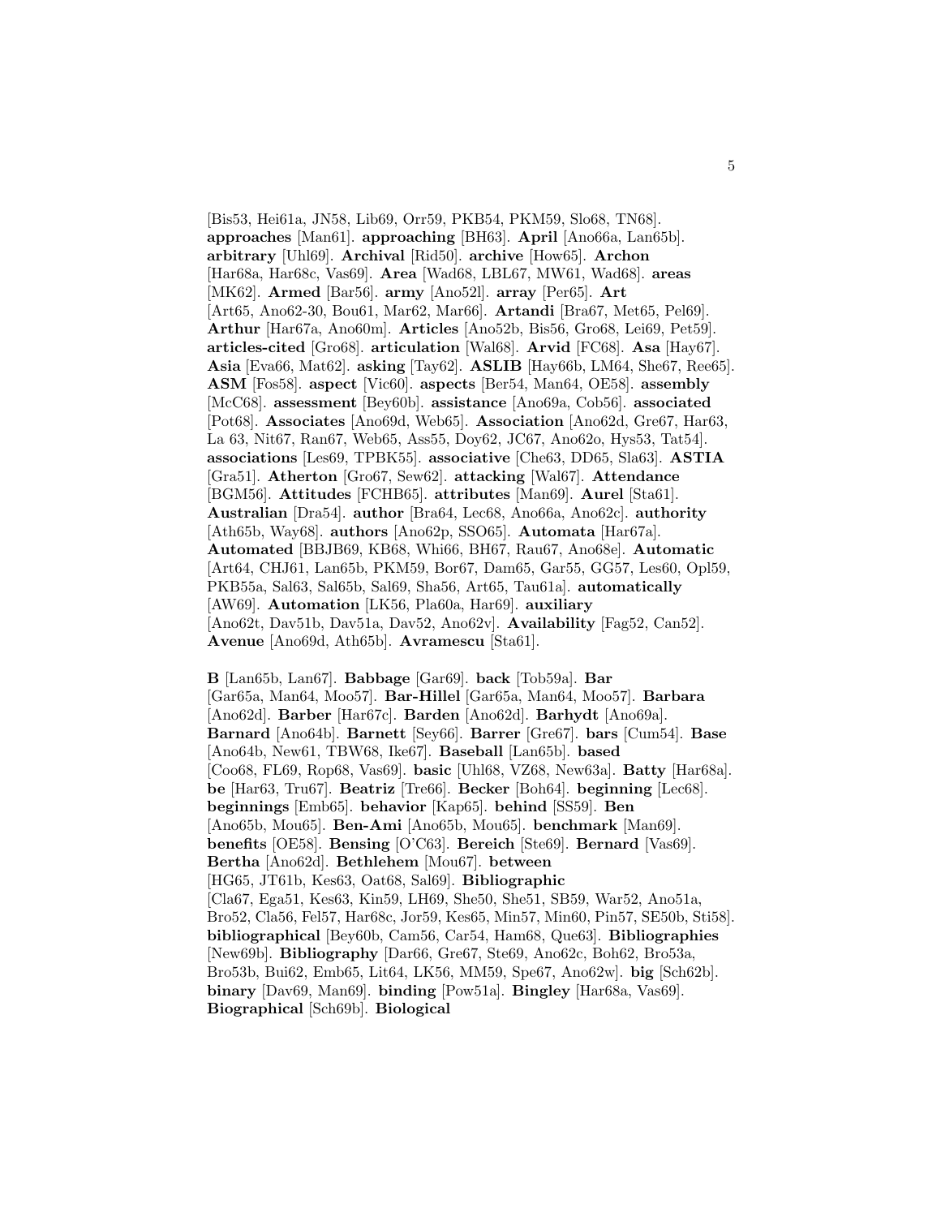[Bis53, Hei61a, JN58, Lib69, Orr59, PKB54, PKM59, Slo68, TN68]. **approaches** [Man61]. **approaching** [BH63]. **April** [Ano66a, Lan65b]. **arbitrary** [Uhl69]. **Archival** [Rid50]. **archive** [How65]. **Archon** [Har68a, Har68c, Vas69]. **Area** [Wad68, LBL67, MW61, Wad68]. **areas** [MK62]. **Armed** [Bar56]. **army** [Ano52l]. **array** [Per65]. **Art** [Art65, Ano62-30, Bou61, Mar62, Mar66]. **Artandi** [Bra67, Met65, Pel69]. **Arthur** [Har67a, Ano60m]. **Articles** [Ano52b, Bis56, Gro68, Lei69, Pet59]. **articles-cited** [Gro68]. **articulation** [Wal68]. **Arvid** [FC68]. **Asa** [Hay67]. **Asia** [Eva66, Mat62]. **asking** [Tay62]. **ASLIB** [Hay66b, LM64, She67, Ree65]. **ASM** [Fos58]. **aspect** [Vic60]. **aspects** [Ber54, Man64, OE58]. **assembly** [McC68]. **assessment** [Bey60b]. **assistance** [Ano69a, Cob56]. **associated** [Pot68]. **Associates** [Ano69d, Web65]. **Association** [Ano62d, Gre67, Har63, La 63, Nit67, Ran67, Web65, Ass55, Doy62, JC67, Ano62o, Hys53, Tat54]. **associations** [Les69, TPBK55]. **associative** [Che63, DD65, Sla63]. **ASTIA** [Gra51]. **Atherton** [Gro67, Sew62]. **attacking** [Wal67]. **Attendance** [BGM56]. **Attitudes** [FCHB65]. **attributes** [Man69]. **Aurel** [Sta61]. **Australian** [Dra54]. **author** [Bra64, Lec68, Ano66a, Ano62c]. **authority** [Ath65b, Way68]. **authors** [Ano62p, SSO65]. **Automata** [Har67a]. **Automated** [BBJB69, KB68, Whi66, BH67, Rau67, Ano68e]. **Automatic** [Art64, CHJ61, Lan65b, PKM59, Bor67, Dam65, Gar55, GG57, Les60, Opl59, PKB55a, Sal63, Sal65b, Sal69, Sha56, Art65, Tau61a]. **automatically** [AW69]. **Automation** [LK56, Pla60a, Har69]. **auxiliary** [Ano62t, Dav51b, Dav51a, Dav52, Ano62v]. **Availability** [Fag52, Can52]. **Avenue** [Ano69d, Ath65b]. **Avramescu** [Sta61].

**B** [Lan65b, Lan67]. **Babbage** [Gar69]. **back** [Tob59a]. **Bar** [Gar65a, Man64, Moo57]. **Bar-Hillel** [Gar65a, Man64, Moo57]. **Barbara** [Ano62d]. **Barber** [Har67c]. **Barden** [Ano62d]. **Barhydt** [Ano69a]. **Barnard** [Ano64b]. **Barnett** [Sey66]. **Barrer** [Gre67]. **bars** [Cum54]. **Base** [Ano64b, New61, TBW68, Ike67]. **Baseball** [Lan65b]. **based** [Coo68, FL69, Rop68, Vas69]. **basic** [Uhl68, VZ68, New63a]. **Batty** [Har68a]. **be** [Har63, Tru67]. **Beatriz** [Tre66]. **Becker** [Boh64]. **beginning** [Lec68]. **beginnings** [Emb65]. **behavior** [Kap65]. **behind** [SS59]. **Ben** [Ano65b, Mou65]. **Ben-Ami** [Ano65b, Mou65]. **benchmark** [Man69]. **benefits** [OE58]. **Bensing** [O'C63]. **Bereich** [Ste69]. **Bernard** [Vas69]. **Bertha** [Ano62d]. **Bethlehem** [Mou67]. **between** [HG65, JT61b, Kes63, Oat68, Sal69]. **Bibliographic** [Cla67, Ega51, Kes63, Kin59, LH69, She50, She51, SB59, War52, Ano51a, Bro52, Cla56, Fel57, Har68c, Jor59, Kes65, Min57, Min60, Pin57, SE50b, Sti58]. **bibliographical** [Bey60b, Cam56, Car54, Ham68, Que63]. **Bibliographies** [New69b]. **Bibliography** [Dar66, Gre67, Ste69, Ano62c, Boh62, Bro53a, Bro53b, Bui62, Emb65, Lit64, LK56, MM59, Spe67, Ano62w]. **big** [Sch62b]. **binary** [Dav69, Man69]. **binding** [Pow51a]. **Bingley** [Har68a, Vas69]. **Biographical** [Sch69b]. **Biological**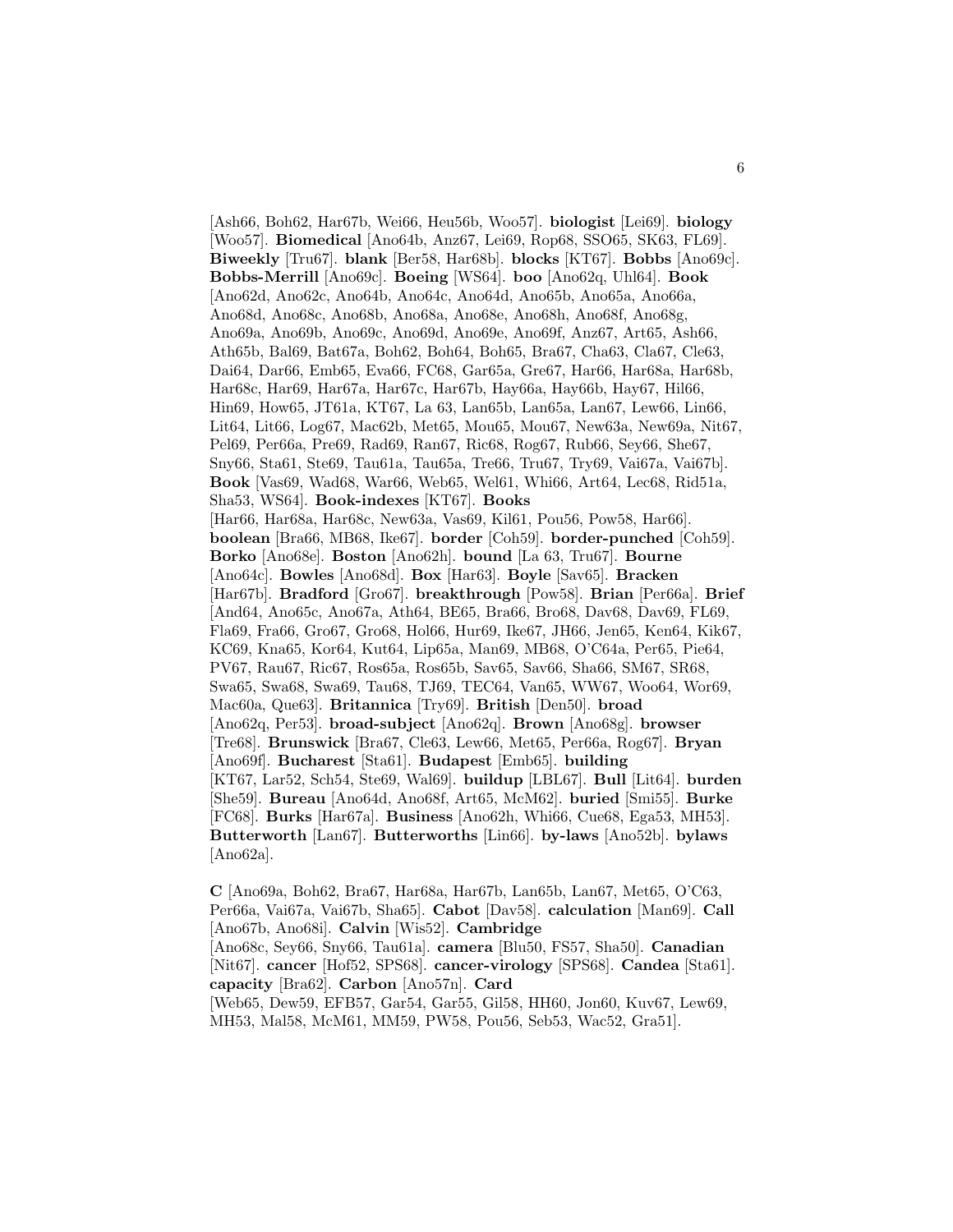[Ash66, Boh62, Har67b, Wei66, Heu56b, Woo57]. **biologist** [Lei69]. **biology** [Woo57]. **Biomedical** [Ano64b, Anz67, Lei69, Rop68, SSO65, SK63, FL69]. **Biweekly** [Tru67]. **blank** [Ber58, Har68b]. **blocks** [KT67]. **Bobbs** [Ano69c]. **Bobbs-Merrill** [Ano69c]. **Boeing** [WS64]. **boo** [Ano62q, Uhl64]. **Book** [Ano62d, Ano62c, Ano64b, Ano64c, Ano64d, Ano65b, Ano65a, Ano66a, Ano68d, Ano68c, Ano68b, Ano68a, Ano68e, Ano68h, Ano68f, Ano68g, Ano69a, Ano69b, Ano69c, Ano69d, Ano69e, Ano69f, Anz67, Art65, Ash66, Ath65b, Bal69, Bat67a, Boh62, Boh64, Boh65, Bra67, Cha63, Cla67, Cle63, Dai64, Dar66, Emb65, Eva66, FC68, Gar65a, Gre67, Har66, Har68a, Har68b, Har68c, Har69, Har67a, Har67c, Har67b, Hay66a, Hay66b, Hay67, Hil66, Hin69, How65, JT61a, KT67, La 63, Lan65b, Lan65a, Lan67, Lew66, Lin66, Lit64, Lit66, Log67, Mac62b, Met65, Mou65, Mou67, New63a, New69a, Nit67, Pel69, Per66a, Pre69, Rad69, Ran67, Ric68, Rog67, Rub66, Sey66, She67, Sny66, Sta61, Ste69, Tau61a, Tau65a, Tre66, Tru67, Try69, Vai67a, Vai67b]. **Book** [Vas69, Wad68, War66, Web65, Wel61, Whi66, Art64, Lec68, Rid51a, Sha53, WS64]. **Book-indexes** [KT67]. **Books** [Har66, Har68a, Har68c, New63a, Vas69, Kil61, Pou56, Pow58, Har66]. **boolean** [Bra66, MB68, Ike67]. **border** [Coh59]. **border-punched** [Coh59]. **Borko** [Ano68e]. **Boston** [Ano62h]. **bound** [La 63, Tru67]. **Bourne** [Ano64c]. **Bowles** [Ano68d]. **Box** [Har63]. **Boyle** [Sav65]. **Bracken** [Har67b]. **Bradford** [Gro67]. **breakthrough** [Pow58]. **Brian** [Per66a]. **Brief** [And64, Ano65c, Ano67a, Ath64, BE65, Bra66, Bro68, Dav68, Dav69, FL69, Fla69, Fra66, Gro67, Gro68, Hol66, Hur69, Ike67, JH66, Jen65, Ken64, Kik67, KC69, Kna65, Kor64, Kut64, Lip65a, Man69, MB68, O'C64a, Per65, Pie64, PV67, Rau67, Ric67, Ros65a, Ros65b, Sav65, Sav66, Sha66, SM67, SR68, Swa65, Swa68, Swa69, Tau68, TJ69, TEC64, Van65, WW67, Woo64, Wor69, Mac60a, Que63]. **Britannica** [Try69]. **British** [Den50]. **broad** [Ano62q, Per53]. **broad-subject** [Ano62q]. **Brown** [Ano68g]. **browser** [Tre68]. **Brunswick** [Bra67, Cle63, Lew66, Met65, Per66a, Rog67]. **Bryan** [Ano69f]. **Bucharest** [Sta61]. **Budapest** [Emb65]. **building** [KT67, Lar52, Sch54, Ste69, Wal69]. **buildup** [LBL67]. **Bull** [Lit64]. **burden** [She59]. **Bureau** [Ano64d, Ano68f, Art65, McM62]. **buried** [Smi55]. **Burke** [FC68]. **Burks** [Har67a]. **Business** [Ano62h, Whi66, Cue68, Ega53, MH53]. **Butterworth** [Lan67]. **Butterworths** [Lin66]. **by-laws** [Ano52b]. **bylaws** [Ano62a].

**C** [Ano69a, Boh62, Bra67, Har68a, Har67b, Lan65b, Lan67, Met65, O'C63, Per66a, Vai67a, Vai67b, Sha65]. **Cabot** [Dav58]. **calculation** [Man69]. **Call** [Ano67b, Ano68i]. **Calvin** [Wis52]. **Cambridge** [Ano68c, Sey66, Sny66, Tau61a]. **camera** [Blu50, FS57, Sha50]. **Canadian** [Nit67]. **cancer** [Hof52, SPS68]. **cancer-virology** [SPS68]. **Candea** [Sta61]. **capacity** [Bra62]. **Carbon** [Ano57n]. **Card** [Web65, Dew59, EFB57, Gar54, Gar55, Gil58, HH60, Jon60, Kuv67, Lew69, MH53, Mal58, McM61, MM59, PW58, Pou56, Seb53, Wac52, Gra51].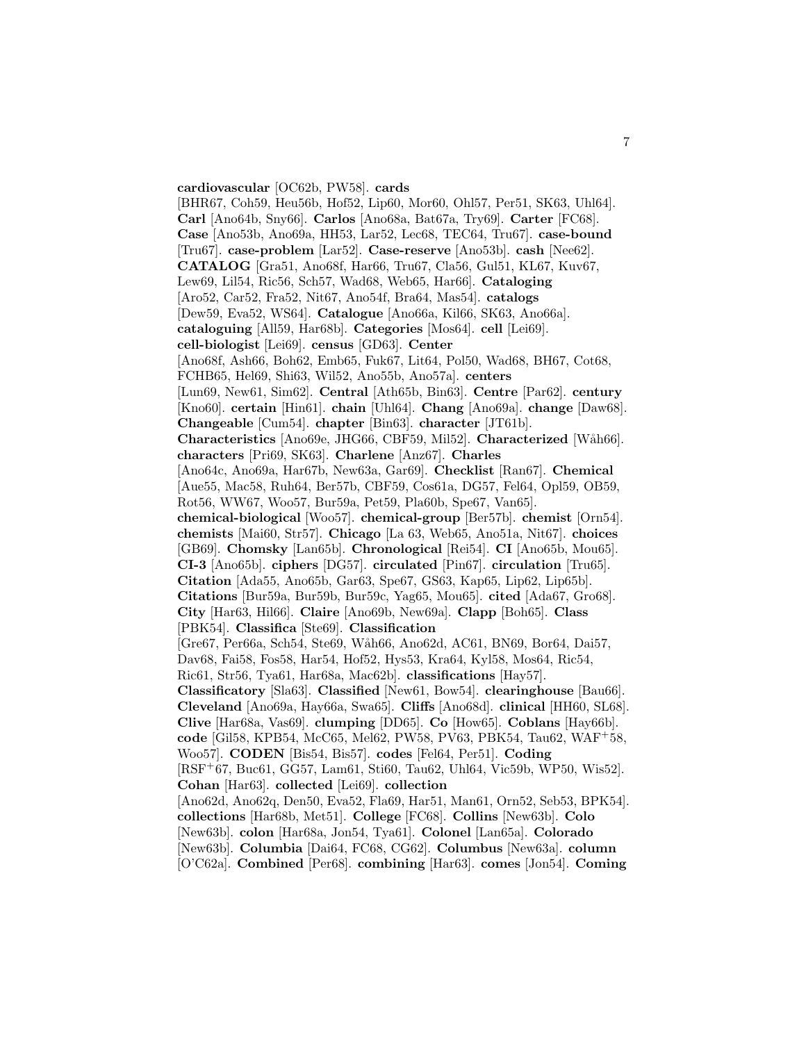**cardiovascular** [OC62b, PW58]. **cards** [BHR67, Coh59, Heu56b, Hof52, Lip60, Mor60, Ohl57, Per51, SK63, Uhl64]. **Carl** [Ano64b, Sny66]. **Carlos** [Ano68a, Bat67a, Try69]. **Carter** [FC68]. **Case** [Ano53b, Ano69a, HH53, Lar52, Lec68, TEC64, Tru67]. **case-bound** [Tru67]. **case-problem** [Lar52]. **Case-reserve** [Ano53b]. **cash** [Nee62]. **CATALOG** [Gra51, Ano68f, Har66, Tru67, Cla56, Gul51, KL67, Kuv67, Lew69, Lil54, Ric56, Sch57, Wad68, Web65, Har66]. **Cataloging** [Aro52, Car52, Fra52, Nit67, Ano54f, Bra64, Mas54]. **catalogs** [Dew59, Eva52, WS64]. **Catalogue** [Ano66a, Kil66, SK63, Ano66a]. **cataloguing** [All59, Har68b]. **Categories** [Mos64]. **cell** [Lei69]. **cell-biologist** [Lei69]. **census** [GD63]. **Center** [Ano68f, Ash66, Boh62, Emb65, Fuk67, Lit64, Pol50, Wad68, BH67, Cot68, FCHB65, Hel69, Shi63, Wil52, Ano55b, Ano57a]. **centers** [Lun69, New61, Sim62]. **Central** [Ath65b, Bin63]. **Centre** [Par62]. **century** [Kno60]. **certain** [Hin61]. **chain** [Uhl64]. **Chang** [Ano69a]. **change** [Daw68]. **Changeable** [Cum54]. **chapter** [Bin63]. **character** [JT61b]. **Characteristics** [Ano69e, JHG66, CBF59, Mil52]. **Characterized** [Wåh66]. **characters** [Pri69, SK63]. **Charlene** [Anz67]. **Charles** [Ano64c, Ano69a, Har67b, New63a, Gar69]. **Checklist** [Ran67]. **Chemical** [Aue55, Mac58, Ruh64, Ber57b, CBF59, Cos61a, DG57, Fel64, Opl59, OB59, Rot56, WW67, Woo57, Bur59a, Pet59, Pla60b, Spe67, Van65]. **chemical-biological** [Woo57]. **chemical-group** [Ber57b]. **chemist** [Orn54]. **chemists** [Mai60, Str57]. **Chicago** [La 63, Web65, Ano51a, Nit67]. **choices** [GB69]. **Chomsky** [Lan65b]. **Chronological** [Rei54]. **CI** [Ano65b, Mou65]. **CI-3** [Ano65b]. **ciphers** [DG57]. **circulated** [Pin67]. **circulation** [Tru65]. **Citation** [Ada55, Ano65b, Gar63, Spe67, GS63, Kap65, Lip62, Lip65b]. **Citations** [Bur59a, Bur59b, Bur59c, Yag65, Mou65]. **cited** [Ada67, Gro68]. **City** [Har63, Hil66]. **Claire** [Ano69b, New69a]. **Clapp** [Boh65]. **Class** [PBK54]. **Classifica** [Ste69]. **Classification** [Gre67, Per66a, Sch54, Ste69, Wåh66, Ano62d, AC61, BN69, Bor64, Dai57, Dav68, Fai58, Fos58, Har54, Hof52, Hys53, Kra64, Kyl58, Mos64, Ric54, Ric61, Str56, Tya61, Har68a, Mac62b]. **classifications** [Hay57]. **Classificatory** [Sla63]. **Classified** [New61, Bow54]. **clearinghouse** [Bau66]. **Cleveland** [Ano69a, Hay66a, Swa65]. **Cliffs** [Ano68d]. **clinical** [HH60, SL68]. **Clive** [Har68a, Vas69]. **clumping** [DD65]. **Co** [How65]. **Coblans** [Hay66b]. **code** [Gil58, KPB54, McC65, Mel62, PW58, PV63, PBK54, Tau62, WAF$^{+}$58, Woo57]. **CODEN** [Bis54, Bis57]. **codes** [Fel64, Per51]. **Coding** [RSF$^{+}$67, Buc61, GG57, Lam61, Sti60, Tau62, Uhl64, Vic59b, WP50, Wis52]. **Cohan** [Har63]. **collected** [Lei69]. **collection** [Ano62d, Ano62q, Den50, Eva52, Fla69, Har51, Man61, Orn52, Seb53, BPK54]. **collections** [Har68b, Met51]. **College** [FC68]. **Collins** [New63b]. **Colo** [New63b]. **colon** [Har68a, Jon54, Tya61]. **Colonel** [Lan65a]. **Colorado** [New63b]. **Columbia** [Dai64, FC68, CG62]. **Columbus** [New63a]. **column** [O'C62a]. **Combined** [Per68]. **combining** [Har63]. **comes** [Jon54]. **Coming**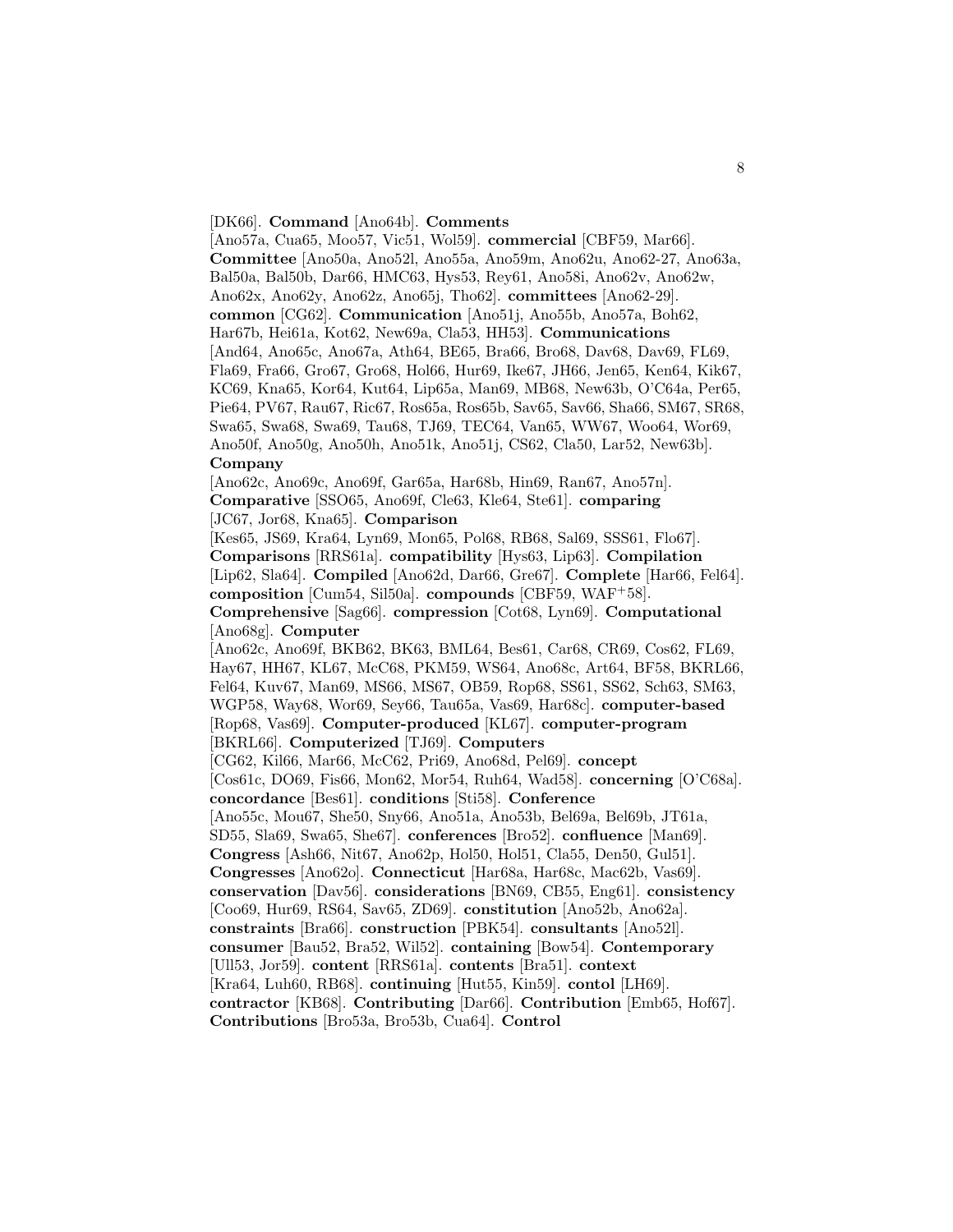[DK66]. **Command** [Ano64b]. **Comments** [Ano57a, Cua65, Moo57, Vic51, Wol59]. **commercial** [CBF59, Mar66]. **Committee** [Ano50a, Ano52l, Ano55a, Ano59m, Ano62u, Ano62-27, Ano63a, Bal50a, Bal50b, Dar66, HMC63, Hys53, Rey61, Ano58i, Ano62v, Ano62w, Ano62x, Ano62y, Ano62z, Ano65j, Tho62]. **committees** [Ano62-29]. **common** [CG62]. **Communication** [Ano51j, Ano55b, Ano57a, Boh62, Har67b, Hei61a, Kot62, New69a, Cla53, HH53]. **Communications** [And64, Ano65c, Ano67a, Ath64, BE65, Bra66, Bro68, Dav68, Dav69, FL69, Fla69, Fra66, Gro67, Gro68, Hol66, Hur69, Ike67, JH66, Jen65, Ken64, Kik67, KC69, Kna65, Kor64, Kut64, Lip65a, Man69, MB68, New63b, O'C64a, Per65, Pie64, PV67, Rau67, Ric67, Ros65a, Ros65b, Sav65, Sav66, Sha66, SM67, SR68, Swa65, Swa68, Swa69, Tau68, TJ69, TEC64, Van65, WW67, Woo64, Wor69, Ano50f, Ano50g, Ano50h, Ano51k, Ano51j, CS62, Cla50, Lar52, New63b]. **Company** [Ano62c, Ano69c, Ano69f, Gar65a, Har68b, Hin69, Ran67, Ano57n]. **Comparative** [SSO65, Ano69f, Cle63, Kle64, Ste61]. **comparing** [JC67, Jor68, Kna65]. **Comparison** [Kes65, JS69, Kra64, Lyn69, Mon65, Pol68, RB68, Sal69, SSS61, Flo67]. **Comparisons** [RRS61a]. **compatibility** [Hys63, Lip63]. **Compilation** [Lip62, Sla64]. **Compiled** [Ano62d, Dar66, Gre67]. **Complete** [Har66, Fel64]. **composition** [Cum54, Sil50a]. **compounds** [CBF59, WAF+58]. **Comprehensive** [Sag66]. **compression** [Cot68, Lyn69]. **Computational** [Ano68g]. **Computer** [Ano62c, Ano69f, BKB62, BK63, BML64, Bes61, Car68, CR69, Cos62, FL69, Hay67, HH67, KL67, McC68, PKM59, WS64, Ano68c, Art64, BF58, BKRL66, Fel64, Kuv67, Man69, MS66, MS67, OB59, Rop68, SS61, SS62, Sch63, SM63, WGP58, Way68, Wor69, Sey66, Tau65a, Vas69, Har68c]. **computer-based** [Rop68, Vas69]. **Computer-produced** [KL67]. **computer-program** [BKRL66]. **Computerized** [TJ69]. **Computers** [CG62, Kil66, Mar66, McC62, Pri69, Ano68d, Pel69]. **concept** [Cos61c, DO69, Fis66, Mon62, Mor54, Ruh64, Wad58]. **concerning** [O'C68a]. **concordance** [Bes61]. **conditions** [Sti58]. **Conference** [Ano55c, Mou67, She50, Sny66, Ano51a, Ano53b, Bel69a, Bel69b, JT61a, SD55, Sla69, Swa65, She67]. **conferences** [Bro52]. **confluence** [Man69]. **Congress** [Ash66, Nit67, Ano62p, Hol50, Hol51, Cla55, Den50, Gul51]. **Congresses** [Ano62o]. **Connecticut** [Har68a, Har68c, Mac62b, Vas69]. **conservation** [Dav56]. **considerations** [BN69, CB55, Eng61]. **consistency** [Coo69, Hur69, RS64, Sav65, ZD69]. **constitution** [Ano52b, Ano62a]. **constraints** [Bra66]. **construction** [PBK54]. **consultants** [Ano52l]. **consumer** [Bau52, Bra52, Wil52]. **containing** [Bow54]. **Contemporary** [Ull53, Jor59]. **content** [RRS61a]. **contents** [Bra51]. **context** [Kra64, Luh60, RB68]. **continuing** [Hut55, Kin59]. **contol** [LH69]. **contractor** [KB68]. **Contributing** [Dar66]. **Contribution** [Emb65, Hof67]. **Contributions** [Bro53a, Bro53b, Cua64]. **Control**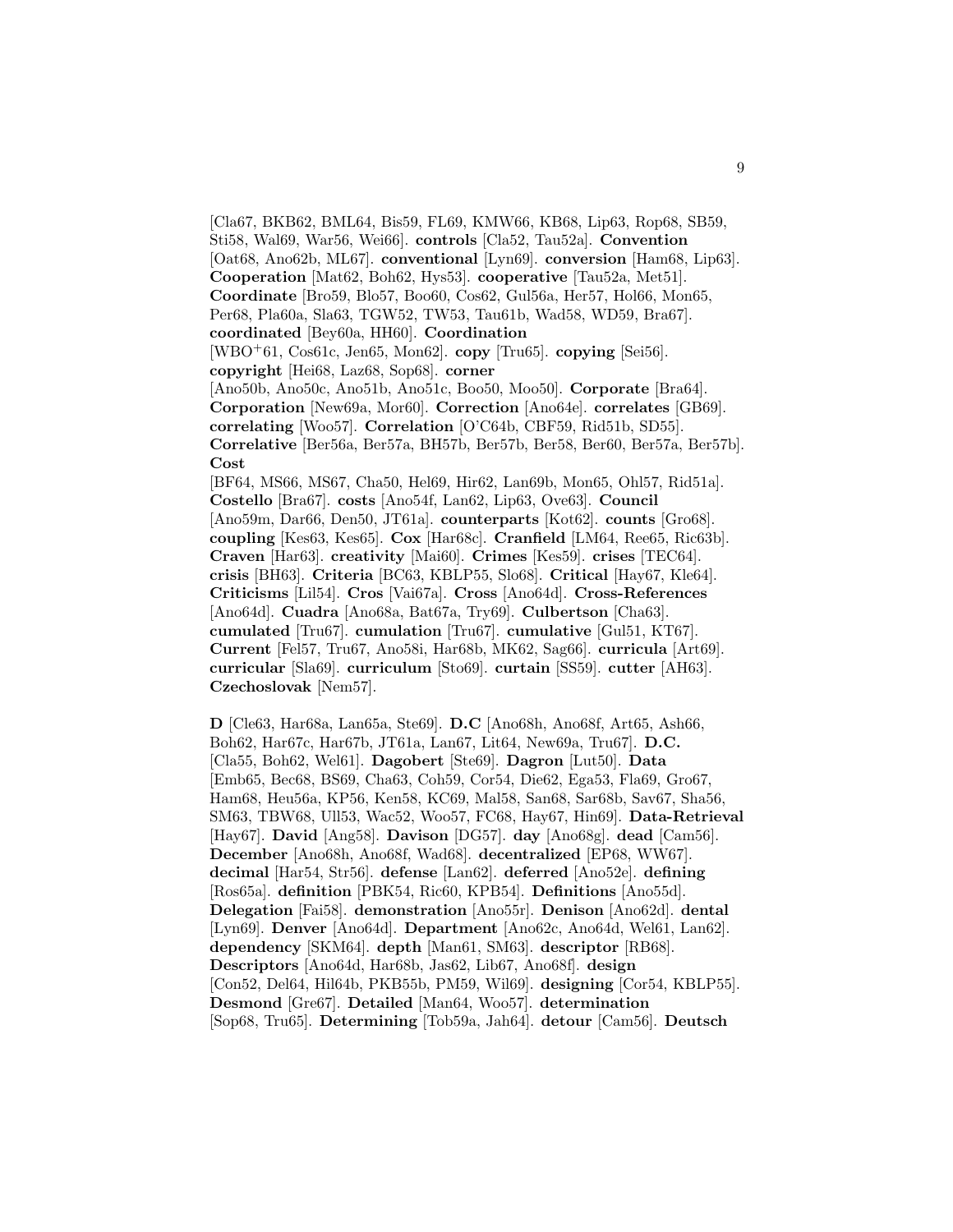[Cla67, BKB62, BML64, Bis59, FL69, KMW66, KB68, Lip63, Rop68, SB59, Sti58, Wal69, War56, Wei66]. **controls** [Cla52, Tau52a]. **Convention** [Oat68, Ano62b, ML67]. **conventional** [Lyn69]. **conversion** [Ham68, Lip63]. **Cooperation** [Mat62, Boh62, Hys53]. **cooperative** [Tau52a, Met51]. **Coordinate** [Bro59, Blo57, Boo60, Cos62, Gul56a, Her57, Hol66, Mon65, Per68, Pla60a, Sla63, TGW52, TW53, Tau61b, Wad58, WD59, Bra67]. **coordinated** [Bey60a, HH60]. **Coordination** [WBO+61, Cos61c, Jen65, Mon62]. **copy** [Tru65]. **copying** [Sei56]. **copyright** [Hei68, Laz68, Sop68]. **corner** [Ano50b, Ano50c, Ano51b, Ano51c, Boo50, Moo50]. **Corporate** [Bra64]. **Corporation** [New69a, Mor60]. **Correction** [Ano64e]. **correlates** [GB69]. **correlating** [Woo57]. **Correlation** [O'C64b, CBF59, Rid51b, SD55]. **Correlative** [Ber56a, Ber57a, BH57b, Ber57b, Ber58, Ber60, Ber57a, Ber57b]. **Cost** [BF64, MS66, MS67, Cha50, Hel69, Hir62, Lan69b, Mon65, Ohl57, Rid51a]. **Costello** [Bra67]. **costs** [Ano54f, Lan62, Lip63, Ove63]. **Council** [Ano59m, Dar66, Den50, JT61a]. **counterparts** [Kot62]. **counts** [Gro68]. **coupling** [Kes63, Kes65]. **Cox** [Har68c]. **Cranfield** [LM64, Ree65, Ric63b]. **Craven** [Har63]. **creativity** [Mai60]. **Crimes** [Kes59]. **crises** [TEC64]. **crisis** [BH63]. **Criteria** [BC63, KBLP55, Slo68]. **Critical** [Hay67, Kle64]. **Criticisms** [Lil54]. **Cros** [Vai67a]. **Cross** [Ano64d]. **Cross-References** [Ano64d]. **Cuadra** [Ano68a, Bat67a, Try69]. **Culbertson** [Cha63]. **cumulated** [Tru67]. **cumulation** [Tru67]. **cumulative** [Gul51, KT67]. **Current** [Fel57, Tru67, Ano58i, Har68b, MK62, Sag66]. **curricula** [Art69]. **curricular** [Sla69]. **curriculum** [Sto69]. **curtain** [SS59]. **cutter** [AH63]. **Czechoslovak** [Nem57].

**D** [Cle63, Har68a, Lan65a, Ste69]. **D.C** [Ano68h, Ano68f, Art65, Ash66, Boh62, Har67c, Har67b, JT61a, Lan67, Lit64, New69a, Tru67]. **D.C.** [Cla55, Boh62, Wel61]. **Dagobert** [Ste69]. **Dagron** [Lut50]. **Data** [Emb65, Bec68, BS69, Cha63, Coh59, Cor54, Die62, Ega53, Fla69, Gro67, Ham68, Heu56a, KP56, Ken58, KC69, Mal58, San68, Sar68b, Sav67, Sha56, SM63, TBW68, Ull53, Wac52, Woo57, FC68, Hay67, Hin69]. **Data-Retrieval** [Hay67]. **David** [Ang58]. **Davison** [DG57]. **day** [Ano68g]. **dead** [Cam56]. **December** [Ano68h, Ano68f, Wad68]. **decentralized** [EP68, WW67]. **decimal** [Har54, Str56]. **defense** [Lan62]. **deferred** [Ano52e]. **defining** [Ros65a]. **definition** [PBK54, Ric60, KPB54]. **Definitions** [Ano55d]. **Delegation** [Fai58]. **demonstration** [Ano55r]. **Denison** [Ano62d]. **dental** [Lyn69]. **Denver** [Ano64d]. **Department** [Ano62c, Ano64d, Wel61, Lan62]. **dependency** [SKM64]. **depth** [Man61, SM63]. **descriptor** [RB68]. **Descriptors** [Ano64d, Har68b, Jas62, Lib67, Ano68f]. **design** [Con52, Del64, Hil64b, PKB55b, PM59, Wil69]. **designing** [Cor54, KBLP55]. **Desmond** [Gre67]. **Detailed** [Man64, Woo57]. **determination** [Sop68, Tru65]. **Determining** [Tob59a, Jah64]. **detour** [Cam56]. **Deutsch**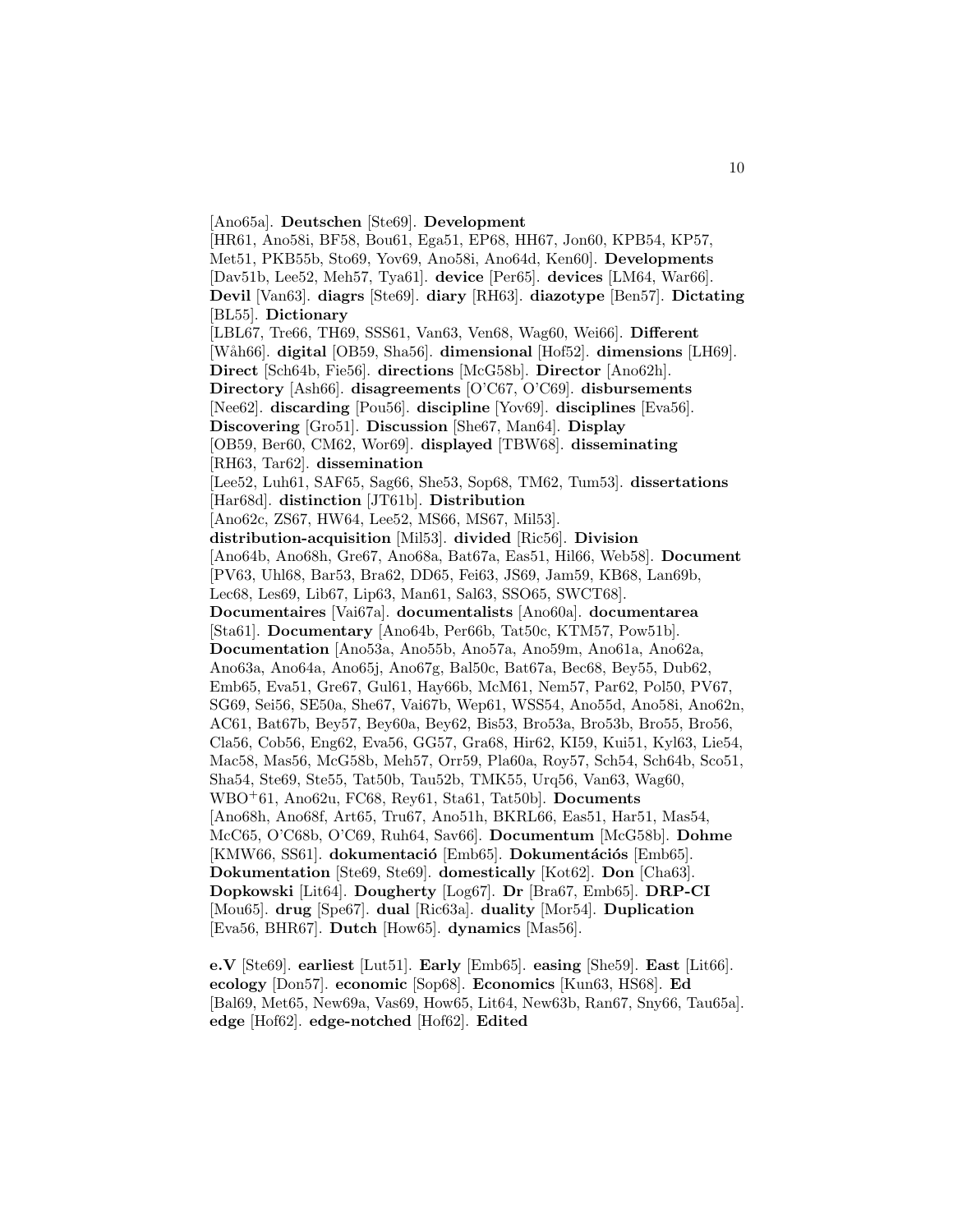[Ano65a]. **Deutschen** [Ste69]. **Development** [HR61, Ano58i, BF58, Bou61, Ega51, EP68, HH67, Jon60, KPB54, KP57, Met51, PKB55b, Sto69, Yov69, Ano58i, Ano64d, Ken60]. **Developments** [Dav51b, Lee52, Meh57, Tya61]. **device** [Per65]. **devices** [LM64, War66]. **Devil** [Van63]. **diagrs** [Ste69]. **diary** [RH63]. **diazotype** [Ben57]. **Dictating** [BL55]. **Dictionary** [LBL67, Tre66, TH69, SSS61, Van63, Ven68, Wag60, Wei66]. **Different** [Wåh66]. **digital** [OB59, Sha56]. **dimensional** [Hof52]. **dimensions** [LH69]. **Direct** [Sch64b, Fie56]. **directions** [McG58b]. **Director** [Ano62h]. **Directory** [Ash66]. **disagreements** [O'C67, O'C69]. **disbursements** [Nee62]. **discarding** [Pou56]. **discipline** [Yov69]. **disciplines** [Eva56]. **Discovering** [Gro51]. **Discussion** [She67, Man64]. **Display** [OB59, Ber60, CM62, Wor69]. **displayed** [TBW68]. **disseminating** [RH63, Tar62]. **dissemination** [Lee52, Luh61, SAF65, Sag66, She53, Sop68, TM62, Tum53]. **dissertations** [Har68d]. **distinction** [JT61b]. **Distribution** [Ano62c, ZS67, HW64, Lee52, MS66, MS67, Mil53]. **distribution-acquisition** [Mil53]. **divided** [Ric56]. **Division** [Ano64b, Ano68h, Gre67, Ano68a, Bat67a, Eas51, Hil66, Web58]. **Document** [PV63, Uhl68, Bar53, Bra62, DD65, Fei63, JS69, Jam59, KB68, Lan69b, Lec68, Les69, Lib67, Lip63, Man61, Sal63, SSO65, SWCT68]. **Documentaires** [Vai67a]. **documentalists** [Ano60a]. **documentarea** [Sta61]. **Documentary** [Ano64b, Per66b, Tat50c, KTM57, Pow51b]. **Documentation** [Ano53a, Ano55b, Ano57a, Ano59m, Ano61a, Ano62a, Ano63a, Ano64a, Ano65j, Ano67g, Bal50c, Bat67a, Bec68, Bey55, Dub62, Emb65, Eva51, Gre67, Gul61, Hay66b, McM61, Nem57, Par62, Pol50, PV67, SG69, Sei56, SE50a, She67, Vai67b, Wep61, WSS54, Ano55d, Ano58i, Ano62n, AC61, Bat67b, Bey57, Bey60a, Bey62, Bis53, Bro53a, Bro53b, Bro55, Bro56, Cla56, Cob56, Eng62, Eva56, GG57, Gra68, Hir62, KI59, Kui51, Kyl63, Lie54, Mac58, Mas56, McG58b, Meh57, Orr59, Pla60a, Roy57, Sch54, Sch64b, Sco51, Sha54, Ste69, Ste55, Tat50b, Tau52b, TMK55, Urq56, Van63, Wag60, WBO+61, Ano62u, FC68, Rey61, Sta61, Tat50b]. **Documents** [Ano68h, Ano68f, Art65, Tru67, Ano51h, BKRL66, Eas51, Har51, Mas54, McC65, O'C68b, O'C69, Ruh64, Sav66]. **Documentum** [McG58b]. **Dohme** [KMW66, SS61]. **dokumentació** [Emb65]. **Dokumentációs** [Emb65]. **Dokumentation** [Ste69, Ste69]. **domestically** [Kot62]. **Don** [Cha63]. **Dopkowski** [Lit64]. **Dougherty** [Log67]. **Dr** [Bra67, Emb65]. **DRP-CI** [Mou65]. **drug** [Spe67]. **dual** [Ric63a]. **duality** [Mor54]. **Duplication** [Eva56, BHR67]. **Dutch** [How65]. **dynamics** [Mas56].

**e.V** [Ste69]. **earliest** [Lut51]. **Early** [Emb65]. **easing** [She59]. **East** [Lit66]. **ecology** [Don57]. **economic** [Sop68]. **Economics** [Kun63, HS68]. **Ed** [Bal69, Met65, New69a, Vas69, How65, Lit64, New63b, Ran67, Sny66, Tau65a]. **edge** [Hof62]. **edge-notched** [Hof62]. **Edited**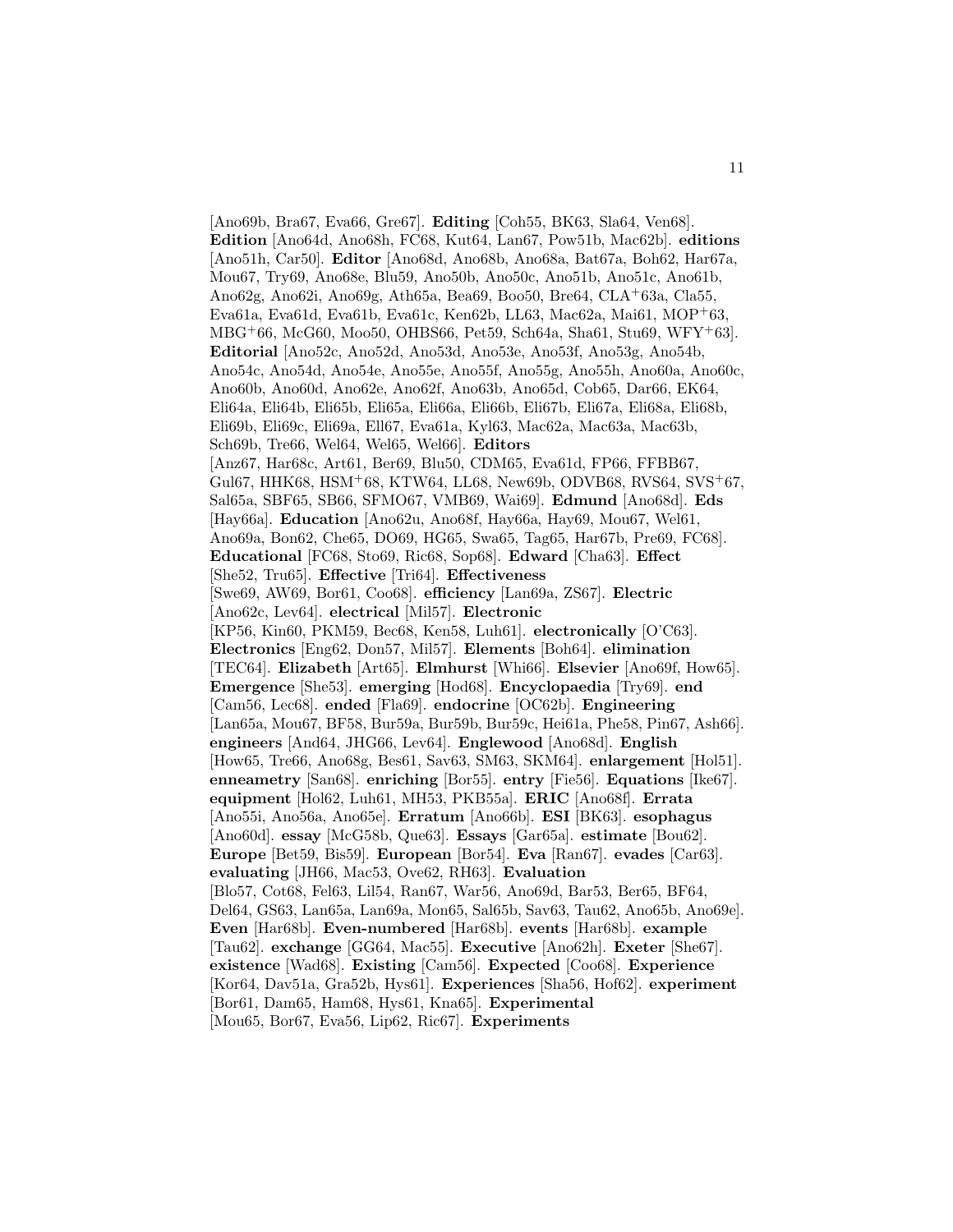[Ano69b, Bra67, Eva66, Gre67]. **Editing** [Coh55, BK63, Sla64, Ven68]. **Edition** [Ano64d, Ano68h, FC68, Kut64, Lan67, Pow51b, Mac62b]. **editions** [Ano51h, Car50]. **Editor** [Ano68d, Ano68b, Ano68a, Bat67a, Boh62, Har67a, Mou67, Try69, Ano68e, Blu59, Ano50b, Ano50c, Ano51b, Ano51c, Ano61b, Ano62g, Ano62i, Ano69g, Ath65a, Bea69, Boo50, Bre64, CLA+63a, Cla55, Eva61a, Eva61d, Eva61b, Eva61c, Ken62b, LL63, Mac62a, Mai61, MOP+63, MBG+66, McG60, Moo50, OHBS66, Pet59, Sch64a, Sha61, Stu69, WFY+63]. **Editorial** [Ano52c, Ano52d, Ano53d, Ano53e, Ano53f, Ano53g, Ano54b, Ano54c, Ano54d, Ano54e, Ano55e, Ano55f, Ano55g, Ano55h, Ano60a, Ano60c, Ano60b, Ano60d, Ano62e, Ano62f, Ano63b, Ano65d, Cob65, Dar66, EK64, Eli64a, Eli64b, Eli65b, Eli65a, Eli66a, Eli66b, Eli67b, Eli67a, Eli68a, Eli68b, Eli69b, Eli69c, Eli69a, Ell67, Eva61a, Kyl63, Mac62a, Mac63a, Mac63b, Sch69b, Tre66, Wel64, Wel65, Wel66]. **Editors** [Anz67, Har68c, Art61, Ber69, Blu50, CDM65, Eva61d, FP66, FFBB67, Gul67, HHK68, HSM+68, KTW64, LL68, New69b, ODVB68, RVS64, SVS+67, Sal65a, SBF65, SB66, SFMO67, VMB69, Wai69]. **Edmund** [Ano68d]. **Eds** [Hay66a]. **Education** [Ano62u, Ano68f, Hay66a, Hay69, Mou67, Wel61, Ano69a, Bon62, Che65, DO69, HG65, Swa65, Tag65, Har67b, Pre69, FC68]. **Educational** [FC68, Sto69, Ric68, Sop68]. **Edward** [Cha63]. **Effect** [She52, Tru65]. **Effective** [Tri64]. **Effectiveness** [Swe69, AW69, Bor61, Coo68]. **efficiency** [Lan69a, ZS67]. **Electric** [Ano62c, Lev64]. **electrical** [Mil57]. **Electronic** [KP56, Kin60, PKM59, Bec68, Ken58, Luh61]. **electronically** [O'C63]. **Electronics** [Eng62, Don57, Mil57]. **Elements** [Boh64]. **elimination** [TEC64]. **Elizabeth** [Art65]. **Elmhurst** [Whi66]. **Elsevier** [Ano69f, How65]. **Emergence** [She53]. **emerging** [Hod68]. **Encyclopaedia** [Try69]. **end** [Cam56, Lec68]. **ended** [Fla69]. **endocrine** [OC62b]. **Engineering** [Lan65a, Mou67, BF58, Bur59a, Bur59b, Bur59c, Hei61a, Phe58, Pin67, Ash66]. **engineers** [And64, JHG66, Lev64]. **Englewood** [Ano68d]. **English** [How65, Tre66, Ano68g, Bes61, Sav63, SM63, SKM64]. **enlargement** [Hol51]. **enneametry** [San68]. **enriching** [Bor55]. **entry** [Fie56]. **Equations** [Ike67]. **equipment** [Hol62, Luh61, MH53, PKB55a]. **ERIC** [Ano68f]. **Errata** [Ano55i, Ano56a, Ano65e]. **Erratum** [Ano66b]. **ESI** [BK63]. **esophagus** [Ano60d]. **essay** [McG58b, Que63]. **Essays** [Gar65a]. **estimate** [Bou62]. **Europe** [Bet59, Bis59]. **European** [Bor54]. **Eva** [Ran67]. **evades** [Car63]. **evaluating** [JH66, Mac53, Ove62, RH63]. **Evaluation** [Blo57, Cot68, Fel63, Lil54, Ran67, War56, Ano69d, Bar53, Ber65, BF64, Del64, GS63, Lan65a, Lan69a, Mon65, Sal65b, Sav63, Tau62, Ano65b, Ano69e]. **Even** [Har68b]. **Even-numbered** [Har68b]. **events** [Har68b]. **example** [Tau62]. **exchange** [GG64, Mac55]. **Executive** [Ano62h]. **Exeter** [She67]. **existence** [Wad68]. **Existing** [Cam56]. **Expected** [Coo68]. **Experience** [Kor64, Dav51a, Gra52b, Hys61]. **Experiences** [Sha56, Hof62]. **experiment** [Bor61, Dam65, Ham68, Hys61, Kna65]. **Experimental** [Mou65, Bor67, Eva56, Lip62, Ric67]. **Experiments**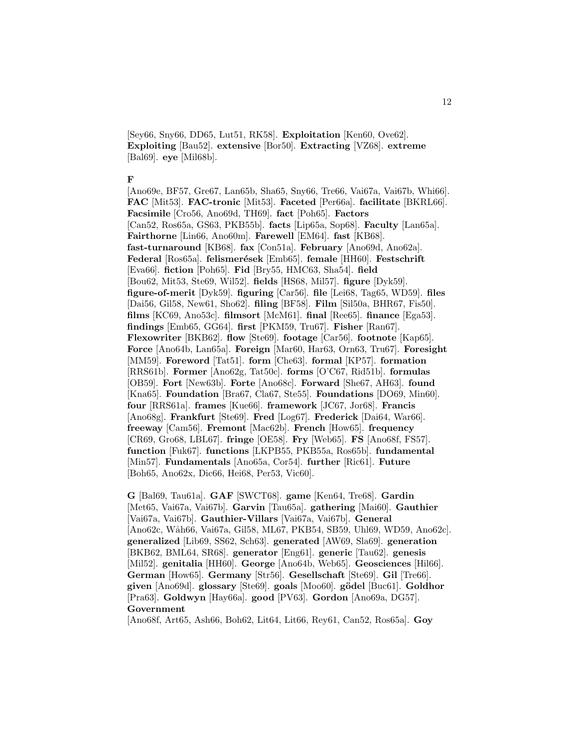[Sey66, Sny66, DD65, Lut51, RK58]. **Exploitation** [Ken60, Ove62]. **Exploiting** [Bau52]. **extensive** [Bor50]. **Extracting** [VZ68]. **extreme** [Bal69]. **eye** [Mil68b].

**F**

[Ano69e, BF57, Gre67, Lan65b, Sha65, Sny66, Tre66, Vai67a, Vai67b, Whi66]. **FAC** [Mit53]. **FAC-tronic** [Mit53]. **Faceted** [Per66a]. **facilitate** [BKRL66]. **Facsimile** [Cro56, Ano69d, TH69]. **fact** [Poh65]. **Factors** [Can52, Ros65a, GS63, PKB55b]. **facts** [Lip65a, Sop68]. **Faculty** [Lan65a]. **Fairthorne** [Lin66, Ano60m]. **Farewell** [EM64]. **fast** [KB68]. **fast-turnaround** [KB68]. **fax** [Con51a]. **February** [Ano69d, Ano62a]. **Federal** [Ros65a]. **felismerések** [Emb65]. **female** [HH60]. **Festschrift** [Eva66]. **fiction** [Poh65]. **Fid** [Bry55, HMC63, Sha54]. **field** [Bou62, Mit53, Ste69, Wil52]. **fields** [HS68, Mil57]. **figure** [Dyk59]. **figure-of-merit** [Dyk59]. **figuring** [Car56]. **file** [Lei68, Tag65, WD59]. **files** [Dai56, Gil58, New61, Sho62]. **filing** [BF58]. **Film** [Sil50a, BHR67, Fis50]. **films** [KC69, Ano53c]. **filmsort** [McM61]. **final** [Ree65]. **finance** [Ega53]. **findings** [Emb65, GG64]. **first** [PKM59, Tru67]. **Fisher** [Ran67]. **Flexowriter** [BKB62]. **flow** [Ste69]. **footage** [Car56]. **footnote** [Kap65]. **Force** [Ano64b, Lan65a]. **Foreign** [Mar60, Har63, Orn63, Tru67]. **Foresight** [MM59]. **Foreword** [Tat51]. **form** [Che63]. **formal** [KP57]. **formation** [RRS61b]. **Former** [Ano62g, Tat50c]. **forms** [O'C67, Rid51b]. **formulas** [OB59]. **Fort** [New63b]. **Forte** [Ano68c]. **Forward** [She67, AH63]. **found** [Kna65]. **Foundation** [Bra67, Cla67, Ste55]. **Foundations** [DO69, Min60]. **four** [RRS61a]. **frames** [Kue66]. **framework** [JC67, Jor68]. **Francis** [Ano68g]. **Frankfurt** [Ste69]. **Fred** [Log67]. **Frederick** [Dai64, War66]. **freeway** [Cam56]. **Fremont** [Mac62b]. **French** [How65]. **frequency** [CR69, Gro68, LBL67]. **fringe** [OE58]. **Fry** [Web65]. **FS** [Ano68f, FS57]. **function** [Fuk67]. **functions** [LKPB55, PKB55a, Ros65b]. **fundamental** [Min57]. **Fundamentals** [Ano65a, Cor54]. **further** [Ric61]. **Future** [Boh65, Ano62x, Dic66, Hei68, Per53, Vic60].

**G** [Bal69, Tau61a]. **GAF** [SWCT68]. **game** [Ken64, Tre68]. **Gardin** [Met65, Vai67a, Vai67b]. **Garvin** [Tau65a]. **gathering** [Mai60]. **Gauthier** [Vai67a, Vai67b]. **Gauthier-Villars** [Vai67a, Vai67b]. **General** [Ano62c, Wåh66, Vai67a, Gil58, ML67, PKB54, SB59, Uhl69, WD59, Ano62c]. **generalized** [Lib69, SS62, Sch63]. **generated** [AW69, Sla69]. **generation** [BKB62, BML64, SR68]. **generator** [Eng61]. **generic** [Tau62]. **genesis** [Mil52]. **genitalia** [HH60]. **George** [Ano64b, Web65]. **Geosciences** [Hil66]. **German** [How65]. **Germany** [Str56]. **Gesellschaft** [Ste69]. **Gil** [Tre66]. **given** [Ano69d]. **glossary** [Ste69]. **goals** [Moo60]. **gödel** [Buc61]. **Goldhor** [Pra63]. **Goldwyn** [Hay66a]. **good** [PV63]. **Gordon** [Ano69a, DG57]. **Government** [Ano68f, Art65, Ash66, Boh62, Lit64, Lit66, Rey61, Can52, Ros65a]. **Goy**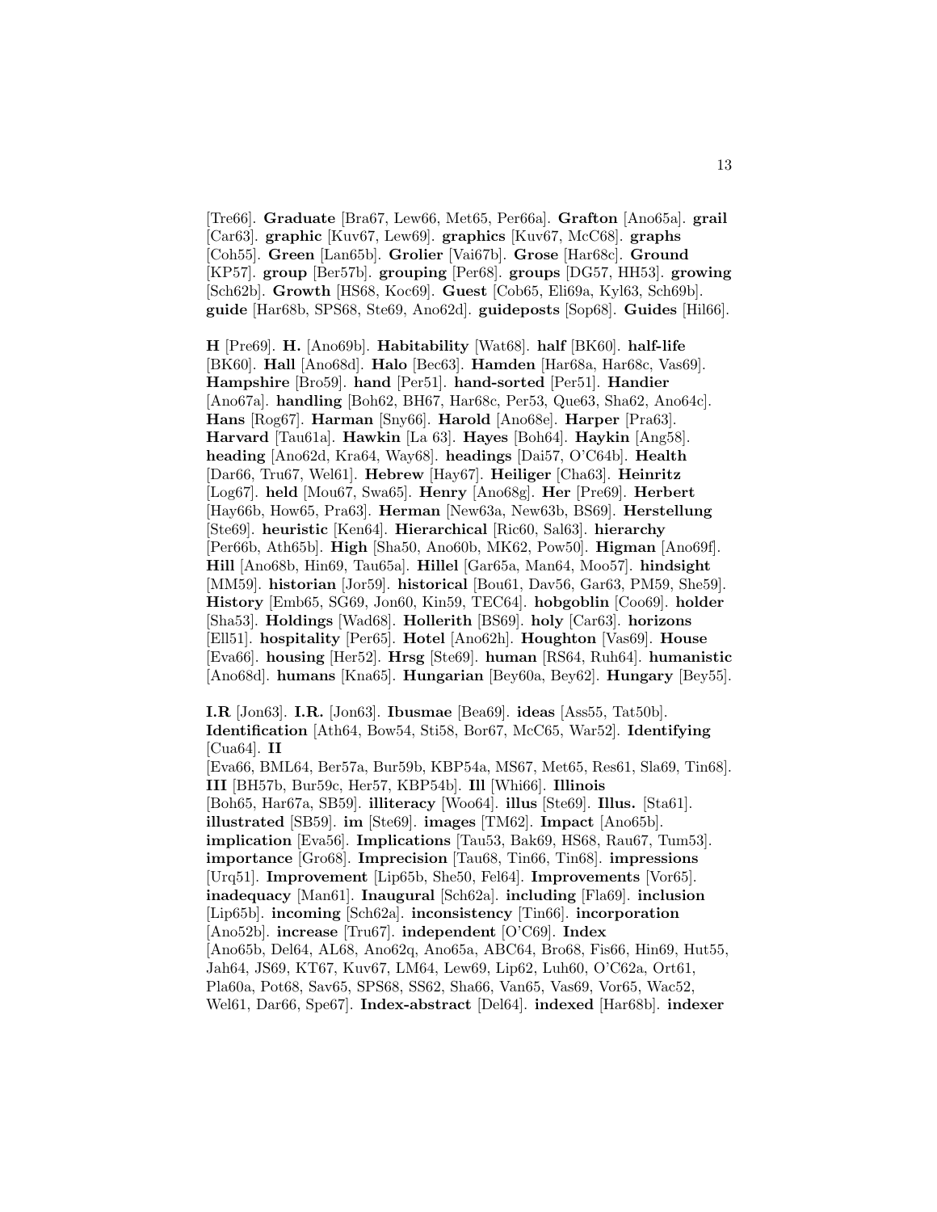[Tre66]. **Graduate** [Bra67, Lew66, Met65, Per66a]. **Grafton** [Ano65a]. **grail** [Car63]. **graphic** [Kuv67, Lew69]. **graphics** [Kuv67, McC68]. **graphs** [Coh55]. **Green** [Lan65b]. **Grolier** [Vai67b]. **Grose** [Har68c]. **Ground** [KP57]. **group** [Ber57b]. **grouping** [Per68]. **groups** [DG57, HH53]. **growing** [Sch62b]. **Growth** [HS68, Koc69]. **Guest** [Cob65, Eli69a, Kyl63, Sch69b]. **guide** [Har68b, SPS68, Ste69, Ano62d]. **guideposts** [Sop68]. **Guides** [Hil66].

**H** [Pre69]. **H.** [Ano69b]. **Habitability** [Wat68]. **half** [BK60]. **half-life** [BK60]. **Hall** [Ano68d]. **Halo** [Bec63]. **Hamden** [Har68a, Har68c, Vas69]. **Hampshire** [Bro59]. **hand** [Per51]. **hand-sorted** [Per51]. **Handier** [Ano67a]. **handling** [Boh62, BH67, Har68c, Per53, Que63, Sha62, Ano64c]. **Hans** [Rog67]. **Harman** [Sny66]. **Harold** [Ano68e]. **Harper** [Pra63]. **Harvard** [Tau61a]. **Hawkin** [La 63]. **Hayes** [Boh64]. **Haykin** [Ang58]. **heading** [Ano62d, Kra64, Way68]. **headings** [Dai57, O'C64b]. **Health** [Dar66, Tru67, Wel61]. **Hebrew** [Hay67]. **Heiliger** [Cha63]. **Heinritz** [Log67]. **held** [Mou67, Swa65]. **Henry** [Ano68g]. **Her** [Pre69]. **Herbert** [Hay66b, How65, Pra63]. **Herman** [New63a, New63b, BS69]. **Herstellung** [Ste69]. **heuristic** [Ken64]. **Hierarchical** [Ric60, Sal63]. **hierarchy** [Per66b, Ath65b]. **High** [Sha50, Ano60b, MK62, Pow50]. **Higman** [Ano69f]. **Hill** [Ano68b, Hin69, Tau65a]. **Hillel** [Gar65a, Man64, Moo57]. **hindsight** [MM59]. **historian** [Jor59]. **historical** [Bou61, Dav56, Gar63, PM59, She59]. **History** [Emb65, SG69, Jon60, Kin59, TEC64]. **hobgoblin** [Coo69]. **holder** [Sha53]. **Holdings** [Wad68]. **Hollerith** [BS69]. **holy** [Car63]. **horizons** [Ell51]. **hospitality** [Per65]. **Hotel** [Ano62h]. **Houghton** [Vas69]. **House** [Eva66]. **housing** [Her52]. **Hrsg** [Ste69]. **human** [RS64, Ruh64]. **humanistic** [Ano68d]. **humans** [Kna65]. **Hungarian** [Bey60a, Bey62]. **Hungary** [Bey55].

**I.R** [Jon63]. **I.R.** [Jon63]. **Ibusmae** [Bea69]. **ideas** [Ass55, Tat50b]. **Identification** [Ath64, Bow54, Sti58, Bor67, McC65, War52]. **Identifying** [Cua64]. **II** [Eva66, BML64, Ber57a, Bur59b, KBP54a, MS67, Met65, Res61, Sla69, Tin68]. **III** [BH57b, Bur59c, Her57, KBP54b]. **Ill** [Whi66]. **Illinois** [Boh65, Har67a, SB59]. **illiteracy** [Woo64]. **illus** [Ste69]. **Illus.** [Sta61]. **illustrated** [SB59]. **im** [Ste69]. **images** [TM62]. **Impact** [Ano65b]. **implication** [Eva56]. **Implications** [Tau53, Bak69, HS68, Rau67, Tum53]. **importance** [Gro68]. **Imprecision** [Tau68, Tin66, Tin68]. **impressions** [Urq51]. **Improvement** [Lip65b, She50, Fel64]. **Improvements** [Vor65]. **inadequacy** [Man61]. **Inaugural** [Sch62a]. **including** [Fla69]. **inclusion** [Lip65b]. **incoming** [Sch62a]. **inconsistency** [Tin66]. **incorporation** [Ano52b]. **increase** [Tru67]. **independent** [O'C69]. **Index** [Ano65b, Del64, AL68, Ano62q, Ano65a, ABC64, Bro68, Fis66, Hin69, Hut55, Jah64, JS69, KT67, Kuv67, LM64, Lew69, Lip62, Luh60, O'C62a, Ort61, Pla60a, Pot68, Sav65, SPS68, SS62, Sha66, Van65, Vas69, Vor65, Wac52, Wel61, Dar66, Spe67]. **Index-abstract** [Del64]. **indexed** [Har68b]. **indexer**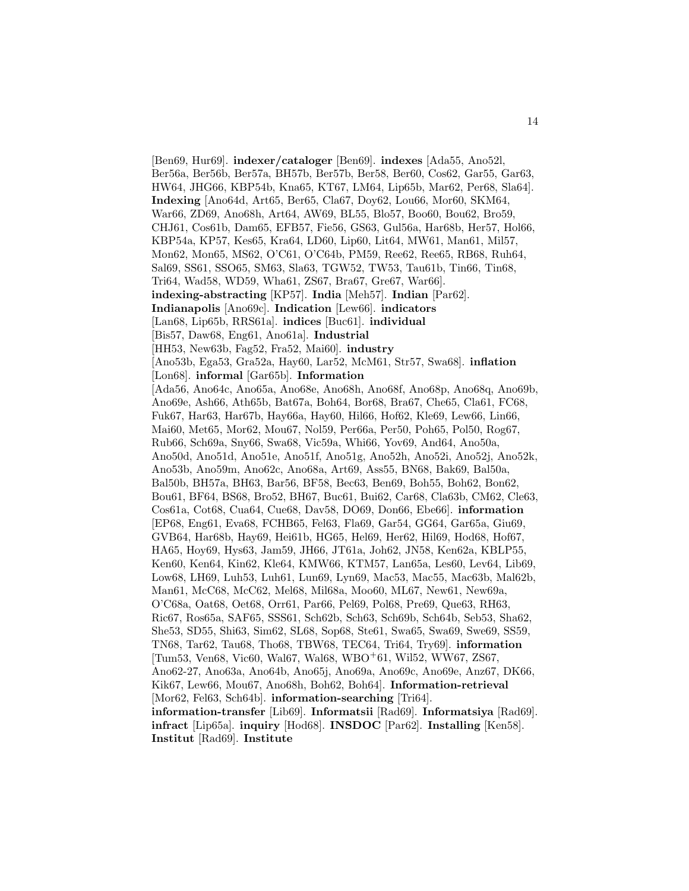[Ben69, Hur69]. **indexer/cataloger** [Ben69]. **indexes** [Ada55, Ano52l, Ber56a, Ber56b, Ber57a, BH57b, Ber57b, Ber58, Ber60, Cos62, Gar55, Gar63, HW64, JHG66, KBP54b, Kna65, KT67, LM64, Lip65b, Mar62, Per68, Sla64]. **Indexing** [Ano64d, Art65, Ber65, Cla67, Doy62, Lou66, Mor60, SKM64, War66, ZD69, Ano68h, Art64, AW69, BL55, Blo57, Boo60, Bou62, Bro59, CHJ61, Cos61b, Dam65, EFB57, Fie56, GS63, Gul56a, Har68b, Her57, Hol66, KBP54a, KP57, Kes65, Kra64, LD60, Lip60, Lit64, MW61, Man61, Mil57, Mon62, Mon65, MS62, O'C61, O'C64b, PM59, Ree62, Ree65, RB68, Ruh64, Sal69, SS61, SSO65, SM63, Sla63, TGW52, TW53, Tau61b, Tin66, Tin68, Tri64, Wad58, WD59, Wha61, ZS67, Bra67, Gre67, War66]. **indexing-abstracting** [KP57]. **India** [Meh57]. **Indian** [Par62]. **Indianapolis** [Ano69c]. **Indication** [Lew66]. **indicators** [Lan68, Lip65b, RRS61a]. **indices** [Buc61]. **individual** [Bis57, Daw68, Eng61, Ano61a]. **Industrial** [HH53, New63b, Fag52, Fra52, Mai60]. **industry** [Ano53b, Ega53, Gra52a, Hay60, Lar52, McM61, Str57, Swa68]. **inflation** [Lon68]. **informal** [Gar65b]. **Information** [Ada56, Ano64c, Ano65a, Ano68e, Ano68h, Ano68f, Ano68p, Ano68q, Ano69b, Ano69e, Ash66, Ath65b, Bat67a, Boh64, Bor68, Bra67, Che65, Cla61, FC68, Fuk67, Har63, Har67b, Hay66a, Hay60, Hil66, Hof62, Kle69, Lew66, Lin66, Mai60, Met65, Mor62, Mou67, Nol59, Per66a, Per50, Poh65, Pol50, Rog67, Rub66, Sch69a, Sny66, Swa68, Vic59a, Whi66, Yov69, And64, Ano50a, Ano50d, Ano51d, Ano51e, Ano51f, Ano51g, Ano52h, Ano52i, Ano52j, Ano52k, Ano53b, Ano59m, Ano62c, Ano68a, Art69, Ass55, BN68, Bak69, Bal50a, Bal50b, BH57a, BH63, Bar56, BF58, Bec63, Ben69, Boh55, Boh62, Bon62, Bou61, BF64, BS68, Bro52, BH67, Buc61, Bui62, Car68, Cla63b, CM62, Cle63, Cos61a, Cot68, Cua64, Cue68, Dav58, DO69, Don66, Ebe66]. **information** [EP68, Eng61, Eva68, FCHB65, Fel63, Fla69, Gar54, GG64, Gar65a, Giu69, GVB64, Har68b, Hay69, Hei61b, HG65, Hel69, Her62, Hil69, Hod68, Hof67, HA65, Hoy69, Hys63, Jam59, JH66, JT61a, Joh62, JN58, Ken62a, KBLP55, Ken60, Ken64, Kin62, Kle64, KMW66, KTM57, Lan65a, Les60, Lev64, Lib69, Low68, LH69, Luh53, Luh61, Lun69, Lyn69, Mac53, Mac55, Mac63b, Mal62b, Man61, McC68, McC62, Mel68, Mil68a, Moo60, ML67, New61, New69a, O'C68a, Oat68, Oet68, Orr61, Par66, Pel69, Pol68, Pre69, Que63, RH63, Ric67, Ros65a, SAF65, SSS61, Sch62b, Sch63, Sch69b, Sch64b, Seb53, Sha62, She53, SD55, Shi63, Sim62, SL68, Sop68, Ste61, Swa65, Swa69, Swe69, SS59, TN68, Tar62, Tau68, Tho68, TBW68, TEC64, Tri64, Try69]. **information** [Tum53, Ven68, Vic60, Wal67, Wal68, WBO+61, Wil52, WW67, ZS67, Ano62-27, Ano63a, Ano64b, Ano65j, Ano69a, Ano69c, Ano69e, Anz67, DK66, Kik67, Lew66, Mou67, Ano68h, Boh62, Boh64]. **Information-retrieval** [Mor62, Fel63, Sch64b]. **information-searching** [Tri64]. **information-transfer** [Lib69]. **Informatsii** [Rad69]. **Informatsiya** [Rad69]. **infract** [Lip65a]. **inquiry** [Hod68]. **INSDOC** [Par62]. **Installing** [Ken58]. **Institut** [Rad69]. **Institute**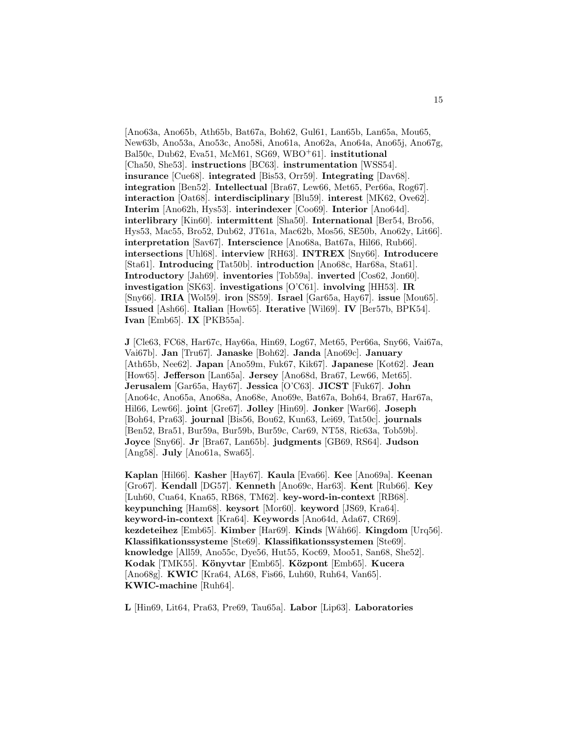[Ano63a, Ano65b, Ath65b, Bat67a, Boh62, Gul61, Lan65b, Lan65a, Mou65, New63b, Ano53a, Ano53c, Ano58i, Ano61a, Ano62a, Ano64a, Ano65j, Ano67g, Bal50c, Dub62, Eva51, McM61, SG69, WBO$^+$61]. **institutional** [Cha50, She53]. **instructions** [BC63]. **instrumentation** [WSS54]. **insurance** [Cue68]. **integrated** [Bis53, Orr59]. **Integrating** [Dav68]. **integration** [Ben52]. **Intellectual** [Bra67, Lew66, Met65, Per66a, Rog67]. **interaction** [Oat68]. **interdisciplinary** [Blu59]. **interest** [MK62, Ove62]. **Interim** [Ano62h, Hys53]. **interindexer** [Coo69]. **Interior** [Ano64d]. **interlibrary** [Kin60]. **intermittent** [Sha50]. **International** [Ber54, Bro56, Hys53, Mac55, Bro52, Dub62, JT61a, Mac62b, Mos56, SE50b, Ano62y, Lit66]. **interpretation** [Sav67]. **Interscience** [Ano68a, Bat67a, Hil66, Rub66]. **intersections** [Uhl68]. **interview** [RH63]. **INTREX** [Sny66]. **Introducere** [Sta61]. **Introducing** [Tat50b]. **introduction** [Ano68c, Har68a, Sta61]. **Introductory** [Jah69]. **inventories** [Tob59a]. **inverted** [Cos62, Jon60]. **investigation** [SK63]. **investigations** [O'C61]. **involving** [HH53]. **IR** [Sny66]. **IRIA** [Wol59]. **iron** [SS59]. **Israel** [Gar65a, Hay67]. **issue** [Mou65]. **Issued** [Ash66]. **Italian** [How65]. **Iterative** [Wil69]. **IV** [Ber57b, BPK54]. **Ivan** [Emb65]. **IX** [PKB55a].

**J** [Cle63, FC68, Har67c, Hay66a, Hin69, Log67, Met65, Per66a, Sny66, Vai67a, Vai67b]. **Jan** [Tru67]. **Janaske** [Boh62]. **Janda** [Ano69c]. **January** [Ath65b, Nee62]. **Japan** [Ano59m, Fuk67, Kik67]. **Japanese** [Kot62]. **Jean** [How65]. **Jefferson** [Lan65a]. **Jersey** [Ano68d, Bra67, Lew66, Met65]. **Jerusalem** [Gar65a, Hay67]. **Jessica** [O'C63]. **JICST** [Fuk67]. **John** [Ano64c, Ano65a, Ano68a, Ano68e, Ano69e, Bat67a, Boh64, Bra67, Har67a, Hil66, Lew66]. **joint** [Gre67]. **Jolley** [Hin69]. **Jonker** [War66]. **Joseph** [Boh64, Pra63]. **journal** [Bis56, Bou62, Kun63, Lei69, Tat50c]. **journals** [Ben52, Bra51, Bur59a, Bur59b, Bur59c, Car69, NT58, Ric63a, Tob59b]. **Joyce** [Sny66]. **Jr** [Bra67, Lan65b]. **judgments** [GB69, RS64]. **Judson** [Ang58]. **July** [Ano61a, Swa65].

**Kaplan** [Hil66]. **Kasher** [Hay67]. **Kaula** [Eva66]. **Kee** [Ano69a]. **Keenan** [Gro67]. **Kendall** [DG57]. **Kenneth** [Ano69c, Har63]. **Kent** [Rub66]. **Key** [Luh60, Cua64, Kna65, RB68, TM62]. **key-word-in-context** [RB68]. **keypunching** [Ham68]. **keysort** [Mor60]. **keyword** [JS69, Kra64]. **keyword-in-context** [Kra64]. **Keywords** [Ano64d, Ada67, CR69]. **kezdeteihez** [Emb65]. **Kimber** [Har69]. **Kinds** [Wåh66]. **Kingdom** [Urq56]. **Klassifikationssysteme** [Ste69]. **Klassifikationssystemen** [Ste69]. **knowledge** [All59, Ano55c, Dye56, Hut55, Koc69, Moo51, San68, She52]. **Kodak** [TMK55]. **Könyvtar** [Emb65]. **Központ** [Emb65]. **Kucera** [Ano68g]. **KWIC** [Kra64, AL68, Fis66, Luh60, Ruh64, Van65]. **KWIC-machine** [Ruh64].

**L** [Hin69, Lit64, Pra63, Pre69, Tau65a]. **Labor** [Lip63]. **Laboratories**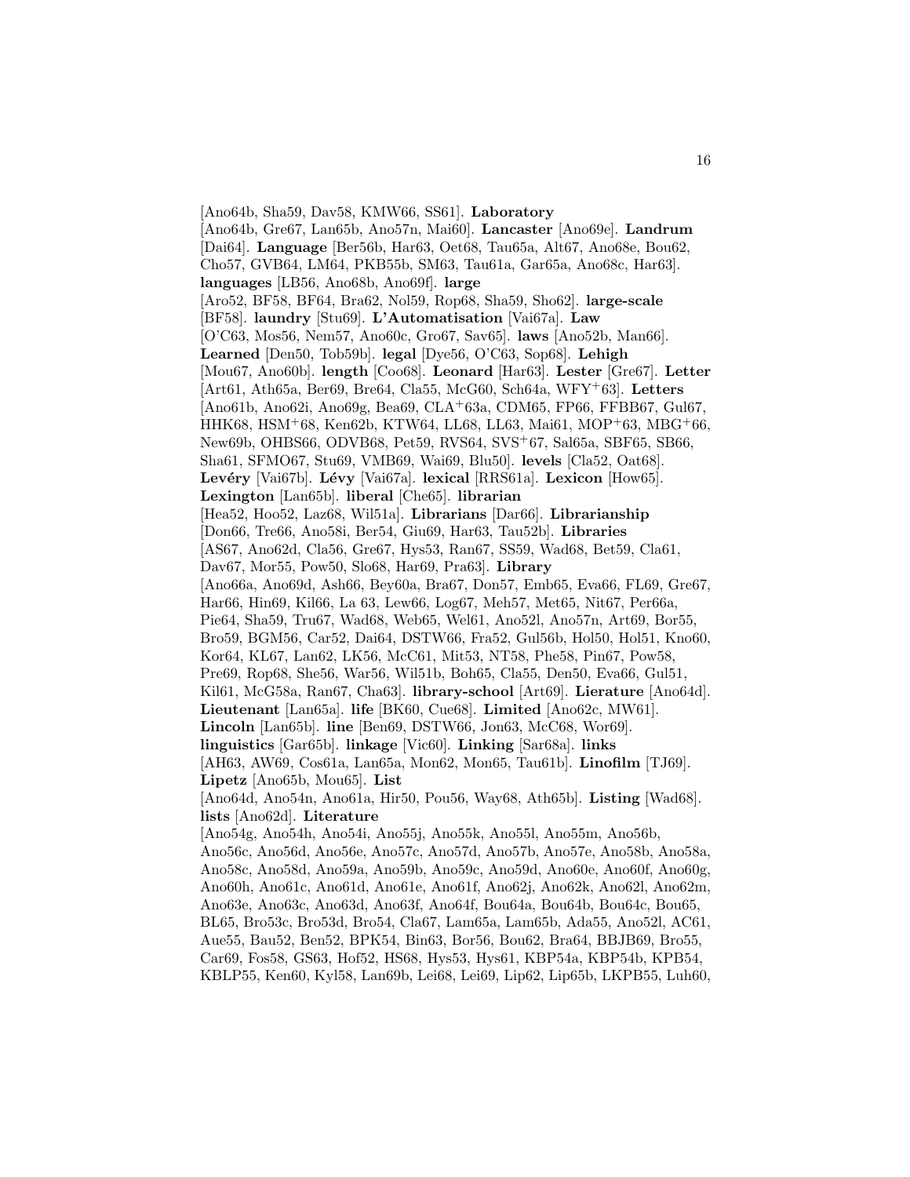[Ano64b, Sha59, Dav58, KMW66, SS61]. **Laboratory** [Ano64b, Gre67, Lan65b, Ano57n, Mai60]. **Lancaster** [Ano69e]. **Landrum** [Dai64]. **Language** [Ber56b, Har63, Oet68, Tau65a, Alt67, Ano68e, Bou62, Cho57, GVB64, LM64, PKB55b, SM63, Tau61a, Gar65a, Ano68c, Har63]. **languages** [LB56, Ano68b, Ano69f]. **large** [Aro52, BF58, BF64, Bra62, Nol59, Rop68, Sha59, Sho62]. **large-scale** [BF58]. **laundry** [Stu69]. **L'Automatisation** [Vai67a]. **Law** [O'C63, Mos56, Nem57, Ano60c, Gro67, Sav65]. **laws** [Ano52b, Man66]. **Learned** [Den50, Tob59b]. **legal** [Dye56, O'C63, Sop68]. **Lehigh** [Mou67, Ano60b]. **length** [Coo68]. **Leonard** [Har63]. **Lester** [Gre67]. **Letter** [Art61, Ath65a, Ber69, Bre64, Cla55, McG60, Sch64a, WFY+63]. **Letters** [Ano61b, Ano62i, Ano69g, Bea69, CLA+63a, CDM65, FP66, FFBB67, Gul67, HHK68, HSM+68, Ken62b, KTW64, LL68, LL63, Mai61, MOP+63, MBG+66, New69b, OHBS66, ODVB68, Pet59, RVS64, SVS+67, Sal65a, SBF65, SB66, Sha61, SFMO67, Stu69, VMB69, Wai69, Blu50]. **levels** [Cla52, Oat68]. **Levéry** [Vai67b]. **Lévy** [Vai67a]. **lexical** [RRS61a]. **Lexicon** [How65]. **Lexington** [Lan65b]. **liberal** [Che65]. **librarian** [Hea52, Hoo52, Laz68, Wil51a]. **Librarians** [Dar66]. **Librarianship** [Don66, Tre66, Ano58i, Ber54, Giu69, Har63, Tau52b]. **Libraries** [AS67, Ano62d, Cla56, Gre67, Hys53, Ran67, SS59, Wad68, Bet59, Cla61, Dav67, Mor55, Pow50, Slo68, Har69, Pra63]. **Library** [Ano66a, Ano69d, Ash66, Bey60a, Bra67, Don57, Emb65, Eva66, FL69, Gre67, Har66, Hin69, Kil66, La 63, Lew66, Log67, Meh57, Met65, Nit67, Per66a, Pie64, Sha59, Tru67, Wad68, Web65, Wel61, Ano52l, Ano57n, Art69, Bor55, Bro59, BGM56, Car52, Dai64, DSTW66, Fra52, Gul56b, Hol50, Hol51, Kno60, Kor64, KL67, Lan62, LK56, McC61, Mit53, NT58, Phe58, Pin67, Pow58, Pre69, Rop68, She56, War56, Wil51b, Boh65, Cla55, Den50, Eva66, Gul51, Kil61, McG58a, Ran67, Cha63]. **library-school** [Art69]. **Lierature** [Ano64d]. **Lieutenant** [Lan65a]. **life** [BK60, Cue68]. **Limited** [Ano62c, MW61]. **Lincoln** [Lan65b]. **line** [Ben69, DSTW66, Jon63, McC68, Wor69]. **linguistics** [Gar65b]. **linkage** [Vic60]. **Linking** [Sar68a]. **links** [AH63, AW69, Cos61a, Lan65a, Mon62, Mon65, Tau61b]. **Linofilm** [TJ69]. **Lipetz** [Ano65b, Mou65]. **List** [Ano64d, Ano54n, Ano61a, Hir50, Pou56, Way68, Ath65b]. **Listing** [Wad68]. **lists** [Ano62d]. **Literature** [Ano54g, Ano54h, Ano54i, Ano55j, Ano55k, Ano55l, Ano55m, Ano56b, Ano56c, Ano56d, Ano56e, Ano57c, Ano57d, Ano57b, Ano57e, Ano58b, Ano58a, Ano58c, Ano58d, Ano59a, Ano59b, Ano59c, Ano59d, Ano60e, Ano60f, Ano60g, Ano60h, Ano61c, Ano61d, Ano61e, Ano61f, Ano62j, Ano62k, Ano62l, Ano62m, Ano63e, Ano63c, Ano63d, Ano63f, Ano64f, Bou64a, Bou64b, Bou64c, Bou65, BL65, Bro53c, Bro53d, Bro54, Cla67, Lam65a, Lam65b, Ada55, Ano52l, AC61, Aue55, Bau52, Ben52, BPK54, Bin63, Bor56, Bou62, Bra64, BBJB69, Bro55, Car69, Fos58, GS63, Hof52, HS68, Hys53, Hys61, KBP54a, KBP54b, KPB54, KBLP55, Ken60, Kyl58, Lan69b, Lei68, Lei69, Lip62, Lip65b, LKPB55, Luh60,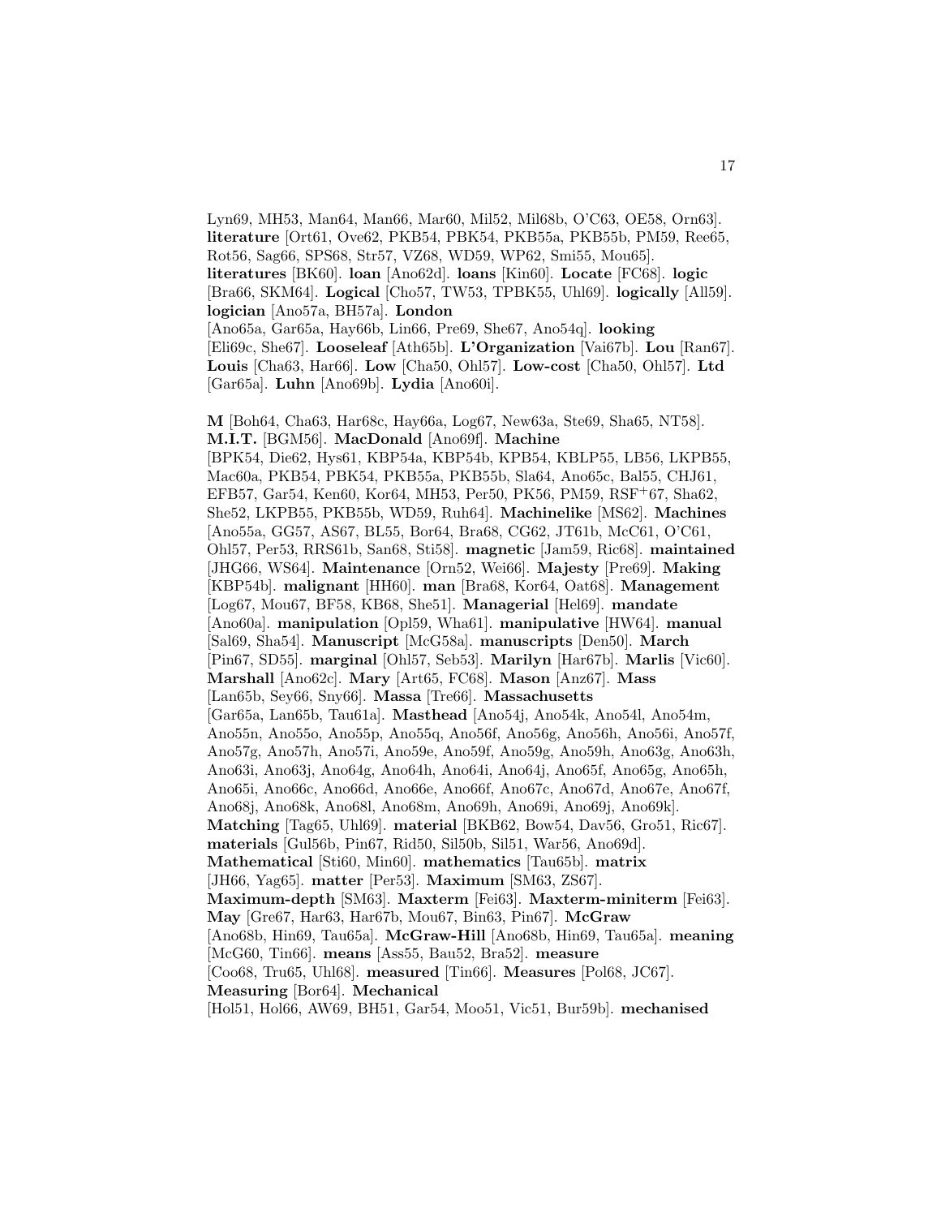Lyn69, MH53, Man64, Man66, Mar60, Mil52, Mil68b, O'C63, OE58, Orn63]. **literature** [Ort61, Ove62, PKB54, PBK54, PKB55a, PKB55b, PM59, Ree65, Rot56, Sag66, SPS68, Str57, VZ68, WD59, WP62, Smi55, Mou65]. **literatures** [BK60]. **loan** [Ano62d]. **loans** [Kin60]. **Locate** [FC68]. **logic** [Bra66, SKM64]. **Logical** [Cho57, TW53, TPBK55, Uhl69]. **logically** [All59]. **logician** [Ano57a, BH57a]. **London** [Ano65a, Gar65a, Hay66b, Lin66, Pre69, She67, Ano54q]. **looking** [Eli69c, She67]. **Looseleaf** [Ath65b]. **L'Organization** [Vai67b]. **Lou** [Ran67]. **Louis** [Cha63, Har66]. **Low** [Cha50, Ohl57]. **Low-cost** [Cha50, Ohl57]. **Ltd** [Gar65a]. **Luhn** [Ano69b]. **Lydia** [Ano60i].

**M** [Boh64, Cha63, Har68c, Hay66a, Log67, New63a, Ste69, Sha65, NT58]. **M.I.T.** [BGM56]. **MacDonald** [Ano69f]. **Machine** [BPK54, Die62, Hys61, KBP54a, KBP54b, KPB54, KBLP55, LB56, LKPB55, Mac60a, PKB54, PBK54, PKB55a, PKB55b, Sla64, Ano65c, Bal55, CHJ61, EFB57, Gar54, Ken60, Kor64, MH53, Per50, PK56, PM59, RSF+67, Sha62, She52, LKPB55, PKB55b, WD59, Ruh64]. **Machinelike** [MS62]. **Machines** [Ano55a, GG57, AS67, BL55, Bor64, Bra68, CG62, JT61b, McC61, O'C61, Ohl57, Per53, RRS61b, San68, Sti58]. **magnetic** [Jam59, Ric68]. **maintained** [JHG66, WS64]. **Maintenance** [Orn52, Wei66]. **Majesty** [Pre69]. **Making** [KBP54b]. **malignant** [HH60]. **man** [Bra68, Kor64, Oat68]. **Management** [Log67, Mou67, BF58, KB68, She51]. **Managerial** [Hel69]. **mandate** [Ano60a]. **manipulation** [Opl59, Wha61]. **manipulative** [HW64]. **manual** [Sal69, Sha54]. **Manuscript** [McG58a]. **manuscripts** [Den50]. **March** [Pin67, SD55]. **marginal** [Ohl57, Seb53]. **Marilyn** [Har67b]. **Marlis** [Vic60]. **Marshall** [Ano62c]. **Mary** [Art65, FC68]. **Mason** [Anz67]. **Mass** [Lan65b, Sey66, Sny66]. **Massa** [Tre66]. **Massachusetts** [Gar65a, Lan65b, Tau61a]. **Masthead** [Ano54j, Ano54k, Ano54l, Ano54m, Ano55n, Ano55o, Ano55p, Ano55q, Ano56f, Ano56g, Ano56h, Ano56i, Ano57f, Ano57g, Ano57h, Ano57i, Ano59e, Ano59f, Ano59g, Ano59h, Ano63g, Ano63h, Ano63i, Ano63j, Ano64g, Ano64h, Ano64i, Ano64j, Ano65f, Ano65g, Ano65h, Ano65i, Ano66c, Ano66d, Ano66e, Ano66f, Ano67c, Ano67d, Ano67e, Ano67f, Ano68j, Ano68k, Ano68l, Ano68m, Ano69h, Ano69i, Ano69j, Ano69k]. **Matching** [Tag65, Uhl69]. **material** [BKB62, Bow54, Dav56, Gro51, Ric67]. **materials** [Gul56b, Pin67, Rid50, Sil50b, Sil51, War56, Ano69d]. **Mathematical** [Sti60, Min60]. **mathematics** [Tau65b]. **matrix** [JH66, Yag65]. **matter** [Per53]. **Maximum** [SM63, ZS67]. **Maximum-depth** [SM63]. **Maxterm** [Fei63]. **Maxterm-miniterm** [Fei63]. **May** [Gre67, Har63, Har67b, Mou67, Bin63, Pin67]. **McGraw** [Ano68b, Hin69, Tau65a]. **McGraw-Hill** [Ano68b, Hin69, Tau65a]. **meaning** [McG60, Tin66]. **means** [Ass55, Bau52, Bra52]. **measure** [Coo68, Tru65, Uhl68]. **measured** [Tin66]. **Measures** [Pol68, JC67]. **Measuring** [Bor64]. **Mechanical** [Hol51, Hol66, AW69, BH51, Gar54, Moo51, Vic51, Bur59b]. **mechanised**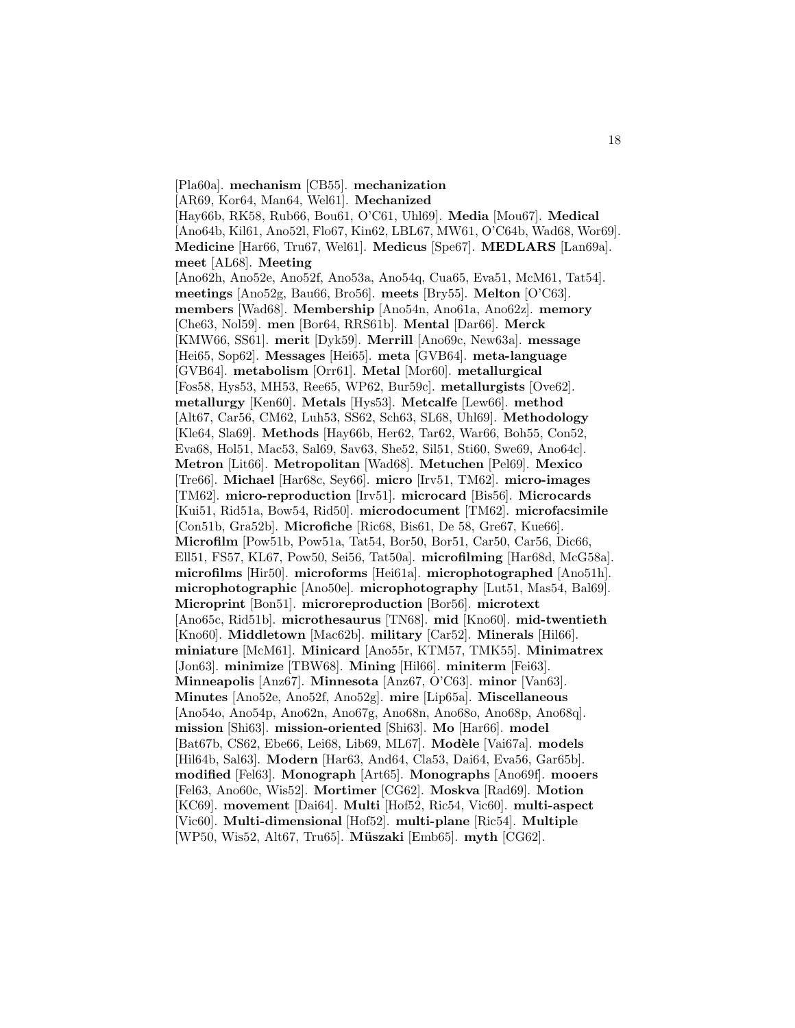[Pla60a]. **mechanism** [CB55]. **mechanization** [AR69, Kor64, Man64, Wel61]. **Mechanized** [Hay66b, RK58, Rub66, Bou61, O'C61, Uhl69]. **Media** [Mou67]. **Medical** [Ano64b, Kil61, Ano52l, Flo67, Kin62, LBL67, MW61, O'C64b, Wad68, Wor69]. **Medicine** [Har66, Tru67, Wel61]. **Medicus** [Spe67]. **MEDLARS** [Lan69a]. **meet** [AL68]. **Meeting** [Ano62h, Ano52e, Ano52f, Ano53a, Ano54q, Cua65, Eva51, McM61, Tat54]. **meetings** [Ano52g, Bau66, Bro56]. **meets** [Bry55]. **Melton** [O'C63]. **members** [Wad68]. **Membership** [Ano54n, Ano61a, Ano62z]. **memory** [Che63, Nol59]. **men** [Bor64, RRS61b]. **Mental** [Dar66]. **Merck** [KMW66, SS61]. **merit** [Dyk59]. **Merrill** [Ano69c, New63a]. **message** [Hei65, Sop62]. **Messages** [Hei65]. **meta** [GVB64]. **meta-language** [GVB64]. **metabolism** [Orr61]. **Metal** [Mor60]. **metallurgical** [Fos58, Hys53, MH53, Ree65, WP62, Bur59c]. **metallurgists** [Ove62]. **metallurgy** [Ken60]. **Metals** [Hys53]. **Metcalfe** [Lew66]. **method** [Alt67, Car56, CM62, Luh53, SS62, Sch63, SL68, Uhl69]. **Methodology** [Kle64, Sla69]. **Methods** [Hay66b, Her62, Tar62, War66, Boh55, Con52, Eva68, Hol51, Mac53, Sal69, Sav63, She52, Sil51, Sti60, Swe69, Ano64c]. **Metron** [Lit66]. **Metropolitan** [Wad68]. **Metuchen** [Pel69]. **Mexico** [Tre66]. **Michael** [Har68c, Sey66]. **micro** [Irv51, TM62]. **micro-images** [TM62]. **micro-reproduction** [Irv51]. **microcard** [Bis56]. **Microcards** [Kui51, Rid51a, Bow54, Rid50]. **microdocument** [TM62]. **microfacsimile** [Con51b, Gra52b]. **Microfiche** [Ric68, Bis61, De 58, Gre67, Kue66]. **Microfilm** [Pow51b, Pow51a, Tat54, Bor50, Bor51, Car50, Car56, Dic66, Ell51, FS57, KL67, Pow50, Sei56, Tat50a]. **microfilming** [Har68d, McG58a]. **microfilms** [Hir50]. **microforms** [Hei61a]. **microphotographed** [Ano51h]. **microphotographic** [Ano50e]. **microphotography** [Lut51, Mas54, Bal69]. **Microprint** [Bon51]. **microreproduction** [Bor56]. **microtext** [Ano65c, Rid51b]. **microthesaurus** [TN68]. **mid** [Kno60]. **mid-twentieth** [Kno60]. **Middletown** [Mac62b]. **military** [Car52]. **Minerals** [Hil66]. **miniature** [McM61]. **Minicard** [Ano55r, KTM57, TMK55]. **Minimatrex** [Jon63]. **minimize** [TBW68]. **Mining** [Hil66]. **miniterm** [Fei63]. **Minneapolis** [Anz67]. **Minnesota** [Anz67, O'C63]. **minor** [Van63]. **Minutes** [Ano52e, Ano52f, Ano52g]. **mire** [Lip65a]. **Miscellaneous** [Ano54o, Ano54p, Ano62n, Ano67g, Ano68n, Ano68o, Ano68p, Ano68q]. **mission** [Shi63]. **mission-oriented** [Shi63]. **Mo** [Har66]. **model** [Bat67b, CS62, Ebe66, Lei68, Lib69, ML67]. **Modèle** [Vai67a]. **models** [Hil64b, Sal63]. **Modern** [Har63, And64, Cla53, Dai64, Eva56, Gar65b]. **modified** [Fel63]. **Monograph** [Art65]. **Monographs** [Ano69f]. **mooers** [Fel63, Ano60c, Wis52]. **Mortimer** [CG62]. **Moskva** [Rad69]. **Motion** [KC69]. **movement** [Dai64]. **Multi** [Hof52, Ric54, Vic60]. **multi-aspect** [Vic60]. **Multi-dimensional** [Hof52]. **multi-plane** [Ric54]. **Multiple** [WP50, Wis52, Alt67, Tru65]. **Müszaki** [Emb65]. **myth** [CG62].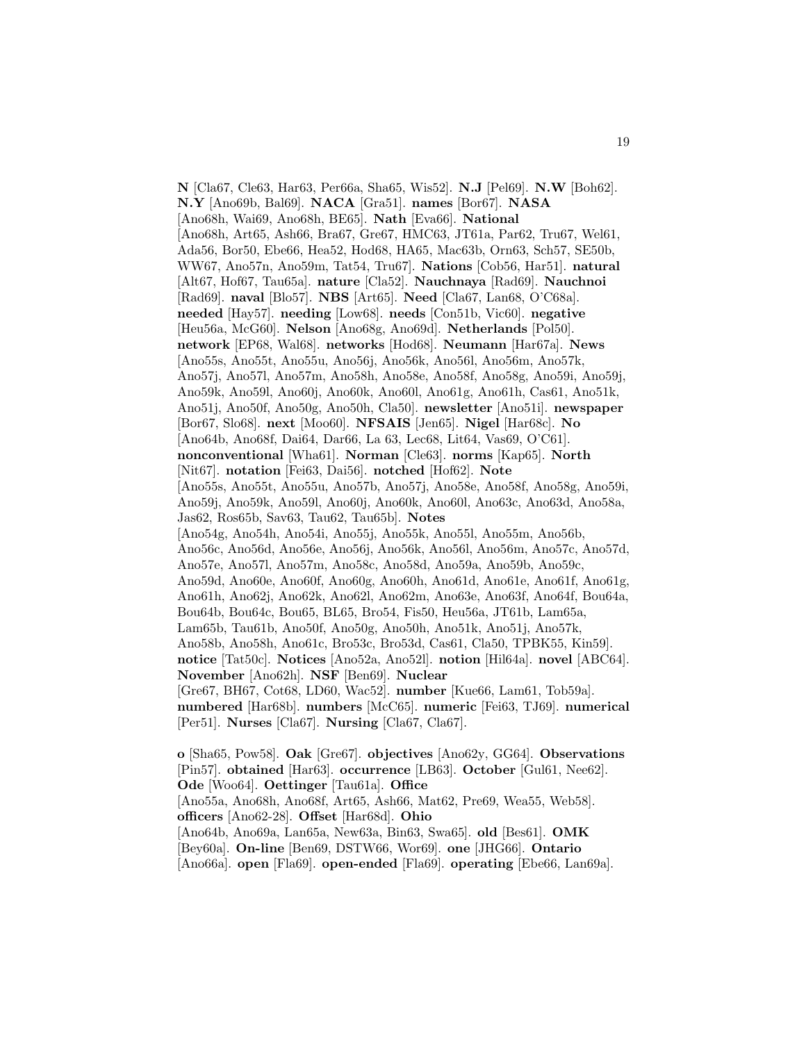**N** [Cla67, Cle63, Har63, Per66a, Sha65, Wis52]. **N.J** [Pel69]. **N.W** [Boh62]. **N.Y** [Ano69b, Bal69]. **NACA** [Gra51]. **names** [Bor67]. **NASA** [Ano68h, Wai69, Ano68h, BE65]. **Nath** [Eva66]. **National** [Ano68h, Art65, Ash66, Bra67, Gre67, HMC63, JT61a, Par62, Tru67, Wel61, Ada56, Bor50, Ebe66, Hea52, Hod68, HA65, Mac63b, Orn63, Sch57, SE50b, WW67, Ano57n, Ano59m, Tat54, Tru67]. **Nations** [Cob56, Har51]. **natural** [Alt67, Hof67, Tau65a]. **nature** [Cla52]. **Nauchnaya** [Rad69]. **Nauchnoi** [Rad69]. **naval** [Blo57]. **NBS** [Art65]. **Need** [Cla67, Lan68, O'C68a]. **needed** [Hay57]. **needing** [Low68]. **needs** [Con51b, Vic60]. **negative** [Heu56a, McG60]. **Nelson** [Ano68g, Ano69d]. **Netherlands** [Pol50]. **network** [EP68, Wal68]. **networks** [Hod68]. **Neumann** [Har67a]. **News** [Ano55s, Ano55t, Ano55u, Ano56j, Ano56k, Ano56l, Ano56m, Ano57k, Ano57j, Ano57l, Ano57m, Ano58h, Ano58e, Ano58f, Ano58g, Ano59i, Ano59j, Ano59k, Ano59l, Ano60j, Ano60k, Ano60l, Ano61g, Ano61h, Cas61, Ano51k, Ano51j, Ano50f, Ano50g, Ano50h, Cla50]. **newsletter** [Ano51i]. **newspaper** [Bor67, Slo68]. **next** [Moo60]. **NFSAIS** [Jen65]. **Nigel** [Har68c]. **No** [Ano64b, Ano68f, Dai64, Dar66, La 63, Lec68, Lit64, Vas69, O'C61]. **nonconventional** [Wha61]. **Norman** [Cle63]. **norms** [Kap65]. **North** [Nit67]. **notation** [Fei63, Dai56]. **notched** [Hof62]. **Note** [Ano55s, Ano55t, Ano55u, Ano57b, Ano57j, Ano58e, Ano58f, Ano58g, Ano59i, Ano59j, Ano59k, Ano59l, Ano60j, Ano60k, Ano60l, Ano63c, Ano63d, Ano58a, Jas62, Ros65b, Sav63, Tau62, Tau65b]. **Notes** [Ano54g, Ano54h, Ano54i, Ano55j, Ano55k, Ano55l, Ano55m, Ano56b, Ano56c, Ano56d, Ano56e, Ano56j, Ano56k, Ano56l, Ano56m, Ano57c, Ano57d, Ano57e, Ano57l, Ano57m, Ano58c, Ano58d, Ano59a, Ano59b, Ano59c, Ano59d, Ano60e, Ano60f, Ano60g, Ano60h, Ano61d, Ano61e, Ano61f, Ano61g, Ano61h, Ano62j, Ano62k, Ano62l, Ano62m, Ano63e, Ano63f, Ano64f, Bou64a, Bou64b, Bou64c, Bou65, BL65, Bro54, Fis50, Heu56a, JT61b, Lam65a, Lam65b, Tau61b, Ano50f, Ano50g, Ano50h, Ano51k, Ano51j, Ano57k, Ano58b, Ano58h, Ano61c, Bro53c, Bro53d, Cas61, Cla50, TPBK55, Kin59]. **notice** [Tat50c]. **Notices** [Ano52a, Ano52l]. **notion** [Hil64a]. **novel** [ABC64]. **November** [Ano62h]. **NSF** [Ben69]. **Nuclear** [Gre67, BH67, Cot68, LD60, Wac52]. **number** [Kue66, Lam61, Tob59a]. **numbered** [Har68b]. **numbers** [McC65]. **numeric** [Fei63, TJ69]. **numerical** [Per51]. **Nurses** [Cla67]. **Nursing** [Cla67, Cla67].

**o** [Sha65, Pow58]. **Oak** [Gre67]. **objectives** [Ano62y, GG64]. **Observations** [Pin57]. **obtained** [Har63]. **occurrence** [LB63]. **October** [Gul61, Nee62]. **Ode** [Woo64]. **Oettinger** [Tau61a]. **Office** [Ano55a, Ano68h, Ano68f, Art65, Ash66, Mat62, Pre69, Wea55, Web58]. **officers** [Ano62-28]. **Offset** [Har68d]. **Ohio** [Ano64b, Ano69a, Lan65a, New63a, Bin63, Swa65]. **old** [Bes61]. **OMK** [Bey60a]. **On-line** [Ben69, DSTW66, Wor69]. **one** [JHG66]. **Ontario** [Ano66a]. **open** [Fla69]. **open-ended** [Fla69]. **operating** [Ebe66, Lan69a].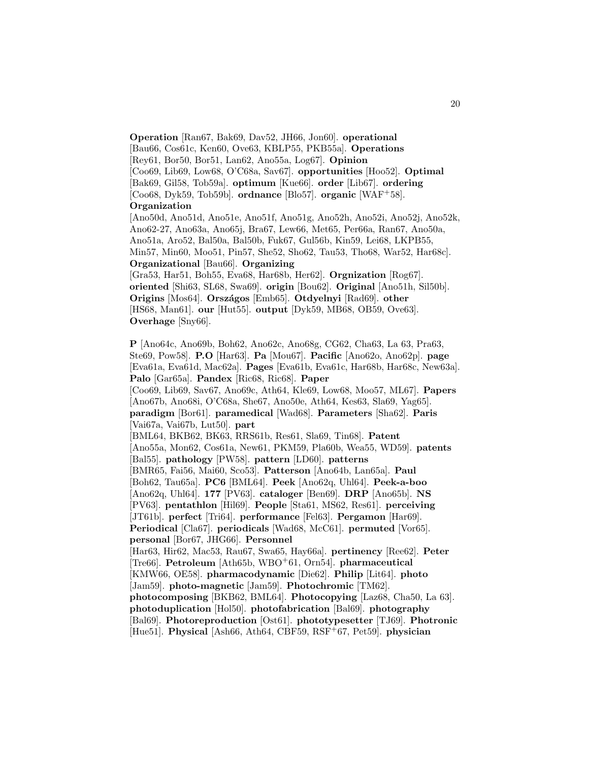**Operation** [Ran67, Bak69, Dav52, JH66, Jon60]. **operational** [Bau66, Cos61c, Ken60, Ove63, KBLP55, PKB55a]. **Operations** [Rey61, Bor50, Bor51, Lan62, Ano55a, Log67]. **Opinion** [Coo69, Lib69, Low68, O'C68a, Sav67]. **opportunities** [Hoo52]. **Optimal** [Bak69, Gil58, Tob59a]. **optimum** [Kue66]. **order** [Lib67]. **ordering** [Coo68, Dyk59, Tob59b]. **ordnance** [Blo57]. **organic** [WAF$^{+}$58]. **Organization** [Ano50d, Ano51d, Ano51e, Ano51f, Ano51g, Ano52h, Ano52i, Ano52j, Ano52k, Ano62-27, Ano63a, Ano65j, Bra67, Lew66, Met65, Per66a, Ran67, Ano50a, Ano51a, Aro52, Bal50a, Bal50b, Fuk67, Gul56b, Kin59, Lei68, LKPB55, Min57, Min60, Moo51, Pin57, She52, Sho62, Tau53, Tho68, War52, Har68c]. **Organizational** [Bau66]. **Organizing** [Gra53, Har51, Boh55, Eva68, Har68b, Her62]. **Orgnization** [Rog67]. **oriented** [Shi63, SL68, Swa69]. **origin** [Bou62]. **Original** [Ano51h, Sil50b]. **Origins** [Mos64]. **Országos** [Emb65]. **Otdyelnyi** [Rad69]. **other** [HS68, Man61]. **our** [Hut55]. **output** [Dyk59, MB68, OB59, Ove63]. **Overhage** [Sny66].

**P** [Ano64c, Ano69b, Boh62, Ano62c, Ano68g, CG62, Cha63, La 63, Pra63, Ste69, Pow58]. **P.O** [Har63]. **Pa** [Mou67]. **Pacific** [Ano62o, Ano62p]. **page** [Eva61a, Eva61d, Mac62a]. **Pages** [Eva61b, Eva61c, Har68b, Har68c, New63a]. **Palo** [Gar65a]. **Pandex** [Ric68, Ric68]. **Paper** [Coo69, Lib69, Sav67, Ano69c, Ath64, Kle69, Low68, Moo57, ML67]. **Papers** [Ano67b, Ano68i, O'C68a, She67, Ano50e, Ath64, Kes63, Sla69, Yag65]. **paradigm** [Bor61]. **paramedical** [Wad68]. **Parameters** [Sha62]. **Paris** [Vai67a, Vai67b, Lut50]. **part** [BML64, BKB62, BK63, RRS61b, Res61, Sla69, Tin68]. **Patent** [Ano55a, Mon62, Cos61a, New61, PKM59, Pla60b, Wea55, WD59]. **patents** [Bal55]. **pathology** [PW58]. **pattern** [LD60]. **patterns** [BMR65, Fai56, Mai60, Sco53]. **Patterson** [Ano64b, Lan65a]. **Paul** [Boh62, Tau65a]. **PC6** [BML64]. **Peek** [Ano62q, Uhl64]. **Peek-a-boo** [Ano62q, Uhl64]. **177** [PV63]. **cataloger** [Ben69]. **DRP** [Ano65b]. **NS** [PV63]. **pentathlon** [Hil69]. **People** [Sta61, MS62, Res61]. **perceiving** [JT61b]. **perfect** [Tri64]. **performance** [Fel63]. **Pergamon** [Har69]. **Periodical** [Cla67]. **periodicals** [Wad68, McC61]. **permuted** [Vor65]. **personal** [Bor67, JHG66]. **Personnel** [Har63, Hir62, Mac53, Rau67, Swa65, Hay66a]. **pertinency** [Ree62]. **Peter** [Tre66]. **Petroleum** [Ath65b, WBO$^{+}$61, Orn54]. **pharmaceutical** [KMW66, OE58]. **pharmacodynamic** [Die62]. **Philip** [Lit64]. **photo** [Jam59]. **photo-magnetic** [Jam59]. **Photochromic** [TM62]. **photocomposing** [BKB62, BML64]. **Photocopying** [Laz68, Cha50, La 63]. **photoduplication** [Hol50]. **photofabrication** [Bal69]. **photography** [Bal69]. **Photoreproduction** [Ost61]. **phototypesetter** [TJ69]. **Photronic** [Hue51]. **Physical** [Ash66, Ath64, CBF59, RSF$^{+}$67, Pet59]. **physician**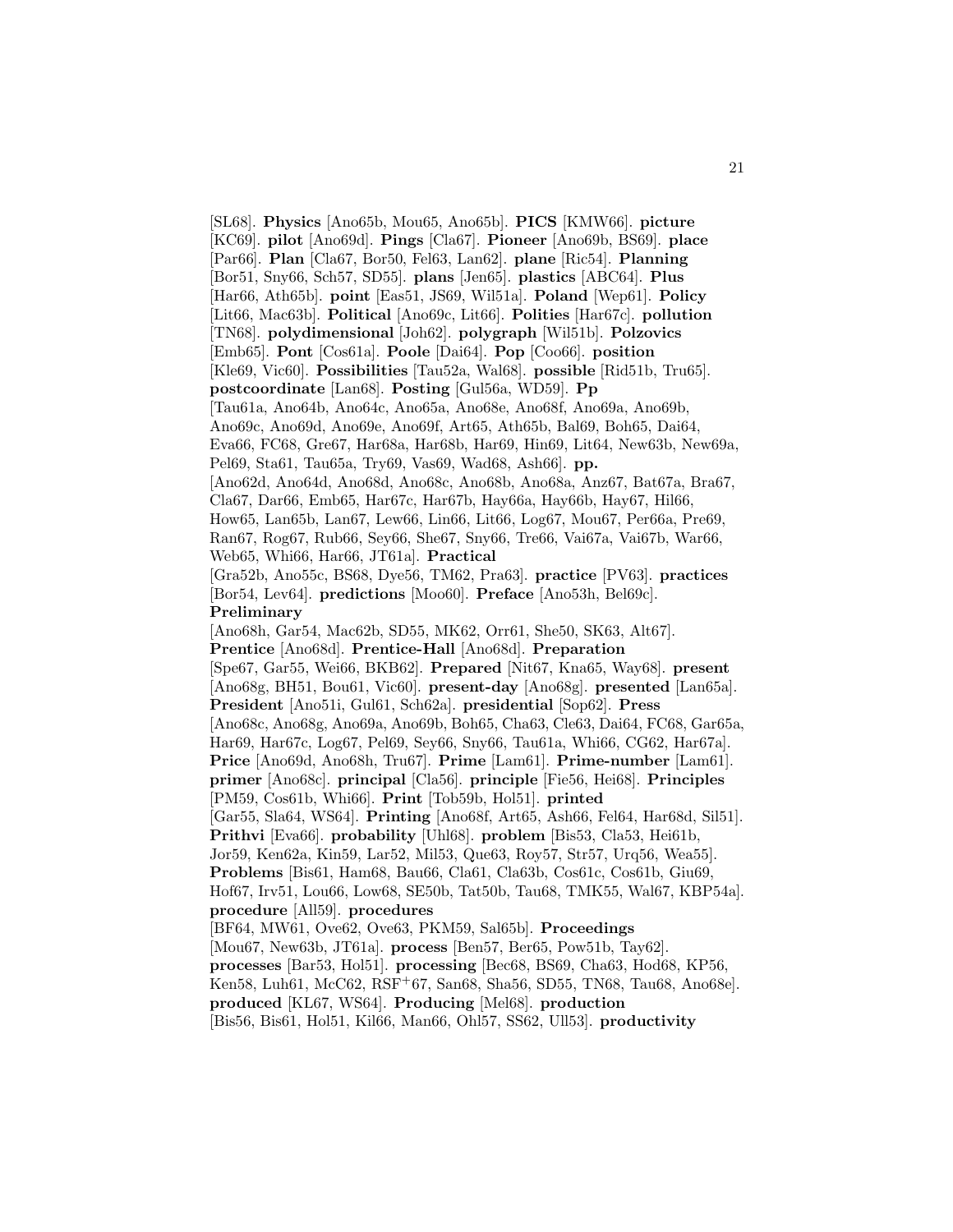[SL68]. **Physics** [Ano65b, Mou65, Ano65b]. **PICS** [KMW66]. **picture** [KC69]. **pilot** [Ano69d]. **Pings** [Cla67]. **Pioneer** [Ano69b, BS69]. **place** [Par66]. **Plan** [Cla67, Bor50, Fel63, Lan62]. **plane** [Ric54]. **Planning** [Bor51, Sny66, Sch57, SD55]. **plans** [Jen65]. **plastics** [ABC64]. **Plus** [Har66, Ath65b]. **point** [Eas51, JS69, Wil51a]. **Poland** [Wep61]. **Policy** [Lit66, Mac63b]. **Political** [Ano69c, Lit66]. **Polities** [Har67c]. **pollution** [TN68]. **polydimensional** [Joh62]. **polygraph** [Wil51b]. **Polzovics** [Emb65]. **Pont** [Cos61a]. **Poole** [Dai64]. **Pop** [Coo66]. **position** [Kle69, Vic60]. **Possibilities** [Tau52a, Wal68]. **possible** [Rid51b, Tru65]. **postcoordinate** [Lan68]. **Posting** [Gul56a, WD59]. **Pp** [Tau61a, Ano64b, Ano64c, Ano65a, Ano68e, Ano68f, Ano69a, Ano69b, Ano69c, Ano69d, Ano69e, Ano69f, Art65, Ath65b, Bal69, Boh65, Dai64, Eva66, FC68, Gre67, Har68a, Har68b, Har69, Hin69, Lit64, New63b, New69a, Pel69, Sta61, Tau65a, Try69, Vas69, Wad68, Ash66]. **pp.** [Ano62d, Ano64d, Ano68d, Ano68c, Ano68b, Ano68a, Anz67, Bat67a, Bra67, Cla67, Dar66, Emb65, Har67c, Har67b, Hay66a, Hay66b, Hay67, Hil66, How65, Lan65b, Lan67, Lew66, Lin66, Lit66, Log67, Mou67, Per66a, Pre69, Ran67, Rog67, Rub66, Sey66, She67, Sny66, Tre66, Vai67a, Vai67b, War66, Web65, Whi66, Har66, JT61a]. **Practical** [Gra52b, Ano55c, BS68, Dye56, TM62, Pra63]. **practice** [PV63]. **practices** [Bor54, Lev64]. **predictions** [Moo60]. **Preface** [Ano53h, Bel69c]. **Preliminary** [Ano68h, Gar54, Mac62b, SD55, MK62, Orr61, She50, SK63, Alt67]. **Prentice** [Ano68d]. **Prentice-Hall** [Ano68d]. **Preparation** [Spe67, Gar55, Wei66, BKB62]. **Prepared** [Nit67, Kna65, Way68]. **present** [Ano68g, BH51, Bou61, Vic60]. **present-day** [Ano68g]. **presented** [Lan65a]. **President** [Ano51i, Gul61, Sch62a]. **presidential** [Sop62]. **Press** [Ano68c, Ano68g, Ano69a, Ano69b, Boh65, Cha63, Cle63, Dai64, FC68, Gar65a, Har69, Har67c, Log67, Pel69, Sey66, Sny66, Tau61a, Whi66, CG62, Har67a]. **Price** [Ano69d, Ano68h, Tru67]. **Prime** [Lam61]. **Prime-number** [Lam61]. **primer** [Ano68c]. **principal** [Cla56]. **principle** [Fie56, Hei68]. **Principles** [PM59, Cos61b, Whi66]. **Print** [Tob59b, Hol51]. **printed** [Gar55, Sla64, WS64]. **Printing** [Ano68f, Art65, Ash66, Fel64, Har68d, Sil51]. **Prithvi** [Eva66]. **probability** [Uhl68]. **problem** [Bis53, Cla53, Hei61b, Jor59, Ken62a, Kin59, Lar52, Mil53, Que63, Roy57, Str57, Urq56, Wea55]. **Problems** [Bis61, Ham68, Bau66, Cla61, Cla63b, Cos61c, Cos61b, Giu69, Hof67, Irv51, Lou66, Low68, SE50b, Tat50b, Tau68, TMK55, Wal67, KBP54a]. **procedure** [All59]. **procedures** [BF64, MW61, Ove62, Ove63, PKM59, Sal65b]. **Proceedings** [Mou67, New63b, JT61a]. **process** [Ben57, Ber65, Pow51b, Tay62]. **processes** [Bar53, Hol51]. **processing** [Bec68, BS69, Cha63, Hod68, KP56, Ken58, Luh61, McC62, RSF$^{+}$67, San68, Sha56, SD55, TN68, Tau68, Ano68e]. **produced** [KL67, WS64]. **Producing** [Mel68]. **production** [Bis56, Bis61, Hol51, Kil66, Man66, Ohl57, SS62, Ull53]. **productivity**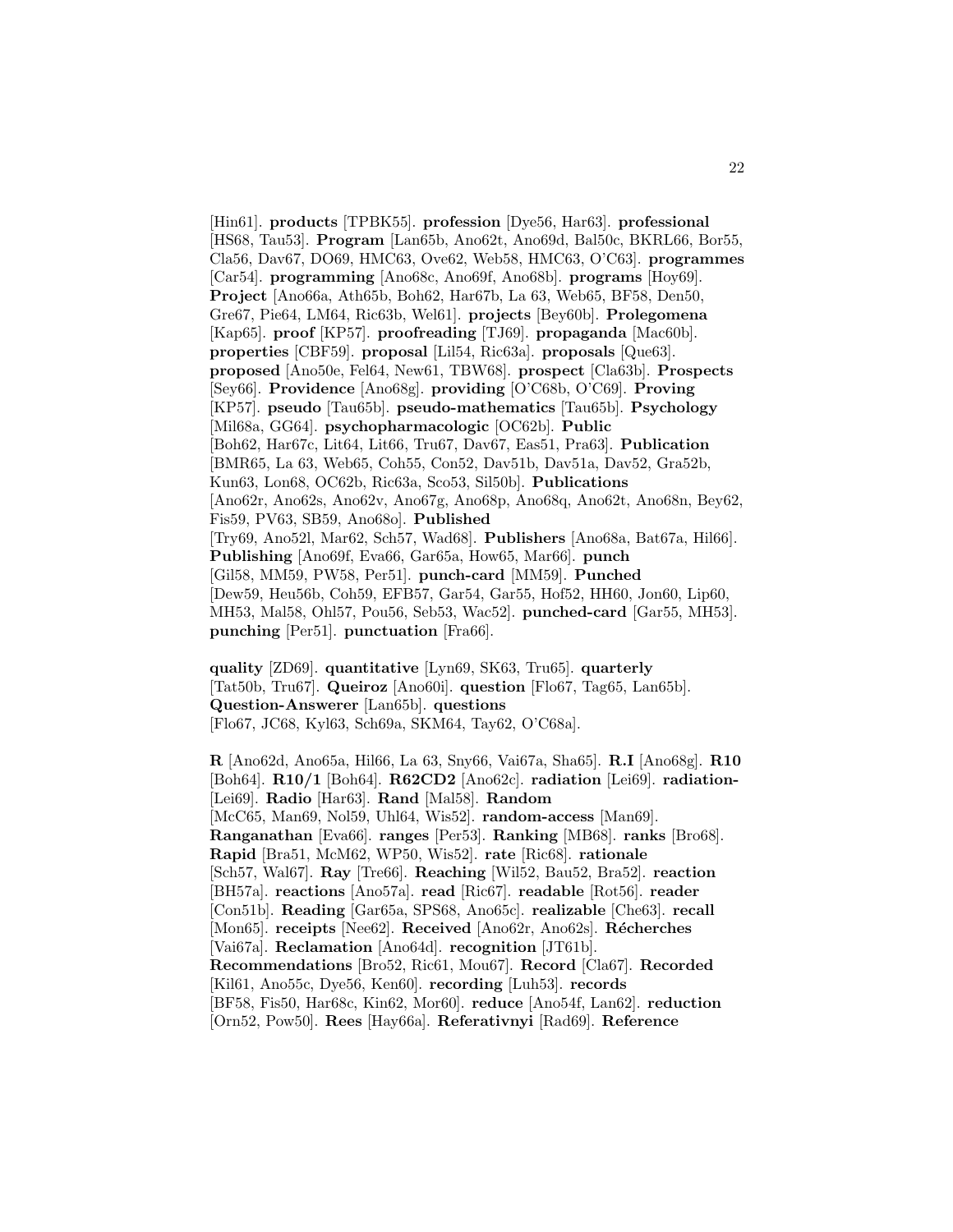[Hin61]. **products** [TPBK55]. **profession** [Dye56, Har63]. **professional** [HS68, Tau53]. **Program** [Lan65b, Ano62t, Ano69d, Bal50c, BKRL66, Bor55, Cla56, Dav67, DO69, HMC63, Ove62, Web58, HMC63, O'C63]. **programmes** [Car54]. **programming** [Ano68c, Ano69f, Ano68b]. **programs** [Hoy69]. **Project** [Ano66a, Ath65b, Boh62, Har67b, La 63, Web65, BF58, Den50, Gre67, Pie64, LM64, Ric63b, Wel61]. **projects** [Bey60b]. **Prolegomena** [Kap65]. **proof** [KP57]. **proofreading** [TJ69]. **propaganda** [Mac60b]. **properties** [CBF59]. **proposal** [Lil54, Ric63a]. **proposals** [Que63]. **proposed** [Ano50e, Fel64, New61, TBW68]. **prospect** [Cla63b]. **Prospects** [Sey66]. **Providence** [Ano68g]. **providing** [O'C68b, O'C69]. **Proving** [KP57]. **pseudo** [Tau65b]. **pseudo-mathematics** [Tau65b]. **Psychology** [Mil68a, GG64]. **psychopharmacologic** [OC62b]. **Public** [Boh62, Har67c, Lit64, Lit66, Tru67, Dav67, Eas51, Pra63]. **Publication** [BMR65, La 63, Web65, Coh55, Con52, Dav51b, Dav51a, Dav52, Gra52b, Kun63, Lon68, OC62b, Ric63a, Sco53, Sil50b]. **Publications** [Ano62r, Ano62s, Ano62v, Ano67g, Ano68p, Ano68q, Ano62t, Ano68n, Bey62, Fis59, PV63, SB59, Ano68o]. **Published** [Try69, Ano52l, Mar62, Sch57, Wad68]. **Publishers** [Ano68a, Bat67a, Hil66]. **Publishing** [Ano69f, Eva66, Gar65a, How65, Mar66]. **punch** [Gil58, MM59, PW58, Per51]. **punch-card** [MM59]. **Punched** [Dew59, Heu56b, Coh59, EFB57, Gar54, Gar55, Hof52, HH60, Jon60, Lip60, MH53, Mal58, Ohl57, Pou56, Seb53, Wac52]. **punched-card** [Gar55, MH53]. **punching** [Per51]. **punctuation** [Fra66].

**quality** [ZD69]. **quantitative** [Lyn69, SK63, Tru65]. **quarterly** [Tat50b, Tru67]. **Queiroz** [Ano60i]. **question** [Flo67, Tag65, Lan65b]. **Question-Answerer** [Lan65b]. **questions** [Flo67, JC68, Kyl63, Sch69a, SKM64, Tay62, O'C68a].

**R** [Ano62d, Ano65a, Hil66, La 63, Sny66, Vai67a, Sha65]. **R.I** [Ano68g]. **R10** [Boh64]. **R10/1** [Boh64]. **R62CD2** [Ano62c]. **radiation** [Lei69]. **radiation-** [Lei69]. **Radio** [Har63]. **Rand** [Mal58]. **Random** [McC65, Man69, Nol59, Uhl64, Wis52]. **random-access** [Man69]. **Ranganathan** [Eva66]. **ranges** [Per53]. **Ranking** [MB68]. **ranks** [Bro68]. **Rapid** [Bra51, McM62, WP50, Wis52]. **rate** [Ric68]. **rationale** [Sch57, Wal67]. **Ray** [Tre66]. **Reaching** [Wil52, Bau52, Bra52]. **reaction** [BH57a]. **reactions** [Ano57a]. **read** [Ric67]. **readable** [Rot56]. **reader** [Con51b]. **Reading** [Gar65a, SPS68, Ano65c]. **realizable** [Che63]. **recall** [Mon65]. **receipts** [Nee62]. **Received** [Ano62r, Ano62s]. **Récherches** [Vai67a]. **Reclamation** [Ano64d]. **recognition** [JT61b]. **Recommendations** [Bro52, Ric61, Mou67]. **Record** [Cla67]. **Recorded** [Kil61, Ano55c, Dye56, Ken60]. **recording** [Luh53]. **records** [BF58, Fis50, Har68c, Kin62, Mor60]. **reduce** [Ano54f, Lan62]. **reduction** [Orn52, Pow50]. **Rees** [Hay66a]. **Referativnyi** [Rad69]. **Reference**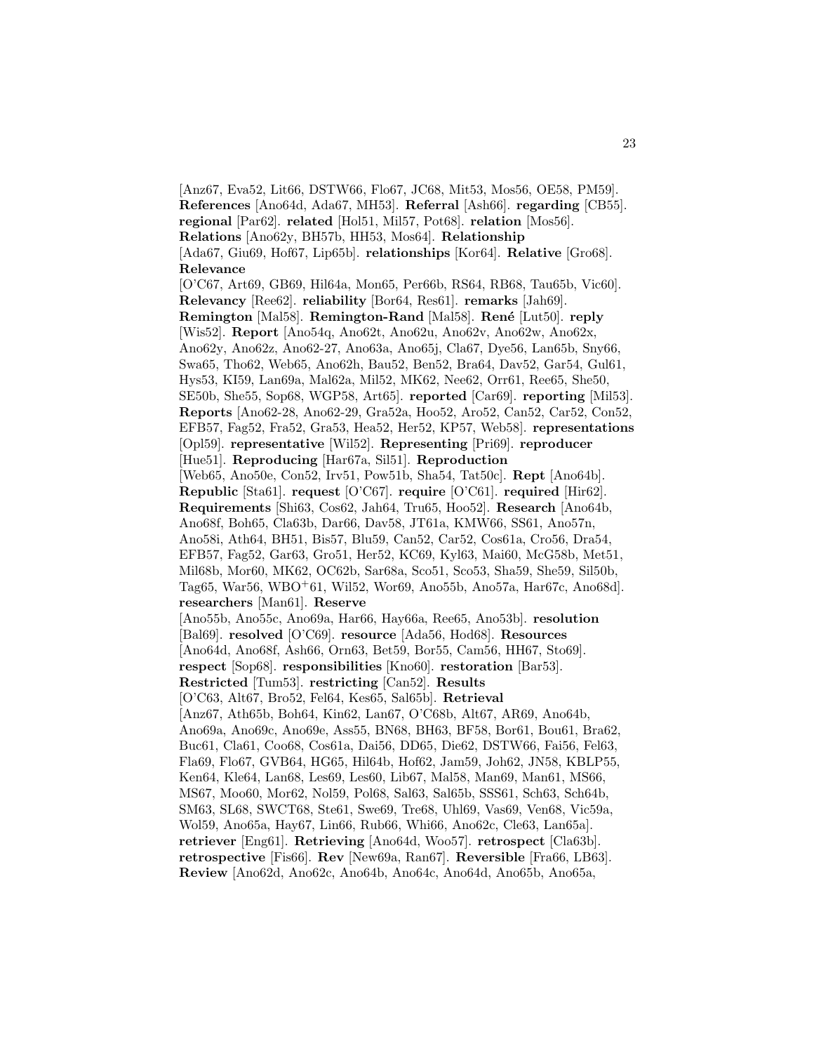[Anz67, Eva52, Lit66, DSTW66, Flo67, JC68, Mit53, Mos56, OE58, PM59]. **References** [Ano64d, Ada67, MH53]. **Referral** [Ash66]. **regarding** [CB55]. **regional** [Par62]. **related** [Hol51, Mil57, Pot68]. **relation** [Mos56]. **Relations** [Ano62y, BH57b, HH53, Mos64]. **Relationship** [Ada67, Giu69, Hof67, Lip65b]. **relationships** [Kor64]. **Relative** [Gro68]. **Relevance** [O'C67, Art69, GB69, Hil64a, Mon65, Per66b, RS64, RB68, Tau65b, Vic60]. **Relevancy** [Ree62]. **reliability** [Bor64, Res61]. **remarks** [Jah69]. **Remington** [Mal58]. **Remington-Rand** [Mal58]. **René** [Lut50]. **reply** [Wis52]. **Report** [Ano54q, Ano62t, Ano62u, Ano62v, Ano62w, Ano62x, Ano62y, Ano62z, Ano62-27, Ano63a, Ano65j, Cla67, Dye56, Lan65b, Sny66, Swa65, Tho62, Web65, Ano62h, Bau52, Ben52, Bra64, Dav52, Gar54, Gul61, Hys53, KI59, Lan69a, Mal62a, Mil52, MK62, Nee62, Orr61, Ree65, She50, SE50b, She55, Sop68, WGP58, Art65]. **reported** [Car69]. **reporting** [Mil53]. **Reports** [Ano62-28, Ano62-29, Gra52a, Hoo52, Aro52, Can52, Car52, Con52, EFB57, Fag52, Fra52, Gra53, Hea52, Her52, KP57, Web58]. **representations** [Opl59]. **representative** [Wil52]. **Representing** [Pri69]. **reproducer** [Hue51]. **Reproducing** [Har67a, Sil51]. **Reproduction** [Web65, Ano50e, Con52, Irv51, Pow51b, Sha54, Tat50c]. **Rept** [Ano64b]. **Republic** [Sta61]. **request** [O'C67]. **require** [O'C61]. **required** [Hir62]. **Requirements** [Shi63, Cos62, Jah64, Tru65, Hoo52]. **Research** [Ano64b, Ano68f, Boh65, Cla63b, Dar66, Dav58, JT61a, KMW66, SS61, Ano57n, Ano58i, Ath64, BH51, Bis57, Blu59, Can52, Car52, Cos61a, Cro56, Dra54, EFB57, Fag52, Gar63, Gro51, Her52, KC69, Kyl63, Mai60, McG58b, Met51, Mil68b, Mor60, MK62, OC62b, Sar68a, Sco51, Sco53, Sha59, She59, Sil50b, Tag65, War56, WBO+61, Wil52, Wor69, Ano55b, Ano57a, Har67c, Ano68d]. **researchers** [Man61]. **Reserve** [Ano55b, Ano55c, Ano69a, Har66, Hay66a, Ree65, Ano53b]. **resolution** [Bal69]. **resolved** [O'C69]. **resource** [Ada56, Hod68]. **Resources** [Ano64d, Ano68f, Ash66, Orn63, Bet59, Bor55, Cam56, HH67, Sto69]. **respect** [Sop68]. **responsibilities** [Kno60]. **restoration** [Bar53]. **Restricted** [Tum53]. **restricting** [Can52]. **Results** [O'C63, Alt67, Bro52, Fel64, Kes65, Sal65b]. **Retrieval** [Anz67, Ath65b, Boh64, Kin62, Lan67, O'C68b, Alt67, AR69, Ano64b, Ano69a, Ano69c, Ano69e, Ass55, BN68, BH63, BF58, Bor61, Bou61, Bra62, Buc61, Cla61, Coo68, Cos61a, Dai56, DD65, Die62, DSTW66, Fai56, Fel63, Fla69, Flo67, GVB64, HG65, Hil64b, Hof62, Jam59, Joh62, JN58, KBLP55, Ken64, Kle64, Lan68, Les69, Les60, Lib67, Mal58, Man69, Man61, MS66, MS67, Moo60, Mor62, Nol59, Pol68, Sal63, Sal65b, SSS61, Sch63, Sch64b, SM63, SL68, SWCT68, Ste61, Swe69, Tre68, Uhl69, Vas69, Ven68, Vic59a, Wol59, Ano65a, Hay67, Lin66, Rub66, Whi66, Ano62c, Cle63, Lan65a]. **retriever** [Eng61]. **Retrieving** [Ano64d, Woo57]. **retrospect** [Cla63b]. **retrospective** [Fis66]. **Rev** [New69a, Ran67]. **Reversible** [Fra66, LB63]. **Review** [Ano62d, Ano62c, Ano64b, Ano64c, Ano64d, Ano65b, Ano65a,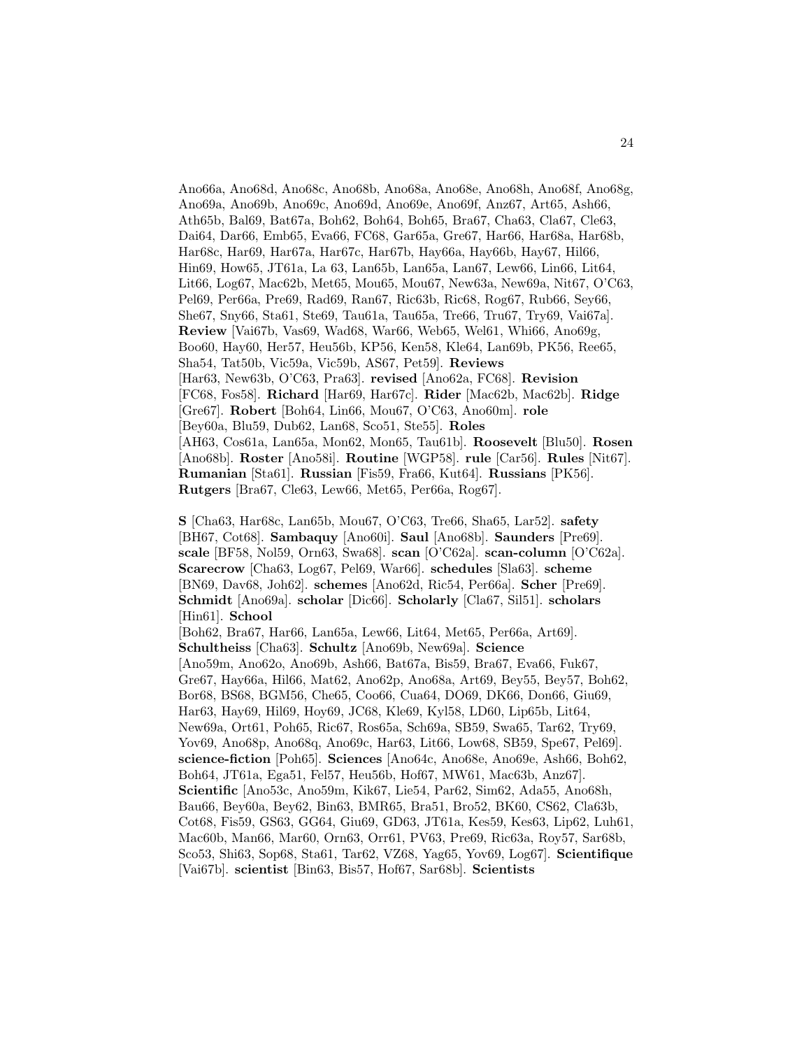Ano66a, Ano68d, Ano68c, Ano68b, Ano68a, Ano68e, Ano68h, Ano68f, Ano68g, Ano69a, Ano69b, Ano69c, Ano69d, Ano69e, Ano69f, Anz67, Art65, Ash66, Ath65b, Bal69, Bat67a, Boh62, Boh64, Boh65, Bra67, Cha63, Cla67, Cle63, Dai64, Dar66, Emb65, Eva66, FC68, Gar65a, Gre67, Har66, Har68a, Har68b, Har68c, Har69, Har67a, Har67c, Har67b, Hay66a, Hay66b, Hay67, Hil66, Hin69, How65, JT61a, La 63, Lan65b, Lan65a, Lan67, Lew66, Lin66, Lit64, Lit66, Log67, Mac62b, Met65, Mou65, Mou67, New63a, New69a, Nit67, O'C63, Pel69, Per66a, Pre69, Rad69, Ran67, Ric63b, Ric68, Rog67, Rub66, Sey66, She67, Sny66, Sta61, Ste69, Tau61a, Tau65a, Tre66, Tru67, Try69, Vai67a]. **Review** [Vai67b, Vas69, Wad68, War66, Web65, Wel61, Whi66, Ano69g, Boo60, Hay60, Her57, Heu56b, KP56, Ken58, Kle64, Lan69b, PK56, Ree65, Sha54, Tat50b, Vic59a, Vic59b, AS67, Pet59]. **Reviews** [Har63, New63b, O'C63, Pra63]. **revised** [Ano62a, FC68]. **Revision** [FC68, Fos58]. **Richard** [Har69, Har67c]. **Rider** [Mac62b, Mac62b]. **Ridge** [Gre67]. **Robert** [Boh64, Lin66, Mou67, O'C63, Ano60m]. **role** [Bey60a, Blu59, Dub62, Lan68, Sco51, Ste55]. **Roles** [AH63, Cos61a, Lan65a, Mon62, Mon65, Tau61b]. **Roosevelt** [Blu50]. **Rosen** [Ano68b]. **Roster** [Ano58i]. **Routine** [WGP58]. **rule** [Car56]. **Rules** [Nit67]. **Rumanian** [Sta61]. **Russian** [Fis59, Fra66, Kut64]. **Russians** [PK56]. **Rutgers** [Bra67, Cle63, Lew66, Met65, Per66a, Rog67].

**S** [Cha63, Har68c, Lan65b, Mou67, O'C63, Tre66, Sha65, Lar52]. **safety** [BH67, Cot68]. **Sambaquy** [Ano60i]. **Saul** [Ano68b]. **Saunders** [Pre69]. **scale** [BF58, Nol59, Orn63, Swa68]. **scan** [O'C62a]. **scan-column** [O'C62a]. **Scarecrow** [Cha63, Log67, Pel69, War66]. **schedules** [Sla63]. **scheme** [BN69, Dav68, Joh62]. **schemes** [Ano62d, Ric54, Per66a]. **Scher** [Pre69]. **Schmidt** [Ano69a]. **scholar** [Dic66]. **Scholarly** [Cla67, Sil51]. **scholars** [Hin61]. **School** [Boh62, Bra67, Har66, Lan65a, Lew66, Lit64, Met65, Per66a, Art69]. **Schultheiss** [Cha63]. **Schultz** [Ano69b, New69a]. **Science** [Ano59m, Ano62o, Ano69b, Ash66, Bat67a, Bis59, Bra67, Eva66, Fuk67, Gre67, Hay66a, Hil66, Mat62, Ano62p, Ano68a, Art69, Bey55, Bey57, Boh62, Bor68, BS68, BGM56, Che65, Coo66, Cua64, DO69, DK66, Don66, Giu69, Har63, Hay69, Hil69, Hoy69, JC68, Kle69, Kyl58, LD60, Lip65b, Lit64, New69a, Ort61, Poh65, Ric67, Ros65a, Sch69a, SB59, Swa65, Tar62, Try69, Yov69, Ano68p, Ano68q, Ano69c, Har63, Lit66, Low68, SB59, Spe67, Pel69]. **science-fiction** [Poh65]. **Sciences** [Ano64c, Ano68e, Ano69e, Ash66, Boh62, Boh64, JT61a, Ega51, Fel57, Heu56b, Hof67, MW61, Mac63b, Anz67]. **Scientific** [Ano53c, Ano59m, Kik67, Lie54, Par62, Sim62, Ada55, Ano68h, Bau66, Bey60a, Bey62, Bin63, BMR65, Bra51, Bro52, BK60, CS62, Cla63b, Cot68, Fis59, GS63, GG64, Giu69, GD63, JT61a, Kes59, Kes63, Lip62, Luh61, Mac60b, Man66, Mar60, Orn63, Orr61, PV63, Pre69, Ric63a, Roy57, Sar68b, Sco53, Shi63, Sop68, Sta61, Tar62, VZ68, Yag65, Yov69, Log67]. **Scientifique** [Vai67b]. **scientist** [Bin63, Bis57, Hof67, Sar68b]. **Scientists**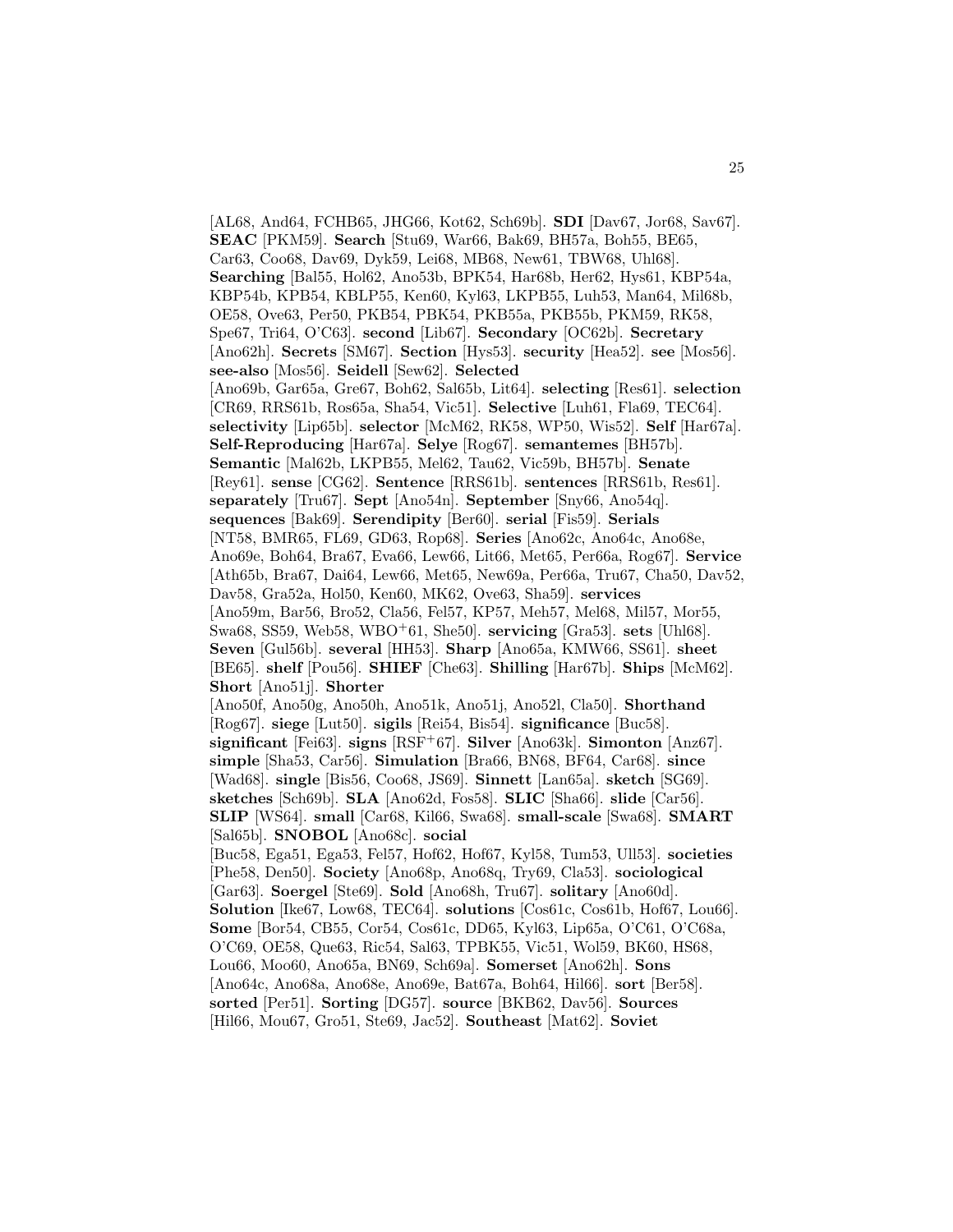[AL68, And64, FCHB65, JHG66, Kot62, Sch69b]. **SDI** [Dav67, Jor68, Sav67]. **SEAC** [PKM59]. **Search** [Stu69, War66, Bak69, BH57a, Boh55, BE65, Car63, Coo68, Dav69, Dyk59, Lei68, MB68, New61, TBW68, Uhl68]. **Searching** [Bal55, Hol62, Ano53b, BPK54, Har68b, Her62, Hys61, KBP54a, KBP54b, KPB54, KBLP55, Ken60, Kyl63, LKPB55, Luh53, Man64, Mil68b, OE58, Ove63, Per50, PKB54, PBK54, PKB55a, PKB55b, PKM59, RK58, Spe67, Tri64, O'C63]. **second** [Lib67]. **Secondary** [OC62b]. **Secretary** [Ano62h]. **Secrets** [SM67]. **Section** [Hys53]. **security** [Hea52]. **see** [Mos56]. **see-also** [Mos56]. **Seidell** [Sew62]. **Selected** [Ano69b, Gar65a, Gre67, Boh62, Sal65b, Lit64]. **selecting** [Res61]. **selection** [CR69, RRS61b, Ros65a, Sha54, Vic51]. **Selective** [Luh61, Fla69, TEC64]. **selectivity** [Lip65b]. **selector** [McM62, RK58, WP50, Wis52]. **Self** [Har67a]. **Self-Reproducing** [Har67a]. **Selye** [Rog67]. **semantemes** [BH57b]. **Semantic** [Mal62b, LKPB55, Mel62, Tau62, Vic59b, BH57b]. **Senate** [Rey61]. **sense** [CG62]. **Sentence** [RRS61b]. **sentences** [RRS61b, Res61]. **separately** [Tru67]. **Sept** [Ano54n]. **September** [Sny66, Ano54q]. **sequences** [Bak69]. **Serendipity** [Ber60]. **serial** [Fis59]. **Serials** [NT58, BMR65, FL69, GD63, Rop68]. **Series** [Ano62c, Ano64c, Ano68e, Ano69e, Boh64, Bra67, Eva66, Lew66, Lit66, Met65, Per66a, Rog67]. **Service** [Ath65b, Bra67, Dai64, Lew66, Met65, New69a, Per66a, Tru67, Cha50, Dav52, Dav58, Gra52a, Hol50, Ken60, MK62, Ove63, Sha59]. **services** [Ano59m, Bar56, Bro52, Cla56, Fel57, KP57, Meh57, Mel68, Mil57, Mor55, Swa68, SS59, Web58, WBO+61, She50]. **servicing** [Gra53]. **sets** [Uhl68]. **Seven** [Gul56b]. **several** [HH53]. **Sharp** [Ano65a, KMW66, SS61]. **sheet** [BE65]. **shelf** [Pou56]. **SHIEF** [Che63]. **Shilling** [Har67b]. **Ships** [McM62]. **Short** [Ano51j]. **Shorter** [Ano50f, Ano50g, Ano50h, Ano51k, Ano51j, Ano52l, Cla50]. **Shorthand** [Rog67]. **siege** [Lut50]. **sigils** [Rei54, Bis54]. **significance** [Buc58]. **significant** [Fei63]. **signs** [RSF+67]. **Silver** [Ano63k]. **Simonton** [Anz67]. **simple** [Sha53, Car56]. **Simulation** [Bra66, BN68, BF64, Car68]. **since** [Wad68]. **single** [Bis56, Coo68, JS69]. **Sinnett** [Lan65a]. **sketch** [SG69]. **sketches** [Sch69b]. **SLA** [Ano62d, Fos58]. **SLIC** [Sha66]. **slide** [Car56]. **SLIP** [WS64]. **small** [Car68, Kil66, Swa68]. **small-scale** [Swa68]. **SMART** [Sal65b]. **SNOBOL** [Ano68c]. **social** [Buc58, Ega51, Ega53, Fel57, Hof62, Hof67, Kyl58, Tum53, Ull53]. **societies** [Phe58, Den50]. **Society** [Ano68p, Ano68q, Try69, Cla53]. **sociological** [Gar63]. **Soergel** [Ste69]. **Sold** [Ano68h, Tru67]. **solitary** [Ano60d]. **Solution** [Ike67, Low68, TEC64]. **solutions** [Cos61c, Cos61b, Hof67, Lou66]. **Some** [Bor54, CB55, Cor54, Cos61c, DD65, Kyl63, Lip65a, O'C61, O'C68a, O'C69, OE58, Que63, Ric54, Sal63, TPBK55, Vic51, Wol59, BK60, HS68, Lou66, Moo60, Ano65a, BN69, Sch69a]. **Somerset** [Ano62h]. **Sons** [Ano64c, Ano68a, Ano68e, Ano69e, Bat67a, Boh64, Hil66]. **sort** [Ber58]. **sorted** [Per51]. **Sorting** [DG57]. **source** [BKB62, Dav56]. **Sources** [Hil66, Mou67, Gro51, Ste69, Jac52]. **Southeast** [Mat62]. **Soviet**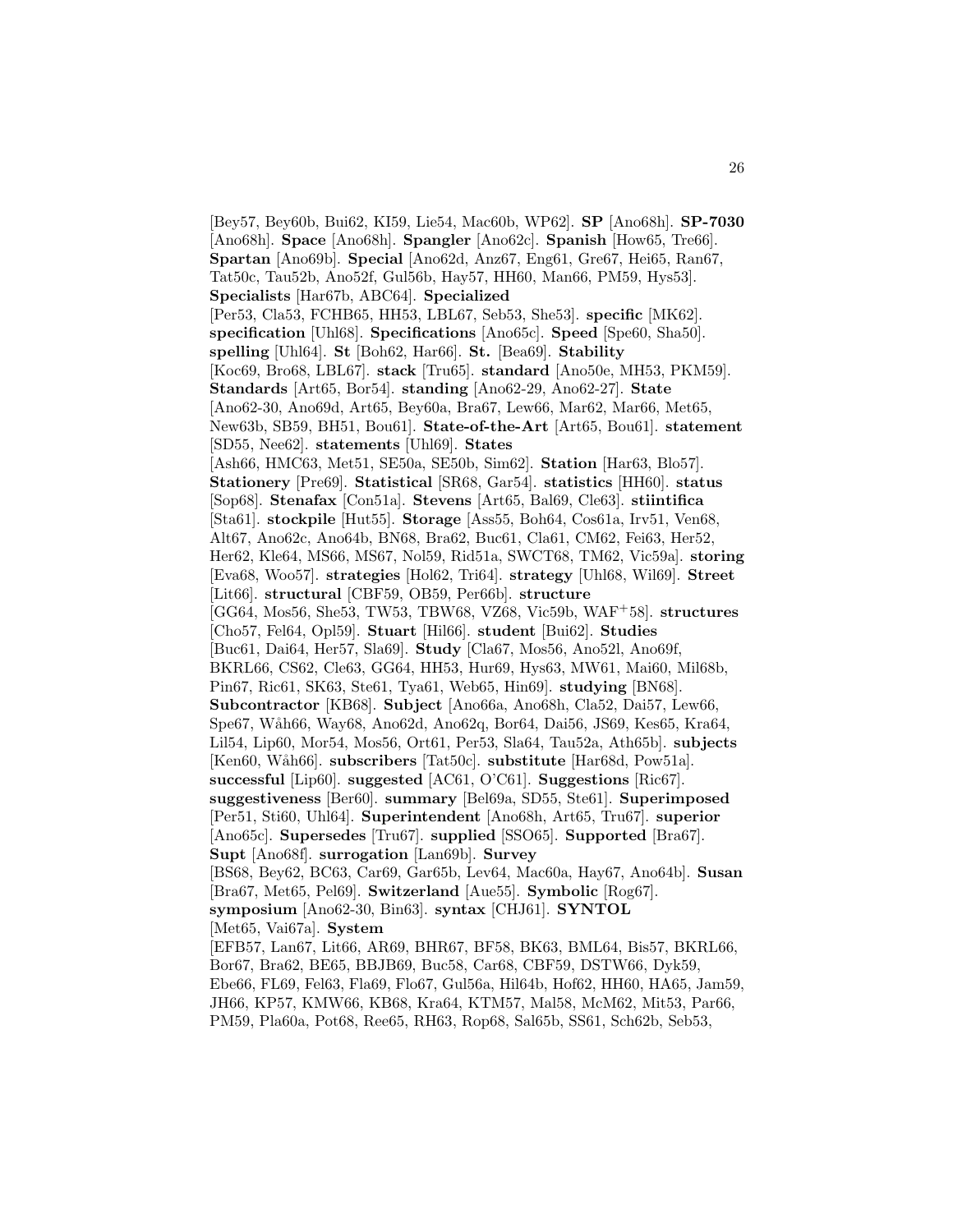[Bey57, Bey60b, Bui62, KI59, Lie54, Mac60b, WP62]. **SP** [Ano68h]. **SP-7030** [Ano68h]. **Space** [Ano68h]. **Spangler** [Ano62c]. **Spanish** [How65, Tre66]. **Spartan** [Ano69b]. **Special** [Ano62d, Anz67, Eng61, Gre67, Hei65, Ran67, Tat50c, Tau52b, Ano52f, Gul56b, Hay57, HH60, Man66, PM59, Hys53]. **Specialists** [Har67b, ABC64]. **Specialized** [Per53, Cla53, FCHB65, HH53, LBL67, Seb53, She53]. **specific** [MK62]. **specification** [Uhl68]. **Specifications** [Ano65c]. **Speed** [Spe60, Sha50]. **spelling** [Uhl64]. **St** [Boh62, Har66]. **St.** [Bea69]. **Stability** [Koc69, Bro68, LBL67]. **stack** [Tru65]. **standard** [Ano50e, MH53, PKM59]. **Standards** [Art65, Bor54]. **standing** [Ano62-29, Ano62-27]. **State** [Ano62-30, Ano69d, Art65, Bey60a, Bra67, Lew66, Mar62, Mar66, Met65, New63b, SB59, BH51, Bou61]. **State-of-the-Art** [Art65, Bou61]. **statement** [SD55, Nee62]. **statements** [Uhl69]. **States** [Ash66, HMC63, Met51, SE50a, SE50b, Sim62]. **Station** [Har63, Blo57]. **Stationery** [Pre69]. **Statistical** [SR68, Gar54]. **statistics** [HH60]. **status** [Sop68]. **Stenafax** [Con51a]. **Stevens** [Art65, Bal69, Cle63]. **stiintifica** [Sta61]. **stockpile** [Hut55]. **Storage** [Ass55, Boh64, Cos61a, Irv51, Ven68, Alt67, Ano62c, Ano64b, BN68, Bra62, Buc61, Cla61, CM62, Fei63, Her52, Her62, Kle64, MS66, MS67, Nol59, Rid51a, SWCT68, TM62, Vic59a]. **storing** [Eva68, Woo57]. **strategies** [Hol62, Tri64]. **strategy** [Uhl68, Wil69]. **Street** [Lit66]. **structural** [CBF59, OB59, Per66b]. **structure** [GG64, Mos56, She53, TW53, TBW68, VZ68, Vic59b, WAF+58]. **structures** [Cho57, Fel64, Opl59]. **Stuart** [Hil66]. **student** [Bui62]. **Studies** [Buc61, Dai64, Her57, Sla69]. **Study** [Cla67, Mos56, Ano52l, Ano69f, BKRL66, CS62, Cle63, GG64, HH53, Hur69, Hys63, MW61, Mai60, Mil68b, Pin67, Ric61, SK63, Ste61, Tya61, Web65, Hin69]. **studying** [BN68]. **Subcontractor** [KB68]. **Subject** [Ano66a, Ano68h, Cla52, Dai57, Lew66, Spe67, Wåh66, Way68, Ano62d, Ano62q, Bor64, Dai56, JS69, Kes65, Kra64, Lil54, Lip60, Mor54, Mos56, Ort61, Per53, Sla64, Tau52a, Ath65b]. **subjects** [Ken60, Wåh66]. **subscribers** [Tat50c]. **substitute** [Har68d, Pow51a]. **successful** [Lip60]. **suggested** [AC61, O'C61]. **Suggestions** [Ric67]. **suggestiveness** [Ber60]. **summary** [Bel69a, SD55, Ste61]. **Superimposed** [Per51, Sti60, Uhl64]. **Superintendent** [Ano68h, Art65, Tru67]. **superior** [Ano65c]. **Supersedes** [Tru67]. **supplied** [SSO65]. **Supported** [Bra67]. **Supt** [Ano68f]. **surrogation** [Lan69b]. **Survey** [BS68, Bey62, BC63, Car69, Gar65b, Lev64, Mac60a, Hay67, Ano64b]. **Susan** [Bra67, Met65, Pel69]. **Switzerland** [Aue55]. **Symbolic** [Rog67]. **symposium** [Ano62-30, Bin63]. **syntax** [CHJ61]. **SYNTOL** [Met65, Vai67a]. **System** [EFB57, Lan67, Lit66, AR69, BHR67, BF58, BK63, BML64, Bis57, BKRL66, Bor67, Bra62, BE65, BBJB69, Buc58, Car68, CBF59, DSTW66, Dyk59, Ebe66, FL69, Fel63, Fla69, Flo67, Gul56a, Hil64b, Hof62, HH60, HA65, Jam59, JH66, KP57, KMW66, KB68, Kra64, KTM57, Mal58, McM62, Mit53, Par66, PM59, Pla60a, Pot68, Ree65, RH63, Rop68, Sal65b, SS61, Sch62b, Seb53,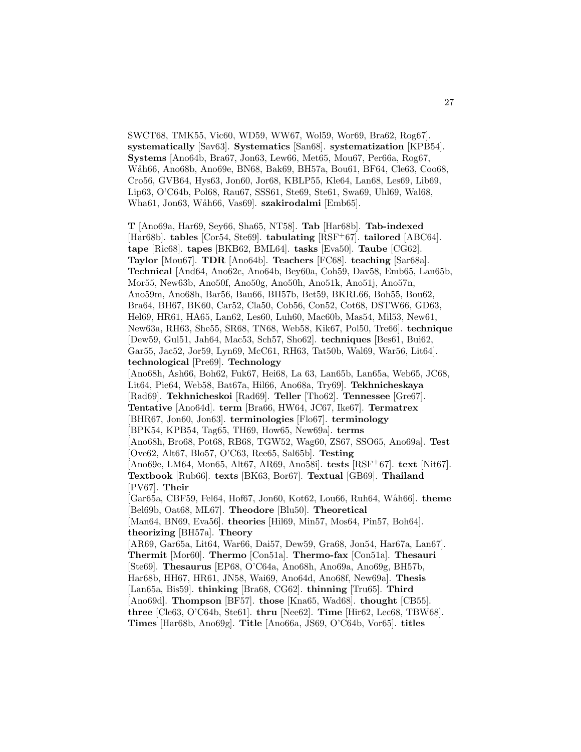SWCT68, TMK55, Vic60, WD59, WW67, Wol59, Wor69, Bra62, Rog67]. **systematically** [Sav63]. **Systematics** [San68]. **systematization** [KPB54]. **Systems** [Ano64b, Bra67, Jon63, Lew66, Met65, Mou67, Per66a, Rog67, Wåh66, Ano68b, Ano69e, BN68, Bak69, BH57a, Bou61, BF64, Cle63, Coo68, Cro56, GVB64, Hys63, Jon60, Jor68, KBLP55, Kle64, Lan68, Les69, Lib69, Lip63, O'C64b, Pol68, Rau67, SSS61, Ste69, Ste61, Swa69, Uhl69, Wal68, Wha61, Jon63, Wåh66, Vas69]. **szakirodalmi** [Emb65].

**T** [Ano69a, Har69, Sey66, Sha65, NT58]. **Tab** [Har68b]. **Tab-indexed** [Har68b]. **tables** [Cor54, Ste69]. **tabulating** [RSF$^{+}$67]. **tailored** [ABC64]. **tape** [Ric68]. **tapes** [BKB62, BML64]. **tasks** [Eva50]. **Taube** [CG62]. **Taylor** [Mou67]. **TDR** [Ano64b]. **Teachers** [FC68]. **teaching** [Sar68a]. **Technical** [And64, Ano62c, Ano64b, Bey60a, Coh59, Dav58, Emb65, Lan65b, Mor55, New63b, Ano50f, Ano50g, Ano50h, Ano51k, Ano51j, Ano57n, Ano59m, Ano68h, Bar56, Bau66, BH57b, Bet59, BKRL66, Boh55, Bou62, Bra64, BH67, BK60, Car52, Cla50, Cob56, Con52, Cot68, DSTW66, GD63, Hel69, HR61, HA65, Lan62, Les60, Luh60, Mac60b, Mas54, Mil53, New61, New63a, RH63, She55, SR68, TN68, Web58, Kik67, Pol50, Tre66]. **technique** [Dew59, Gul51, Jah64, Mac53, Sch57, Sho62]. **techniques** [Bes61, Bui62, Gar55, Jac52, Jor59, Lyn69, McC61, RH63, Tat50b, Wal69, War56, Lit64]. **technological** [Pre69]. **Technology** [Ano68h, Ash66, Boh62, Fuk67, Hei68, La 63, Lan65b, Lan65a, Web65, JC68, Lit64, Pie64, Web58, Bat67a, Hil66, Ano68a, Try69]. **Tekhnicheskaya** [Rad69]. **Tekhnicheskoi** [Rad69]. **Teller** [Tho62]. **Tennessee** [Gre67]. **Tentative** [Ano64d]. **term** [Bra66, HW64, JC67, Ike67]. **Termatrex** [BHR67, Jon60, Jon63]. **terminologies** [Flo67]. **terminology** [BPK54, KPB54, Tag65, TH69, How65, New69a]. **terms** [Ano68h, Bro68, Pot68, RB68, TGW52, Wag60, ZS67, SSO65, Ano69a]. **Test** [Ove62, Alt67, Blo57, O'C63, Ree65, Sal65b]. **Testing** [Ano69e, LM64, Mon65, Alt67, AR69, Ano58i]. **tests** [RSF$^{+}$67]. **text** [Nit67]. **Textbook** [Rub66]. **texts** [BK63, Bor67]. **Textual** [GB69]. **Thailand** [PV67]. **Their** [Gar65a, CBF59, Fel64, Hof67, Jon60, Kot62, Lou66, Ruh64, Wåh66]. **theme** [Bel69b, Oat68, ML67]. **Theodore** [Blu50]. **Theoretical** [Man64, BN69, Eva56]. **theories** [Hil69, Min57, Mos64, Pin57, Boh64]. **theorizing** [BH57a]. **Theory** [AR69, Gar65a, Lit64, War66, Dai57, Dew59, Gra68, Jon54, Har67a, Lan67]. **Thermit** [Mor60]. **Thermo** [Con51a]. **Thermo-fax** [Con51a]. **Thesauri** [Ste69]. **Thesaurus** [EP68, O'C64a, Ano68h, Ano69a, Ano69g, BH57b, Har68b, HH67, HR61, JN58, Wai69, Ano64d, Ano68f, New69a]. **Thesis** [Lan65a, Bis59]. **thinking** [Bra68, CG62]. **thinning** [Tru65]. **Third** [Ano69d]. **Thompson** [BF57]. **those** [Kna65, Wad68]. **thought** [CB55]. **three** [Cle63, O'C64b, Ste61]. **thru** [Nee62]. **Time** [Hir62, Lec68, TBW68]. **Times** [Har68b, Ano69g]. **Title** [Ano66a, JS69, O'C64b, Vor65]. **titles**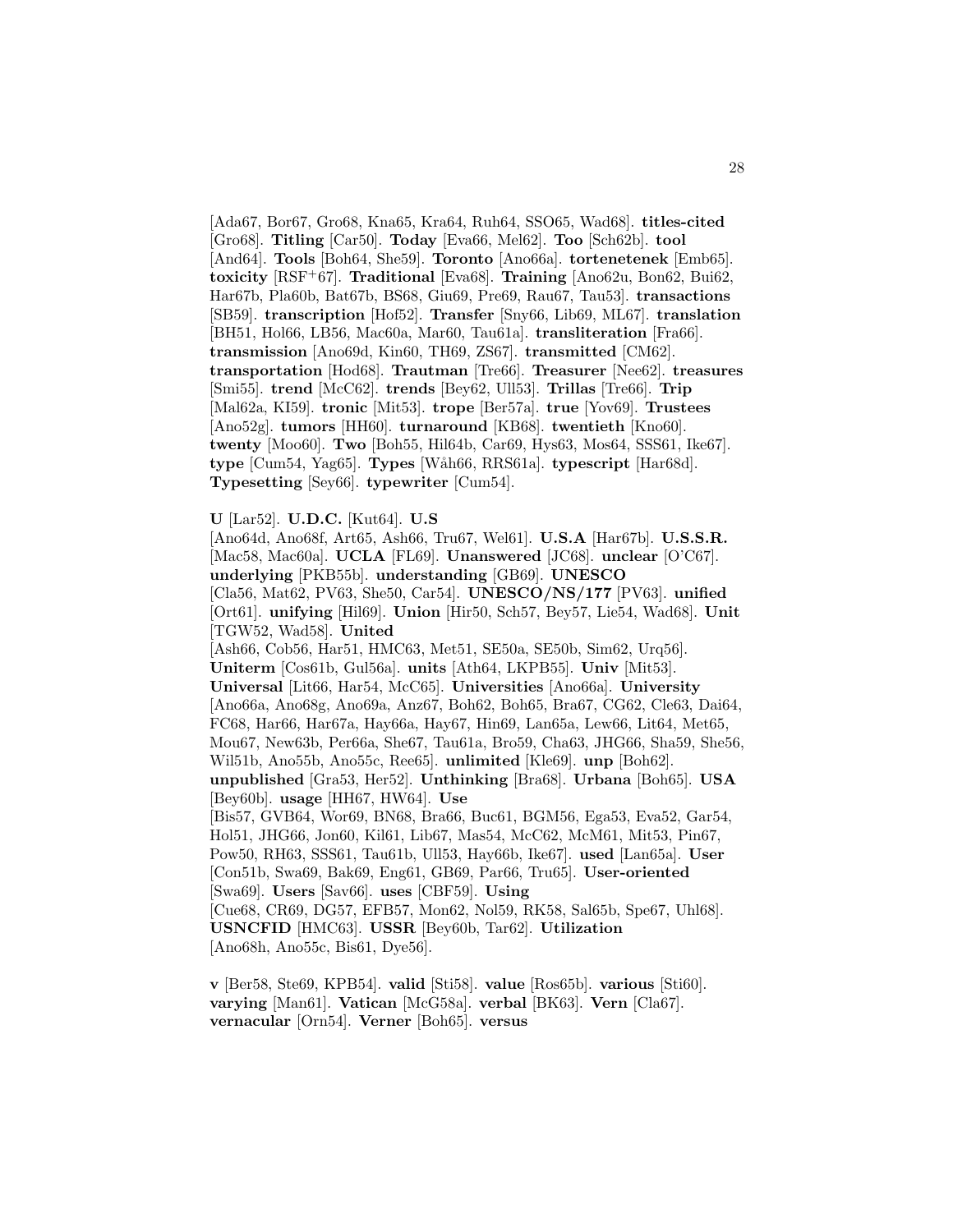[Ada67, Bor67, Gro68, Kna65, Kra64, Ruh64, SSO65, Wad68]. **titles-cited** [Gro68]. **Titling** [Car50]. **Today** [Eva66, Mel62]. **Too** [Sch62b]. **tool** [And64]. **Tools** [Boh64, She59]. **Toronto** [Ano66a]. **tortenetenek** [Emb65]. **toxicity** [RSF+67]. **Traditional** [Eva68]. **Training** [Ano62u, Bon62, Bui62, Har67b, Pla60b, Bat67b, BS68, Giu69, Pre69, Rau67, Tau53]. **transactions** [SB59]. **transcription** [Hof52]. **Transfer** [Sny66, Lib69, ML67]. **translation** [BH51, Hol66, LB56, Mac60a, Mar60, Tau61a]. **transliteration** [Fra66]. **transmission** [Ano69d, Kin60, TH69, ZS67]. **transmitted** [CM62]. **transportation** [Hod68]. **Trautman** [Tre66]. **Treasurer** [Nee62]. **treasures** [Smi55]. **trend** [McC62]. **trends** [Bey62, Ull53]. **Trillas** [Tre66]. **Trip** [Mal62a, KI59]. **tronic** [Mit53]. **trope** [Ber57a]. **true** [Yov69]. **Trustees** [Ano52g]. **tumors** [HH60]. **turnaround** [KB68]. **twentieth** [Kno60]. **twenty** [Moo60]. **Two** [Boh55, Hil64b, Car69, Hys63, Mos64, SSS61, Ike67]. **type** [Cum54, Yag65]. **Types** [Wåh66, RRS61a]. **typescript** [Har68d]. **Typesetting** [Sey66]. **typewriter** [Cum54].

**U** [Lar52]. **U.D.C.** [Kut64]. **U.S** [Ano64d, Ano68f, Art65, Ash66, Tru67, Wel61]. **U.S.A** [Har67b]. **U.S.S.R.** [Mac58, Mac60a]. **UCLA** [FL69]. **Unanswered** [JC68]. **unclear** [O'C67]. **underlying** [PKB55b]. **understanding** [GB69]. **UNESCO** [Cla56, Mat62, PV63, She50, Car54]. **UNESCO/NS/177** [PV63]. **unified** [Ort61]. **unifying** [Hil69]. **Union** [Hir50, Sch57, Bey57, Lie54, Wad68]. **Unit** [TGW52, Wad58]. **United** [Ash66, Cob56, Har51, HMC63, Met51, SE50a, SE50b, Sim62, Urq56]. **Uniterm** [Cos61b, Gul56a]. **units** [Ath64, LKPB55]. **Univ** [Mit53]. **Universal** [Lit66, Har54, McC65]. **Universities** [Ano66a]. **University** [Ano66a, Ano68g, Ano69a, Anz67, Boh62, Boh65, Bra67, CG62, Cle63, Dai64, FC68, Har66, Har67a, Hay66a, Hay67, Hin69, Lan65a, Lew66, Lit64, Met65, Mou67, New63b, Per66a, She67, Tau61a, Bro59, Cha63, JHG66, Sha59, She56, Wil51b, Ano55b, Ano55c, Ree65]. **unlimited** [Kle69]. **unp** [Boh62]. **unpublished** [Gra53, Her52]. **Unthinking** [Bra68]. **Urbana** [Boh65]. **USA** [Bey60b]. **usage** [HH67, HW64]. **Use** [Bis57, GVB64, Wor69, BN68, Bra66, Buc61, BGM56, Ega53, Eva52, Gar54, Hol51, JHG66, Jon60, Kil61, Lib67, Mas54, McC62, McM61, Mit53, Pin67, Pow50, RH63, SSS61, Tau61b, Ull53, Hay66b, Ike67]. **used** [Lan65a]. **User** [Con51b, Swa69, Bak69, Eng61, GB69, Par66, Tru65]. **User-oriented** [Swa69]. **Users** [Sav66]. **uses** [CBF59]. **Using** [Cue68, CR69, DG57, EFB57, Mon62, Nol59, RK58, Sal65b, Spe67, Uhl68]. **USNCFID** [HMC63]. **USSR** [Bey60b, Tar62]. **Utilization** [Ano68h, Ano55c, Bis61, Dye56].

**v** [Ber58, Ste69, KPB54]. **valid** [Sti58]. **value** [Ros65b]. **various** [Sti60]. **varying** [Man61]. **Vatican** [McG58a]. **verbal** [BK63]. **Vern** [Cla67]. **vernacular** [Orn54]. **Verner** [Boh65]. **versus**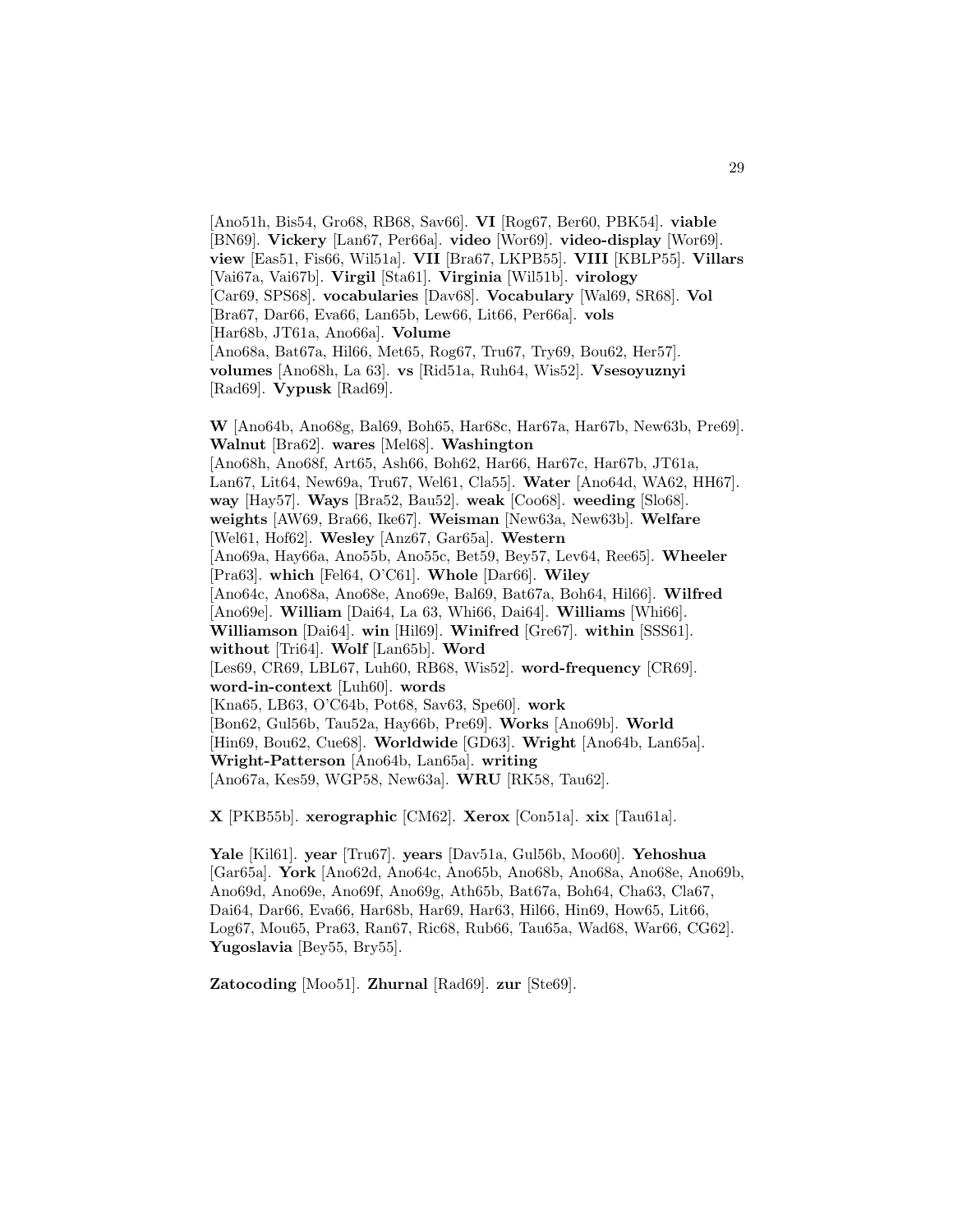[Ano51h, Bis54, Gro68, RB68, Sav66]. **VI** [Rog67, Ber60, PBK54]. **viable** [BN69]. **Vickery** [Lan67, Per66a]. **video** [Wor69]. **video-display** [Wor69]. **view** [Eas51, Fis66, Wil51a]. **VII** [Bra67, LKPB55]. **VIII** [KBLP55]. **Villars** [Vai67a, Vai67b]. **Virgil** [Sta61]. **Virginia** [Wil51b]. **virology** [Car69, SPS68]. **vocabularies** [Dav68]. **Vocabulary** [Wal69, SR68]. **Vol** [Bra67, Dar66, Eva66, Lan65b, Lew66, Lit66, Per66a]. **vols** [Har68b, JT61a, Ano66a]. **Volume** [Ano68a, Bat67a, Hil66, Met65, Rog67, Tru67, Try69, Bou62, Her57]. **volumes** [Ano68h, La 63]. **vs** [Rid51a, Ruh64, Wis52]. **Vsesoyuznyi** [Rad69]. **Vypusk** [Rad69].

**W** [Ano64b, Ano68g, Bal69, Boh65, Har68c, Har67a, Har67b, New63b, Pre69]. **Walnut** [Bra62]. **wares** [Mel68]. **Washington** [Ano68h, Ano68f, Art65, Ash66, Boh62, Har66, Har67c, Har67b, JT61a, Lan67, Lit64, New69a, Tru67, Wel61, Cla55]. **Water** [Ano64d, WA62, HH67]. **way** [Hay57]. **Ways** [Bra52, Bau52]. **weak** [Coo68]. **weeding** [Slo68]. **weights** [AW69, Bra66, Ike67]. **Weisman** [New63a, New63b]. **Welfare** [Wel61, Hof62]. **Wesley** [Anz67, Gar65a]. **Western** [Ano69a, Hay66a, Ano55b, Ano55c, Bet59, Bey57, Lev64, Ree65]. **Wheeler** [Pra63]. **which** [Fel64, O'C61]. **Whole** [Dar66]. **Wiley** [Ano64c, Ano68a, Ano68e, Ano69e, Bal69, Bat67a, Boh64, Hil66]. **Wilfred** [Ano69e]. **William** [Dai64, La 63, Whi66, Dai64]. **Williams** [Whi66]. **Williamson** [Dai64]. **win** [Hil69]. **Winifred** [Gre67]. **within** [SSS61]. **without** [Tri64]. **Wolf** [Lan65b]. **Word** [Les69, CR69, LBL67, Luh60, RB68, Wis52]. **word-frequency** [CR69]. **word-in-context** [Luh60]. **words** [Kna65, LB63, O'C64b, Pot68, Sav63, Spe60]. **work** [Bon62, Gul56b, Tau52a, Hay66b, Pre69]. **Works** [Ano69b]. **World** [Hin69, Bou62, Cue68]. **Worldwide** [GD63]. **Wright** [Ano64b, Lan65a]. **Wright-Patterson** [Ano64b, Lan65a]. **writing** [Ano67a, Kes59, WGP58, New63a]. **WRU** [RK58, Tau62].

**X** [PKB55b]. **xerographic** [CM62]. **Xerox** [Con51a]. **xix** [Tau61a].

**Yale** [Kil61]. **year** [Tru67]. **years** [Dav51a, Gul56b, Moo60]. **Yehoshua** [Gar65a]. **York** [Ano62d, Ano64c, Ano65b, Ano68b, Ano68a, Ano68e, Ano69b, Ano69d, Ano69e, Ano69f, Ano69g, Ath65b, Bat67a, Boh64, Cha63, Cla67, Dai64, Dar66, Eva66, Har68b, Har69, Har63, Hil66, Hin69, How65, Lit66, Log67, Mou65, Pra63, Ran67, Ric68, Rub66, Tau65a, Wad68, War66, CG62]. **Yugoslavia** [Bey55, Bry55].

**Zatocoding** [Moo51]. **Zhurnal** [Rad69]. **zur** [Ste69].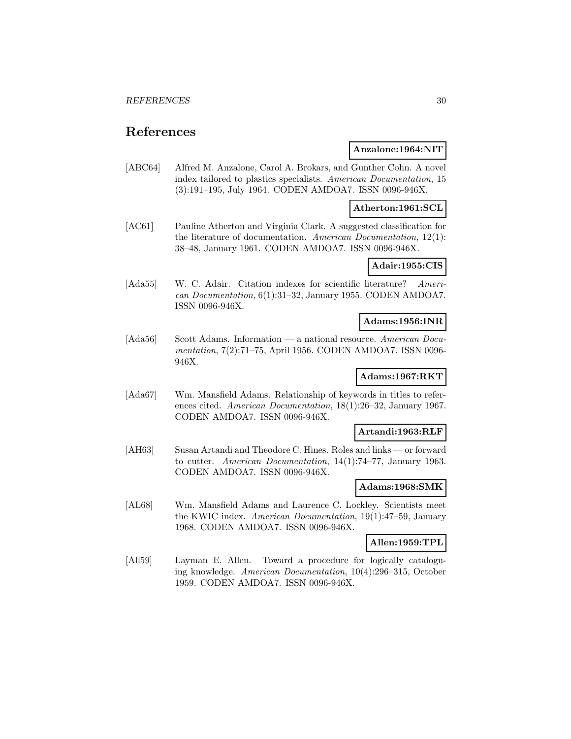# References

**Anzalone:1964:NIT**

[ABC64] Alfred M. Anzalone, Carol A. Brokars, and Gunther Cohn. A novel index tailored to plastics specialists. *American Documentation*, 15 (3):191–195, July 1964. CODEN AMDOA7. ISSN 0096-946X.

**Atherton:1961:SCL**

[AC61] Pauline Atherton and Virginia Clark. A suggested classification for the literature of documentation. *American Documentation*, 12(1): 38–48, January 1961. CODEN AMDOA7. ISSN 0096-946X.

**Adair:1955:CIS**

[Ada55] W. C. Adair. Citation indexes for scientific literature? *American Documentation*, 6(1):31–32, January 1955. CODEN AMDOA7. ISSN 0096-946X.

**Adams:1956:INR**

[Ada56] Scott Adams. Information — a national resource. *American Documentation*, 7(2):71–75, April 1956. CODEN AMDOA7. ISSN 0096-946X.

**Adams:1967:RKT**

[Ada67] Wm. Mansfield Adams. Relationship of keywords in titles to references cited. *American Documentation*, 18(1):26–32, January 1967. CODEN AMDOA7. ISSN 0096-946X.

**Artandi:1963:RLF**

[AH63] Susan Artandi and Theodore C. Hines. Roles and links — or forward to cutter. *American Documentation*, 14(1):74–77, January 1963. CODEN AMDOA7. ISSN 0096-946X.

**Adams:1968:SMK**

[AL68] Wm. Mansfield Adams and Laurence C. Lockley. Scientists meet the KWIC index. *American Documentation*, 19(1):47–59, January 1968. CODEN AMDOA7. ISSN 0096-946X.

**Allen:1959:TPL**

[All59] Layman E. Allen. Toward a procedure for logically cataloguing knowledge. *American Documentation*, 10(4):296–315, October 1959. CODEN AMDOA7. ISSN 0096-946X.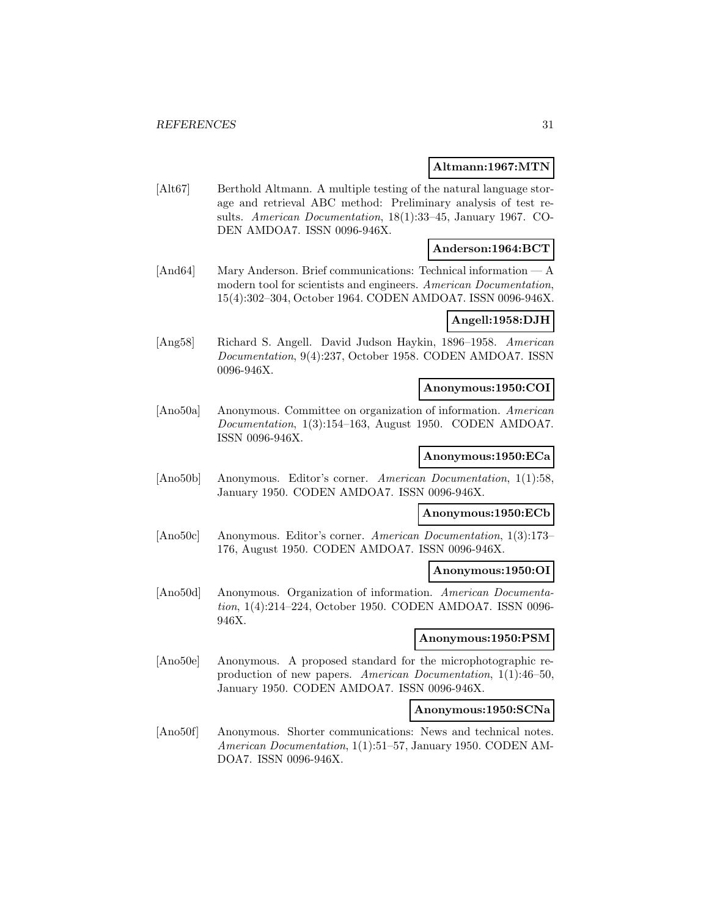**Altmann:1967:MTN**

[Alt67] Berthold Altmann. A multiple testing of the natural language storage and retrieval ABC method: Preliminary analysis of test results. *American Documentation*, 18(1):33–45, January 1967. CODEN AMDOA7. ISSN 0096-946X.

**Anderson:1964:BCT**

[And64] Mary Anderson. Brief communications: Technical information — A modern tool for scientists and engineers. *American Documentation*, 15(4):302–304, October 1964. CODEN AMDOA7. ISSN 0096-946X.

**Angell:1958:DJH**

[Ang58] Richard S. Angell. David Judson Haykin, 1896–1958. *American Documentation*, 9(4):237, October 1958. CODEN AMDOA7. ISSN 0096-946X.

**Anonymous:1950:COI**

[Ano50a] Anonymous. Committee on organization of information. *American Documentation*, 1(3):154–163, August 1950. CODEN AMDOA7. ISSN 0096-946X.

**Anonymous:1950:ECa**

[Ano50b] Anonymous. Editor's corner. *American Documentation*, 1(1):58, January 1950. CODEN AMDOA7. ISSN 0096-946X.

**Anonymous:1950:ECb**

[Ano50c] Anonymous. Editor's corner. *American Documentation*, 1(3):173–176, August 1950. CODEN AMDOA7. ISSN 0096-946X.

**Anonymous:1950:OI**

[Ano50d] Anonymous. Organization of information. *American Documentation*, 1(4):214–224, October 1950. CODEN AMDOA7. ISSN 0096-946X.

**Anonymous:1950:PSM**

[Ano50e] Anonymous. A proposed standard for the microphotographic reproduction of new papers. *American Documentation*, 1(1):46–50, January 1950. CODEN AMDOA7. ISSN 0096-946X.

**Anonymous:1950:SCNa**

[Ano50f] Anonymous. Shorter communications: News and technical notes. *American Documentation*, 1(1):51–57, January 1950. CODEN AMDOA7. ISSN 0096-946X.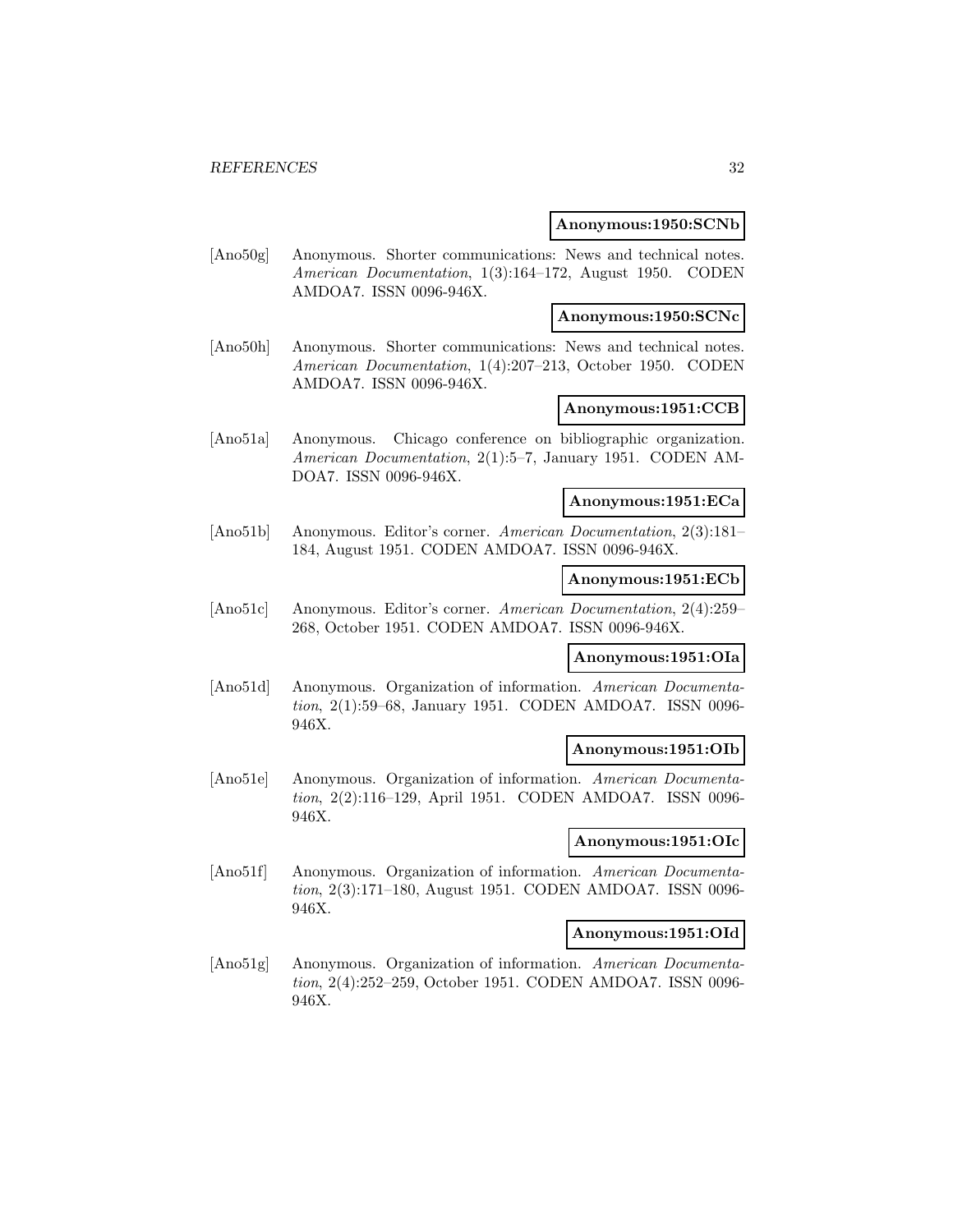**Anonymous:1950:SCNb**

[Ano50g] Anonymous. Shorter communications: News and technical notes. *American Documentation*, 1(3):164–172, August 1950. CODEN AMDOA7. ISSN 0096-946X.

**Anonymous:1950:SCNc**

[Ano50h] Anonymous. Shorter communications: News and technical notes. *American Documentation*, 1(4):207–213, October 1950. CODEN AMDOA7. ISSN 0096-946X.

**Anonymous:1951:CCB**

[Ano51a] Anonymous. Chicago conference on bibliographic organization. *American Documentation*, 2(1):5–7, January 1951. CODEN AMDOA7. ISSN 0096-946X.

**Anonymous:1951:ECa**

[Ano51b] Anonymous. Editor's corner. *American Documentation*, 2(3):181–184, August 1951. CODEN AMDOA7. ISSN 0096-946X.

**Anonymous:1951:ECb**

[Ano51c] Anonymous. Editor's corner. *American Documentation*, 2(4):259–268, October 1951. CODEN AMDOA7. ISSN 0096-946X.

**Anonymous:1951:OIa**

[Ano51d] Anonymous. Organization of information. *American Documentation*, 2(1):59–68, January 1951. CODEN AMDOA7. ISSN 0096-946X.

**Anonymous:1951:OIb**

[Ano51e] Anonymous. Organization of information. *American Documentation*, 2(2):116–129, April 1951. CODEN AMDOA7. ISSN 0096-946X.

**Anonymous:1951:OIc**

[Ano51f] Anonymous. Organization of information. *American Documentation*, 2(3):171–180, August 1951. CODEN AMDOA7. ISSN 0096-946X.

**Anonymous:1951:OId**

[Ano51g] Anonymous. Organization of information. *American Documentation*, 2(4):252–259, October 1951. CODEN AMDOA7. ISSN 0096-946X.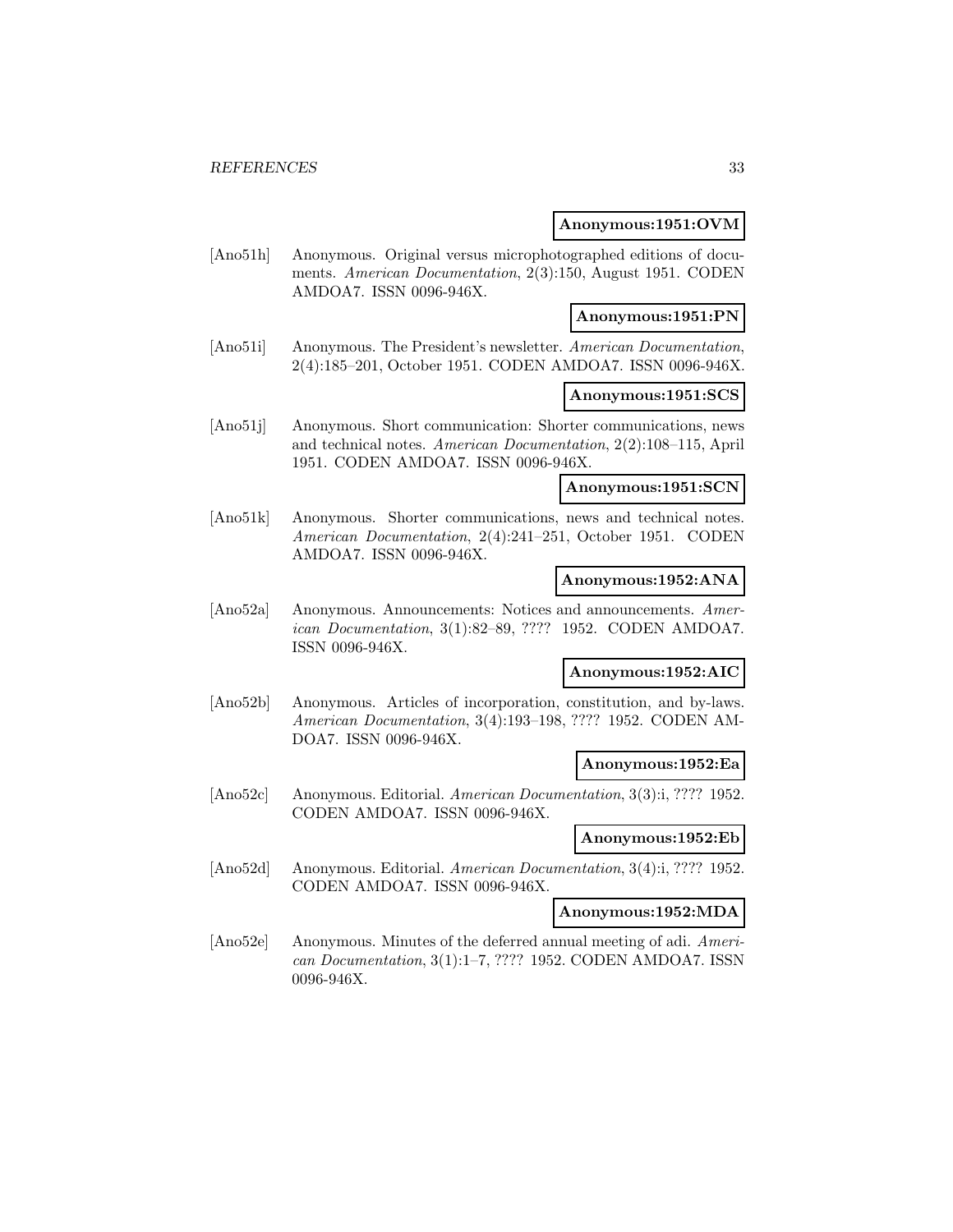**Anonymous:1951:OVM**

[Ano51h] Anonymous. Original versus microphotographed editions of documents. *American Documentation*, 2(3):150, August 1951. CODEN AMDOA7. ISSN 0096-946X.

**Anonymous:1951:PN**

[Ano51i] Anonymous. The President's newsletter. *American Documentation*, 2(4):185–201, October 1951. CODEN AMDOA7. ISSN 0096-946X.

**Anonymous:1951:SCS**

[Ano51j] Anonymous. Short communication: Shorter communications, news and technical notes. *American Documentation*, 2(2):108–115, April 1951. CODEN AMDOA7. ISSN 0096-946X.

**Anonymous:1951:SCN**

[Ano51k] Anonymous. Shorter communications, news and technical notes. *American Documentation*, 2(4):241–251, October 1951. CODEN AMDOA7. ISSN 0096-946X.

**Anonymous:1952:ANA**

[Ano52a] Anonymous. Announcements: Notices and announcements. *American Documentation*, 3(1):82–89, ???? 1952. CODEN AMDOA7. ISSN 0096-946X.

**Anonymous:1952:AIC**

[Ano52b] Anonymous. Articles of incorporation, constitution, and by-laws. *American Documentation*, 3(4):193–198, ???? 1952. CODEN AMDOA7. ISSN 0096-946X.

**Anonymous:1952:Ea**

[Ano52c] Anonymous. Editorial. *American Documentation*, 3(3):i, ???? 1952. CODEN AMDOA7. ISSN 0096-946X.

**Anonymous:1952:Eb**

[Ano52d] Anonymous. Editorial. *American Documentation*, 3(4):i, ???? 1952. CODEN AMDOA7. ISSN 0096-946X.

**Anonymous:1952:MDA**

[Ano52e] Anonymous. Minutes of the deferred annual meeting of adi. *American Documentation*, 3(1):1–7, ???? 1952. CODEN AMDOA7. ISSN 0096-946X.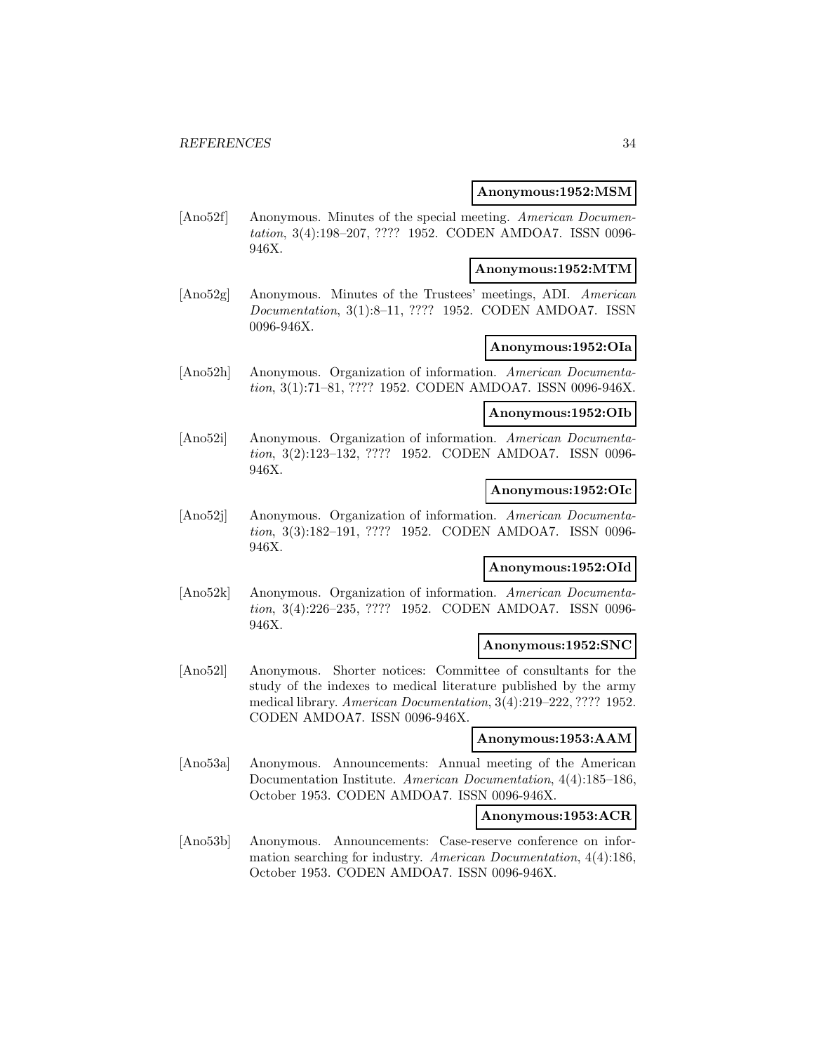**Anonymous:1952:MSM**

[Ano52f] Anonymous. Minutes of the special meeting. *American Documentation*, 3(4):198–207, ???? 1952. CODEN AMDOA7. ISSN 0096-946X.

**Anonymous:1952:MTM**

[Ano52g] Anonymous. Minutes of the Trustees' meetings, ADI. *American Documentation*, 3(1):8–11, ???? 1952. CODEN AMDOA7. ISSN 0096-946X.

**Anonymous:1952:OIa**

[Ano52h] Anonymous. Organization of information. *American Documentation*, 3(1):71–81, ???? 1952. CODEN AMDOA7. ISSN 0096-946X.

**Anonymous:1952:OIb**

[Ano52i] Anonymous. Organization of information. *American Documentation*, 3(2):123–132, ???? 1952. CODEN AMDOA7. ISSN 0096-946X.

**Anonymous:1952:OIc**

[Ano52j] Anonymous. Organization of information. *American Documentation*, 3(3):182–191, ???? 1952. CODEN AMDOA7. ISSN 0096-946X.

**Anonymous:1952:OId**

[Ano52k] Anonymous. Organization of information. *American Documentation*, 3(4):226–235, ???? 1952. CODEN AMDOA7. ISSN 0096-946X.

**Anonymous:1952:SNC**

[Ano52l] Anonymous. Shorter notices: Committee of consultants for the study of the indexes to medical literature published by the army medical library. *American Documentation*, 3(4):219–222, ???? 1952. CODEN AMDOA7. ISSN 0096-946X.

**Anonymous:1953:AAM**

[Ano53a] Anonymous. Announcements: Annual meeting of the American Documentation Institute. *American Documentation*, 4(4):185–186, October 1953. CODEN AMDOA7. ISSN 0096-946X.

**Anonymous:1953:ACR**

[Ano53b] Anonymous. Announcements: Case-reserve conference on information searching for industry. *American Documentation*, 4(4):186, October 1953. CODEN AMDOA7. ISSN 0096-946X.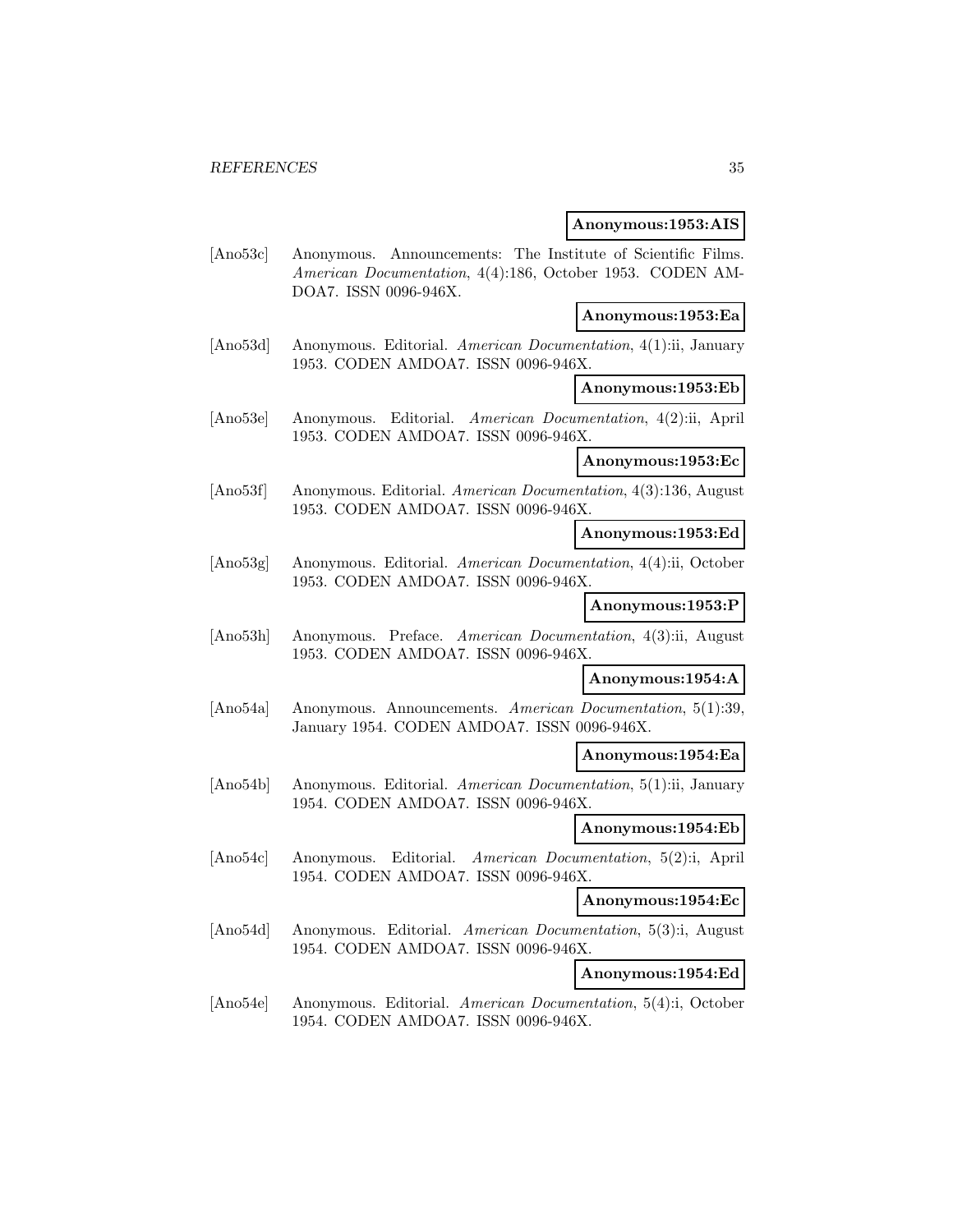**Anonymous:1953:AIS**

[Ano53c] Anonymous. Announcements: The Institute of Scientific Films. *American Documentation*, 4(4):186, October 1953. CODEN AMDOA7. ISSN 0096-946X.

**Anonymous:1953:Ea**

[Ano53d] Anonymous. Editorial. *American Documentation*, 4(1):ii, January 1953. CODEN AMDOA7. ISSN 0096-946X.

**Anonymous:1953:Eb**

[Ano53e] Anonymous. Editorial. *American Documentation*, 4(2):ii, April 1953. CODEN AMDOA7. ISSN 0096-946X.

**Anonymous:1953:Ec**

[Ano53f] Anonymous. Editorial. *American Documentation*, 4(3):136, August 1953. CODEN AMDOA7. ISSN 0096-946X.

**Anonymous:1953:Ed**

[Ano53g] Anonymous. Editorial. *American Documentation*, 4(4):ii, October 1953. CODEN AMDOA7. ISSN 0096-946X.

**Anonymous:1953:P**

[Ano53h] Anonymous. Preface. *American Documentation*, 4(3):ii, August 1953. CODEN AMDOA7. ISSN 0096-946X.

**Anonymous:1954:A**

[Ano54a] Anonymous. Announcements. *American Documentation*, 5(1):39, January 1954. CODEN AMDOA7. ISSN 0096-946X.

**Anonymous:1954:Ea**

[Ano54b] Anonymous. Editorial. *American Documentation*, 5(1):ii, January 1954. CODEN AMDOA7. ISSN 0096-946X.

**Anonymous:1954:Eb**

[Ano54c] Anonymous. Editorial. *American Documentation*, 5(2):i, April 1954. CODEN AMDOA7. ISSN 0096-946X.

**Anonymous:1954:Ec**

[Ano54d] Anonymous. Editorial. *American Documentation*, 5(3):i, August 1954. CODEN AMDOA7. ISSN 0096-946X.

**Anonymous:1954:Ed**

[Ano54e] Anonymous. Editorial. *American Documentation*, 5(4):i, October 1954. CODEN AMDOA7. ISSN 0096-946X.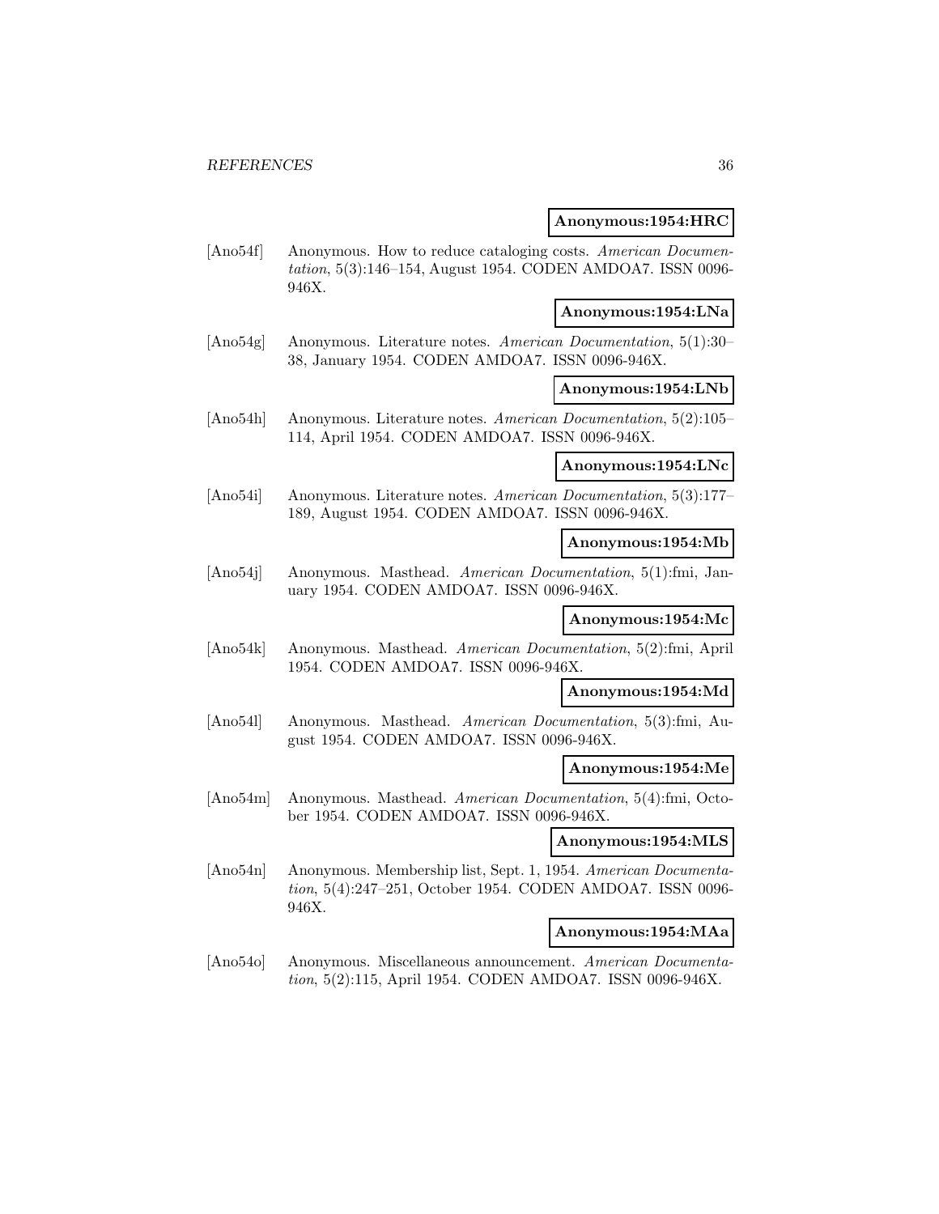**Anonymous:1954:HRC**

[Ano54f] Anonymous. How to reduce cataloging costs. *American Documentation*, 5(3):146–154, August 1954. CODEN AMDOA7. ISSN 0096-946X.

**Anonymous:1954:LNa**

[Ano54g] Anonymous. Literature notes. *American Documentation*, 5(1):30–38, January 1954. CODEN AMDOA7. ISSN 0096-946X.

**Anonymous:1954:LNb**

[Ano54h] Anonymous. Literature notes. *American Documentation*, 5(2):105–114, April 1954. CODEN AMDOA7. ISSN 0096-946X.

**Anonymous:1954:LNc**

[Ano54i] Anonymous. Literature notes. *American Documentation*, 5(3):177–189, August 1954. CODEN AMDOA7. ISSN 0096-946X.

**Anonymous:1954:Mb**

[Ano54j] Anonymous. Masthead. *American Documentation*, 5(1):fmi, January 1954. CODEN AMDOA7. ISSN 0096-946X.

**Anonymous:1954:Mc**

[Ano54k] Anonymous. Masthead. *American Documentation*, 5(2):fmi, April 1954. CODEN AMDOA7. ISSN 0096-946X.

**Anonymous:1954:Md**

[Ano54l] Anonymous. Masthead. *American Documentation*, 5(3):fmi, August 1954. CODEN AMDOA7. ISSN 0096-946X.

**Anonymous:1954:Me**

[Ano54m] Anonymous. Masthead. *American Documentation*, 5(4):fmi, October 1954. CODEN AMDOA7. ISSN 0096-946X.

**Anonymous:1954:MLS**

[Ano54n] Anonymous. Membership list, Sept. 1, 1954. *American Documentation*, 5(4):247–251, October 1954. CODEN AMDOA7. ISSN 0096-946X.

**Anonymous:1954:MAa**

[Ano54o] Anonymous. Miscellaneous announcement. *American Documentation*, 5(2):115, April 1954. CODEN AMDOA7. ISSN 0096-946X.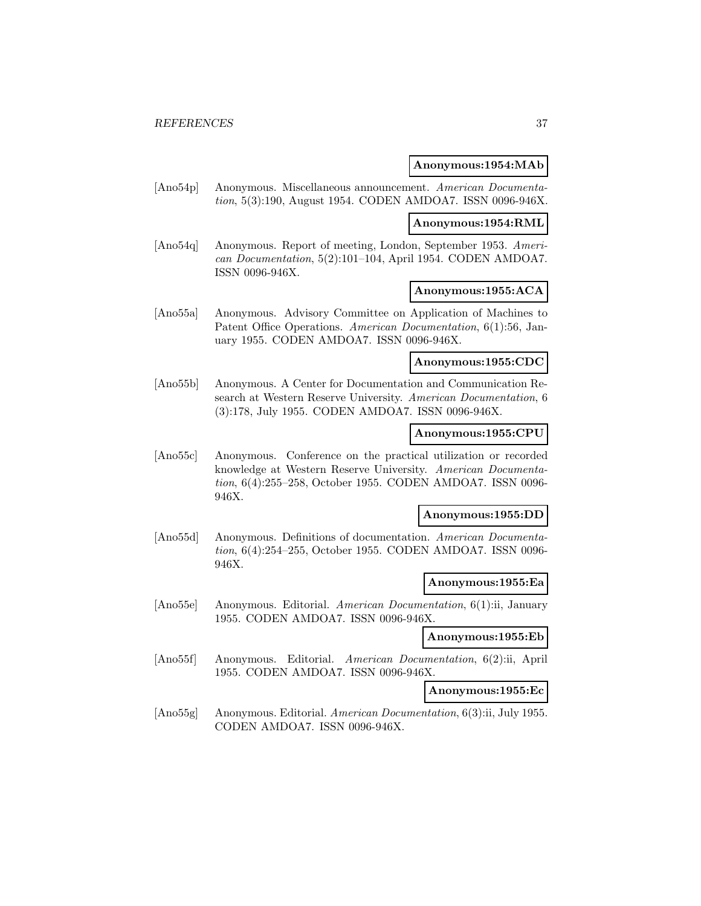**Anonymous:1954:MAb**

[Ano54p] Anonymous. Miscellaneous announcement. *American Documentation*, 5(3):190, August 1954. CODEN AMDOA7. ISSN 0096-946X.

**Anonymous:1954:RML**

[Ano54q] Anonymous. Report of meeting, London, September 1953. *American Documentation*, 5(2):101–104, April 1954. CODEN AMDOA7. ISSN 0096-946X.

**Anonymous:1955:ACA**

[Ano55a] Anonymous. Advisory Committee on Application of Machines to Patent Office Operations. *American Documentation*, 6(1):56, January 1955. CODEN AMDOA7. ISSN 0096-946X.

**Anonymous:1955:CDC**

[Ano55b] Anonymous. A Center for Documentation and Communication Research at Western Reserve University. *American Documentation*, 6 (3):178, July 1955. CODEN AMDOA7. ISSN 0096-946X.

**Anonymous:1955:CPU**

[Ano55c] Anonymous. Conference on the practical utilization or recorded knowledge at Western Reserve University. *American Documentation*, 6(4):255–258, October 1955. CODEN AMDOA7. ISSN 0096-946X.

**Anonymous:1955:DD**

[Ano55d] Anonymous. Definitions of documentation. *American Documentation*, 6(4):254–255, October 1955. CODEN AMDOA7. ISSN 0096-946X.

**Anonymous:1955:Ea**

[Ano55e] Anonymous. Editorial. *American Documentation*, 6(1):ii, January 1955. CODEN AMDOA7. ISSN 0096-946X.

**Anonymous:1955:Eb**

[Ano55f] Anonymous. Editorial. *American Documentation*, 6(2):ii, April 1955. CODEN AMDOA7. ISSN 0096-946X.

**Anonymous:1955:Ec**

[Ano55g] Anonymous. Editorial. *American Documentation*, 6(3):ii, July 1955. CODEN AMDOA7. ISSN 0096-946X.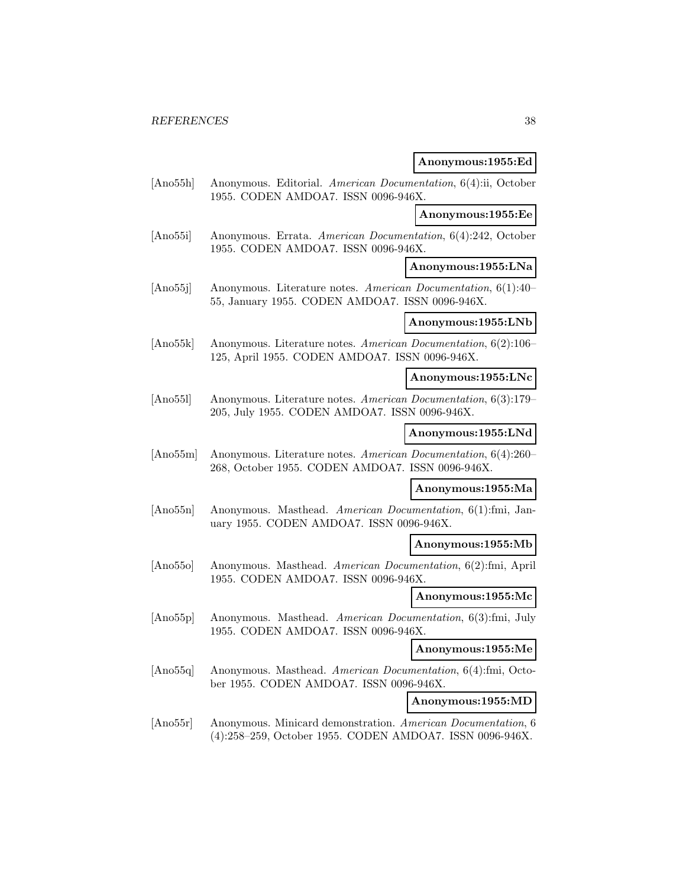**Anonymous:1955:Ed**

[Ano55h] Anonymous. Editorial. *American Documentation*, 6(4):ii, October 1955. CODEN AMDOA7. ISSN 0096-946X.

**Anonymous:1955:Ee**

[Ano55i] Anonymous. Errata. *American Documentation*, 6(4):242, October 1955. CODEN AMDOA7. ISSN 0096-946X.

**Anonymous:1955:LNa**

[Ano55j] Anonymous. Literature notes. *American Documentation*, 6(1):40–55, January 1955. CODEN AMDOA7. ISSN 0096-946X.

**Anonymous:1955:LNb**

[Ano55k] Anonymous. Literature notes. *American Documentation*, 6(2):106–125, April 1955. CODEN AMDOA7. ISSN 0096-946X.

**Anonymous:1955:LNc**

[Ano55l] Anonymous. Literature notes. *American Documentation*, 6(3):179–205, July 1955. CODEN AMDOA7. ISSN 0096-946X.

**Anonymous:1955:LNd**

[Ano55m] Anonymous. Literature notes. *American Documentation*, 6(4):260–268, October 1955. CODEN AMDOA7. ISSN 0096-946X.

**Anonymous:1955:Ma**

[Ano55n] Anonymous. Masthead. *American Documentation*, 6(1):fmi, January 1955. CODEN AMDOA7. ISSN 0096-946X.

**Anonymous:1955:Mb**

[Ano55o] Anonymous. Masthead. *American Documentation*, 6(2):fmi, April 1955. CODEN AMDOA7. ISSN 0096-946X.

**Anonymous:1955:Mc**

[Ano55p] Anonymous. Masthead. *American Documentation*, 6(3):fmi, July 1955. CODEN AMDOA7. ISSN 0096-946X.

**Anonymous:1955:Me**

[Ano55q] Anonymous. Masthead. *American Documentation*, 6(4):fmi, October 1955. CODEN AMDOA7. ISSN 0096-946X.

**Anonymous:1955:MD**

[Ano55r] Anonymous. Minicard demonstration. *American Documentation*, 6 (4):258–259, October 1955. CODEN AMDOA7. ISSN 0096-946X.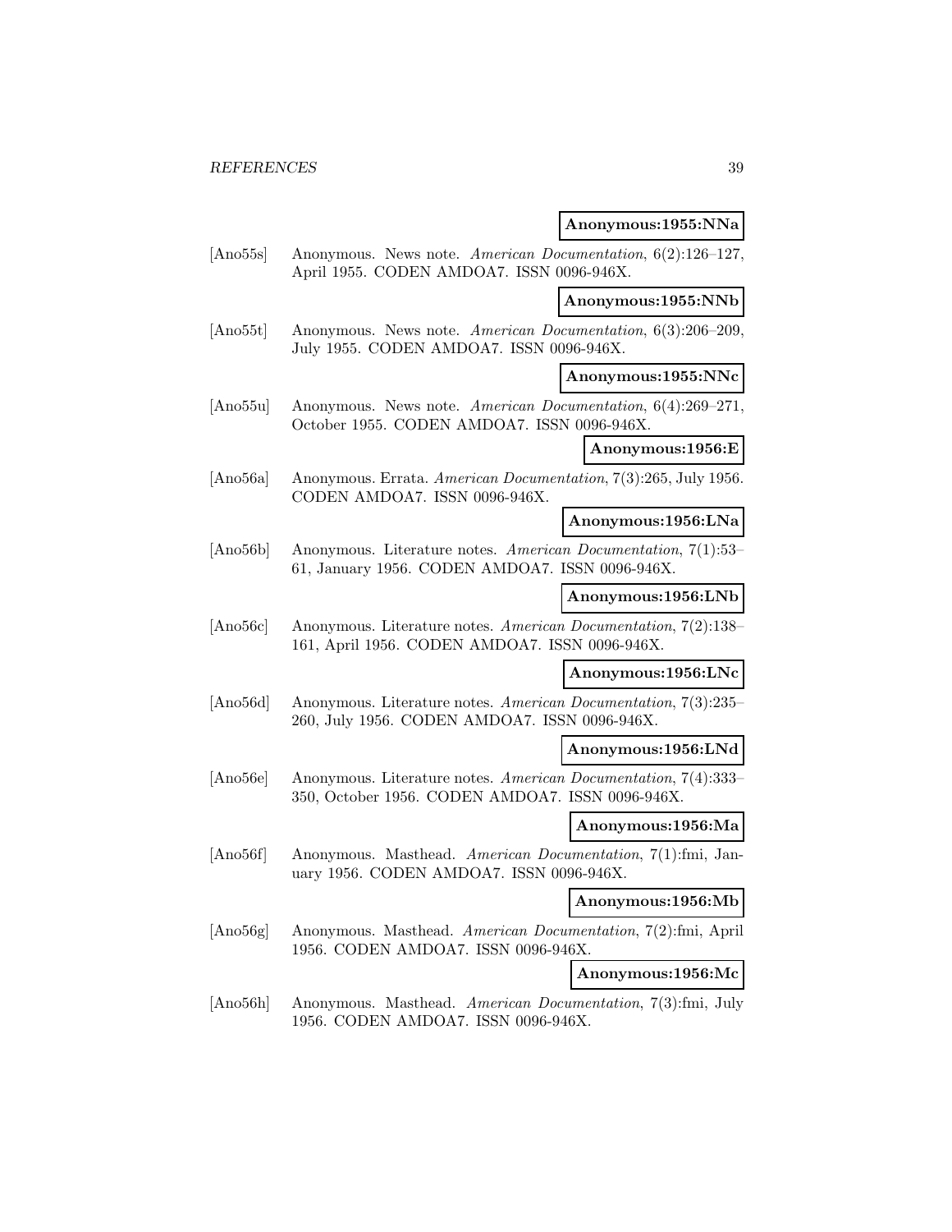**Anonymous:1955:NNa**

[Ano55s] Anonymous. News note. *American Documentation*, 6(2):126–127, April 1955. CODEN AMDOA7. ISSN 0096-946X.

**Anonymous:1955:NNb**

[Ano55t] Anonymous. News note. *American Documentation*, 6(3):206–209, July 1955. CODEN AMDOA7. ISSN 0096-946X.

**Anonymous:1955:NNc**

[Ano55u] Anonymous. News note. *American Documentation*, 6(4):269–271, October 1955. CODEN AMDOA7. ISSN 0096-946X.

**Anonymous:1956:E**

[Ano56a] Anonymous. Errata. *American Documentation*, 7(3):265, July 1956. CODEN AMDOA7. ISSN 0096-946X.

**Anonymous:1956:LNa**

[Ano56b] Anonymous. Literature notes. *American Documentation*, 7(1):53–61, January 1956. CODEN AMDOA7. ISSN 0096-946X.

**Anonymous:1956:LNb**

[Ano56c] Anonymous. Literature notes. *American Documentation*, 7(2):138–161, April 1956. CODEN AMDOA7. ISSN 0096-946X.

**Anonymous:1956:LNc**

[Ano56d] Anonymous. Literature notes. *American Documentation*, 7(3):235–260, July 1956. CODEN AMDOA7. ISSN 0096-946X.

**Anonymous:1956:LNd**

[Ano56e] Anonymous. Literature notes. *American Documentation*, 7(4):333–350, October 1956. CODEN AMDOA7. ISSN 0096-946X.

**Anonymous:1956:Ma**

[Ano56f] Anonymous. Masthead. *American Documentation*, 7(1):fmi, January 1956. CODEN AMDOA7. ISSN 0096-946X.

**Anonymous:1956:Mb**

[Ano56g] Anonymous. Masthead. *American Documentation*, 7(2):fmi, April 1956. CODEN AMDOA7. ISSN 0096-946X.

**Anonymous:1956:Mc**

[Ano56h] Anonymous. Masthead. *American Documentation*, 7(3):fmi, July 1956. CODEN AMDOA7. ISSN 0096-946X.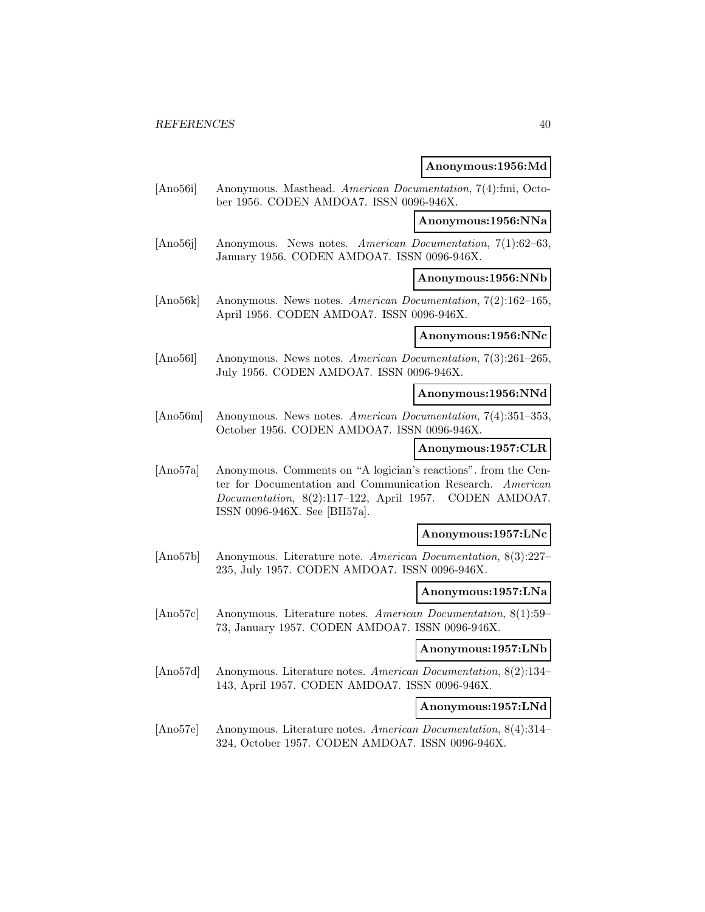**Anonymous:1956:Md**

[Ano56i] Anonymous. Masthead. *American Documentation*, 7(4):fmi, October 1956. CODEN AMDOA7. ISSN 0096-946X.

**Anonymous:1956:NNa**

[Ano56j] Anonymous. News notes. *American Documentation*, 7(1):62–63, January 1956. CODEN AMDOA7. ISSN 0096-946X.

**Anonymous:1956:NNb**

[Ano56k] Anonymous. News notes. *American Documentation*, 7(2):162–165, April 1956. CODEN AMDOA7. ISSN 0096-946X.

**Anonymous:1956:NNc**

[Ano56l] Anonymous. News notes. *American Documentation*, 7(3):261–265, July 1956. CODEN AMDOA7. ISSN 0096-946X.

**Anonymous:1956:NNd**

[Ano56m] Anonymous. News notes. *American Documentation*, 7(4):351–353, October 1956. CODEN AMDOA7. ISSN 0096-946X.

**Anonymous:1957:CLR**

[Ano57a] Anonymous. Comments on "A logician's reactions". from the Center for Documentation and Communication Research. *American Documentation*, 8(2):117–122, April 1957. CODEN AMDOA7. ISSN 0096-946X. See [BH57a].

**Anonymous:1957:LNc**

[Ano57b] Anonymous. Literature note. *American Documentation*, 8(3):227–235, July 1957. CODEN AMDOA7. ISSN 0096-946X.

**Anonymous:1957:LNa**

[Ano57c] Anonymous. Literature notes. *American Documentation*, 8(1):59–73, January 1957. CODEN AMDOA7. ISSN 0096-946X.

**Anonymous:1957:LNb**

[Ano57d] Anonymous. Literature notes. *American Documentation*, 8(2):134–143, April 1957. CODEN AMDOA7. ISSN 0096-946X.

**Anonymous:1957:LNd**

[Ano57e] Anonymous. Literature notes. *American Documentation*, 8(4):314–324, October 1957. CODEN AMDOA7. ISSN 0096-946X.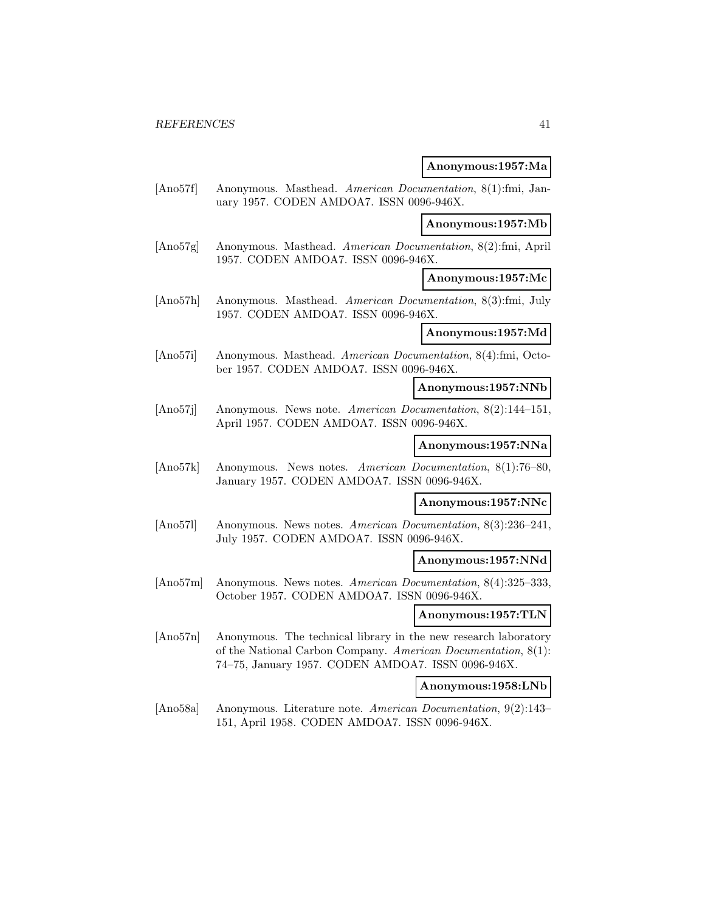**Anonymous:1957:Ma**

[Ano57f] Anonymous. Masthead. *American Documentation*, 8(1):fmi, January 1957. CODEN AMDOA7. ISSN 0096-946X.

**Anonymous:1957:Mb**

[Ano57g] Anonymous. Masthead. *American Documentation*, 8(2):fmi, April 1957. CODEN AMDOA7. ISSN 0096-946X.

**Anonymous:1957:Mc**

[Ano57h] Anonymous. Masthead. *American Documentation*, 8(3):fmi, July 1957. CODEN AMDOA7. ISSN 0096-946X.

**Anonymous:1957:Md**

[Ano57i] Anonymous. Masthead. *American Documentation*, 8(4):fmi, October 1957. CODEN AMDOA7. ISSN 0096-946X.

**Anonymous:1957:NNb**

[Ano57j] Anonymous. News note. *American Documentation*, 8(2):144–151, April 1957. CODEN AMDOA7. ISSN 0096-946X.

**Anonymous:1957:NNa**

[Ano57k] Anonymous. News notes. *American Documentation*, 8(1):76–80, January 1957. CODEN AMDOA7. ISSN 0096-946X.

**Anonymous:1957:NNc**

[Ano57l] Anonymous. News notes. *American Documentation*, 8(3):236–241, July 1957. CODEN AMDOA7. ISSN 0096-946X.

**Anonymous:1957:NNd**

[Ano57m] Anonymous. News notes. *American Documentation*, 8(4):325–333, October 1957. CODEN AMDOA7. ISSN 0096-946X.

**Anonymous:1957:TLN**

[Ano57n] Anonymous. The technical library in the new research laboratory of the National Carbon Company. *American Documentation*, 8(1): 74–75, January 1957. CODEN AMDOA7. ISSN 0096-946X.

**Anonymous:1958:LNb**

[Ano58a] Anonymous. Literature note. *American Documentation*, 9(2):143–151, April 1958. CODEN AMDOA7. ISSN 0096-946X.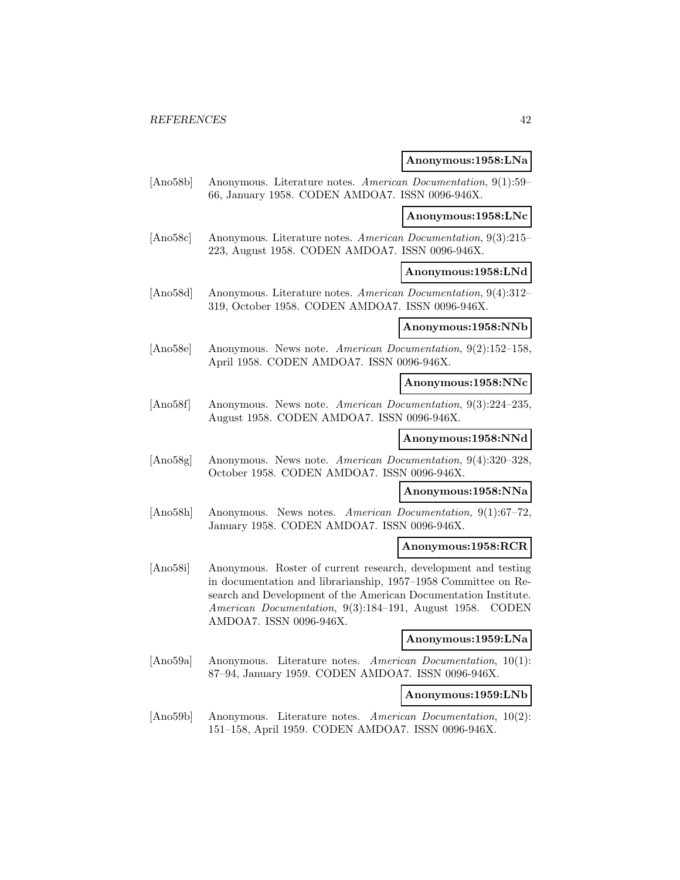**Anonymous:1958:LNa**

[Ano58b] Anonymous. Literature notes. *American Documentation*, 9(1):59–66, January 1958. CODEN AMDOA7. ISSN 0096-946X.

**Anonymous:1958:LNc**

[Ano58c] Anonymous. Literature notes. *American Documentation*, 9(3):215–223, August 1958. CODEN AMDOA7. ISSN 0096-946X.

**Anonymous:1958:LNd**

[Ano58d] Anonymous. Literature notes. *American Documentation*, 9(4):312–319, October 1958. CODEN AMDOA7. ISSN 0096-946X.

**Anonymous:1958:NNb**

[Ano58e] Anonymous. News note. *American Documentation*, 9(2):152–158, April 1958. CODEN AMDOA7. ISSN 0096-946X.

**Anonymous:1958:NNc**

[Ano58f] Anonymous. News note. *American Documentation*, 9(3):224–235, August 1958. CODEN AMDOA7. ISSN 0096-946X.

**Anonymous:1958:NNd**

[Ano58g] Anonymous. News note. *American Documentation*, 9(4):320–328, October 1958. CODEN AMDOA7. ISSN 0096-946X.

**Anonymous:1958:NNa**

[Ano58h] Anonymous. News notes. *American Documentation*, 9(1):67–72, January 1958. CODEN AMDOA7. ISSN 0096-946X.

**Anonymous:1958:RCR**

[Ano58i] Anonymous. Roster of current research, development and testing in documentation and librarianship, 1957–1958 Committee on Research and Development of the American Documentation Institute. *American Documentation*, 9(3):184–191, August 1958. CODEN AMDOA7. ISSN 0096-946X.

**Anonymous:1959:LNa**

[Ano59a] Anonymous. Literature notes. *American Documentation*, 10(1):87–94, January 1959. CODEN AMDOA7. ISSN 0096-946X.

**Anonymous:1959:LNb**

[Ano59b] Anonymous. Literature notes. *American Documentation*, 10(2):151–158, April 1959. CODEN AMDOA7. ISSN 0096-946X.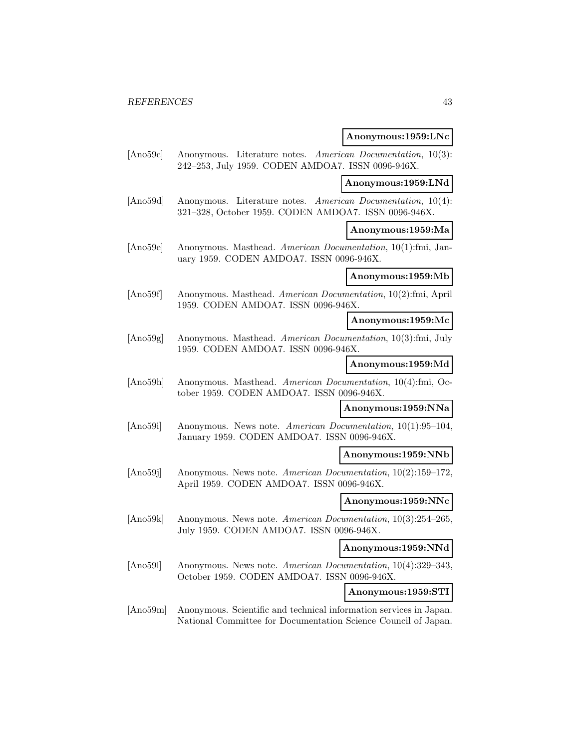**Anonymous:1959:LNc**

[Ano59c] Anonymous. Literature notes. *American Documentation*, 10(3): 242–253, July 1959. CODEN AMDOA7. ISSN 0096-946X.

**Anonymous:1959:LNd**

[Ano59d] Anonymous. Literature notes. *American Documentation*, 10(4): 321–328, October 1959. CODEN AMDOA7. ISSN 0096-946X.

**Anonymous:1959:Ma**

[Ano59e] Anonymous. Masthead. *American Documentation*, 10(1):fmi, January 1959. CODEN AMDOA7. ISSN 0096-946X.

**Anonymous:1959:Mb**

[Ano59f] Anonymous. Masthead. *American Documentation*, 10(2):fmi, April 1959. CODEN AMDOA7. ISSN 0096-946X.

**Anonymous:1959:Mc**

[Ano59g] Anonymous. Masthead. *American Documentation*, 10(3):fmi, July 1959. CODEN AMDOA7. ISSN 0096-946X.

**Anonymous:1959:Md**

[Ano59h] Anonymous. Masthead. *American Documentation*, 10(4):fmi, October 1959. CODEN AMDOA7. ISSN 0096-946X.

**Anonymous:1959:NNa**

[Ano59i] Anonymous. News note. *American Documentation*, 10(1):95–104, January 1959. CODEN AMDOA7. ISSN 0096-946X.

**Anonymous:1959:NNb**

[Ano59j] Anonymous. News note. *American Documentation*, 10(2):159–172, April 1959. CODEN AMDOA7. ISSN 0096-946X.

**Anonymous:1959:NNc**

[Ano59k] Anonymous. News note. *American Documentation*, 10(3):254–265, July 1959. CODEN AMDOA7. ISSN 0096-946X.

**Anonymous:1959:NNd**

[Ano59l] Anonymous. News note. *American Documentation*, 10(4):329–343, October 1959. CODEN AMDOA7. ISSN 0096-946X.

**Anonymous:1959:STI**

[Ano59m] Anonymous. Scientific and technical information services in Japan. National Committee for Documentation Science Council of Japan.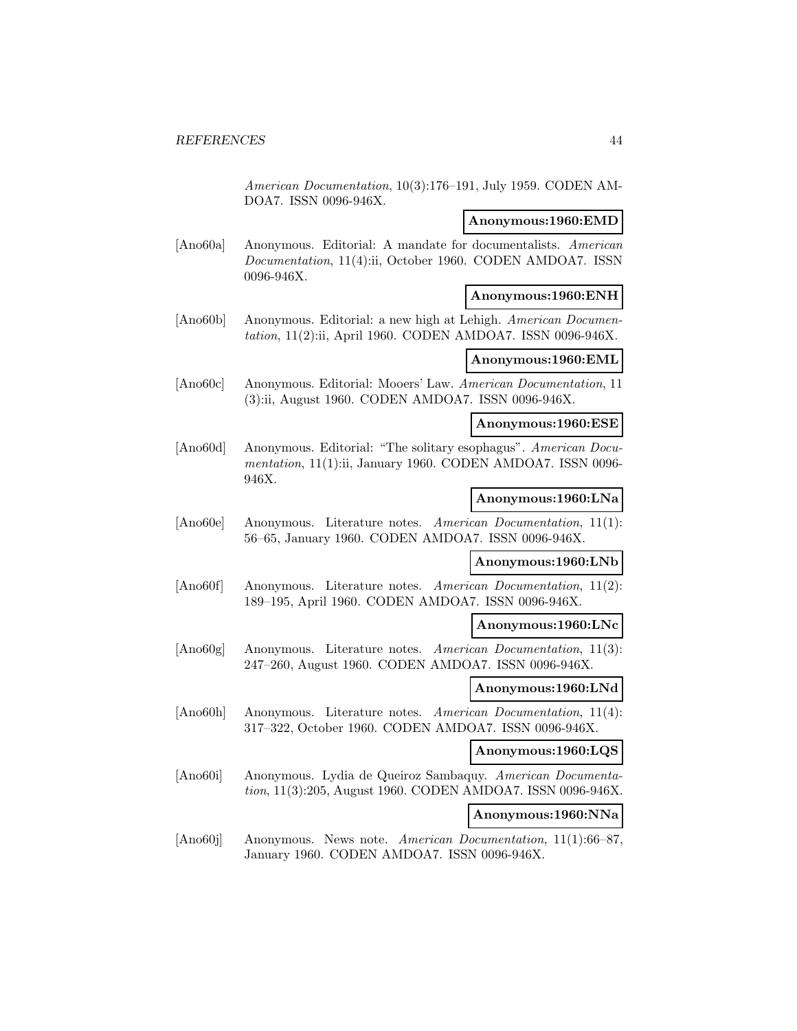*American Documentation*, 10(3):176–191, July 1959. CODEN AMDOA7. ISSN 0096-946X.

**Anonymous:1960:EMD**

[Ano60a] Anonymous. Editorial: A mandate for documentalists. *American Documentation*, 11(4):ii, October 1960. CODEN AMDOA7. ISSN 0096-946X.

**Anonymous:1960:ENH**

[Ano60b] Anonymous. Editorial: a new high at Lehigh. *American Documentation*, 11(2):ii, April 1960. CODEN AMDOA7. ISSN 0096-946X.

**Anonymous:1960:EML**

[Ano60c] Anonymous. Editorial: Mooers' Law. *American Documentation*, 11 (3):ii, August 1960. CODEN AMDOA7. ISSN 0096-946X.

**Anonymous:1960:ESE**

[Ano60d] Anonymous. Editorial: "The solitary esophagus". *American Documentation*, 11(1):ii, January 1960. CODEN AMDOA7. ISSN 0096-946X.

**Anonymous:1960:LNa**

[Ano60e] Anonymous. Literature notes. *American Documentation*, 11(1): 56–65, January 1960. CODEN AMDOA7. ISSN 0096-946X.

**Anonymous:1960:LNb**

[Ano60f] Anonymous. Literature notes. *American Documentation*, 11(2): 189–195, April 1960. CODEN AMDOA7. ISSN 0096-946X.

**Anonymous:1960:LNc**

[Ano60g] Anonymous. Literature notes. *American Documentation*, 11(3): 247–260, August 1960. CODEN AMDOA7. ISSN 0096-946X.

**Anonymous:1960:LNd**

[Ano60h] Anonymous. Literature notes. *American Documentation*, 11(4): 317–322, October 1960. CODEN AMDOA7. ISSN 0096-946X.

**Anonymous:1960:LQS**

[Ano60i] Anonymous. Lydia de Queiroz Sambaquy. *American Documentation*, 11(3):205, August 1960. CODEN AMDOA7. ISSN 0096-946X.

**Anonymous:1960:NNa**

[Ano60j] Anonymous. News note. *American Documentation*, 11(1):66–87, January 1960. CODEN AMDOA7. ISSN 0096-946X.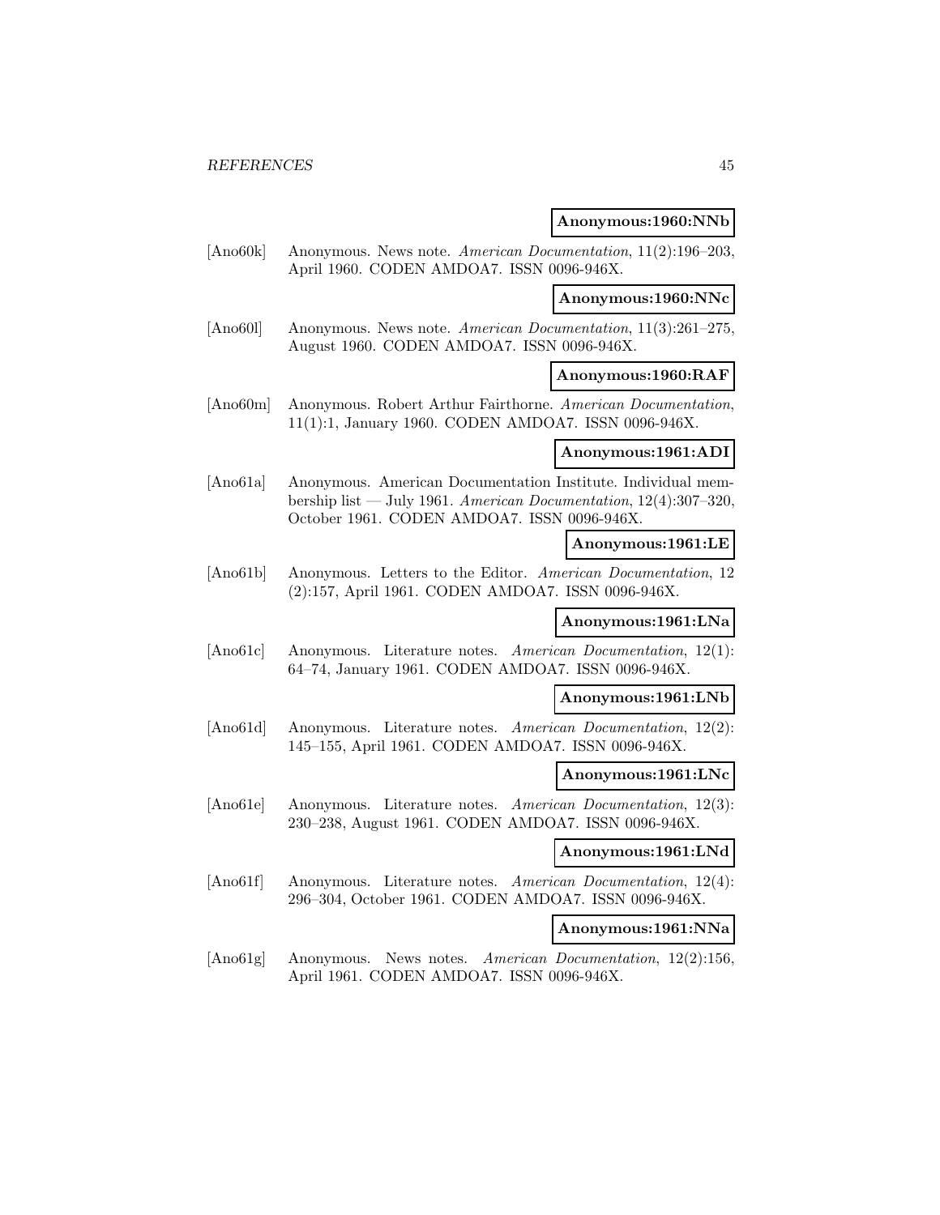**Anonymous:1960:NNb**

[Ano60k] Anonymous. News note. *American Documentation*, 11(2):196–203, April 1960. CODEN AMDOA7. ISSN 0096-946X.

**Anonymous:1960:NNc**

[Ano60l] Anonymous. News note. *American Documentation*, 11(3):261–275, August 1960. CODEN AMDOA7. ISSN 0096-946X.

**Anonymous:1960:RAF**

[Ano60m] Anonymous. Robert Arthur Fairthorne. *American Documentation*, 11(1):1, January 1960. CODEN AMDOA7. ISSN 0096-946X.

**Anonymous:1961:ADI**

[Ano61a] Anonymous. American Documentation Institute. Individual membership list — July 1961. *American Documentation*, 12(4):307–320, October 1961. CODEN AMDOA7. ISSN 0096-946X.

**Anonymous:1961:LE**

[Ano61b] Anonymous. Letters to the Editor. *American Documentation*, 12 (2):157, April 1961. CODEN AMDOA7. ISSN 0096-946X.

**Anonymous:1961:LNa**

[Ano61c] Anonymous. Literature notes. *American Documentation*, 12(1): 64–74, January 1961. CODEN AMDOA7. ISSN 0096-946X.

**Anonymous:1961:LNb**

[Ano61d] Anonymous. Literature notes. *American Documentation*, 12(2): 145–155, April 1961. CODEN AMDOA7. ISSN 0096-946X.

**Anonymous:1961:LNc**

[Ano61e] Anonymous. Literature notes. *American Documentation*, 12(3): 230–238, August 1961. CODEN AMDOA7. ISSN 0096-946X.

**Anonymous:1961:LNd**

[Ano61f] Anonymous. Literature notes. *American Documentation*, 12(4): 296–304, October 1961. CODEN AMDOA7. ISSN 0096-946X.

**Anonymous:1961:NNa**

[Ano61g] Anonymous. News notes. *American Documentation*, 12(2):156, April 1961. CODEN AMDOA7. ISSN 0096-946X.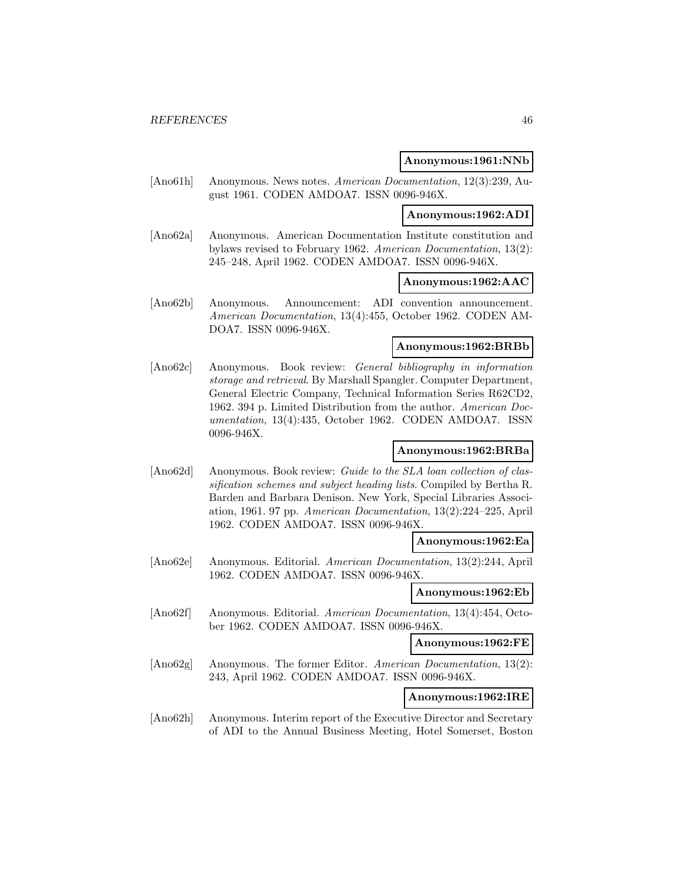**Anonymous:1961:NNb**

[Ano61h] Anonymous. News notes. *American Documentation*, 12(3):239, August 1961. CODEN AMDOA7. ISSN 0096-946X.

**Anonymous:1962:ADI**

[Ano62a] Anonymous. American Documentation Institute constitution and bylaws revised to February 1962. *American Documentation*, 13(2): 245–248, April 1962. CODEN AMDOA7. ISSN 0096-946X.

**Anonymous:1962:AAC**

[Ano62b] Anonymous. Announcement: ADI convention announcement. *American Documentation*, 13(4):455, October 1962. CODEN AMDOA7. ISSN 0096-946X.

**Anonymous:1962:BRBb**

[Ano62c] Anonymous. Book review: *General bibliography in information storage and retrieval*. By Marshall Spangler. Computer Department, General Electric Company, Technical Information Series R62CD2, 1962. 394 p. Limited Distribution from the author. *American Documentation*, 13(4):435, October 1962. CODEN AMDOA7. ISSN 0096-946X.

**Anonymous:1962:BRBa**

[Ano62d] Anonymous. Book review: *Guide to the SLA loan collection of classification schemes and subject heading lists*. Compiled by Bertha R. Barden and Barbara Denison. New York, Special Libraries Association, 1961. 97 pp. *American Documentation*, 13(2):224–225, April 1962. CODEN AMDOA7. ISSN 0096-946X.

**Anonymous:1962:Ea**

[Ano62e] Anonymous. Editorial. *American Documentation*, 13(2):244, April 1962. CODEN AMDOA7. ISSN 0096-946X.

**Anonymous:1962:Eb**

[Ano62f] Anonymous. Editorial. *American Documentation*, 13(4):454, October 1962. CODEN AMDOA7. ISSN 0096-946X.

**Anonymous:1962:FE**

[Ano62g] Anonymous. The former Editor. *American Documentation*, 13(2): 243, April 1962. CODEN AMDOA7. ISSN 0096-946X.

**Anonymous:1962:IRE**

[Ano62h] Anonymous. Interim report of the Executive Director and Secretary of ADI to the Annual Business Meeting, Hotel Somerset, Boston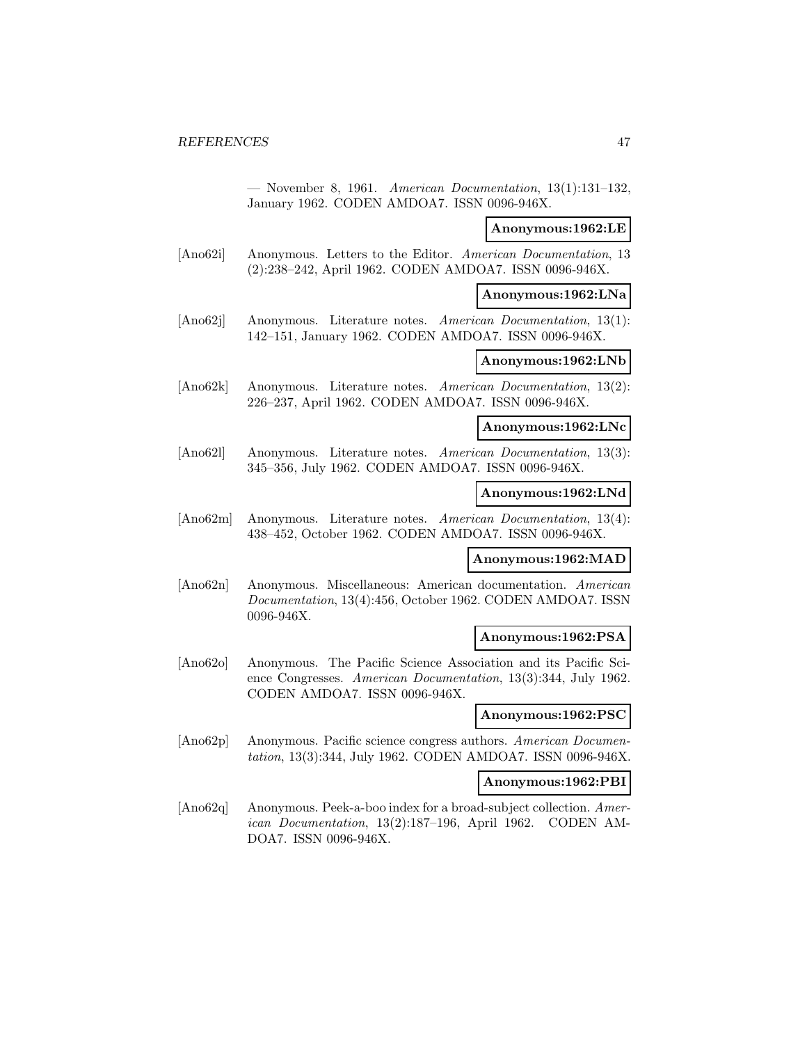— November 8, 1961. *American Documentation*, 13(1):131–132, January 1962. CODEN AMDOA7. ISSN 0096-946X.

**Anonymous:1962:LE**

[Ano62i] Anonymous. Letters to the Editor. *American Documentation*, 13 (2):238–242, April 1962. CODEN AMDOA7. ISSN 0096-946X.

**Anonymous:1962:LNa**

[Ano62j] Anonymous. Literature notes. *American Documentation*, 13(1): 142–151, January 1962. CODEN AMDOA7. ISSN 0096-946X.

**Anonymous:1962:LNb**

[Ano62k] Anonymous. Literature notes. *American Documentation*, 13(2): 226–237, April 1962. CODEN AMDOA7. ISSN 0096-946X.

**Anonymous:1962:LNc**

[Ano62l] Anonymous. Literature notes. *American Documentation*, 13(3): 345–356, July 1962. CODEN AMDOA7. ISSN 0096-946X.

**Anonymous:1962:LNd**

[Ano62m] Anonymous. Literature notes. *American Documentation*, 13(4): 438–452, October 1962. CODEN AMDOA7. ISSN 0096-946X.

**Anonymous:1962:MAD**

[Ano62n] Anonymous. Miscellaneous: American documentation. *American Documentation*, 13(4):456, October 1962. CODEN AMDOA7. ISSN 0096-946X.

**Anonymous:1962:PSA**

[Ano62o] Anonymous. The Pacific Science Association and its Pacific Science Congresses. *American Documentation*, 13(3):344, July 1962. CODEN AMDOA7. ISSN 0096-946X.

**Anonymous:1962:PSC**

[Ano62p] Anonymous. Pacific science congress authors. *American Documentation*, 13(3):344, July 1962. CODEN AMDOA7. ISSN 0096-946X.

**Anonymous:1962:PBI**

[Ano62q] Anonymous. Peek-a-boo index for a broad-subject collection. *American Documentation*, 13(2):187–196, April 1962. CODEN AMDOA7. ISSN 0096-946X.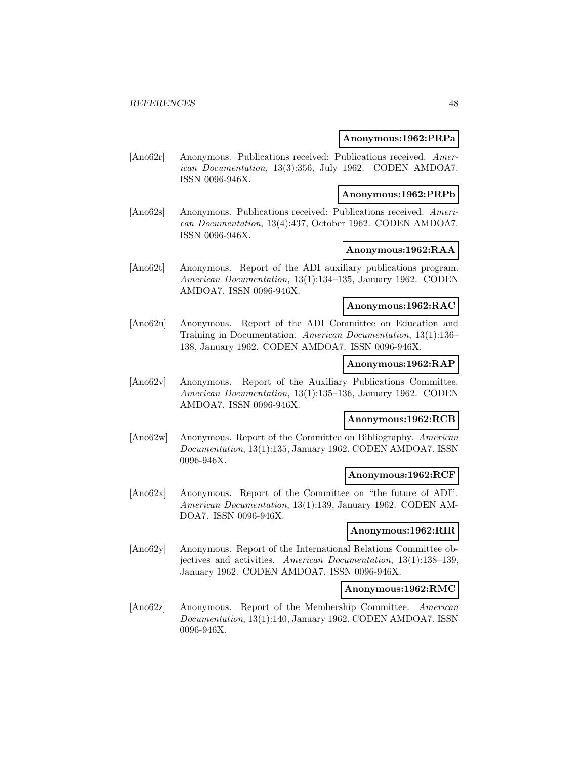**Anonymous:1962:PRPa**

[Ano62r] Anonymous. Publications received: Publications received. *American Documentation*, 13(3):356, July 1962. CODEN AMDOA7. ISSN 0096-946X.

**Anonymous:1962:PRPb**

[Ano62s] Anonymous. Publications received: Publications received. *American Documentation*, 13(4):437, October 1962. CODEN AMDOA7. ISSN 0096-946X.

**Anonymous:1962:RAA**

[Ano62t] Anonymous. Report of the ADI auxiliary publications program. *American Documentation*, 13(1):134–135, January 1962. CODEN AMDOA7. ISSN 0096-946X.

**Anonymous:1962:RAC**

[Ano62u] Anonymous. Report of the ADI Committee on Education and Training in Documentation. *American Documentation*, 13(1):136–138, January 1962. CODEN AMDOA7. ISSN 0096-946X.

**Anonymous:1962:RAP**

[Ano62v] Anonymous. Report of the Auxiliary Publications Committee. *American Documentation*, 13(1):135–136, January 1962. CODEN AMDOA7. ISSN 0096-946X.

**Anonymous:1962:RCB**

[Ano62w] Anonymous. Report of the Committee on Bibliography. *American Documentation*, 13(1):135, January 1962. CODEN AMDOA7. ISSN 0096-946X.

**Anonymous:1962:RCF**

[Ano62x] Anonymous. Report of the Committee on "the future of ADI". *American Documentation*, 13(1):139, January 1962. CODEN AMDOA7. ISSN 0096-946X.

**Anonymous:1962:RIR**

[Ano62y] Anonymous. Report of the International Relations Committee objectives and activities. *American Documentation*, 13(1):138–139, January 1962. CODEN AMDOA7. ISSN 0096-946X.

**Anonymous:1962:RMC**

[Ano62z] Anonymous. Report of the Membership Committee. *American Documentation*, 13(1):140, January 1962. CODEN AMDOA7. ISSN 0096-946X.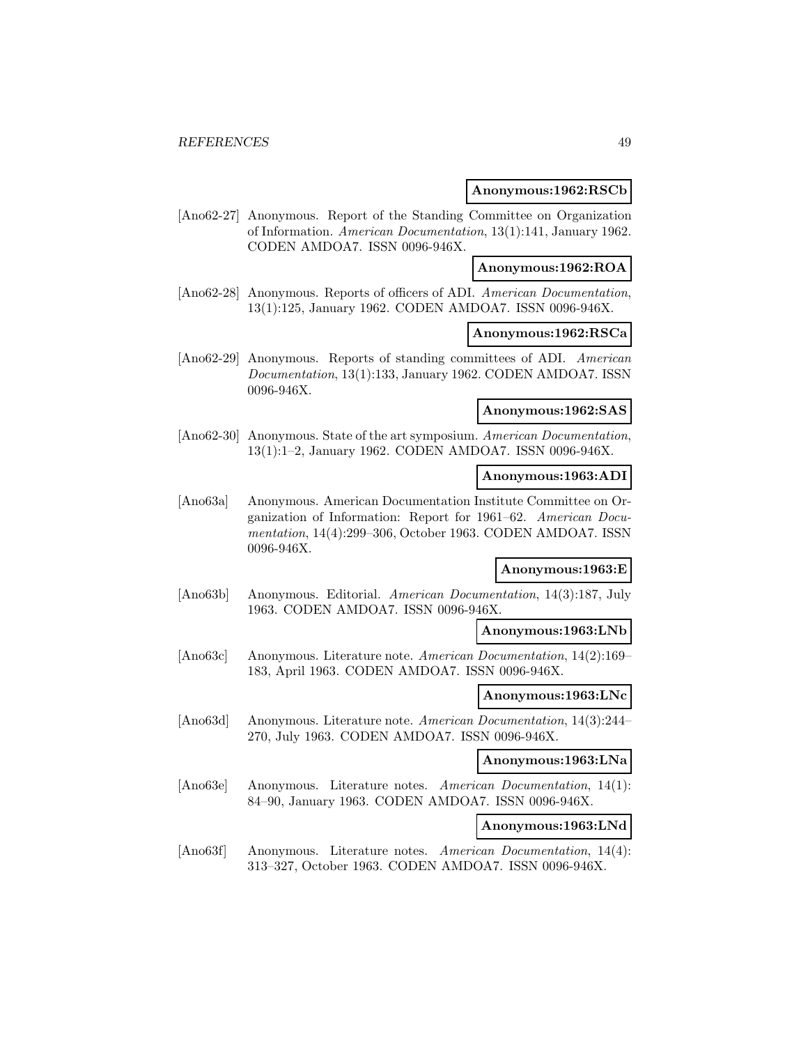**Anonymous:1962:RSCb**

[Ano62-27] Anonymous. Report of the Standing Committee on Organization of Information. *American Documentation*, 13(1):141, January 1962. CODEN AMDOA7. ISSN 0096-946X.

**Anonymous:1962:ROA**

[Ano62-28] Anonymous. Reports of officers of ADI. *American Documentation*, 13(1):125, January 1962. CODEN AMDOA7. ISSN 0096-946X.

**Anonymous:1962:RSCa**

[Ano62-29] Anonymous. Reports of standing committees of ADI. *American Documentation*, 13(1):133, January 1962. CODEN AMDOA7. ISSN 0096-946X.

**Anonymous:1962:SAS**

[Ano62-30] Anonymous. State of the art symposium. *American Documentation*, 13(1):1–2, January 1962. CODEN AMDOA7. ISSN 0096-946X.

**Anonymous:1963:ADI**

[Ano63a] Anonymous. American Documentation Institute Committee on Organization of Information: Report for 1961–62. *American Documentation*, 14(4):299–306, October 1963. CODEN AMDOA7. ISSN 0096-946X.

**Anonymous:1963:E**

[Ano63b] Anonymous. Editorial. *American Documentation*, 14(3):187, July 1963. CODEN AMDOA7. ISSN 0096-946X.

**Anonymous:1963:LNb**

[Ano63c] Anonymous. Literature note. *American Documentation*, 14(2):169–183, April 1963. CODEN AMDOA7. ISSN 0096-946X.

**Anonymous:1963:LNc**

[Ano63d] Anonymous. Literature note. *American Documentation*, 14(3):244–270, July 1963. CODEN AMDOA7. ISSN 0096-946X.

**Anonymous:1963:LNa**

[Ano63e] Anonymous. Literature notes. *American Documentation*, 14(1): 84–90, January 1963. CODEN AMDOA7. ISSN 0096-946X.

**Anonymous:1963:LNd**

[Ano63f] Anonymous. Literature notes. *American Documentation*, 14(4): 313–327, October 1963. CODEN AMDOA7. ISSN 0096-946X.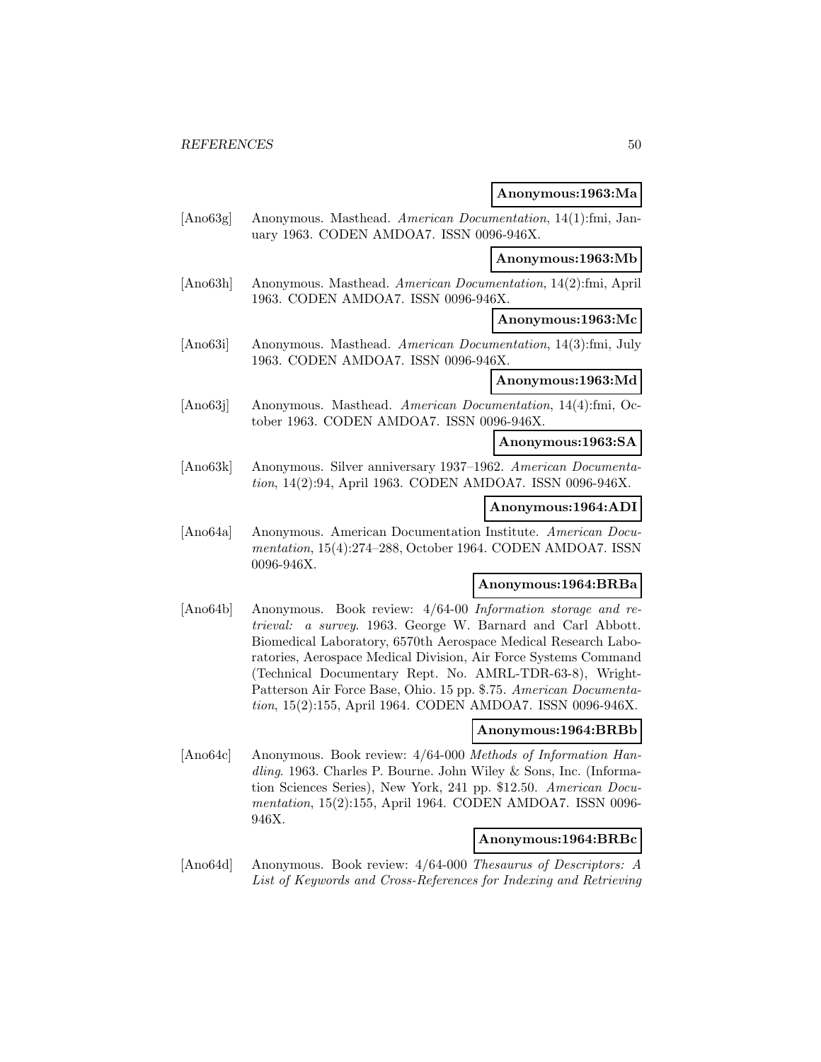**Anonymous:1963:Ma**

[Ano63g] Anonymous. Masthead. *American Documentation*, 14(1):fmi, January 1963. CODEN AMDOA7. ISSN 0096-946X.

**Anonymous:1963:Mb**

[Ano63h] Anonymous. Masthead. *American Documentation*, 14(2):fmi, April 1963. CODEN AMDOA7. ISSN 0096-946X.

**Anonymous:1963:Mc**

[Ano63i] Anonymous. Masthead. *American Documentation*, 14(3):fmi, July 1963. CODEN AMDOA7. ISSN 0096-946X.

**Anonymous:1963:Md**

[Ano63j] Anonymous. Masthead. *American Documentation*, 14(4):fmi, October 1963. CODEN AMDOA7. ISSN 0096-946X.

**Anonymous:1963:SA**

[Ano63k] Anonymous. Silver anniversary 1937–1962. *American Documentation*, 14(2):94, April 1963. CODEN AMDOA7. ISSN 0096-946X.

**Anonymous:1964:ADI**

[Ano64a] Anonymous. American Documentation Institute. *American Documentation*, 15(4):274–288, October 1964. CODEN AMDOA7. ISSN 0096-946X.

**Anonymous:1964:BRBa**

[Ano64b] Anonymous. Book review: 4/64-00 *Information storage and retrieval: a survey*. 1963. George W. Barnard and Carl Abbott. Biomedical Laboratory, 6570th Aerospace Medical Research Laboratories, Aerospace Medical Division, Air Force Systems Command (Technical Documentary Rept. No. AMRL-TDR-63-8), Wright-Patterson Air Force Base, Ohio. 15 pp. $.75. *American Documentation*, 15(2):155, April 1964. CODEN AMDOA7. ISSN 0096-946X.

**Anonymous:1964:BRBb**

[Ano64c] Anonymous. Book review: 4/64-000 *Methods of Information Handling*. 1963. Charles P. Bourne. John Wiley & Sons, Inc. (Information Sciences Series), New York, 241 pp. $12.50. *American Documentation*, 15(2):155, April 1964. CODEN AMDOA7. ISSN 0096-946X.

**Anonymous:1964:BRBc**

[Ano64d] Anonymous. Book review: 4/64-000 *Thesaurus of Descriptors: A List of Keywords and Cross-References for Indexing and Retrieving*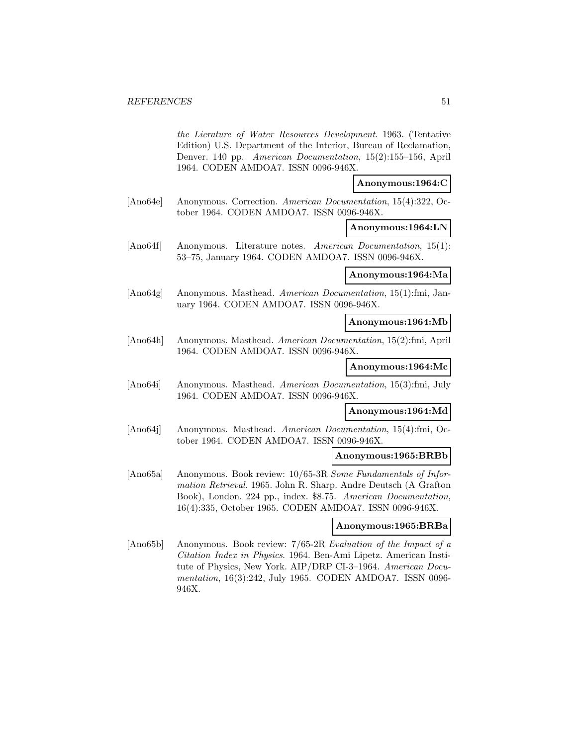*the Lierature of Water Resources Development*. 1963. (Tentative Edition) U.S. Department of the Interior, Bureau of Reclamation, Denver. 140 pp. *American Documentation*, 15(2):155–156, April 1964. CODEN AMDOA7. ISSN 0096-946X.

**Anonymous:1964:C**

[Ano64e] Anonymous. Correction. *American Documentation*, 15(4):322, October 1964. CODEN AMDOA7. ISSN 0096-946X.

**Anonymous:1964:LN**

[Ano64f] Anonymous. Literature notes. *American Documentation*, 15(1): 53–75, January 1964. CODEN AMDOA7. ISSN 0096-946X.

**Anonymous:1964:Ma**

[Ano64g] Anonymous. Masthead. *American Documentation*, 15(1):fmi, January 1964. CODEN AMDOA7. ISSN 0096-946X.

**Anonymous:1964:Mb**

[Ano64h] Anonymous. Masthead. *American Documentation*, 15(2):fmi, April 1964. CODEN AMDOA7. ISSN 0096-946X.

**Anonymous:1964:Mc**

[Ano64i] Anonymous. Masthead. *American Documentation*, 15(3):fmi, July 1964. CODEN AMDOA7. ISSN 0096-946X.

**Anonymous:1964:Md**

[Ano64j] Anonymous. Masthead. *American Documentation*, 15(4):fmi, October 1964. CODEN AMDOA7. ISSN 0096-946X.

**Anonymous:1965:BRBb**

[Ano65a] Anonymous. Book review: 10/65-3R *Some Fundamentals of Information Retrieval*. 1965. John R. Sharp. Andre Deutsch (A Grafton Book), London. 224 pp., index. $8.75. *American Documentation*, 16(4):335, October 1965. CODEN AMDOA7. ISSN 0096-946X.

**Anonymous:1965:BRBa**

[Ano65b] Anonymous. Book review: 7/65-2R *Evaluation of the Impact of a Citation Index in Physics*. 1964. Ben-Ami Lipetz. American Institute of Physics, New York. AIP/DRP CI-3–1964. *American Documentation*, 16(3):242, July 1965. CODEN AMDOA7. ISSN 0096-946X.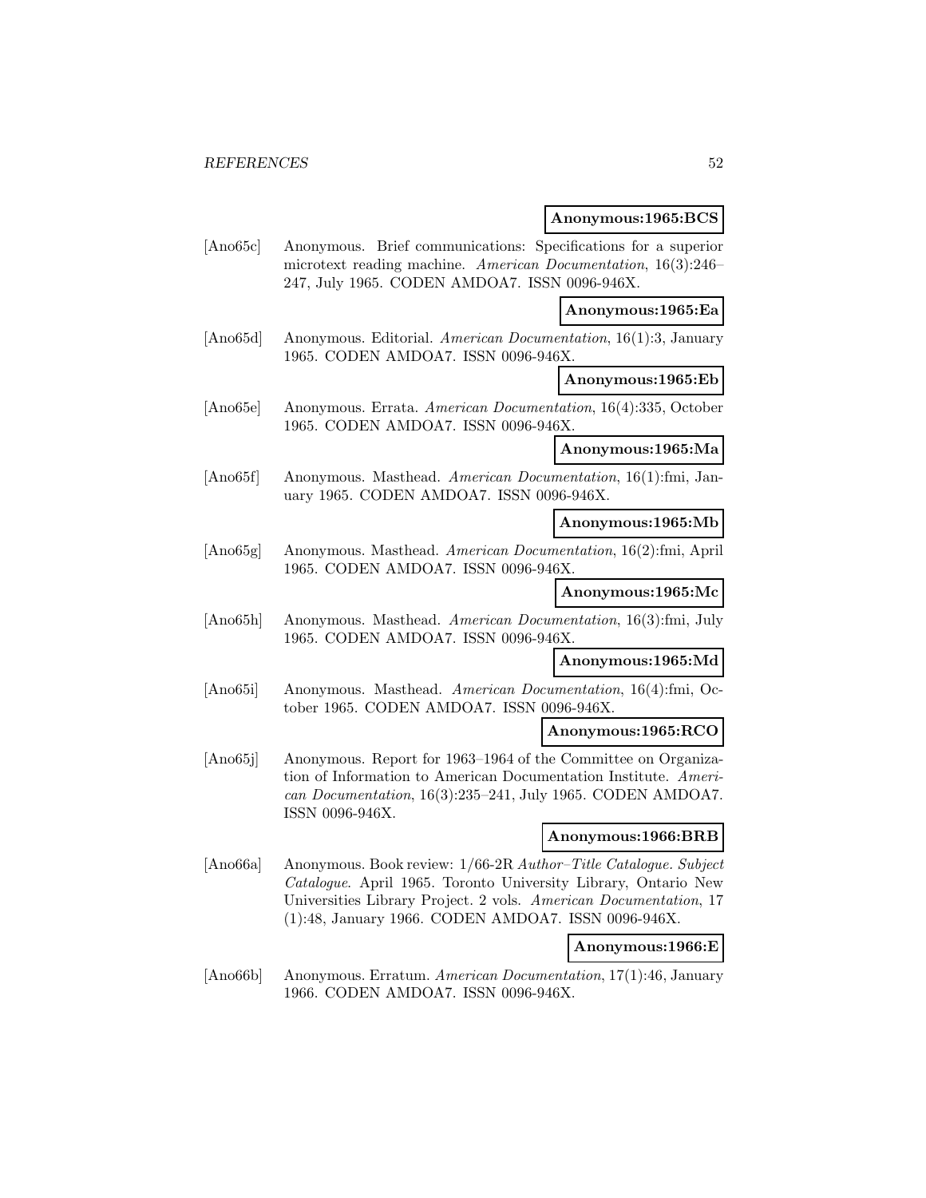**Anonymous:1965:BCS**

[Ano65c] Anonymous. Brief communications: Specifications for a superior microtext reading machine. *American Documentation*, 16(3):246–247, July 1965. CODEN AMDOA7. ISSN 0096-946X.

**Anonymous:1965:Ea**

[Ano65d] Anonymous. Editorial. *American Documentation*, 16(1):3, January 1965. CODEN AMDOA7. ISSN 0096-946X.

**Anonymous:1965:Eb**

[Ano65e] Anonymous. Errata. *American Documentation*, 16(4):335, October 1965. CODEN AMDOA7. ISSN 0096-946X.

**Anonymous:1965:Ma**

[Ano65f] Anonymous. Masthead. *American Documentation*, 16(1):fmi, January 1965. CODEN AMDOA7. ISSN 0096-946X.

**Anonymous:1965:Mb**

[Ano65g] Anonymous. Masthead. *American Documentation*, 16(2):fmi, April 1965. CODEN AMDOA7. ISSN 0096-946X.

**Anonymous:1965:Mc**

[Ano65h] Anonymous. Masthead. *American Documentation*, 16(3):fmi, July 1965. CODEN AMDOA7. ISSN 0096-946X.

**Anonymous:1965:Md**

[Ano65i] Anonymous. Masthead. *American Documentation*, 16(4):fmi, October 1965. CODEN AMDOA7. ISSN 0096-946X.

**Anonymous:1965:RCO**

[Ano65j] Anonymous. Report for 1963–1964 of the Committee on Organization of Information to American Documentation Institute. *American Documentation*, 16(3):235–241, July 1965. CODEN AMDOA7. ISSN 0096-946X.

**Anonymous:1966:BRB**

[Ano66a] Anonymous. Book review: 1/66-2R *Author–Title Catalogue. Subject Catalogue*. April 1965. Toronto University Library, Ontario New Universities Library Project. 2 vols. *American Documentation*, 17 (1):48, January 1966. CODEN AMDOA7. ISSN 0096-946X.

**Anonymous:1966:E**

[Ano66b] Anonymous. Erratum. *American Documentation*, 17(1):46, January 1966. CODEN AMDOA7. ISSN 0096-946X.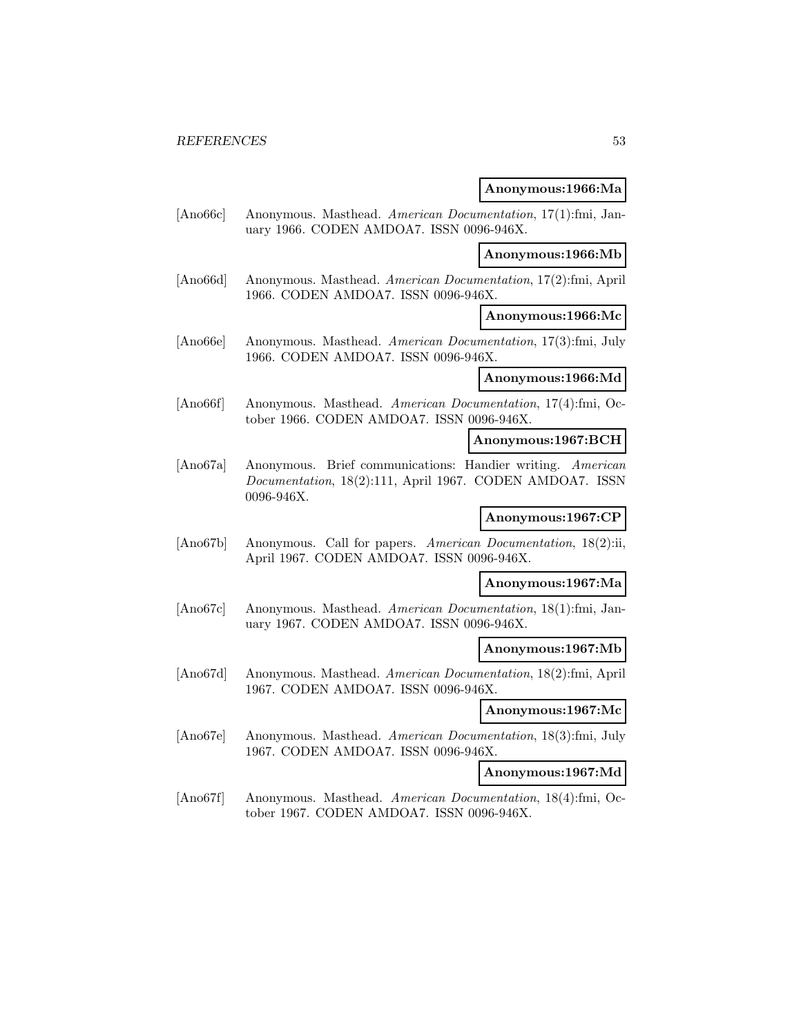**Anonymous:1966:Ma**

[Ano66c] Anonymous. Masthead. *American Documentation*, 17(1):fmi, January 1966. CODEN AMDOA7. ISSN 0096-946X.

**Anonymous:1966:Mb**

[Ano66d] Anonymous. Masthead. *American Documentation*, 17(2):fmi, April 1966. CODEN AMDOA7. ISSN 0096-946X.

**Anonymous:1966:Mc**

[Ano66e] Anonymous. Masthead. *American Documentation*, 17(3):fmi, July 1966. CODEN AMDOA7. ISSN 0096-946X.

**Anonymous:1966:Md**

[Ano66f] Anonymous. Masthead. *American Documentation*, 17(4):fmi, October 1966. CODEN AMDOA7. ISSN 0096-946X.

**Anonymous:1967:BCH**

[Ano67a] Anonymous. Brief communications: Handier writing. *American Documentation*, 18(2):111, April 1967. CODEN AMDOA7. ISSN 0096-946X.

**Anonymous:1967:CP**

[Ano67b] Anonymous. Call for papers. *American Documentation*, 18(2):ii, April 1967. CODEN AMDOA7. ISSN 0096-946X.

**Anonymous:1967:Ma**

[Ano67c] Anonymous. Masthead. *American Documentation*, 18(1):fmi, January 1967. CODEN AMDOA7. ISSN 0096-946X.

**Anonymous:1967:Mb**

[Ano67d] Anonymous. Masthead. *American Documentation*, 18(2):fmi, April 1967. CODEN AMDOA7. ISSN 0096-946X.

**Anonymous:1967:Mc**

[Ano67e] Anonymous. Masthead. *American Documentation*, 18(3):fmi, July 1967. CODEN AMDOA7. ISSN 0096-946X.

**Anonymous:1967:Md**

[Ano67f] Anonymous. Masthead. *American Documentation*, 18(4):fmi, October 1967. CODEN AMDOA7. ISSN 0096-946X.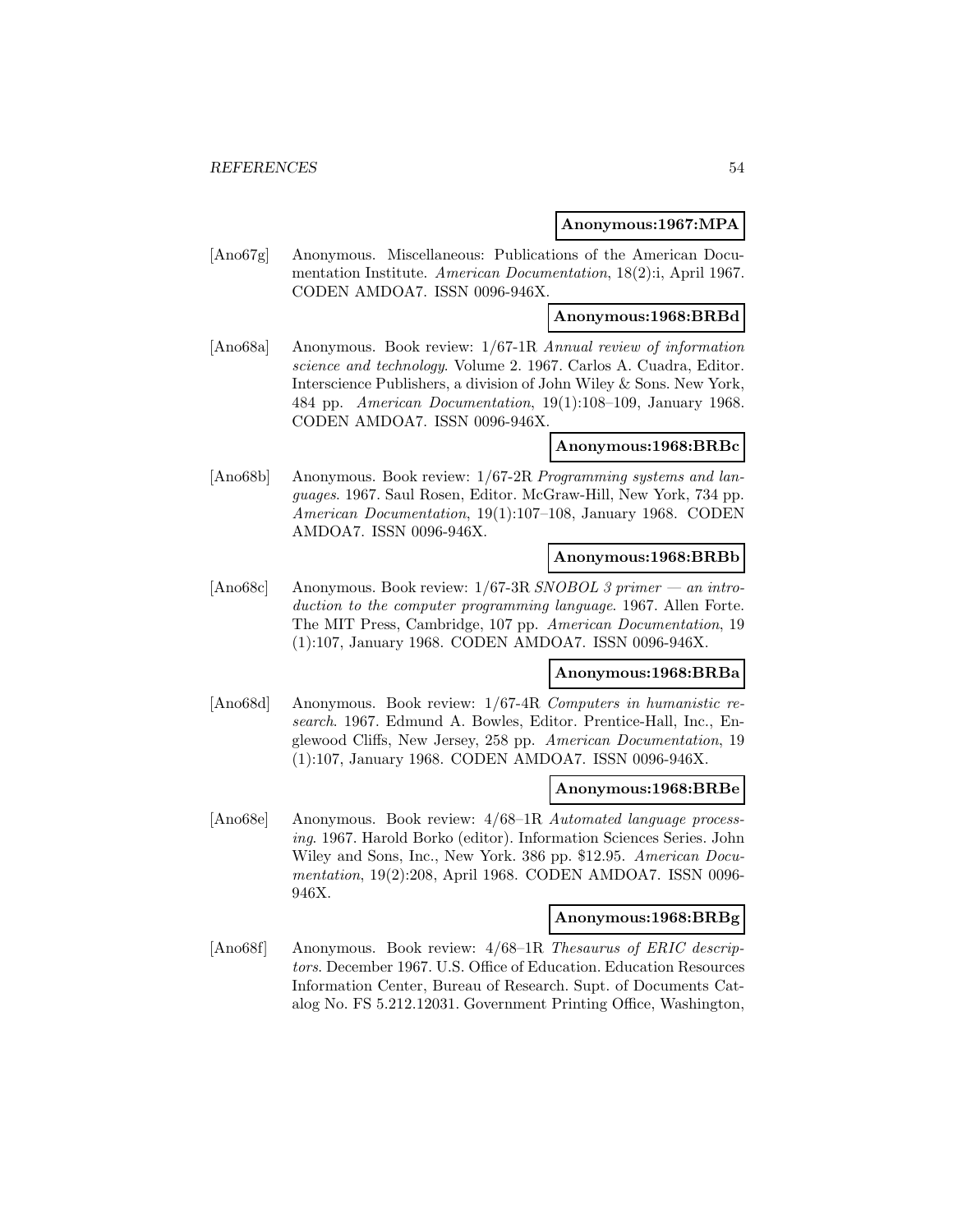**Anonymous:1967:MPA**

[Ano67g] Anonymous. Miscellaneous: Publications of the American Documentation Institute. *American Documentation*, 18(2):i, April 1967. CODEN AMDOA7. ISSN 0096-946X.

**Anonymous:1968:BRBd**

[Ano68a] Anonymous. Book review: 1/67-1R *Annual review of information science and technology*. Volume 2. 1967. Carlos A. Cuadra, Editor. Interscience Publishers, a division of John Wiley & Sons. New York, 484 pp. *American Documentation*, 19(1):108–109, January 1968. CODEN AMDOA7. ISSN 0096-946X.

**Anonymous:1968:BRBc**

[Ano68b] Anonymous. Book review: 1/67-2R *Programming systems and languages*. 1967. Saul Rosen, Editor. McGraw-Hill, New York, 734 pp. *American Documentation*, 19(1):107–108, January 1968. CODEN AMDOA7. ISSN 0096-946X.

**Anonymous:1968:BRBb**

[Ano68c] Anonymous. Book review: 1/67-3R *SNOBOL 3 primer — an introduction to the computer programming language*. 1967. Allen Forte. The MIT Press, Cambridge, 107 pp. *American Documentation*, 19 (1):107, January 1968. CODEN AMDOA7. ISSN 0096-946X.

**Anonymous:1968:BRBa**

[Ano68d] Anonymous. Book review: 1/67-4R *Computers in humanistic research*. 1967. Edmund A. Bowles, Editor. Prentice-Hall, Inc., Englewood Cliffs, New Jersey, 258 pp. *American Documentation*, 19 (1):107, January 1968. CODEN AMDOA7. ISSN 0096-946X.

**Anonymous:1968:BRBe**

[Ano68e] Anonymous. Book review: 4/68–1R *Automated language processing*. 1967. Harold Borko (editor). Information Sciences Series. John Wiley and Sons, Inc., New York. 386 pp. $12.95. *American Documentation*, 19(2):208, April 1968. CODEN AMDOA7. ISSN 0096-946X.

**Anonymous:1968:BRBg**

[Ano68f] Anonymous. Book review: 4/68–1R *Thesaurus of ERIC descriptors*. December 1967. U.S. Office of Education. Education Resources Information Center, Bureau of Research. Supt. of Documents Catalog No. FS 5.212.12031. Government Printing Office, Washington,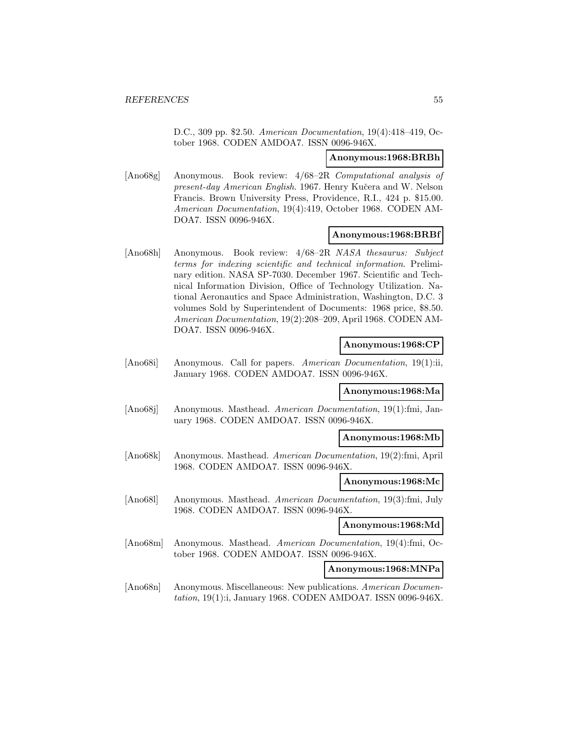D.C., 309 pp. $2.50. *American Documentation*, 19(4):418–419, October 1968. CODEN AMDOA7. ISSN 0096-946X.

**Anonymous:1968:BRBh**

[Ano68g] Anonymous. Book review: 4/68–2R *Computational analysis of present-day American English*. 1967. Henry Kučera and W. Nelson Francis. Brown University Press, Providence, R.I., 424 p. $15.00. *American Documentation*, 19(4):419, October 1968. CODEN AMDOA7. ISSN 0096-946X.

**Anonymous:1968:BRBf**

[Ano68h] Anonymous. Book review: 4/68–2R *NASA thesaurus: Subject terms for indexing scientific and technical information*. Preliminary edition. NASA SP-7030. December 1967. Scientific and Technical Information Division, Office of Technology Utilization. National Aeronautics and Space Administration, Washington, D.C. 3 volumes Sold by Superintendent of Documents: 1968 price, $8.50. *American Documentation*, 19(2):208–209, April 1968. CODEN AMDOA7. ISSN 0096-946X.

**Anonymous:1968:CP**

[Ano68i] Anonymous. Call for papers. *American Documentation*, 19(1):ii, January 1968. CODEN AMDOA7. ISSN 0096-946X.

**Anonymous:1968:Ma**

[Ano68j] Anonymous. Masthead. *American Documentation*, 19(1):fmi, January 1968. CODEN AMDOA7. ISSN 0096-946X.

**Anonymous:1968:Mb**

[Ano68k] Anonymous. Masthead. *American Documentation*, 19(2):fmi, April 1968. CODEN AMDOA7. ISSN 0096-946X.

**Anonymous:1968:Mc**

[Ano68l] Anonymous. Masthead. *American Documentation*, 19(3):fmi, July 1968. CODEN AMDOA7. ISSN 0096-946X.

**Anonymous:1968:Md**

[Ano68m] Anonymous. Masthead. *American Documentation*, 19(4):fmi, October 1968. CODEN AMDOA7. ISSN 0096-946X.

**Anonymous:1968:MNPa**

[Ano68n] Anonymous. Miscellaneous: New publications. *American Documentation*, 19(1):i, January 1968. CODEN AMDOA7. ISSN 0096-946X.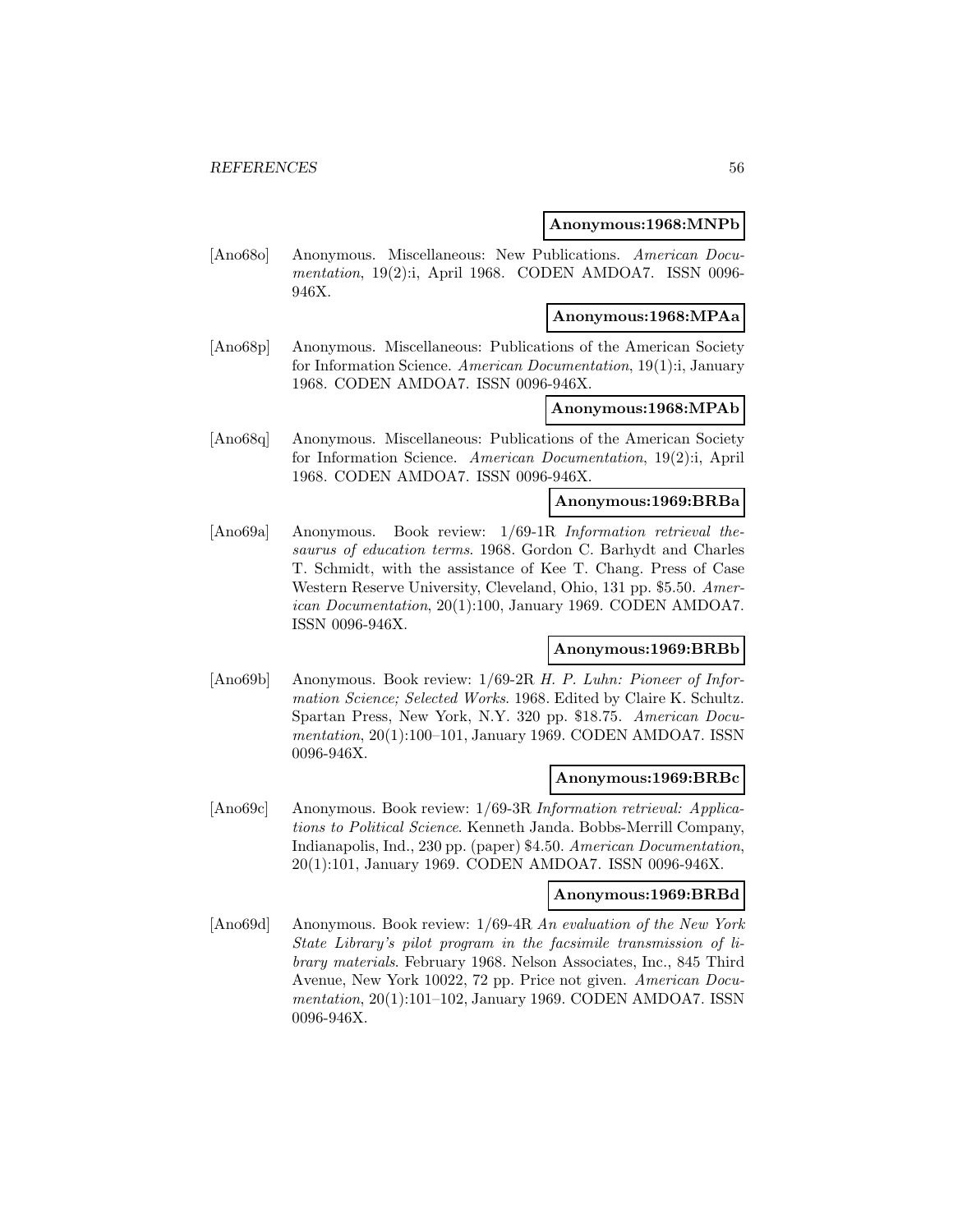**Anonymous:1968:MNPb**

[Ano68o] Anonymous. Miscellaneous: New Publications. *American Documentation*, 19(2):i, April 1968. CODEN AMDOA7. ISSN 0096-946X.

**Anonymous:1968:MPAa**

[Ano68p] Anonymous. Miscellaneous: Publications of the American Society for Information Science. *American Documentation*, 19(1):i, January 1968. CODEN AMDOA7. ISSN 0096-946X.

**Anonymous:1968:MPAb**

[Ano68q] Anonymous. Miscellaneous: Publications of the American Society for Information Science. *American Documentation*, 19(2):i, April 1968. CODEN AMDOA7. ISSN 0096-946X.

**Anonymous:1969:BRBa**

[Ano69a] Anonymous. Book review: 1/69-1R *Information retrieval thesaurus of education terms*. 1968. Gordon C. Barhydt and Charles T. Schmidt, with the assistance of Kee T. Chang. Press of Case Western Reserve University, Cleveland, Ohio, 131 pp. $5.50. *American Documentation*, 20(1):100, January 1969. CODEN AMDOA7. ISSN 0096-946X.

**Anonymous:1969:BRBb**

[Ano69b] Anonymous. Book review: 1/69-2R *H. P. Luhn: Pioneer of Information Science; Selected Works*. 1968. Edited by Claire K. Schultz. Spartan Press, New York, N.Y. 320 pp. $18.75. *American Documentation*, 20(1):100–101, January 1969. CODEN AMDOA7. ISSN 0096-946X.

**Anonymous:1969:BRBc**

[Ano69c] Anonymous. Book review: 1/69-3R *Information retrieval: Applications to Political Science*. Kenneth Janda. Bobbs-Merrill Company, Indianapolis, Ind., 230 pp. (paper) $4.50. *American Documentation*, 20(1):101, January 1969. CODEN AMDOA7. ISSN 0096-946X.

**Anonymous:1969:BRBd**

[Ano69d] Anonymous. Book review: 1/69-4R *An evaluation of the New York State Library's pilot program in the facsimile transmission of library materials*. February 1968. Nelson Associates, Inc., 845 Third Avenue, New York 10022, 72 pp. Price not given. *American Documentation*, 20(1):101–102, January 1969. CODEN AMDOA7. ISSN 0096-946X.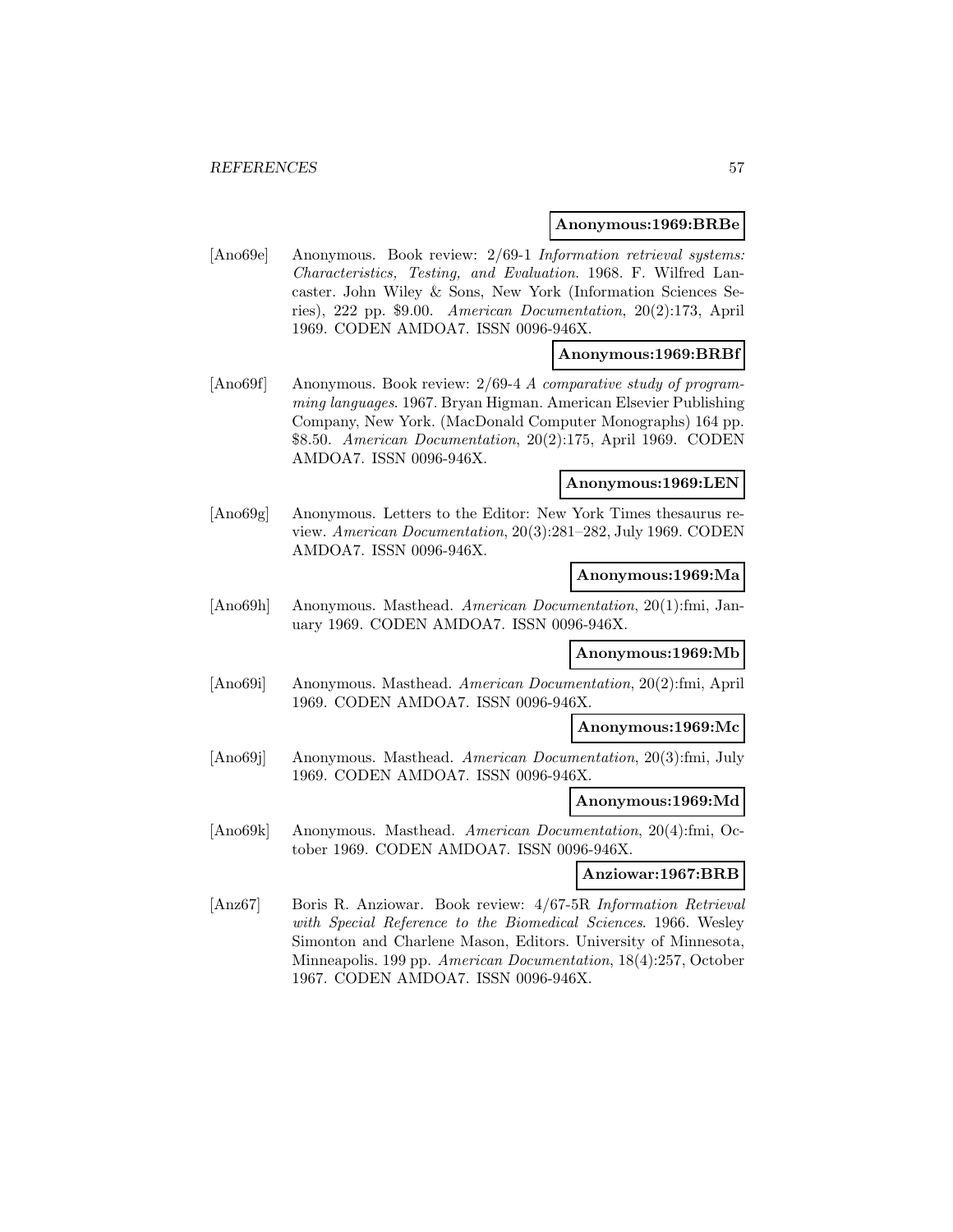**Anonymous:1969:BRBe**

[Ano69e] Anonymous. Book review: 2/69-1 *Information retrieval systems: Characteristics, Testing, and Evaluation*. 1968. F. Wilfred Lancaster. John Wiley & Sons, New York (Information Sciences Series), 222 pp. $9.00. *American Documentation*, 20(2):173, April 1969. CODEN AMDOA7. ISSN 0096-946X.

**Anonymous:1969:BRBf**

[Ano69f] Anonymous. Book review: 2/69-4 *A comparative study of programming languages*. 1967. Bryan Higman. American Elsevier Publishing Company, New York. (MacDonald Computer Monographs) 164 pp. $8.50. *American Documentation*, 20(2):175, April 1969. CODEN AMDOA7. ISSN 0096-946X.

**Anonymous:1969:LEN**

[Ano69g] Anonymous. Letters to the Editor: New York Times thesaurus review. *American Documentation*, 20(3):281–282, July 1969. CODEN AMDOA7. ISSN 0096-946X.

**Anonymous:1969:Ma**

[Ano69h] Anonymous. Masthead. *American Documentation*, 20(1):fmi, January 1969. CODEN AMDOA7. ISSN 0096-946X.

**Anonymous:1969:Mb**

[Ano69i] Anonymous. Masthead. *American Documentation*, 20(2):fmi, April 1969. CODEN AMDOA7. ISSN 0096-946X.

**Anonymous:1969:Mc**

[Ano69j] Anonymous. Masthead. *American Documentation*, 20(3):fmi, July 1969. CODEN AMDOA7. ISSN 0096-946X.

**Anonymous:1969:Md**

[Ano69k] Anonymous. Masthead. *American Documentation*, 20(4):fmi, October 1969. CODEN AMDOA7. ISSN 0096-946X.

**Anziowar:1967:BRB**

[Anz67] Boris R. Anziowar. Book review: 4/67-5R *Information Retrieval with Special Reference to the Biomedical Sciences*. 1966. Wesley Simonton and Charlene Mason, Editors. University of Minnesota, Minneapolis. 199 pp. *American Documentation*, 18(4):257, October 1967. CODEN AMDOA7. ISSN 0096-946X.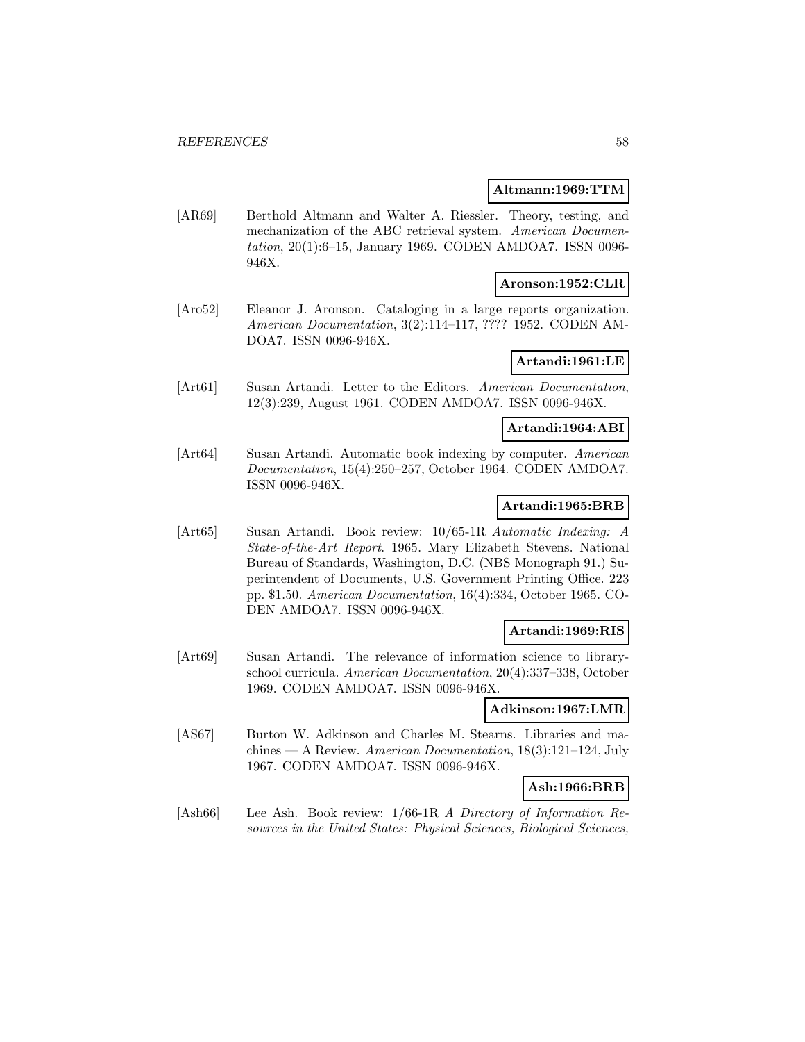**Altmann:1969:TTM**

[AR69] Berthold Altmann and Walter A. Riessler. Theory, testing, and mechanization of the ABC retrieval system. *American Documentation*, 20(1):6–15, January 1969. CODEN AMDOA7. ISSN 0096-946X.

**Aronson:1952:CLR**

[Aro52] Eleanor J. Aronson. Cataloging in a large reports organization. *American Documentation*, 3(2):114–117, ???? 1952. CODEN AMDOA7. ISSN 0096-946X.

**Artandi:1961:LE**

[Art61] Susan Artandi. Letter to the Editors. *American Documentation*, 12(3):239, August 1961. CODEN AMDOA7. ISSN 0096-946X.

**Artandi:1964:ABI**

[Art64] Susan Artandi. Automatic book indexing by computer. *American Documentation*, 15(4):250–257, October 1964. CODEN AMDOA7. ISSN 0096-946X.

**Artandi:1965:BRB**

[Art65] Susan Artandi. Book review: 10/65-1R *Automatic Indexing: A State-of-the-Art Report*. 1965. Mary Elizabeth Stevens. National Bureau of Standards, Washington, D.C. (NBS Monograph 91.) Superintendent of Documents, U.S. Government Printing Office. 223 pp. $1.50. *American Documentation*, 16(4):334, October 1965. CODEN AMDOA7. ISSN 0096-946X.

**Artandi:1969:RIS**

[Art69] Susan Artandi. The relevance of information science to library-school curricula. *American Documentation*, 20(4):337–338, October 1969. CODEN AMDOA7. ISSN 0096-946X.

**Adkinson:1967:LMR**

[AS67] Burton W. Adkinson and Charles M. Stearns. Libraries and machines — A Review. *American Documentation*, 18(3):121–124, July 1967. CODEN AMDOA7. ISSN 0096-946X.

**Ash:1966:BRB**

[Ash66] Lee Ash. Book review: 1/66-1R *A Directory of Information Resources in the United States: Physical Sciences, Biological Sciences,*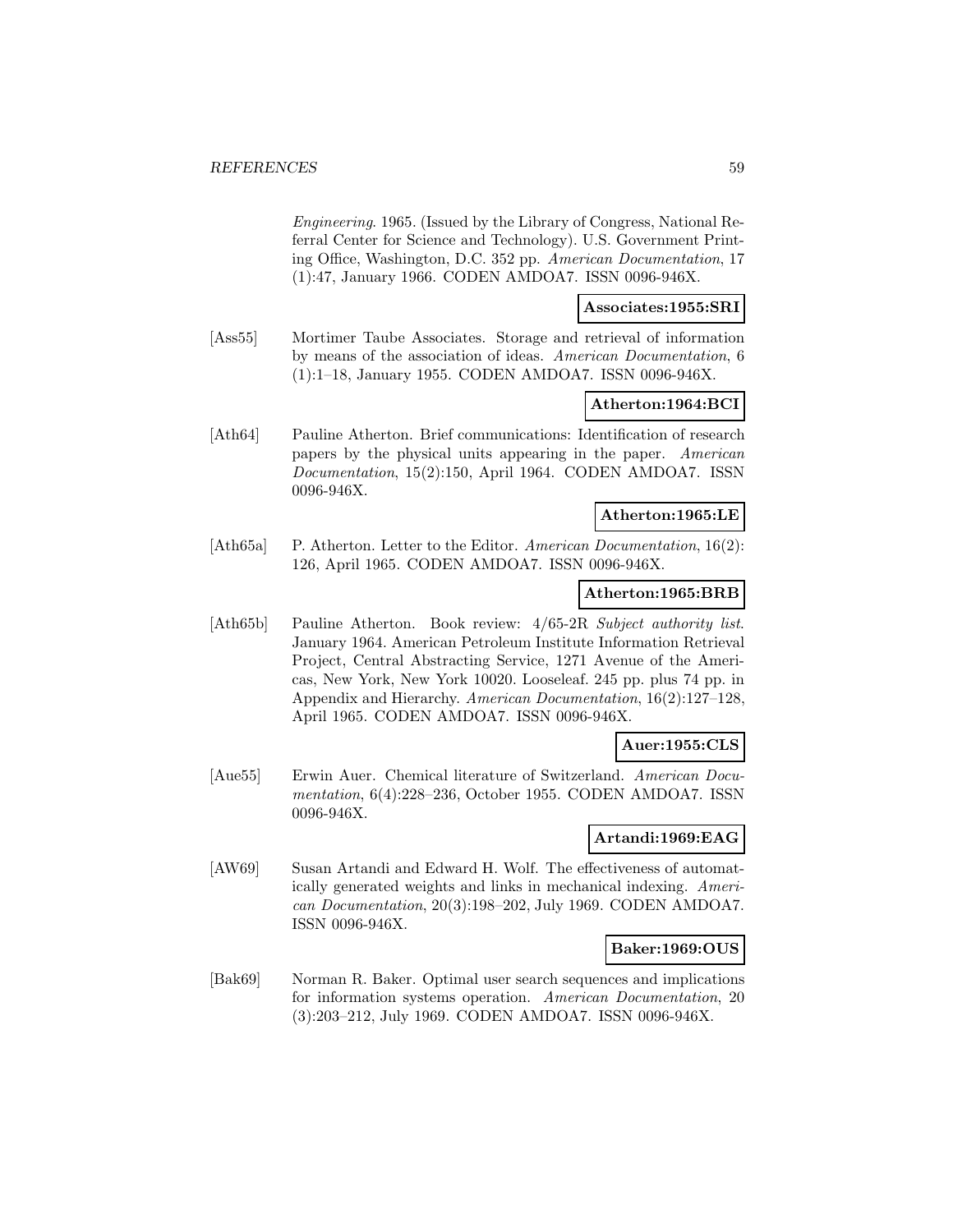*Engineering*. 1965. (Issued by the Library of Congress, National Referral Center for Science and Technology). U.S. Government Printing Office, Washington, D.C. 352 pp. *American Documentation*, 17 (1):47, January 1966. CODEN AMDOA7. ISSN 0096-946X.

**Associates:1955:SRI**

[Ass55] Mortimer Taube Associates. Storage and retrieval of information by means of the association of ideas. *American Documentation*, 6 (1):1–18, January 1955. CODEN AMDOA7. ISSN 0096-946X.

**Atherton:1964:BCI**

[Ath64] Pauline Atherton. Brief communications: Identification of research papers by the physical units appearing in the paper. *American Documentation*, 15(2):150, April 1964. CODEN AMDOA7. ISSN 0096-946X.

**Atherton:1965:LE**

[Ath65a] P. Atherton. Letter to the Editor. *American Documentation*, 16(2): 126, April 1965. CODEN AMDOA7. ISSN 0096-946X.

**Atherton:1965:BRB**

[Ath65b] Pauline Atherton. Book review: 4/65-2R *Subject authority list*. January 1964. American Petroleum Institute Information Retrieval Project, Central Abstracting Service, 1271 Avenue of the Americas, New York, New York 10020. Looseleaf. 245 pp. plus 74 pp. in Appendix and Hierarchy. *American Documentation*, 16(2):127–128, April 1965. CODEN AMDOA7. ISSN 0096-946X.

**Auer:1955:CLS**

[Aue55] Erwin Auer. Chemical literature of Switzerland. *American Documentation*, 6(4):228–236, October 1955. CODEN AMDOA7. ISSN 0096-946X.

**Artandi:1969:EAG**

[AW69] Susan Artandi and Edward H. Wolf. The effectiveness of automatically generated weights and links in mechanical indexing. *American Documentation*, 20(3):198–202, July 1969. CODEN AMDOA7. ISSN 0096-946X.

**Baker:1969:OUS**

[Bak69] Norman R. Baker. Optimal user search sequences and implications for information systems operation. *American Documentation*, 20 (3):203–212, July 1969. CODEN AMDOA7. ISSN 0096-946X.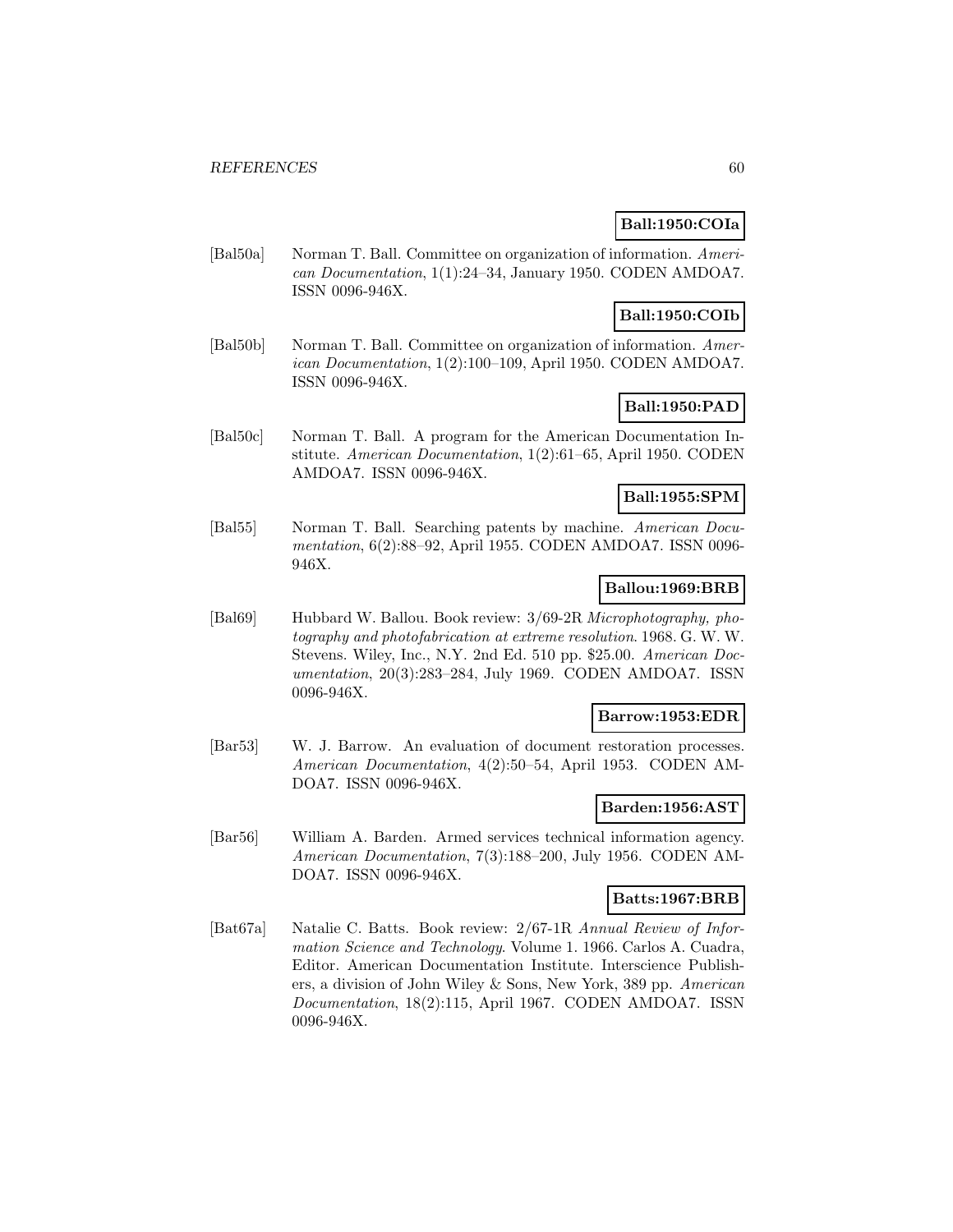**Ball:1950:COIa**

[Bal50a] Norman T. Ball. Committee on organization of information. *American Documentation*, 1(1):24–34, January 1950. CODEN AMDOA7. ISSN 0096-946X.

**Ball:1950:COIb**

[Bal50b] Norman T. Ball. Committee on organization of information. *American Documentation*, 1(2):100–109, April 1950. CODEN AMDOA7. ISSN 0096-946X.

**Ball:1950:PAD**

[Bal50c] Norman T. Ball. A program for the American Documentation Institute. *American Documentation*, 1(2):61–65, April 1950. CODEN AMDOA7. ISSN 0096-946X.

**Ball:1955:SPM**

[Bal55] Norman T. Ball. Searching patents by machine. *American Documentation*, 6(2):88–92, April 1955. CODEN AMDOA7. ISSN 0096-946X.

**Ballou:1969:BRB**

[Bal69] Hubbard W. Ballou. Book review: 3/69-2R *Microphotography, photography and photofabrication at extreme resolution*. 1968. G. W. W. Stevens. Wiley, Inc., N.Y. 2nd Ed. 510 pp. $25.00. *American Documentation*, 20(3):283–284, July 1969. CODEN AMDOA7. ISSN 0096-946X.

**Barrow:1953:EDR**

[Bar53] W. J. Barrow. An evaluation of document restoration processes. *American Documentation*, 4(2):50–54, April 1953. CODEN AMDOA7. ISSN 0096-946X.

**Barden:1956:AST**

[Bar56] William A. Barden. Armed services technical information agency. *American Documentation*, 7(3):188–200, July 1956. CODEN AMDOA7. ISSN 0096-946X.

**Batts:1967:BRB**

[Bat67a] Natalie C. Batts. Book review: 2/67-1R *Annual Review of Information Science and Technology*. Volume 1. 1966. Carlos A. Cuadra, Editor. American Documentation Institute. Interscience Publishers, a division of John Wiley & Sons, New York, 389 pp. *American Documentation*, 18(2):115, April 1967. CODEN AMDOA7. ISSN 0096-946X.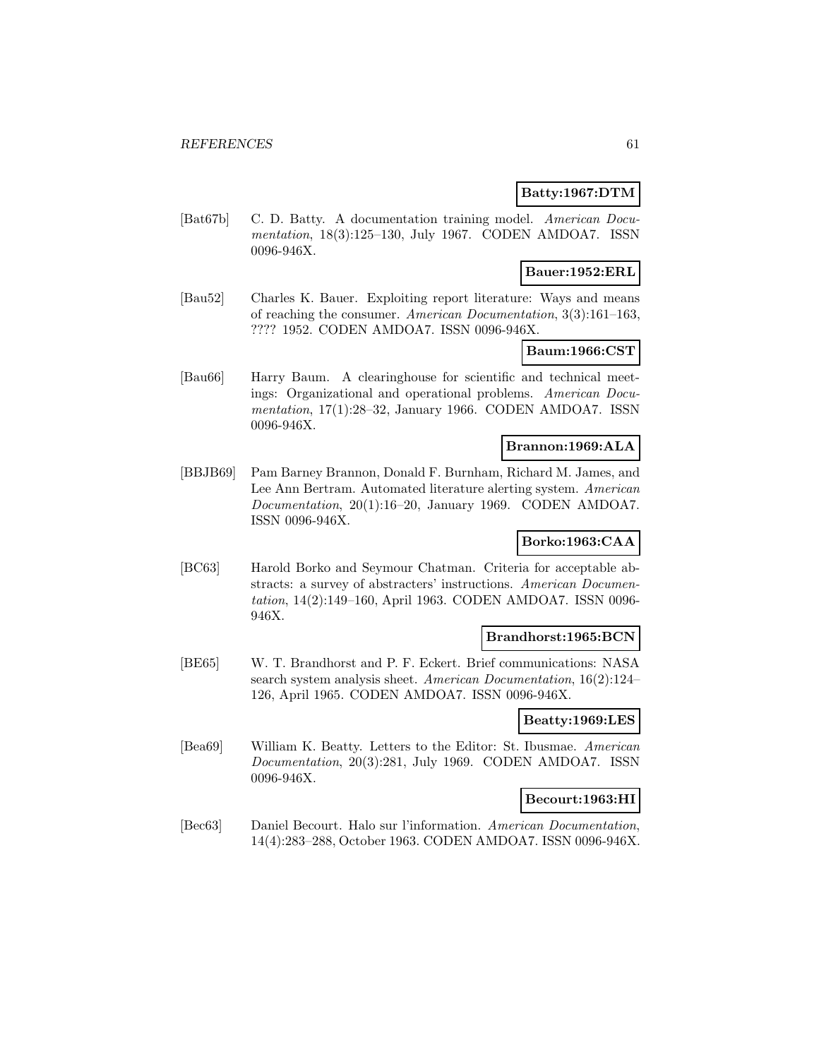**Batty:1967:DTM**

[Bat67b] C. D. Batty. A documentation training model. *American Documentation*, 18(3):125–130, July 1967. CODEN AMDOA7. ISSN 0096-946X.

**Bauer:1952:ERL**

[Bau52] Charles K. Bauer. Exploiting report literature: Ways and means of reaching the consumer. *American Documentation*, 3(3):161–163, ???? 1952. CODEN AMDOA7. ISSN 0096-946X.

**Baum:1966:CST**

[Bau66] Harry Baum. A clearinghouse for scientific and technical meetings: Organizational and operational problems. *American Documentation*, 17(1):28–32, January 1966. CODEN AMDOA7. ISSN 0096-946X.

**Brannon:1969:ALA**

[BBJB69] Pam Barney Brannon, Donald F. Burnham, Richard M. James, and Lee Ann Bertram. Automated literature alerting system. *American Documentation*, 20(1):16–20, January 1969. CODEN AMDOA7. ISSN 0096-946X.

**Borko:1963:CAA**

[BC63] Harold Borko and Seymour Chatman. Criteria for acceptable abstracts: a survey of abstracters' instructions. *American Documentation*, 14(2):149–160, April 1963. CODEN AMDOA7. ISSN 0096-946X.

**Brandhorst:1965:BCN**

[BE65] W. T. Brandhorst and P. F. Eckert. Brief communications: NASA search system analysis sheet. *American Documentation*, 16(2):124–126, April 1965. CODEN AMDOA7. ISSN 0096-946X.

**Beatty:1969:LES**

[Bea69] William K. Beatty. Letters to the Editor: St. Ibusmae. *American Documentation*, 20(3):281, July 1969. CODEN AMDOA7. ISSN 0096-946X.

**Becourt:1963:HI**

[Bec63] Daniel Becourt. Halo sur l'information. *American Documentation*, 14(4):283–288, October 1963. CODEN AMDOA7. ISSN 0096-946X.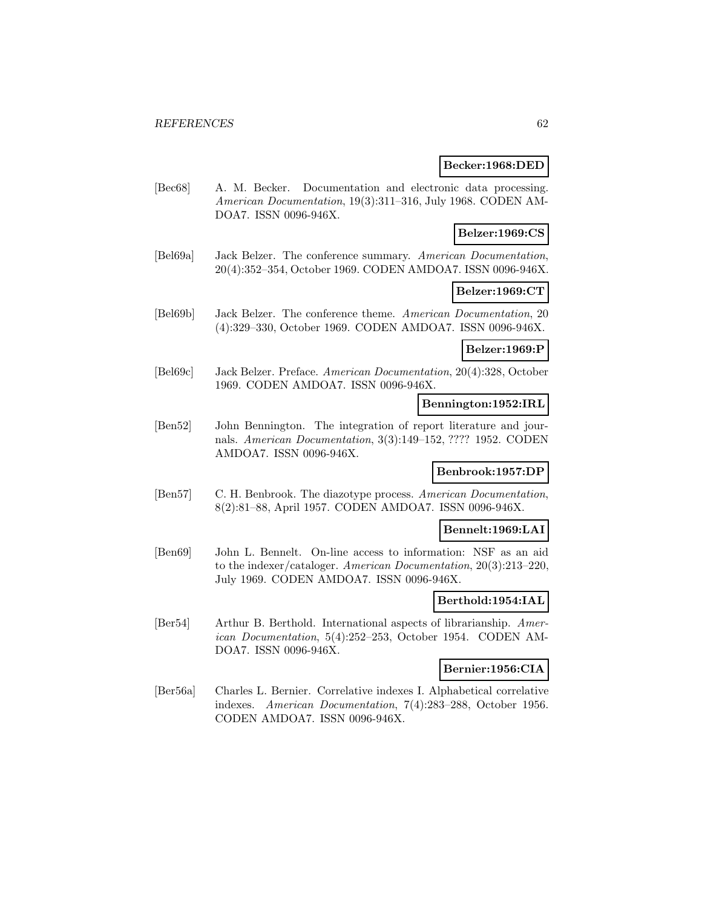**Becker:1968:DED**

[Bec68] A. M. Becker. Documentation and electronic data processing. *American Documentation*, 19(3):311–316, July 1968. CODEN AMDOA7. ISSN 0096-946X.

**Belzer:1969:CS**

[Bel69a] Jack Belzer. The conference summary. *American Documentation*, 20(4):352–354, October 1969. CODEN AMDOA7. ISSN 0096-946X.

**Belzer:1969:CT**

[Bel69b] Jack Belzer. The conference theme. *American Documentation*, 20 (4):329–330, October 1969. CODEN AMDOA7. ISSN 0096-946X.

**Belzer:1969:P**

[Bel69c] Jack Belzer. Preface. *American Documentation*, 20(4):328, October 1969. CODEN AMDOA7. ISSN 0096-946X.

**Bennington:1952:IRL**

[Ben52] John Bennington. The integration of report literature and journals. *American Documentation*, 3(3):149–152, ???? 1952. CODEN AMDOA7. ISSN 0096-946X.

**Benbrook:1957:DP**

[Ben57] C. H. Benbrook. The diazotype process. *American Documentation*, 8(2):81–88, April 1957. CODEN AMDOA7. ISSN 0096-946X.

**Bennelt:1969:LAI**

[Ben69] John L. Bennelt. On-line access to information: NSF as an aid to the indexer/cataloger. *American Documentation*, 20(3):213–220, July 1969. CODEN AMDOA7. ISSN 0096-946X.

**Berthold:1954:IAL**

[Ber54] Arthur B. Berthold. International aspects of librarianship. *American Documentation*, 5(4):252–253, October 1954. CODEN AMDOA7. ISSN 0096-946X.

**Bernier:1956:CIA**

[Ber56a] Charles L. Bernier. Correlative indexes I. Alphabetical correlative indexes. *American Documentation*, 7(4):283–288, October 1956. CODEN AMDOA7. ISSN 0096-946X.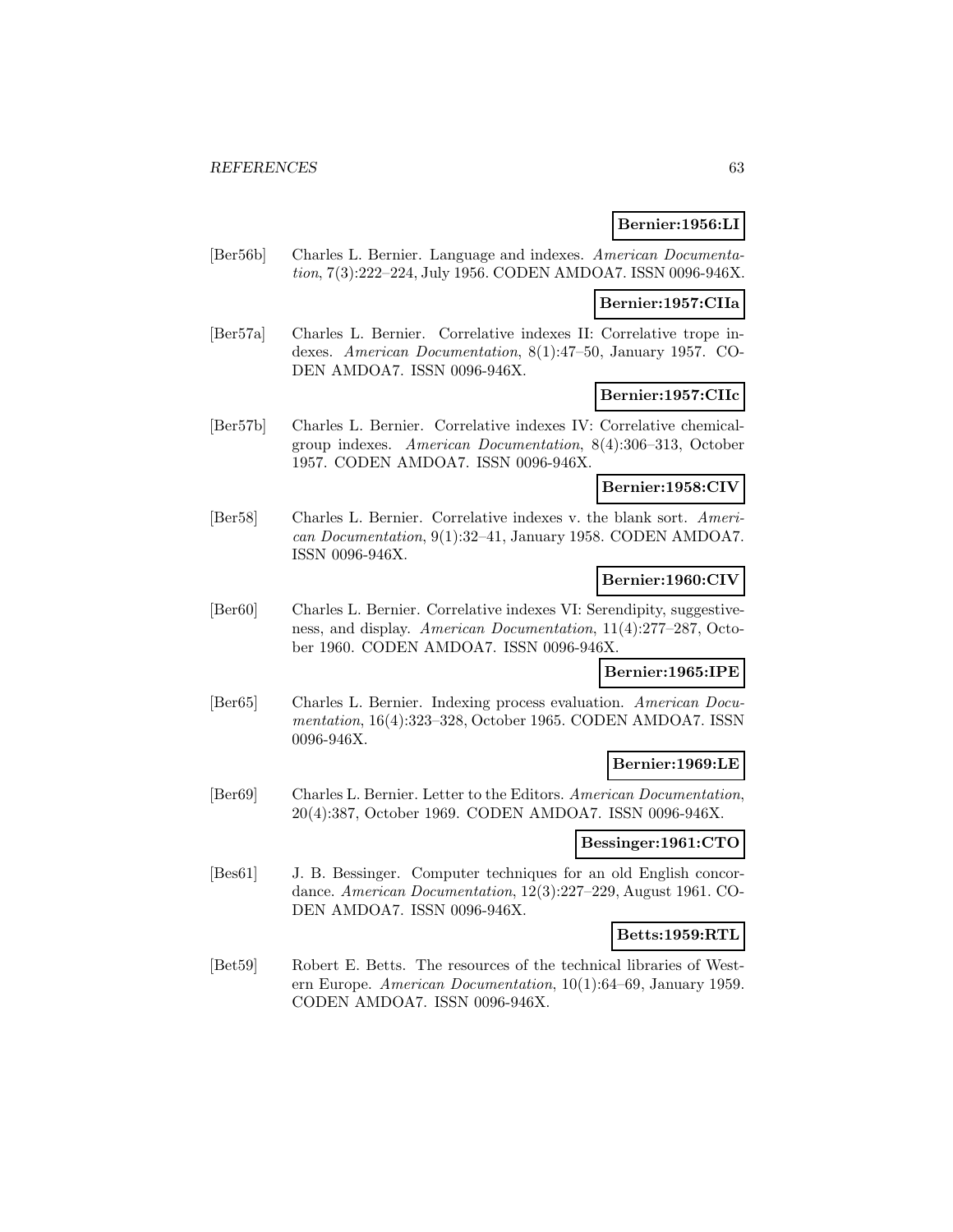**Bernier:1956:LI**

[Ber56b] Charles L. Bernier. Language and indexes. *American Documentation*, 7(3):222–224, July 1956. CODEN AMDOA7. ISSN 0096-946X.

**Bernier:1957:CIIa**

[Ber57a] Charles L. Bernier. Correlative indexes II: Correlative trope indexes. *American Documentation*, 8(1):47–50, January 1957. CODEN AMDOA7. ISSN 0096-946X.

**Bernier:1957:CIIc**

[Ber57b] Charles L. Bernier. Correlative indexes IV: Correlative chemical-group indexes. *American Documentation*, 8(4):306–313, October 1957. CODEN AMDOA7. ISSN 0096-946X.

**Bernier:1958:CIV**

[Ber58] Charles L. Bernier. Correlative indexes v. the blank sort. *American Documentation*, 9(1):32–41, January 1958. CODEN AMDOA7. ISSN 0096-946X.

**Bernier:1960:CIV**

[Ber60] Charles L. Bernier. Correlative indexes VI: Serendipity, suggestiveness, and display. *American Documentation*, 11(4):277–287, October 1960. CODEN AMDOA7. ISSN 0096-946X.

**Bernier:1965:IPE**

[Ber65] Charles L. Bernier. Indexing process evaluation. *American Documentation*, 16(4):323–328, October 1965. CODEN AMDOA7. ISSN 0096-946X.

**Bernier:1969:LE**

[Ber69] Charles L. Bernier. Letter to the Editors. *American Documentation*, 20(4):387, October 1969. CODEN AMDOA7. ISSN 0096-946X.

**Bessinger:1961:CTO**

[Bes61] J. B. Bessinger. Computer techniques for an old English concordance. *American Documentation*, 12(3):227–229, August 1961. CODEN AMDOA7. ISSN 0096-946X.

**Betts:1959:RTL**

[Bet59] Robert E. Betts. The resources of the technical libraries of Western Europe. *American Documentation*, 10(1):64–69, January 1959. CODEN AMDOA7. ISSN 0096-946X.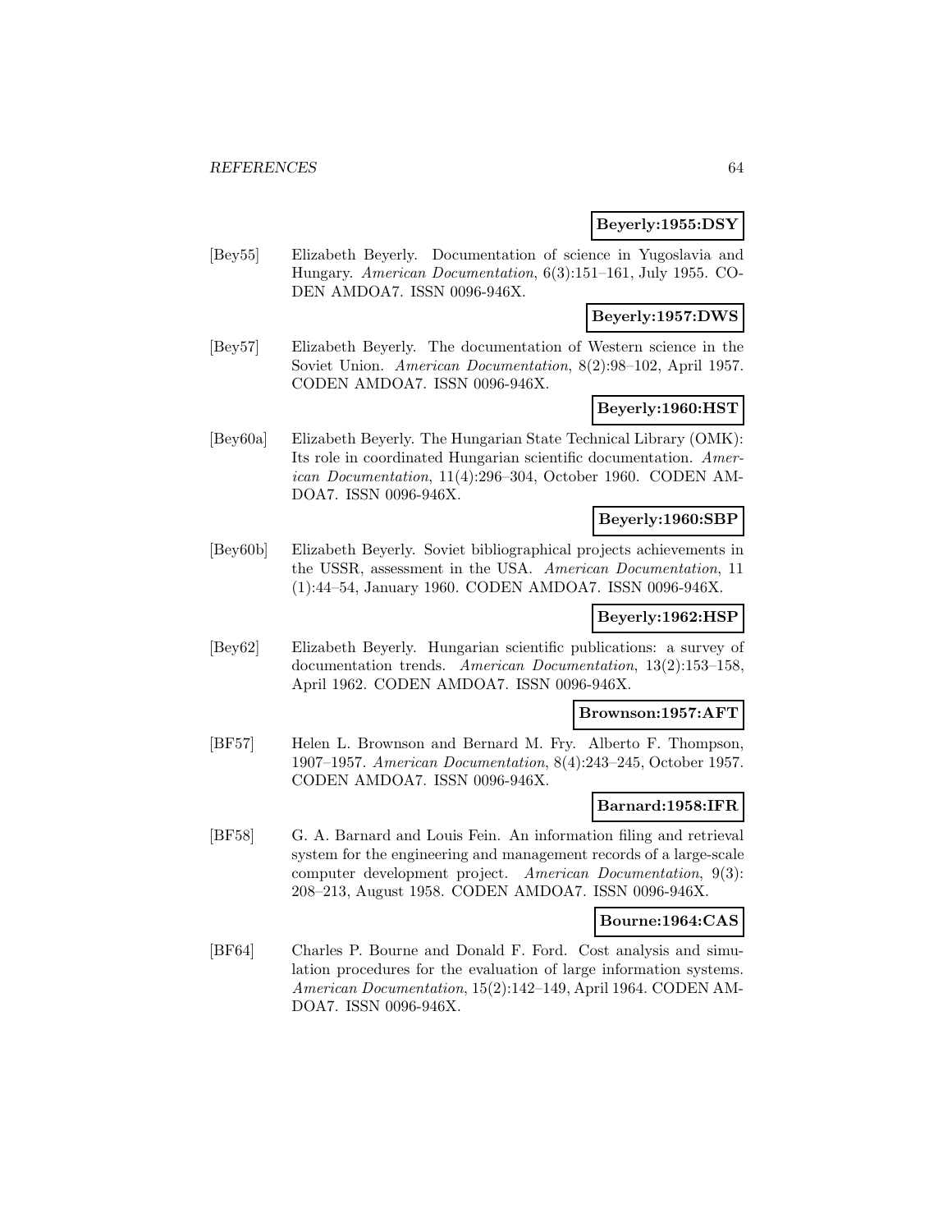**Beyerly:1955:DSY**

[Bey55] Elizabeth Beyerly. Documentation of science in Yugoslavia and Hungary. *American Documentation*, 6(3):151–161, July 1955. CODEN AMDOA7. ISSN 0096-946X.

**Beyerly:1957:DWS**

[Bey57] Elizabeth Beyerly. The documentation of Western science in the Soviet Union. *American Documentation*, 8(2):98–102, April 1957. CODEN AMDOA7. ISSN 0096-946X.

**Beyerly:1960:HST**

[Bey60a] Elizabeth Beyerly. The Hungarian State Technical Library (OMK): Its role in coordinated Hungarian scientific documentation. *American Documentation*, 11(4):296–304, October 1960. CODEN AMDOA7. ISSN 0096-946X.

**Beyerly:1960:SBP**

[Bey60b] Elizabeth Beyerly. Soviet bibliographical projects achievements in the USSR, assessment in the USA. *American Documentation*, 11 (1):44–54, January 1960. CODEN AMDOA7. ISSN 0096-946X.

**Beyerly:1962:HSP**

[Bey62] Elizabeth Beyerly. Hungarian scientific publications: a survey of documentation trends. *American Documentation*, 13(2):153–158, April 1962. CODEN AMDOA7. ISSN 0096-946X.

**Brownson:1957:AFT**

[BF57] Helen L. Brownson and Bernard M. Fry. Alberto F. Thompson, 1907–1957. *American Documentation*, 8(4):243–245, October 1957. CODEN AMDOA7. ISSN 0096-946X.

**Barnard:1958:IFR**

[BF58] G. A. Barnard and Louis Fein. An information filing and retrieval system for the engineering and management records of a large-scale computer development project. *American Documentation*, 9(3): 208–213, August 1958. CODEN AMDOA7. ISSN 0096-946X.

**Bourne:1964:CAS**

[BF64] Charles P. Bourne and Donald F. Ford. Cost analysis and simulation procedures for the evaluation of large information systems. *American Documentation*, 15(2):142–149, April 1964. CODEN AMDOA7. ISSN 0096-946X.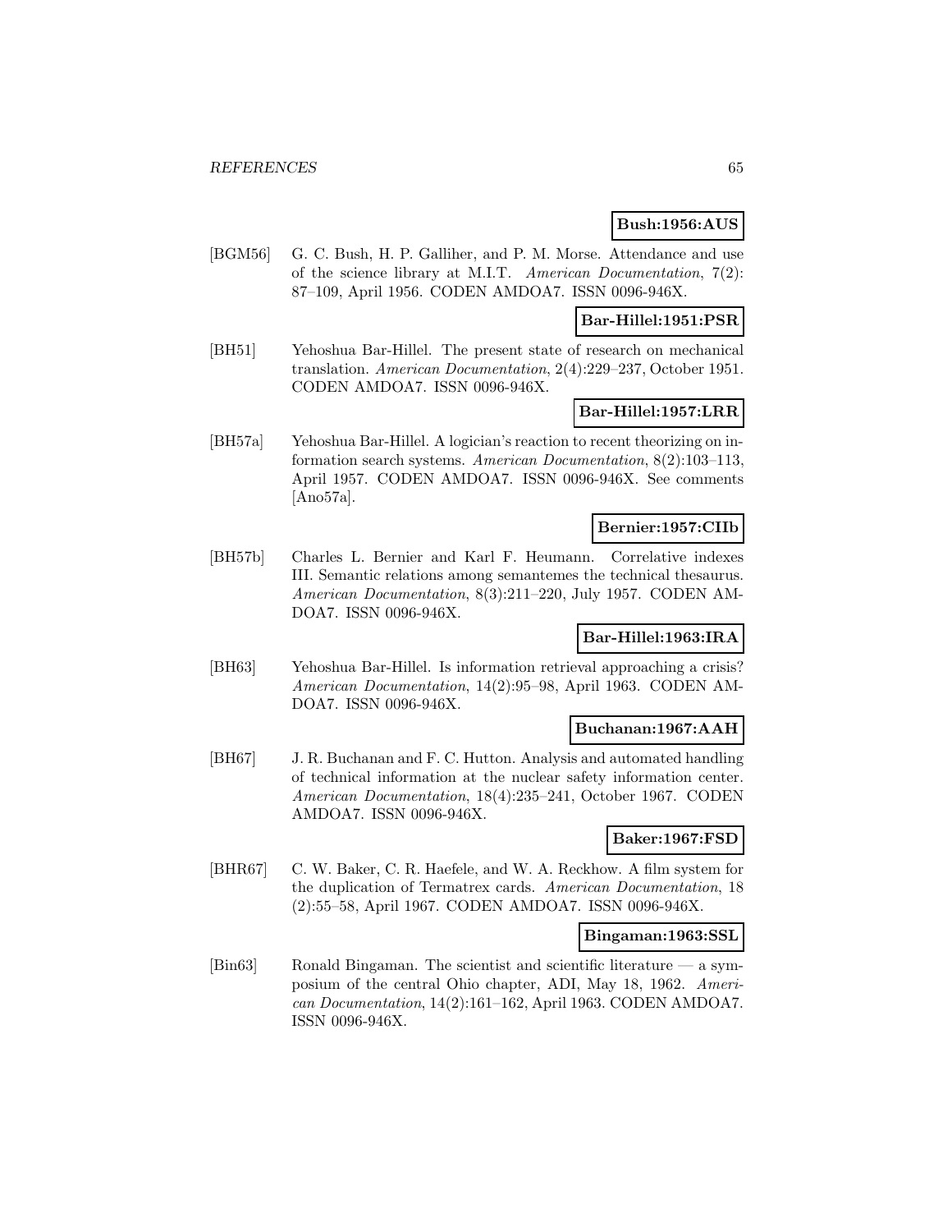**Bush:1956:AUS**

[BGM56] G. C. Bush, H. P. Galliher, and P. M. Morse. Attendance and use of the science library at M.I.T. *American Documentation*, 7(2): 87–109, April 1956. CODEN AMDOA7. ISSN 0096-946X.

**Bar-Hillel:1951:PSR**

[BH51] Yehoshua Bar-Hillel. The present state of research on mechanical translation. *American Documentation*, 2(4):229–237, October 1951. CODEN AMDOA7. ISSN 0096-946X.

**Bar-Hillel:1957:LRR**

[BH57a] Yehoshua Bar-Hillel. A logician's reaction to recent theorizing on information search systems. *American Documentation*, 8(2):103–113, April 1957. CODEN AMDOA7. ISSN 0096-946X. See comments [Ano57a].

**Bernier:1957:CIIb**

[BH57b] Charles L. Bernier and Karl F. Heumann. Correlative indexes III. Semantic relations among semantemes the technical thesaurus. *American Documentation*, 8(3):211–220, July 1957. CODEN AMDOA7. ISSN 0096-946X.

**Bar-Hillel:1963:IRA**

[BH63] Yehoshua Bar-Hillel. Is information retrieval approaching a crisis? *American Documentation*, 14(2):95–98, April 1963. CODEN AMDOA7. ISSN 0096-946X.

**Buchanan:1967:AAH**

[BH67] J. R. Buchanan and F. C. Hutton. Analysis and automated handling of technical information at the nuclear safety information center. *American Documentation*, 18(4):235–241, October 1967. CODEN AMDOA7. ISSN 0096-946X.

**Baker:1967:FSD**

[BHR67] C. W. Baker, C. R. Haefele, and W. A. Reckhow. A film system for the duplication of Termatrex cards. *American Documentation*, 18 (2):55–58, April 1967. CODEN AMDOA7. ISSN 0096-946X.

**Bingaman:1963:SSL**

[Bin63] Ronald Bingaman. The scientist and scientific literature — a symposium of the central Ohio chapter, ADI, May 18, 1962. *American Documentation*, 14(2):161–162, April 1963. CODEN AMDOA7. ISSN 0096-946X.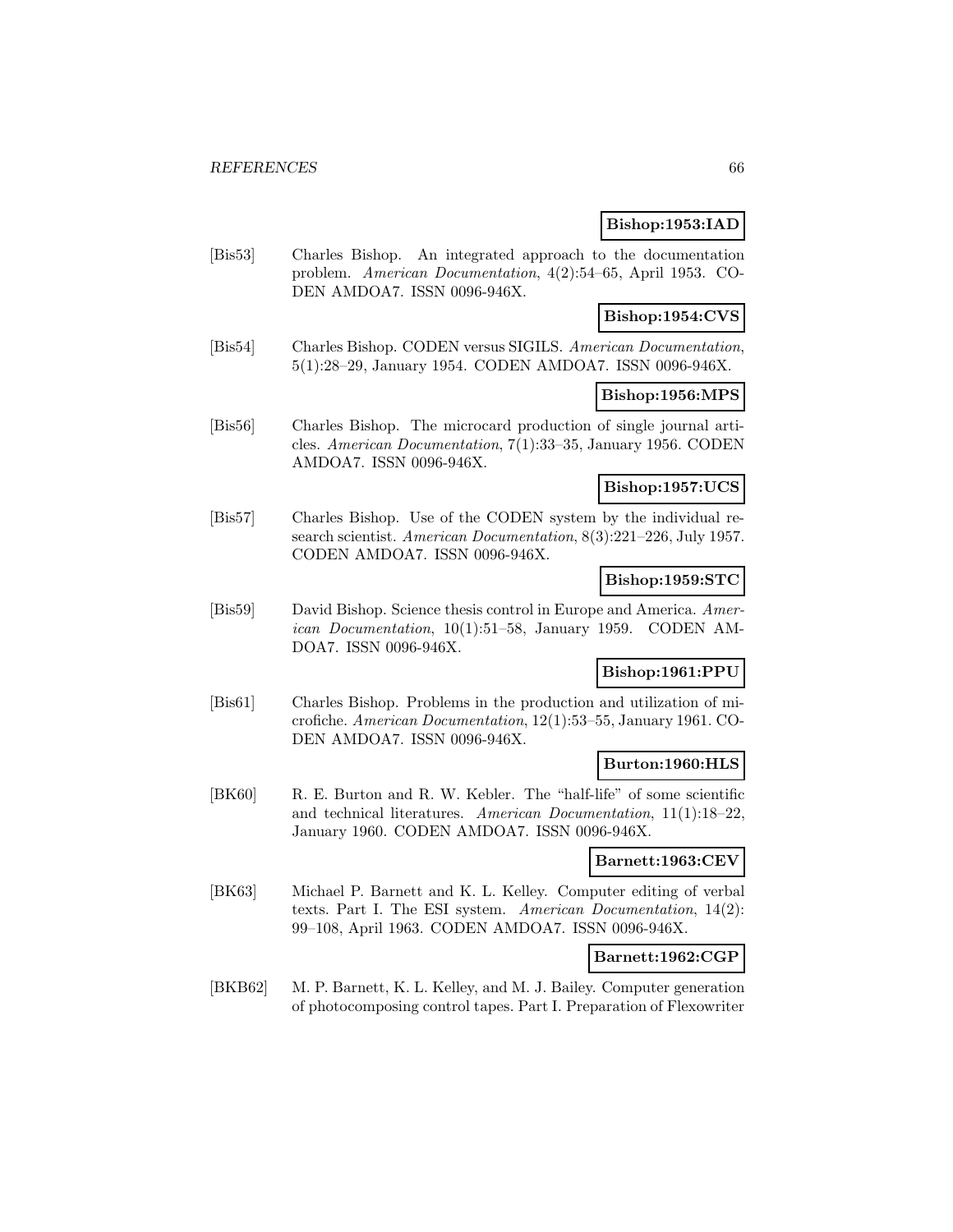**Bishop:1953:IAD**

[Bis53] Charles Bishop. An integrated approach to the documentation problem. *American Documentation*, 4(2):54–65, April 1953. CODEN AMDOA7. ISSN 0096-946X.

**Bishop:1954:CVS**

[Bis54] Charles Bishop. CODEN versus SIGILS. *American Documentation*, 5(1):28–29, January 1954. CODEN AMDOA7. ISSN 0096-946X.

**Bishop:1956:MPS**

[Bis56] Charles Bishop. The microcard production of single journal articles. *American Documentation*, 7(1):33–35, January 1956. CODEN AMDOA7. ISSN 0096-946X.

**Bishop:1957:UCS**

[Bis57] Charles Bishop. Use of the CODEN system by the individual research scientist. *American Documentation*, 8(3):221–226, July 1957. CODEN AMDOA7. ISSN 0096-946X.

**Bishop:1959:STC**

[Bis59] David Bishop. Science thesis control in Europe and America. *American Documentation*, 10(1):51–58, January 1959. CODEN AMDOA7. ISSN 0096-946X.

**Bishop:1961:PPU**

[Bis61] Charles Bishop. Problems in the production and utilization of microfiche. *American Documentation*, 12(1):53–55, January 1961. CODEN AMDOA7. ISSN 0096-946X.

**Burton:1960:HLS**

[BK60] R. E. Burton and R. W. Kebler. The "half-life" of some scientific and technical literatures. *American Documentation*, 11(1):18–22, January 1960. CODEN AMDOA7. ISSN 0096-946X.

**Barnett:1963:CEV**

[BK63] Michael P. Barnett and K. L. Kelley. Computer editing of verbal texts. Part I. The ESI system. *American Documentation*, 14(2): 99–108, April 1963. CODEN AMDOA7. ISSN 0096-946X.

**Barnett:1962:CGP**

[BKB62] M. P. Barnett, K. L. Kelley, and M. J. Bailey. Computer generation of photocomposing control tapes. Part I. Preparation of Flexowriter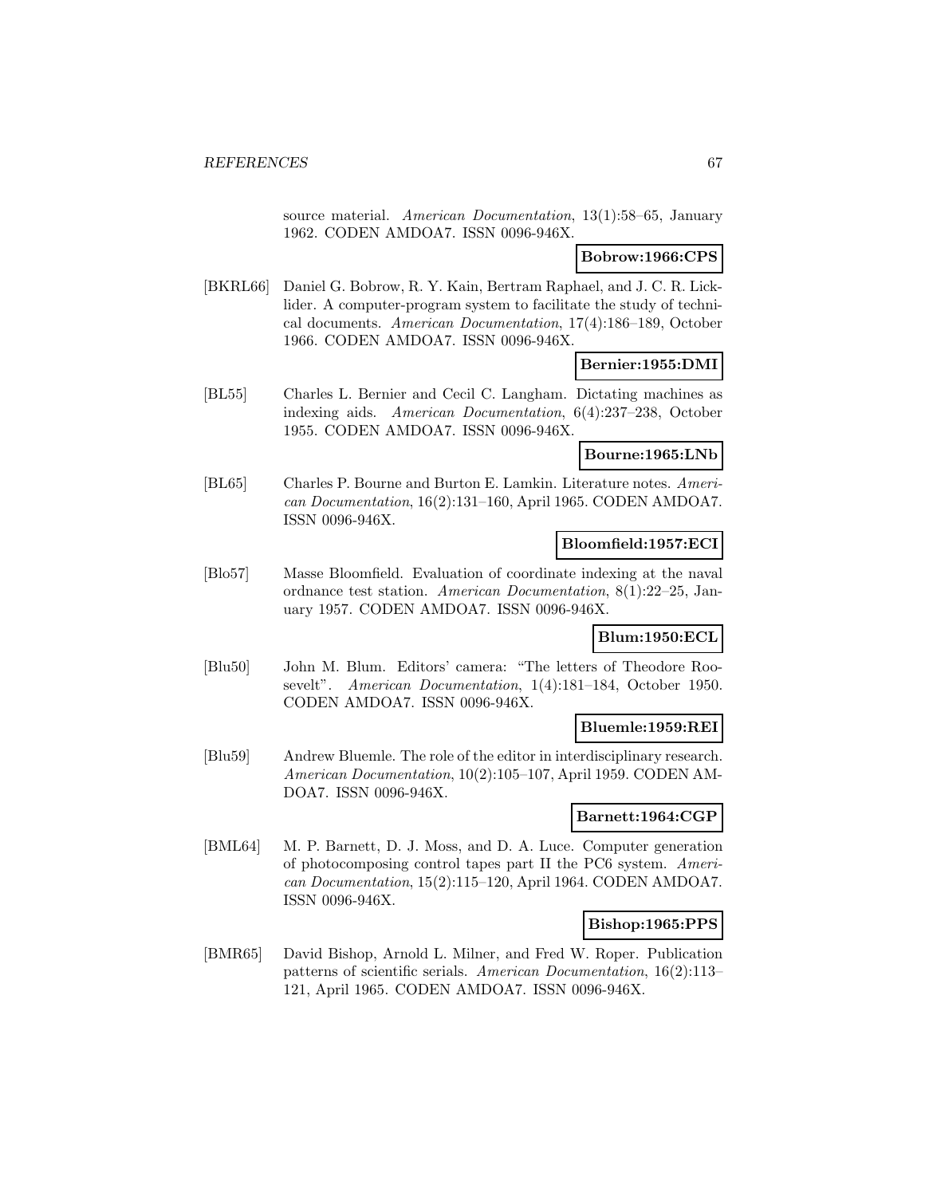source material. *American Documentation*, 13(1):58–65, January 1962. CODEN AMDOA7. ISSN 0096-946X.

**Bobrow:1966:CPS**

[BKRL66] Daniel G. Bobrow, R. Y. Kain, Bertram Raphael, and J. C. R. Licklider. A computer-program system to facilitate the study of technical documents. *American Documentation*, 17(4):186–189, October 1966. CODEN AMDOA7. ISSN 0096-946X.

**Bernier:1955:DMI**

[BL55] Charles L. Bernier and Cecil C. Langham. Dictating machines as indexing aids. *American Documentation*, 6(4):237–238, October 1955. CODEN AMDOA7. ISSN 0096-946X.

**Bourne:1965:LNb**

[BL65] Charles P. Bourne and Burton E. Lamkin. Literature notes. *American Documentation*, 16(2):131–160, April 1965. CODEN AMDOA7. ISSN 0096-946X.

**Bloomfield:1957:ECI**

[Blo57] Masse Bloomfield. Evaluation of coordinate indexing at the naval ordnance test station. *American Documentation*, 8(1):22–25, January 1957. CODEN AMDOA7. ISSN 0096-946X.

**Blum:1950:ECL**

[Blu50] John M. Blum. Editors' camera: "The letters of Theodore Roosevelt". *American Documentation*, 1(4):181–184, October 1950. CODEN AMDOA7. ISSN 0096-946X.

**Bluemle:1959:REI**

[Blu59] Andrew Bluemle. The role of the editor in interdisciplinary research. *American Documentation*, 10(2):105–107, April 1959. CODEN AMDOA7. ISSN 0096-946X.

**Barnett:1964:CGP**

[BML64] M. P. Barnett, D. J. Moss, and D. A. Luce. Computer generation of photocomposing control tapes part II the PC6 system. *American Documentation*, 15(2):115–120, April 1964. CODEN AMDOA7. ISSN 0096-946X.

**Bishop:1965:PPS**

[BMR65] David Bishop, Arnold L. Milner, and Fred W. Roper. Publication patterns of scientific serials. *American Documentation*, 16(2):113–121, April 1965. CODEN AMDOA7. ISSN 0096-946X.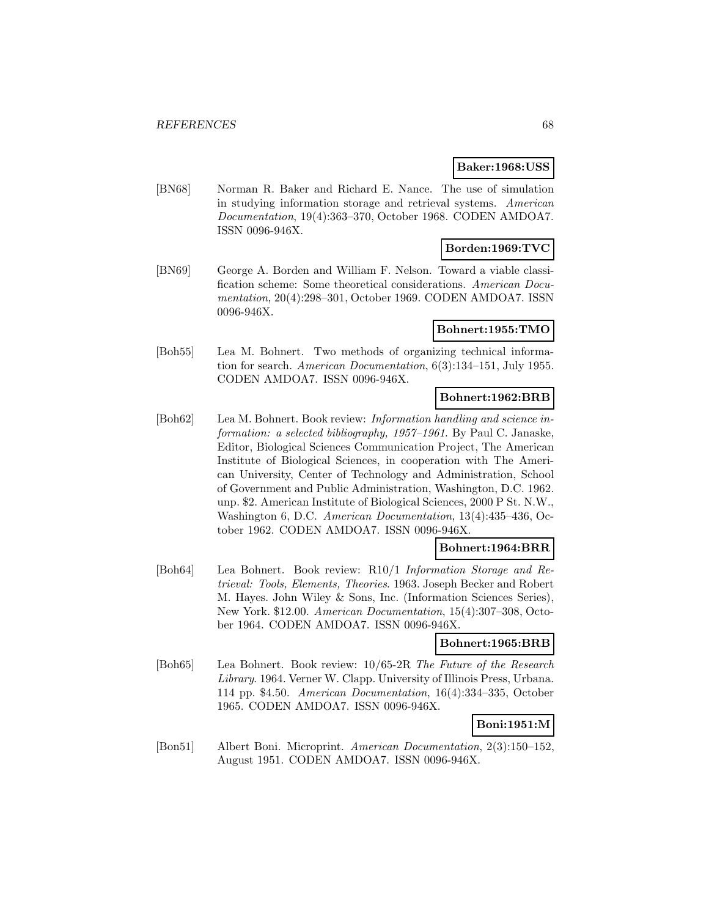**Baker:1968:USS**

[BN68] Norman R. Baker and Richard E. Nance. The use of simulation in studying information storage and retrieval systems. *American Documentation*, 19(4):363–370, October 1968. CODEN AMDOA7. ISSN 0096-946X.

**Borden:1969:TVC**

[BN69] George A. Borden and William F. Nelson. Toward a viable classification scheme: Some theoretical considerations. *American Documentation*, 20(4):298–301, October 1969. CODEN AMDOA7. ISSN 0096-946X.

**Bohnert:1955:TMO**

[Boh55] Lea M. Bohnert. Two methods of organizing technical information for search. *American Documentation*, 6(3):134–151, July 1955. CODEN AMDOA7. ISSN 0096-946X.

**Bohnert:1962:BRB**

[Boh62] Lea M. Bohnert. Book review: *Information handling and science information: a selected bibliography, 1957–1961*. By Paul C. Janaske, Editor, Biological Sciences Communication Project, The American Institute of Biological Sciences, in cooperation with The American University, Center of Technology and Administration, School of Government and Public Administration, Washington, D.C. 1962. unp. $2. American Institute of Biological Sciences, 2000 P St. N.W., Washington 6, D.C. *American Documentation*, 13(4):435–436, October 1962. CODEN AMDOA7. ISSN 0096-946X.

**Bohnert:1964:BRR**

[Boh64] Lea Bohnert. Book review: R10/1 *Information Storage and Retrieval: Tools, Elements, Theories*. 1963. Joseph Becker and Robert M. Hayes. John Wiley & Sons, Inc. (Information Sciences Series), New York. $12.00. *American Documentation*, 15(4):307–308, October 1964. CODEN AMDOA7. ISSN 0096-946X.

**Bohnert:1965:BRB**

[Boh65] Lea Bohnert. Book review: 10/65-2R *The Future of the Research Library*. 1964. Verner W. Clapp. University of Illinois Press, Urbana. 114 pp. $4.50. *American Documentation*, 16(4):334–335, October 1965. CODEN AMDOA7. ISSN 0096-946X.

**Boni:1951:M**

[Bon51] Albert Boni. Microprint. *American Documentation*, 2(3):150–152, August 1951. CODEN AMDOA7. ISSN 0096-946X.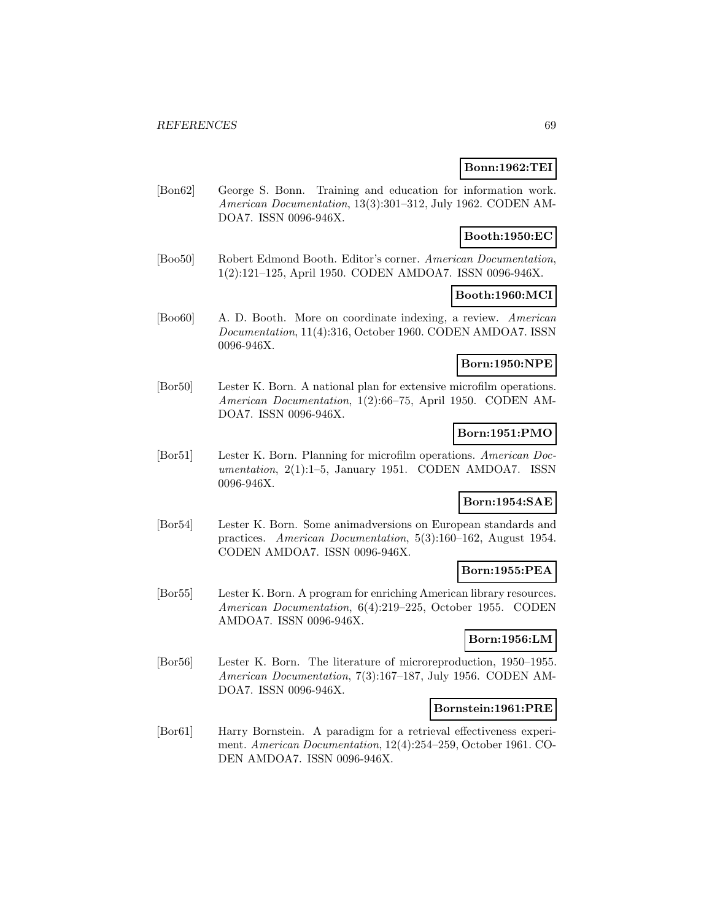**Bonn:1962:TEI**

[Bon62] George S. Bonn. Training and education for information work. *American Documentation*, 13(3):301–312, July 1962. CODEN AMDOA7. ISSN 0096-946X.

**Booth:1950:EC**

[Boo50] Robert Edmond Booth. Editor's corner. *American Documentation*, 1(2):121–125, April 1950. CODEN AMDOA7. ISSN 0096-946X.

**Booth:1960:MCI**

[Boo60] A. D. Booth. More on coordinate indexing, a review. *American Documentation*, 11(4):316, October 1960. CODEN AMDOA7. ISSN 0096-946X.

**Born:1950:NPE**

[Bor50] Lester K. Born. A national plan for extensive microfilm operations. *American Documentation*, 1(2):66–75, April 1950. CODEN AMDOA7. ISSN 0096-946X.

**Born:1951:PMO**

[Bor51] Lester K. Born. Planning for microfilm operations. *American Documentation*, 2(1):1–5, January 1951. CODEN AMDOA7. ISSN 0096-946X.

**Born:1954:SAE**

[Bor54] Lester K. Born. Some animadversions on European standards and practices. *American Documentation*, 5(3):160–162, August 1954. CODEN AMDOA7. ISSN 0096-946X.

**Born:1955:PEA**

[Bor55] Lester K. Born. A program for enriching American library resources. *American Documentation*, 6(4):219–225, October 1955. CODEN AMDOA7. ISSN 0096-946X.

**Born:1956:LM**

[Bor56] Lester K. Born. The literature of microreproduction, 1950–1955. *American Documentation*, 7(3):167–187, July 1956. CODEN AMDOA7. ISSN 0096-946X.

**Bornstein:1961:PRE**

[Bor61] Harry Bornstein. A paradigm for a retrieval effectiveness experiment. *American Documentation*, 12(4):254–259, October 1961. CODEN AMDOA7. ISSN 0096-946X.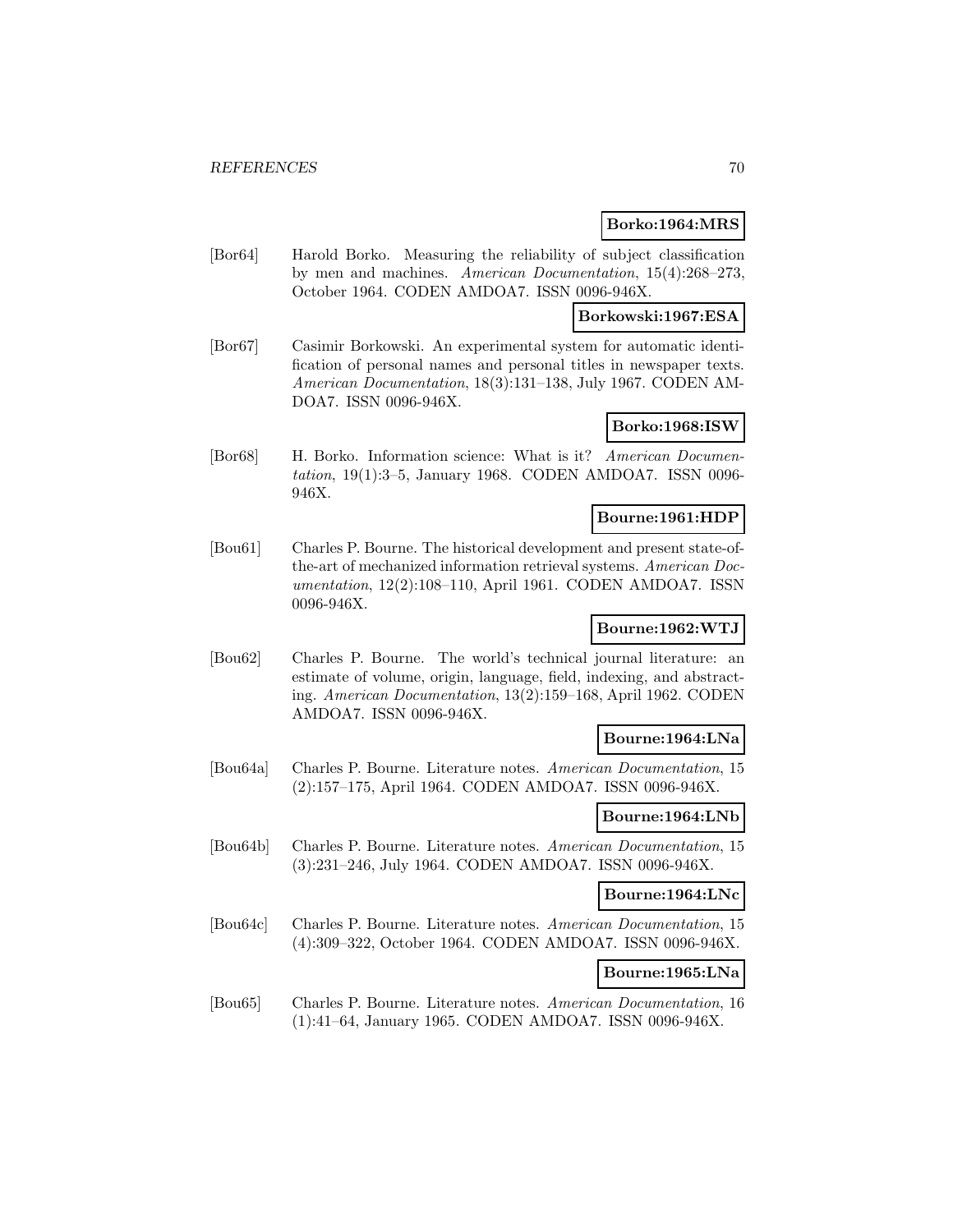**Borko:1964:MRS**

[Bor64] Harold Borko. Measuring the reliability of subject classification by men and machines. *American Documentation*, 15(4):268–273, October 1964. CODEN AMDOA7. ISSN 0096-946X.

**Borkowski:1967:ESA**

[Bor67] Casimir Borkowski. An experimental system for automatic identification of personal names and personal titles in newspaper texts. *American Documentation*, 18(3):131–138, July 1967. CODEN AMDOA7. ISSN 0096-946X.

**Borko:1968:ISW**

[Bor68] H. Borko. Information science: What is it? *American Documentation*, 19(1):3–5, January 1968. CODEN AMDOA7. ISSN 0096-946X.

**Bourne:1961:HDP**

[Bou61] Charles P. Bourne. The historical development and present state-of-the-art of mechanized information retrieval systems. *American Documentation*, 12(2):108–110, April 1961. CODEN AMDOA7. ISSN 0096-946X.

**Bourne:1962:WTJ**

[Bou62] Charles P. Bourne. The world's technical journal literature: an estimate of volume, origin, language, field, indexing, and abstracting. *American Documentation*, 13(2):159–168, April 1962. CODEN AMDOA7. ISSN 0096-946X.

**Bourne:1964:LNa**

[Bou64a] Charles P. Bourne. Literature notes. *American Documentation*, 15 (2):157–175, April 1964. CODEN AMDOA7. ISSN 0096-946X.

**Bourne:1964:LNb**

[Bou64b] Charles P. Bourne. Literature notes. *American Documentation*, 15 (3):231–246, July 1964. CODEN AMDOA7. ISSN 0096-946X.

**Bourne:1964:LNc**

[Bou64c] Charles P. Bourne. Literature notes. *American Documentation*, 15 (4):309–322, October 1964. CODEN AMDOA7. ISSN 0096-946X.

**Bourne:1965:LNa**

[Bou65] Charles P. Bourne. Literature notes. *American Documentation*, 16 (1):41–64, January 1965. CODEN AMDOA7. ISSN 0096-946X.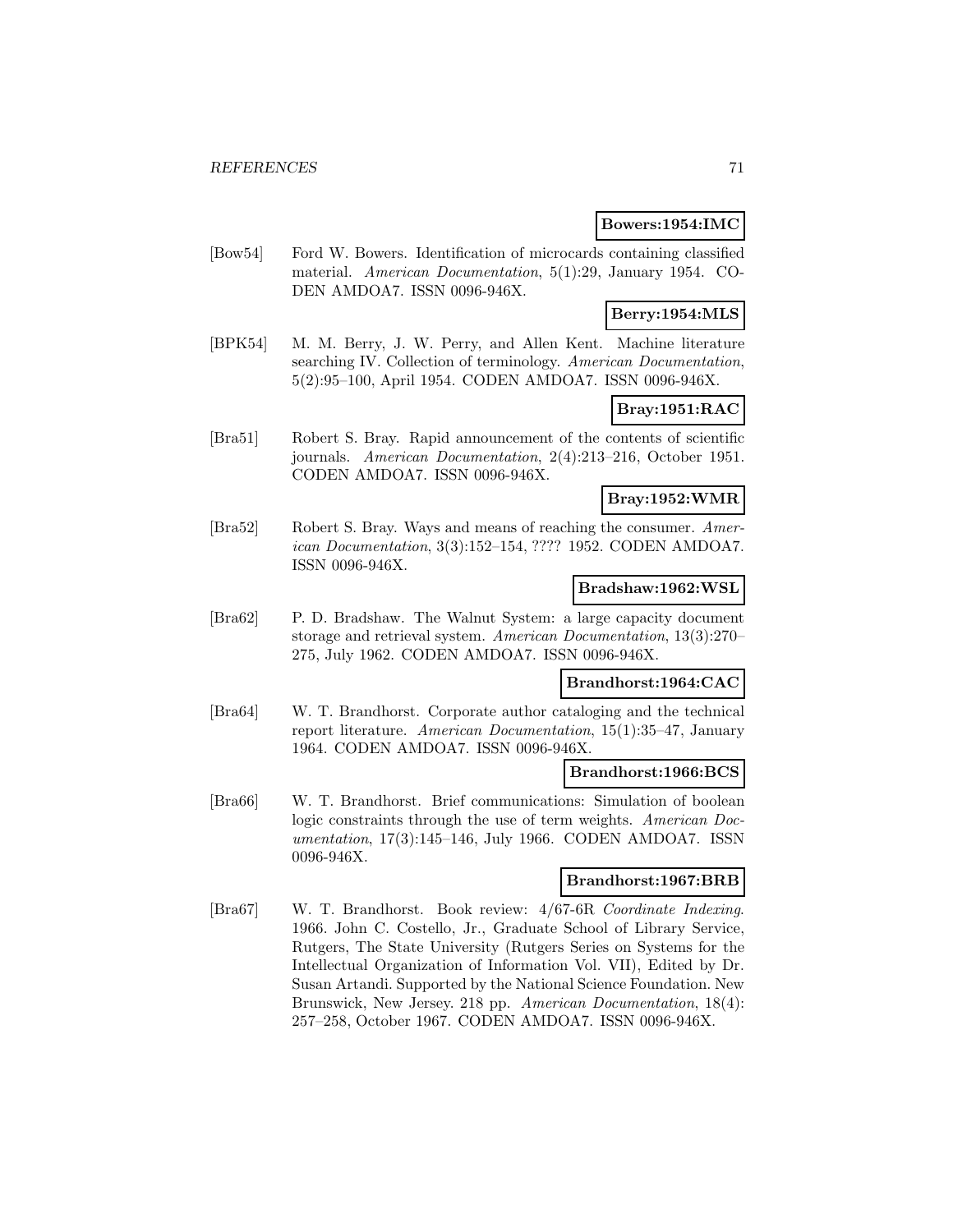**Bowers:1954:IMC**

[Bow54] Ford W. Bowers. Identification of microcards containing classified material. *American Documentation*, 5(1):29, January 1954. CODEN AMDOA7. ISSN 0096-946X.

**Berry:1954:MLS**

[BPK54] M. M. Berry, J. W. Perry, and Allen Kent. Machine literature searching IV. Collection of terminology. *American Documentation*, 5(2):95–100, April 1954. CODEN AMDOA7. ISSN 0096-946X.

**Bray:1951:RAC**

[Bra51] Robert S. Bray. Rapid announcement of the contents of scientific journals. *American Documentation*, 2(4):213–216, October 1951. CODEN AMDOA7. ISSN 0096-946X.

**Bray:1952:WMR**

[Bra52] Robert S. Bray. Ways and means of reaching the consumer. *American Documentation*, 3(3):152–154, ???? 1952. CODEN AMDOA7. ISSN 0096-946X.

**Bradshaw:1962:WSL**

[Bra62] P. D. Bradshaw. The Walnut System: a large capacity document storage and retrieval system. *American Documentation*, 13(3):270–275, July 1962. CODEN AMDOA7. ISSN 0096-946X.

**Brandhorst:1964:CAC**

[Bra64] W. T. Brandhorst. Corporate author cataloging and the technical report literature. *American Documentation*, 15(1):35–47, January 1964. CODEN AMDOA7. ISSN 0096-946X.

**Brandhorst:1966:BCS**

[Bra66] W. T. Brandhorst. Brief communications: Simulation of boolean logic constraints through the use of term weights. *American Documentation*, 17(3):145–146, July 1966. CODEN AMDOA7. ISSN 0096-946X.

**Brandhorst:1967:BRB**

[Bra67] W. T. Brandhorst. Book review: 4/67-6R *Coordinate Indexing*. 1966. John C. Costello, Jr., Graduate School of Library Service, Rutgers, The State University (Rutgers Series on Systems for the Intellectual Organization of Information Vol. VII), Edited by Dr. Susan Artandi. Supported by the National Science Foundation. New Brunswick, New Jersey. 218 pp. *American Documentation*, 18(4): 257–258, October 1967. CODEN AMDOA7. ISSN 0096-946X.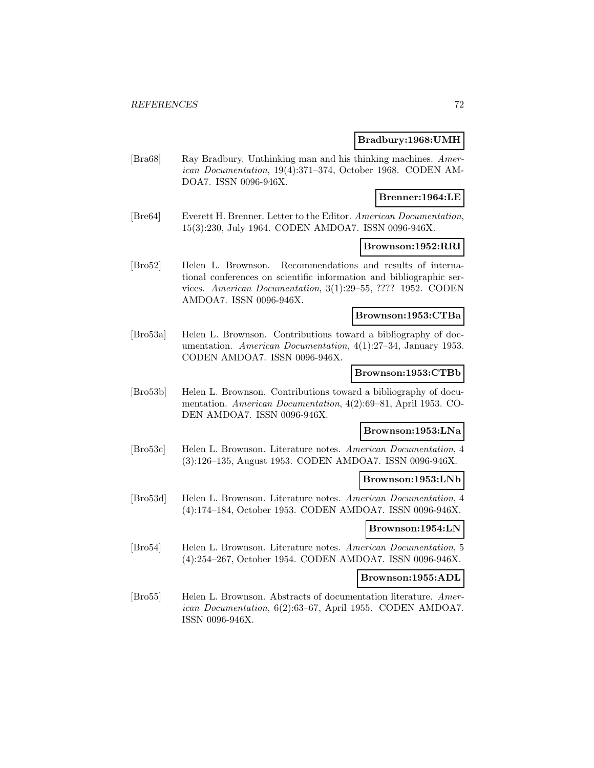**Bradbury:1968:UMH**

[Bra68] Ray Bradbury. Unthinking man and his thinking machines. *American Documentation*, 19(4):371–374, October 1968. CODEN AMDOA7. ISSN 0096-946X.

**Brenner:1964:LE**

[Bre64] Everett H. Brenner. Letter to the Editor. *American Documentation*, 15(3):230, July 1964. CODEN AMDOA7. ISSN 0096-946X.

**Brownson:1952:RRI**

[Bro52] Helen L. Brownson. Recommendations and results of international conferences on scientific information and bibliographic services. *American Documentation*, 3(1):29–55, ???? 1952. CODEN AMDOA7. ISSN 0096-946X.

**Brownson:1953:CTBa**

[Bro53a] Helen L. Brownson. Contributions toward a bibliography of documentation. *American Documentation*, 4(1):27–34, January 1953. CODEN AMDOA7. ISSN 0096-946X.

**Brownson:1953:CTBb**

[Bro53b] Helen L. Brownson. Contributions toward a bibliography of documentation. *American Documentation*, 4(2):69–81, April 1953. CODEN AMDOA7. ISSN 0096-946X.

**Brownson:1953:LNa**

[Bro53c] Helen L. Brownson. Literature notes. *American Documentation*, 4 (3):126–135, August 1953. CODEN AMDOA7. ISSN 0096-946X.

**Brownson:1953:LNb**

[Bro53d] Helen L. Brownson. Literature notes. *American Documentation*, 4 (4):174–184, October 1953. CODEN AMDOA7. ISSN 0096-946X.

**Brownson:1954:LN**

[Bro54] Helen L. Brownson. Literature notes. *American Documentation*, 5 (4):254–267, October 1954. CODEN AMDOA7. ISSN 0096-946X.

**Brownson:1955:ADL**

[Bro55] Helen L. Brownson. Abstracts of documentation literature. *American Documentation*, 6(2):63–67, April 1955. CODEN AMDOA7. ISSN 0096-946X.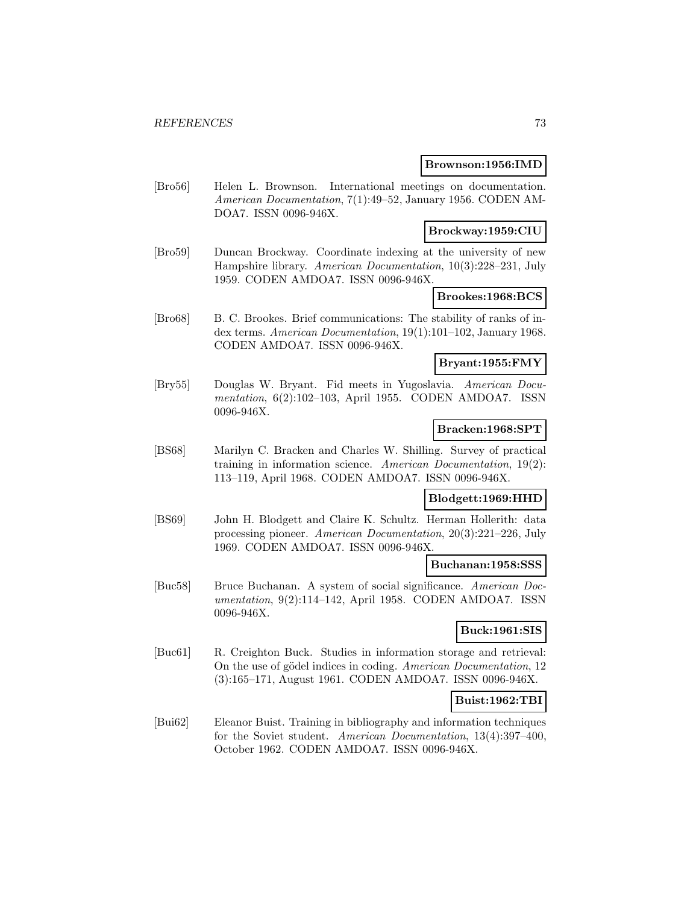**Brownson:1956:IMD**

[Bro56] Helen L. Brownson. International meetings on documentation. *American Documentation*, 7(1):49–52, January 1956. CODEN AMDOA7. ISSN 0096-946X.

**Brockway:1959:CIU**

[Bro59] Duncan Brockway. Coordinate indexing at the university of new Hampshire library. *American Documentation*, 10(3):228–231, July 1959. CODEN AMDOA7. ISSN 0096-946X.

**Brookes:1968:BCS**

[Bro68] B. C. Brookes. Brief communications: The stability of ranks of index terms. *American Documentation*, 19(1):101–102, January 1968. CODEN AMDOA7. ISSN 0096-946X.

**Bryant:1955:FMY**

[Bry55] Douglas W. Bryant. Fid meets in Yugoslavia. *American Documentation*, 6(2):102–103, April 1955. CODEN AMDOA7. ISSN 0096-946X.

**Bracken:1968:SPT**

[BS68] Marilyn C. Bracken and Charles W. Shilling. Survey of practical training in information science. *American Documentation*, 19(2): 113–119, April 1968. CODEN AMDOA7. ISSN 0096-946X.

**Blodgett:1969:HHD**

[BS69] John H. Blodgett and Claire K. Schultz. Herman Hollerith: data processing pioneer. *American Documentation*, 20(3):221–226, July 1969. CODEN AMDOA7. ISSN 0096-946X.

**Buchanan:1958:SSS**

[Buc58] Bruce Buchanan. A system of social significance. *American Documentation*, 9(2):114–142, April 1958. CODEN AMDOA7. ISSN 0096-946X.

**Buck:1961:SIS**

[Buc61] R. Creighton Buck. Studies in information storage and retrieval: On the use of gödel indices in coding. *American Documentation*, 12 (3):165–171, August 1961. CODEN AMDOA7. ISSN 0096-946X.

**Buist:1962:TBI**

[Bui62] Eleanor Buist. Training in bibliography and information techniques for the Soviet student. *American Documentation*, 13(4):397–400, October 1962. CODEN AMDOA7. ISSN 0096-946X.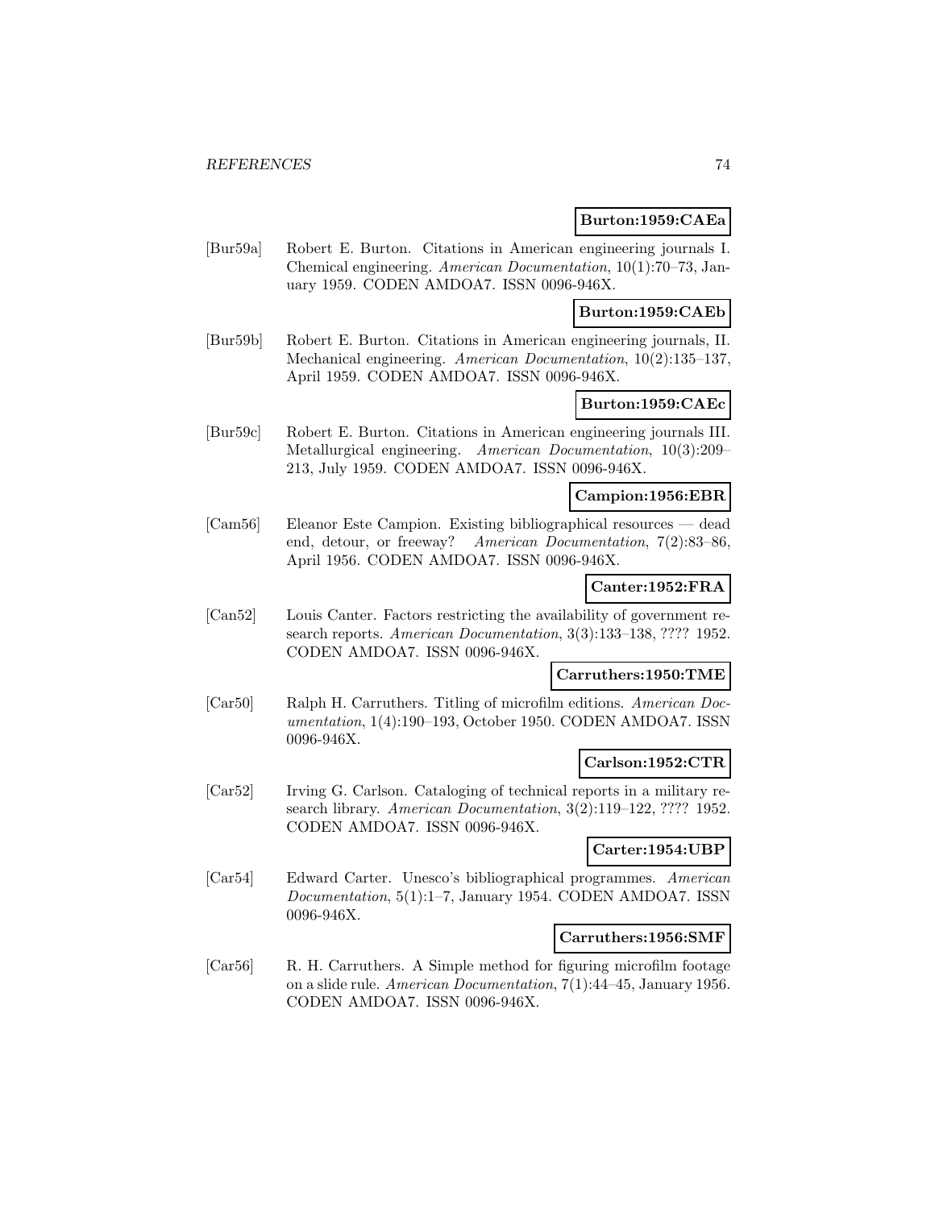**Burton:1959:CAEa**

[Bur59a] Robert E. Burton. Citations in American engineering journals I. Chemical engineering. *American Documentation*, 10(1):70–73, January 1959. CODEN AMDOA7. ISSN 0096-946X.

**Burton:1959:CAEb**

[Bur59b] Robert E. Burton. Citations in American engineering journals, II. Mechanical engineering. *American Documentation*, 10(2):135–137, April 1959. CODEN AMDOA7. ISSN 0096-946X.

**Burton:1959:CAEc**

[Bur59c] Robert E. Burton. Citations in American engineering journals III. Metallurgical engineering. *American Documentation*, 10(3):209–213, July 1959. CODEN AMDOA7. ISSN 0096-946X.

**Campion:1956:EBR**

[Cam56] Eleanor Este Campion. Existing bibliographical resources — dead end, detour, or freeway? *American Documentation*, 7(2):83–86, April 1956. CODEN AMDOA7. ISSN 0096-946X.

**Canter:1952:FRA**

[Can52] Louis Canter. Factors restricting the availability of government research reports. *American Documentation*, 3(3):133–138, ???? 1952. CODEN AMDOA7. ISSN 0096-946X.

**Carruthers:1950:TME**

[Car50] Ralph H. Carruthers. Titling of microfilm editions. *American Documentation*, 1(4):190–193, October 1950. CODEN AMDOA7. ISSN 0096-946X.

**Carlson:1952:CTR**

[Car52] Irving G. Carlson. Cataloging of technical reports in a military research library. *American Documentation*, 3(2):119–122, ???? 1952. CODEN AMDOA7. ISSN 0096-946X.

**Carter:1954:UBP**

[Car54] Edward Carter. Unesco's bibliographical programmes. *American Documentation*, 5(1):1–7, January 1954. CODEN AMDOA7. ISSN 0096-946X.

**Carruthers:1956:SMF**

[Car56] R. H. Carruthers. A Simple method for figuring microfilm footage on a slide rule. *American Documentation*, 7(1):44–45, January 1956. CODEN AMDOA7. ISSN 0096-946X.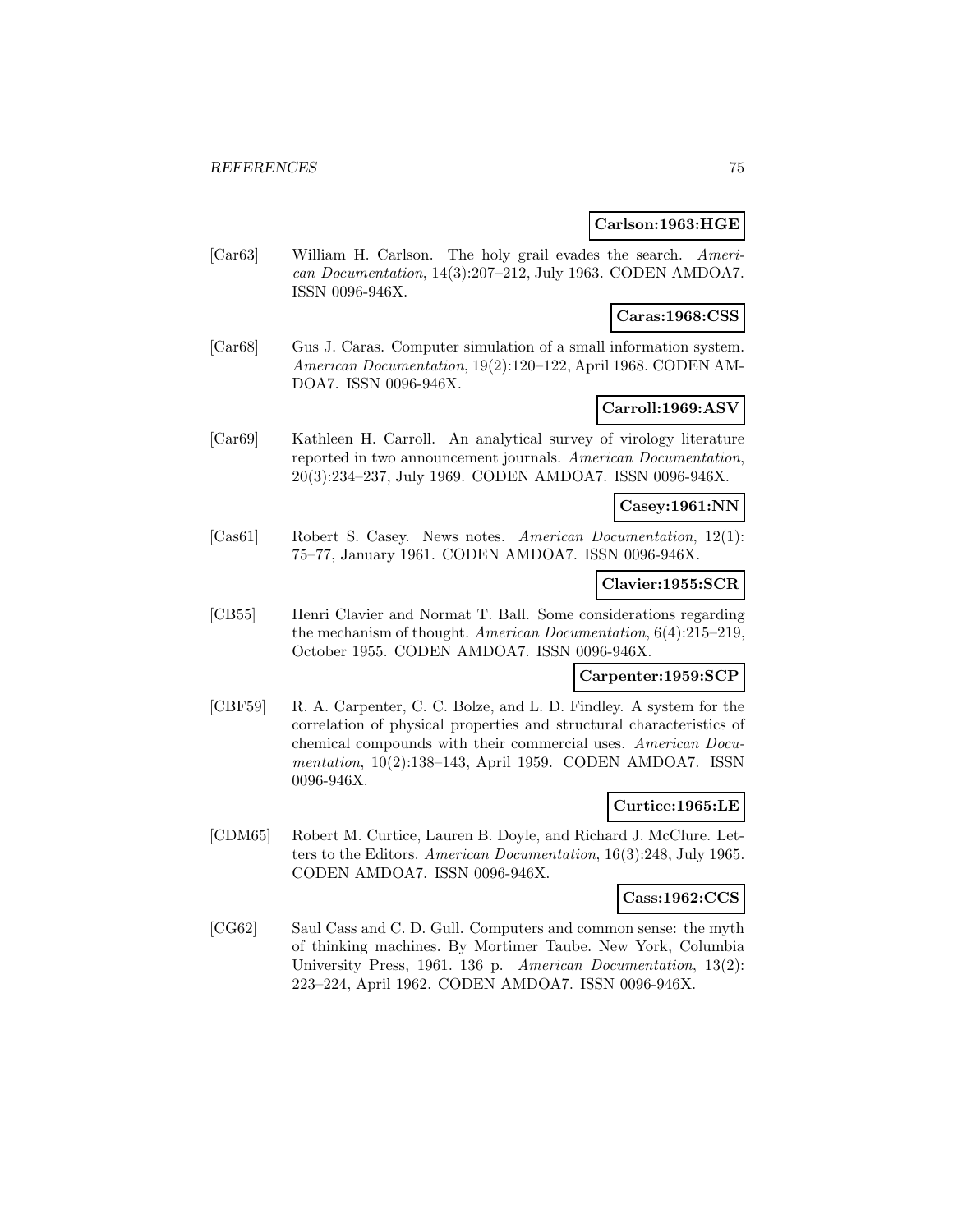**Carlson:1963:HGE**

[Car63] William H. Carlson. The holy grail evades the search. *American Documentation*, 14(3):207–212, July 1963. CODEN AMDOA7. ISSN 0096-946X.

**Caras:1968:CSS**

[Car68] Gus J. Caras. Computer simulation of a small information system. *American Documentation*, 19(2):120–122, April 1968. CODEN AMDOA7. ISSN 0096-946X.

**Carroll:1969:ASV**

[Car69] Kathleen H. Carroll. An analytical survey of virology literature reported in two announcement journals. *American Documentation*, 20(3):234–237, July 1969. CODEN AMDOA7. ISSN 0096-946X.

**Casey:1961:NN**

[Cas61] Robert S. Casey. News notes. *American Documentation*, 12(1): 75–77, January 1961. CODEN AMDOA7. ISSN 0096-946X.

**Clavier:1955:SCR**

[CB55] Henri Clavier and Normat T. Ball. Some considerations regarding the mechanism of thought. *American Documentation*, 6(4):215–219, October 1955. CODEN AMDOA7. ISSN 0096-946X.

**Carpenter:1959:SCP**

[CBF59] R. A. Carpenter, C. C. Bolze, and L. D. Findley. A system for the correlation of physical properties and structural characteristics of chemical compounds with their commercial uses. *American Documentation*, 10(2):138–143, April 1959. CODEN AMDOA7. ISSN 0096-946X.

**Curtice:1965:LE**

[CDM65] Robert M. Curtice, Lauren B. Doyle, and Richard J. McClure. Letters to the Editors. *American Documentation*, 16(3):248, July 1965. CODEN AMDOA7. ISSN 0096-946X.

**Cass:1962:CCS**

[CG62] Saul Cass and C. D. Gull. Computers and common sense: the myth of thinking machines. By Mortimer Taube. New York, Columbia University Press, 1961. 136 p. *American Documentation*, 13(2): 223–224, April 1962. CODEN AMDOA7. ISSN 0096-946X.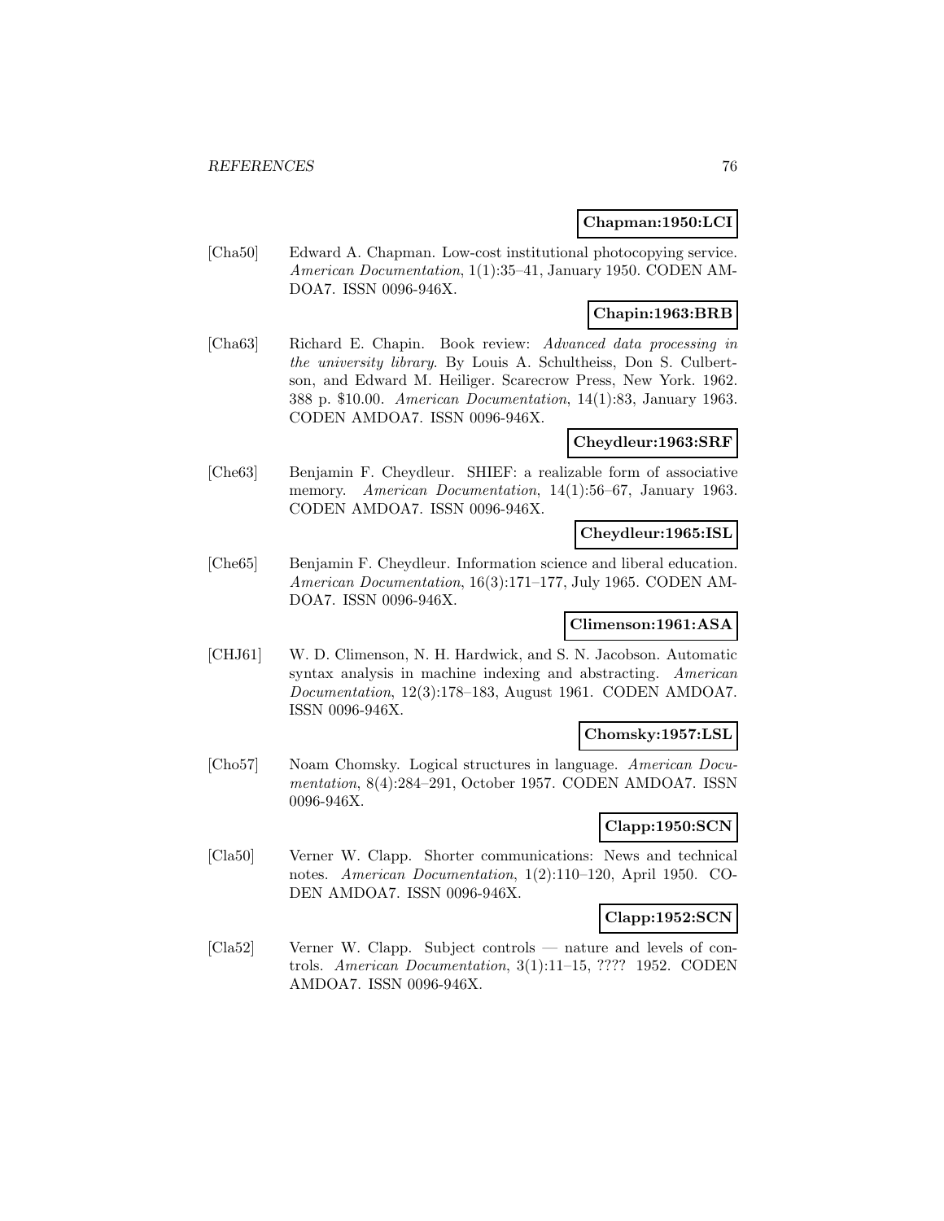**Chapman:1950:LCI**

[Cha50] Edward A. Chapman. Low-cost institutional photocopying service. *American Documentation*, 1(1):35–41, January 1950. CODEN AMDOA7. ISSN 0096-946X.

**Chapin:1963:BRB**

[Cha63] Richard E. Chapin. Book review: *Advanced data processing in the university library*. By Louis A. Schultheiss, Don S. Culbertson, and Edward M. Heiliger. Scarecrow Press, New York. 1962. 388 p. $10.00. *American Documentation*, 14(1):83, January 1963. CODEN AMDOA7. ISSN 0096-946X.

**Cheydleur:1963:SRF**

[Che63] Benjamin F. Cheydleur. SHIEF: a realizable form of associative memory. *American Documentation*, 14(1):56–67, January 1963. CODEN AMDOA7. ISSN 0096-946X.

**Cheydleur:1965:ISL**

[Che65] Benjamin F. Cheydleur. Information science and liberal education. *American Documentation*, 16(3):171–177, July 1965. CODEN AMDOA7. ISSN 0096-946X.

**Climenson:1961:ASA**

[CHJ61] W. D. Climenson, N. H. Hardwick, and S. N. Jacobson. Automatic syntax analysis in machine indexing and abstracting. *American Documentation*, 12(3):178–183, August 1961. CODEN AMDOA7. ISSN 0096-946X.

**Chomsky:1957:LSL**

[Cho57] Noam Chomsky. Logical structures in language. *American Documentation*, 8(4):284–291, October 1957. CODEN AMDOA7. ISSN 0096-946X.

**Clapp:1950:SCN**

[Cla50] Verner W. Clapp. Shorter communications: News and technical notes. *American Documentation*, 1(2):110–120, April 1950. CODEN AMDOA7. ISSN 0096-946X.

**Clapp:1952:SCN**

[Cla52] Verner W. Clapp. Subject controls — nature and levels of controls. *American Documentation*, 3(1):11–15, ???? 1952. CODEN AMDOA7. ISSN 0096-946X.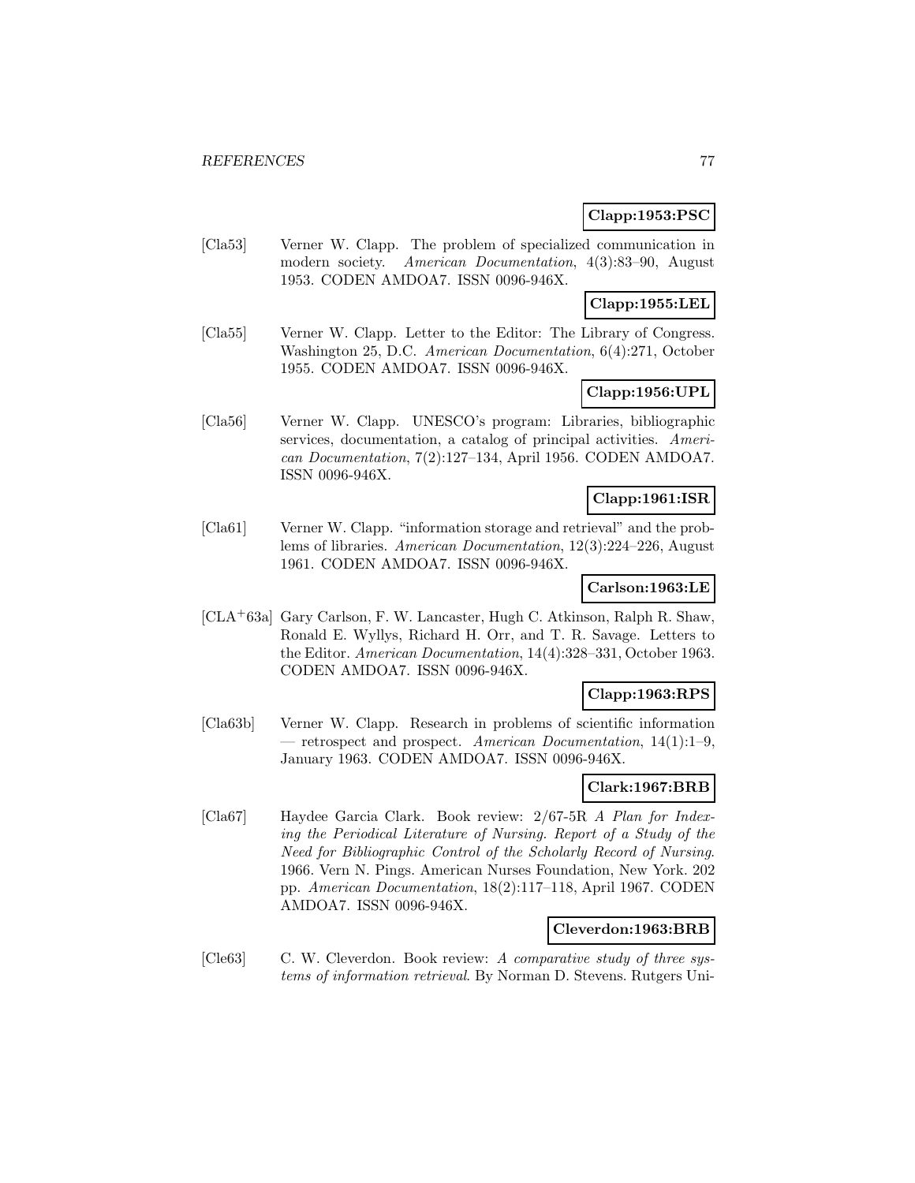**Clapp:1953:PSC**

[Cla53] Verner W. Clapp. The problem of specialized communication in modern society. *American Documentation*, 4(3):83–90, August 1953. CODEN AMDOA7. ISSN 0096-946X.

**Clapp:1955:LEL**

[Cla55] Verner W. Clapp. Letter to the Editor: The Library of Congress. Washington 25, D.C. *American Documentation*, 6(4):271, October 1955. CODEN AMDOA7. ISSN 0096-946X.

**Clapp:1956:UPL**

[Cla56] Verner W. Clapp. UNESCO's program: Libraries, bibliographic services, documentation, a catalog of principal activities. *American Documentation*, 7(2):127–134, April 1956. CODEN AMDOA7. ISSN 0096-946X.

**Clapp:1961:ISR**

[Cla61] Verner W. Clapp. "information storage and retrieval" and the problems of libraries. *American Documentation*, 12(3):224–226, August 1961. CODEN AMDOA7. ISSN 0096-946X.

**Carlson:1963:LE**

[CLA+63a] Gary Carlson, F. W. Lancaster, Hugh C. Atkinson, Ralph R. Shaw, Ronald E. Wyllys, Richard H. Orr, and T. R. Savage. Letters to the Editor. *American Documentation*, 14(4):328–331, October 1963. CODEN AMDOA7. ISSN 0096-946X.

**Clapp:1963:RPS**

[Cla63b] Verner W. Clapp. Research in problems of scientific information — retrospect and prospect. *American Documentation*, 14(1):1–9, January 1963. CODEN AMDOA7. ISSN 0096-946X.

**Clark:1967:BRB**

[Cla67] Haydee Garcia Clark. Book review: 2/67-5R *A Plan for Indexing the Periodical Literature of Nursing. Report of a Study of the Need for Bibliographic Control of the Scholarly Record of Nursing*. 1966. Vern N. Pings. American Nurses Foundation, New York. 202 pp. *American Documentation*, 18(2):117–118, April 1967. CODEN AMDOA7. ISSN 0096-946X.

**Cleverdon:1963:BRB**

[Cle63] C. W. Cleverdon. Book review: *A comparative study of three systems of information retrieval*. By Norman D. Stevens. Rutgers Uni-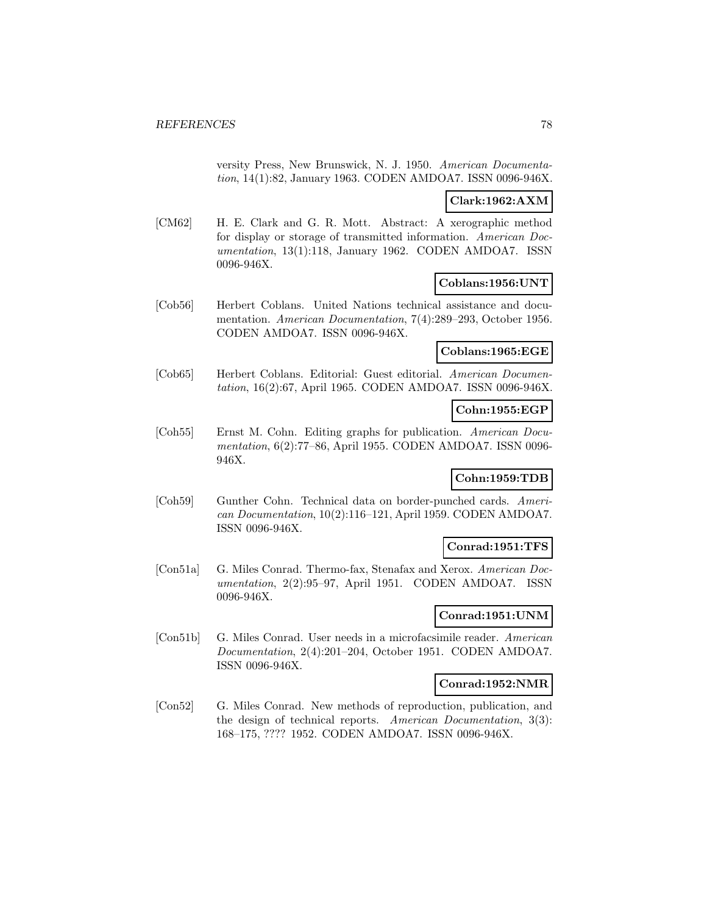versity Press, New Brunswick, N. J. 1950. *American Documentation*, 14(1):82, January 1963. CODEN AMDOA7. ISSN 0096-946X.

**Clark:1962:AXM**

[CM62] H. E. Clark and G. R. Mott. Abstract: A xerographic method for display or storage of transmitted information. *American Documentation*, 13(1):118, January 1962. CODEN AMDOA7. ISSN 0096-946X.

**Coblans:1956:UNT**

[Cob56] Herbert Coblans. United Nations technical assistance and documentation. *American Documentation*, 7(4):289–293, October 1956. CODEN AMDOA7. ISSN 0096-946X.

**Coblans:1965:EGE**

[Cob65] Herbert Coblans. Editorial: Guest editorial. *American Documentation*, 16(2):67, April 1965. CODEN AMDOA7. ISSN 0096-946X.

**Cohn:1955:EGP**

[Coh55] Ernst M. Cohn. Editing graphs for publication. *American Documentation*, 6(2):77–86, April 1955. CODEN AMDOA7. ISSN 0096-946X.

**Cohn:1959:TDB**

[Coh59] Gunther Cohn. Technical data on border-punched cards. *American Documentation*, 10(2):116–121, April 1959. CODEN AMDOA7. ISSN 0096-946X.

**Conrad:1951:TFS**

[Con51a] G. Miles Conrad. Thermo-fax, Stenafax and Xerox. *American Documentation*, 2(2):95–97, April 1951. CODEN AMDOA7. ISSN 0096-946X.

**Conrad:1951:UNM**

[Con51b] G. Miles Conrad. User needs in a microfacsimile reader. *American Documentation*, 2(4):201–204, October 1951. CODEN AMDOA7. ISSN 0096-946X.

**Conrad:1952:NMR**

[Con52] G. Miles Conrad. New methods of reproduction, publication, and the design of technical reports. *American Documentation*, 3(3): 168–175, ???? 1952. CODEN AMDOA7. ISSN 0096-946X.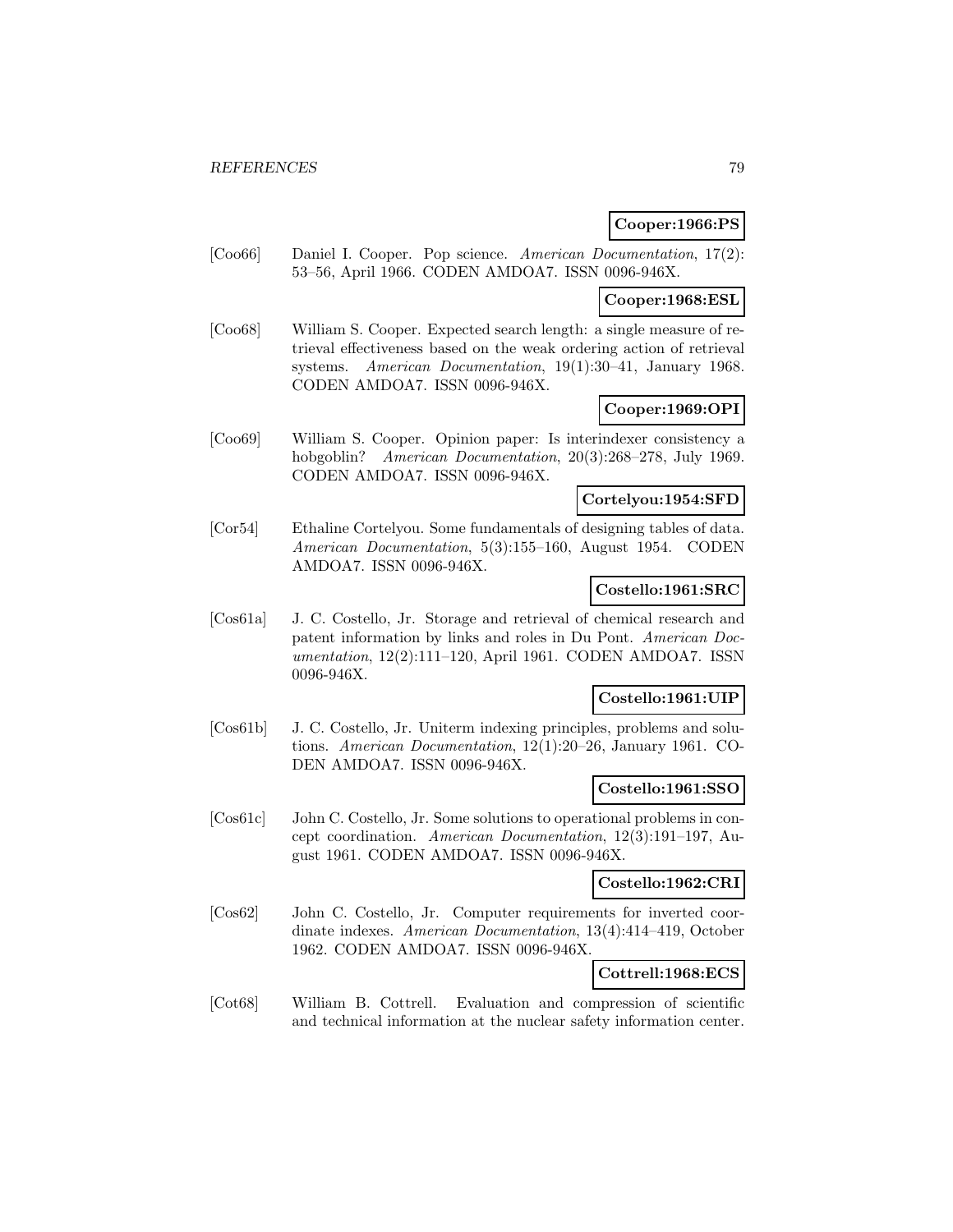**Cooper:1966:PS**

[Coo66] Daniel I. Cooper. Pop science. *American Documentation*, 17(2): 53–56, April 1966. CODEN AMDOA7. ISSN 0096-946X.

**Cooper:1968:ESL**

[Coo68] William S. Cooper. Expected search length: a single measure of retrieval effectiveness based on the weak ordering action of retrieval systems. *American Documentation*, 19(1):30–41, January 1968. CODEN AMDOA7. ISSN 0096-946X.

**Cooper:1969:OPI**

[Coo69] William S. Cooper. Opinion paper: Is interindexer consistency a hobgoblin? *American Documentation*, 20(3):268–278, July 1969. CODEN AMDOA7. ISSN 0096-946X.

**Cortelyou:1954:SFD**

[Cor54] Ethaline Cortelyou. Some fundamentals of designing tables of data. *American Documentation*, 5(3):155–160, August 1954. CODEN AMDOA7. ISSN 0096-946X.

**Costello:1961:SRC**

[Cos61a] J. C. Costello, Jr. Storage and retrieval of chemical research and patent information by links and roles in Du Pont. *American Documentation*, 12(2):111–120, April 1961. CODEN AMDOA7. ISSN 0096-946X.

**Costello:1961:UIP**

[Cos61b] J. C. Costello, Jr. Uniterm indexing principles, problems and solutions. *American Documentation*, 12(1):20–26, January 1961. CODEN AMDOA7. ISSN 0096-946X.

**Costello:1961:SSO**

[Cos61c] John C. Costello, Jr. Some solutions to operational problems in concept coordination. *American Documentation*, 12(3):191–197, August 1961. CODEN AMDOA7. ISSN 0096-946X.

**Costello:1962:CRI**

[Cos62] John C. Costello, Jr. Computer requirements for inverted coordinate indexes. *American Documentation*, 13(4):414–419, October 1962. CODEN AMDOA7. ISSN 0096-946X.

**Cottrell:1968:ECS**

[Cot68] William B. Cottrell. Evaluation and compression of scientific and technical information at the nuclear safety information center.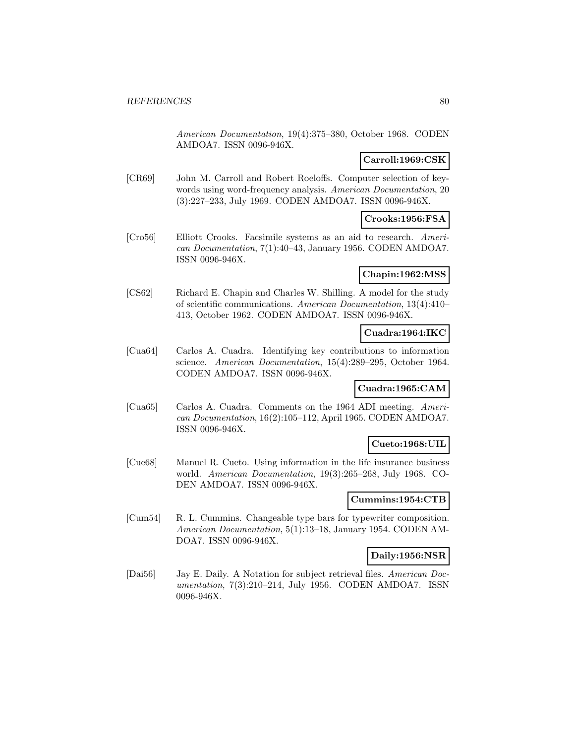*American Documentation*, 19(4):375–380, October 1968. CODEN AMDOA7. ISSN 0096-946X.

**Carroll:1969:CSK**

[CR69] John M. Carroll and Robert Roeloffs. Computer selection of keywords using word-frequency analysis. *American Documentation*, 20 (3):227–233, July 1969. CODEN AMDOA7. ISSN 0096-946X.

**Crooks:1956:FSA**

[Cro56] Elliott Crooks. Facsimile systems as an aid to research. *American Documentation*, 7(1):40–43, January 1956. CODEN AMDOA7. ISSN 0096-946X.

**Chapin:1962:MSS**

[CS62] Richard E. Chapin and Charles W. Shilling. A model for the study of scientific communications. *American Documentation*, 13(4):410–413, October 1962. CODEN AMDOA7. ISSN 0096-946X.

**Cuadra:1964:IKC**

[Cua64] Carlos A. Cuadra. Identifying key contributions to information science. *American Documentation*, 15(4):289–295, October 1964. CODEN AMDOA7. ISSN 0096-946X.

**Cuadra:1965:CAM**

[Cua65] Carlos A. Cuadra. Comments on the 1964 ADI meeting. *American Documentation*, 16(2):105–112, April 1965. CODEN AMDOA7. ISSN 0096-946X.

**Cueto:1968:UIL**

[Cue68] Manuel R. Cueto. Using information in the life insurance business world. *American Documentation*, 19(3):265–268, July 1968. CODEN AMDOA7. ISSN 0096-946X.

**Cummins:1954:CTB**

[Cum54] R. L. Cummins. Changeable type bars for typewriter composition. *American Documentation*, 5(1):13–18, January 1954. CODEN AMDOA7. ISSN 0096-946X.

**Daily:1956:NSR**

[Dai56] Jay E. Daily. A Notation for subject retrieval files. *American Documentation*, 7(3):210–214, July 1956. CODEN AMDOA7. ISSN 0096-946X.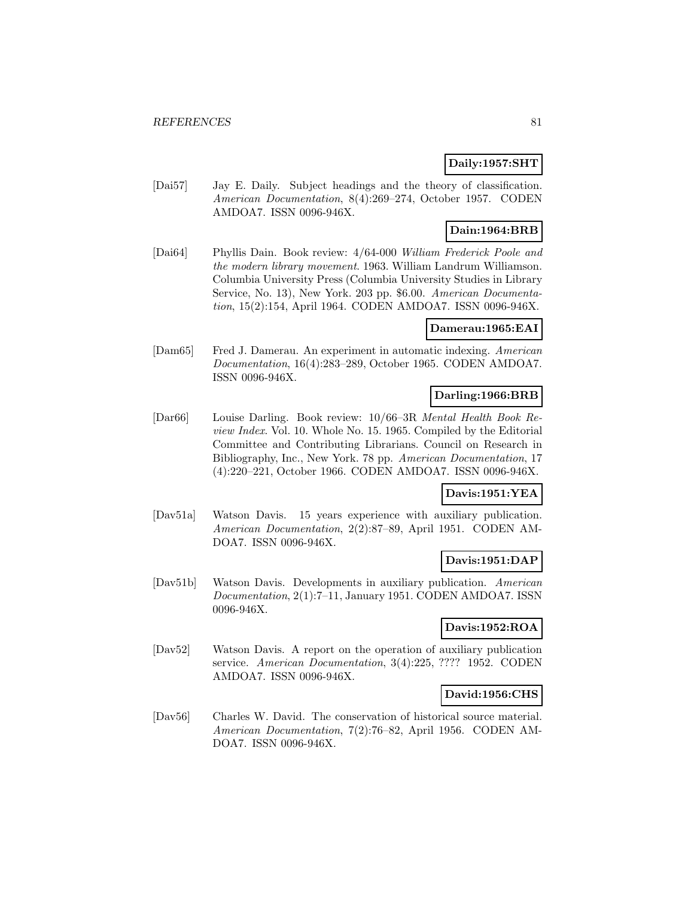**Daily:1957:SHT**

[Dai57] Jay E. Daily. Subject headings and the theory of classification. *American Documentation*, 8(4):269–274, October 1957. CODEN AMDOA7. ISSN 0096-946X.

**Dain:1964:BRB**

[Dai64] Phyllis Dain. Book review: 4/64-000 *William Frederick Poole and the modern library movement*. 1963. William Landrum Williamson. Columbia University Press (Columbia University Studies in Library Service, No. 13), New York. 203 pp. $6.00. *American Documentation*, 15(2):154, April 1964. CODEN AMDOA7. ISSN 0096-946X.

**Damerau:1965:EAI**

[Dam65] Fred J. Damerau. An experiment in automatic indexing. *American Documentation*, 16(4):283–289, October 1965. CODEN AMDOA7. ISSN 0096-946X.

**Darling:1966:BRB**

[Dar66] Louise Darling. Book review: 10/66–3R *Mental Health Book Review Index*. Vol. 10. Whole No. 15. 1965. Compiled by the Editorial Committee and Contributing Librarians. Council on Research in Bibliography, Inc., New York. 78 pp. *American Documentation*, 17 (4):220–221, October 1966. CODEN AMDOA7. ISSN 0096-946X.

**Davis:1951:YEA**

[Dav51a] Watson Davis. 15 years experience with auxiliary publication. *American Documentation*, 2(2):87–89, April 1951. CODEN AMDOA7. ISSN 0096-946X.

**Davis:1951:DAP**

[Dav51b] Watson Davis. Developments in auxiliary publication. *American Documentation*, 2(1):7–11, January 1951. CODEN AMDOA7. ISSN 0096-946X.

**Davis:1952:ROA**

[Dav52] Watson Davis. A report on the operation of auxiliary publication service. *American Documentation*, 3(4):225, ???? 1952. CODEN AMDOA7. ISSN 0096-946X.

**David:1956:CHS**

[Dav56] Charles W. David. The conservation of historical source material. *American Documentation*, 7(2):76–82, April 1956. CODEN AMDOA7. ISSN 0096-946X.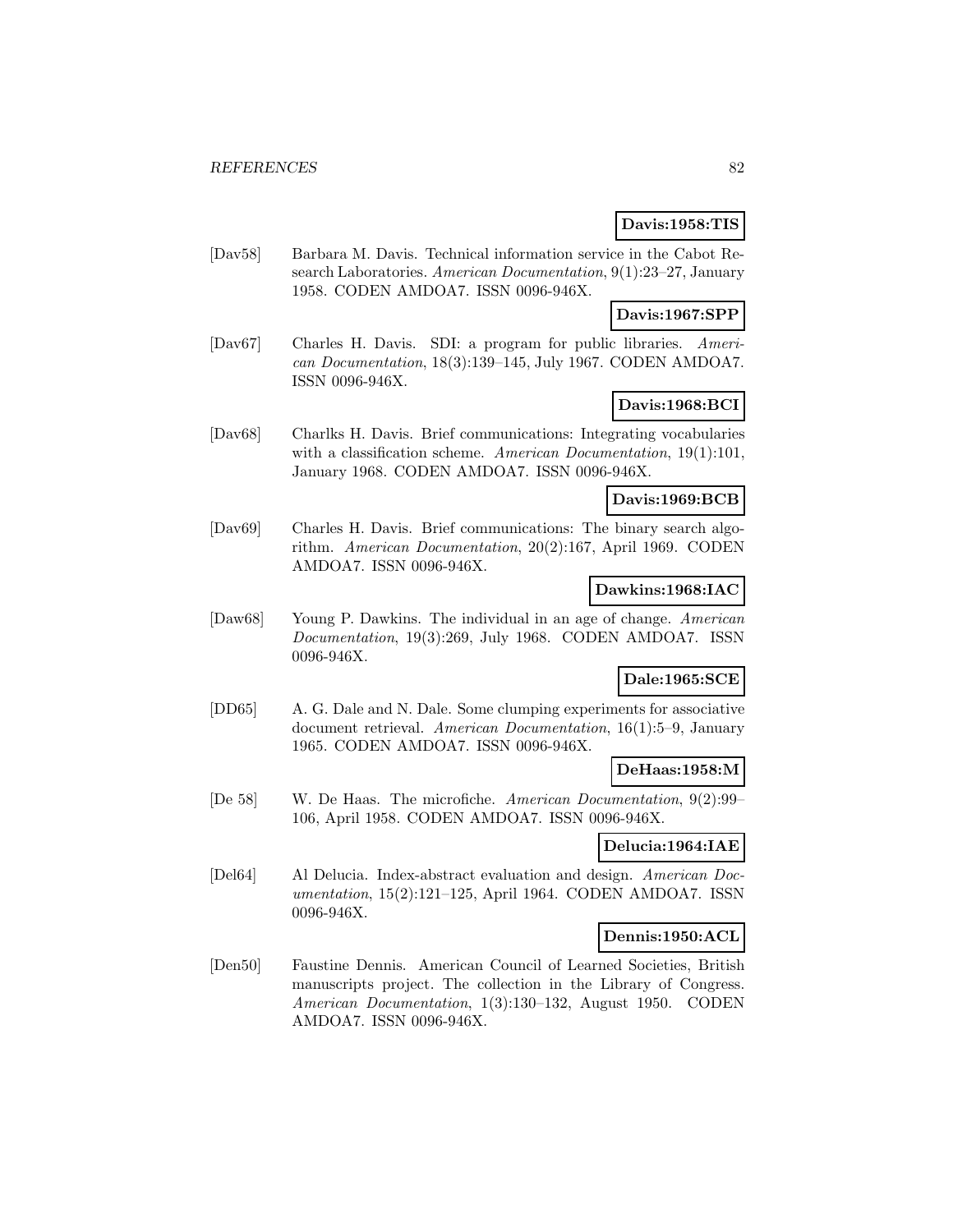**Davis:1958:TIS**

[Dav58] Barbara M. Davis. Technical information service in the Cabot Research Laboratories. *American Documentation*, 9(1):23–27, January 1958. CODEN AMDOA7. ISSN 0096-946X.

**Davis:1967:SPP**

[Dav67] Charles H. Davis. SDI: a program for public libraries. *American Documentation*, 18(3):139–145, July 1967. CODEN AMDOA7. ISSN 0096-946X.

**Davis:1968:BCI**

[Dav68] Charlks H. Davis. Brief communications: Integrating vocabularies with a classification scheme. *American Documentation*, 19(1):101, January 1968. CODEN AMDOA7. ISSN 0096-946X.

**Davis:1969:BCB**

[Dav69] Charles H. Davis. Brief communications: The binary search algorithm. *American Documentation*, 20(2):167, April 1969. CODEN AMDOA7. ISSN 0096-946X.

**Dawkins:1968:IAC**

[Daw68] Young P. Dawkins. The individual in an age of change. *American Documentation*, 19(3):269, July 1968. CODEN AMDOA7. ISSN 0096-946X.

**Dale:1965:SCE**

[DD65] A. G. Dale and N. Dale. Some clumping experiments for associative document retrieval. *American Documentation*, 16(1):5–9, January 1965. CODEN AMDOA7. ISSN 0096-946X.

**DeHaas:1958:M**

[De 58] W. De Haas. The microfiche. *American Documentation*, 9(2):99–106, April 1958. CODEN AMDOA7. ISSN 0096-946X.

**Delucia:1964:IAE**

[Del64] Al Delucia. Index-abstract evaluation and design. *American Documentation*, 15(2):121–125, April 1964. CODEN AMDOA7. ISSN 0096-946X.

**Dennis:1950:ACL**

[Den50] Faustine Dennis. American Council of Learned Societies, British manuscripts project. The collection in the Library of Congress. *American Documentation*, 1(3):130–132, August 1950. CODEN AMDOA7. ISSN 0096-946X.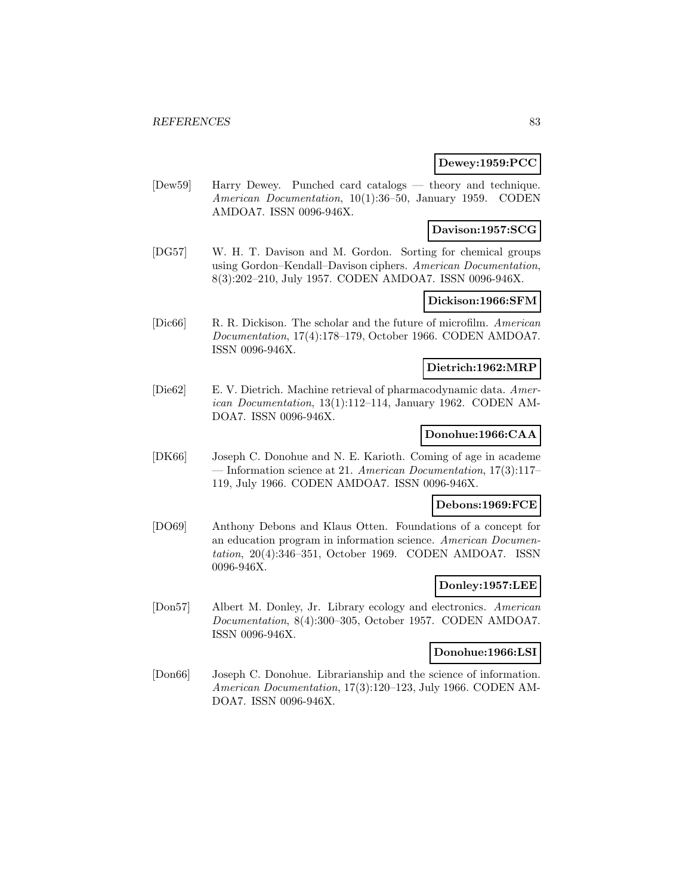**Dewey:1959:PCC**

[Dew59] Harry Dewey. Punched card catalogs — theory and technique. *American Documentation*, 10(1):36–50, January 1959. CODEN AMDOA7. ISSN 0096-946X.

**Davison:1957:SCG**

[DG57] W. H. T. Davison and M. Gordon. Sorting for chemical groups using Gordon–Kendall–Davison ciphers. *American Documentation*, 8(3):202–210, July 1957. CODEN AMDOA7. ISSN 0096-946X.

**Dickison:1966:SFM**

[Dic66] R. R. Dickison. The scholar and the future of microfilm. *American Documentation*, 17(4):178–179, October 1966. CODEN AMDOA7. ISSN 0096-946X.

**Dietrich:1962:MRP**

[Die62] E. V. Dietrich. Machine retrieval of pharmacodynamic data. *American Documentation*, 13(1):112–114, January 1962. CODEN AMDOA7. ISSN 0096-946X.

**Donohue:1966:CAA**

[DK66] Joseph C. Donohue and N. E. Karioth. Coming of age in academe — Information science at 21. *American Documentation*, 17(3):117–119, July 1966. CODEN AMDOA7. ISSN 0096-946X.

**Debons:1969:FCE**

[DO69] Anthony Debons and Klaus Otten. Foundations of a concept for an education program in information science. *American Documentation*, 20(4):346–351, October 1969. CODEN AMDOA7. ISSN 0096-946X.

**Donley:1957:LEE**

[Don57] Albert M. Donley, Jr. Library ecology and electronics. *American Documentation*, 8(4):300–305, October 1957. CODEN AMDOA7. ISSN 0096-946X.

**Donohue:1966:LSI**

[Don66] Joseph C. Donohue. Librarianship and the science of information. *American Documentation*, 17(3):120–123, July 1966. CODEN AMDOA7. ISSN 0096-946X.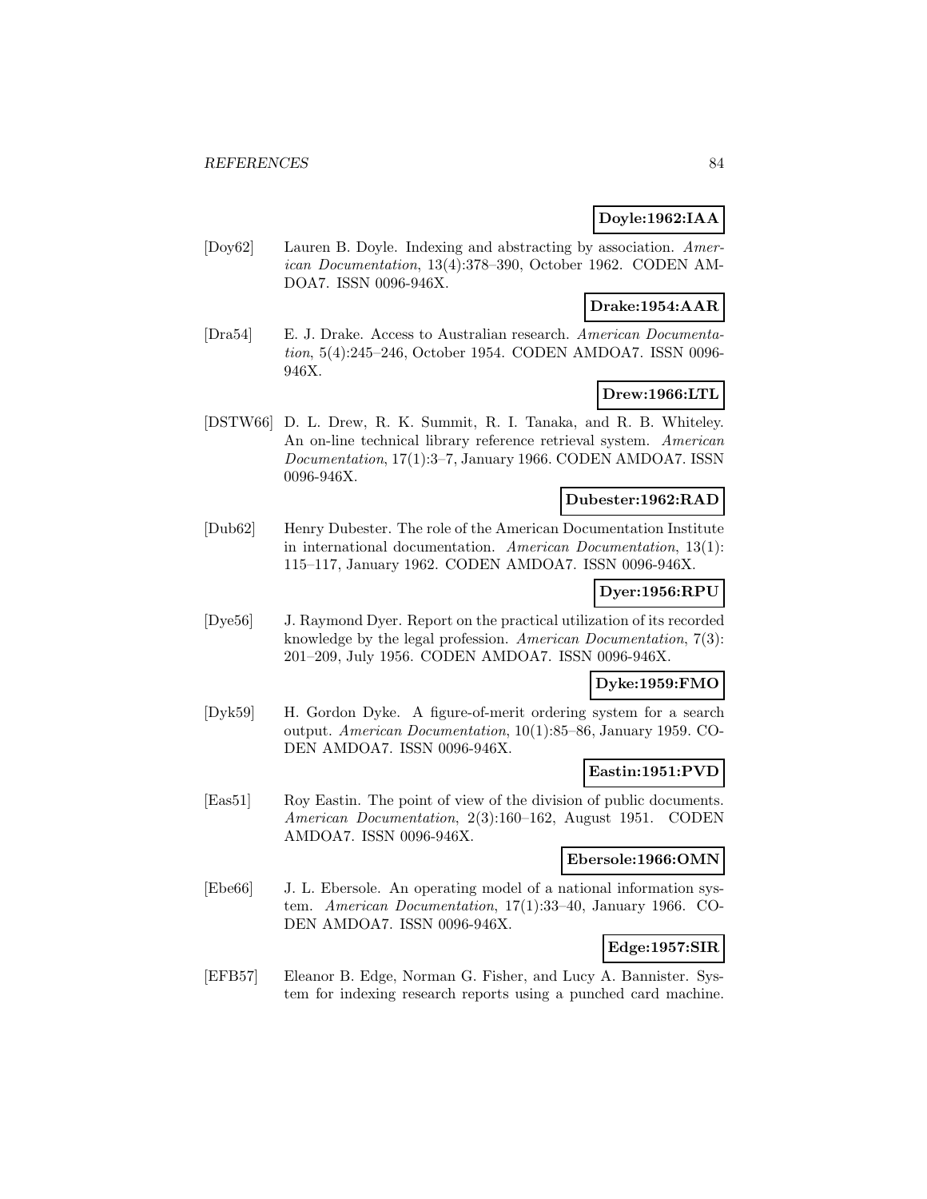**Doyle:1962:IAA**

[Doy62] Lauren B. Doyle. Indexing and abstracting by association. *American Documentation*, 13(4):378–390, October 1962. CODEN AMDOA7. ISSN 0096-946X.

**Drake:1954:AAR**

[Dra54] E. J. Drake. Access to Australian research. *American Documentation*, 5(4):245–246, October 1954. CODEN AMDOA7. ISSN 0096-946X.

**Drew:1966:LTL**

[DSTW66] D. L. Drew, R. K. Summit, R. I. Tanaka, and R. B. Whiteley. An on-line technical library reference retrieval system. *American Documentation*, 17(1):3–7, January 1966. CODEN AMDOA7. ISSN 0096-946X.

**Dubester:1962:RAD**

[Dub62] Henry Dubester. The role of the American Documentation Institute in international documentation. *American Documentation*, 13(1): 115–117, January 1962. CODEN AMDOA7. ISSN 0096-946X.

**Dyer:1956:RPU**

[Dye56] J. Raymond Dyer. Report on the practical utilization of its recorded knowledge by the legal profession. *American Documentation*, 7(3): 201–209, July 1956. CODEN AMDOA7. ISSN 0096-946X.

**Dyke:1959:FMO**

[Dyk59] H. Gordon Dyke. A figure-of-merit ordering system for a search output. *American Documentation*, 10(1):85–86, January 1959. CODEN AMDOA7. ISSN 0096-946X.

**Eastin:1951:PVD**

[Eas51] Roy Eastin. The point of view of the division of public documents. *American Documentation*, 2(3):160–162, August 1951. CODEN AMDOA7. ISSN 0096-946X.

**Ebersole:1966:OMN**

[Ebe66] J. L. Ebersole. An operating model of a national information system. *American Documentation*, 17(1):33–40, January 1966. CODEN AMDOA7. ISSN 0096-946X.

**Edge:1957:SIR**

[EFB57] Eleanor B. Edge, Norman G. Fisher, and Lucy A. Bannister. System for indexing research reports using a punched card machine.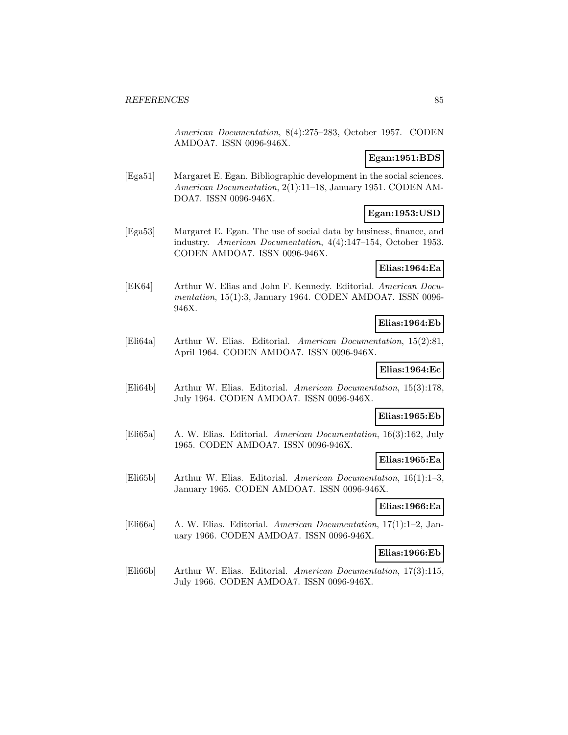*American Documentation*, 8(4):275–283, October 1957. CODEN AMDOA7. ISSN 0096-946X.

**Egan:1951:BDS**

[Ega51] Margaret E. Egan. Bibliographic development in the social sciences. *American Documentation*, 2(1):11–18, January 1951. CODEN AMDOA7. ISSN 0096-946X.

**Egan:1953:USD**

[Ega53] Margaret E. Egan. The use of social data by business, finance, and industry. *American Documentation*, 4(4):147–154, October 1953. CODEN AMDOA7. ISSN 0096-946X.

**Elias:1964:Ea**

[EK64] Arthur W. Elias and John F. Kennedy. Editorial. *American Documentation*, 15(1):3, January 1964. CODEN AMDOA7. ISSN 0096-946X.

**Elias:1964:Eb**

[Eli64a] Arthur W. Elias. Editorial. *American Documentation*, 15(2):81, April 1964. CODEN AMDOA7. ISSN 0096-946X.

**Elias:1964:Ec**

[Eli64b] Arthur W. Elias. Editorial. *American Documentation*, 15(3):178, July 1964. CODEN AMDOA7. ISSN 0096-946X.

**Elias:1965:Eb**

[Eli65a] A. W. Elias. Editorial. *American Documentation*, 16(3):162, July 1965. CODEN AMDOA7. ISSN 0096-946X.

**Elias:1965:Ea**

[Eli65b] Arthur W. Elias. Editorial. *American Documentation*, 16(1):1–3, January 1965. CODEN AMDOA7. ISSN 0096-946X.

**Elias:1966:Ea**

[Eli66a] A. W. Elias. Editorial. *American Documentation*, 17(1):1–2, January 1966. CODEN AMDOA7. ISSN 0096-946X.

**Elias:1966:Eb**

[Eli66b] Arthur W. Elias. Editorial. *American Documentation*, 17(3):115, July 1966. CODEN AMDOA7. ISSN 0096-946X.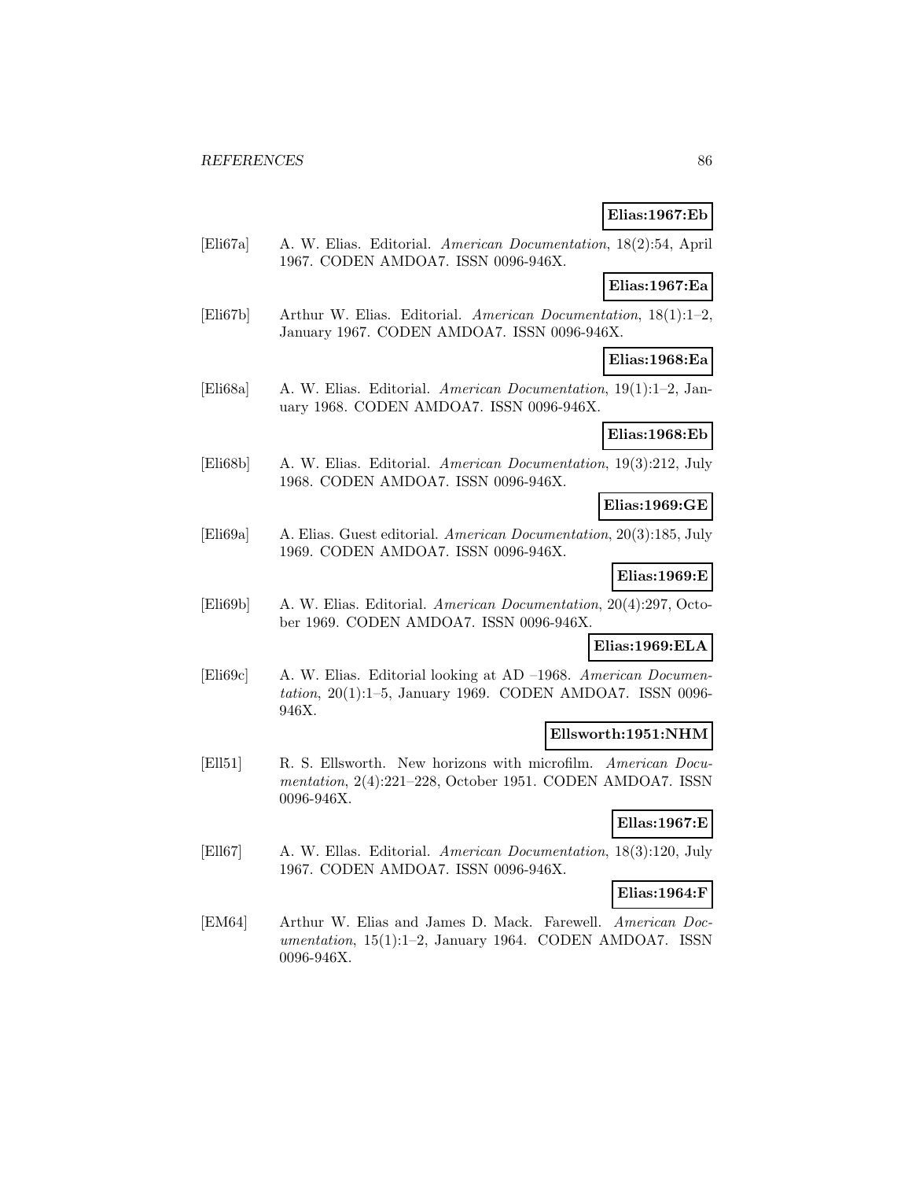**Elias:1967:Eb**

[Eli67a] A. W. Elias. Editorial. *American Documentation*, 18(2):54, April 1967. CODEN AMDOA7. ISSN 0096-946X.

**Elias:1967:Ea**

[Eli67b] Arthur W. Elias. Editorial. *American Documentation*, 18(1):1–2, January 1967. CODEN AMDOA7. ISSN 0096-946X.

**Elias:1968:Ea**

[Eli68a] A. W. Elias. Editorial. *American Documentation*, 19(1):1–2, January 1968. CODEN AMDOA7. ISSN 0096-946X.

**Elias:1968:Eb**

[Eli68b] A. W. Elias. Editorial. *American Documentation*, 19(3):212, July 1968. CODEN AMDOA7. ISSN 0096-946X.

**Elias:1969:GE**

[Eli69a] A. Elias. Guest editorial. *American Documentation*, 20(3):185, July 1969. CODEN AMDOA7. ISSN 0096-946X.

**Elias:1969:E**

[Eli69b] A. W. Elias. Editorial. *American Documentation*, 20(4):297, October 1969. CODEN AMDOA7. ISSN 0096-946X.

**Elias:1969:ELA**

[Eli69c] A. W. Elias. Editorial looking at AD –1968. *American Documentation*, 20(1):1–5, January 1969. CODEN AMDOA7. ISSN 0096-946X.

**Ellsworth:1951:NHM**

[Ell51] R. S. Ellsworth. New horizons with microfilm. *American Documentation*, 2(4):221–228, October 1951. CODEN AMDOA7. ISSN 0096-946X.

**Ellas:1967:E**

[Ell67] A. W. Ellas. Editorial. *American Documentation*, 18(3):120, July 1967. CODEN AMDOA7. ISSN 0096-946X.

**Elias:1964:F**

[EM64] Arthur W. Elias and James D. Mack. Farewell. *American Documentation*, 15(1):1–2, January 1964. CODEN AMDOA7. ISSN 0096-946X.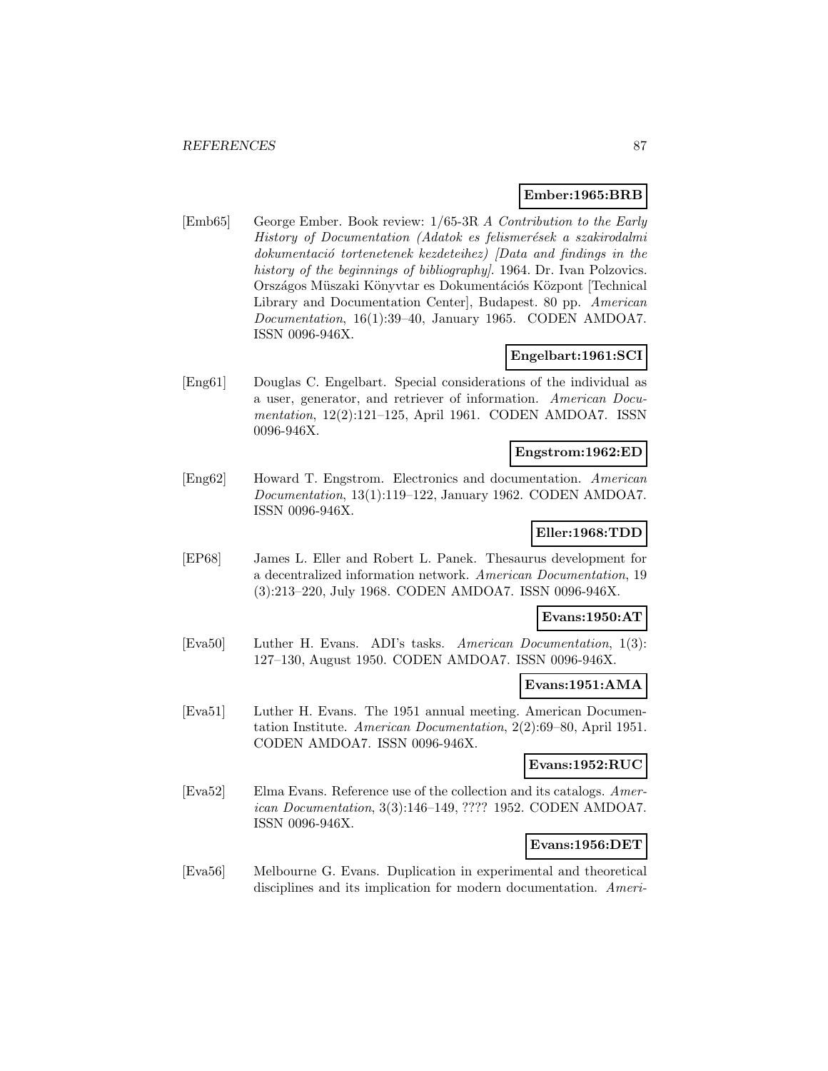**Ember:1965:BRB**

[Emb65] George Ember. Book review: 1/65-3R *A Contribution to the Early History of Documentation (Adatok es felismerések a szakirodalmi dokumentació tortenetenek kezdeteihez) [Data and findings in the history of the beginnings of bibliography]*. 1964. Dr. Ivan Polzovics. Országos Müszaki Könyvtar es Dokumentációs Központ [Technical Library and Documentation Center], Budapest. 80 pp. *American Documentation*, 16(1):39–40, January 1965. CODEN AMDOA7. ISSN 0096-946X.

**Engelbart:1961:SCI**

[Eng61] Douglas C. Engelbart. Special considerations of the individual as a user, generator, and retriever of information. *American Documentation*, 12(2):121–125, April 1961. CODEN AMDOA7. ISSN 0096-946X.

**Engstrom:1962:ED**

[Eng62] Howard T. Engstrom. Electronics and documentation. *American Documentation*, 13(1):119–122, January 1962. CODEN AMDOA7. ISSN 0096-946X.

**Eller:1968:TDD**

[EP68] James L. Eller and Robert L. Panek. Thesaurus development for a decentralized information network. *American Documentation*, 19 (3):213–220, July 1968. CODEN AMDOA7. ISSN 0096-946X.

**Evans:1950:AT**

[Eva50] Luther H. Evans. ADI's tasks. *American Documentation*, 1(3): 127–130, August 1950. CODEN AMDOA7. ISSN 0096-946X.

**Evans:1951:AMA**

[Eva51] Luther H. Evans. The 1951 annual meeting. American Documentation Institute. *American Documentation*, 2(2):69–80, April 1951. CODEN AMDOA7. ISSN 0096-946X.

**Evans:1952:RUC**

[Eva52] Elma Evans. Reference use of the collection and its catalogs. *American Documentation*, 3(3):146–149, ???? 1952. CODEN AMDOA7. ISSN 0096-946X.

**Evans:1956:DET**

[Eva56] Melbourne G. Evans. Duplication in experimental and theoretical disciplines and its implication for modern documentation. *Ameri-*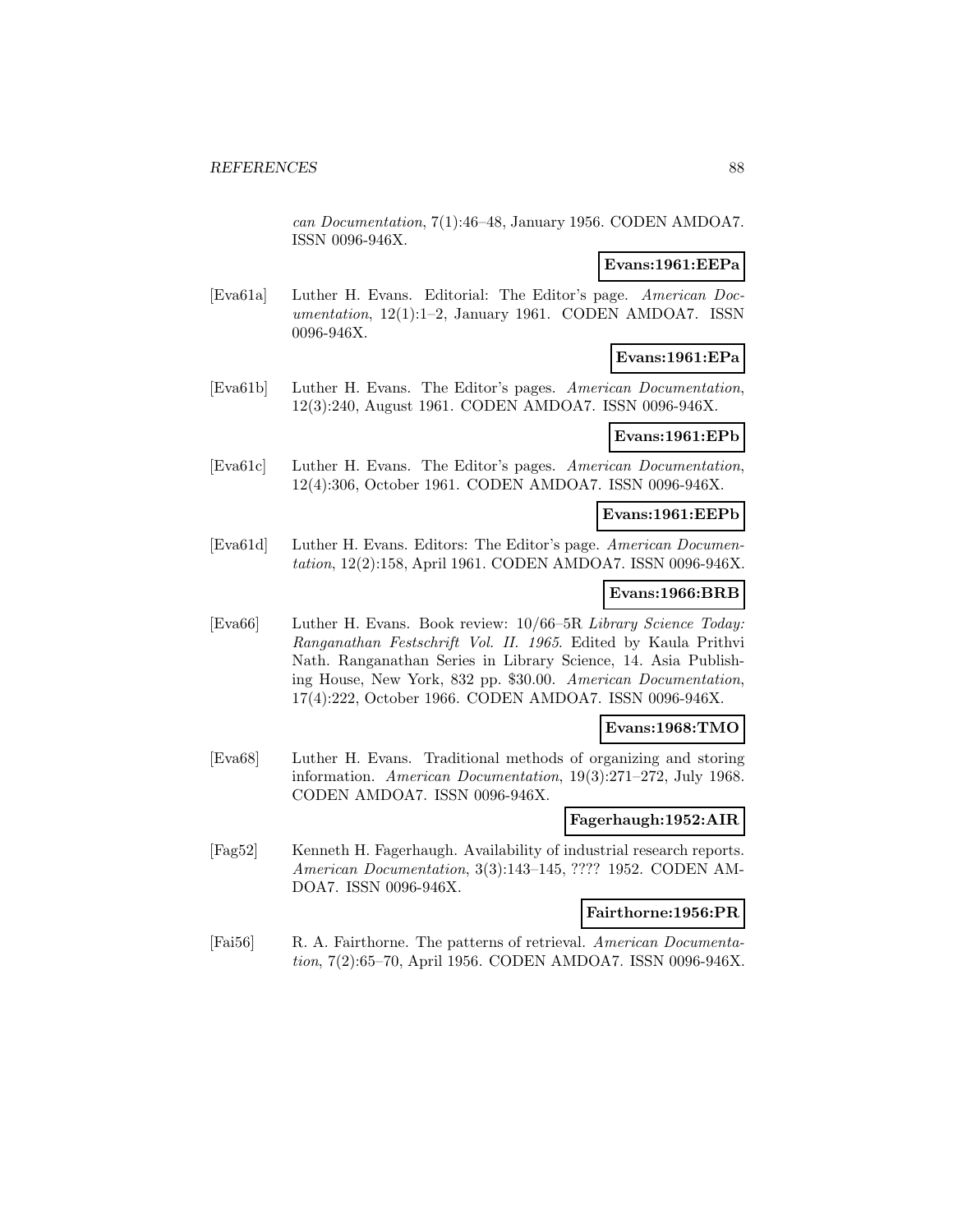*can Documentation*, 7(1):46–48, January 1956. CODEN AMDOA7. ISSN 0096-946X.

**Evans:1961:EEPa**

[Eva61a] Luther H. Evans. Editorial: The Editor's page. *American Documentation*, 12(1):1–2, January 1961. CODEN AMDOA7. ISSN 0096-946X.

**Evans:1961:EPa**

[Eva61b] Luther H. Evans. The Editor's pages. *American Documentation*, 12(3):240, August 1961. CODEN AMDOA7. ISSN 0096-946X.

**Evans:1961:EPb**

[Eva61c] Luther H. Evans. The Editor's pages. *American Documentation*, 12(4):306, October 1961. CODEN AMDOA7. ISSN 0096-946X.

**Evans:1961:EEPb**

[Eva61d] Luther H. Evans. Editors: The Editor's page. *American Documentation*, 12(2):158, April 1961. CODEN AMDOA7. ISSN 0096-946X.

**Evans:1966:BRB**

[Eva66] Luther H. Evans. Book review: 10/66–5R *Library Science Today: Ranganathan Festschrift Vol. II. 1965*. Edited by Kaula Prithvi Nath. Ranganathan Series in Library Science, 14. Asia Publishing House, New York, 832 pp. $30.00. *American Documentation*, 17(4):222, October 1966. CODEN AMDOA7. ISSN 0096-946X.

**Evans:1968:TMO**

[Eva68] Luther H. Evans. Traditional methods of organizing and storing information. *American Documentation*, 19(3):271–272, July 1968. CODEN AMDOA7. ISSN 0096-946X.

**Fagerhaugh:1952:AIR**

[Fag52] Kenneth H. Fagerhaugh. Availability of industrial research reports. *American Documentation*, 3(3):143–145, ???? 1952. CODEN AMDOA7. ISSN 0096-946X.

**Fairthorne:1956:PR**

[Fai56] R. A. Fairthorne. The patterns of retrieval. *American Documentation*, 7(2):65–70, April 1956. CODEN AMDOA7. ISSN 0096-946X.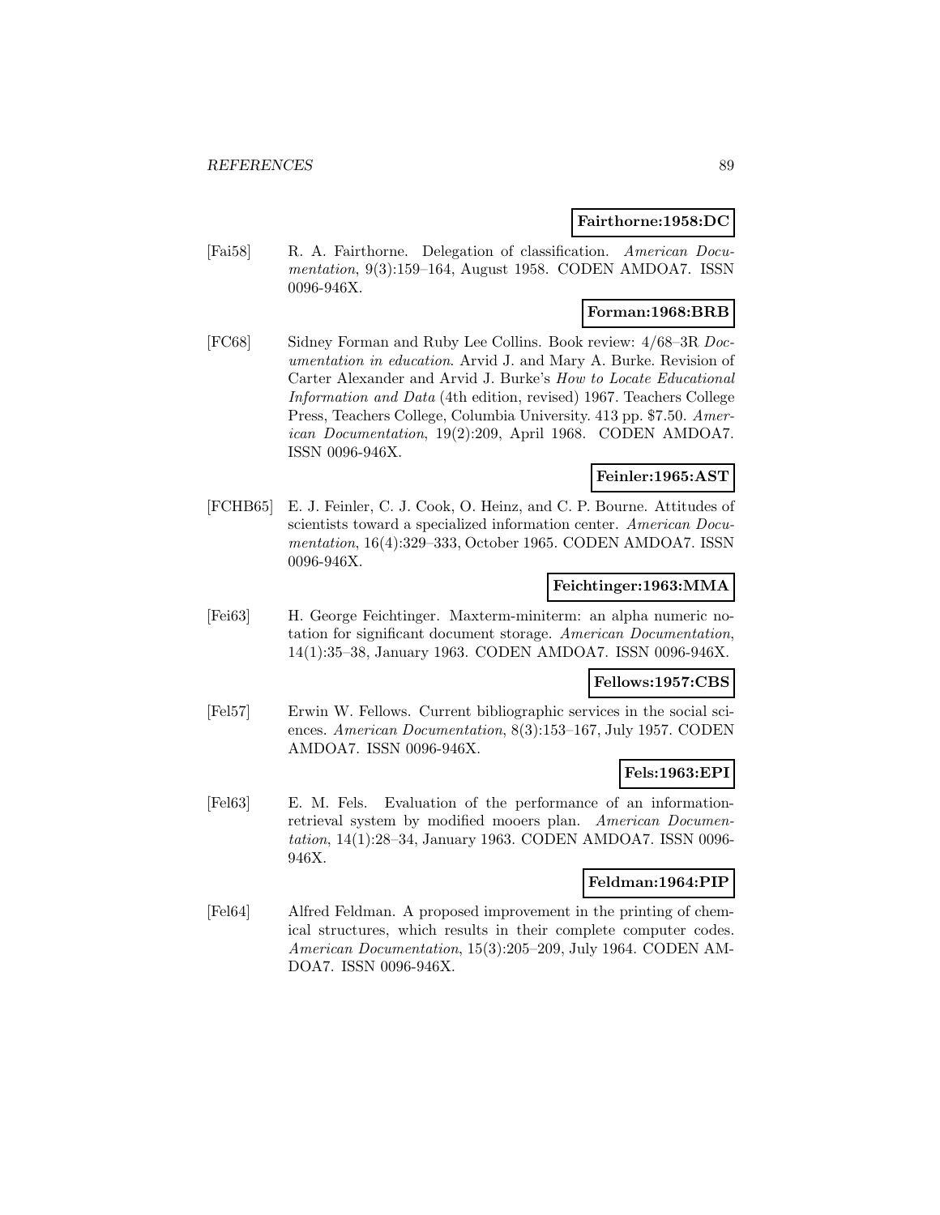**Fairthorne:1958:DC**

[Fai58] R. A. Fairthorne. Delegation of classification. *American Documentation*, 9(3):159–164, August 1958. CODEN AMDOA7. ISSN 0096-946X.

**Forman:1968:BRB**

[FC68] Sidney Forman and Ruby Lee Collins. Book review: 4/68–3R *Documentation in education*. Arvid J. and Mary A. Burke. Revision of Carter Alexander and Arvid J. Burke's *How to Locate Educational Information and Data* (4th edition, revised) 1967. Teachers College Press, Teachers College, Columbia University. 413 pp. $7.50. *American Documentation*, 19(2):209, April 1968. CODEN AMDOA7. ISSN 0096-946X.

**Feinler:1965:AST**

[FCHB65] E. J. Feinler, C. J. Cook, O. Heinz, and C. P. Bourne. Attitudes of scientists toward a specialized information center. *American Documentation*, 16(4):329–333, October 1965. CODEN AMDOA7. ISSN 0096-946X.

**Feichtinger:1963:MMA**

[Fei63] H. George Feichtinger. Maxterm-miniterm: an alpha numeric notation for significant document storage. *American Documentation*, 14(1):35–38, January 1963. CODEN AMDOA7. ISSN 0096-946X.

**Fellows:1957:CBS**

[Fel57] Erwin W. Fellows. Current bibliographic services in the social sciences. *American Documentation*, 8(3):153–167, July 1957. CODEN AMDOA7. ISSN 0096-946X.

**Fels:1963:EPI**

[Fel63] E. M. Fels. Evaluation of the performance of an information-retrieval system by modified mooers plan. *American Documentation*, 14(1):28–34, January 1963. CODEN AMDOA7. ISSN 0096-946X.

**Feldman:1964:PIP**

[Fel64] Alfred Feldman. A proposed improvement in the printing of chemical structures, which results in their complete computer codes. *American Documentation*, 15(3):205–209, July 1964. CODEN AMDOA7. ISSN 0096-946X.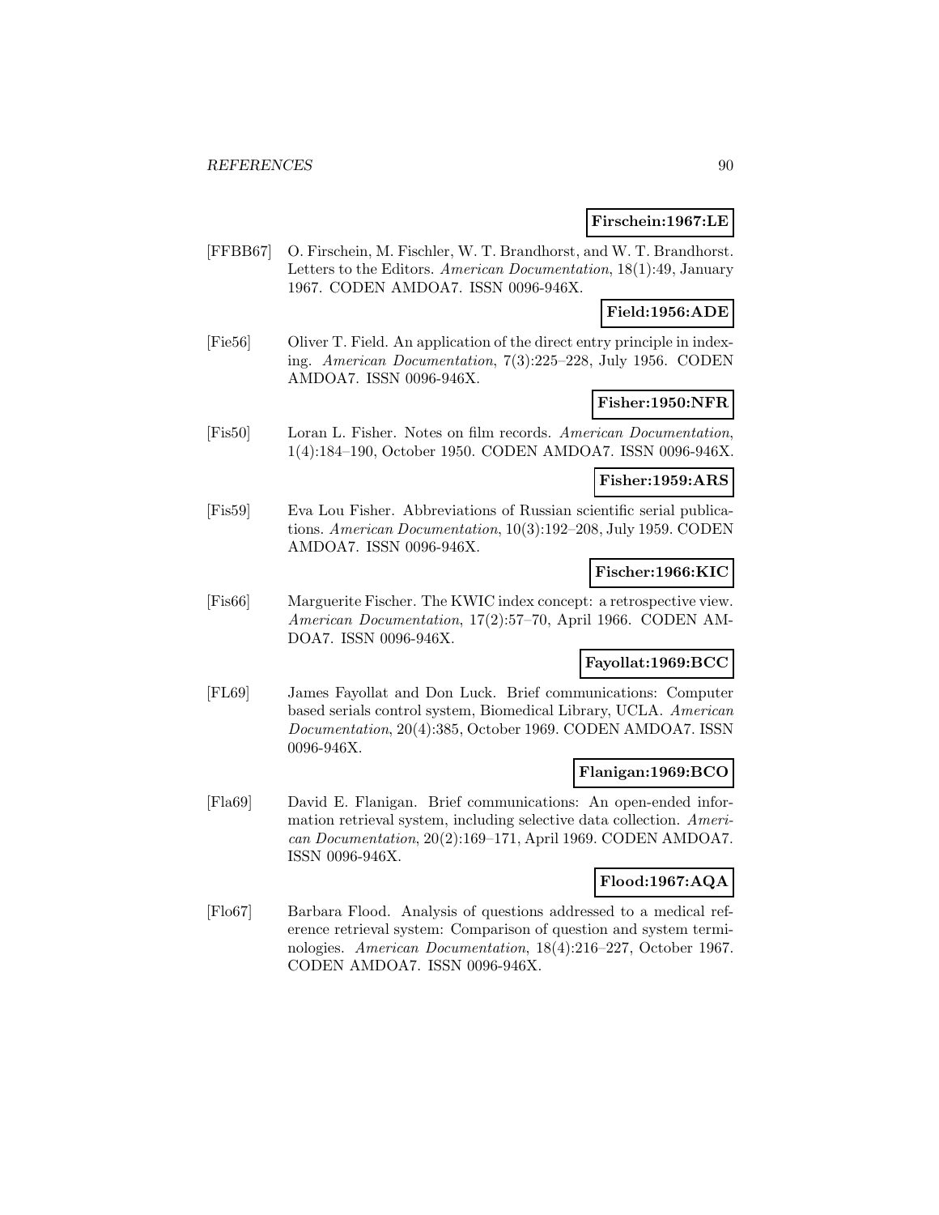**Firschein:1967:LE**

[FFBB67] O. Firschein, M. Fischler, W. T. Brandhorst, and W. T. Brandhorst. Letters to the Editors. *American Documentation*, 18(1):49, January 1967. CODEN AMDOA7. ISSN 0096-946X.

**Field:1956:ADE**

[Fie56] Oliver T. Field. An application of the direct entry principle in indexing. *American Documentation*, 7(3):225–228, July 1956. CODEN AMDOA7. ISSN 0096-946X.

**Fisher:1950:NFR**

[Fis50] Loran L. Fisher. Notes on film records. *American Documentation*, 1(4):184–190, October 1950. CODEN AMDOA7. ISSN 0096-946X.

**Fisher:1959:ARS**

[Fis59] Eva Lou Fisher. Abbreviations of Russian scientific serial publications. *American Documentation*, 10(3):192–208, July 1959. CODEN AMDOA7. ISSN 0096-946X.

**Fischer:1966:KIC**

[Fis66] Marguerite Fischer. The KWIC index concept: a retrospective view. *American Documentation*, 17(2):57–70, April 1966. CODEN AMDOA7. ISSN 0096-946X.

**Fayollat:1969:BCC**

[FL69] James Fayollat and Don Luck. Brief communications: Computer based serials control system, Biomedical Library, UCLA. *American Documentation*, 20(4):385, October 1969. CODEN AMDOA7. ISSN 0096-946X.

**Flanigan:1969:BCO**

[Fla69] David E. Flanigan. Brief communications: An open-ended information retrieval system, including selective data collection. *American Documentation*, 20(2):169–171, April 1969. CODEN AMDOA7. ISSN 0096-946X.

**Flood:1967:AQA**

[Flo67] Barbara Flood. Analysis of questions addressed to a medical reference retrieval system: Comparison of question and system terminologies. *American Documentation*, 18(4):216–227, October 1967. CODEN AMDOA7. ISSN 0096-946X.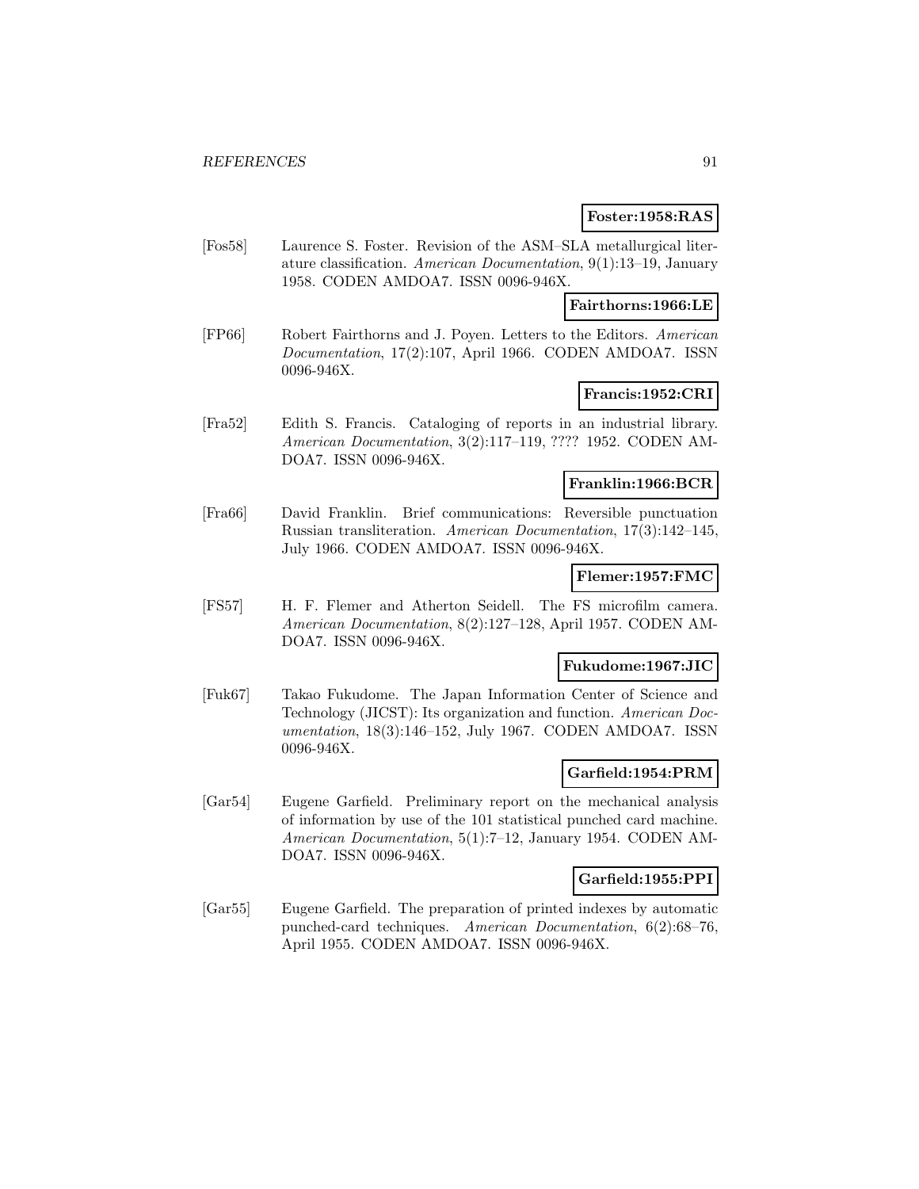**Foster:1958:RAS**

[Fos58] Laurence S. Foster. Revision of the ASM–SLA metallurgical literature classification. *American Documentation*, 9(1):13–19, January 1958. CODEN AMDOA7. ISSN 0096-946X.

**Fairthorns:1966:LE**

[FP66] Robert Fairthorns and J. Poyen. Letters to the Editors. *American Documentation*, 17(2):107, April 1966. CODEN AMDOA7. ISSN 0096-946X.

**Francis:1952:CRI**

[Fra52] Edith S. Francis. Cataloging of reports in an industrial library. *American Documentation*, 3(2):117–119, ???? 1952. CODEN AMDOA7. ISSN 0096-946X.

**Franklin:1966:BCR**

[Fra66] David Franklin. Brief communications: Reversible punctuation Russian transliteration. *American Documentation*, 17(3):142–145, July 1966. CODEN AMDOA7. ISSN 0096-946X.

**Flemer:1957:FMC**

[FS57] H. F. Flemer and Atherton Seidell. The FS microfilm camera. *American Documentation*, 8(2):127–128, April 1957. CODEN AMDOA7. ISSN 0096-946X.

**Fukudome:1967:JIC**

[Fuk67] Takao Fukudome. The Japan Information Center of Science and Technology (JICST): Its organization and function. *American Documentation*, 18(3):146–152, July 1967. CODEN AMDOA7. ISSN 0096-946X.

**Garfield:1954:PRM**

[Gar54] Eugene Garfield. Preliminary report on the mechanical analysis of information by use of the 101 statistical punched card machine. *American Documentation*, 5(1):7–12, January 1954. CODEN AMDOA7. ISSN 0096-946X.

**Garfield:1955:PPI**

[Gar55] Eugene Garfield. The preparation of printed indexes by automatic punched-card techniques. *American Documentation*, 6(2):68–76, April 1955. CODEN AMDOA7. ISSN 0096-946X.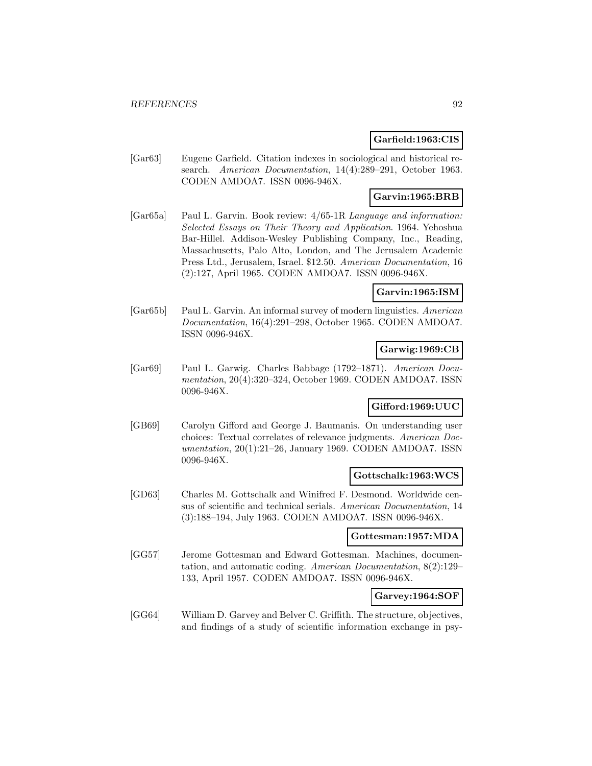**Garfield:1963:CIS**

[Gar63] Eugene Garfield. Citation indexes in sociological and historical research. *American Documentation*, 14(4):289–291, October 1963. CODEN AMDOA7. ISSN 0096-946X.

**Garvin:1965:BRB**

[Gar65a] Paul L. Garvin. Book review: 4/65-1R *Language and information: Selected Essays on Their Theory and Application*. 1964. Yehoshua Bar-Hillel. Addison-Wesley Publishing Company, Inc., Reading, Massachusetts, Palo Alto, London, and The Jerusalem Academic Press Ltd., Jerusalem, Israel. $12.50. *American Documentation*, 16 (2):127, April 1965. CODEN AMDOA7. ISSN 0096-946X.

**Garvin:1965:ISM**

[Gar65b] Paul L. Garvin. An informal survey of modern linguistics. *American Documentation*, 16(4):291–298, October 1965. CODEN AMDOA7. ISSN 0096-946X.

**Garwig:1969:CB**

[Gar69] Paul L. Garwig. Charles Babbage (1792–1871). *American Documentation*, 20(4):320–324, October 1969. CODEN AMDOA7. ISSN 0096-946X.

**Gifford:1969:UUC**

[GB69] Carolyn Gifford and George J. Baumanis. On understanding user choices: Textual correlates of relevance judgments. *American Documentation*, 20(1):21–26, January 1969. CODEN AMDOA7. ISSN 0096-946X.

**Gottschalk:1963:WCS**

[GD63] Charles M. Gottschalk and Winifred F. Desmond. Worldwide census of scientific and technical serials. *American Documentation*, 14 (3):188–194, July 1963. CODEN AMDOA7. ISSN 0096-946X.

**Gottesman:1957:MDA**

[GG57] Jerome Gottesman and Edward Gottesman. Machines, documentation, and automatic coding. *American Documentation*, 8(2):129–133, April 1957. CODEN AMDOA7. ISSN 0096-946X.

**Garvey:1964:SOF**

[GG64] William D. Garvey and Belver C. Griffith. The structure, objectives, and findings of a study of scientific information exchange in psy-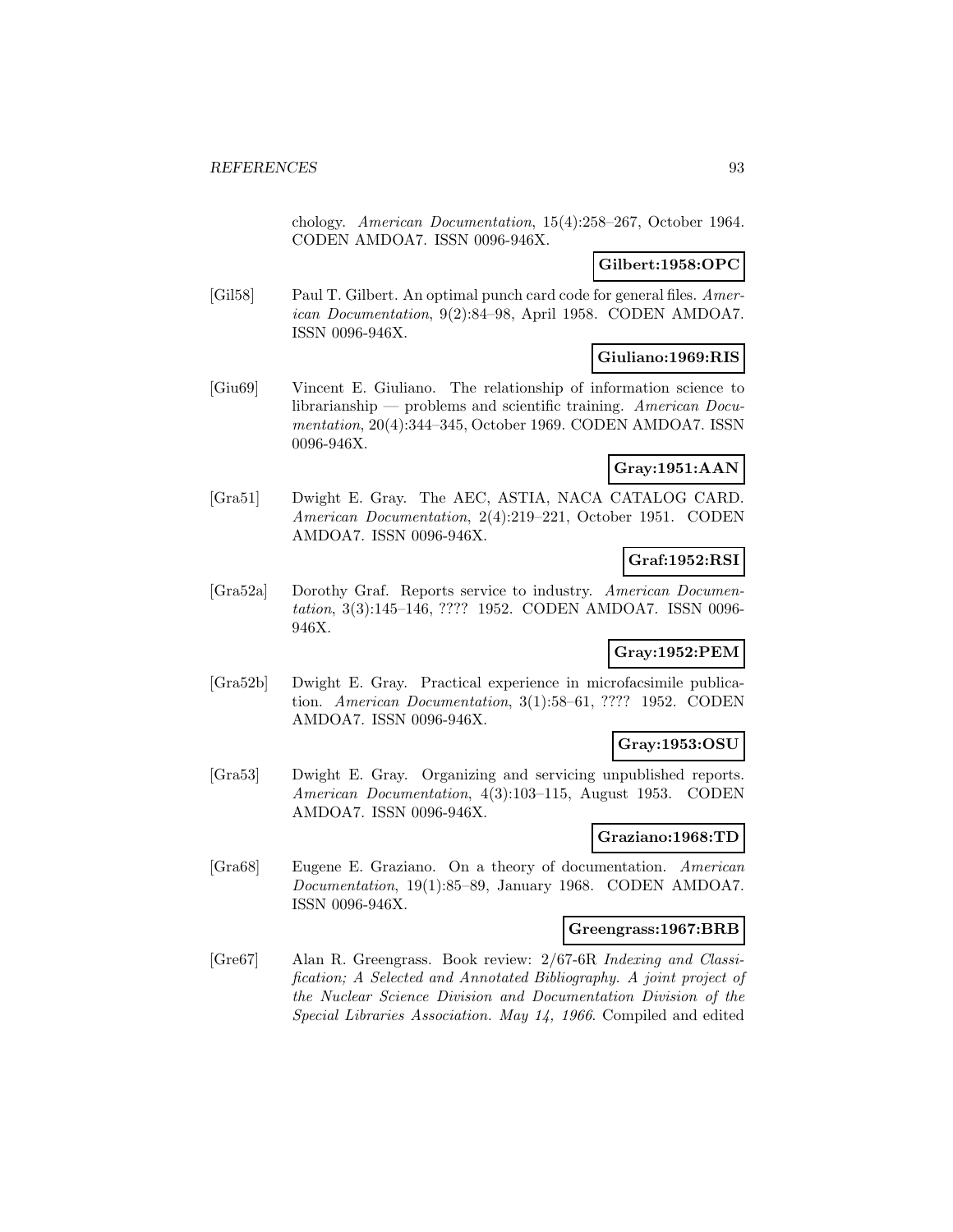chology. *American Documentation*, 15(4):258–267, October 1964. CODEN AMDOA7. ISSN 0096-946X.

**Gilbert:1958:OPC**

[Gil58] Paul T. Gilbert. An optimal punch card code for general files. *American Documentation*, 9(2):84–98, April 1958. CODEN AMDOA7. ISSN 0096-946X.

**Giuliano:1969:RIS**

[Giu69] Vincent E. Giuliano. The relationship of information science to librarianship — problems and scientific training. *American Documentation*, 20(4):344–345, October 1969. CODEN AMDOA7. ISSN 0096-946X.

**Gray:1951:AAN**

[Gra51] Dwight E. Gray. The AEC, ASTIA, NACA CATALOG CARD. *American Documentation*, 2(4):219–221, October 1951. CODEN AMDOA7. ISSN 0096-946X.

**Graf:1952:RSI**

[Gra52a] Dorothy Graf. Reports service to industry. *American Documentation*, 3(3):145–146, ???? 1952. CODEN AMDOA7. ISSN 0096-946X.

**Gray:1952:PEM**

[Gra52b] Dwight E. Gray. Practical experience in microfacsimile publication. *American Documentation*, 3(1):58–61, ???? 1952. CODEN AMDOA7. ISSN 0096-946X.

**Gray:1953:OSU**

[Gra53] Dwight E. Gray. Organizing and servicing unpublished reports. *American Documentation*, 4(3):103–115, August 1953. CODEN AMDOA7. ISSN 0096-946X.

**Graziano:1968:TD**

[Gra68] Eugene E. Graziano. On a theory of documentation. *American Documentation*, 19(1):85–89, January 1968. CODEN AMDOA7. ISSN 0096-946X.

**Greengrass:1967:BRB**

[Gre67] Alan R. Greengrass. Book review: 2/67-6R *Indexing and Classification; A Selected and Annotated Bibliography. A joint project of the Nuclear Science Division and Documentation Division of the Special Libraries Association. May 14, 1966*. Compiled and edited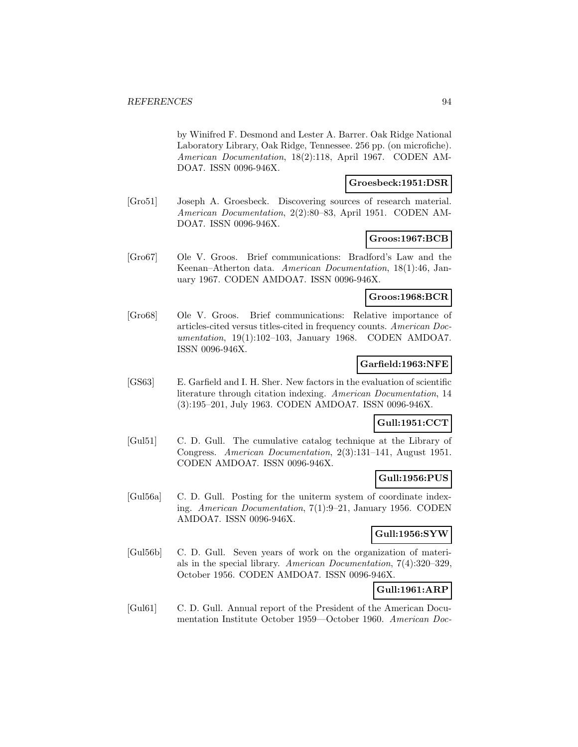by Winifred F. Desmond and Lester A. Barrer. Oak Ridge National Laboratory Library, Oak Ridge, Tennessee. 256 pp. (on microfiche). *American Documentation*, 18(2):118, April 1967. CODEN AMDOA7. ISSN 0096-946X.

**Groesbeck:1951:DSR**

[Gro51] Joseph A. Groesbeck. Discovering sources of research material. *American Documentation*, 2(2):80–83, April 1951. CODEN AMDOA7. ISSN 0096-946X.

**Groos:1967:BCB**

[Gro67] Ole V. Groos. Brief communications: Bradford's Law and the Keenan–Atherton data. *American Documentation*, 18(1):46, January 1967. CODEN AMDOA7. ISSN 0096-946X.

**Groos:1968:BCR**

[Gro68] Ole V. Groos. Brief communications: Relative importance of articles-cited versus titles-cited in frequency counts. *American Documentation*, 19(1):102–103, January 1968. CODEN AMDOA7. ISSN 0096-946X.

**Garfield:1963:NFE**

[GS63] E. Garfield and I. H. Sher. New factors in the evaluation of scientific literature through citation indexing. *American Documentation*, 14 (3):195–201, July 1963. CODEN AMDOA7. ISSN 0096-946X.

**Gull:1951:CCT**

[Gul51] C. D. Gull. The cumulative catalog technique at the Library of Congress. *American Documentation*, 2(3):131–141, August 1951. CODEN AMDOA7. ISSN 0096-946X.

**Gull:1956:PUS**

[Gul56a] C. D. Gull. Posting for the uniterm system of coordinate indexing. *American Documentation*, 7(1):9–21, January 1956. CODEN AMDOA7. ISSN 0096-946X.

**Gull:1956:SYW**

[Gul56b] C. D. Gull. Seven years of work on the organization of materials in the special library. *American Documentation*, 7(4):320–329, October 1956. CODEN AMDOA7. ISSN 0096-946X.

**Gull:1961:ARP**

[Gul61] C. D. Gull. Annual report of the President of the American Documentation Institute October 1959—October 1960. *American Doc-*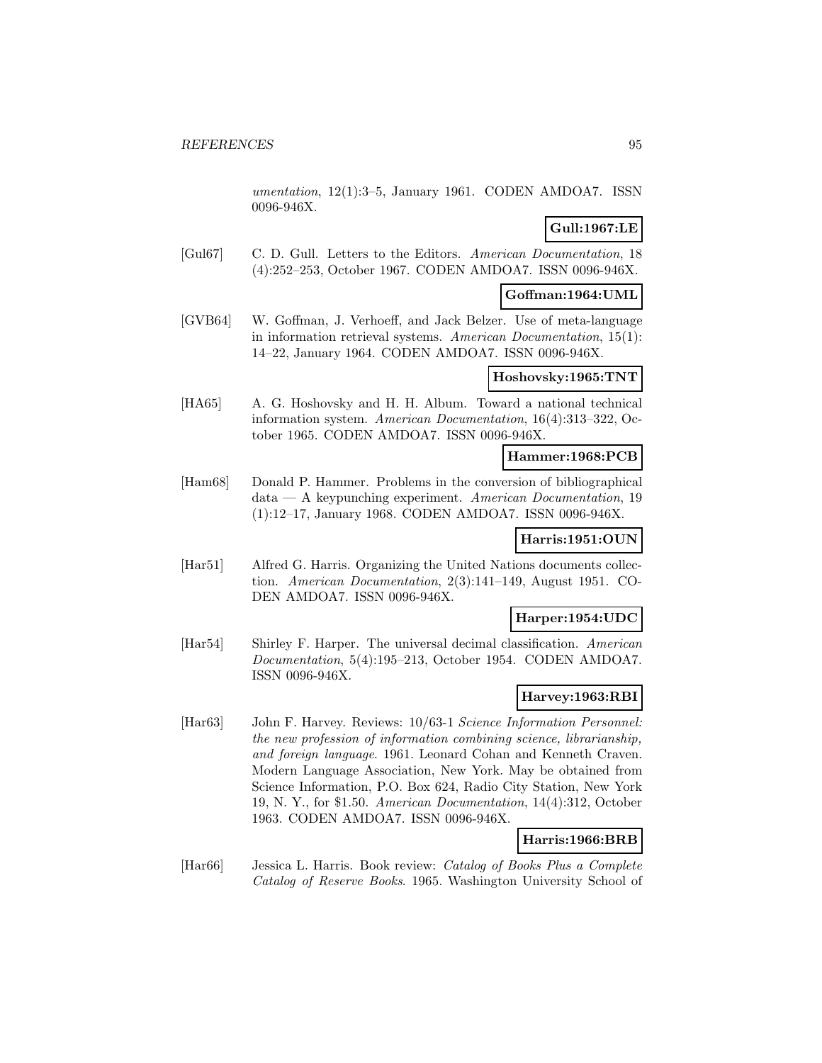*umentation*, 12(1):3–5, January 1961. CODEN AMDOA7. ISSN 0096-946X.

**Gull:1967:LE**

[Gul67] C. D. Gull. Letters to the Editors. *American Documentation*, 18 (4):252–253, October 1967. CODEN AMDOA7. ISSN 0096-946X.

**Goffman:1964:UML**

[GVB64] W. Goffman, J. Verhoeff, and Jack Belzer. Use of meta-language in information retrieval systems. *American Documentation*, 15(1): 14–22, January 1964. CODEN AMDOA7. ISSN 0096-946X.

**Hoshovsky:1965:TNT**

[HA65] A. G. Hoshovsky and H. H. Album. Toward a national technical information system. *American Documentation*, 16(4):313–322, October 1965. CODEN AMDOA7. ISSN 0096-946X.

**Hammer:1968:PCB**

[Ham68] Donald P. Hammer. Problems in the conversion of bibliographical data — A keypunching experiment. *American Documentation*, 19 (1):12–17, January 1968. CODEN AMDOA7. ISSN 0096-946X.

**Harris:1951:OUN**

[Har51] Alfred G. Harris. Organizing the United Nations documents collection. *American Documentation*, 2(3):141–149, August 1951. CODEN AMDOA7. ISSN 0096-946X.

**Harper:1954:UDC**

[Har54] Shirley F. Harper. The universal decimal classification. *American Documentation*, 5(4):195–213, October 1954. CODEN AMDOA7. ISSN 0096-946X.

**Harvey:1963:RBI**

[Har63] John F. Harvey. Reviews: 10/63-1 *Science Information Personnel: the new profession of information combining science, librarianship, and foreign language*. 1961. Leonard Cohan and Kenneth Craven. Modern Language Association, New York. May be obtained from Science Information, P.O. Box 624, Radio City Station, New York 19, N. Y., for $1.50. *American Documentation*, 14(4):312, October 1963. CODEN AMDOA7. ISSN 0096-946X.

**Harris:1966:BRB**

[Har66] Jessica L. Harris. Book review: *Catalog of Books Plus a Complete Catalog of Reserve Books*. 1965. Washington University School of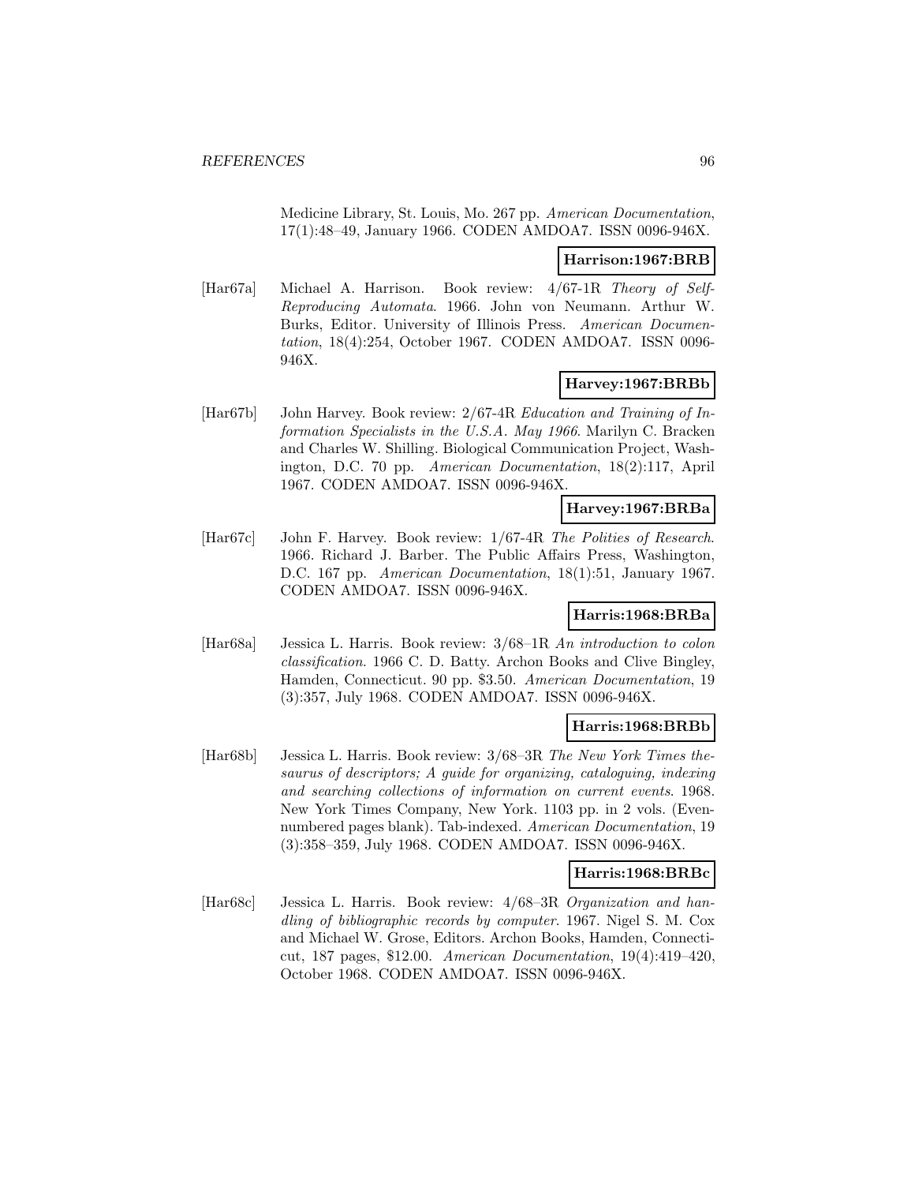Medicine Library, St. Louis, Mo. 267 pp. *American Documentation*, 17(1):48–49, January 1966. CODEN AMDOA7. ISSN 0096-946X.

**Harrison:1967:BRB**

[Har67a] Michael A. Harrison. Book review: 4/67-1R *Theory of Self-Reproducing Automata*. 1966. John von Neumann. Arthur W. Burks, Editor. University of Illinois Press. *American Documentation*, 18(4):254, October 1967. CODEN AMDOA7. ISSN 0096-946X.

**Harvey:1967:BRBb**

[Har67b] John Harvey. Book review: 2/67-4R *Education and Training of Information Specialists in the U.S.A. May 1966*. Marilyn C. Bracken and Charles W. Shilling. Biological Communication Project, Washington, D.C. 70 pp. *American Documentation*, 18(2):117, April 1967. CODEN AMDOA7. ISSN 0096-946X.

**Harvey:1967:BRBa**

[Har67c] John F. Harvey. Book review: 1/67-4R *The Politics of Research*. 1966. Richard J. Barber. The Public Affairs Press, Washington, D.C. 167 pp. *American Documentation*, 18(1):51, January 1967. CODEN AMDOA7. ISSN 0096-946X.

**Harris:1968:BRBa**

[Har68a] Jessica L. Harris. Book review: 3/68–1R *An introduction to colon classification*. 1966 C. D. Batty. Archon Books and Clive Bingley, Hamden, Connecticut. 90 pp. $3.50. *American Documentation*, 19 (3):357, July 1968. CODEN AMDOA7. ISSN 0096-946X.

**Harris:1968:BRBb**

[Har68b] Jessica L. Harris. Book review: 3/68–3R *The New York Times thesaurus of descriptors; A guide for organizing, cataloguing, indexing and searching collections of information on current events*. 1968. New York Times Company, New York. 1103 pp. in 2 vols. (Even-numbered pages blank). Tab-indexed. *American Documentation*, 19 (3):358–359, July 1968. CODEN AMDOA7. ISSN 0096-946X.

**Harris:1968:BRBc**

[Har68c] Jessica L. Harris. Book review: 4/68–3R *Organization and handling of bibliographic records by computer*. 1967. Nigel S. M. Cox and Michael W. Grose, Editors. Archon Books, Hamden, Connecticut, 187 pages, $12.00. *American Documentation*, 19(4):419–420, October 1968. CODEN AMDOA7. ISSN 0096-946X.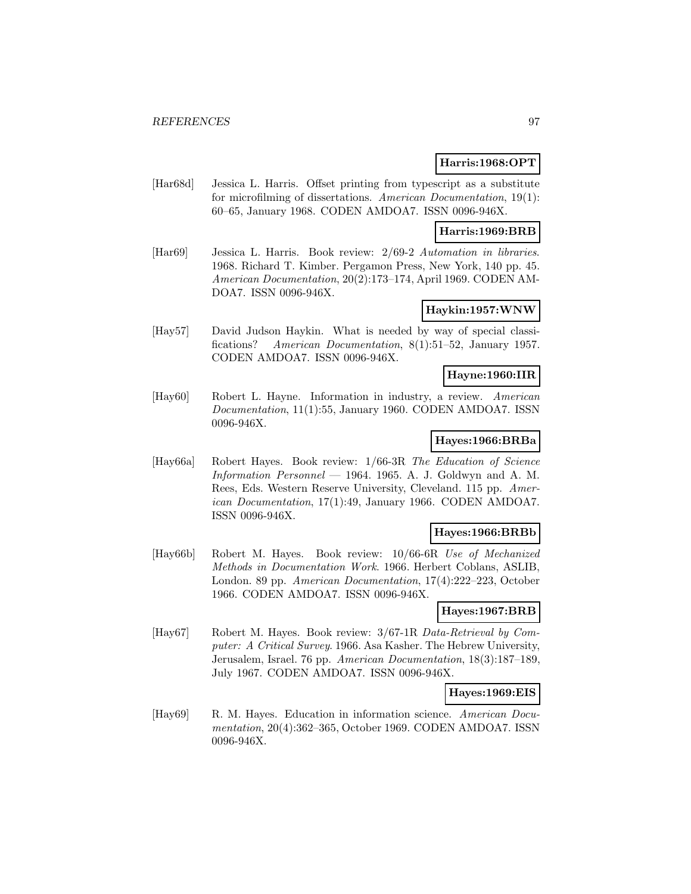**Harris:1968:OPT**

[Har68d] Jessica L. Harris. Offset printing from typescript as a substitute for microfilming of dissertations. *American Documentation*, 19(1): 60–65, January 1968. CODEN AMDOA7. ISSN 0096-946X.

**Harris:1969:BRB**

[Har69] Jessica L. Harris. Book review: 2/69-2 *Automation in libraries*. 1968. Richard T. Kimber. Pergamon Press, New York, 140 pp. 45. *American Documentation*, 20(2):173–174, April 1969. CODEN AMDOA7. ISSN 0096-946X.

**Haykin:1957:WNW**

[Hay57] David Judson Haykin. What is needed by way of special classifications? *American Documentation*, 8(1):51–52, January 1957. CODEN AMDOA7. ISSN 0096-946X.

**Hayne:1960:IIR**

[Hay60] Robert L. Hayne. Information in industry, a review. *American Documentation*, 11(1):55, January 1960. CODEN AMDOA7. ISSN 0096-946X.

**Hayes:1966:BRBa**

[Hay66a] Robert Hayes. Book review: 1/66-3R *The Education of Science Information Personnel* — 1964. 1965. A. J. Goldwyn and A. M. Rees, Eds. Western Reserve University, Cleveland. 115 pp. *American Documentation*, 17(1):49, January 1966. CODEN AMDOA7. ISSN 0096-946X.

**Hayes:1966:BRBb**

[Hay66b] Robert M. Hayes. Book review: 10/66-6R *Use of Mechanized Methods in Documentation Work*. 1966. Herbert Coblans, ASLIB, London. 89 pp. *American Documentation*, 17(4):222–223, October 1966. CODEN AMDOA7. ISSN 0096-946X.

**Hayes:1967:BRB**

[Hay67] Robert M. Hayes. Book review: 3/67-1R *Data-Retrieval by Computer: A Critical Survey*. 1966. Asa Kasher. The Hebrew University, Jerusalem, Israel. 76 pp. *American Documentation*, 18(3):187–189, July 1967. CODEN AMDOA7. ISSN 0096-946X.

**Hayes:1969:EIS**

[Hay69] R. M. Hayes. Education in information science. *American Documentation*, 20(4):362–365, October 1969. CODEN AMDOA7. ISSN 0096-946X.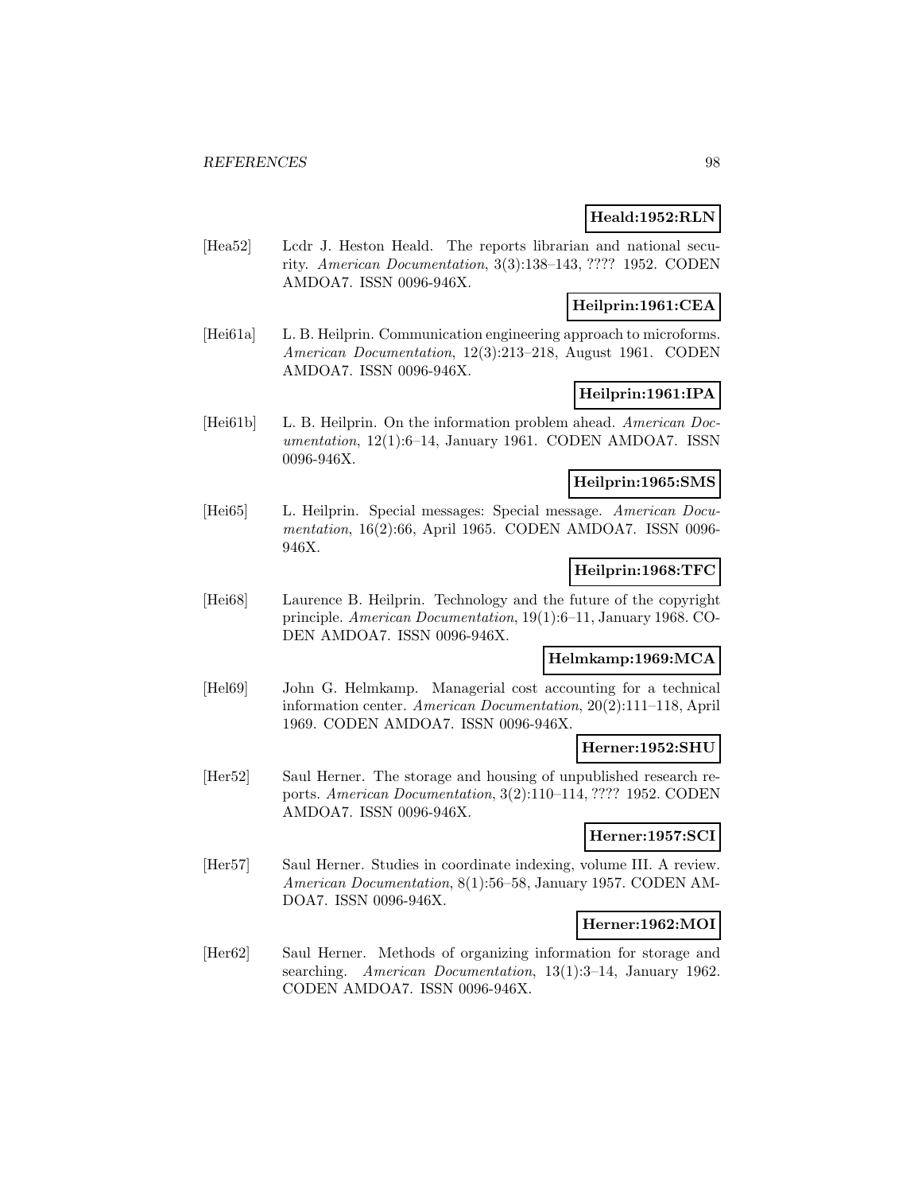**Heald:1952:RLN**

[Hea52] Lcdr J. Heston Heald. The reports librarian and national security. *American Documentation*, 3(3):138–143, ???? 1952. CODEN AMDOA7. ISSN 0096-946X.

**Heilprin:1961:CEA**

[Hei61a] L. B. Heilprin. Communication engineering approach to microforms. *American Documentation*, 12(3):213–218, August 1961. CODEN AMDOA7. ISSN 0096-946X.

**Heilprin:1961:IPA**

[Hei61b] L. B. Heilprin. On the information problem ahead. *American Documentation*, 12(1):6–14, January 1961. CODEN AMDOA7. ISSN 0096-946X.

**Heilprin:1965:SMS**

[Hei65] L. Heilprin. Special messages: Special message. *American Documentation*, 16(2):66, April 1965. CODEN AMDOA7. ISSN 0096-946X.

**Heilprin:1968:TFC**

[Hei68] Laurence B. Heilprin. Technology and the future of the copyright principle. *American Documentation*, 19(1):6–11, January 1968. CODEN AMDOA7. ISSN 0096-946X.

**Helmkamp:1969:MCA**

[Hel69] John G. Helmkamp. Managerial cost accounting for a technical information center. *American Documentation*, 20(2):111–118, April 1969. CODEN AMDOA7. ISSN 0096-946X.

**Herner:1952:SHU**

[Her52] Saul Herner. The storage and housing of unpublished research reports. *American Documentation*, 3(2):110–114, ???? 1952. CODEN AMDOA7. ISSN 0096-946X.

**Herner:1957:SCI**

[Her57] Saul Herner. Studies in coordinate indexing, volume III. A review. *American Documentation*, 8(1):56–58, January 1957. CODEN AMDOA7. ISSN 0096-946X.

**Herner:1962:MOI**

[Her62] Saul Herner. Methods of organizing information for storage and searching. *American Documentation*, 13(1):3–14, January 1962. CODEN AMDOA7. ISSN 0096-946X.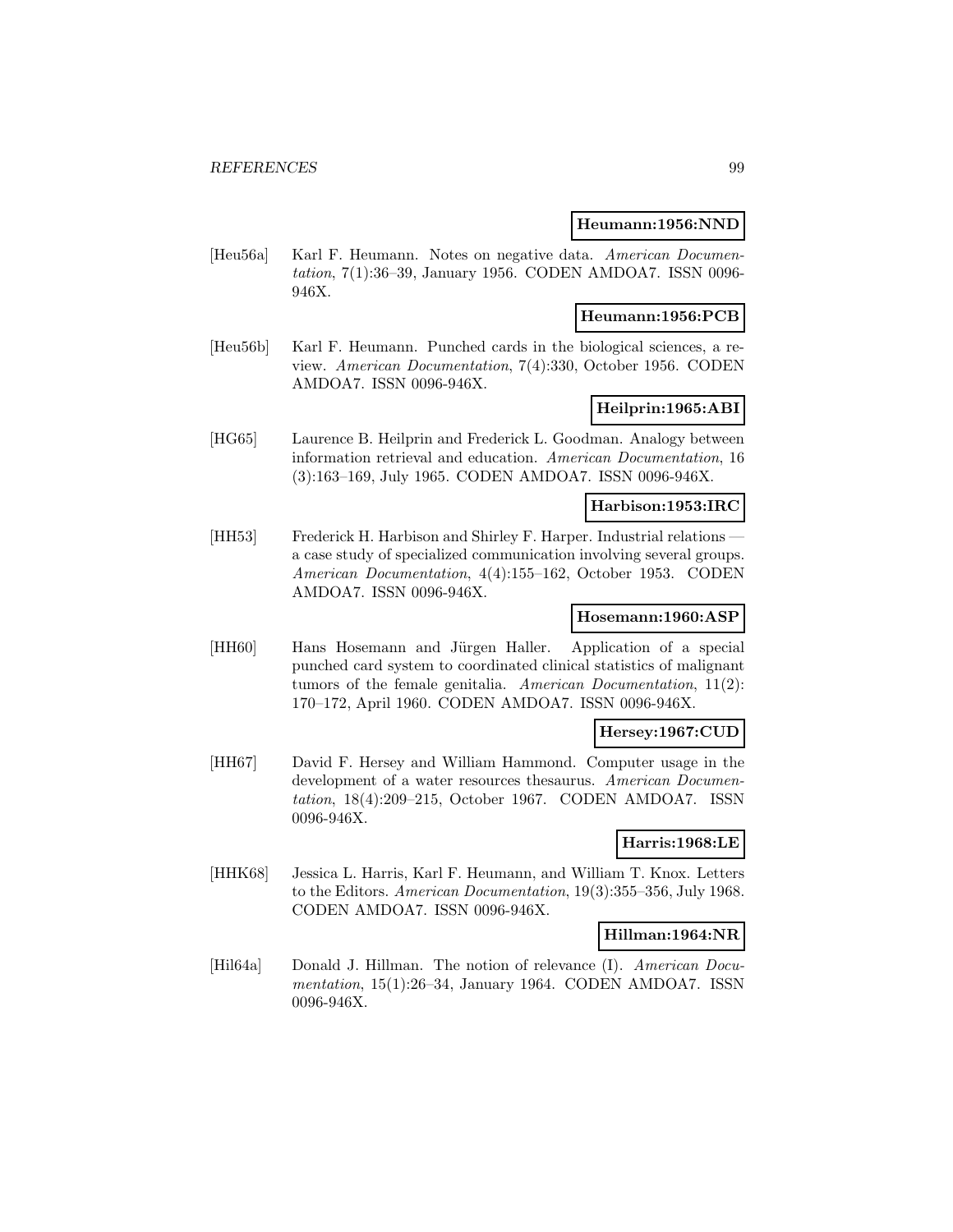**Heumann:1956:NND**

[Heu56a] Karl F. Heumann. Notes on negative data. *American Documentation*, 7(1):36–39, January 1956. CODEN AMDOA7. ISSN 0096-946X.

**Heumann:1956:PCB**

[Heu56b] Karl F. Heumann. Punched cards in the biological sciences, a review. *American Documentation*, 7(4):330, October 1956. CODEN AMDOA7. ISSN 0096-946X.

**Heilprin:1965:ABI**

[HG65] Laurence B. Heilprin and Frederick L. Goodman. Analogy between information retrieval and education. *American Documentation*, 16 (3):163–169, July 1965. CODEN AMDOA7. ISSN 0096-946X.

**Harbison:1953:IRC**

[HH53] Frederick H. Harbison and Shirley F. Harper. Industrial relations — a case study of specialized communication involving several groups. *American Documentation*, 4(4):155–162, October 1953. CODEN AMDOA7. ISSN 0096-946X.

**Hosemann:1960:ASP**

[HH60] Hans Hosemann and Jürgen Haller. Application of a special punched card system to coordinated clinical statistics of malignant tumors of the female genitalia. *American Documentation*, 11(2): 170–172, April 1960. CODEN AMDOA7. ISSN 0096-946X.

**Hersey:1967:CUD**

[HH67] David F. Hersey and William Hammond. Computer usage in the development of a water resources thesaurus. *American Documentation*, 18(4):209–215, October 1967. CODEN AMDOA7. ISSN 0096-946X.

**Harris:1968:LE**

[HHK68] Jessica L. Harris, Karl F. Heumann, and William T. Knox. Letters to the Editors. *American Documentation*, 19(3):355–356, July 1968. CODEN AMDOA7. ISSN 0096-946X.

**Hillman:1964:NR**

[Hil64a] Donald J. Hillman. The notion of relevance (I). *American Documentation*, 15(1):26–34, January 1964. CODEN AMDOA7. ISSN 0096-946X.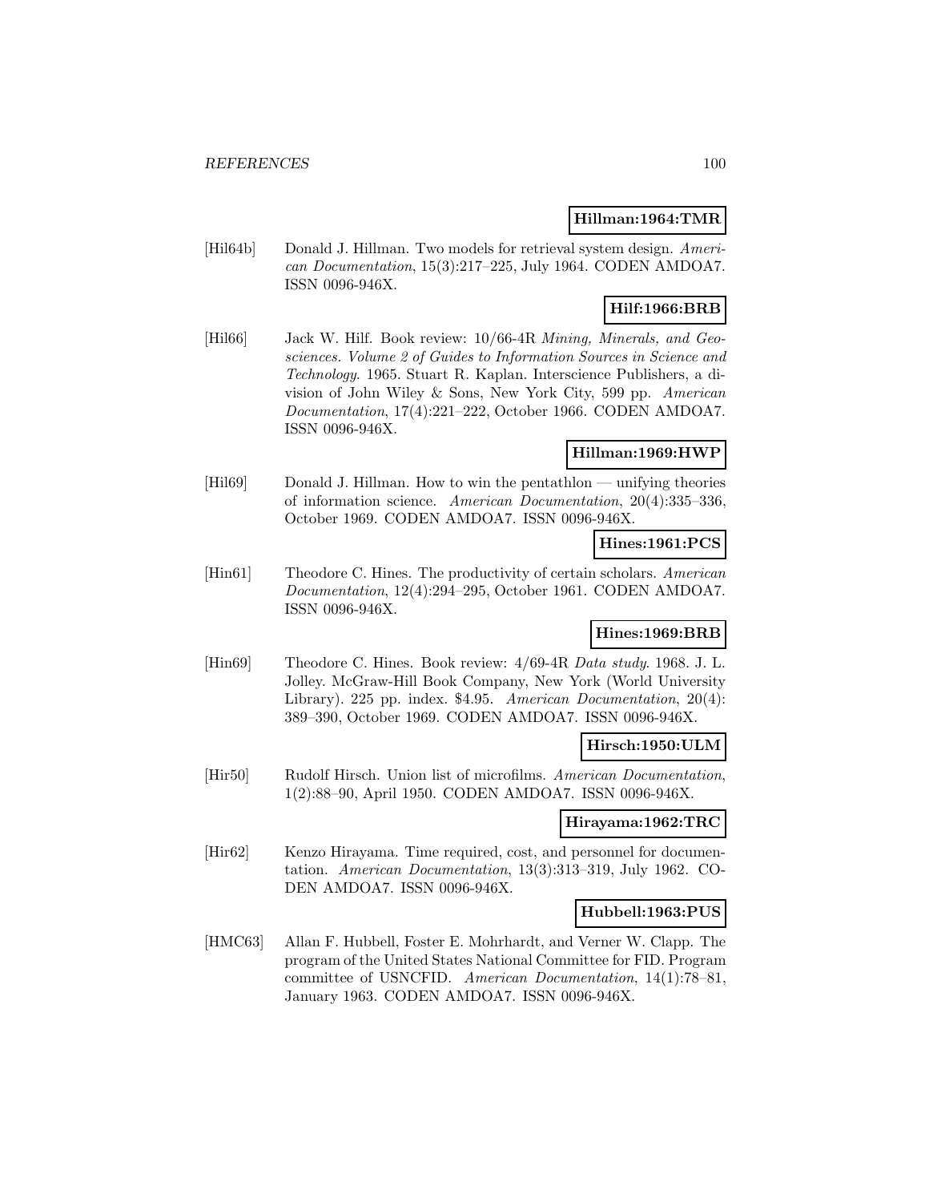**Hillman:1964:TMR**

[Hil64b] Donald J. Hillman. Two models for retrieval system design. *American Documentation*, 15(3):217–225, July 1964. CODEN AMDOA7. ISSN 0096-946X.

**Hilf:1966:BRB**

[Hil66] Jack W. Hilf. Book review: 10/66-4R *Mining, Minerals, and Geosciences. Volume 2 of Guides to Information Sources in Science and Technology*. 1965. Stuart R. Kaplan. Interscience Publishers, a division of John Wiley & Sons, New York City, 599 pp. *American Documentation*, 17(4):221–222, October 1966. CODEN AMDOA7. ISSN 0096-946X.

**Hillman:1969:HWP**

[Hil69] Donald J. Hillman. How to win the pentathlon — unifying theories of information science. *American Documentation*, 20(4):335–336, October 1969. CODEN AMDOA7. ISSN 0096-946X.

**Hines:1961:PCS**

[Hin61] Theodore C. Hines. The productivity of certain scholars. *American Documentation*, 12(4):294–295, October 1961. CODEN AMDOA7. ISSN 0096-946X.

**Hines:1969:BRB**

[Hin69] Theodore C. Hines. Book review: 4/69-4R *Data study*. 1968. J. L. Jolley. McGraw-Hill Book Company, New York (World University Library). 225 pp. index. $4.95. *American Documentation*, 20(4): 389–390, October 1969. CODEN AMDOA7. ISSN 0096-946X.

**Hirsch:1950:ULM**

[Hir50] Rudolf Hirsch. Union list of microfilms. *American Documentation*, 1(2):88–90, April 1950. CODEN AMDOA7. ISSN 0096-946X.

**Hirayama:1962:TRC**

[Hir62] Kenzo Hirayama. Time required, cost, and personnel for documentation. *American Documentation*, 13(3):313–319, July 1962. CODEN AMDOA7. ISSN 0096-946X.

**Hubbell:1963:PUS**

[HMC63] Allan F. Hubbell, Foster E. Mohrhardt, and Verner W. Clapp. The program of the United States National Committee for FID. Program committee of USNCFID. *American Documentation*, 14(1):78–81, January 1963. CODEN AMDOA7. ISSN 0096-946X.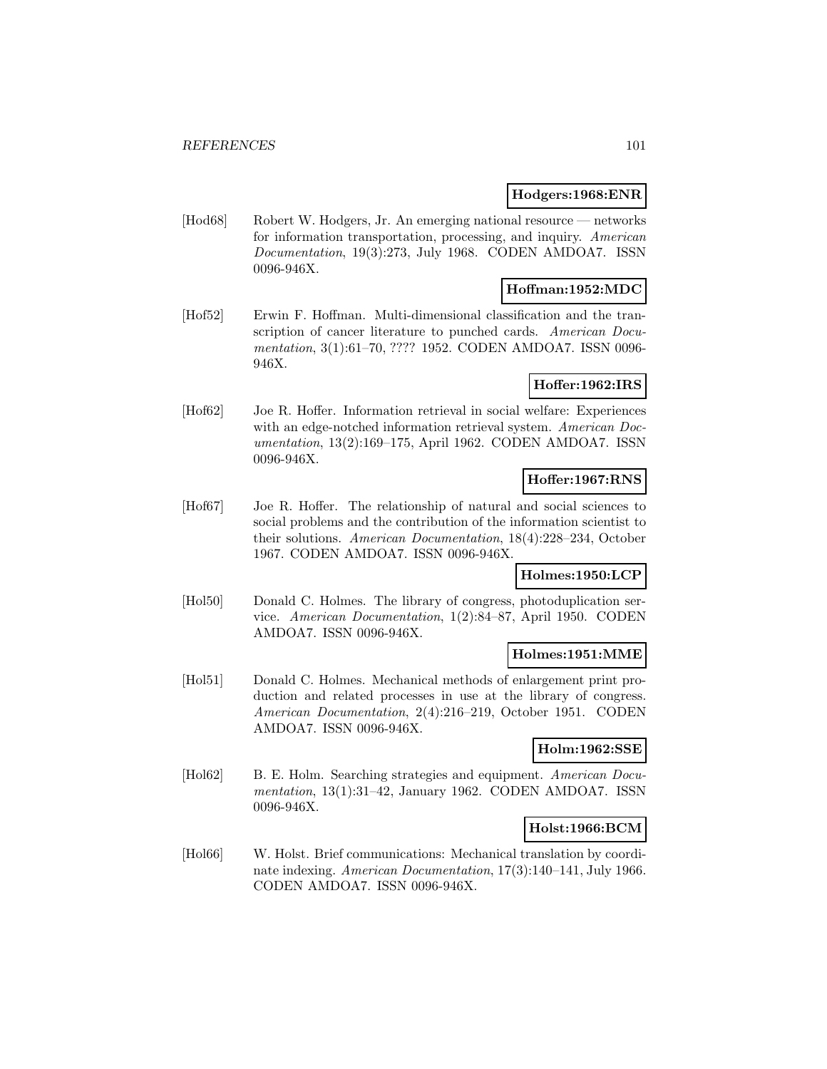**Hodgers:1968:ENR**

[Hod68] Robert W. Hodgers, Jr. An emerging national resource — networks for information transportation, processing, and inquiry. *American Documentation*, 19(3):273, July 1968. CODEN AMDOA7. ISSN 0096-946X.

**Hoffman:1952:MDC**

[Hof52] Erwin F. Hoffman. Multi-dimensional classification and the transcription of cancer literature to punched cards. *American Documentation*, 3(1):61–70, ???? 1952. CODEN AMDOA7. ISSN 0096-946X.

**Hoffer:1962:IRS**

[Hof62] Joe R. Hoffer. Information retrieval in social welfare: Experiences with an edge-notched information retrieval system. *American Documentation*, 13(2):169–175, April 1962. CODEN AMDOA7. ISSN 0096-946X.

**Hoffer:1967:RNS**

[Hof67] Joe R. Hoffer. The relationship of natural and social sciences to social problems and the contribution of the information scientist to their solutions. *American Documentation*, 18(4):228–234, October 1967. CODEN AMDOA7. ISSN 0096-946X.

**Holmes:1950:LCP**

[Hol50] Donald C. Holmes. The library of congress, photoduplication service. *American Documentation*, 1(2):84–87, April 1950. CODEN AMDOA7. ISSN 0096-946X.

**Holmes:1951:MME**

[Hol51] Donald C. Holmes. Mechanical methods of enlargement print production and related processes in use at the library of congress. *American Documentation*, 2(4):216–219, October 1951. CODEN AMDOA7. ISSN 0096-946X.

**Holm:1962:SSE**

[Hol62] B. E. Holm. Searching strategies and equipment. *American Documentation*, 13(1):31–42, January 1962. CODEN AMDOA7. ISSN 0096-946X.

**Holst:1966:BCM**

[Hol66] W. Holst. Brief communications: Mechanical translation by coordinate indexing. *American Documentation*, 17(3):140–141, July 1966. CODEN AMDOA7. ISSN 0096-946X.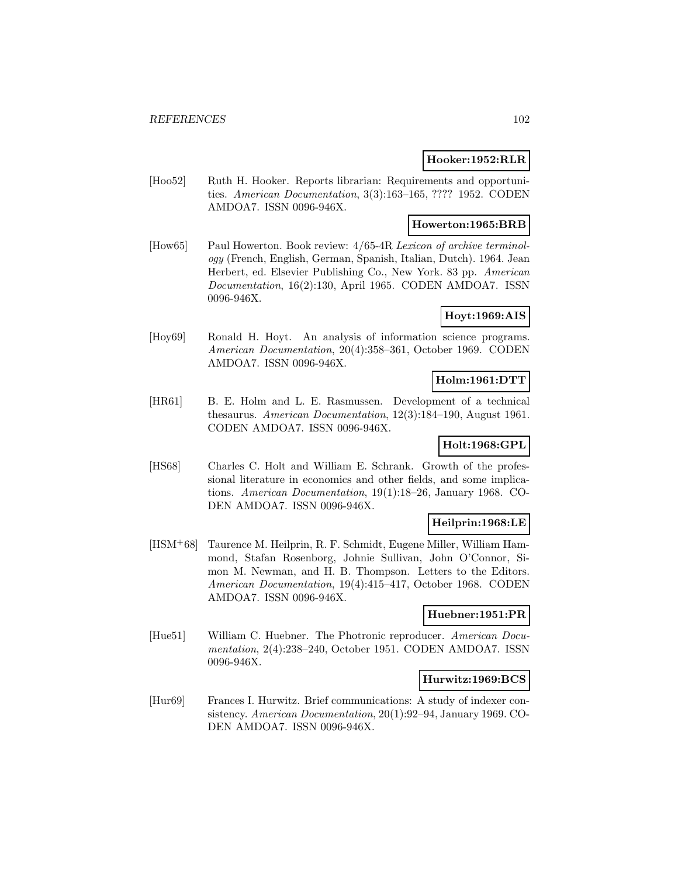**Hooker:1952:RLR**

[Hoo52] Ruth H. Hooker. Reports librarian: Requirements and opportunities. *American Documentation*, 3(3):163–165, ???? 1952. CODEN AMDOA7. ISSN 0096-946X.

**Howerton:1965:BRB**

[How65] Paul Howerton. Book review: 4/65-4R *Lexicon of archive terminology* (French, English, German, Spanish, Italian, Dutch). 1964. Jean Herbert, ed. Elsevier Publishing Co., New York. 83 pp. *American Documentation*, 16(2):130, April 1965. CODEN AMDOA7. ISSN 0096-946X.

**Hoyt:1969:AIS**

[Hoy69] Ronald H. Hoyt. An analysis of information science programs. *American Documentation*, 20(4):358–361, October 1969. CODEN AMDOA7. ISSN 0096-946X.

**Holm:1961:DTT**

[HR61] B. E. Holm and L. E. Rasmussen. Development of a technical thesaurus. *American Documentation*, 12(3):184–190, August 1961. CODEN AMDOA7. ISSN 0096-946X.

**Holt:1968:GPL**

[HS68] Charles C. Holt and William E. Schrank. Growth of the professional literature in economics and other fields, and some implications. *American Documentation*, 19(1):18–26, January 1968. CODEN AMDOA7. ISSN 0096-946X.

**Heilprin:1968:LE**

[HSM+68] Taurence M. Heilprin, R. F. Schmidt, Eugene Miller, William Hammond, Stafan Rosenborg, Johnie Sullivan, John O'Connor, Simon M. Newman, and H. B. Thompson. Letters to the Editors. *American Documentation*, 19(4):415–417, October 1968. CODEN AMDOA7. ISSN 0096-946X.

**Huebner:1951:PR**

[Hue51] William C. Huebner. The Photronic reproducer. *American Documentation*, 2(4):238–240, October 1951. CODEN AMDOA7. ISSN 0096-946X.

**Hurwitz:1969:BCS**

[Hur69] Frances I. Hurwitz. Brief communications: A study of indexer consistency. *American Documentation*, 20(1):92–94, January 1969. CODEN AMDOA7. ISSN 0096-946X.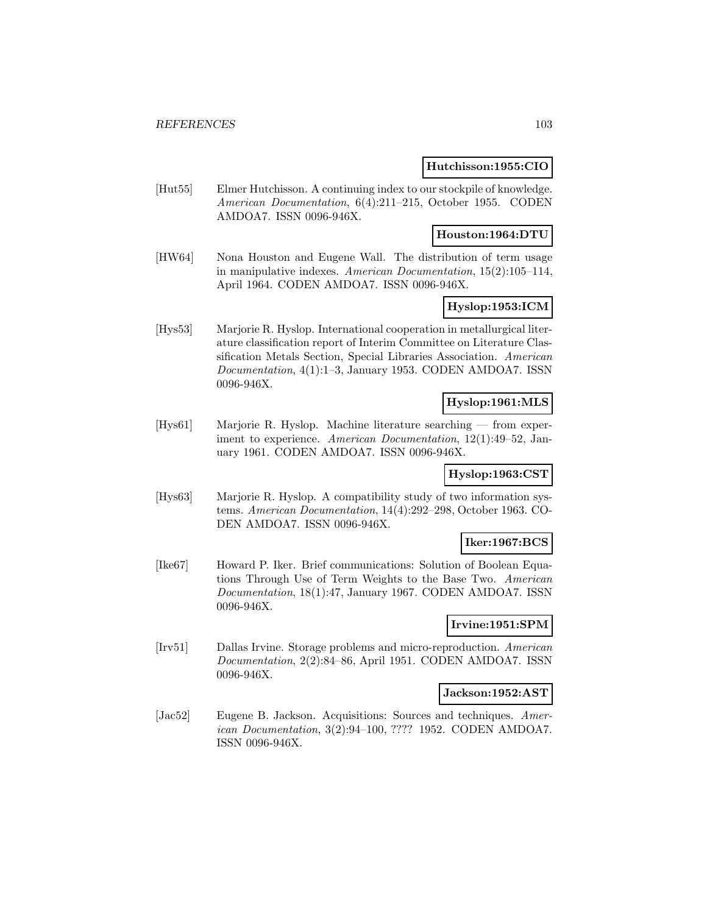**Hutchisson:1955:CIO**

[Hut55] Elmer Hutchisson. A continuing index to our stockpile of knowledge. *American Documentation*, 6(4):211–215, October 1955. CODEN AMDOA7. ISSN 0096-946X.

**Houston:1964:DTU**

[HW64] Nona Houston and Eugene Wall. The distribution of term usage in manipulative indexes. *American Documentation*, 15(2):105–114, April 1964. CODEN AMDOA7. ISSN 0096-946X.

**Hyslop:1953:ICM**

[Hys53] Marjorie R. Hyslop. International cooperation in metallurgical literature classification report of Interim Committee on Literature Classification Metals Section, Special Libraries Association. *American Documentation*, 4(1):1–3, January 1953. CODEN AMDOA7. ISSN 0096-946X.

**Hyslop:1961:MLS**

[Hys61] Marjorie R. Hyslop. Machine literature searching — from experiment to experience. *American Documentation*, 12(1):49–52, January 1961. CODEN AMDOA7. ISSN 0096-946X.

**Hyslop:1963:CST**

[Hys63] Marjorie R. Hyslop. A compatibility study of two information systems. *American Documentation*, 14(4):292–298, October 1963. CODEN AMDOA7. ISSN 0096-946X.

**Iker:1967:BCS**

[Ike67] Howard P. Iker. Brief communications: Solution of Boolean Equations Through Use of Term Weights to the Base Two. *American Documentation*, 18(1):47, January 1967. CODEN AMDOA7. ISSN 0096-946X.

**Irvine:1951:SPM**

[Irv51] Dallas Irvine. Storage problems and micro-reproduction. *American Documentation*, 2(2):84–86, April 1951. CODEN AMDOA7. ISSN 0096-946X.

**Jackson:1952:AST**

[Jac52] Eugene B. Jackson. Acquisitions: Sources and techniques. *American Documentation*, 3(2):94–100, ???? 1952. CODEN AMDOA7. ISSN 0096-946X.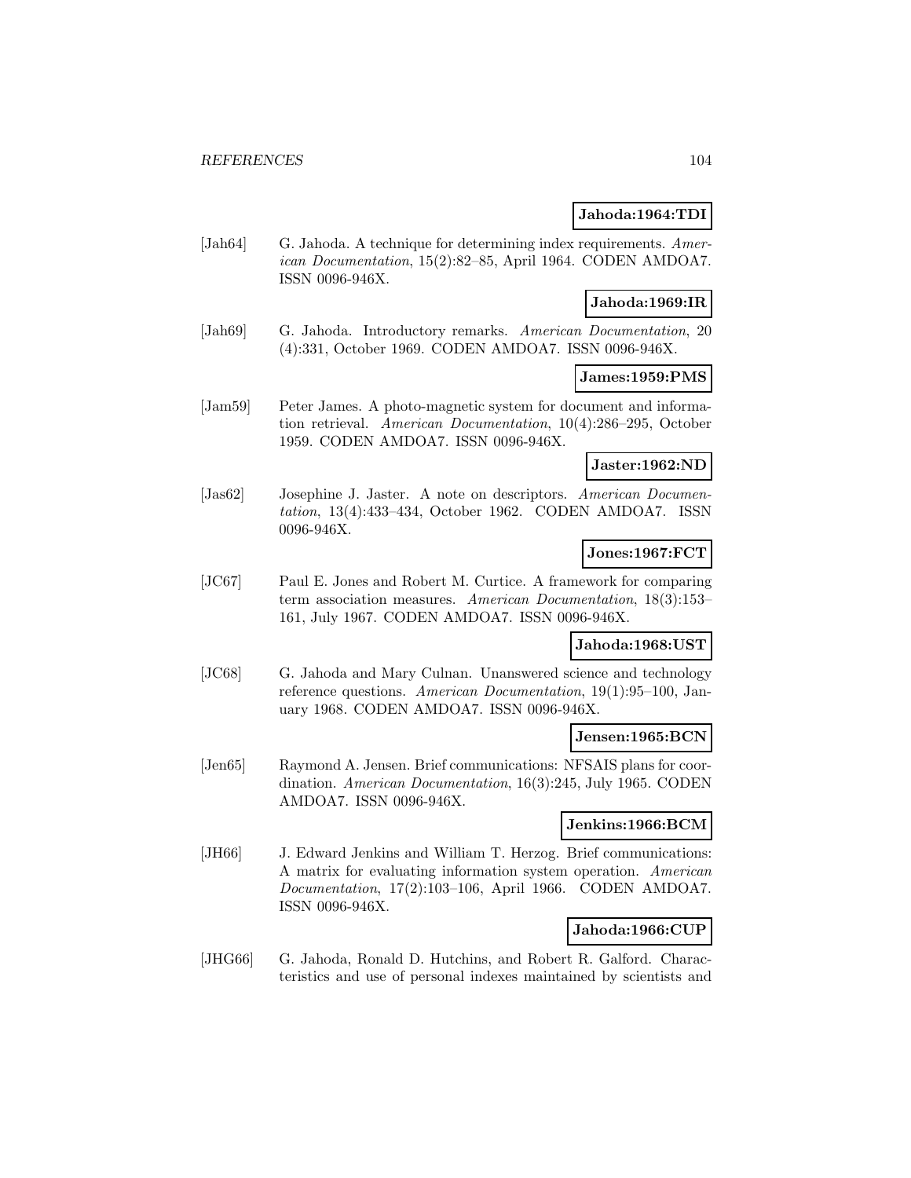**Jahoda:1964:TDI**

[Jah64] G. Jahoda. A technique for determining index requirements. *American Documentation*, 15(2):82–85, April 1964. CODEN AMDOA7. ISSN 0096-946X.

**Jahoda:1969:IR**

[Jah69] G. Jahoda. Introductory remarks. *American Documentation*, 20 (4):331, October 1969. CODEN AMDOA7. ISSN 0096-946X.

**James:1959:PMS**

[Jam59] Peter James. A photo-magnetic system for document and information retrieval. *American Documentation*, 10(4):286–295, October 1959. CODEN AMDOA7. ISSN 0096-946X.

**Jaster:1962:ND**

[Jas62] Josephine J. Jaster. A note on descriptors. *American Documentation*, 13(4):433–434, October 1962. CODEN AMDOA7. ISSN 0096-946X.

**Jones:1967:FCT**

[JC67] Paul E. Jones and Robert M. Curtice. A framework for comparing term association measures. *American Documentation*, 18(3):153–161, July 1967. CODEN AMDOA7. ISSN 0096-946X.

**Jahoda:1968:UST**

[JC68] G. Jahoda and Mary Culnan. Unanswered science and technology reference questions. *American Documentation*, 19(1):95–100, January 1968. CODEN AMDOA7. ISSN 0096-946X.

**Jensen:1965:BCN**

[Jen65] Raymond A. Jensen. Brief communications: NFSAIS plans for coordination. *American Documentation*, 16(3):245, July 1965. CODEN AMDOA7. ISSN 0096-946X.

**Jenkins:1966:BCM**

[JH66] J. Edward Jenkins and William T. Herzog. Brief communications: A matrix for evaluating information system operation. *American Documentation*, 17(2):103–106, April 1966. CODEN AMDOA7. ISSN 0096-946X.

**Jahoda:1966:CUP**

[JHG66] G. Jahoda, Ronald D. Hutchins, and Robert R. Galford. Characteristics and use of personal indexes maintained by scientists and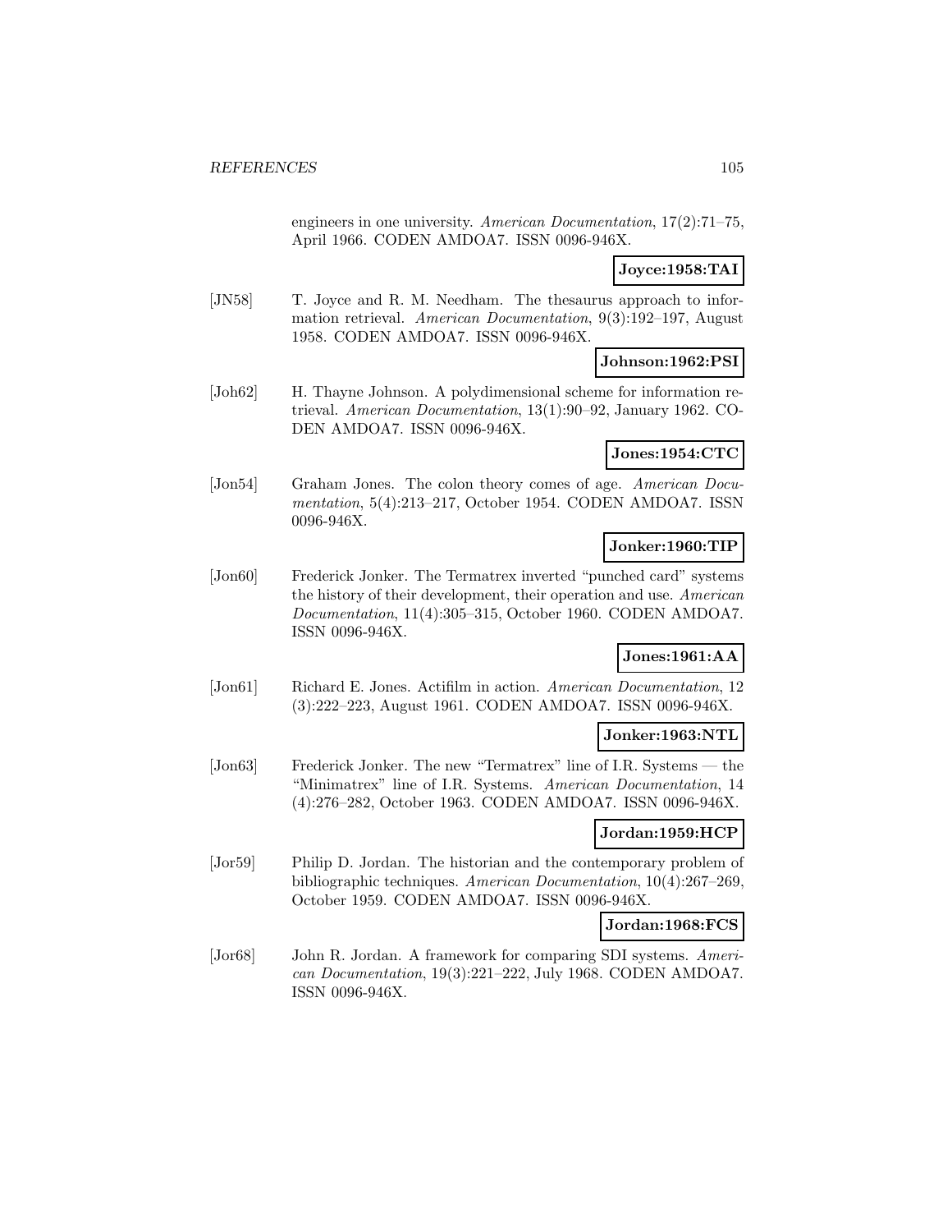engineers in one university. *American Documentation*, 17(2):71–75, April 1966. CODEN AMDOA7. ISSN 0096-946X.

**Joyce:1958:TAI**

[JN58] T. Joyce and R. M. Needham. The thesaurus approach to information retrieval. *American Documentation*, 9(3):192–197, August 1958. CODEN AMDOA7. ISSN 0096-946X.

**Johnson:1962:PSI**

[Joh62] H. Thayne Johnson. A polydimensional scheme for information retrieval. *American Documentation*, 13(1):90–92, January 1962. CODEN AMDOA7. ISSN 0096-946X.

**Jones:1954:CTC**

[Jon54] Graham Jones. The colon theory comes of age. *American Documentation*, 5(4):213–217, October 1954. CODEN AMDOA7. ISSN 0096-946X.

**Jonker:1960:TIP**

[Jon60] Frederick Jonker. The Termatrex inverted "punched card" systems the history of their development, their operation and use. *American Documentation*, 11(4):305–315, October 1960. CODEN AMDOA7. ISSN 0096-946X.

**Jones:1961:AA**

[Jon61] Richard E. Jones. Actifilm in action. *American Documentation*, 12 (3):222–223, August 1961. CODEN AMDOA7. ISSN 0096-946X.

**Jonker:1963:NTL**

[Jon63] Frederick Jonker. The new "Termatrex" line of I.R. Systems — the "Minimatrex" line of I.R. Systems. *American Documentation*, 14 (4):276–282, October 1963. CODEN AMDOA7. ISSN 0096-946X.

**Jordan:1959:HCP**

[Jor59] Philip D. Jordan. The historian and the contemporary problem of bibliographic techniques. *American Documentation*, 10(4):267–269, October 1959. CODEN AMDOA7. ISSN 0096-946X.

**Jordan:1968:FCS**

[Jor68] John R. Jordan. A framework for comparing SDI systems. *American Documentation*, 19(3):221–222, July 1968. CODEN AMDOA7. ISSN 0096-946X.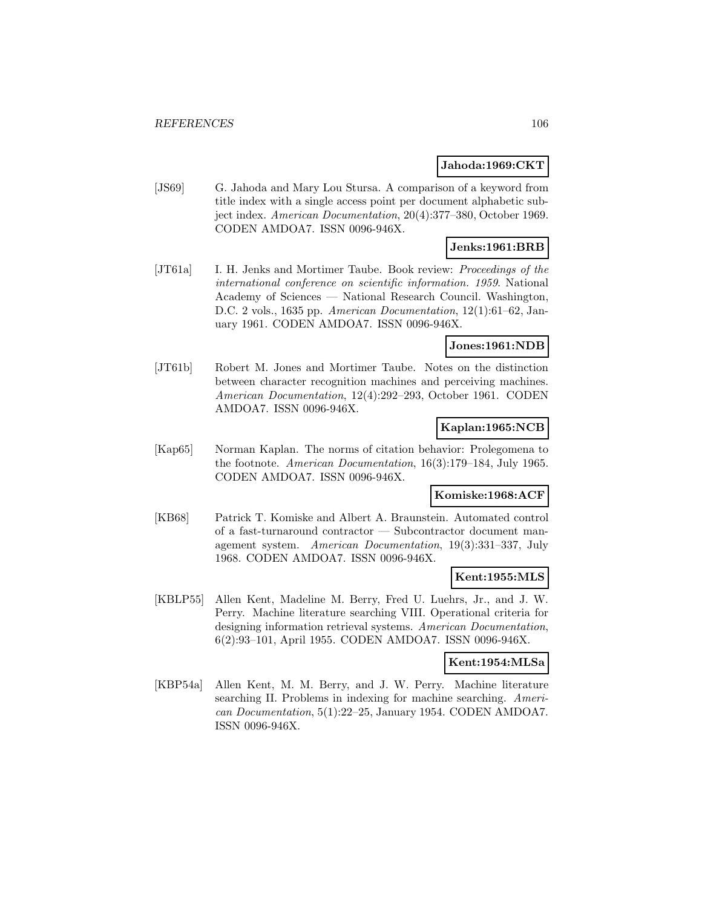**Jahoda:1969:CKT**

[JS69] G. Jahoda and Mary Lou Stursa. A comparison of a keyword from title index with a single access point per document alphabetic subject index. *American Documentation*, 20(4):377–380, October 1969. CODEN AMDOA7. ISSN 0096-946X.

**Jenks:1961:BRB**

[JT61a] I. H. Jenks and Mortimer Taube. Book review: *Proceedings of the international conference on scientific information. 1959*. National Academy of Sciences — National Research Council. Washington, D.C. 2 vols., 1635 pp. *American Documentation*, 12(1):61–62, January 1961. CODEN AMDOA7. ISSN 0096-946X.

**Jones:1961:NDB**

[JT61b] Robert M. Jones and Mortimer Taube. Notes on the distinction between character recognition machines and perceiving machines. *American Documentation*, 12(4):292–293, October 1961. CODEN AMDOA7. ISSN 0096-946X.

**Kaplan:1965:NCB**

[Kap65] Norman Kaplan. The norms of citation behavior: Prolegomena to the footnote. *American Documentation*, 16(3):179–184, July 1965. CODEN AMDOA7. ISSN 0096-946X.

**Komiske:1968:ACF**

[KB68] Patrick T. Komiske and Albert A. Braunstein. Automated control of a fast-turnaround contractor — Subcontractor document management system. *American Documentation*, 19(3):331–337, July 1968. CODEN AMDOA7. ISSN 0096-946X.

**Kent:1955:MLS**

[KBLP55] Allen Kent, Madeline M. Berry, Fred U. Luehrs, Jr., and J. W. Perry. Machine literature searching VIII. Operational criteria for designing information retrieval systems. *American Documentation*, 6(2):93–101, April 1955. CODEN AMDOA7. ISSN 0096-946X.

**Kent:1954:MLSa**

[KBP54a] Allen Kent, M. M. Berry, and J. W. Perry. Machine literature searching II. Problems in indexing for machine searching. *American Documentation*, 5(1):22–25, January 1954. CODEN AMDOA7. ISSN 0096-946X.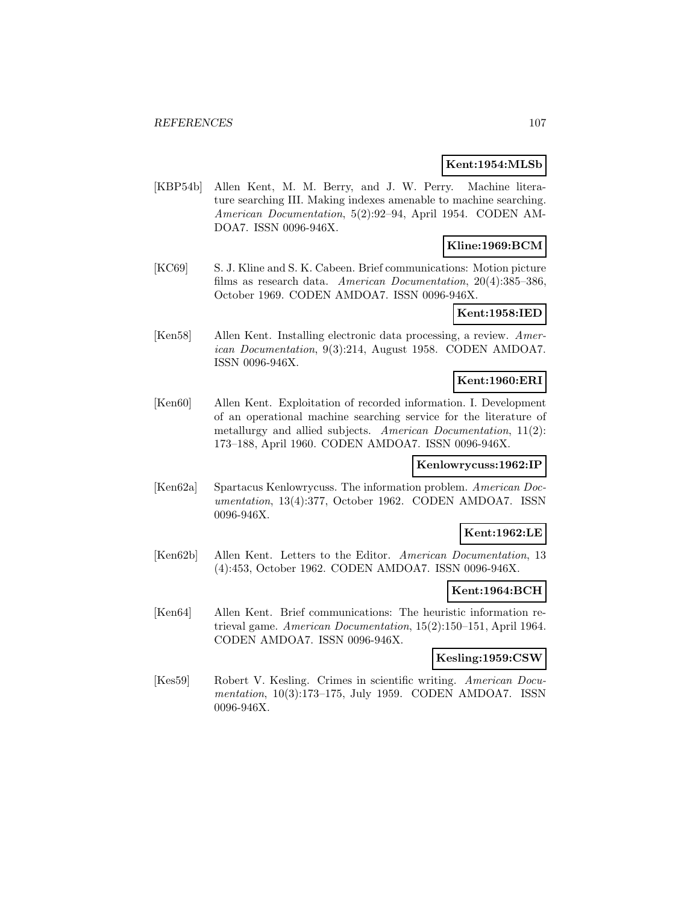**Kent:1954:MLSb**

[KBP54b] Allen Kent, M. M. Berry, and J. W. Perry. Machine literature searching III. Making indexes amenable to machine searching. *American Documentation*, 5(2):92–94, April 1954. CODEN AMDOA7. ISSN 0096-946X.

**Kline:1969:BCM**

[KC69] S. J. Kline and S. K. Cabeen. Brief communications: Motion picture films as research data. *American Documentation*, 20(4):385–386, October 1969. CODEN AMDOA7. ISSN 0096-946X.

**Kent:1958:IED**

[Ken58] Allen Kent. Installing electronic data processing, a review. *American Documentation*, 9(3):214, August 1958. CODEN AMDOA7. ISSN 0096-946X.

**Kent:1960:ERI**

[Ken60] Allen Kent. Exploitation of recorded information. I. Development of an operational machine searching service for the literature of metallurgy and allied subjects. *American Documentation*, 11(2): 173–188, April 1960. CODEN AMDOA7. ISSN 0096-946X.

**Kenlowrycuss:1962:IP**

[Ken62a] Spartacus Kenlowrycuss. The information problem. *American Documentation*, 13(4):377, October 1962. CODEN AMDOA7. ISSN 0096-946X.

**Kent:1962:LE**

[Ken62b] Allen Kent. Letters to the Editor. *American Documentation*, 13 (4):453, October 1962. CODEN AMDOA7. ISSN 0096-946X.

**Kent:1964:BCH**

[Ken64] Allen Kent. Brief communications: The heuristic information retrieval game. *American Documentation*, 15(2):150–151, April 1964. CODEN AMDOA7. ISSN 0096-946X.

**Kesling:1959:CSW**

[Kes59] Robert V. Kesling. Crimes in scientific writing. *American Documentation*, 10(3):173–175, July 1959. CODEN AMDOA7. ISSN 0096-946X.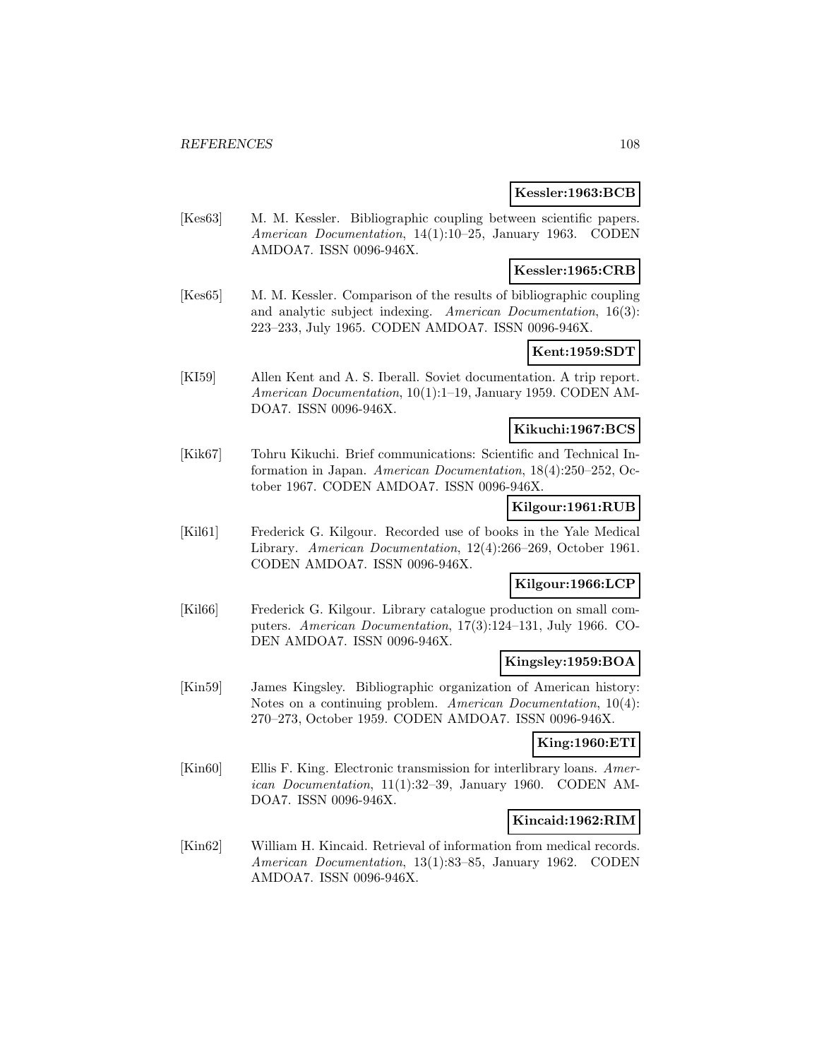**Kessler:1963:BCB**

[Kes63] M. M. Kessler. Bibliographic coupling between scientific papers. *American Documentation*, 14(1):10–25, January 1963. CODEN AMDOA7. ISSN 0096-946X.

**Kessler:1965:CRB**

[Kes65] M. M. Kessler. Comparison of the results of bibliographic coupling and analytic subject indexing. *American Documentation*, 16(3): 223–233, July 1965. CODEN AMDOA7. ISSN 0096-946X.

**Kent:1959:SDT**

[KI59] Allen Kent and A. S. Iberall. Soviet documentation. A trip report. *American Documentation*, 10(1):1–19, January 1959. CODEN AMDOA7. ISSN 0096-946X.

**Kikuchi:1967:BCS**

[Kik67] Tohru Kikuchi. Brief communications: Scientific and Technical Information in Japan. *American Documentation*, 18(4):250–252, October 1967. CODEN AMDOA7. ISSN 0096-946X.

**Kilgour:1961:RUB**

[Kil61] Frederick G. Kilgour. Recorded use of books in the Yale Medical Library. *American Documentation*, 12(4):266–269, October 1961. CODEN AMDOA7. ISSN 0096-946X.

**Kilgour:1966:LCP**

[Kil66] Frederick G. Kilgour. Library catalogue production on small computers. *American Documentation*, 17(3):124–131, July 1966. CODEN AMDOA7. ISSN 0096-946X.

**Kingsley:1959:BOA**

[Kin59] James Kingsley. Bibliographic organization of American history: Notes on a continuing problem. *American Documentation*, 10(4): 270–273, October 1959. CODEN AMDOA7. ISSN 0096-946X.

**King:1960:ETI**

[Kin60] Ellis F. King. Electronic transmission for interlibrary loans. *American Documentation*, 11(1):32–39, January 1960. CODEN AMDOA7. ISSN 0096-946X.

**Kincaid:1962:RIM**

[Kin62] William H. Kincaid. Retrieval of information from medical records. *American Documentation*, 13(1):83–85, January 1962. CODEN AMDOA7. ISSN 0096-946X.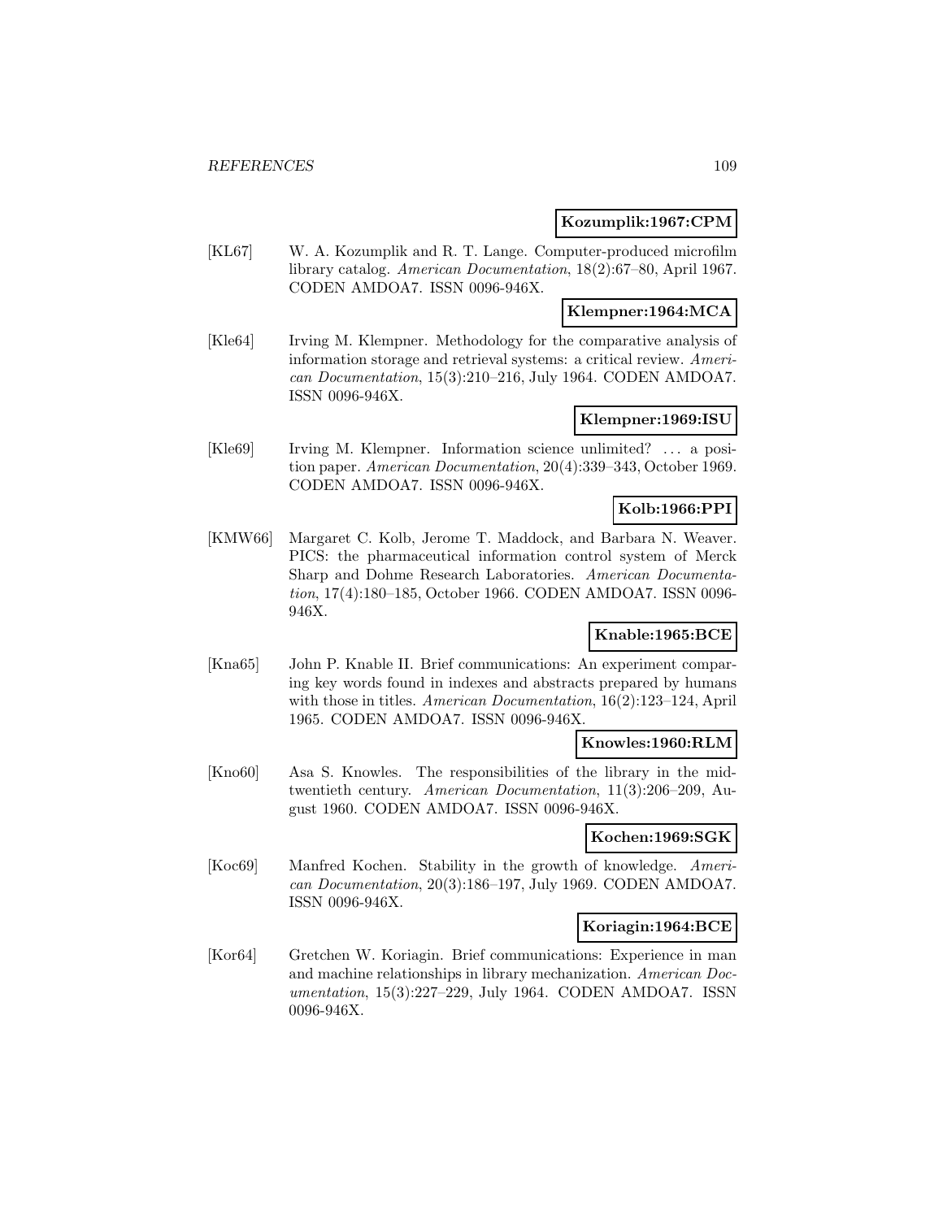**Kozumplik:1967:CPM**

[KL67] W. A. Kozumplik and R. T. Lange. Computer-produced microfilm library catalog. *American Documentation*, 18(2):67–80, April 1967. CODEN AMDOA7. ISSN 0096-946X.

**Klempner:1964:MCA**

[Kle64] Irving M. Klempner. Methodology for the comparative analysis of information storage and retrieval systems: a critical review. *American Documentation*, 15(3):210–216, July 1964. CODEN AMDOA7. ISSN 0096-946X.

**Klempner:1969:ISU**

[Kle69] Irving M. Klempner. Information science unlimited? ... a position paper. *American Documentation*, 20(4):339–343, October 1969. CODEN AMDOA7. ISSN 0096-946X.

**Kolb:1966:PPI**

[KMW66] Margaret C. Kolb, Jerome T. Maddock, and Barbara N. Weaver. PICS: the pharmaceutical information control system of Merck Sharp and Dohme Research Laboratories. *American Documentation*, 17(4):180–185, October 1966. CODEN AMDOA7. ISSN 0096-946X.

**Knable:1965:BCE**

[Kna65] John P. Knable II. Brief communications: An experiment comparing key words found in indexes and abstracts prepared by humans with those in titles. *American Documentation*, 16(2):123–124, April 1965. CODEN AMDOA7. ISSN 0096-946X.

**Knowles:1960:RLM**

[Kno60] Asa S. Knowles. The responsibilities of the library in the mid-twentieth century. *American Documentation*, 11(3):206–209, August 1960. CODEN AMDOA7. ISSN 0096-946X.

**Kochen:1969:SGK**

[Koc69] Manfred Kochen. Stability in the growth of knowledge. *American Documentation*, 20(3):186–197, July 1969. CODEN AMDOA7. ISSN 0096-946X.

**Koriagin:1964:BCE**

[Kor64] Gretchen W. Koriagin. Brief communications: Experience in man and machine relationships in library mechanization. *American Documentation*, 15(3):227–229, July 1964. CODEN AMDOA7. ISSN 0096-946X.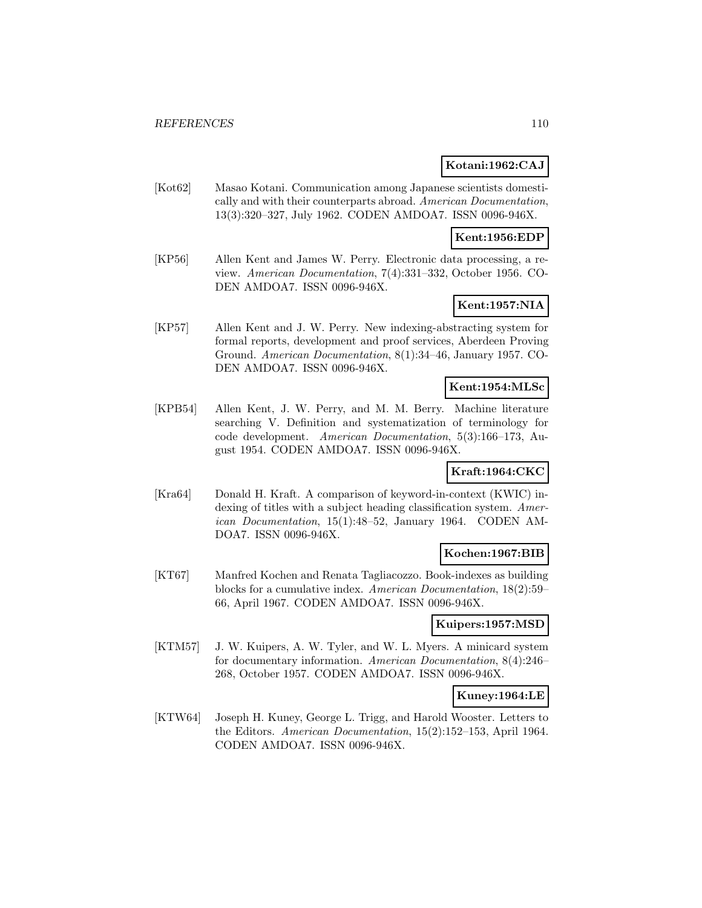**Kotani:1962:CAJ**

[Kot62] Masao Kotani. Communication among Japanese scientists domestically and with their counterparts abroad. *American Documentation*, 13(3):320–327, July 1962. CODEN AMDOA7. ISSN 0096-946X.

**Kent:1956:EDP**

[KP56] Allen Kent and James W. Perry. Electronic data processing, a review. *American Documentation*, 7(4):331–332, October 1956. CODEN AMDOA7. ISSN 0096-946X.

**Kent:1957:NIA**

[KP57] Allen Kent and J. W. Perry. New indexing-abstracting system for formal reports, development and proof services, Aberdeen Proving Ground. *American Documentation*, 8(1):34–46, January 1957. CODEN AMDOA7. ISSN 0096-946X.

**Kent:1954:MLSc**

[KPB54] Allen Kent, J. W. Perry, and M. M. Berry. Machine literature searching V. Definition and systematization of terminology for code development. *American Documentation*, 5(3):166–173, August 1954. CODEN AMDOA7. ISSN 0096-946X.

**Kraft:1964:CKC**

[Kra64] Donald H. Kraft. A comparison of keyword-in-context (KWIC) indexing of titles with a subject heading classification system. *American Documentation*, 15(1):48–52, January 1964. CODEN AMDOA7. ISSN 0096-946X.

**Kochen:1967:BIB**

[KT67] Manfred Kochen and Renata Tagliacozzo. Book-indexes as building blocks for a cumulative index. *American Documentation*, 18(2):59–66, April 1967. CODEN AMDOA7. ISSN 0096-946X.

**Kuipers:1957:MSD**

[KTM57] J. W. Kuipers, A. W. Tyler, and W. L. Myers. A minicard system for documentary information. *American Documentation*, 8(4):246–268, October 1957. CODEN AMDOA7. ISSN 0096-946X.

**Kuney:1964:LE**

[KTW64] Joseph H. Kuney, George L. Trigg, and Harold Wooster. Letters to the Editors. *American Documentation*, 15(2):152–153, April 1964. CODEN AMDOA7. ISSN 0096-946X.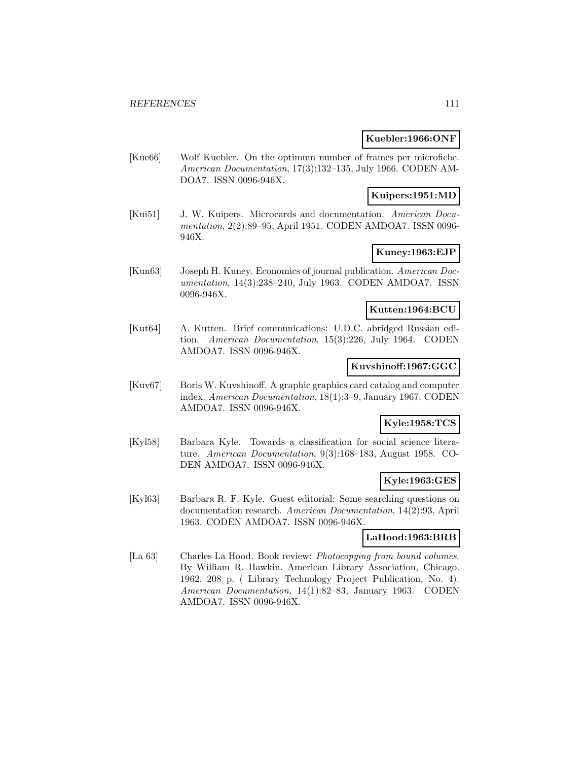**Kuebler:1966:ONF**

[Kue66] Wolf Kuebler. On the optimum number of frames per microfiche. *American Documentation*, 17(3):132–135, July 1966. CODEN AMDOA7. ISSN 0096-946X.

**Kuipers:1951:MD**

[Kui51] J. W. Kuipers. Microcards and documentation. *American Documentation*, 2(2):89–95, April 1951. CODEN AMDOA7. ISSN 0096-946X.

**Kuney:1963:EJP**

[Kun63] Joseph H. Kuney. Economics of journal publication. *American Documentation*, 14(3):238–240, July 1963. CODEN AMDOA7. ISSN 0096-946X.

**Kutten:1964:BCU**

[Kut64] A. Kutten. Brief communications: U.D.C. abridged Russian edition. *American Documentation*, 15(3):226, July 1964. CODEN AMDOA7. ISSN 0096-946X.

**Kuvshinoff:1967:GGC**

[Kuv67] Boris W. Kuvshinoff. A graphic graphics card catalog and computer index. *American Documentation*, 18(1):3–9, January 1967. CODEN AMDOA7. ISSN 0096-946X.

**Kyle:1958:TCS**

[Kyl58] Barbara Kyle. Towards a classification for social science literature. *American Documentation*, 9(3):168–183, August 1958. CODEN AMDOA7. ISSN 0096-946X.

**Kyle:1963:GES**

[Kyl63] Barbara R. F. Kyle. Guest editorial: Some searching questions on documentation research. *American Documentation*, 14(2):93, April 1963. CODEN AMDOA7. ISSN 0096-946X.

**LaHood:1963:BRB**

[La 63] Charles La Hood. Book review: *Photocopying from bound volumes*. By William R. Hawkin. American Library Association, Chicago. 1962. 208 p. ( Library Technology Project Publication, No. 4). *American Documentation*, 14(1):82–83, January 1963. CODEN AMDOA7. ISSN 0096-946X.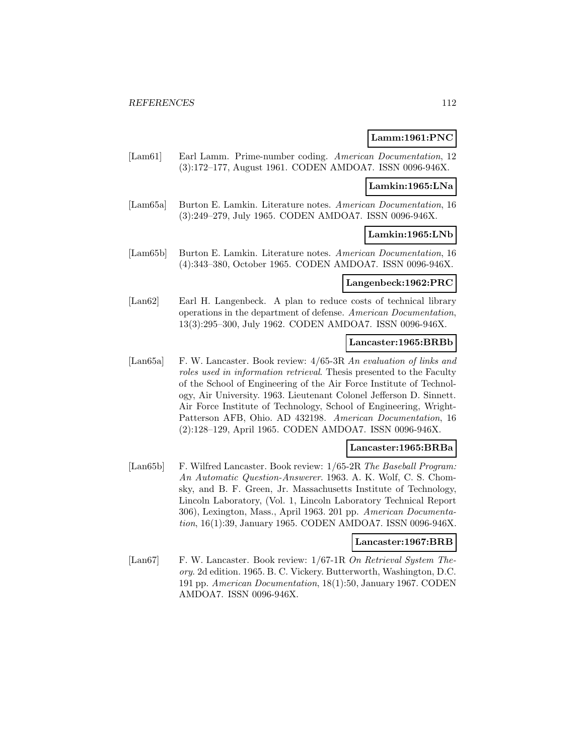**Lamm:1961:PNC**

[Lam61] Earl Lamm. Prime-number coding. *American Documentation*, 12 (3):172–177, August 1961. CODEN AMDOA7. ISSN 0096-946X.

**Lamkin:1965:LNa**

[Lam65a] Burton E. Lamkin. Literature notes. *American Documentation*, 16 (3):249–279, July 1965. CODEN AMDOA7. ISSN 0096-946X.

**Lamkin:1965:LNb**

[Lam65b] Burton E. Lamkin. Literature notes. *American Documentation*, 16 (4):343–380, October 1965. CODEN AMDOA7. ISSN 0096-946X.

**Langenbeck:1962:PRC**

[Lan62] Earl H. Langenbeck. A plan to reduce costs of technical library operations in the department of defense. *American Documentation*, 13(3):295–300, July 1962. CODEN AMDOA7. ISSN 0096-946X.

**Lancaster:1965:BRBb**

[Lan65a] F. W. Lancaster. Book review: 4/65-3R *An evaluation of links and roles used in information retrieval*. Thesis presented to the Faculty of the School of Engineering of the Air Force Institute of Technology, Air University. 1963. Lieutenant Colonel Jefferson D. Sinnett. Air Force Institute of Technology, School of Engineering, Wright-Patterson AFB, Ohio. AD 432198. *American Documentation*, 16 (2):128–129, April 1965. CODEN AMDOA7. ISSN 0096-946X.

**Lancaster:1965:BRBa**

[Lan65b] F. Wilfred Lancaster. Book review: 1/65-2R *The Baseball Program: An Automatic Question-Answerer*. 1963. A. K. Wolf, C. S. Chomsky, and B. F. Green, Jr. Massachusetts Institute of Technology, Lincoln Laboratory, (Vol. 1, Lincoln Laboratory Technical Report 306), Lexington, Mass., April 1963. 201 pp. *American Documentation*, 16(1):39, January 1965. CODEN AMDOA7. ISSN 0096-946X.

**Lancaster:1967:BRB**

[Lan67] F. W. Lancaster. Book review: 1/67-1R *On Retrieval System Theory*. 2d edition. 1965. B. C. Vickery. Butterworth, Washington, D.C. 191 pp. *American Documentation*, 18(1):50, January 1967. CODEN AMDOA7. ISSN 0096-946X.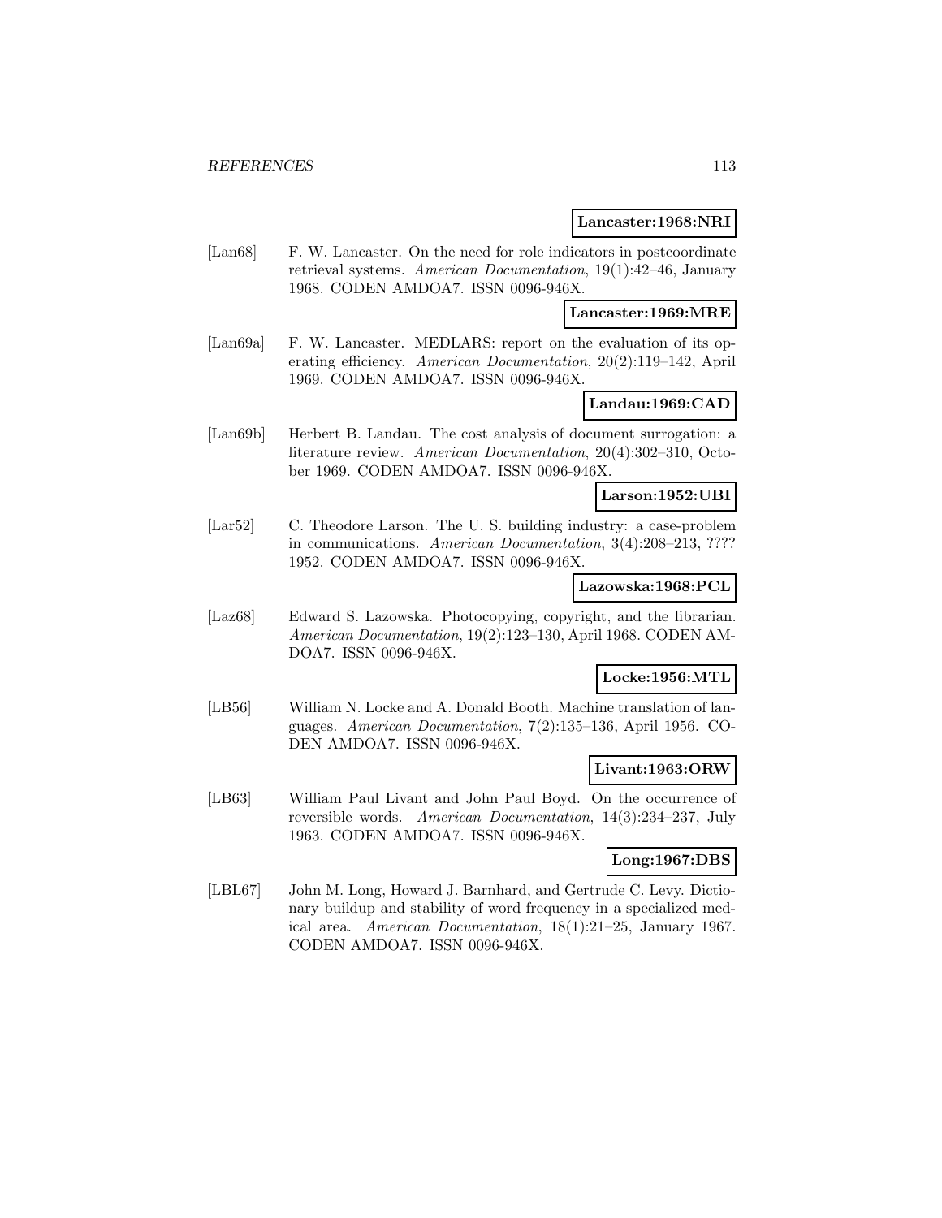**Lancaster:1968:NRI**

[Lan68] F. W. Lancaster. On the need for role indicators in postcoordinate retrieval systems. *American Documentation*, 19(1):42–46, January 1968. CODEN AMDOA7. ISSN 0096-946X.

**Lancaster:1969:MRE**

[Lan69a] F. W. Lancaster. MEDLARS: report on the evaluation of its operating efficiency. *American Documentation*, 20(2):119–142, April 1969. CODEN AMDOA7. ISSN 0096-946X.

**Landau:1969:CAD**

[Lan69b] Herbert B. Landau. The cost analysis of document surrogation: a literature review. *American Documentation*, 20(4):302–310, October 1969. CODEN AMDOA7. ISSN 0096-946X.

**Larson:1952:UBI**

[Lar52] C. Theodore Larson. The U. S. building industry: a case-problem in communications. *American Documentation*, 3(4):208–213, ???? 1952. CODEN AMDOA7. ISSN 0096-946X.

**Lazowska:1968:PCL**

[Laz68] Edward S. Lazowska. Photocopying, copyright, and the librarian. *American Documentation*, 19(2):123–130, April 1968. CODEN AMDOA7. ISSN 0096-946X.

**Locke:1956:MTL**

[LB56] William N. Locke and A. Donald Booth. Machine translation of languages. *American Documentation*, 7(2):135–136, April 1956. CODEN AMDOA7. ISSN 0096-946X.

**Livant:1963:ORW**

[LB63] William Paul Livant and John Paul Boyd. On the occurrence of reversible words. *American Documentation*, 14(3):234–237, July 1963. CODEN AMDOA7. ISSN 0096-946X.

**Long:1967:DBS**

[LBL67] John M. Long, Howard J. Barnhard, and Gertrude C. Levy. Dictionary buildup and stability of word frequency in a specialized medical area. *American Documentation*, 18(1):21–25, January 1967. CODEN AMDOA7. ISSN 0096-946X.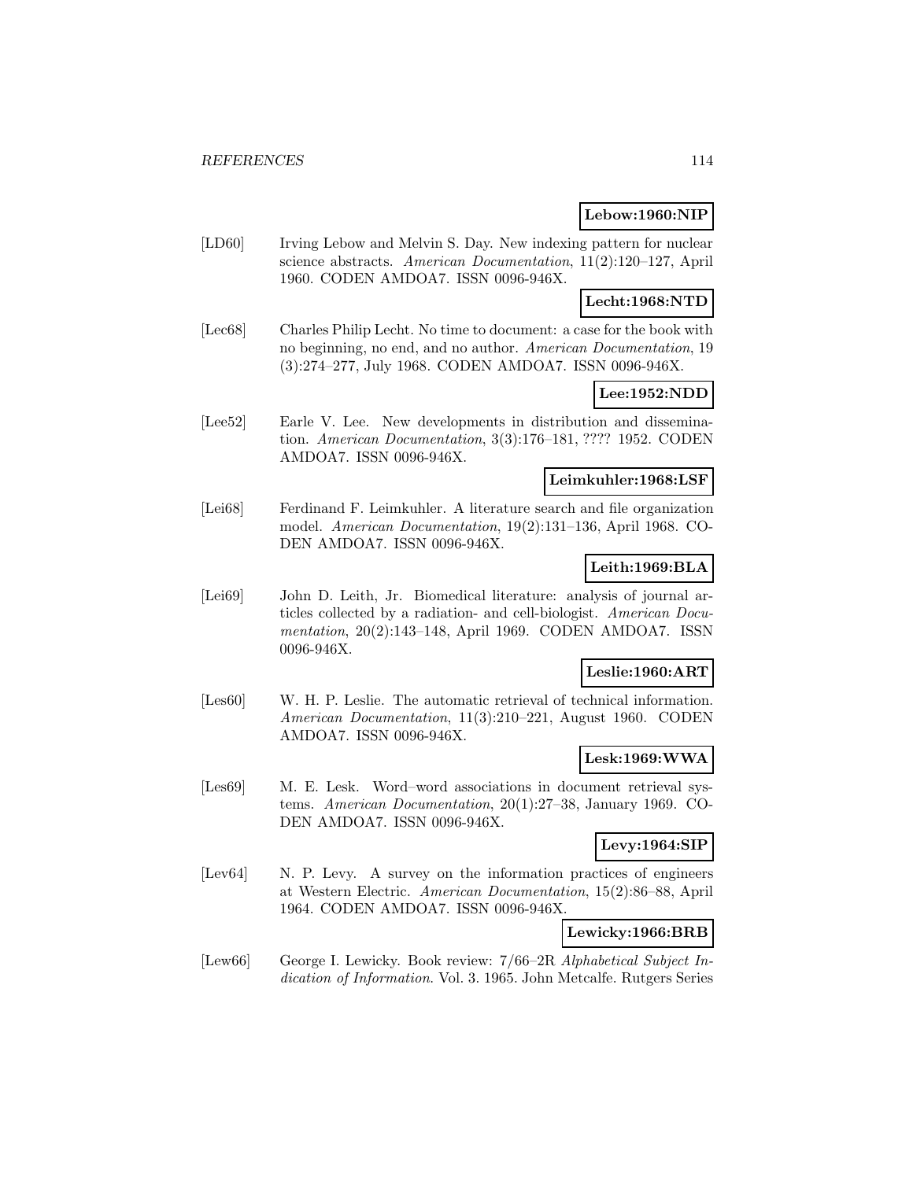**Lebow:1960:NIP**

[LD60] Irving Lebow and Melvin S. Day. New indexing pattern for nuclear science abstracts. *American Documentation*, 11(2):120–127, April 1960. CODEN AMDOA7. ISSN 0096-946X.

**Lecht:1968:NTD**

[Lec68] Charles Philip Lecht. No time to document: a case for the book with no beginning, no end, and no author. *American Documentation*, 19 (3):274–277, July 1968. CODEN AMDOA7. ISSN 0096-946X.

**Lee:1952:NDD**

[Lee52] Earle V. Lee. New developments in distribution and dissemination. *American Documentation*, 3(3):176–181, ???? 1952. CODEN AMDOA7. ISSN 0096-946X.

**Leimkuhler:1968:LSF**

[Lei68] Ferdinand F. Leimkuhler. A literature search and file organization model. *American Documentation*, 19(2):131–136, April 1968. CODEN AMDOA7. ISSN 0096-946X.

**Leith:1969:BLA**

[Lei69] John D. Leith, Jr. Biomedical literature: analysis of journal articles collected by a radiation- and cell-biologist. *American Documentation*, 20(2):143–148, April 1969. CODEN AMDOA7. ISSN 0096-946X.

**Leslie:1960:ART**

[Les60] W. H. P. Leslie. The automatic retrieval of technical information. *American Documentation*, 11(3):210–221, August 1960. CODEN AMDOA7. ISSN 0096-946X.

**Lesk:1969:WWA**

[Les69] M. E. Lesk. Word–word associations in document retrieval systems. *American Documentation*, 20(1):27–38, January 1969. CODEN AMDOA7. ISSN 0096-946X.

**Levy:1964:SIP**

[Lev64] N. P. Levy. A survey on the information practices of engineers at Western Electric. *American Documentation*, 15(2):86–88, April 1964. CODEN AMDOA7. ISSN 0096-946X.

**Lewicky:1966:BRB**

[Lew66] George I. Lewicky. Book review: 7/66–2R *Alphabetical Subject Indication of Information*. Vol. 3. 1965. John Metcalfe. Rutgers Series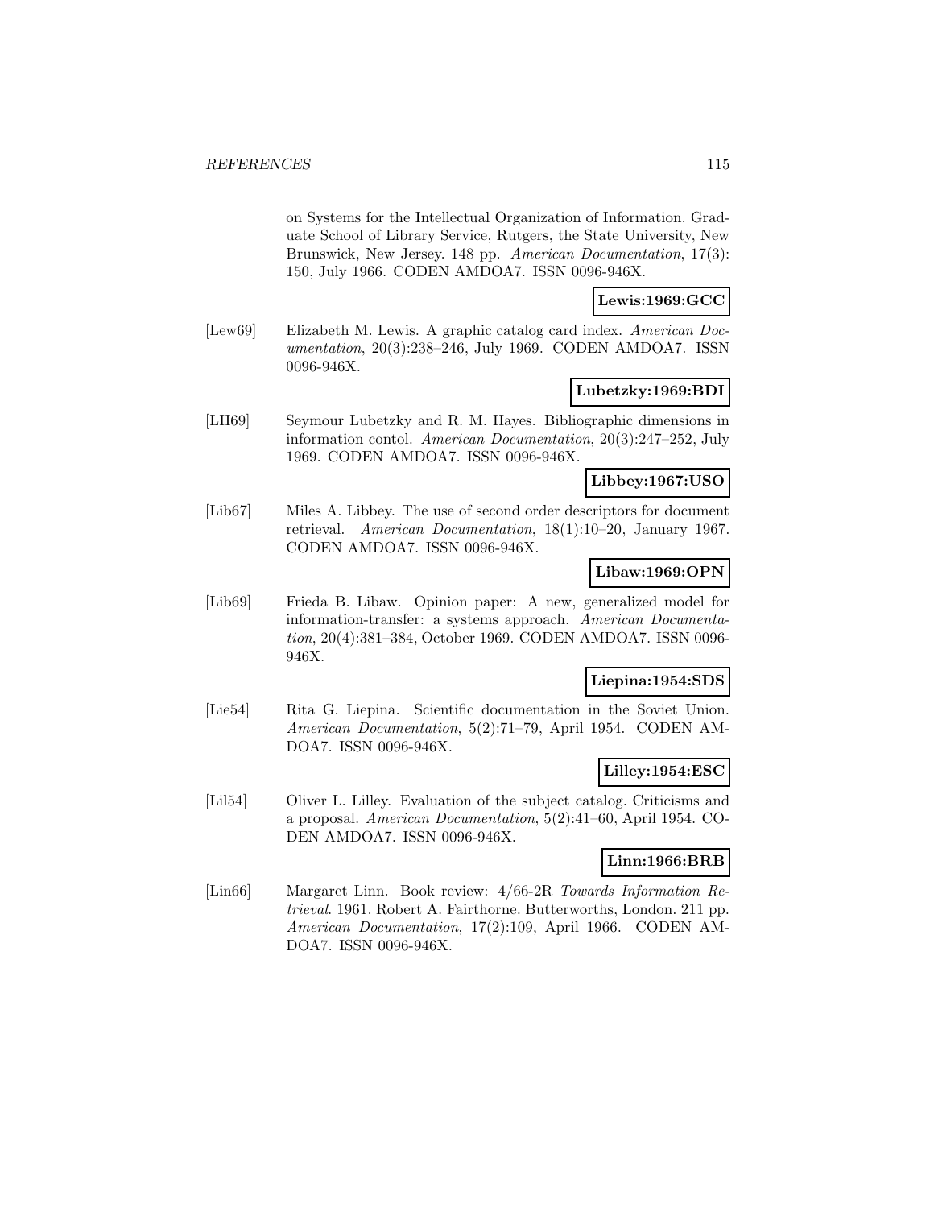on Systems for the Intellectual Organization of Information. Graduate School of Library Service, Rutgers, the State University, New Brunswick, New Jersey. 148 pp. *American Documentation*, 17(3): 150, July 1966. CODEN AMDOA7. ISSN 0096-946X.

**Lewis:1969:GCC**

[Lew69] Elizabeth M. Lewis. A graphic catalog card index. *American Documentation*, 20(3):238–246, July 1969. CODEN AMDOA7. ISSN 0096-946X.

**Lubetzky:1969:BDI**

[LH69] Seymour Lubetzky and R. M. Hayes. Bibliographic dimensions in information contol. *American Documentation*, 20(3):247–252, July 1969. CODEN AMDOA7. ISSN 0096-946X.

**Libbey:1967:USO**

[Lib67] Miles A. Libbey. The use of second order descriptors for document retrieval. *American Documentation*, 18(1):10–20, January 1967. CODEN AMDOA7. ISSN 0096-946X.

**Libaw:1969:OPN**

[Lib69] Frieda B. Libaw. Opinion paper: A new, generalized model for information-transfer: a systems approach. *American Documentation*, 20(4):381–384, October 1969. CODEN AMDOA7. ISSN 0096-946X.

**Liepina:1954:SDS**

[Lie54] Rita G. Liepina. Scientific documentation in the Soviet Union. *American Documentation*, 5(2):71–79, April 1954. CODEN AMDOA7. ISSN 0096-946X.

**Lilley:1954:ESC**

[Lil54] Oliver L. Lilley. Evaluation of the subject catalog. Criticisms and a proposal. *American Documentation*, 5(2):41–60, April 1954. CODEN AMDOA7. ISSN 0096-946X.

**Linn:1966:BRB**

[Lin66] Margaret Linn. Book review: 4/66-2R *Towards Information Retrieval*. 1961. Robert A. Fairthorne. Butterworths, London. 211 pp. *American Documentation*, 17(2):109, April 1966. CODEN AMDOA7. ISSN 0096-946X.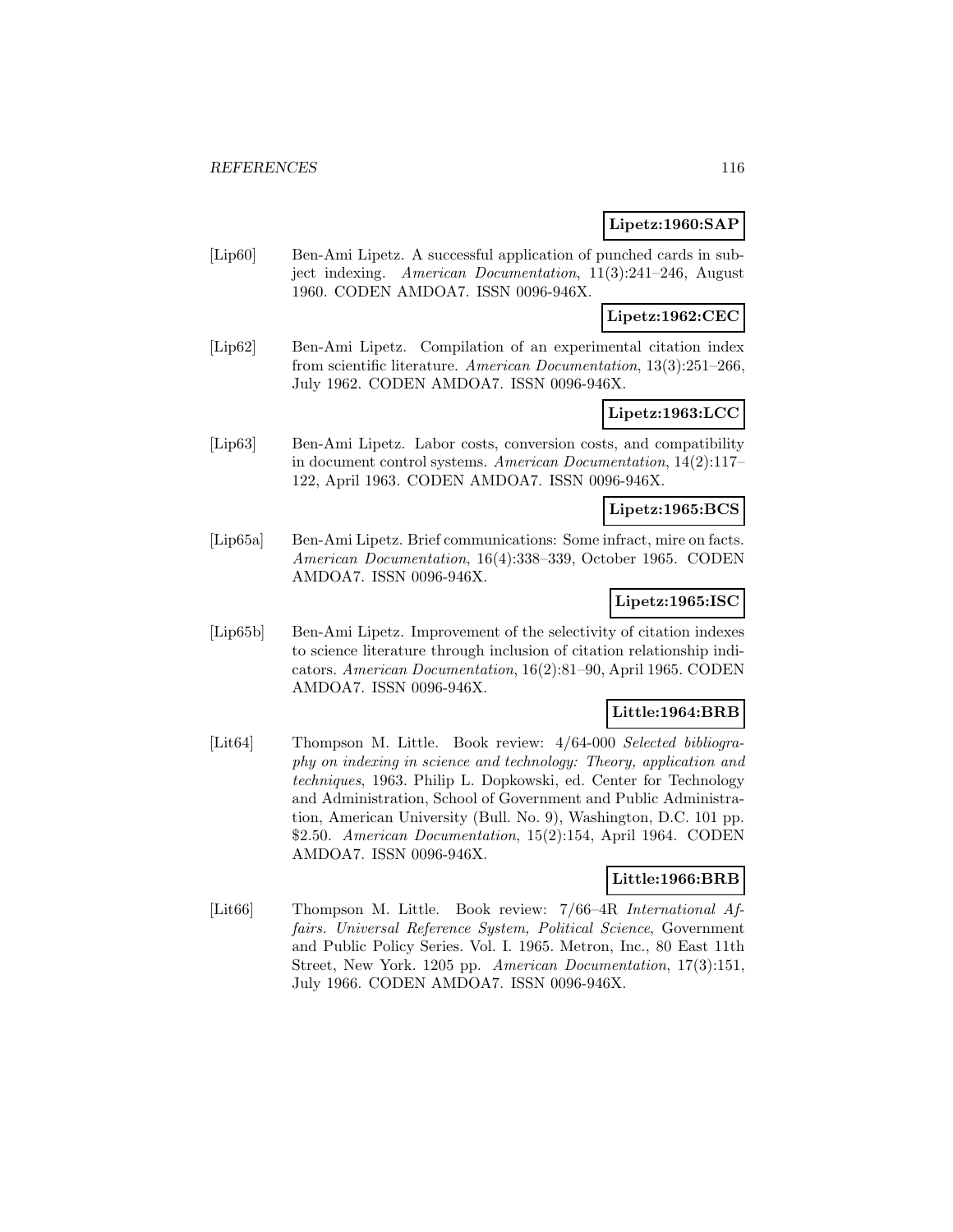**Lipetz:1960:SAP**

[Lip60] Ben-Ami Lipetz. A successful application of punched cards in subject indexing. *American Documentation*, 11(3):241–246, August 1960. CODEN AMDOA7. ISSN 0096-946X.

**Lipetz:1962:CEC**

[Lip62] Ben-Ami Lipetz. Compilation of an experimental citation index from scientific literature. *American Documentation*, 13(3):251–266, July 1962. CODEN AMDOA7. ISSN 0096-946X.

**Lipetz:1963:LCC**

[Lip63] Ben-Ami Lipetz. Labor costs, conversion costs, and compatibility in document control systems. *American Documentation*, 14(2):117–122, April 1963. CODEN AMDOA7. ISSN 0096-946X.

**Lipetz:1965:BCS**

[Lip65a] Ben-Ami Lipetz. Brief communications: Some infract, mire on facts. *American Documentation*, 16(4):338–339, October 1965. CODEN AMDOA7. ISSN 0096-946X.

**Lipetz:1965:ISC**

[Lip65b] Ben-Ami Lipetz. Improvement of the selectivity of citation indexes to science literature through inclusion of citation relationship indicators. *American Documentation*, 16(2):81–90, April 1965. CODEN AMDOA7. ISSN 0096-946X.

**Little:1964:BRB**

[Lit64] Thompson M. Little. Book review: 4/64-000 *Selected bibliography on indexing in science and technology: Theory, application and techniques*, 1963. Philip L. Dopkowski, ed. Center for Technology and Administration, School of Government and Public Administration, American University (Bull. No. 9), Washington, D.C. 101 pp. $2.50. *American Documentation*, 15(2):154, April 1964. CODEN AMDOA7. ISSN 0096-946X.

**Little:1966:BRB**

[Lit66] Thompson M. Little. Book review: 7/66–4R *International Affairs. Universal Reference System, Political Science*, Government and Public Policy Series. Vol. I. 1965. Metron, Inc., 80 East 11th Street, New York. 1205 pp. *American Documentation*, 17(3):151, July 1966. CODEN AMDOA7. ISSN 0096-946X.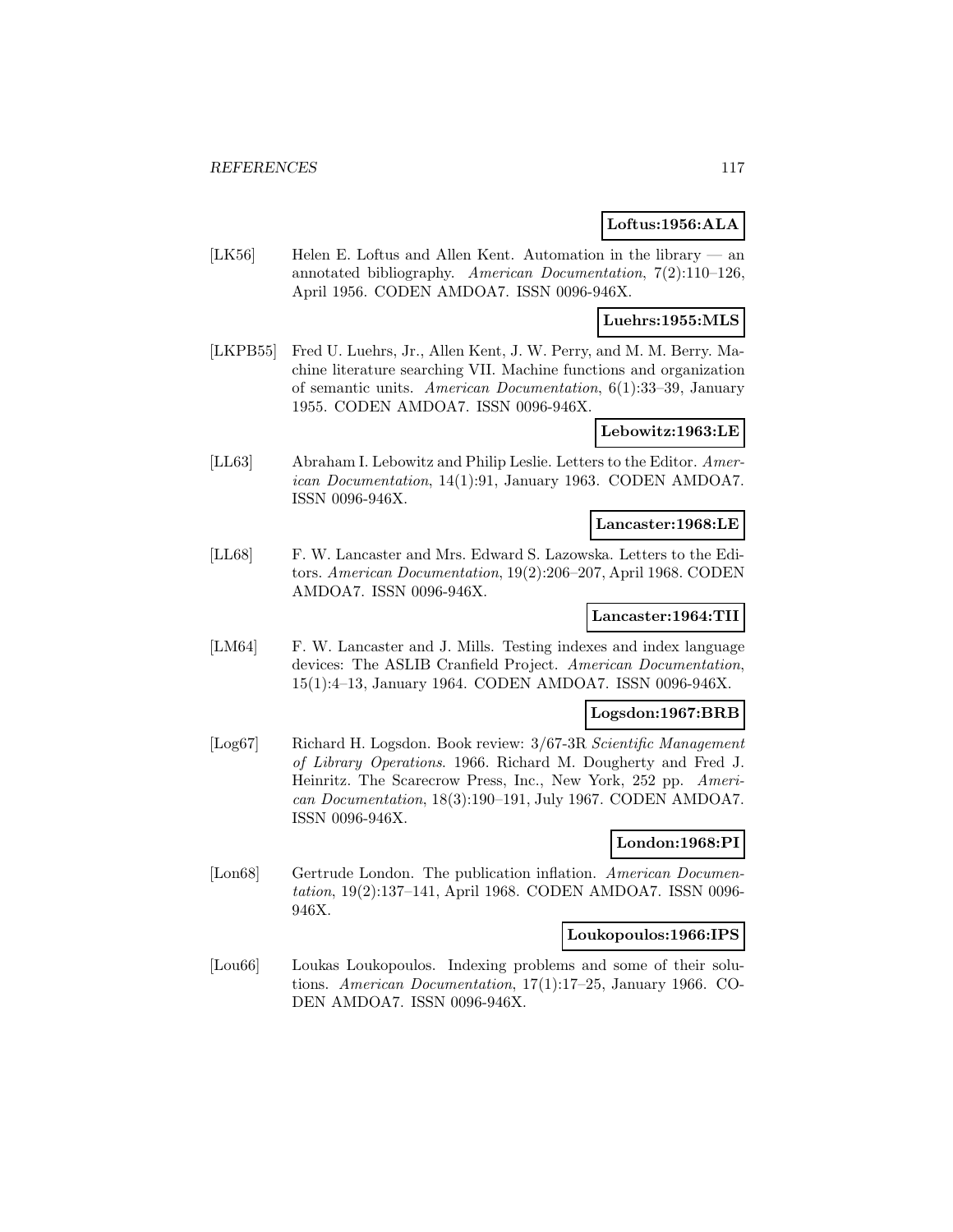**Loftus:1956:ALA**

[LK56] Helen E. Loftus and Allen Kent. Automation in the library — an annotated bibliography. *American Documentation*, 7(2):110–126, April 1956. CODEN AMDOA7. ISSN 0096-946X.

**Luehrs:1955:MLS**

[LKPB55] Fred U. Luehrs, Jr., Allen Kent, J. W. Perry, and M. M. Berry. Machine literature searching VII. Machine functions and organization of semantic units. *American Documentation*, 6(1):33–39, January 1955. CODEN AMDOA7. ISSN 0096-946X.

**Lebowitz:1963:LE**

[LL63] Abraham I. Lebowitz and Philip Leslie. Letters to the Editor. *American Documentation*, 14(1):91, January 1963. CODEN AMDOA7. ISSN 0096-946X.

**Lancaster:1968:LE**

[LL68] F. W. Lancaster and Mrs. Edward S. Lazowska. Letters to the Editors. *American Documentation*, 19(2):206–207, April 1968. CODEN AMDOA7. ISSN 0096-946X.

**Lancaster:1964:TII**

[LM64] F. W. Lancaster and J. Mills. Testing indexes and index language devices: The ASLIB Cranfield Project. *American Documentation*, 15(1):4–13, January 1964. CODEN AMDOA7. ISSN 0096-946X.

**Logsdon:1967:BRB**

[Log67] Richard H. Logsdon. Book review: 3/67-3R *Scientific Management of Library Operations*. 1966. Richard M. Dougherty and Fred J. Heinritz. The Scarecrow Press, Inc., New York, 252 pp. *American Documentation*, 18(3):190–191, July 1967. CODEN AMDOA7. ISSN 0096-946X.

**London:1968:PI**

[Lon68] Gertrude London. The publication inflation. *American Documentation*, 19(2):137–141, April 1968. CODEN AMDOA7. ISSN 0096-946X.

**Loukopoulos:1966:IPS**

[Lou66] Loukas Loukopoulos. Indexing problems and some of their solutions. *American Documentation*, 17(1):17–25, January 1966. CODEN AMDOA7. ISSN 0096-946X.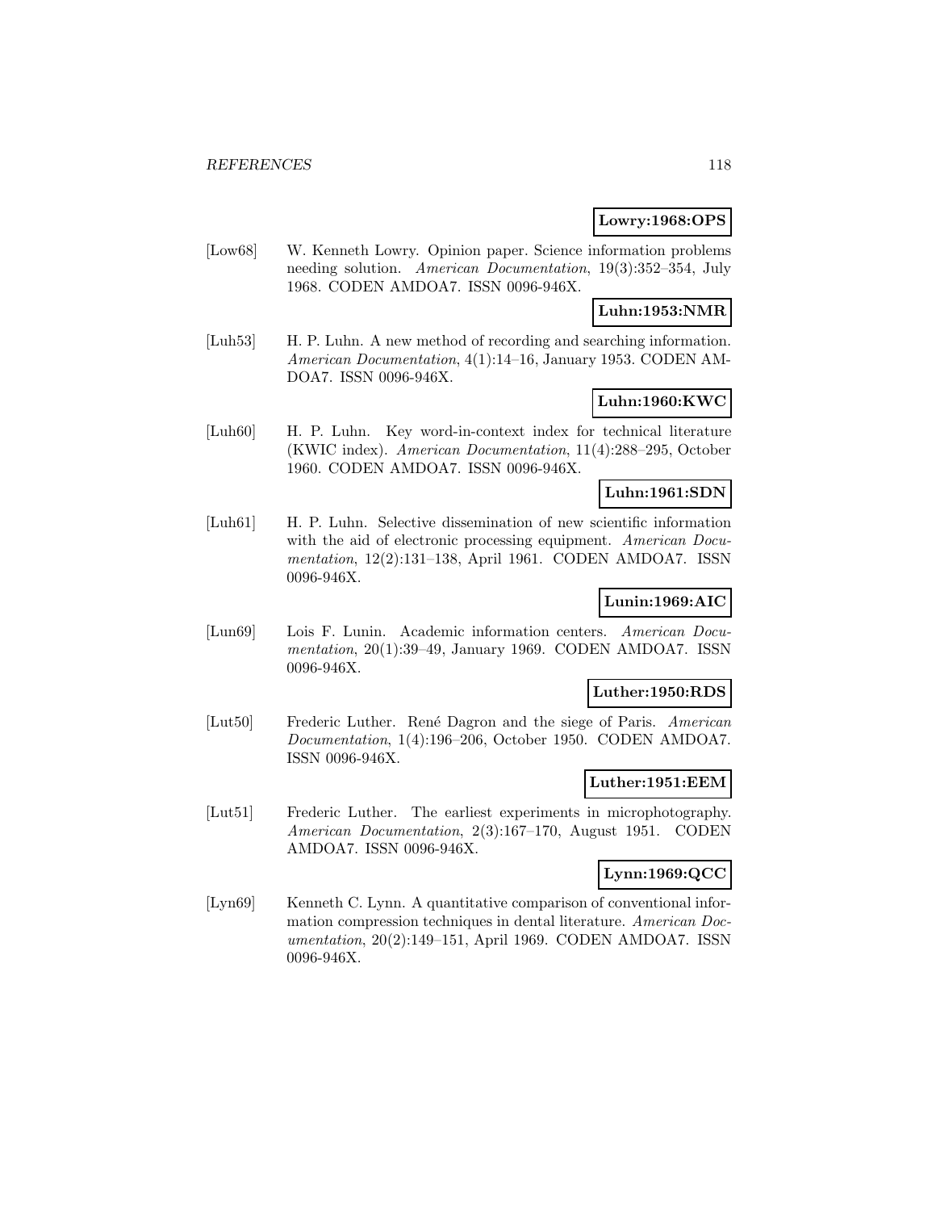**Lowry:1968:OPS**

[Low68] W. Kenneth Lowry. Opinion paper. Science information problems needing solution. *American Documentation*, 19(3):352–354, July 1968. CODEN AMDOA7. ISSN 0096-946X.

**Luhn:1953:NMR**

[Luh53] H. P. Luhn. A new method of recording and searching information. *American Documentation*, 4(1):14–16, January 1953. CODEN AMDOA7. ISSN 0096-946X.

**Luhn:1960:KWC**

[Luh60] H. P. Luhn. Key word-in-context index for technical literature (KWIC index). *American Documentation*, 11(4):288–295, October 1960. CODEN AMDOA7. ISSN 0096-946X.

**Luhn:1961:SDN**

[Luh61] H. P. Luhn. Selective dissemination of new scientific information with the aid of electronic processing equipment. *American Documentation*, 12(2):131–138, April 1961. CODEN AMDOA7. ISSN 0096-946X.

**Lunin:1969:AIC**

[Lun69] Lois F. Lunin. Academic information centers. *American Documentation*, 20(1):39–49, January 1969. CODEN AMDOA7. ISSN 0096-946X.

**Luther:1950:RDS**

[Lut50] Frederic Luther. René Dagron and the siege of Paris. *American Documentation*, 1(4):196–206, October 1950. CODEN AMDOA7. ISSN 0096-946X.

**Luther:1951:EEM**

[Lut51] Frederic Luther. The earliest experiments in microphotography. *American Documentation*, 2(3):167–170, August 1951. CODEN AMDOA7. ISSN 0096-946X.

**Lynn:1969:QCC**

[Lyn69] Kenneth C. Lynn. A quantitative comparison of conventional information compression techniques in dental literature. *American Documentation*, 20(2):149–151, April 1969. CODEN AMDOA7. ISSN 0096-946X.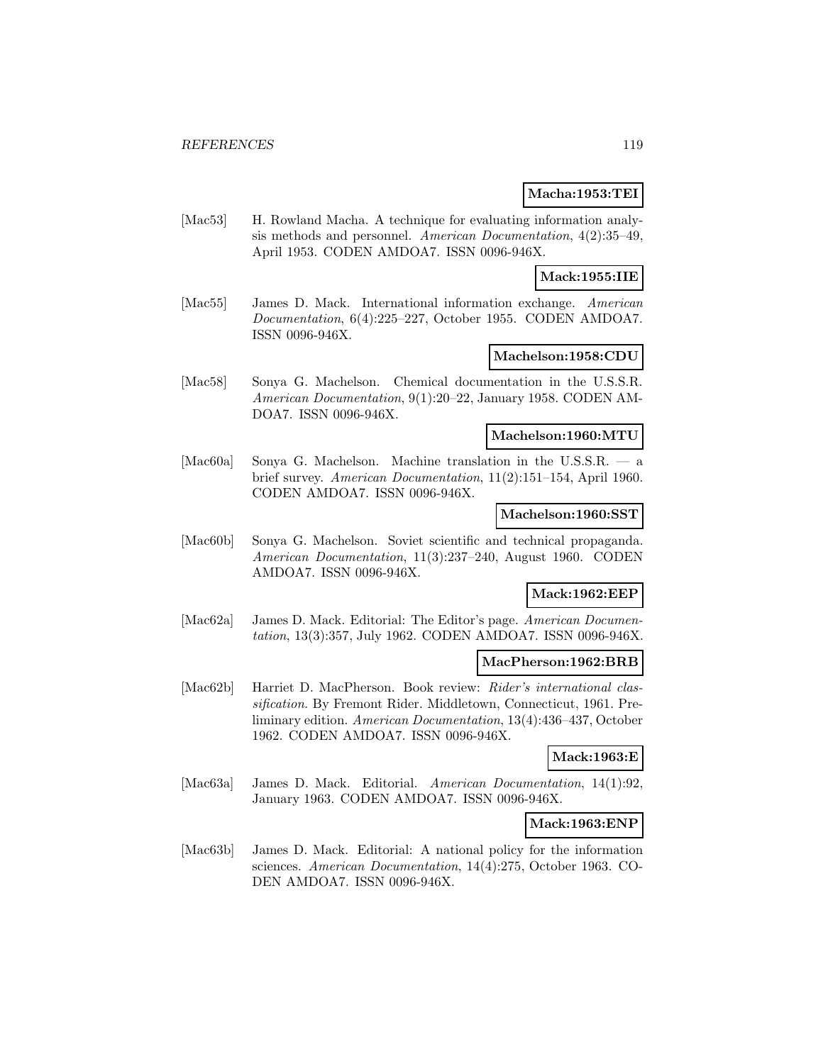**Macha:1953:TEI**

[Mac53] H. Rowland Macha. A technique for evaluating information analysis methods and personnel. *American Documentation*, 4(2):35–49, April 1953. CODEN AMDOA7. ISSN 0096-946X.

**Mack:1955:IIE**

[Mac55] James D. Mack. International information exchange. *American Documentation*, 6(4):225–227, October 1955. CODEN AMDOA7. ISSN 0096-946X.

**Machelson:1958:CDU**

[Mac58] Sonya G. Machelson. Chemical documentation in the U.S.S.R. *American Documentation*, 9(1):20–22, January 1958. CODEN AMDOA7. ISSN 0096-946X.

**Machelson:1960:MTU**

[Mac60a] Sonya G. Machelson. Machine translation in the U.S.S.R. — a brief survey. *American Documentation*, 11(2):151–154, April 1960. CODEN AMDOA7. ISSN 0096-946X.

**Machelson:1960:SST**

[Mac60b] Sonya G. Machelson. Soviet scientific and technical propaganda. *American Documentation*, 11(3):237–240, August 1960. CODEN AMDOA7. ISSN 0096-946X.

**Mack:1962:EEP**

[Mac62a] James D. Mack. Editorial: The Editor's page. *American Documentation*, 13(3):357, July 1962. CODEN AMDOA7. ISSN 0096-946X.

**MacPherson:1962:BRB**

[Mac62b] Harriet D. MacPherson. Book review: *Rider's international classification*. By Fremont Rider. Middletown, Connecticut, 1961. Preliminary edition. *American Documentation*, 13(4):436–437, October 1962. CODEN AMDOA7. ISSN 0096-946X.

**Mack:1963:E**

[Mac63a] James D. Mack. Editorial. *American Documentation*, 14(1):92, January 1963. CODEN AMDOA7. ISSN 0096-946X.

**Mack:1963:ENP**

[Mac63b] James D. Mack. Editorial: A national policy for the information sciences. *American Documentation*, 14(4):275, October 1963. CODEN AMDOA7. ISSN 0096-946X.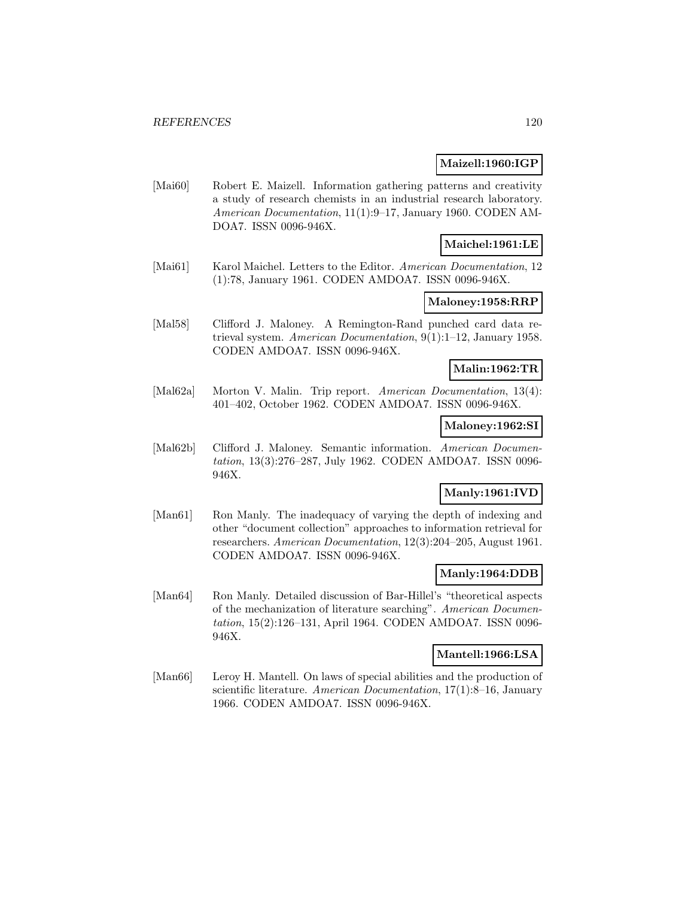**Maizell:1960:IGP**

[Mai60] Robert E. Maizell. Information gathering patterns and creativity a study of research chemists in an industrial research laboratory. *American Documentation*, 11(1):9–17, January 1960. CODEN AMDOA7. ISSN 0096-946X.

**Maichel:1961:LE**

[Mai61] Karol Maichel. Letters to the Editor. *American Documentation*, 12 (1):78, January 1961. CODEN AMDOA7. ISSN 0096-946X.

**Maloney:1958:RRP**

[Mal58] Clifford J. Maloney. A Remington-Rand punched card data retrieval system. *American Documentation*, 9(1):1–12, January 1958. CODEN AMDOA7. ISSN 0096-946X.

**Malin:1962:TR**

[Mal62a] Morton V. Malin. Trip report. *American Documentation*, 13(4): 401–402, October 1962. CODEN AMDOA7. ISSN 0096-946X.

**Maloney:1962:SI**

[Mal62b] Clifford J. Maloney. Semantic information. *American Documentation*, 13(3):276–287, July 1962. CODEN AMDOA7. ISSN 0096-946X.

**Manly:1961:IVD**

[Man61] Ron Manly. The inadequacy of varying the depth of indexing and other "document collection" approaches to information retrieval for researchers. *American Documentation*, 12(3):204–205, August 1961. CODEN AMDOA7. ISSN 0096-946X.

**Manly:1964:DDB**

[Man64] Ron Manly. Detailed discussion of Bar-Hillel's "theoretical aspects of the mechanization of literature searching". *American Documentation*, 15(2):126–131, April 1964. CODEN AMDOA7. ISSN 0096-946X.

**Mantell:1966:LSA**

[Man66] Leroy H. Mantell. On laws of special abilities and the production of scientific literature. *American Documentation*, 17(1):8–16, January 1966. CODEN AMDOA7. ISSN 0096-946X.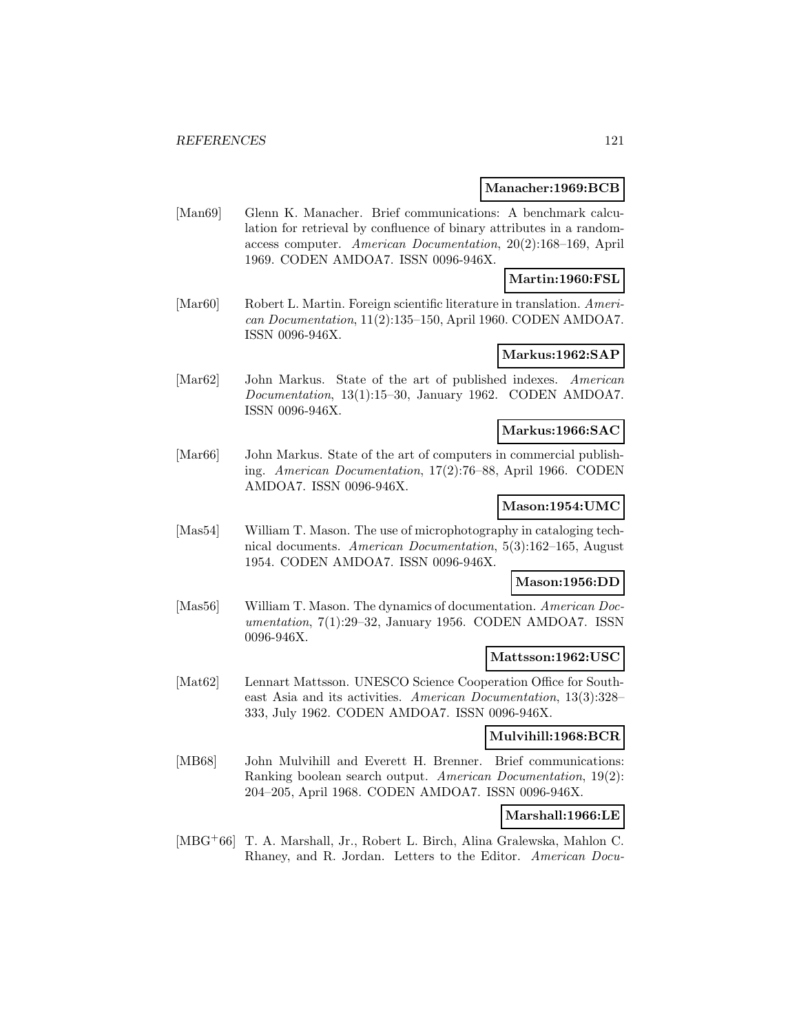**Manacher:1969:BCB**

[Man69] Glenn K. Manacher. Brief communications: A benchmark calculation for retrieval by confluence of binary attributes in a random-access computer. *American Documentation*, 20(2):168–169, April 1969. CODEN AMDOA7. ISSN 0096-946X.

**Martin:1960:FSL**

[Mar60] Robert L. Martin. Foreign scientific literature in translation. *American Documentation*, 11(2):135–150, April 1960. CODEN AMDOA7. ISSN 0096-946X.

**Markus:1962:SAP**

[Mar62] John Markus. State of the art of published indexes. *American Documentation*, 13(1):15–30, January 1962. CODEN AMDOA7. ISSN 0096-946X.

**Markus:1966:SAC**

[Mar66] John Markus. State of the art of computers in commercial publishing. *American Documentation*, 17(2):76–88, April 1966. CODEN AMDOA7. ISSN 0096-946X.

**Mason:1954:UMC**

[Mas54] William T. Mason. The use of microphotography in cataloging technical documents. *American Documentation*, 5(3):162–165, August 1954. CODEN AMDOA7. ISSN 0096-946X.

**Mason:1956:DD**

[Mas56] William T. Mason. The dynamics of documentation. *American Documentation*, 7(1):29–32, January 1956. CODEN AMDOA7. ISSN 0096-946X.

**Mattsson:1962:USC**

[Mat62] Lennart Mattsson. UNESCO Science Cooperation Office for Southeast Asia and its activities. *American Documentation*, 13(3):328–333, July 1962. CODEN AMDOA7. ISSN 0096-946X.

**Mulvihill:1968:BCR**

[MB68] John Mulvihill and Everett H. Brenner. Brief communications: Ranking boolean search output. *American Documentation*, 19(2): 204–205, April 1968. CODEN AMDOA7. ISSN 0096-946X.

**Marshall:1966:LE**

[MBG+66] T. A. Marshall, Jr., Robert L. Birch, Alina Gralewska, Mahlon C. Rhaney, and R. Jordan. Letters to the Editor. *American Docu-*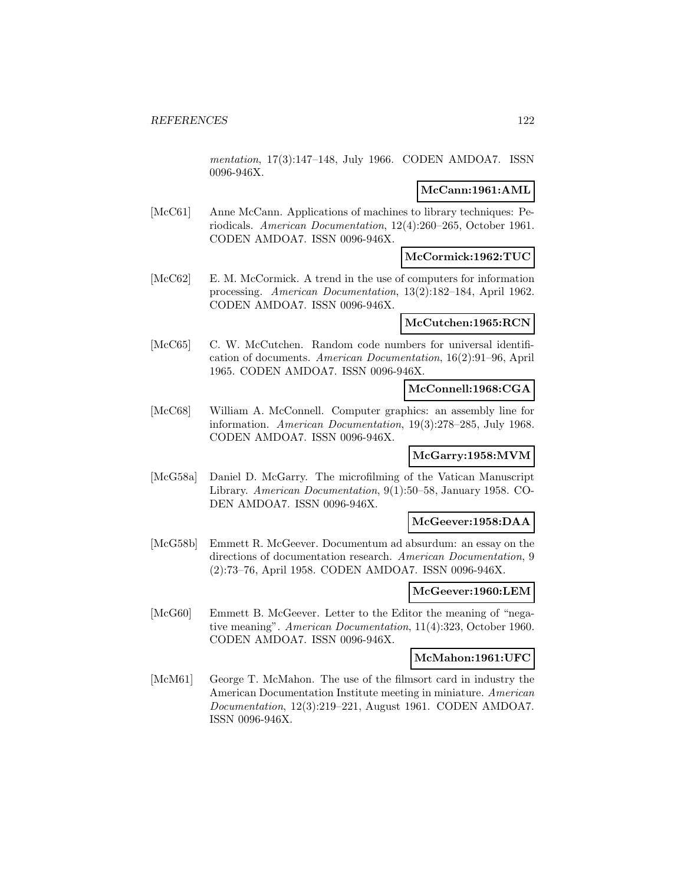*mentation*, 17(3):147–148, July 1966. CODEN AMDOA7. ISSN 0096-946X.

**McCann:1961:AML**

[McC61] Anne McCann. Applications of machines to library techniques: Periodicals. *American Documentation*, 12(4):260–265, October 1961. CODEN AMDOA7. ISSN 0096-946X.

**McCormick:1962:TUC**

[McC62] E. M. McCormick. A trend in the use of computers for information processing. *American Documentation*, 13(2):182–184, April 1962. CODEN AMDOA7. ISSN 0096-946X.

**McCutchen:1965:RCN**

[McC65] C. W. McCutchen. Random code numbers for universal identification of documents. *American Documentation*, 16(2):91–96, April 1965. CODEN AMDOA7. ISSN 0096-946X.

**McConnell:1968:CGA**

[McC68] William A. McConnell. Computer graphics: an assembly line for information. *American Documentation*, 19(3):278–285, July 1968. CODEN AMDOA7. ISSN 0096-946X.

**McGarry:1958:MVM**

[McG58a] Daniel D. McGarry. The microfilming of the Vatican Manuscript Library. *American Documentation*, 9(1):50–58, January 1958. CODEN AMDOA7. ISSN 0096-946X.

**McGeever:1958:DAA**

[McG58b] Emmett R. McGeever. Documentum ad absurdum: an essay on the directions of documentation research. *American Documentation*, 9 (2):73–76, April 1958. CODEN AMDOA7. ISSN 0096-946X.

**McGeever:1960:LEM**

[McG60] Emmett B. McGeever. Letter to the Editor the meaning of "negative meaning". *American Documentation*, 11(4):323, October 1960. CODEN AMDOA7. ISSN 0096-946X.

**McMahon:1961:UFC**

[McM61] George T. McMahon. The use of the filmsort card in industry the American Documentation Institute meeting in miniature. *American Documentation*, 12(3):219–221, August 1961. CODEN AMDOA7. ISSN 0096-946X.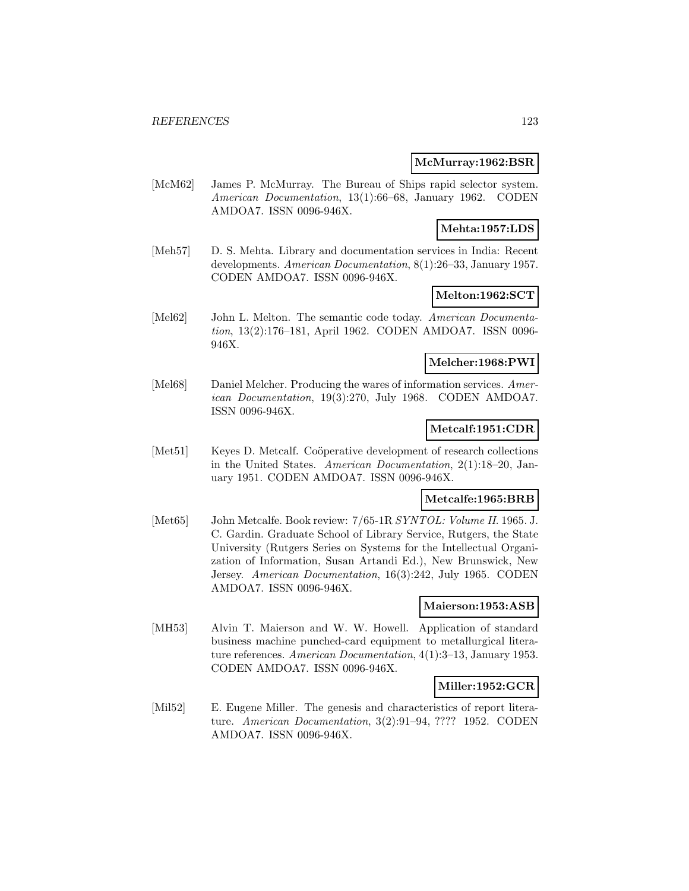**McMurray:1962:BSR**

[McM62] James P. McMurray. The Bureau of Ships rapid selector system. *American Documentation*, 13(1):66–68, January 1962. CODEN AMDOA7. ISSN 0096-946X.

**Mehta:1957:LDS**

[Meh57] D. S. Mehta. Library and documentation services in India: Recent developments. *American Documentation*, 8(1):26–33, January 1957. CODEN AMDOA7. ISSN 0096-946X.

**Melton:1962:SCT**

[Mel62] John L. Melton. The semantic code today. *American Documentation*, 13(2):176–181, April 1962. CODEN AMDOA7. ISSN 0096-946X.

**Melcher:1968:PWI**

[Mel68] Daniel Melcher. Producing the wares of information services. *American Documentation*, 19(3):270, July 1968. CODEN AMDOA7. ISSN 0096-946X.

**Metcalf:1951:CDR**

[Met51] Keyes D. Metcalf. Coöperative development of research collections in the United States. *American Documentation*, 2(1):18–20, January 1951. CODEN AMDOA7. ISSN 0096-946X.

**Metcalfe:1965:BRB**

[Met65] John Metcalfe. Book review: 7/65-1R *SYNTOL: Volume II*. 1965. J. C. Gardin. Graduate School of Library Service, Rutgers, the State University (Rutgers Series on Systems for the Intellectual Organization of Information, Susan Artandi Ed.), New Brunswick, New Jersey. *American Documentation*, 16(3):242, July 1965. CODEN AMDOA7. ISSN 0096-946X.

**Maierson:1953:ASB**

[MH53] Alvin T. Maierson and W. W. Howell. Application of standard business machine punched-card equipment to metallurgical literature references. *American Documentation*, 4(1):3–13, January 1953. CODEN AMDOA7. ISSN 0096-946X.

**Miller:1952:GCR**

[Mil52] E. Eugene Miller. The genesis and characteristics of report literature. *American Documentation*, 3(2):91–94, ???? 1952. CODEN AMDOA7. ISSN 0096-946X.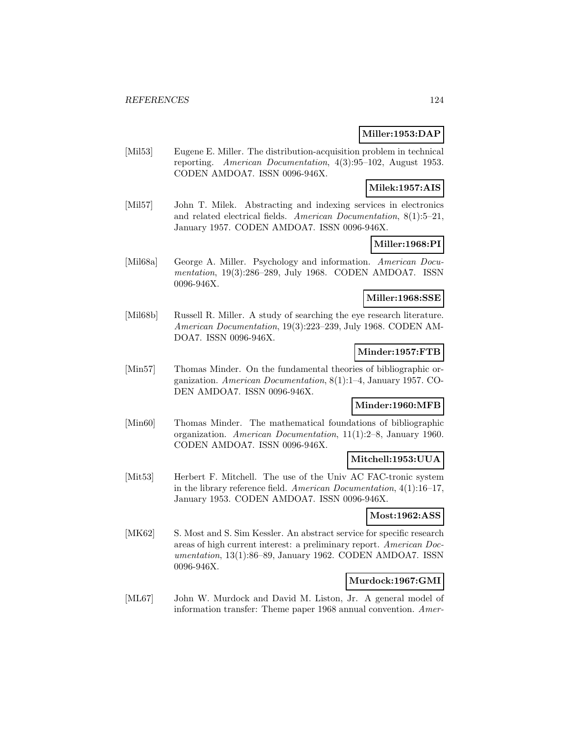**Miller:1953:DAP**

[Mil53] Eugene E. Miller. The distribution-acquisition problem in technical reporting. *American Documentation*, 4(3):95–102, August 1953. CODEN AMDOA7. ISSN 0096-946X.

**Milek:1957:AIS**

[Mil57] John T. Milek. Abstracting and indexing services in electronics and related electrical fields. *American Documentation*, 8(1):5–21, January 1957. CODEN AMDOA7. ISSN 0096-946X.

**Miller:1968:PI**

[Mil68a] George A. Miller. Psychology and information. *American Documentation*, 19(3):286–289, July 1968. CODEN AMDOA7. ISSN 0096-946X.

**Miller:1968:SSE**

[Mil68b] Russell R. Miller. A study of searching the eye research literature. *American Documentation*, 19(3):223–239, July 1968. CODEN AMDOA7. ISSN 0096-946X.

**Minder:1957:FTB**

[Min57] Thomas Minder. On the fundamental theories of bibliographic organization. *American Documentation*, 8(1):1–4, January 1957. CODEN AMDOA7. ISSN 0096-946X.

**Minder:1960:MFB**

[Min60] Thomas Minder. The mathematical foundations of bibliographic organization. *American Documentation*, 11(1):2–8, January 1960. CODEN AMDOA7. ISSN 0096-946X.

**Mitchell:1953:UUA**

[Mit53] Herbert F. Mitchell. The use of the Univ AC FAC-tronic system in the library reference field. *American Documentation*, 4(1):16–17, January 1953. CODEN AMDOA7. ISSN 0096-946X.

**Most:1962:ASS**

[MK62] S. Most and S. Sim Kessler. An abstract service for specific research areas of high current interest: a preliminary report. *American Documentation*, 13(1):86–89, January 1962. CODEN AMDOA7. ISSN 0096-946X.

**Murdock:1967:GMI**

[ML67] John W. Murdock and David M. Liston, Jr. A general model of information transfer: Theme paper 1968 annual convention. *Amer-*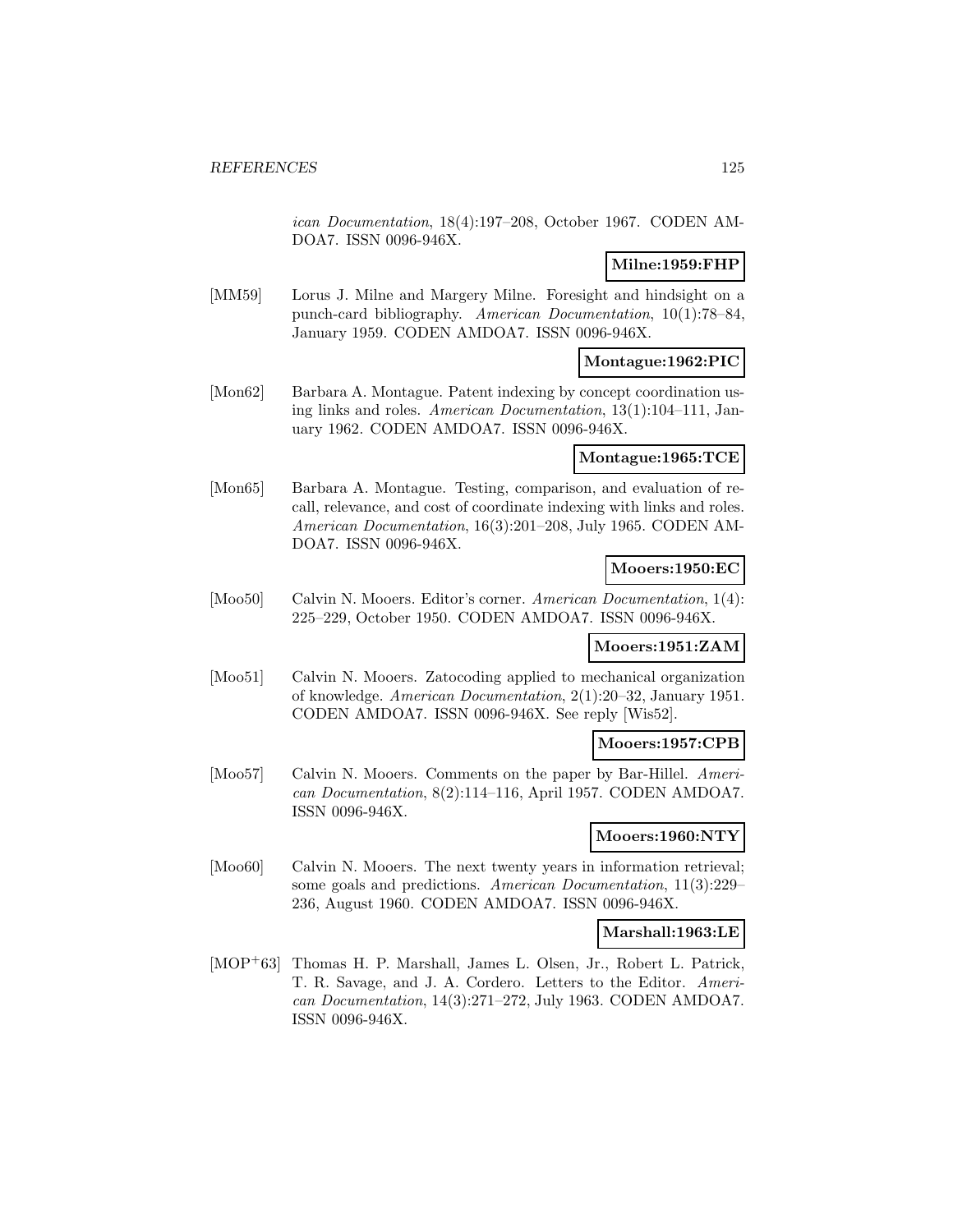*ican Documentation*, 18(4):197–208, October 1967. CODEN AMDOA7. ISSN 0096-946X.

**Milne:1959:FHP**

[MM59] Lorus J. Milne and Margery Milne. Foresight and hindsight on a punch-card bibliography. *American Documentation*, 10(1):78–84, January 1959. CODEN AMDOA7. ISSN 0096-946X.

**Montague:1962:PIC**

[Mon62] Barbara A. Montague. Patent indexing by concept coordination using links and roles. *American Documentation*, 13(1):104–111, January 1962. CODEN AMDOA7. ISSN 0096-946X.

**Montague:1965:TCE**

[Mon65] Barbara A. Montague. Testing, comparison, and evaluation of recall, relevance, and cost of coordinate indexing with links and roles. *American Documentation*, 16(3):201–208, July 1965. CODEN AMDOA7. ISSN 0096-946X.

**Mooers:1950:EC**

[Moo50] Calvin N. Mooers. Editor's corner. *American Documentation*, 1(4): 225–229, October 1950. CODEN AMDOA7. ISSN 0096-946X.

**Mooers:1951:ZAM**

[Moo51] Calvin N. Mooers. Zatocoding applied to mechanical organization of knowledge. *American Documentation*, 2(1):20–32, January 1951. CODEN AMDOA7. ISSN 0096-946X. See reply [Wis52].

**Mooers:1957:CPB**

[Moo57] Calvin N. Mooers. Comments on the paper by Bar-Hillel. *American Documentation*, 8(2):114–116, April 1957. CODEN AMDOA7. ISSN 0096-946X.

**Mooers:1960:NTY**

[Moo60] Calvin N. Mooers. The next twenty years in information retrieval; some goals and predictions. *American Documentation*, 11(3):229–236, August 1960. CODEN AMDOA7. ISSN 0096-946X.

**Marshall:1963:LE**

[MOP+63] Thomas H. P. Marshall, James L. Olsen, Jr., Robert L. Patrick, T. R. Savage, and J. A. Cordero. Letters to the Editor. *American Documentation*, 14(3):271–272, July 1963. CODEN AMDOA7. ISSN 0096-946X.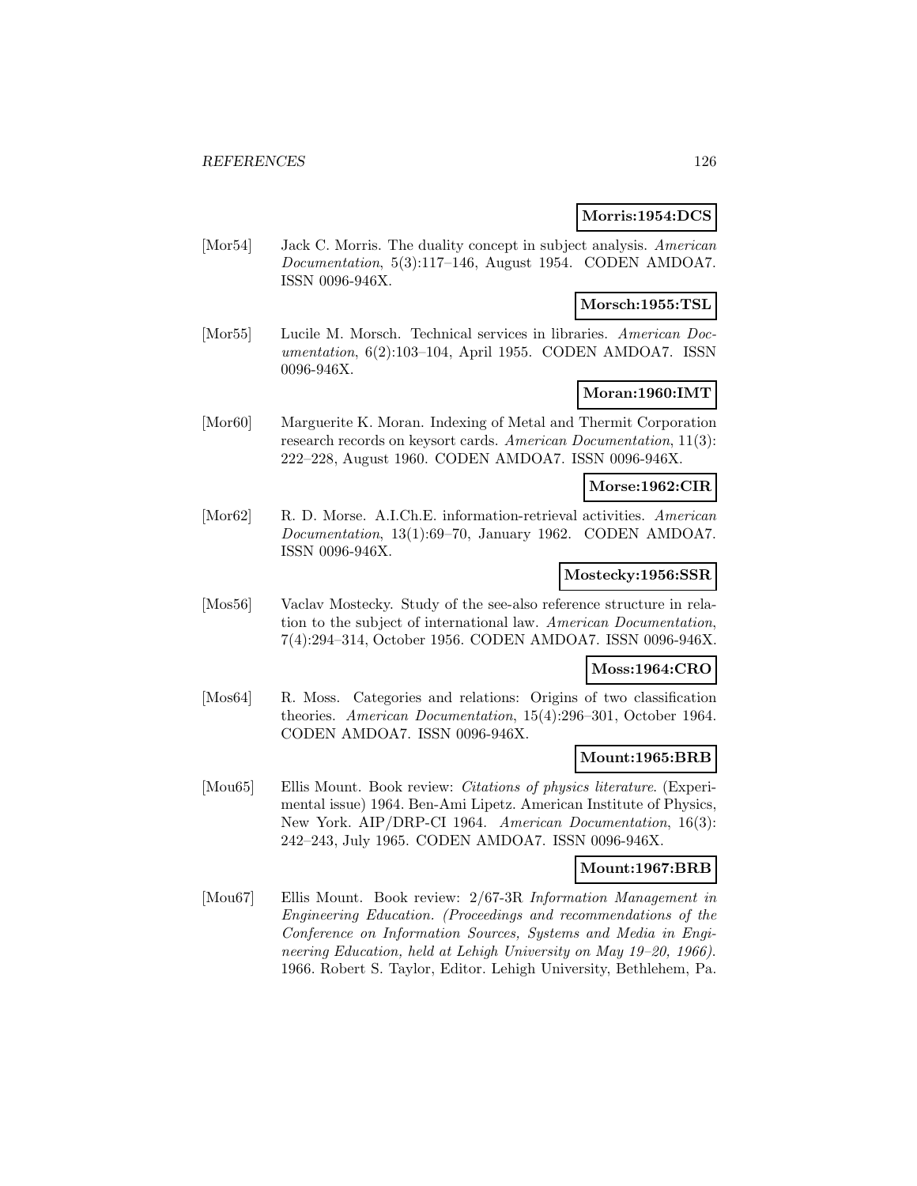**Morris:1954:DCS**

[Mor54] Jack C. Morris. The duality concept in subject analysis. *American Documentation*, 5(3):117–146, August 1954. CODEN AMDOA7. ISSN 0096-946X.

**Morsch:1955:TSL**

[Mor55] Lucile M. Morsch. Technical services in libraries. *American Documentation*, 6(2):103–104, April 1955. CODEN AMDOA7. ISSN 0096-946X.

**Moran:1960:IMT**

[Mor60] Marguerite K. Moran. Indexing of Metal and Thermit Corporation research records on keysort cards. *American Documentation*, 11(3): 222–228, August 1960. CODEN AMDOA7. ISSN 0096-946X.

**Morse:1962:CIR**

[Mor62] R. D. Morse. A.I.Ch.E. information-retrieval activities. *American Documentation*, 13(1):69–70, January 1962. CODEN AMDOA7. ISSN 0096-946X.

**Mostecky:1956:SSR**

[Mos56] Vaclav Mostecky. Study of the see-also reference structure in relation to the subject of international law. *American Documentation*, 7(4):294–314, October 1956. CODEN AMDOA7. ISSN 0096-946X.

**Moss:1964:CRO**

[Mos64] R. Moss. Categories and relations: Origins of two classification theories. *American Documentation*, 15(4):296–301, October 1964. CODEN AMDOA7. ISSN 0096-946X.

**Mount:1965:BRB**

[Mou65] Ellis Mount. Book review: *Citations of physics literature*. (Experimental issue) 1964. Ben-Ami Lipetz. American Institute of Physics, New York. AIP/DRP-CI 1964. *American Documentation*, 16(3): 242–243, July 1965. CODEN AMDOA7. ISSN 0096-946X.

**Mount:1967:BRB**

[Mou67] Ellis Mount. Book review: 2/67-3R *Information Management in Engineering Education. (Proceedings and recommendations of the Conference on Information Sources, Systems and Media in Engineering Education, held at Lehigh University on May 19–20, 1966).* 1966. Robert S. Taylor, Editor. Lehigh University, Bethlehem, Pa.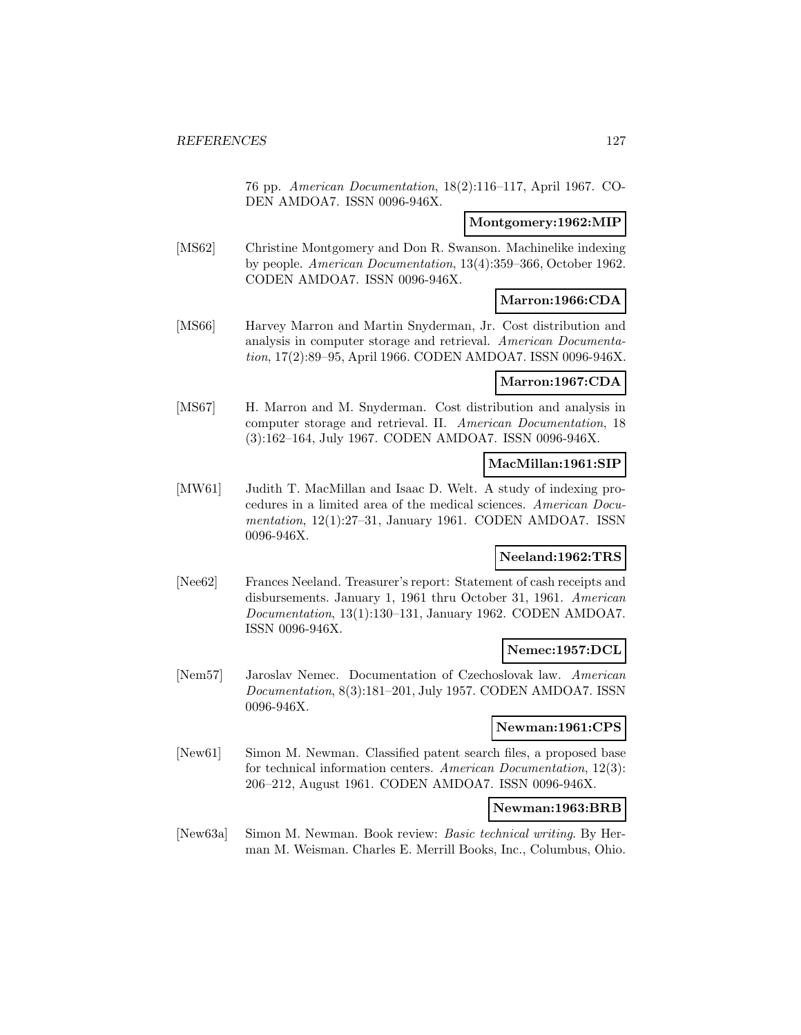76 pp. *American Documentation*, 18(2):116–117, April 1967. CODEN AMDOA7. ISSN 0096-946X.

**Montgomery:1962:MIP**

[MS62] Christine Montgomery and Don R. Swanson. Machinelike indexing by people. *American Documentation*, 13(4):359–366, October 1962. CODEN AMDOA7. ISSN 0096-946X.

**Marron:1966:CDA**

[MS66] Harvey Marron and Martin Snyderman, Jr. Cost distribution and analysis in computer storage and retrieval. *American Documentation*, 17(2):89–95, April 1966. CODEN AMDOA7. ISSN 0096-946X.

**Marron:1967:CDA**

[MS67] H. Marron and M. Snyderman. Cost distribution and analysis in computer storage and retrieval. II. *American Documentation*, 18 (3):162–164, July 1967. CODEN AMDOA7. ISSN 0096-946X.

**MacMillan:1961:SIP**

[MW61] Judith T. MacMillan and Isaac D. Welt. A study of indexing procedures in a limited area of the medical sciences. *American Documentation*, 12(1):27–31, January 1961. CODEN AMDOA7. ISSN 0096-946X.

**Neeland:1962:TRS**

[Nee62] Frances Neeland. Treasurer's report: Statement of cash receipts and disbursements. January 1, 1961 thru October 31, 1961. *American Documentation*, 13(1):130–131, January 1962. CODEN AMDOA7. ISSN 0096-946X.

**Nemec:1957:DCL**

[Nem57] Jaroslav Nemec. Documentation of Czechoslovak law. *American Documentation*, 8(3):181–201, July 1957. CODEN AMDOA7. ISSN 0096-946X.

**Newman:1961:CPS**

[New61] Simon M. Newman. Classified patent search files, a proposed base for technical information centers. *American Documentation*, 12(3): 206–212, August 1961. CODEN AMDOA7. ISSN 0096-946X.

**Newman:1963:BRB**

[New63a] Simon M. Newman. Book review: *Basic technical writing*. By Herman M. Weisman. Charles E. Merrill Books, Inc., Columbus, Ohio.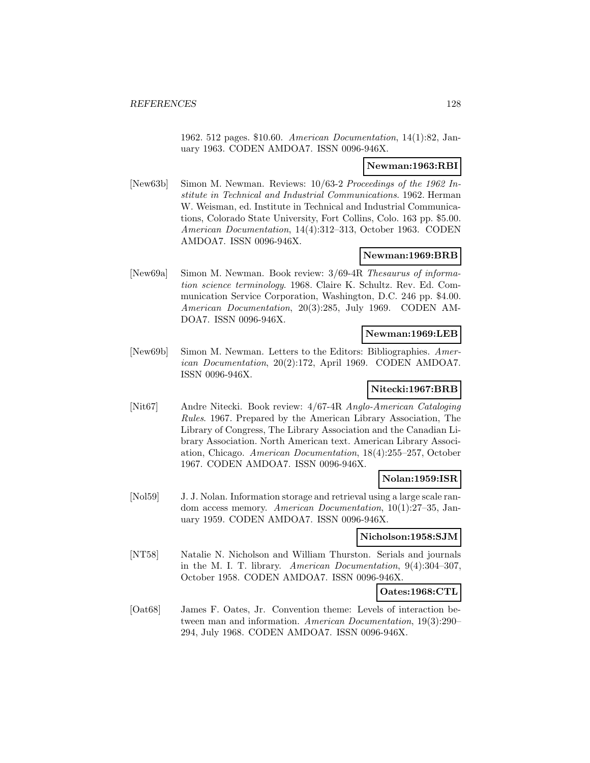1962. 512 pages. $10.60. *American Documentation*, 14(1):82, January 1963. CODEN AMDOA7. ISSN 0096-946X.

**Newman:1963:RBI**

[New63b] Simon M. Newman. Reviews: 10/63-2 *Proceedings of the 1962 Institute in Technical and Industrial Communications*. 1962. Herman W. Weisman, ed. Institute in Technical and Industrial Communications, Colorado State University, Fort Collins, Colo. 163 pp. $5.00. *American Documentation*, 14(4):312–313, October 1963. CODEN AMDOA7. ISSN 0096-946X.

**Newman:1969:BRB**

[New69a] Simon M. Newman. Book review: 3/69-4R *Thesaurus of information science terminology*. 1968. Claire K. Schultz. Rev. Ed. Communication Service Corporation, Washington, D.C. 246 pp. $4.00. *American Documentation*, 20(3):285, July 1969. CODEN AMDOA7. ISSN 0096-946X.

**Newman:1969:LEB**

[New69b] Simon M. Newman. Letters to the Editors: Bibliographies. *American Documentation*, 20(2):172, April 1969. CODEN AMDOA7. ISSN 0096-946X.

**Nitecki:1967:BRB**

[Nit67] Andre Nitecki. Book review: 4/67-4R *Anglo-American Cataloging Rules*. 1967. Prepared by the American Library Association, The Library of Congress, The Library Association and the Canadian Library Association. North American text. American Library Association, Chicago. *American Documentation*, 18(4):255–257, October 1967. CODEN AMDOA7. ISSN 0096-946X.

**Nolan:1959:ISR**

[Nol59] J. J. Nolan. Information storage and retrieval using a large scale random access memory. *American Documentation*, 10(1):27–35, January 1959. CODEN AMDOA7. ISSN 0096-946X.

**Nicholson:1958:SJM**

[NT58] Natalie N. Nicholson and William Thurston. Serials and journals in the M. I. T. library. *American Documentation*, 9(4):304–307, October 1958. CODEN AMDOA7. ISSN 0096-946X.

**Oates:1968:CTL**

[Oat68] James F. Oates, Jr. Convention theme: Levels of interaction between man and information. *American Documentation*, 19(3):290–294, July 1968. CODEN AMDOA7. ISSN 0096-946X.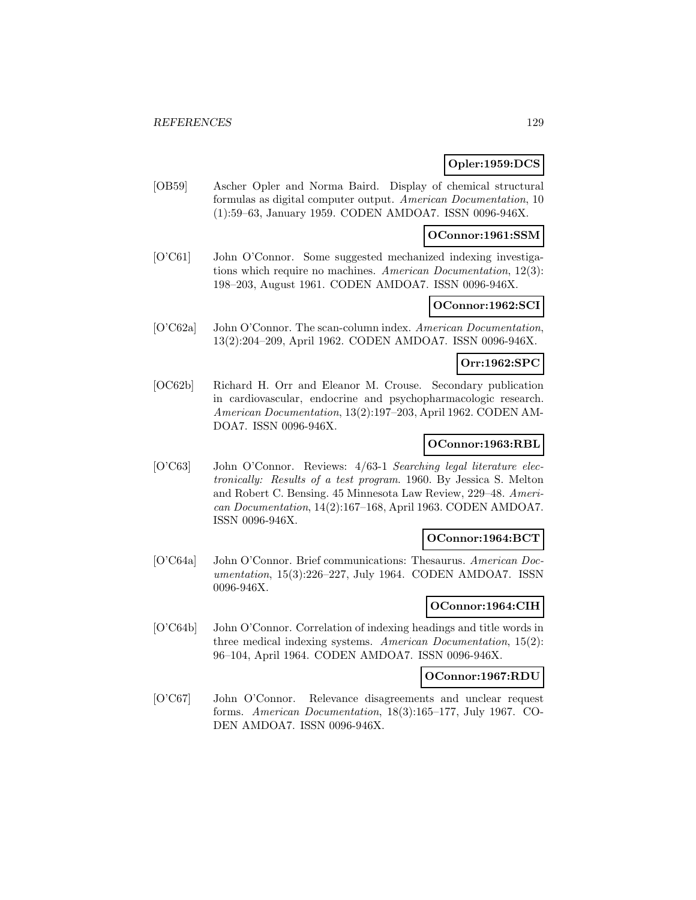**Opler:1959:DCS**

[OB59] Ascher Opler and Norma Baird. Display of chemical structural formulas as digital computer output. *American Documentation*, 10 (1):59–63, January 1959. CODEN AMDOA7. ISSN 0096-946X.

**OConnor:1961:SSM**

[O'C61] John O'Connor. Some suggested mechanized indexing investigations which require no machines. *American Documentation*, 12(3): 198–203, August 1961. CODEN AMDOA7. ISSN 0096-946X.

**OConnor:1962:SCI**

[O'C62a] John O'Connor. The scan-column index. *American Documentation*, 13(2):204–209, April 1962. CODEN AMDOA7. ISSN 0096-946X.

**Orr:1962:SPC**

[OC62b] Richard H. Orr and Eleanor M. Crouse. Secondary publication in cardiovascular, endocrine and psychopharmacologic research. *American Documentation*, 13(2):197–203, April 1962. CODEN AMDOA7. ISSN 0096-946X.

**OConnor:1963:RBL**

[O'C63] John O'Connor. Reviews: 4/63-1 *Searching legal literature electronically: Results of a test program*. 1960. By Jessica S. Melton and Robert C. Bensing. 45 Minnesota Law Review, 229–48. *American Documentation*, 14(2):167–168, April 1963. CODEN AMDOA7. ISSN 0096-946X.

**OConnor:1964:BCT**

[O'C64a] John O'Connor. Brief communications: Thesaurus. *American Documentation*, 15(3):226–227, July 1964. CODEN AMDOA7. ISSN 0096-946X.

**OConnor:1964:CIH**

[O'C64b] John O'Connor. Correlation of indexing headings and title words in three medical indexing systems. *American Documentation*, 15(2): 96–104, April 1964. CODEN AMDOA7. ISSN 0096-946X.

**OConnor:1967:RDU**

[O'C67] John O'Connor. Relevance disagreements and unclear request forms. *American Documentation*, 18(3):165–177, July 1967. CODEN AMDOA7. ISSN 0096-946X.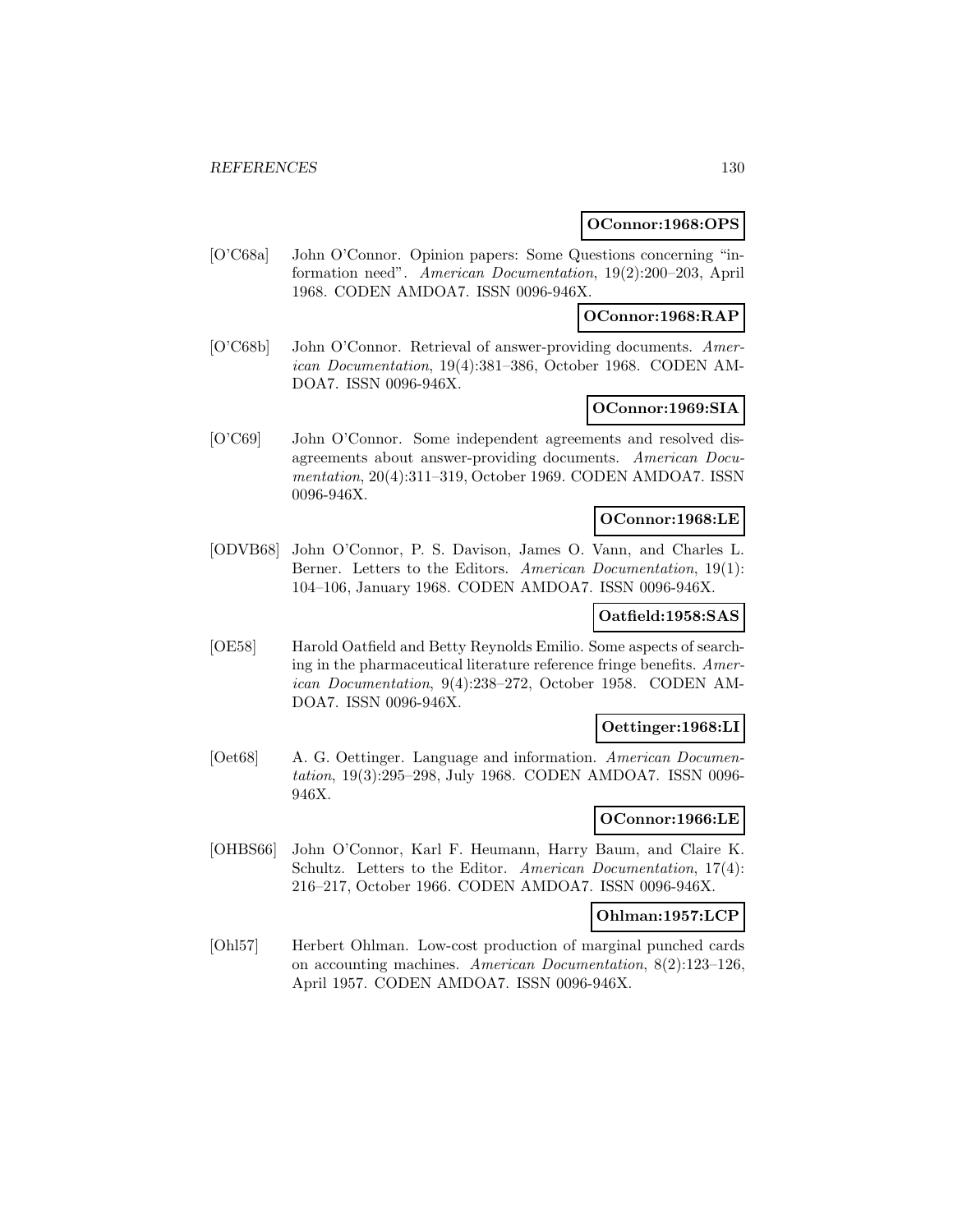**OConnor:1968:OPS**

[O'C68a] John O'Connor. Opinion papers: Some Questions concerning "information need". *American Documentation*, 19(2):200–203, April 1968. CODEN AMDOA7. ISSN 0096-946X.

**OConnor:1968:RAP**

[O'C68b] John O'Connor. Retrieval of answer-providing documents. *American Documentation*, 19(4):381–386, October 1968. CODEN AMDOA7. ISSN 0096-946X.

**OConnor:1969:SIA**

[O'C69] John O'Connor. Some independent agreements and resolved disagreements about answer-providing documents. *American Documentation*, 20(4):311–319, October 1969. CODEN AMDOA7. ISSN 0096-946X.

**OConnor:1968:LE**

[ODVB68] John O'Connor, P. S. Davison, James O. Vann, and Charles L. Berner. Letters to the Editors. *American Documentation*, 19(1): 104–106, January 1968. CODEN AMDOA7. ISSN 0096-946X.

**Oatfield:1958:SAS**

[OE58] Harold Oatfield and Betty Reynolds Emilio. Some aspects of searching in the pharmaceutical literature reference fringe benefits. *American Documentation*, 9(4):238–272, October 1958. CODEN AMDOA7. ISSN 0096-946X.

**Oettinger:1968:LI**

[Oet68] A. G. Oettinger. Language and information. *American Documentation*, 19(3):295–298, July 1968. CODEN AMDOA7. ISSN 0096-946X.

**OConnor:1966:LE**

[OHBS66] John O'Connor, Karl F. Heumann, Harry Baum, and Claire K. Schultz. Letters to the Editor. *American Documentation*, 17(4): 216–217, October 1966. CODEN AMDOA7. ISSN 0096-946X.

**Ohlman:1957:LCP**

[Ohl57] Herbert Ohlman. Low-cost production of marginal punched cards on accounting machines. *American Documentation*, 8(2):123–126, April 1957. CODEN AMDOA7. ISSN 0096-946X.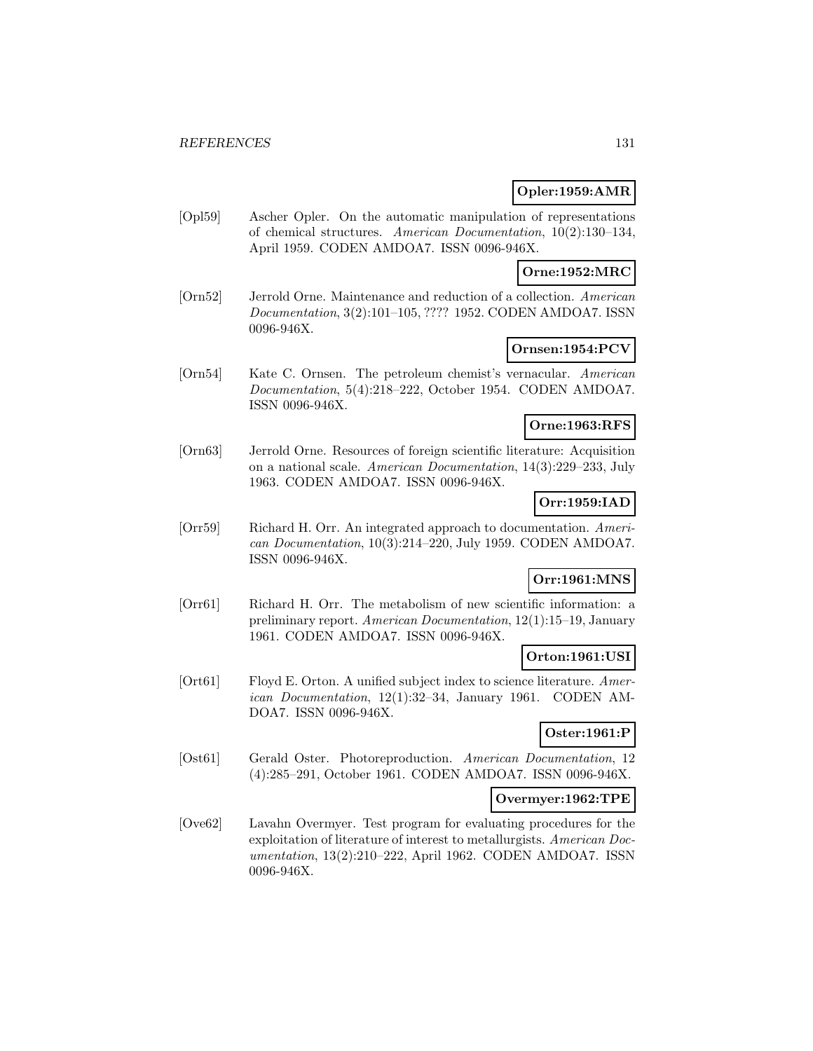**Opler:1959:AMR**

[Opl59] Ascher Opler. On the automatic manipulation of representations of chemical structures. *American Documentation*, 10(2):130–134, April 1959. CODEN AMDOA7. ISSN 0096-946X.

**Orne:1952:MRC**

[Orn52] Jerrold Orne. Maintenance and reduction of a collection. *American Documentation*, 3(2):101–105, ???? 1952. CODEN AMDOA7. ISSN 0096-946X.

**Ornsen:1954:PCV**

[Orn54] Kate C. Ornsen. The petroleum chemist's vernacular. *American Documentation*, 5(4):218–222, October 1954. CODEN AMDOA7. ISSN 0096-946X.

**Orne:1963:RFS**

[Orn63] Jerrold Orne. Resources of foreign scientific literature: Acquisition on a national scale. *American Documentation*, 14(3):229–233, July 1963. CODEN AMDOA7. ISSN 0096-946X.

**Orr:1959:IAD**

[Orr59] Richard H. Orr. An integrated approach to documentation. *American Documentation*, 10(3):214–220, July 1959. CODEN AMDOA7. ISSN 0096-946X.

**Orr:1961:MNS**

[Orr61] Richard H. Orr. The metabolism of new scientific information: a preliminary report. *American Documentation*, 12(1):15–19, January 1961. CODEN AMDOA7. ISSN 0096-946X.

**Orton:1961:USI**

[Ort61] Floyd E. Orton. A unified subject index to science literature. *American Documentation*, 12(1):32–34, January 1961. CODEN AMDOA7. ISSN 0096-946X.

**Oster:1961:P**

[Ost61] Gerald Oster. Photoreproduction. *American Documentation*, 12 (4):285–291, October 1961. CODEN AMDOA7. ISSN 0096-946X.

**Overmyer:1962:TPE**

[Ove62] Lavahn Overmyer. Test program for evaluating procedures for the exploitation of literature of interest to metallurgists. *American Documentation*, 13(2):210–222, April 1962. CODEN AMDOA7. ISSN 0096-946X.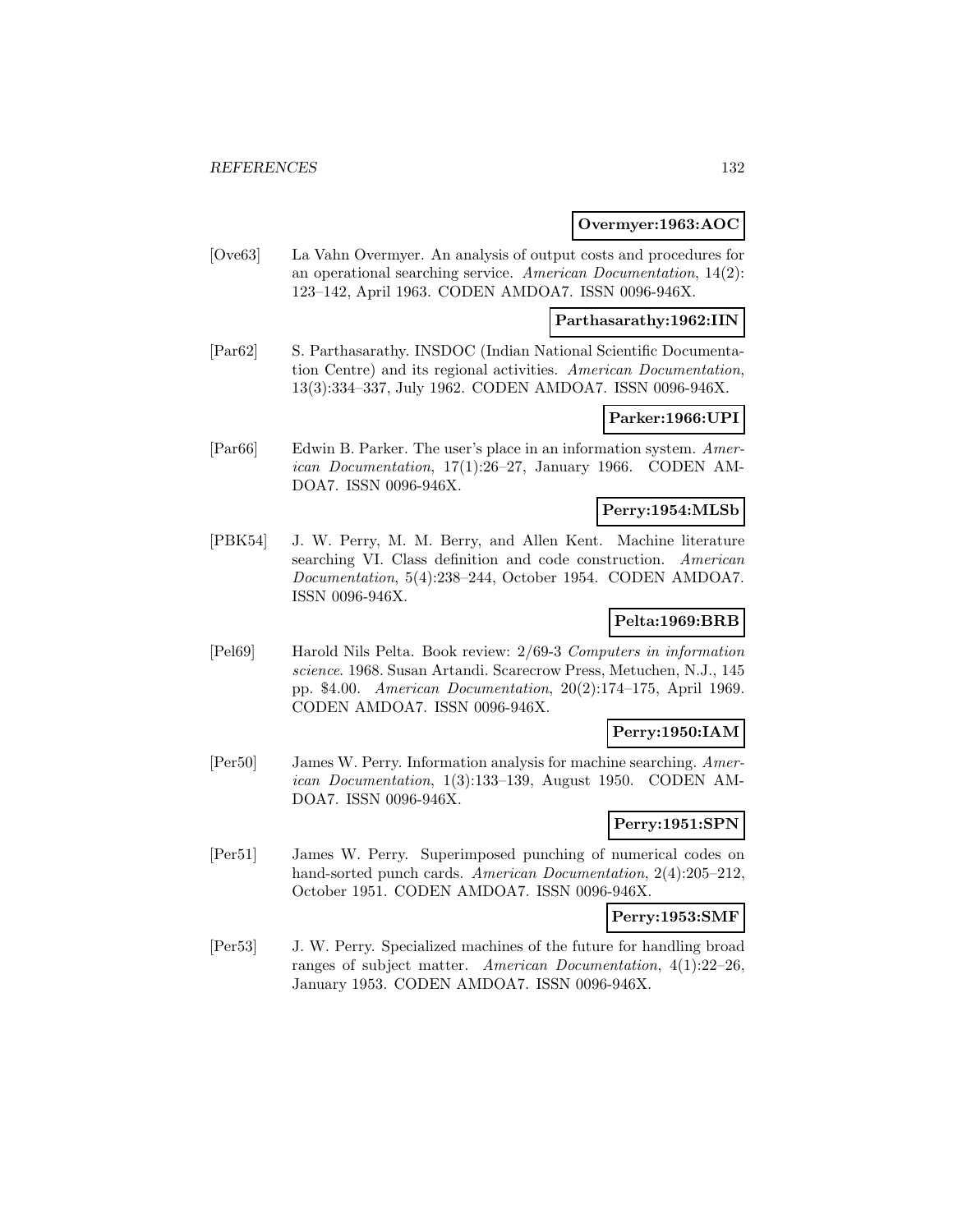**Overmyer:1963:AOC**

[Ove63] La Vahn Overmyer. An analysis of output costs and procedures for an operational searching service. *American Documentation*, 14(2): 123–142, April 1963. CODEN AMDOA7. ISSN 0096-946X.

**Parthasarathy:1962:IIN**

[Par62] S. Parthasarathy. INSDOC (Indian National Scientific Documentation Centre) and its regional activities. *American Documentation*, 13(3):334–337, July 1962. CODEN AMDOA7. ISSN 0096-946X.

**Parker:1966:UPI**

[Par66] Edwin B. Parker. The user's place in an information system. *American Documentation*, 17(1):26–27, January 1966. CODEN AMDOA7. ISSN 0096-946X.

**Perry:1954:MLSb**

[PBK54] J. W. Perry, M. M. Berry, and Allen Kent. Machine literature searching VI. Class definition and code construction. *American Documentation*, 5(4):238–244, October 1954. CODEN AMDOA7. ISSN 0096-946X.

**Pelta:1969:BRB**

[Pel69] Harold Nils Pelta. Book review: 2/69-3 *Computers in information science*. 1968. Susan Artandi. Scarecrow Press, Metuchen, N.J., 145 pp. $4.00. *American Documentation*, 20(2):174–175, April 1969. CODEN AMDOA7. ISSN 0096-946X.

**Perry:1950:IAM**

[Per50] James W. Perry. Information analysis for machine searching. *American Documentation*, 1(3):133–139, August 1950. CODEN AMDOA7. ISSN 0096-946X.

**Perry:1951:SPN**

[Per51] James W. Perry. Superimposed punching of numerical codes on hand-sorted punch cards. *American Documentation*, 2(4):205–212, October 1951. CODEN AMDOA7. ISSN 0096-946X.

**Perry:1953:SMF**

[Per53] J. W. Perry. Specialized machines of the future for handling broad ranges of subject matter. *American Documentation*, 4(1):22–26, January 1953. CODEN AMDOA7. ISSN 0096-946X.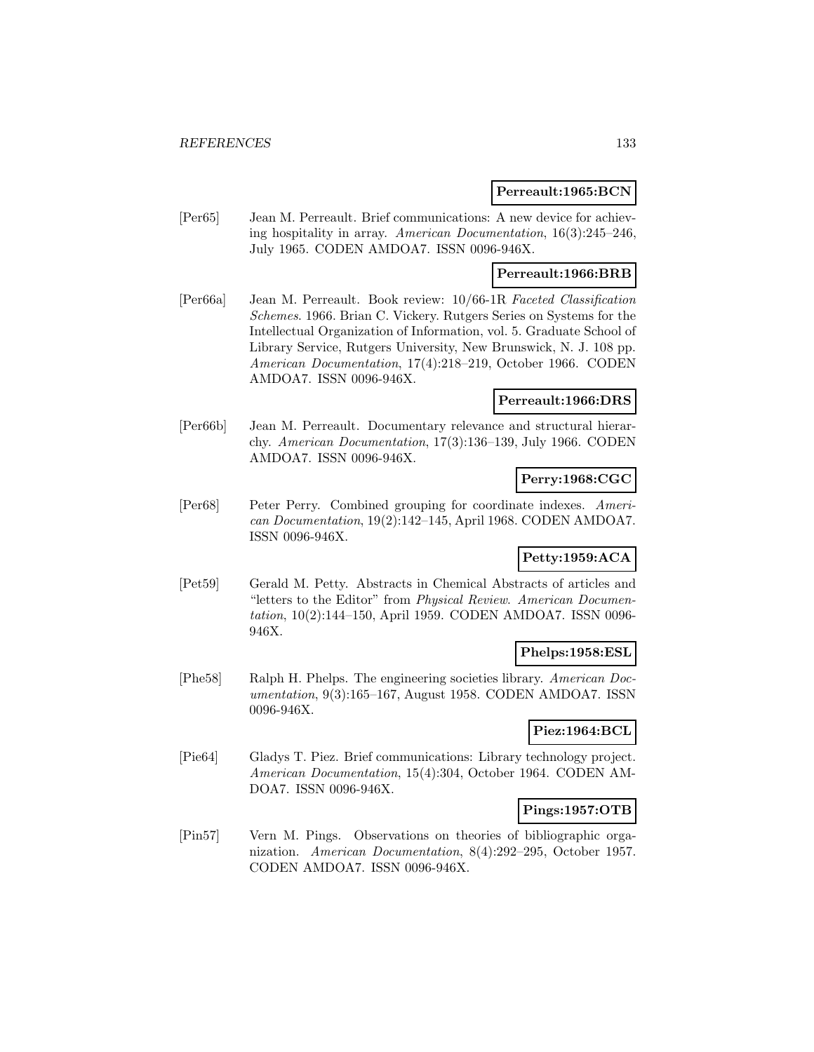**Perreault:1965:BCN**

[Per65] Jean M. Perreault. Brief communications: A new device for achieving hospitality in array. *American Documentation*, 16(3):245–246, July 1965. CODEN AMDOA7. ISSN 0096-946X.

**Perreault:1966:BRB**

[Per66a] Jean M. Perreault. Book review: 10/66-1R *Faceted Classification Schemes*. 1966. Brian C. Vickery. Rutgers Series on Systems for the Intellectual Organization of Information, vol. 5. Graduate School of Library Service, Rutgers University, New Brunswick, N. J. 108 pp. *American Documentation*, 17(4):218–219, October 1966. CODEN AMDOA7. ISSN 0096-946X.

**Perreault:1966:DRS**

[Per66b] Jean M. Perreault. Documentary relevance and structural hierarchy. *American Documentation*, 17(3):136–139, July 1966. CODEN AMDOA7. ISSN 0096-946X.

**Perry:1968:CGC**

[Per68] Peter Perry. Combined grouping for coordinate indexes. *American Documentation*, 19(2):142–145, April 1968. CODEN AMDOA7. ISSN 0096-946X.

**Petty:1959:ACA**

[Pet59] Gerald M. Petty. Abstracts in Chemical Abstracts of articles and "letters to the Editor" from *Physical Review*. *American Documentation*, 10(2):144–150, April 1959. CODEN AMDOA7. ISSN 0096-946X.

**Phelps:1958:ESL**

[Phe58] Ralph H. Phelps. The engineering societies library. *American Documentation*, 9(3):165–167, August 1958. CODEN AMDOA7. ISSN 0096-946X.

**Piez:1964:BCL**

[Pie64] Gladys T. Piez. Brief communications: Library technology project. *American Documentation*, 15(4):304, October 1964. CODEN AMDOA7. ISSN 0096-946X.

**Pings:1957:OTB**

[Pin57] Vern M. Pings. Observations on theories of bibliographic organization. *American Documentation*, 8(4):292–295, October 1957. CODEN AMDOA7. ISSN 0096-946X.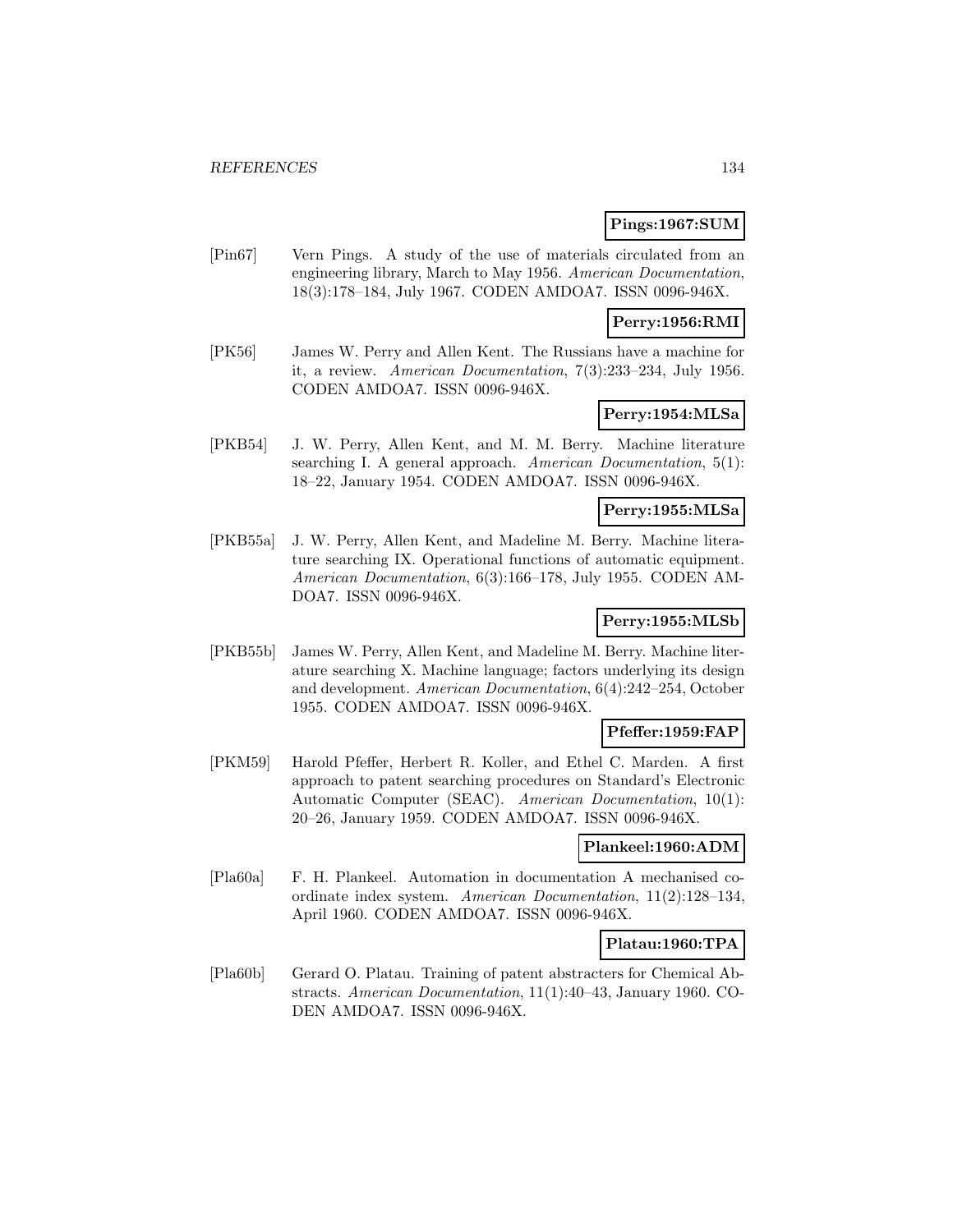**Pings:1967:SUM**

[Pin67] Vern Pings. A study of the use of materials circulated from an engineering library, March to May 1956. *American Documentation*, 18(3):178–184, July 1967. CODEN AMDOA7. ISSN 0096-946X.

**Perry:1956:RMI**

[PK56] James W. Perry and Allen Kent. The Russians have a machine for it, a review. *American Documentation*, 7(3):233–234, July 1956. CODEN AMDOA7. ISSN 0096-946X.

**Perry:1954:MLSa**

[PKB54] J. W. Perry, Allen Kent, and M. M. Berry. Machine literature searching I. A general approach. *American Documentation*, 5(1): 18–22, January 1954. CODEN AMDOA7. ISSN 0096-946X.

**Perry:1955:MLSa**

[PKB55a] J. W. Perry, Allen Kent, and Madeline M. Berry. Machine literature searching IX. Operational functions of automatic equipment. *American Documentation*, 6(3):166–178, July 1955. CODEN AMDOA7. ISSN 0096-946X.

**Perry:1955:MLSb**

[PKB55b] James W. Perry, Allen Kent, and Madeline M. Berry. Machine literature searching X. Machine language; factors underlying its design and development. *American Documentation*, 6(4):242–254, October 1955. CODEN AMDOA7. ISSN 0096-946X.

**Pfeffer:1959:FAP**

[PKM59] Harold Pfeffer, Herbert R. Koller, and Ethel C. Marden. A first approach to patent searching procedures on Standard's Electronic Automatic Computer (SEAC). *American Documentation*, 10(1): 20–26, January 1959. CODEN AMDOA7. ISSN 0096-946X.

**Plankeel:1960:ADM**

[Pla60a] F. H. Plankeel. Automation in documentation A mechanised coordinate index system. *American Documentation*, 11(2):128–134, April 1960. CODEN AMDOA7. ISSN 0096-946X.

**Platau:1960:TPA**

[Pla60b] Gerard O. Platau. Training of patent abstracters for Chemical Abstracts. *American Documentation*, 11(1):40–43, January 1960. CODEN AMDOA7. ISSN 0096-946X.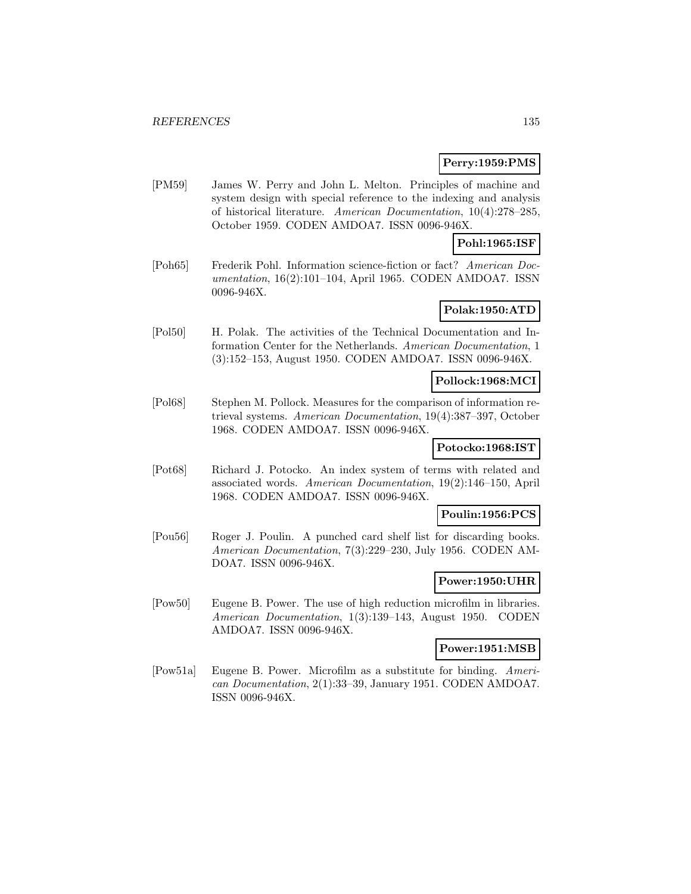**Perry:1959:PMS**

[PM59] James W. Perry and John L. Melton. Principles of machine and system design with special reference to the indexing and analysis of historical literature. *American Documentation*, 10(4):278–285, October 1959. CODEN AMDOA7. ISSN 0096-946X.

**Pohl:1965:ISF**

[Poh65] Frederik Pohl. Information science-fiction or fact? *American Documentation*, 16(2):101–104, April 1965. CODEN AMDOA7. ISSN 0096-946X.

**Polak:1950:ATD**

[Pol50] H. Polak. The activities of the Technical Documentation and Information Center for the Netherlands. *American Documentation*, 1 (3):152–153, August 1950. CODEN AMDOA7. ISSN 0096-946X.

**Pollock:1968:MCI**

[Pol68] Stephen M. Pollock. Measures for the comparison of information retrieval systems. *American Documentation*, 19(4):387–397, October 1968. CODEN AMDOA7. ISSN 0096-946X.

**Potocko:1968:IST**

[Pot68] Richard J. Potocko. An index system of terms with related and associated words. *American Documentation*, 19(2):146–150, April 1968. CODEN AMDOA7. ISSN 0096-946X.

**Poulin:1956:PCS**

[Pou56] Roger J. Poulin. A punched card shelf list for discarding books. *American Documentation*, 7(3):229–230, July 1956. CODEN AMDOA7. ISSN 0096-946X.

**Power:1950:UHR**

[Pow50] Eugene B. Power. The use of high reduction microfilm in libraries. *American Documentation*, 1(3):139–143, August 1950. CODEN AMDOA7. ISSN 0096-946X.

**Power:1951:MSB**

[Pow51a] Eugene B. Power. Microfilm as a substitute for binding. *American Documentation*, 2(1):33–39, January 1951. CODEN AMDOA7. ISSN 0096-946X.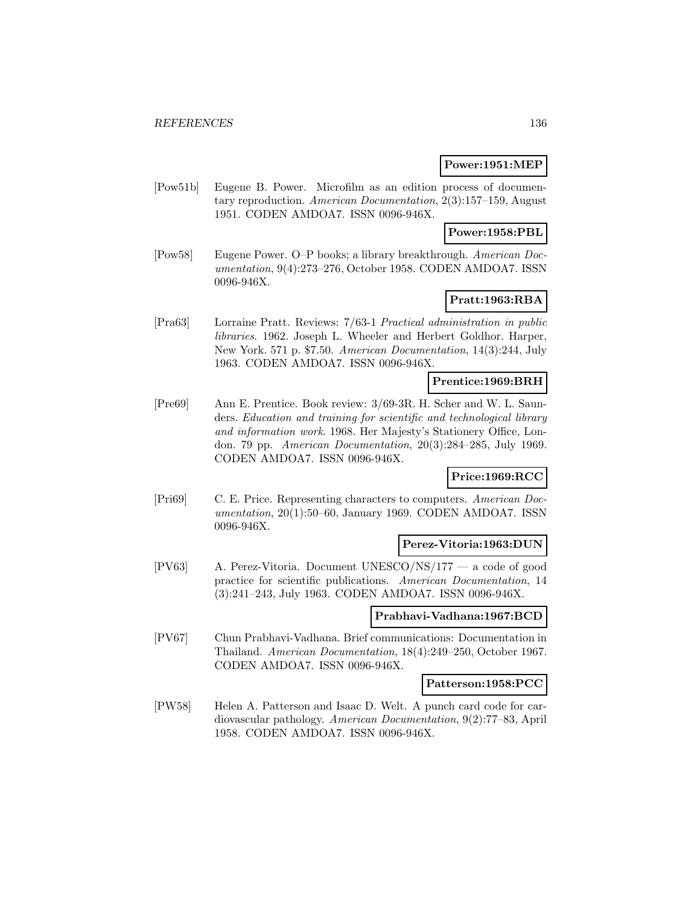**Power:1951:MEP**

[Pow51b] Eugene B. Power. Microfilm as an edition process of documentary reproduction. *American Documentation*, 2(3):157–159, August 1951. CODEN AMDOA7. ISSN 0096-946X.

**Power:1958:PBL**

[Pow58] Eugene Power. O–P books; a library breakthrough. *American Documentation*, 9(4):273–276, October 1958. CODEN AMDOA7. ISSN 0096-946X.

**Pratt:1963:RBA**

[Pra63] Lorraine Pratt. Reviews: 7/63-1 *Practical administration in public libraries*. 1962. Joseph L. Wheeler and Herbert Goldhor. Harper, New York. 571 p. $7.50. *American Documentation*, 14(3):244, July 1963. CODEN AMDOA7. ISSN 0096-946X.

**Prentice:1969:BRH**

[Pre69] Ann E. Prentice. Book review: 3/69-3R. H. Scher and W. L. Saunders. *Education and training for scientific and technological library and information work*. 1968. Her Majesty's Stationery Office, London. 79 pp. *American Documentation*, 20(3):284–285, July 1969. CODEN AMDOA7. ISSN 0096-946X.

**Price:1969:RCC**

[Pri69] C. E. Price. Representing characters to computers. *American Documentation*, 20(1):50–60, January 1969. CODEN AMDOA7. ISSN 0096-946X.

**Perez-Vitoria:1963:DUN**

[PV63] A. Perez-Vitoria. Document UNESCO/NS/177 — a code of good practice for scientific publications. *American Documentation*, 14 (3):241–243, July 1963. CODEN AMDOA7. ISSN 0096-946X.

**Prabhavi-Vadhana:1967:BCD**

[PV67] Chun Prabhavi-Vadhana. Brief communications: Documentation in Thailand. *American Documentation*, 18(4):249–250, October 1967. CODEN AMDOA7. ISSN 0096-946X.

**Patterson:1958:PCC**

[PW58] Helen A. Patterson and Isaac D. Welt. A punch card code for cardiovascular pathology. *American Documentation*, 9(2):77–83, April 1958. CODEN AMDOA7. ISSN 0096-946X.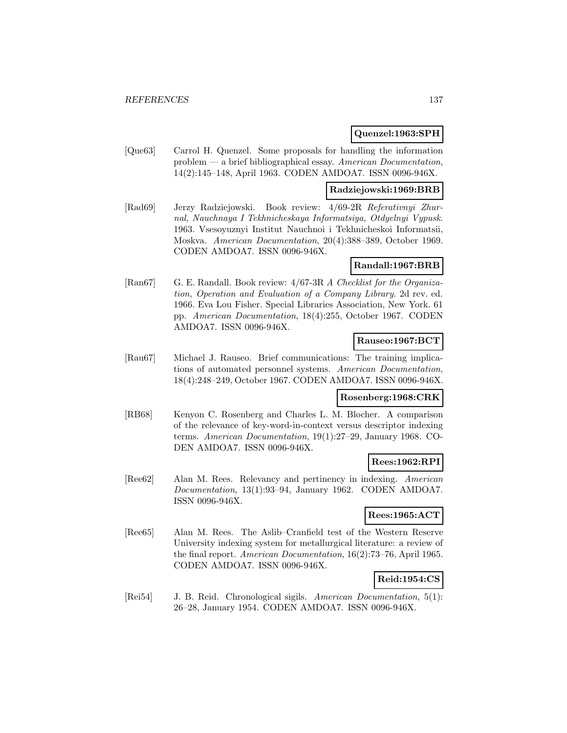**Quenzel:1963:SPH**

[Que63] Carrol H. Quenzel. Some proposals for handling the information problem — a brief bibliographical essay. *American Documentation*, 14(2):145–148, April 1963. CODEN AMDOA7. ISSN 0096-946X.

**Radziejowski:1969:BRB**

[Rad69] Jerzy Radziejowski. Book review: 4/69-2R *Referativnyi Zhurnal, Nauchnaya I Tekhnicheskaya Informatsiya, Otdyelnyi Vypusk*. 1963. Vsesoyuznyi Institut Nauchnoi i Tekhnicheskoi Informatsii, Moskva. *American Documentation*, 20(4):388–389, October 1969. CODEN AMDOA7. ISSN 0096-946X.

**Randall:1967:BRB**

[Ran67] G. E. Randall. Book review: 4/67-3R *A Checklist for the Organization, Operation and Evaluation of a Company Library*. 2d rev. ed. 1966. Eva Lou Fisher. Special Libraries Association, New York. 61 pp. *American Documentation*, 18(4):255, October 1967. CODEN AMDOA7. ISSN 0096-946X.

**Rauseo:1967:BCT**

[Rau67] Michael J. Rauseo. Brief communications: The training implications of automated personnel systems. *American Documentation*, 18(4):248–249, October 1967. CODEN AMDOA7. ISSN 0096-946X.

**Rosenberg:1968:CRK**

[RB68] Kenyon C. Rosenberg and Charles L. M. Blocher. A comparison of the relevance of key-word-in-context versus descriptor indexing terms. *American Documentation*, 19(1):27–29, January 1968. CODEN AMDOA7. ISSN 0096-946X.

**Rees:1962:RPI**

[Ree62] Alan M. Rees. Relevancy and pertinency in indexing. *American Documentation*, 13(1):93–94, January 1962. CODEN AMDOA7. ISSN 0096-946X.

**Rees:1965:ACT**

[Ree65] Alan M. Rees. The Aslib–Cranfield test of the Western Reserve University indexing system for metallurgical literature: a review of the final report. *American Documentation*, 16(2):73–76, April 1965. CODEN AMDOA7. ISSN 0096-946X.

**Reid:1954:CS**

[Rei54] J. B. Reid. Chronological sigils. *American Documentation*, 5(1): 26–28, January 1954. CODEN AMDOA7. ISSN 0096-946X.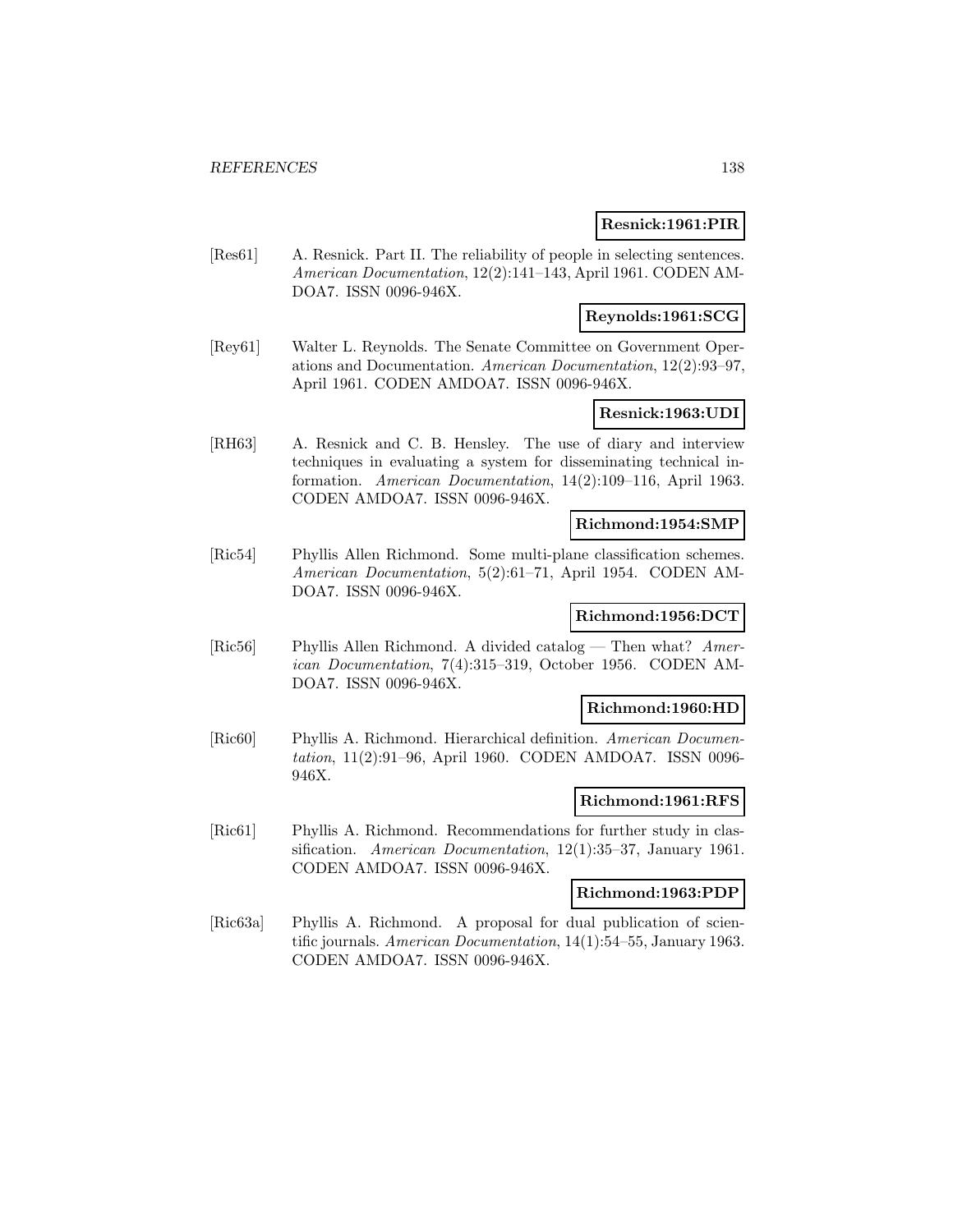**Resnick:1961:PIR**

[Res61] A. Resnick. Part II. The reliability of people in selecting sentences. *American Documentation*, 12(2):141–143, April 1961. CODEN AMDOA7. ISSN 0096-946X.

**Reynolds:1961:SCG**

[Rey61] Walter L. Reynolds. The Senate Committee on Government Operations and Documentation. *American Documentation*, 12(2):93–97, April 1961. CODEN AMDOA7. ISSN 0096-946X.

**Resnick:1963:UDI**

[RH63] A. Resnick and C. B. Hensley. The use of diary and interview techniques in evaluating a system for disseminating technical information. *American Documentation*, 14(2):109–116, April 1963. CODEN AMDOA7. ISSN 0096-946X.

**Richmond:1954:SMP**

[Ric54] Phyllis Allen Richmond. Some multi-plane classification schemes. *American Documentation*, 5(2):61–71, April 1954. CODEN AMDOA7. ISSN 0096-946X.

**Richmond:1956:DCT**

[Ric56] Phyllis Allen Richmond. A divided catalog — Then what? *American Documentation*, 7(4):315–319, October 1956. CODEN AMDOA7. ISSN 0096-946X.

**Richmond:1960:HD**

[Ric60] Phyllis A. Richmond. Hierarchical definition. *American Documentation*, 11(2):91–96, April 1960. CODEN AMDOA7. ISSN 0096-946X.

**Richmond:1961:RFS**

[Ric61] Phyllis A. Richmond. Recommendations for further study in classification. *American Documentation*, 12(1):35–37, January 1961. CODEN AMDOA7. ISSN 0096-946X.

**Richmond:1963:PDP**

[Ric63a] Phyllis A. Richmond. A proposal for dual publication of scientific journals. *American Documentation*, 14(1):54–55, January 1963. CODEN AMDOA7. ISSN 0096-946X.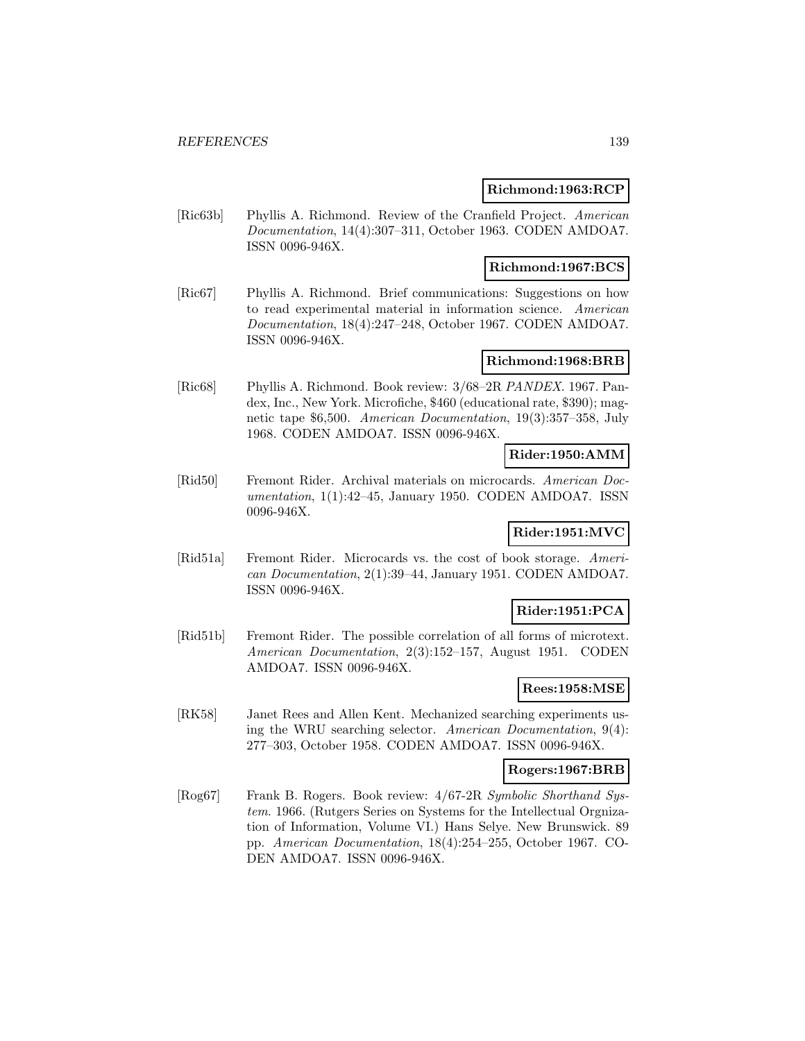**Richmond:1963:RCP**

[Ric63b] Phyllis A. Richmond. Review of the Cranfield Project. *American Documentation*, 14(4):307–311, October 1963. CODEN AMDOA7. ISSN 0096-946X.

**Richmond:1967:BCS**

[Ric67] Phyllis A. Richmond. Brief communications: Suggestions on how to read experimental material in information science. *American Documentation*, 18(4):247–248, October 1967. CODEN AMDOA7. ISSN 0096-946X.

**Richmond:1968:BRB**

[Ric68] Phyllis A. Richmond. Book review: 3/68–2R *PANDEX*. 1967. Pandex, Inc., New York. Microfiche, $460 (educational rate, $390); magnetic tape $6,500. *American Documentation*, 19(3):357–358, July 1968. CODEN AMDOA7. ISSN 0096-946X.

**Rider:1950:AMM**

[Rid50] Fremont Rider. Archival materials on microcards. *American Documentation*, 1(1):42–45, January 1950. CODEN AMDOA7. ISSN 0096-946X.

**Rider:1951:MVC**

[Rid51a] Fremont Rider. Microcards vs. the cost of book storage. *American Documentation*, 2(1):39–44, January 1951. CODEN AMDOA7. ISSN 0096-946X.

**Rider:1951:PCA**

[Rid51b] Fremont Rider. The possible correlation of all forms of microtext. *American Documentation*, 2(3):152–157, August 1951. CODEN AMDOA7. ISSN 0096-946X.

**Rees:1958:MSE**

[RK58] Janet Rees and Allen Kent. Mechanized searching experiments using the WRU searching selector. *American Documentation*, 9(4): 277–303, October 1958. CODEN AMDOA7. ISSN 0096-946X.

**Rogers:1967:BRB**

[Rog67] Frank B. Rogers. Book review: 4/67-2R *Symbolic Shorthand System*. 1966. (Rutgers Series on Systems for the Intellectual Orgnization of Information, Volume VI.) Hans Selye. New Brunswick. 89 pp. *American Documentation*, 18(4):254–255, October 1967. CODEN AMDOA7. ISSN 0096-946X.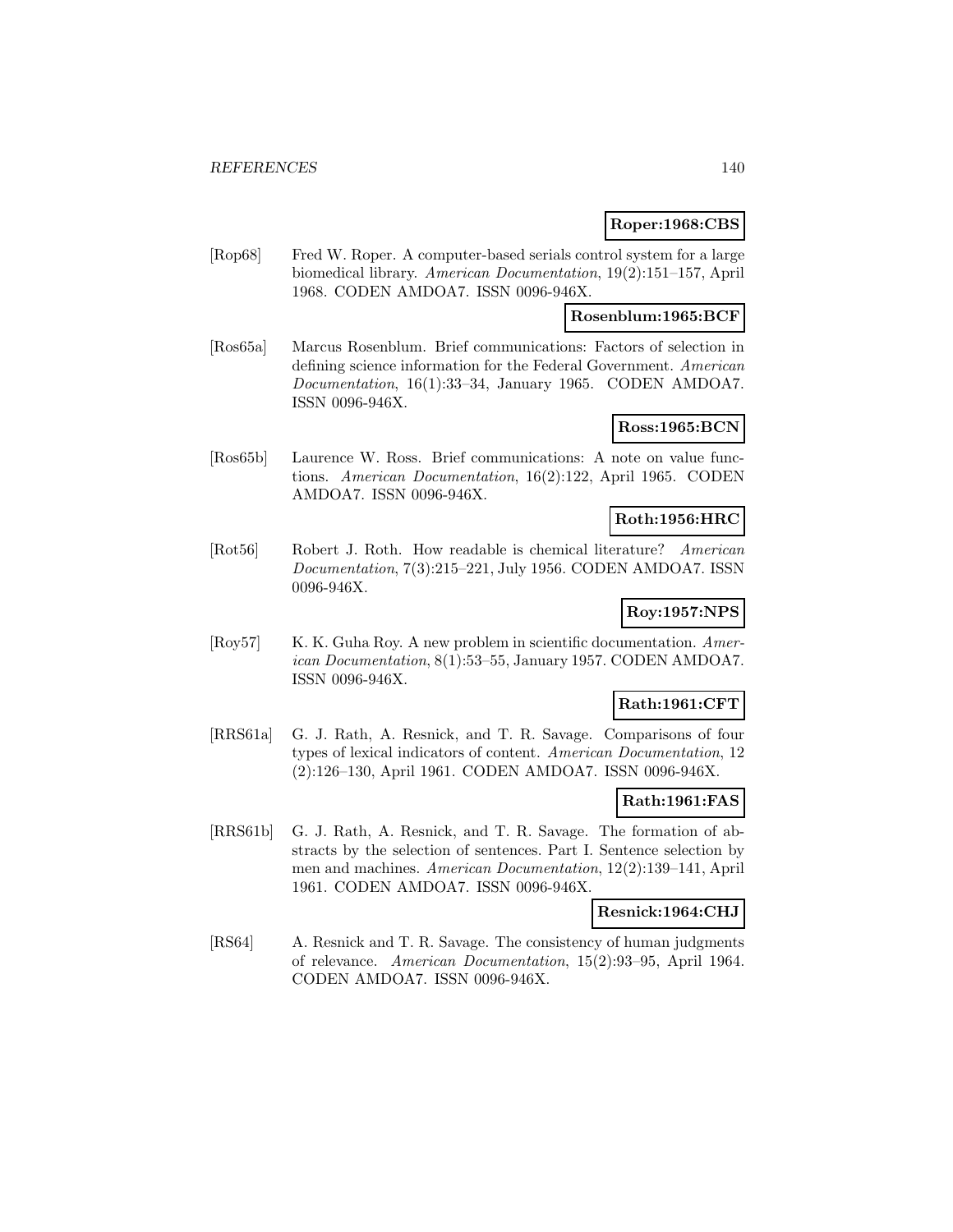**Roper:1968:CBS**

[Rop68] Fred W. Roper. A computer-based serials control system for a large biomedical library. *American Documentation*, 19(2):151–157, April 1968. CODEN AMDOA7. ISSN 0096-946X.

**Rosenblum:1965:BCF**

[Ros65a] Marcus Rosenblum. Brief communications: Factors of selection in defining science information for the Federal Government. *American Documentation*, 16(1):33–34, January 1965. CODEN AMDOA7. ISSN 0096-946X.

**Ross:1965:BCN**

[Ros65b] Laurence W. Ross. Brief communications: A note on value functions. *American Documentation*, 16(2):122, April 1965. CODEN AMDOA7. ISSN 0096-946X.

**Roth:1956:HRC**

[Rot56] Robert J. Roth. How readable is chemical literature? *American Documentation*, 7(3):215–221, July 1956. CODEN AMDOA7. ISSN 0096-946X.

**Roy:1957:NPS**

[Roy57] K. K. Guha Roy. A new problem in scientific documentation. *American Documentation*, 8(1):53–55, January 1957. CODEN AMDOA7. ISSN 0096-946X.

**Rath:1961:CFT**

[RRS61a] G. J. Rath, A. Resnick, and T. R. Savage. Comparisons of four types of lexical indicators of content. *American Documentation*, 12 (2):126–130, April 1961. CODEN AMDOA7. ISSN 0096-946X.

**Rath:1961:FAS**

[RRS61b] G. J. Rath, A. Resnick, and T. R. Savage. The formation of abstracts by the selection of sentences. Part I. Sentence selection by men and machines. *American Documentation*, 12(2):139–141, April 1961. CODEN AMDOA7. ISSN 0096-946X.

**Resnick:1964:CHJ**

[RS64] A. Resnick and T. R. Savage. The consistency of human judgments of relevance. *American Documentation*, 15(2):93–95, April 1964. CODEN AMDOA7. ISSN 0096-946X.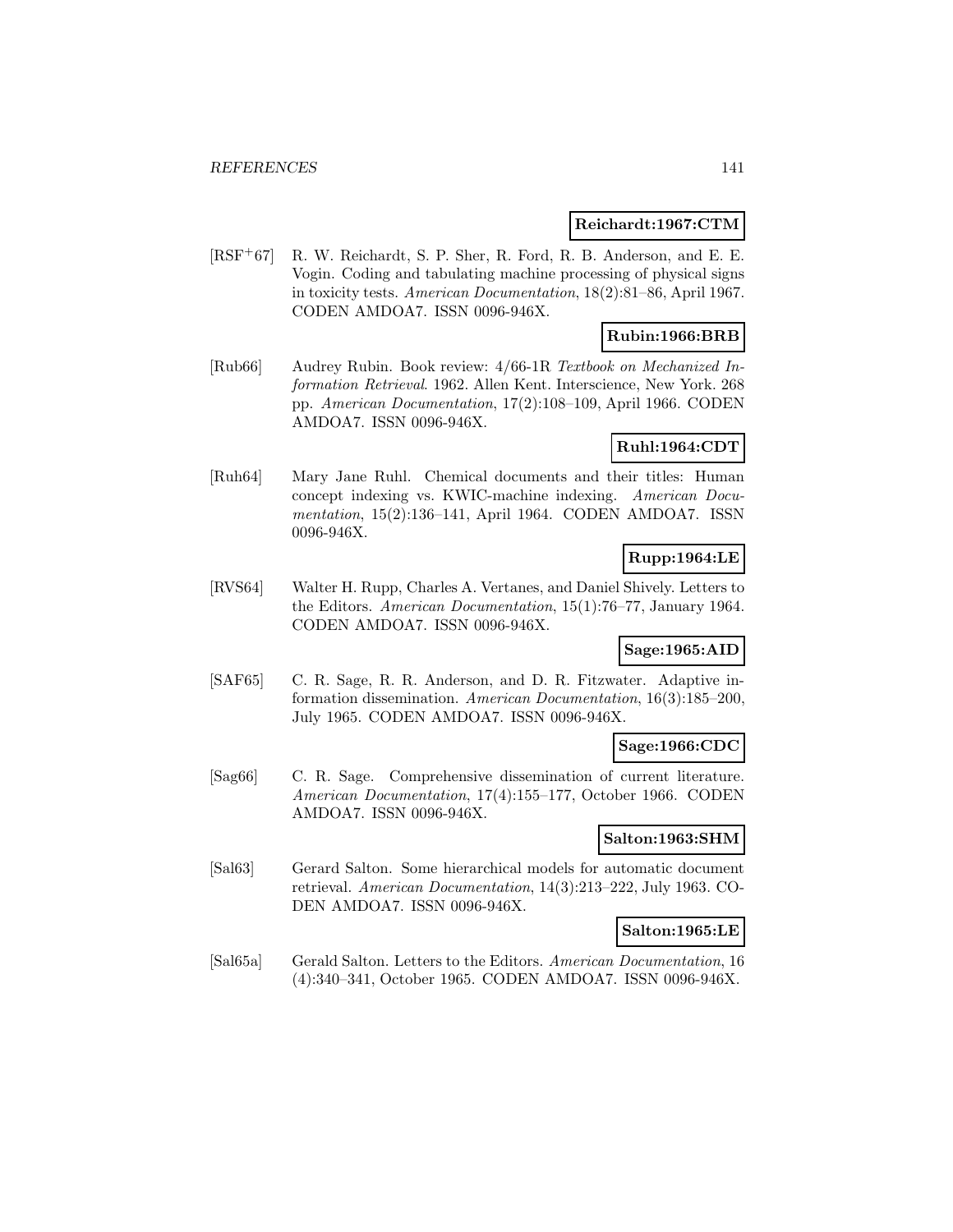**Reichardt:1967:CTM**

[RSF+67] R. W. Reichardt, S. P. Sher, R. Ford, R. B. Anderson, and E. E. Vogin. Coding and tabulating machine processing of physical signs in toxicity tests. *American Documentation*, 18(2):81–86, April 1967. CODEN AMDOA7. ISSN 0096-946X.

**Rubin:1966:BRB**

[Rub66] Audrey Rubin. Book review: 4/66-1R *Textbook on Mechanized Information Retrieval*. 1962. Allen Kent. Interscience, New York. 268 pp. *American Documentation*, 17(2):108–109, April 1966. CODEN AMDOA7. ISSN 0096-946X.

**Ruhl:1964:CDT**

[Ruh64] Mary Jane Ruhl. Chemical documents and their titles: Human concept indexing vs. KWIC-machine indexing. *American Documentation*, 15(2):136–141, April 1964. CODEN AMDOA7. ISSN 0096-946X.

**Rupp:1964:LE**

[RVS64] Walter H. Rupp, Charles A. Vertanes, and Daniel Shively. Letters to the Editors. *American Documentation*, 15(1):76–77, January 1964. CODEN AMDOA7. ISSN 0096-946X.

**Sage:1965:AID**

[SAF65] C. R. Sage, R. R. Anderson, and D. R. Fitzwater. Adaptive information dissemination. *American Documentation*, 16(3):185–200, July 1965. CODEN AMDOA7. ISSN 0096-946X.

**Sage:1966:CDC**

[Sag66] C. R. Sage. Comprehensive dissemination of current literature. *American Documentation*, 17(4):155–177, October 1966. CODEN AMDOA7. ISSN 0096-946X.

**Salton:1963:SHM**

[Sal63] Gerard Salton. Some hierarchical models for automatic document retrieval. *American Documentation*, 14(3):213–222, July 1963. CODEN AMDOA7. ISSN 0096-946X.

**Salton:1965:LE**

[Sal65a] Gerald Salton. Letters to the Editors. *American Documentation*, 16 (4):340–341, October 1965. CODEN AMDOA7. ISSN 0096-946X.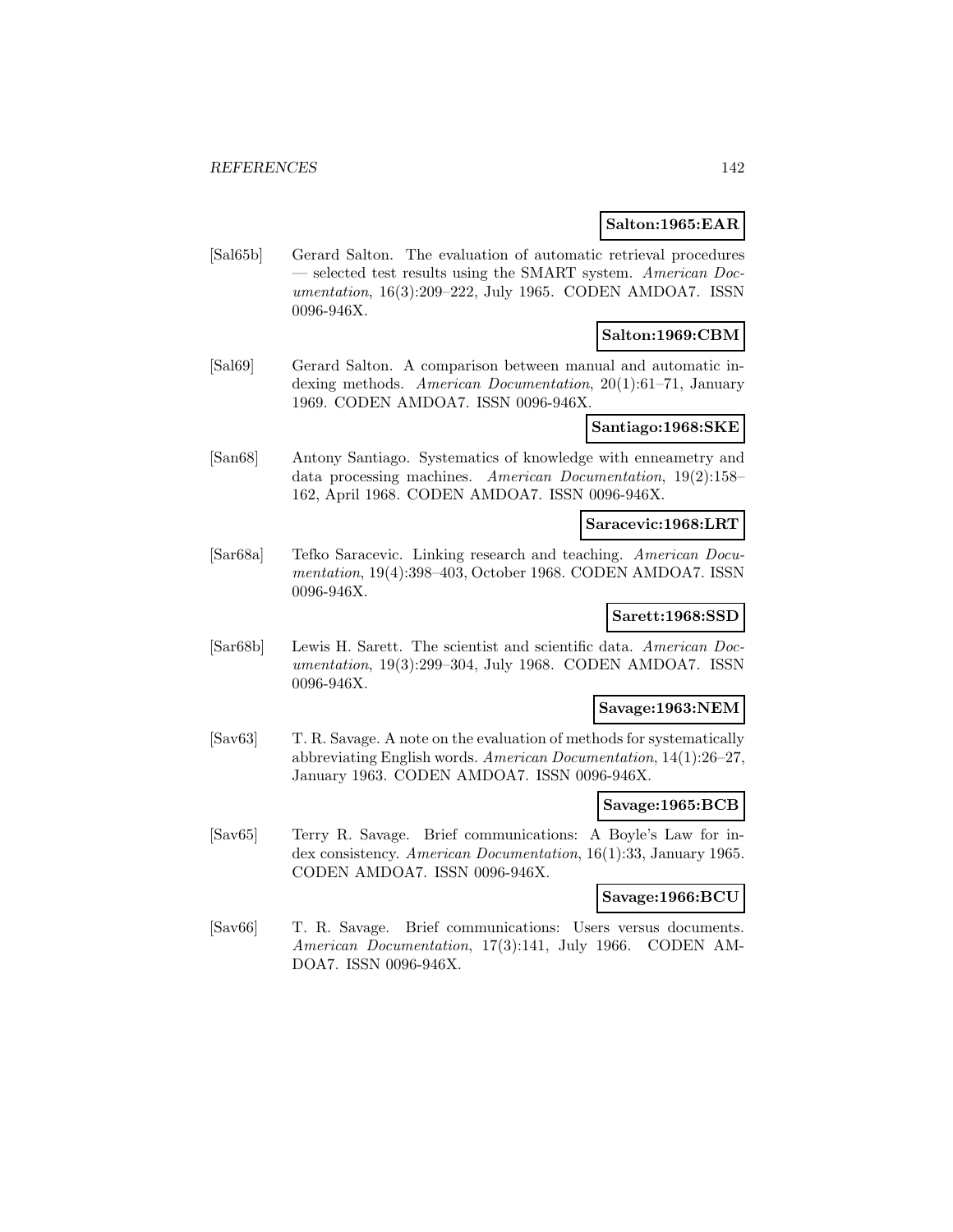**Salton:1965:EAR**

[Sal65b] Gerard Salton. The evaluation of automatic retrieval procedures — selected test results using the SMART system. *American Documentation*, 16(3):209–222, July 1965. CODEN AMDOA7. ISSN 0096-946X.

**Salton:1969:CBM**

[Sal69] Gerard Salton. A comparison between manual and automatic indexing methods. *American Documentation*, 20(1):61–71, January 1969. CODEN AMDOA7. ISSN 0096-946X.

**Santiago:1968:SKE**

[San68] Antony Santiago. Systematics of knowledge with enneametry and data processing machines. *American Documentation*, 19(2):158–162, April 1968. CODEN AMDOA7. ISSN 0096-946X.

**Saracevic:1968:LRT**

[Sar68a] Tefko Saracevic. Linking research and teaching. *American Documentation*, 19(4):398–403, October 1968. CODEN AMDOA7. ISSN 0096-946X.

**Sarett:1968:SSD**

[Sar68b] Lewis H. Sarett. The scientist and scientific data. *American Documentation*, 19(3):299–304, July 1968. CODEN AMDOA7. ISSN 0096-946X.

**Savage:1963:NEM**

[Sav63] T. R. Savage. A note on the evaluation of methods for systematically abbreviating English words. *American Documentation*, 14(1):26–27, January 1963. CODEN AMDOA7. ISSN 0096-946X.

**Savage:1965:BCB**

[Sav65] Terry R. Savage. Brief communications: A Boyle's Law for index consistency. *American Documentation*, 16(1):33, January 1965. CODEN AMDOA7. ISSN 0096-946X.

**Savage:1966:BCU**

[Sav66] T. R. Savage. Brief communications: Users versus documents. *American Documentation*, 17(3):141, July 1966. CODEN AMDOA7. ISSN 0096-946X.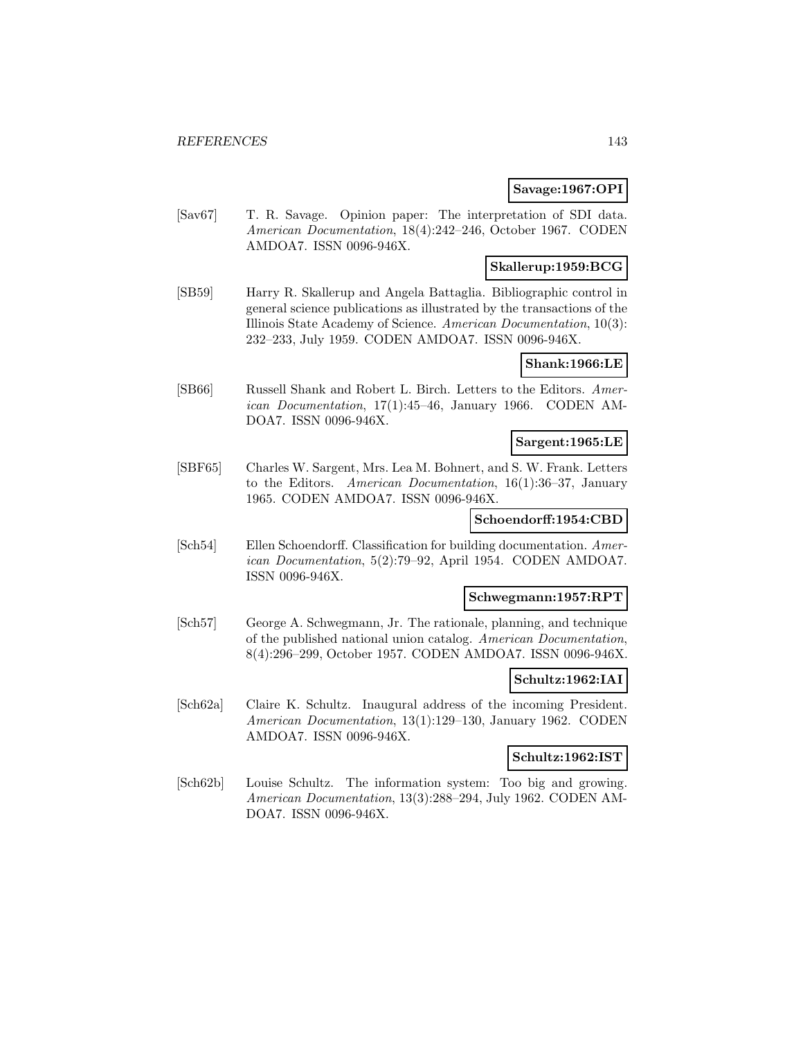**Savage:1967:OPI**

[Sav67] T. R. Savage. Opinion paper: The interpretation of SDI data. *American Documentation*, 18(4):242–246, October 1967. CODEN AMDOA7. ISSN 0096-946X.

**Skallerup:1959:BCG**

[SB59] Harry R. Skallerup and Angela Battaglia. Bibliographic control in general science publications as illustrated by the transactions of the Illinois State Academy of Science. *American Documentation*, 10(3): 232–233, July 1959. CODEN AMDOA7. ISSN 0096-946X.

**Shank:1966:LE**

[SB66] Russell Shank and Robert L. Birch. Letters to the Editors. *American Documentation*, 17(1):45–46, January 1966. CODEN AMDOA7. ISSN 0096-946X.

**Sargent:1965:LE**

[SBF65] Charles W. Sargent, Mrs. Lea M. Bohnert, and S. W. Frank. Letters to the Editors. *American Documentation*, 16(1):36–37, January 1965. CODEN AMDOA7. ISSN 0096-946X.

**Schoendorff:1954:CBD**

[Sch54] Ellen Schoendorff. Classification for building documentation. *American Documentation*, 5(2):79–92, April 1954. CODEN AMDOA7. ISSN 0096-946X.

**Schwegmann:1957:RPT**

[Sch57] George A. Schwegmann, Jr. The rationale, planning, and technique of the published national union catalog. *American Documentation*, 8(4):296–299, October 1957. CODEN AMDOA7. ISSN 0096-946X.

**Schultz:1962:IAI**

[Sch62a] Claire K. Schultz. Inaugural address of the incoming President. *American Documentation*, 13(1):129–130, January 1962. CODEN AMDOA7. ISSN 0096-946X.

**Schultz:1962:IST**

[Sch62b] Louise Schultz. The information system: Too big and growing. *American Documentation*, 13(3):288–294, July 1962. CODEN AMDOA7. ISSN 0096-946X.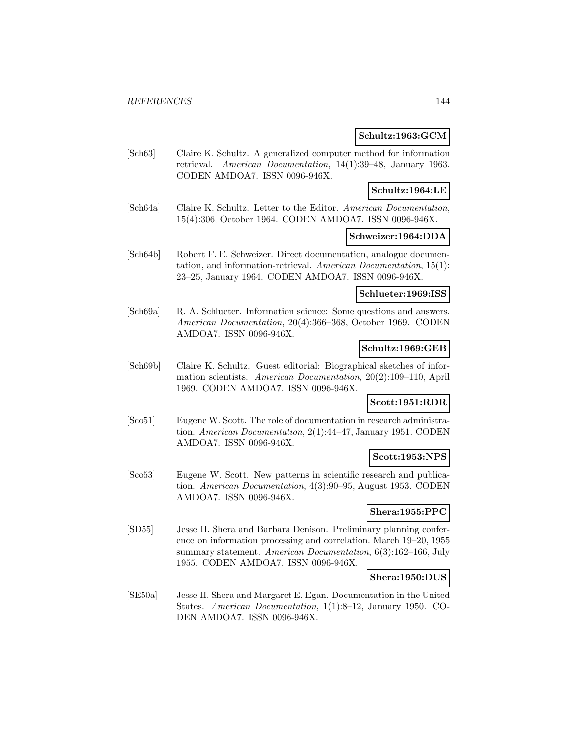**Schultz:1963:GCM**

[Sch63] Claire K. Schultz. A generalized computer method for information retrieval. *American Documentation*, 14(1):39–48, January 1963. CODEN AMDOA7. ISSN 0096-946X.

**Schultz:1964:LE**

[Sch64a] Claire K. Schultz. Letter to the Editor. *American Documentation*, 15(4):306, October 1964. CODEN AMDOA7. ISSN 0096-946X.

**Schweizer:1964:DDA**

[Sch64b] Robert F. E. Schweizer. Direct documentation, analogue documentation, and information-retrieval. *American Documentation*, 15(1): 23–25, January 1964. CODEN AMDOA7. ISSN 0096-946X.

**Schlueter:1969:ISS**

[Sch69a] R. A. Schlueter. Information science: Some questions and answers. *American Documentation*, 20(4):366–368, October 1969. CODEN AMDOA7. ISSN 0096-946X.

**Schultz:1969:GEB**

[Sch69b] Claire K. Schultz. Guest editorial: Biographical sketches of information scientists. *American Documentation*, 20(2):109–110, April 1969. CODEN AMDOA7. ISSN 0096-946X.

**Scott:1951:RDR**

[Sco51] Eugene W. Scott. The role of documentation in research administration. *American Documentation*, 2(1):44–47, January 1951. CODEN AMDOA7. ISSN 0096-946X.

**Scott:1953:NPS**

[Sco53] Eugene W. Scott. New patterns in scientific research and publication. *American Documentation*, 4(3):90–95, August 1953. CODEN AMDOA7. ISSN 0096-946X.

**Shera:1955:PPC**

[SD55] Jesse H. Shera and Barbara Denison. Preliminary planning conference on information processing and correlation. March 19–20, 1955 summary statement. *American Documentation*, 6(3):162–166, July 1955. CODEN AMDOA7. ISSN 0096-946X.

**Shera:1950:DUS**

[SE50a] Jesse H. Shera and Margaret E. Egan. Documentation in the United States. *American Documentation*, 1(1):8–12, January 1950. CODEN AMDOA7. ISSN 0096-946X.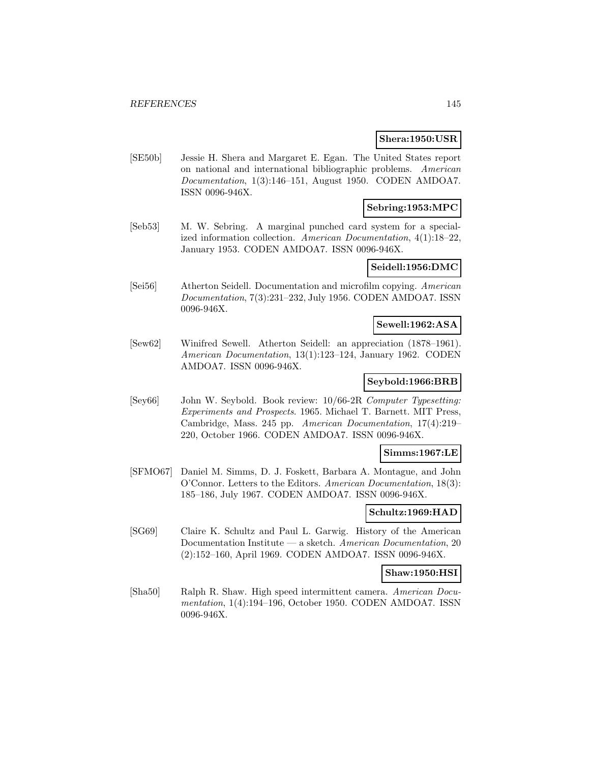**Shera:1950:USR**

[SE50b] Jessie H. Shera and Margaret E. Egan. The United States report on national and international bibliographic problems. *American Documentation*, 1(3):146–151, August 1950. CODEN AMDOA7. ISSN 0096-946X.

**Sebring:1953:MPC**

[Seb53] M. W. Sebring. A marginal punched card system for a specialized information collection. *American Documentation*, 4(1):18–22, January 1953. CODEN AMDOA7. ISSN 0096-946X.

**Seidell:1956:DMC**

[Sei56] Atherton Seidell. Documentation and microfilm copying. *American Documentation*, 7(3):231–232, July 1956. CODEN AMDOA7. ISSN 0096-946X.

**Sewell:1962:ASA**

[Sew62] Winifred Sewell. Atherton Seidell: an appreciation (1878–1961). *American Documentation*, 13(1):123–124, January 1962. CODEN AMDOA7. ISSN 0096-946X.

**Seybold:1966:BRB**

[Sey66] John W. Seybold. Book review: 10/66-2R *Computer Typesetting: Experiments and Prospects*. 1965. Michael T. Barnett. MIT Press, Cambridge, Mass. 245 pp. *American Documentation*, 17(4):219–220, October 1966. CODEN AMDOA7. ISSN 0096-946X.

**Simms:1967:LE**

[SFMO67] Daniel M. Simms, D. J. Foskett, Barbara A. Montague, and John O'Connor. Letters to the Editors. *American Documentation*, 18(3): 185–186, July 1967. CODEN AMDOA7. ISSN 0096-946X.

**Schultz:1969:HAD**

[SG69] Claire K. Schultz and Paul L. Garwig. History of the American Documentation Institute — a sketch. *American Documentation*, 20 (2):152–160, April 1969. CODEN AMDOA7. ISSN 0096-946X.

**Shaw:1950:HSI**

[Sha50] Ralph R. Shaw. High speed intermittent camera. *American Documentation*, 1(4):194–196, October 1950. CODEN AMDOA7. ISSN 0096-946X.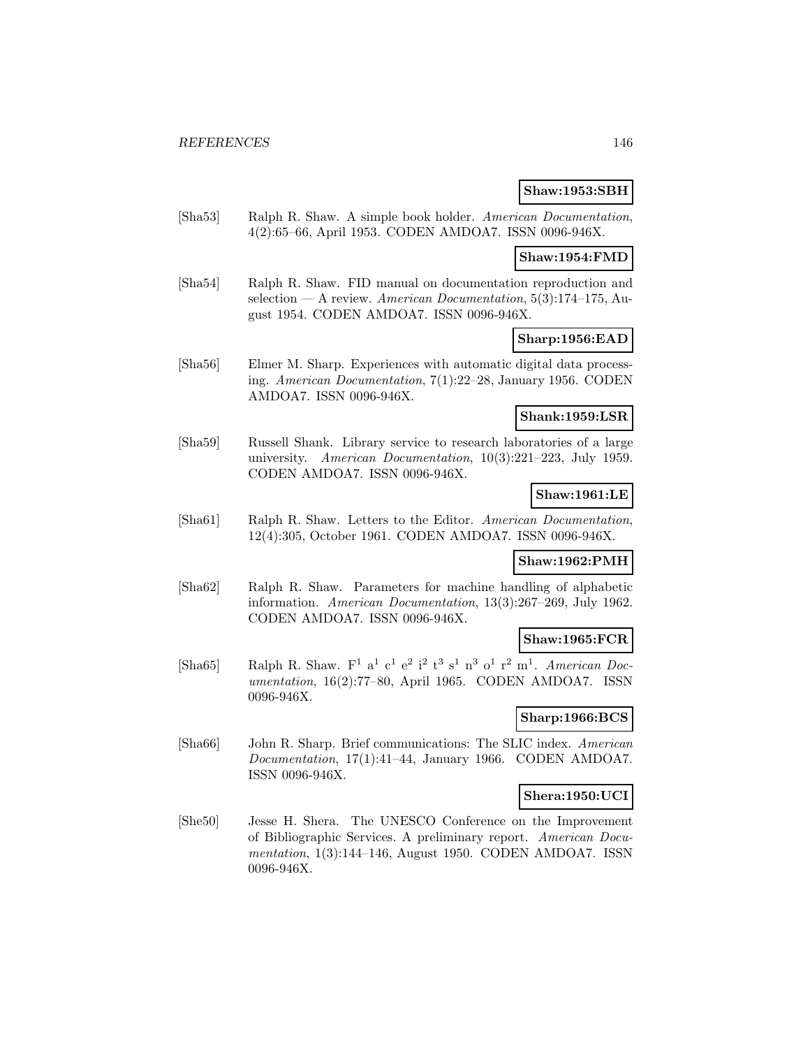**Shaw:1953:SBH**

[Sha53] Ralph R. Shaw. A simple book holder. *American Documentation*, 4(2):65–66, April 1953. CODEN AMDOA7. ISSN 0096-946X.

**Shaw:1954:FMD**

[Sha54] Ralph R. Shaw. FID manual on documentation reproduction and selection — A review. *American Documentation*, 5(3):174–175, August 1954. CODEN AMDOA7. ISSN 0096-946X.

**Sharp:1956:EAD**

[Sha56] Elmer M. Sharp. Experiences with automatic digital data processing. *American Documentation*, 7(1):22–28, January 1956. CODEN AMDOA7. ISSN 0096-946X.

**Shank:1959:LSR**

[Sha59] Russell Shank. Library service to research laboratories of a large university. *American Documentation*, 10(3):221–223, July 1959. CODEN AMDOA7. ISSN 0096-946X.

**Shaw:1961:LE**

[Sha61] Ralph R. Shaw. Letters to the Editor. *American Documentation*, 12(4):305, October 1961. CODEN AMDOA7. ISSN 0096-946X.

**Shaw:1962:PMH**

[Sha62] Ralph R. Shaw. Parameters for machine handling of alphabetic information. *American Documentation*, 13(3):267–269, July 1962. CODEN AMDOA7. ISSN 0096-946X.

**Shaw:1965:FCR**

[Sha65] Ralph R. Shaw. $F^1$ $a^1$ $c^1$ $e^2$ $i^2$ $t^3$ $s^1$ $n^3$ $o^1$ $r^2$ $m^1$. *American Documentation*, 16(2):77–80, April 1965. CODEN AMDOA7. ISSN 0096-946X.

**Sharp:1966:BCS**

[Sha66] John R. Sharp. Brief communications: The SLIC index. *American Documentation*, 17(1):41–44, January 1966. CODEN AMDOA7. ISSN 0096-946X.

**Shera:1950:UCI**

[She50] Jesse H. Shera. The UNESCO Conference on the Improvement of Bibliographic Services. A preliminary report. *American Documentation*, 1(3):144–146, August 1950. CODEN AMDOA7. ISSN 0096-946X.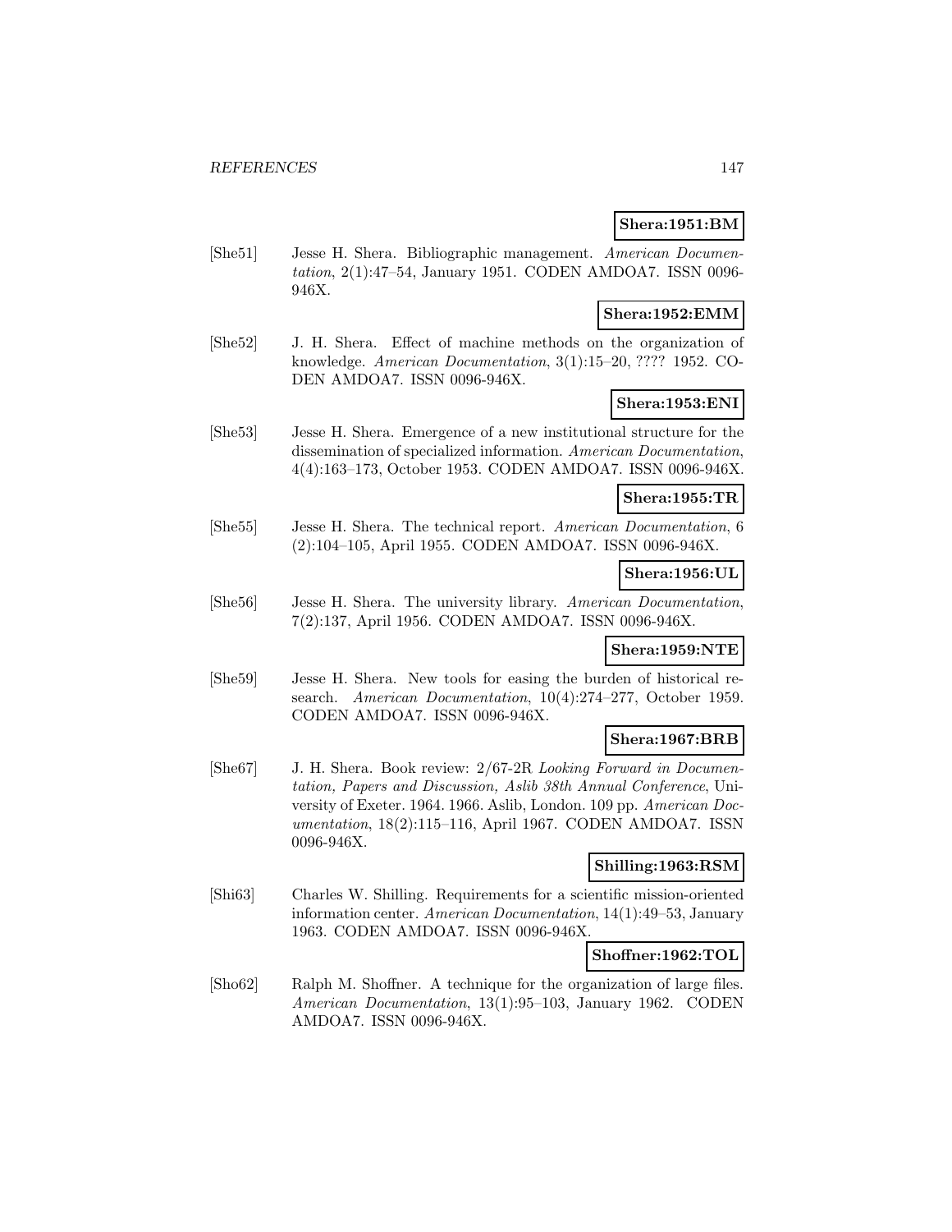**Shera:1951:BM**

[She51] Jesse H. Shera. Bibliographic management. *American Documentation*, 2(1):47–54, January 1951. CODEN AMDOA7. ISSN 0096-946X.

**Shera:1952:EMM**

[She52] J. H. Shera. Effect of machine methods on the organization of knowledge. *American Documentation*, 3(1):15–20, ???? 1952. CODEN AMDOA7. ISSN 0096-946X.

**Shera:1953:ENI**

[She53] Jesse H. Shera. Emergence of a new institutional structure for the dissemination of specialized information. *American Documentation*, 4(4):163–173, October 1953. CODEN AMDOA7. ISSN 0096-946X.

**Shera:1955:TR**

[She55] Jesse H. Shera. The technical report. *American Documentation*, 6 (2):104–105, April 1955. CODEN AMDOA7. ISSN 0096-946X.

**Shera:1956:UL**

[She56] Jesse H. Shera. The university library. *American Documentation*, 7(2):137, April 1956. CODEN AMDOA7. ISSN 0096-946X.

**Shera:1959:NTE**

[She59] Jesse H. Shera. New tools for easing the burden of historical research. *American Documentation*, 10(4):274–277, October 1959. CODEN AMDOA7. ISSN 0096-946X.

**Shera:1967:BRB**

[She67] J. H. Shera. Book review: 2/67-2R *Looking Forward in Documentation, Papers and Discussion, Aslib 38th Annual Conference*, University of Exeter. 1964. 1966. Aslib, London. 109 pp. *American Documentation*, 18(2):115–116, April 1967. CODEN AMDOA7. ISSN 0096-946X.

**Shilling:1963:RSM**

[Shi63] Charles W. Shilling. Requirements for a scientific mission-oriented information center. *American Documentation*, 14(1):49–53, January 1963. CODEN AMDOA7. ISSN 0096-946X.

**Shoffner:1962:TOL**

[Sho62] Ralph M. Shoffner. A technique for the organization of large files. *American Documentation*, 13(1):95–103, January 1962. CODEN AMDOA7. ISSN 0096-946X.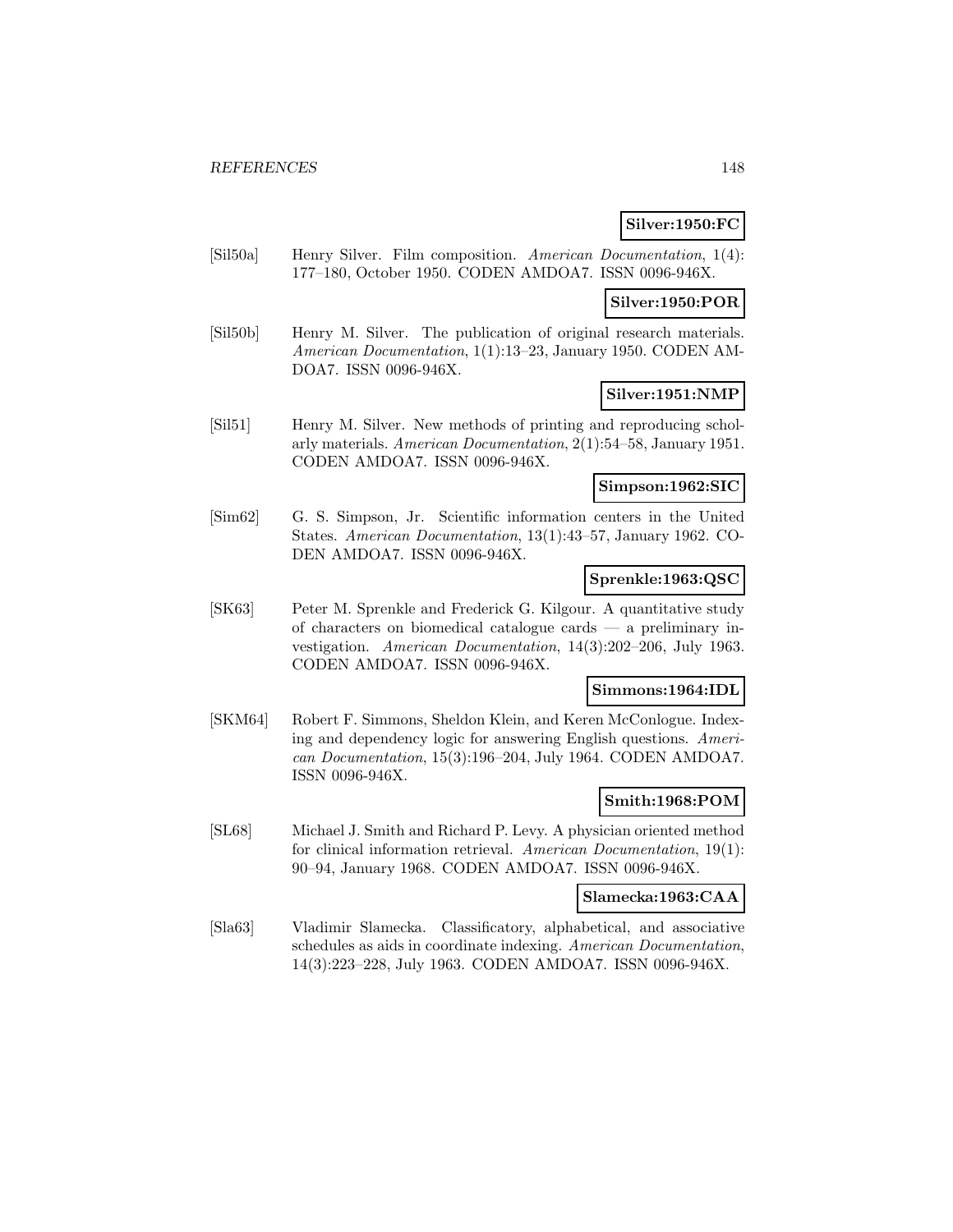**Silver:1950:FC**

[Sil50a] Henry Silver. Film composition. *American Documentation*, 1(4): 177–180, October 1950. CODEN AMDOA7. ISSN 0096-946X.

**Silver:1950:POR**

[Sil50b] Henry M. Silver. The publication of original research materials. *American Documentation*, 1(1):13–23, January 1950. CODEN AMDOA7. ISSN 0096-946X.

**Silver:1951:NMP**

[Sil51] Henry M. Silver. New methods of printing and reproducing scholarly materials. *American Documentation*, 2(1):54–58, January 1951. CODEN AMDOA7. ISSN 0096-946X.

**Simpson:1962:SIC**

[Sim62] G. S. Simpson, Jr. Scientific information centers in the United States. *American Documentation*, 13(1):43–57, January 1962. CODEN AMDOA7. ISSN 0096-946X.

**Sprenkle:1963:QSC**

[SK63] Peter M. Sprenkle and Frederick G. Kilgour. A quantitative study of characters on biomedical catalogue cards — a preliminary investigation. *American Documentation*, 14(3):202–206, July 1963. CODEN AMDOA7. ISSN 0096-946X.

**Simmons:1964:IDL**

[SKM64] Robert F. Simmons, Sheldon Klein, and Keren McConlogue. Indexing and dependency logic for answering English questions. *American Documentation*, 15(3):196–204, July 1964. CODEN AMDOA7. ISSN 0096-946X.

**Smith:1968:POM**

[SL68] Michael J. Smith and Richard P. Levy. A physician oriented method for clinical information retrieval. *American Documentation*, 19(1): 90–94, January 1968. CODEN AMDOA7. ISSN 0096-946X.

**Slamecka:1963:CAA**

[Sla63] Vladimir Slamecka. Classificatory, alphabetical, and associative schedules as aids in coordinate indexing. *American Documentation*, 14(3):223–228, July 1963. CODEN AMDOA7. ISSN 0096-946X.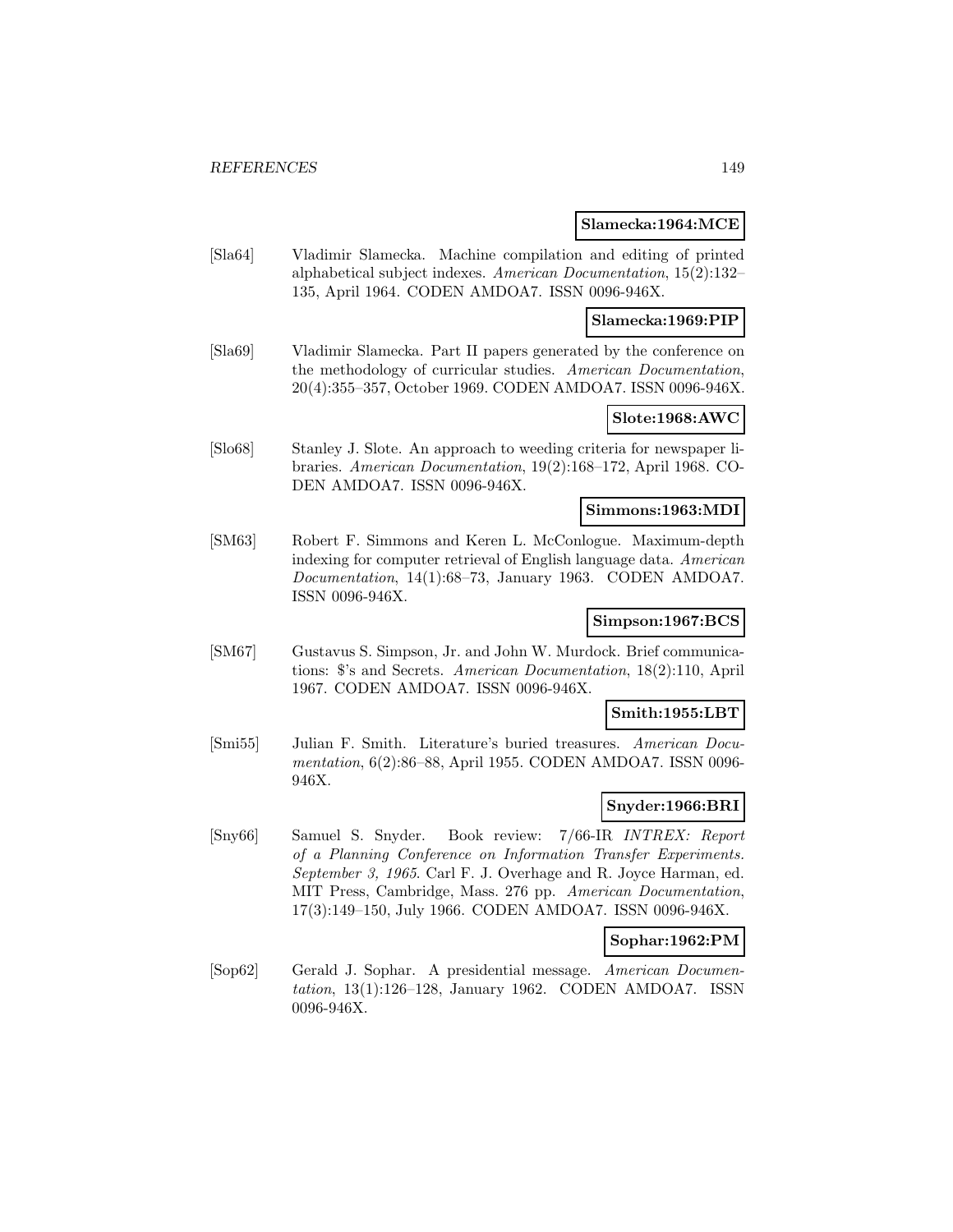**Slamecka:1964:MCE**

[Sla64] Vladimir Slamecka. Machine compilation and editing of printed alphabetical subject indexes. *American Documentation*, 15(2):132–135, April 1964. CODEN AMDOA7. ISSN 0096-946X.

**Slamecka:1969:PIP**

[Sla69] Vladimir Slamecka. Part II papers generated by the conference on the methodology of curricular studies. *American Documentation*, 20(4):355–357, October 1969. CODEN AMDOA7. ISSN 0096-946X.

**Slote:1968:AWC**

[Slo68] Stanley J. Slote. An approach to weeding criteria for newspaper libraries. *American Documentation*, 19(2):168–172, April 1968. CODEN AMDOA7. ISSN 0096-946X.

**Simmons:1963:MDI**

[SM63] Robert F. Simmons and Keren L. McConlogue. Maximum-depth indexing for computer retrieval of English language data. *American Documentation*, 14(1):68–73, January 1963. CODEN AMDOA7. ISSN 0096-946X.

**Simpson:1967:BCS**

[SM67] Gustavus S. Simpson, Jr. and John W. Murdock. Brief communications: $'s and Secrets. *American Documentation*, 18(2):110, April 1967. CODEN AMDOA7. ISSN 0096-946X.

**Smith:1955:LBT**

[Smi55] Julian F. Smith. Literature's buried treasures. *American Documentation*, 6(2):86–88, April 1955. CODEN AMDOA7. ISSN 0096-946X.

**Snyder:1966:BRI**

[Sny66] Samuel S. Snyder. Book review: 7/66-IR *INTREX: Report of a Planning Conference on Information Transfer Experiments. September 3, 1965*. Carl F. J. Overhage and R. Joyce Harman, ed. MIT Press, Cambridge, Mass. 276 pp. *American Documentation*, 17(3):149–150, July 1966. CODEN AMDOA7. ISSN 0096-946X.

**Sophar:1962:PM**

[Sop62] Gerald J. Sophar. A presidential message. *American Documentation*, 13(1):126–128, January 1962. CODEN AMDOA7. ISSN 0096-946X.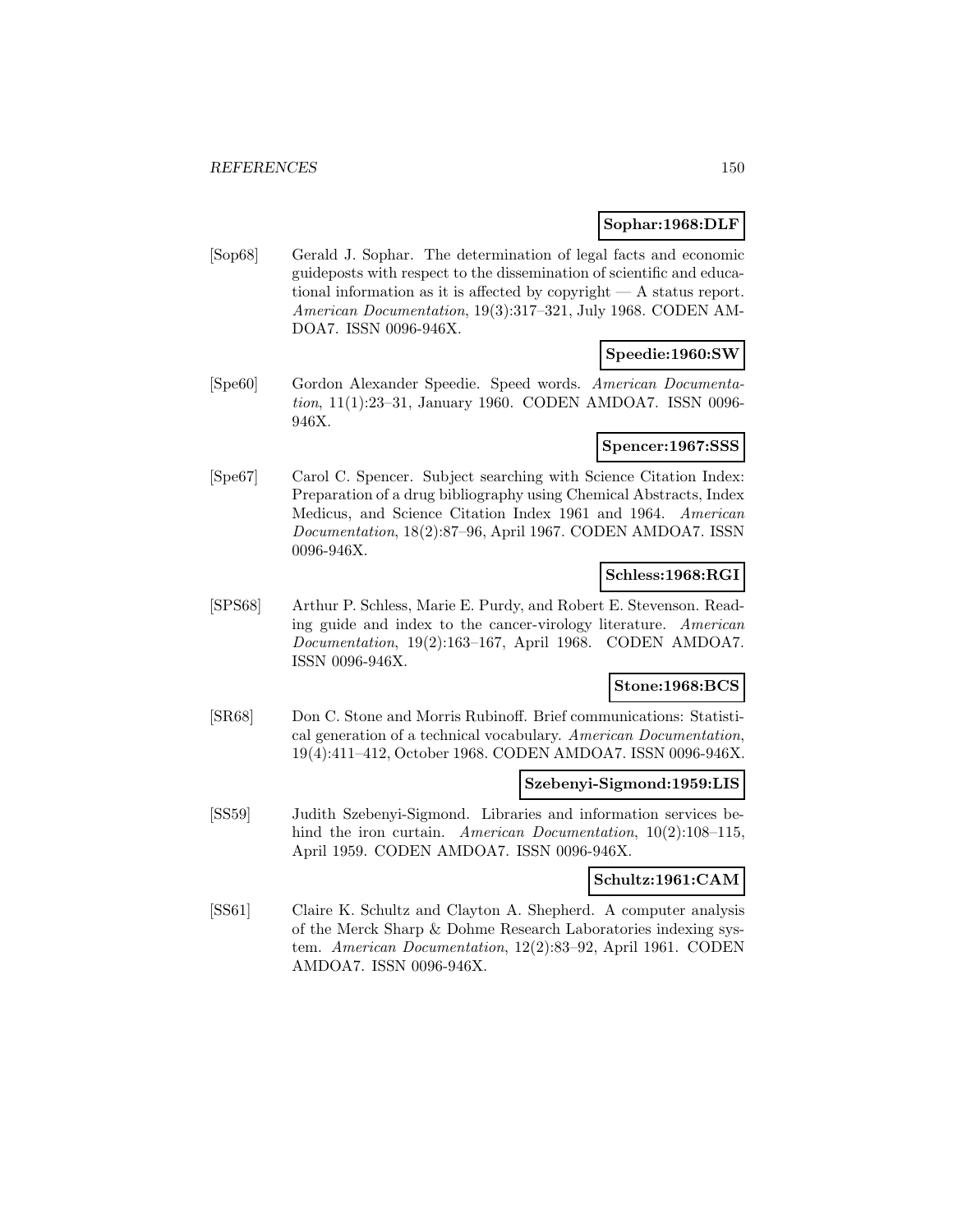**Sophar:1968:DLF**

[Sop68] Gerald J. Sophar. The determination of legal facts and economic guideposts with respect to the dissemination of scientific and educational information as it is affected by copyright — A status report. *American Documentation*, 19(3):317–321, July 1968. CODEN AMDOA7. ISSN 0096-946X.

**Speedie:1960:SW**

[Spe60] Gordon Alexander Speedie. Speed words. *American Documentation*, 11(1):23–31, January 1960. CODEN AMDOA7. ISSN 0096-946X.

**Spencer:1967:SSS**

[Spe67] Carol C. Spencer. Subject searching with Science Citation Index: Preparation of a drug bibliography using Chemical Abstracts, Index Medicus, and Science Citation Index 1961 and 1964. *American Documentation*, 18(2):87–96, April 1967. CODEN AMDOA7. ISSN 0096-946X.

**Schless:1968:RGI**

[SPS68] Arthur P. Schless, Marie E. Purdy, and Robert E. Stevenson. Reading guide and index to the cancer-virology literature. *American Documentation*, 19(2):163–167, April 1968. CODEN AMDOA7. ISSN 0096-946X.

**Stone:1968:BCS**

[SR68] Don C. Stone and Morris Rubinoff. Brief communications: Statistical generation of a technical vocabulary. *American Documentation*, 19(4):411–412, October 1968. CODEN AMDOA7. ISSN 0096-946X.

**Szebenyi-Sigmond:1959:LIS**

[SS59] Judith Szebenyi-Sigmond. Libraries and information services behind the iron curtain. *American Documentation*, 10(2):108–115, April 1959. CODEN AMDOA7. ISSN 0096-946X.

**Schultz:1961:CAM**

[SS61] Claire K. Schultz and Clayton A. Shepherd. A computer analysis of the Merck Sharp & Dohme Research Laboratories indexing system. *American Documentation*, 12(2):83–92, April 1961. CODEN AMDOA7. ISSN 0096-946X.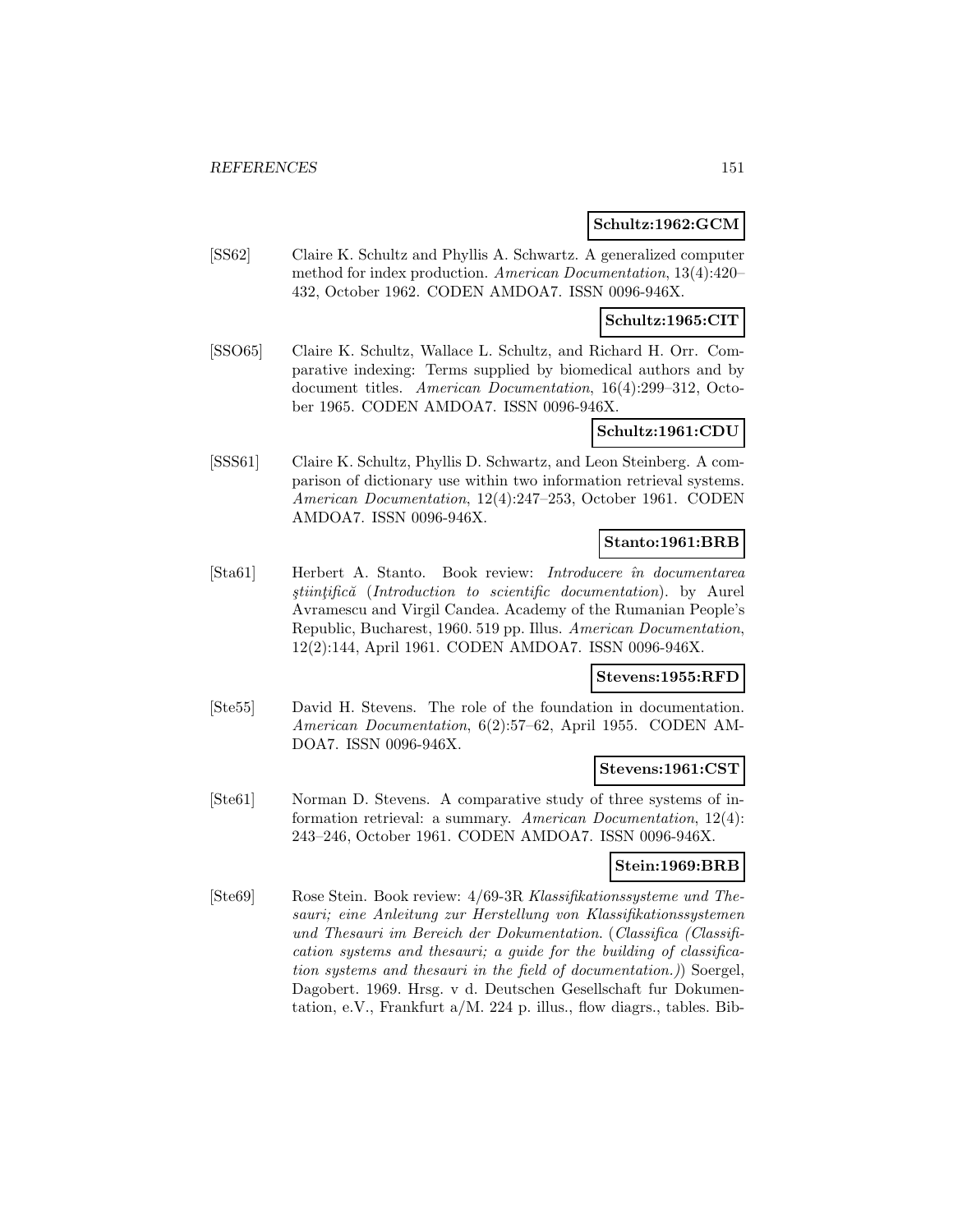**Schultz:1962:GCM**

[SS62] Claire K. Schultz and Phyllis A. Schwartz. A generalized computer method for index production. *American Documentation*, 13(4):420–432, October 1962. CODEN AMDOA7. ISSN 0096-946X.

**Schultz:1965:CIT**

[SSO65] Claire K. Schultz, Wallace L. Schultz, and Richard H. Orr. Comparative indexing: Terms supplied by biomedical authors and by document titles. *American Documentation*, 16(4):299–312, October 1965. CODEN AMDOA7. ISSN 0096-946X.

**Schultz:1961:CDU**

[SSS61] Claire K. Schultz, Phyllis D. Schwartz, and Leon Steinberg. A comparison of dictionary use within two information retrieval systems. *American Documentation*, 12(4):247–253, October 1961. CODEN AMDOA7. ISSN 0096-946X.

**Stanto:1961:BRB**

[Sta61] Herbert A. Stanto. Book review: *Introducere în documentarea ştiinţifică* (*Introduction to scientific documentation*). by Aurel Avramescu and Virgil Candea. Academy of the Rumanian People's Republic, Bucharest, 1960. 519 pp. Illus. *American Documentation*, 12(2):144, April 1961. CODEN AMDOA7. ISSN 0096-946X.

**Stevens:1955:RFD**

[Ste55] David H. Stevens. The role of the foundation in documentation. *American Documentation*, 6(2):57–62, April 1955. CODEN AMDOA7. ISSN 0096-946X.

**Stevens:1961:CST**

[Ste61] Norman D. Stevens. A comparative study of three systems of information retrieval: a summary. *American Documentation*, 12(4): 243–246, October 1961. CODEN AMDOA7. ISSN 0096-946X.

**Stein:1969:BRB**

[Ste69] Rose Stein. Book review: 4/69-3R *Klassifikationssysteme und Thesauri; eine Anleitung zur Herstellung von Klassifikationssystemen und Thesauri im Bereich der Dokumentation.* (*Classifica (Classification systems and thesauri; a guide for the building of classification systems and thesauri in the field of documentation.)*) Soergel, Dagobert. 1969. Hrsg. v d. Deutschen Gesellschaft fur Dokumentation, e.V., Frankfurt a/M. 224 p. illus., flow diagrs., tables. Bib-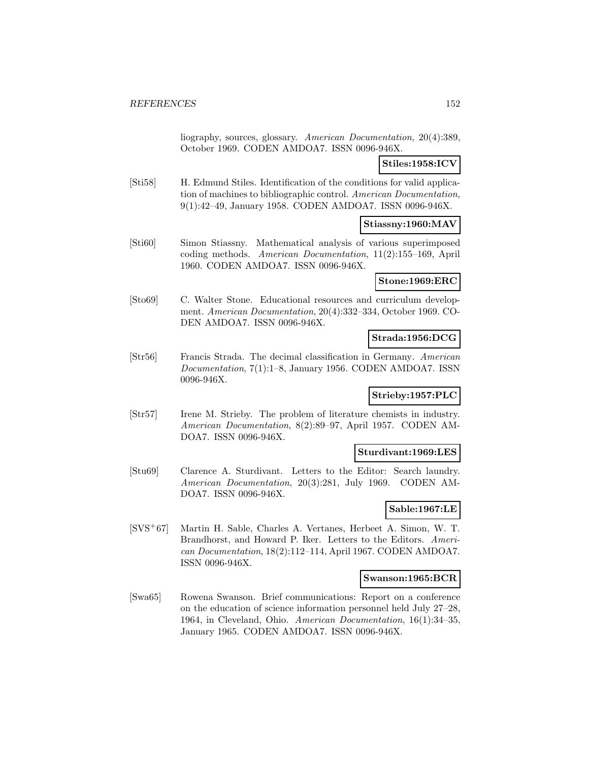liography, sources, glossary. *American Documentation*, 20(4):389, October 1969. CODEN AMDOA7. ISSN 0096-946X.

**Stiles:1958:ICV**

[Sti58] H. Edmund Stiles. Identification of the conditions for valid application of machines to bibliographic control. *American Documentation*, 9(1):42–49, January 1958. CODEN AMDOA7. ISSN 0096-946X.

**Stiassny:1960:MAV**

[Sti60] Simon Stiassny. Mathematical analysis of various superimposed coding methods. *American Documentation*, 11(2):155–169, April 1960. CODEN AMDOA7. ISSN 0096-946X.

**Stone:1969:ERC**

[Sto69] C. Walter Stone. Educational resources and curriculum development. *American Documentation*, 20(4):332–334, October 1969. CODEN AMDOA7. ISSN 0096-946X.

**Strada:1956:DCG**

[Str56] Francis Strada. The decimal classification in Germany. *American Documentation*, 7(1):1–8, January 1956. CODEN AMDOA7. ISSN 0096-946X.

**Strieby:1957:PLC**

[Str57] Irene M. Strieby. The problem of literature chemists in industry. *American Documentation*, 8(2):89–97, April 1957. CODEN AMDOA7. ISSN 0096-946X.

**Sturdivant:1969:LES**

[Stu69] Clarence A. Sturdivant. Letters to the Editor: Search laundry. *American Documentation*, 20(3):281, July 1969. CODEN AMDOA7. ISSN 0096-946X.

**Sable:1967:LE**

[SVS+67] Martin H. Sable, Charles A. Vertanes, Herbeet A. Simon, W. T. Brandhorst, and Howard P. Iker. Letters to the Editors. *American Documentation*, 18(2):112–114, April 1967. CODEN AMDOA7. ISSN 0096-946X.

**Swanson:1965:BCR**

[Swa65] Rowena Swanson. Brief communications: Report on a conference on the education of science information personnel held July 27–28, 1964, in Cleveland, Ohio. *American Documentation*, 16(1):34–35, January 1965. CODEN AMDOA7. ISSN 0096-946X.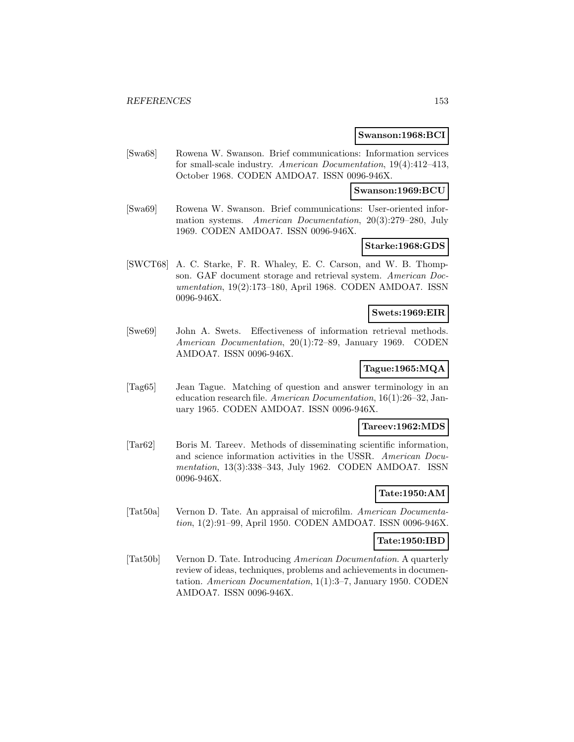**Swanson:1968:BCI**

[Swa68] Rowena W. Swanson. Brief communications: Information services for small-scale industry. *American Documentation*, 19(4):412–413, October 1968. CODEN AMDOA7. ISSN 0096-946X.

**Swanson:1969:BCU**

[Swa69] Rowena W. Swanson. Brief communications: User-oriented information systems. *American Documentation*, 20(3):279–280, July 1969. CODEN AMDOA7. ISSN 0096-946X.

**Starke:1968:GDS**

[SWCT68] A. C. Starke, F. R. Whaley, E. C. Carson, and W. B. Thompson. GAF document storage and retrieval system. *American Documentation*, 19(2):173–180, April 1968. CODEN AMDOA7. ISSN 0096-946X.

**Swets:1969:EIR**

[Swe69] John A. Swets. Effectiveness of information retrieval methods. *American Documentation*, 20(1):72–89, January 1969. CODEN AMDOA7. ISSN 0096-946X.

**Tague:1965:MQA**

[Tag65] Jean Tague. Matching of question and answer terminology in an education research file. *American Documentation*, 16(1):26–32, January 1965. CODEN AMDOA7. ISSN 0096-946X.

**Tareev:1962:MDS**

[Tar62] Boris M. Tareev. Methods of disseminating scientific information, and science information activities in the USSR. *American Documentation*, 13(3):338–343, July 1962. CODEN AMDOA7. ISSN 0096-946X.

**Tate:1950:AM**

[Tat50a] Vernon D. Tate. An appraisal of microfilm. *American Documentation*, 1(2):91–99, April 1950. CODEN AMDOA7. ISSN 0096-946X.

**Tate:1950:IBD**

[Tat50b] Vernon D. Tate. Introducing *American Documentation*. A quarterly review of ideas, techniques, problems and achievements in documentation. *American Documentation*, 1(1):3–7, January 1950. CODEN AMDOA7. ISSN 0096-946X.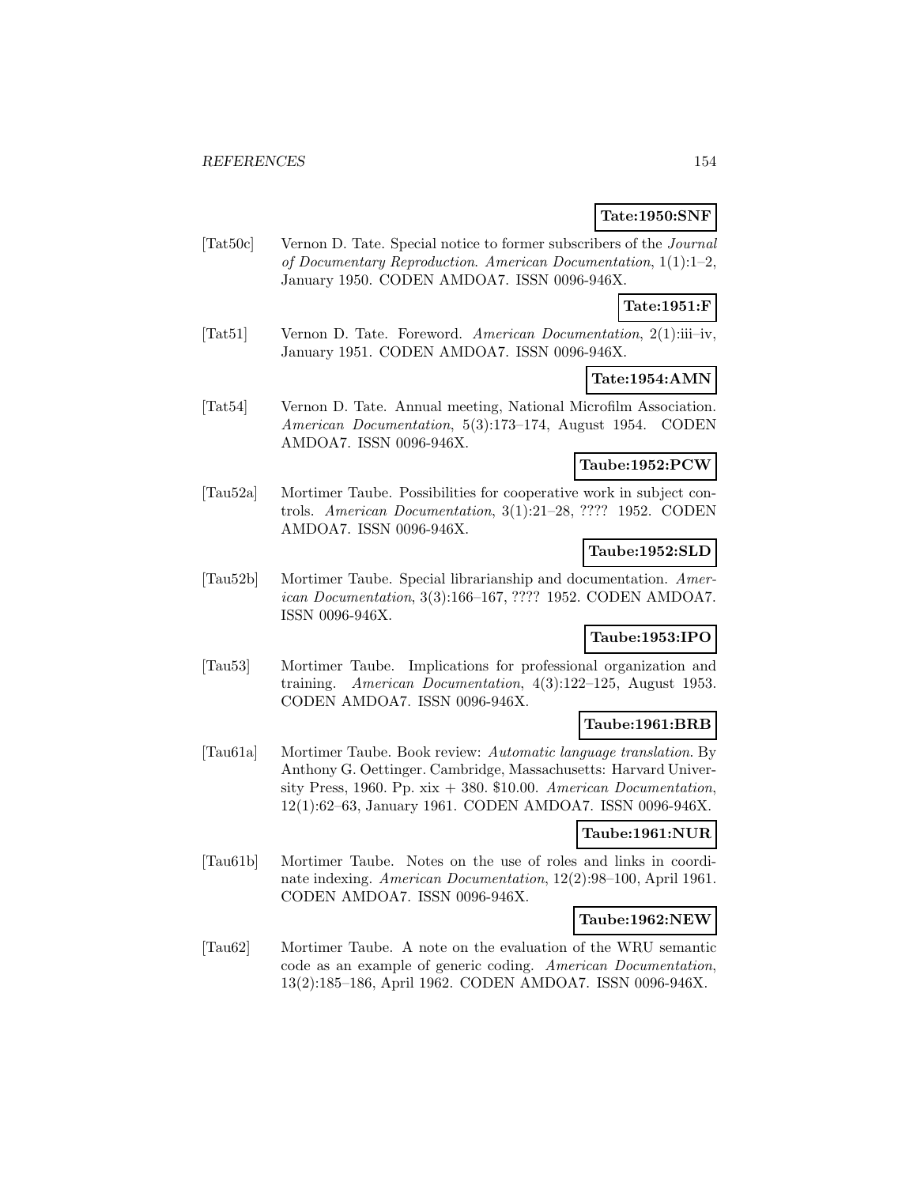**Tate:1950:SNF**

[Tat50c] Vernon D. Tate. Special notice to former subscribers of the *Journal of Documentary Reproduction*. *American Documentation*, 1(1):1–2, January 1950. CODEN AMDOA7. ISSN 0096-946X.

**Tate:1951:F**

[Tat51] Vernon D. Tate. Foreword. *American Documentation*, 2(1):iii–iv, January 1951. CODEN AMDOA7. ISSN 0096-946X.

**Tate:1954:AMN**

[Tat54] Vernon D. Tate. Annual meeting, National Microfilm Association. *American Documentation*, 5(3):173–174, August 1954. CODEN AMDOA7. ISSN 0096-946X.

**Taube:1952:PCW**

[Tau52a] Mortimer Taube. Possibilities for cooperative work in subject controls. *American Documentation*, 3(1):21–28, ???? 1952. CODEN AMDOA7. ISSN 0096-946X.

**Taube:1952:SLD**

[Tau52b] Mortimer Taube. Special librarianship and documentation. *American Documentation*, 3(3):166–167, ???? 1952. CODEN AMDOA7. ISSN 0096-946X.

**Taube:1953:IPO**

[Tau53] Mortimer Taube. Implications for professional organization and training. *American Documentation*, 4(3):122–125, August 1953. CODEN AMDOA7. ISSN 0096-946X.

**Taube:1961:BRB**

[Tau61a] Mortimer Taube. Book review: *Automatic language translation*. By Anthony G. Oettinger. Cambridge, Massachusetts: Harvard University Press, 1960. Pp. xix + 380. $10.00. *American Documentation*, 12(1):62–63, January 1961. CODEN AMDOA7. ISSN 0096-946X.

**Taube:1961:NUR**

[Tau61b] Mortimer Taube. Notes on the use of roles and links in coordinate indexing. *American Documentation*, 12(2):98–100, April 1961. CODEN AMDOA7. ISSN 0096-946X.

**Taube:1962:NEW**

[Tau62] Mortimer Taube. A note on the evaluation of the WRU semantic code as an example of generic coding. *American Documentation*, 13(2):185–186, April 1962. CODEN AMDOA7. ISSN 0096-946X.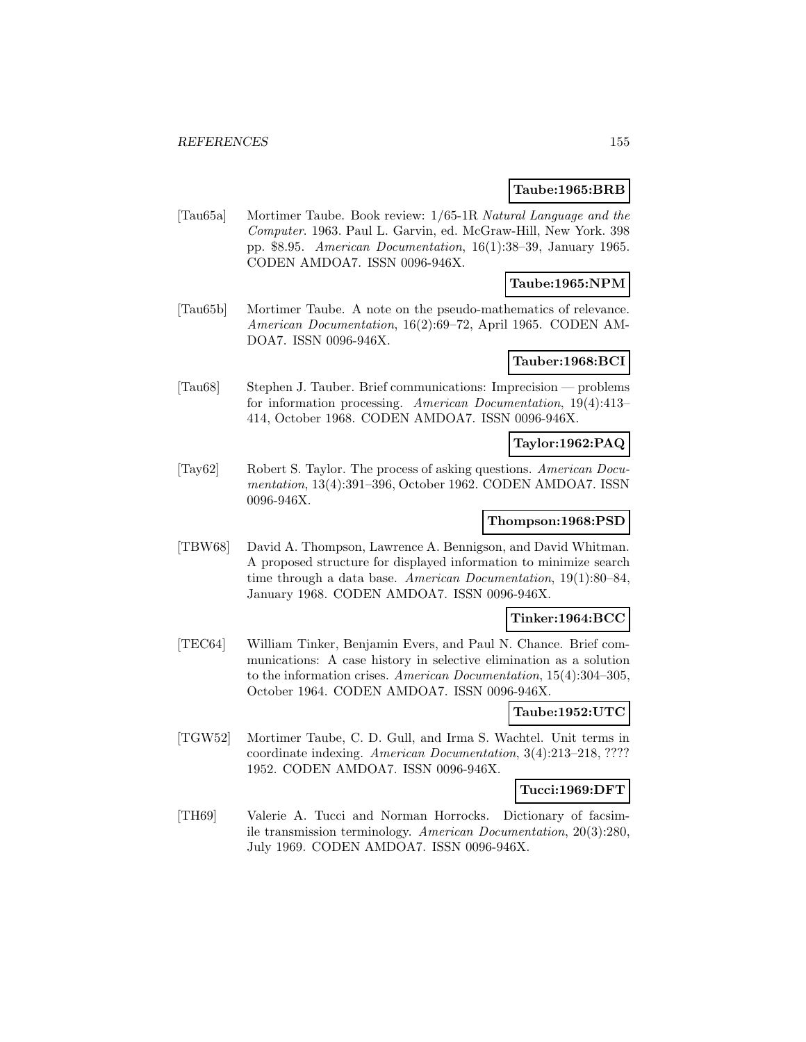**Taube:1965:BRB**

[Tau65a] Mortimer Taube. Book review: 1/65-1R *Natural Language and the Computer*. 1963. Paul L. Garvin, ed. McGraw-Hill, New York. 398 pp. $8.95. *American Documentation*, 16(1):38–39, January 1965. CODEN AMDOA7. ISSN 0096-946X.

**Taube:1965:NPM**

[Tau65b] Mortimer Taube. A note on the pseudo-mathematics of relevance. *American Documentation*, 16(2):69–72, April 1965. CODEN AMDOA7. ISSN 0096-946X.

**Tauber:1968:BCI**

[Tau68] Stephen J. Tauber. Brief communications: Imprecision — problems for information processing. *American Documentation*, 19(4):413–414, October 1968. CODEN AMDOA7. ISSN 0096-946X.

**Taylor:1962:PAQ**

[Tay62] Robert S. Taylor. The process of asking questions. *American Documentation*, 13(4):391–396, October 1962. CODEN AMDOA7. ISSN 0096-946X.

**Thompson:1968:PSD**

[TBW68] David A. Thompson, Lawrence A. Bennigson, and David Whitman. A proposed structure for displayed information to minimize search time through a data base. *American Documentation*, 19(1):80–84, January 1968. CODEN AMDOA7. ISSN 0096-946X.

**Tinker:1964:BCC**

[TEC64] William Tinker, Benjamin Evers, and Paul N. Chance. Brief communications: A case history in selective elimination as a solution to the information crises. *American Documentation*, 15(4):304–305, October 1964. CODEN AMDOA7. ISSN 0096-946X.

**Taube:1952:UTC**

[TGW52] Mortimer Taube, C. D. Gull, and Irma S. Wachtel. Unit terms in coordinate indexing. *American Documentation*, 3(4):213–218, ???? 1952. CODEN AMDOA7. ISSN 0096-946X.

**Tucci:1969:DFT**

[TH69] Valerie A. Tucci and Norman Horrocks. Dictionary of facsimile transmission terminology. *American Documentation*, 20(3):280, July 1969. CODEN AMDOA7. ISSN 0096-946X.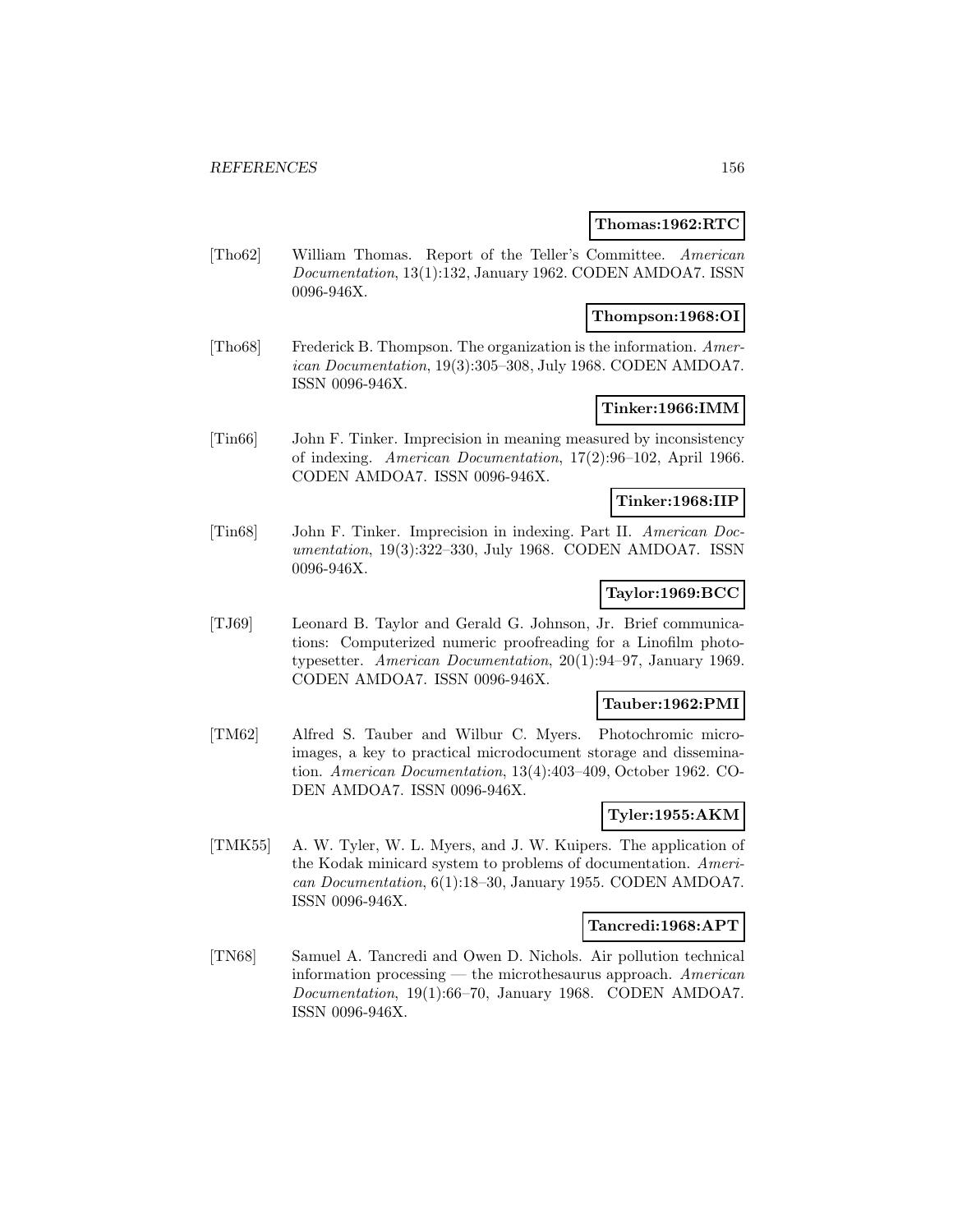**Thomas:1962:RTC**

[Tho62] William Thomas. Report of the Teller's Committee. *American Documentation*, 13(1):132, January 1962. CODEN AMDOA7. ISSN 0096-946X.

**Thompson:1968:OI**

[Tho68] Frederick B. Thompson. The organization is the information. *American Documentation*, 19(3):305–308, July 1968. CODEN AMDOA7. ISSN 0096-946X.

**Tinker:1966:IMM**

[Tin66] John F. Tinker. Imprecision in meaning measured by inconsistency of indexing. *American Documentation*, 17(2):96–102, April 1966. CODEN AMDOA7. ISSN 0096-946X.

**Tinker:1968:IIP**

[Tin68] John F. Tinker. Imprecision in indexing. Part II. *American Documentation*, 19(3):322–330, July 1968. CODEN AMDOA7. ISSN 0096-946X.

**Taylor:1969:BCC**

[TJ69] Leonard B. Taylor and Gerald G. Johnson, Jr. Brief communications: Computerized numeric proofreading for a Linofilm phototypesetter. *American Documentation*, 20(1):94–97, January 1969. CODEN AMDOA7. ISSN 0096-946X.

**Tauber:1962:PMI**

[TM62] Alfred S. Tauber and Wilbur C. Myers. Photochromic micro-images, a key to practical microdocument storage and dissemination. *American Documentation*, 13(4):403–409, October 1962. CODEN AMDOA7. ISSN 0096-946X.

**Tyler:1955:AKM**

[TMK55] A. W. Tyler, W. L. Myers, and J. W. Kuipers. The application of the Kodak minicard system to problems of documentation. *American Documentation*, 6(1):18–30, January 1955. CODEN AMDOA7. ISSN 0096-946X.

**Tancredi:1968:APT**

[TN68] Samuel A. Tancredi and Owen D. Nichols. Air pollution technical information processing — the microthesaurus approach. *American Documentation*, 19(1):66–70, January 1968. CODEN AMDOA7. ISSN 0096-946X.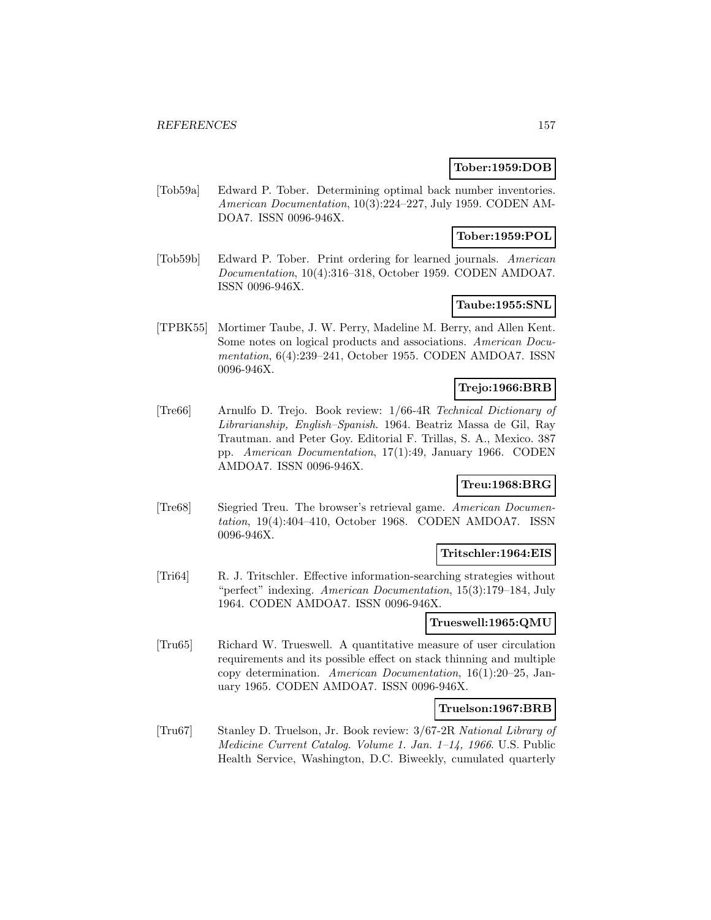**Tober:1959:DOB**

[Tob59a] Edward P. Tober. Determining optimal back number inventories. *American Documentation*, 10(3):224–227, July 1959. CODEN AMDOA7. ISSN 0096-946X.

**Tober:1959:POL**

[Tob59b] Edward P. Tober. Print ordering for learned journals. *American Documentation*, 10(4):316–318, October 1959. CODEN AMDOA7. ISSN 0096-946X.

**Taube:1955:SNL**

[TPBK55] Mortimer Taube, J. W. Perry, Madeline M. Berry, and Allen Kent. Some notes on logical products and associations. *American Documentation*, 6(4):239–241, October 1955. CODEN AMDOA7. ISSN 0096-946X.

**Trejo:1966:BRB**

[Tre66] Arnulfo D. Trejo. Book review: 1/66-4R *Technical Dictionary of Librarianship, English–Spanish*. 1964. Beatriz Massa de Gil, Ray Trautman. and Peter Goy. Editorial F. Trillas, S. A., Mexico. 387 pp. *American Documentation*, 17(1):49, January 1966. CODEN AMDOA7. ISSN 0096-946X.

**Treu:1968:BRG**

[Tre68] Siegried Treu. The browser's retrieval game. *American Documentation*, 19(4):404–410, October 1968. CODEN AMDOA7. ISSN 0096-946X.

**Tritschler:1964:EIS**

[Tri64] R. J. Tritschler. Effective information-searching strategies without "perfect" indexing. *American Documentation*, 15(3):179–184, July 1964. CODEN AMDOA7. ISSN 0096-946X.

**Trueswell:1965:QMU**

[Tru65] Richard W. Trueswell. A quantitative measure of user circulation requirements and its possible effect on stack thinning and multiple copy determination. *American Documentation*, 16(1):20–25, January 1965. CODEN AMDOA7. ISSN 0096-946X.

**Truelson:1967:BRB**

[Tru67] Stanley D. Truelson, Jr. Book review: 3/67-2R *National Library of Medicine Current Catalog. Volume 1. Jan. 1–14, 1966*. U.S. Public Health Service, Washington, D.C. Biweekly, cumulated quarterly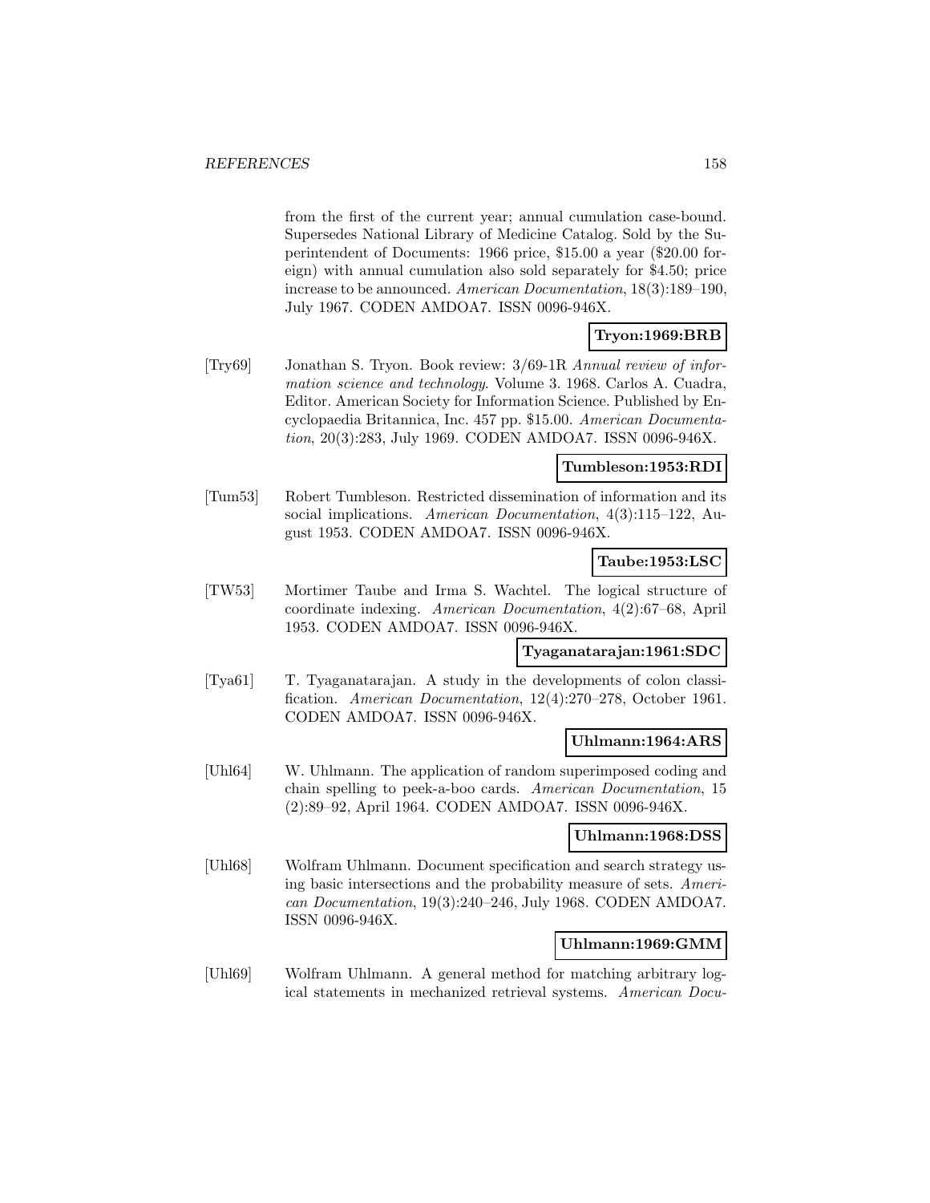from the first of the current year; annual cumulation case-bound. Supersedes National Library of Medicine Catalog. Sold by the Superintendent of Documents: 1966 price, $15.00 a year ($20.00 foreign) with annual cumulation also sold separately for $4.50; price increase to be announced. *American Documentation*, 18(3):189–190, July 1967. CODEN AMDOA7. ISSN 0096-946X.

**Tryon:1969:BRB**

[Try69] Jonathan S. Tryon. Book review: 3/69-1R *Annual review of information science and technology*. Volume 3. 1968. Carlos A. Cuadra, Editor. American Society for Information Science. Published by Encyclopaedia Britannica, Inc. 457 pp. $15.00. *American Documentation*, 20(3):283, July 1969. CODEN AMDOA7. ISSN 0096-946X.

**Tumbleson:1953:RDI**

[Tum53] Robert Tumbleson. Restricted dissemination of information and its social implications. *American Documentation*, 4(3):115–122, August 1953. CODEN AMDOA7. ISSN 0096-946X.

**Taube:1953:LSC**

[TW53] Mortimer Taube and Irma S. Wachtel. The logical structure of coordinate indexing. *American Documentation*, 4(2):67–68, April 1953. CODEN AMDOA7. ISSN 0096-946X.

**Tyaganatarajan:1961:SDC**

[Tya61] T. Tyaganatarajan. A study in the developments of colon classification. *American Documentation*, 12(4):270–278, October 1961. CODEN AMDOA7. ISSN 0096-946X.

**Uhlmann:1964:ARS**

[Uhl64] W. Uhlmann. The application of random superimposed coding and chain spelling to peek-a-boo cards. *American Documentation*, 15 (2):89–92, April 1964. CODEN AMDOA7. ISSN 0096-946X.

**Uhlmann:1968:DSS**

[Uhl68] Wolfram Uhlmann. Document specification and search strategy using basic intersections and the probability measure of sets. *American Documentation*, 19(3):240–246, July 1968. CODEN AMDOA7. ISSN 0096-946X.

**Uhlmann:1969:GMM**

[Uhl69] Wolfram Uhlmann. A general method for matching arbitrary logical statements in mechanized retrieval systems. *American Docu-*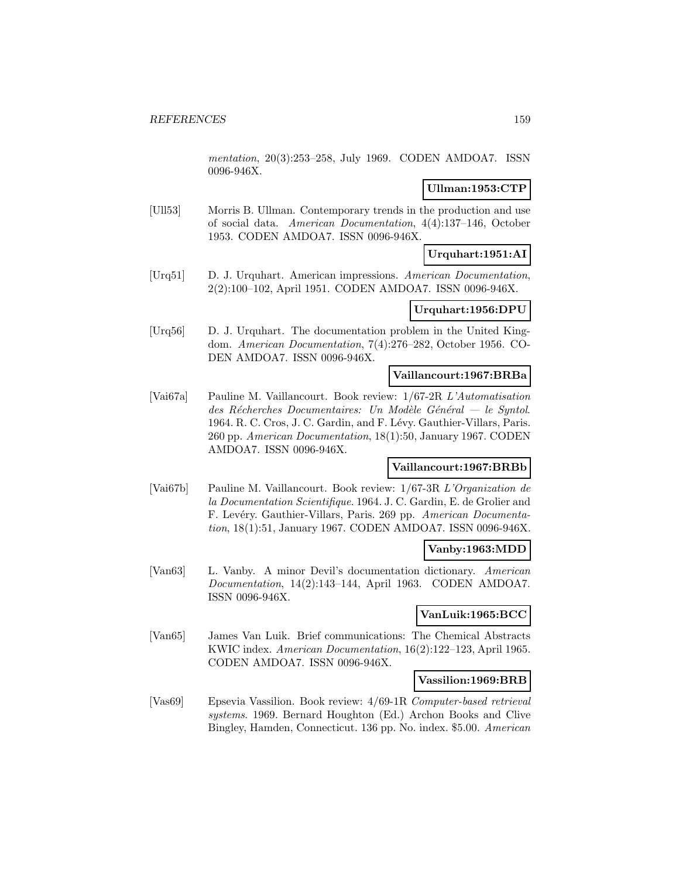*mentation*, 20(3):253–258, July 1969. CODEN AMDOA7. ISSN 0096-946X.

**Ullman:1953:CTP**

[Ull53] Morris B. Ullman. Contemporary trends in the production and use of social data. *American Documentation*, 4(4):137–146, October 1953. CODEN AMDOA7. ISSN 0096-946X.

**Urquhart:1951:AI**

[Urq51] D. J. Urquhart. American impressions. *American Documentation*, 2(2):100–102, April 1951. CODEN AMDOA7. ISSN 0096-946X.

**Urquhart:1956:DPU**

[Urq56] D. J. Urquhart. The documentation problem in the United Kingdom. *American Documentation*, 7(4):276–282, October 1956. CODEN AMDOA7. ISSN 0096-946X.

**Vaillancourt:1967:BRBa**

[Vai67a] Pauline M. Vaillancourt. Book review: 1/67-2R *L'Automatisation des Récherches Documentaires: Un Modèle Général — le Syntol*. 1964. R. C. Cros, J. C. Gardin, and F. Lévy. Gauthier-Villars, Paris. 260 pp. *American Documentation*, 18(1):50, January 1967. CODEN AMDOA7. ISSN 0096-946X.

**Vaillancourt:1967:BRBb**

[Vai67b] Pauline M. Vaillancourt. Book review: 1/67-3R *L'Organization de la Documentation Scientifique*. 1964. J. C. Gardin, E. de Grolier and F. Levéry. Gauthier-Villars, Paris. 269 pp. *American Documentation*, 18(1):51, January 1967. CODEN AMDOA7. ISSN 0096-946X.

**Vanby:1963:MDD**

[Van63] L. Vanby. A minor Devil's documentation dictionary. *American Documentation*, 14(2):143–144, April 1963. CODEN AMDOA7. ISSN 0096-946X.

**VanLuik:1965:BCC**

[Van65] James Van Luik. Brief communications: The Chemical Abstracts KWIC index. *American Documentation*, 16(2):122–123, April 1965. CODEN AMDOA7. ISSN 0096-946X.

**Vassilion:1969:BRB**

[Vas69] Epsevia Vassilion. Book review: 4/69-1R *Computer-based retrieval systems*. 1969. Bernard Houghton (Ed.) Archon Books and Clive Bingley, Hamden, Connecticut. 136 pp. No. index. $5.00. *American*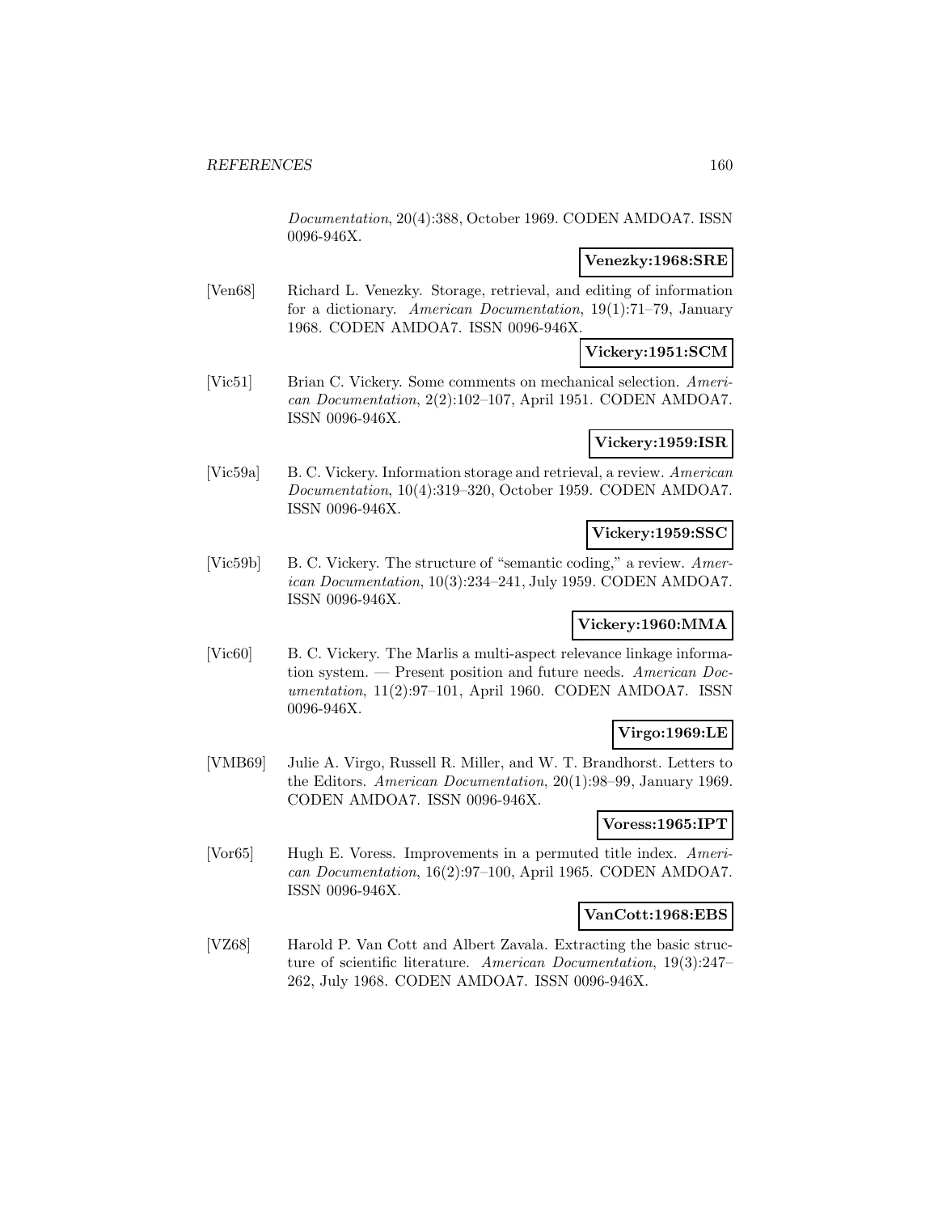*Documentation*, 20(4):388, October 1969. CODEN AMDOA7. ISSN 0096-946X.

**Venezky:1968:SRE**

[Ven68] Richard L. Venezky. Storage, retrieval, and editing of information for a dictionary. *American Documentation*, 19(1):71–79, January 1968. CODEN AMDOA7. ISSN 0096-946X.

**Vickery:1951:SCM**

[Vic51] Brian C. Vickery. Some comments on mechanical selection. *American Documentation*, 2(2):102–107, April 1951. CODEN AMDOA7. ISSN 0096-946X.

**Vickery:1959:ISR**

[Vic59a] B. C. Vickery. Information storage and retrieval, a review. *American Documentation*, 10(4):319–320, October 1959. CODEN AMDOA7. ISSN 0096-946X.

**Vickery:1959:SSC**

[Vic59b] B. C. Vickery. The structure of "semantic coding," a review. *American Documentation*, 10(3):234–241, July 1959. CODEN AMDOA7. ISSN 0096-946X.

**Vickery:1960:MMA**

[Vic60] B. C. Vickery. The Marlis a multi-aspect relevance linkage information system. — Present position and future needs. *American Documentation*, 11(2):97–101, April 1960. CODEN AMDOA7. ISSN 0096-946X.

**Virgo:1969:LE**

[VMB69] Julie A. Virgo, Russell R. Miller, and W. T. Brandhorst. Letters to the Editors. *American Documentation*, 20(1):98–99, January 1969. CODEN AMDOA7. ISSN 0096-946X.

**Voress:1965:IPT**

[Vor65] Hugh E. Voress. Improvements in a permuted title index. *American Documentation*, 16(2):97–100, April 1965. CODEN AMDOA7. ISSN 0096-946X.

**VanCott:1968:EBS**

[VZ68] Harold P. Van Cott and Albert Zavala. Extracting the basic structure of scientific literature. *American Documentation*, 19(3):247–262, July 1968. CODEN AMDOA7. ISSN 0096-946X.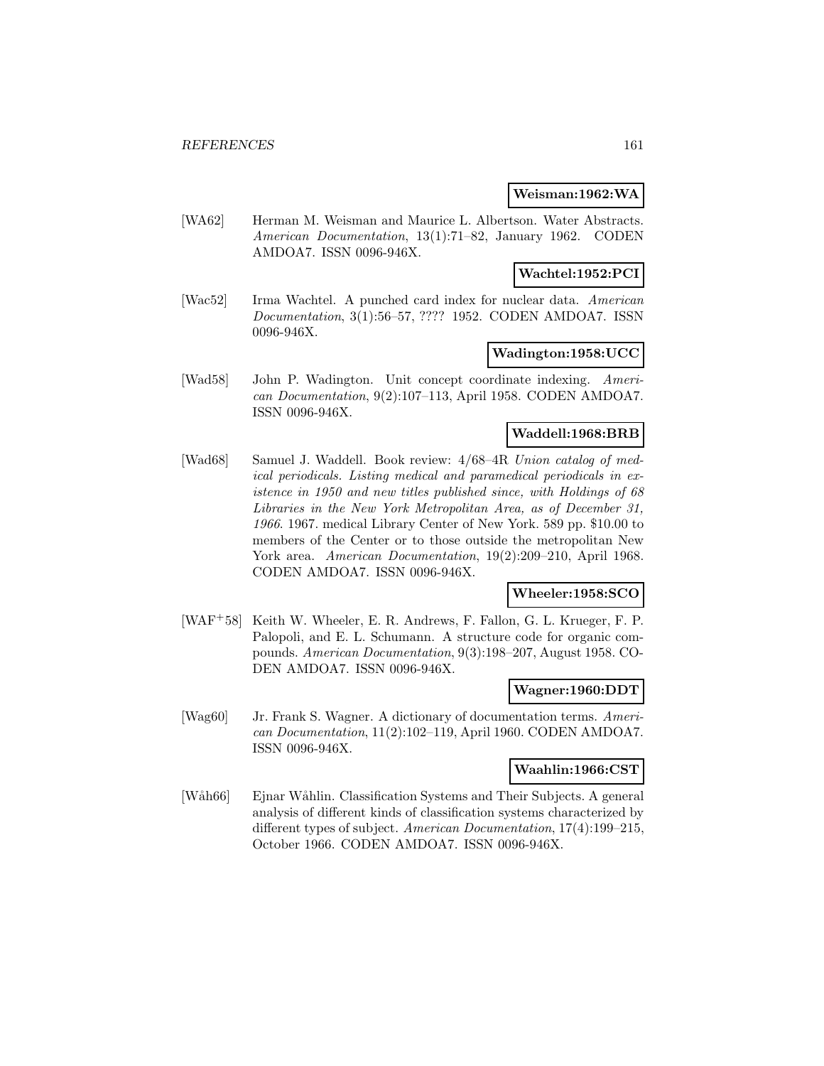**Weisman:1962:WA**

[WA62] Herman M. Weisman and Maurice L. Albertson. Water Abstracts. *American Documentation*, 13(1):71–82, January 1962. CODEN AMDOA7. ISSN 0096-946X.

**Wachtel:1952:PCI**

[Wac52] Irma Wachtel. A punched card index for nuclear data. *American Documentation*, 3(1):56–57, ???? 1952. CODEN AMDOA7. ISSN 0096-946X.

**Wadington:1958:UCC**

[Wad58] John P. Wadington. Unit concept coordinate indexing. *American Documentation*, 9(2):107–113, April 1958. CODEN AMDOA7. ISSN 0096-946X.

**Waddell:1968:BRB**

[Wad68] Samuel J. Waddell. Book review: 4/68–4R *Union catalog of medical periodicals. Listing medical and paramedical periodicals in existence in 1950 and new titles published since, with Holdings of 68 Libraries in the New York Metropolitan Area, as of December 31, 1966*. 1967. medical Library Center of New York. 589 pp. $10.00 to members of the Center or to those outside the metropolitan New York area. *American Documentation*, 19(2):209–210, April 1968. CODEN AMDOA7. ISSN 0096-946X.

**Wheeler:1958:SCO**

[WAF+58] Keith W. Wheeler, E. R. Andrews, F. Fallon, G. L. Krueger, F. P. Palopoli, and E. L. Schumann. A structure code for organic compounds. *American Documentation*, 9(3):198–207, August 1958. CODEN AMDOA7. ISSN 0096-946X.

**Wagner:1960:DDT**

[Wag60] Jr. Frank S. Wagner. A dictionary of documentation terms. *American Documentation*, 11(2):102–119, April 1960. CODEN AMDOA7. ISSN 0096-946X.

**Waahlin:1966:CST**

[Wåh66] Ejnar Wåhlin. Classification Systems and Their Subjects. A general analysis of different kinds of classification systems characterized by different types of subject. *American Documentation*, 17(4):199–215, October 1966. CODEN AMDOA7. ISSN 0096-946X.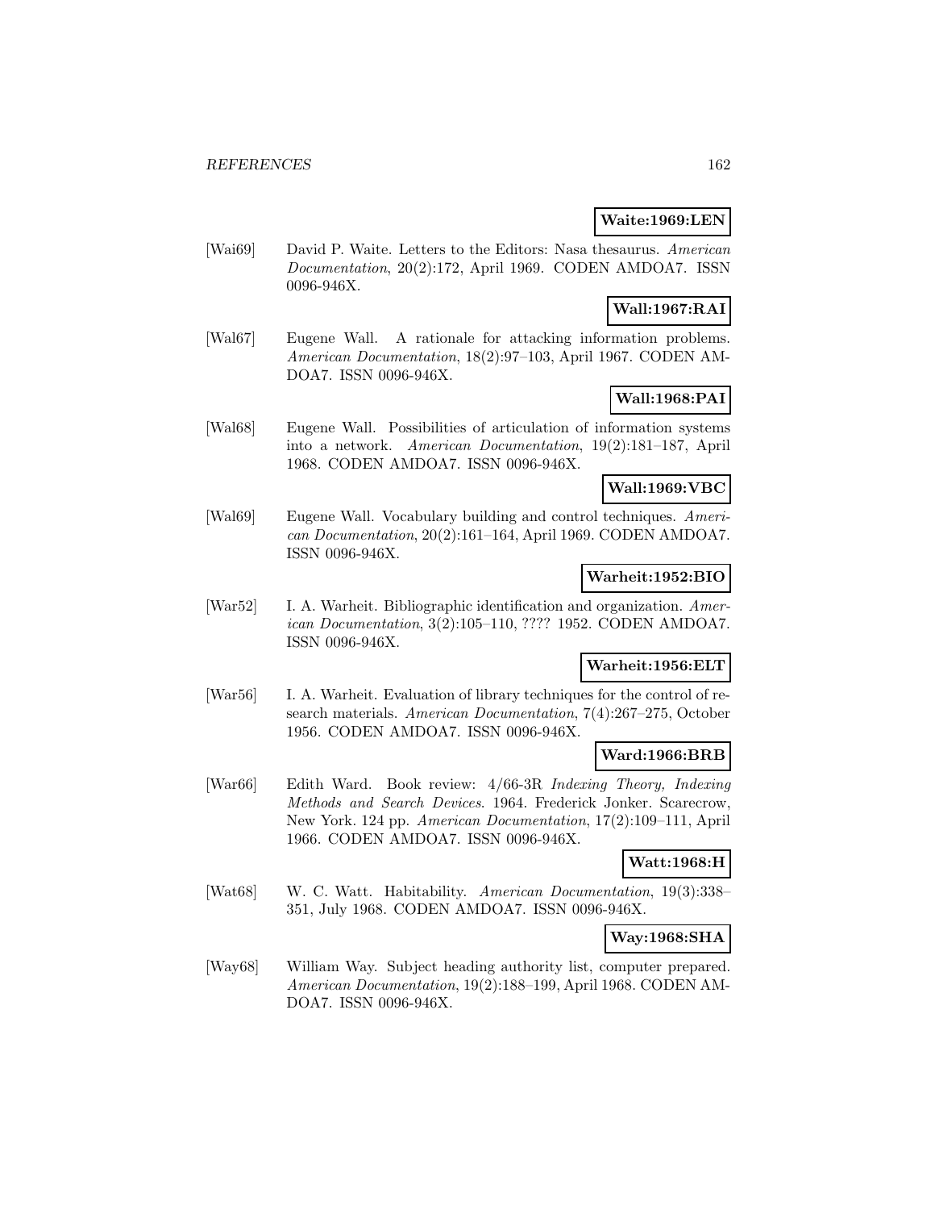**Waite:1969:LEN**

[Wai69] David P. Waite. Letters to the Editors: Nasa thesaurus. *American Documentation*, 20(2):172, April 1969. CODEN AMDOA7. ISSN 0096-946X.

**Wall:1967:RAI**

[Wal67] Eugene Wall. A rationale for attacking information problems. *American Documentation*, 18(2):97–103, April 1967. CODEN AMDOA7. ISSN 0096-946X.

**Wall:1968:PAI**

[Wal68] Eugene Wall. Possibilities of articulation of information systems into a network. *American Documentation*, 19(2):181–187, April 1968. CODEN AMDOA7. ISSN 0096-946X.

**Wall:1969:VBC**

[Wal69] Eugene Wall. Vocabulary building and control techniques. *American Documentation*, 20(2):161–164, April 1969. CODEN AMDOA7. ISSN 0096-946X.

**Warheit:1952:BIO**

[War52] I. A. Warheit. Bibliographic identification and organization. *American Documentation*, 3(2):105–110, ???? 1952. CODEN AMDOA7. ISSN 0096-946X.

**Warheit:1956:ELT**

[War56] I. A. Warheit. Evaluation of library techniques for the control of research materials. *American Documentation*, 7(4):267–275, October 1956. CODEN AMDOA7. ISSN 0096-946X.

**Ward:1966:BRB**

[War66] Edith Ward. Book review: 4/66-3R *Indexing Theory, Indexing Methods and Search Devices*. 1964. Frederick Jonker. Scarecrow, New York. 124 pp. *American Documentation*, 17(2):109–111, April 1966. CODEN AMDOA7. ISSN 0096-946X.

**Watt:1968:H**

[Wat68] W. C. Watt. Habitability. *American Documentation*, 19(3):338–351, July 1968. CODEN AMDOA7. ISSN 0096-946X.

**Way:1968:SHA**

[Way68] William Way. Subject heading authority list, computer prepared. *American Documentation*, 19(2):188–199, April 1968. CODEN AMDOA7. ISSN 0096-946X.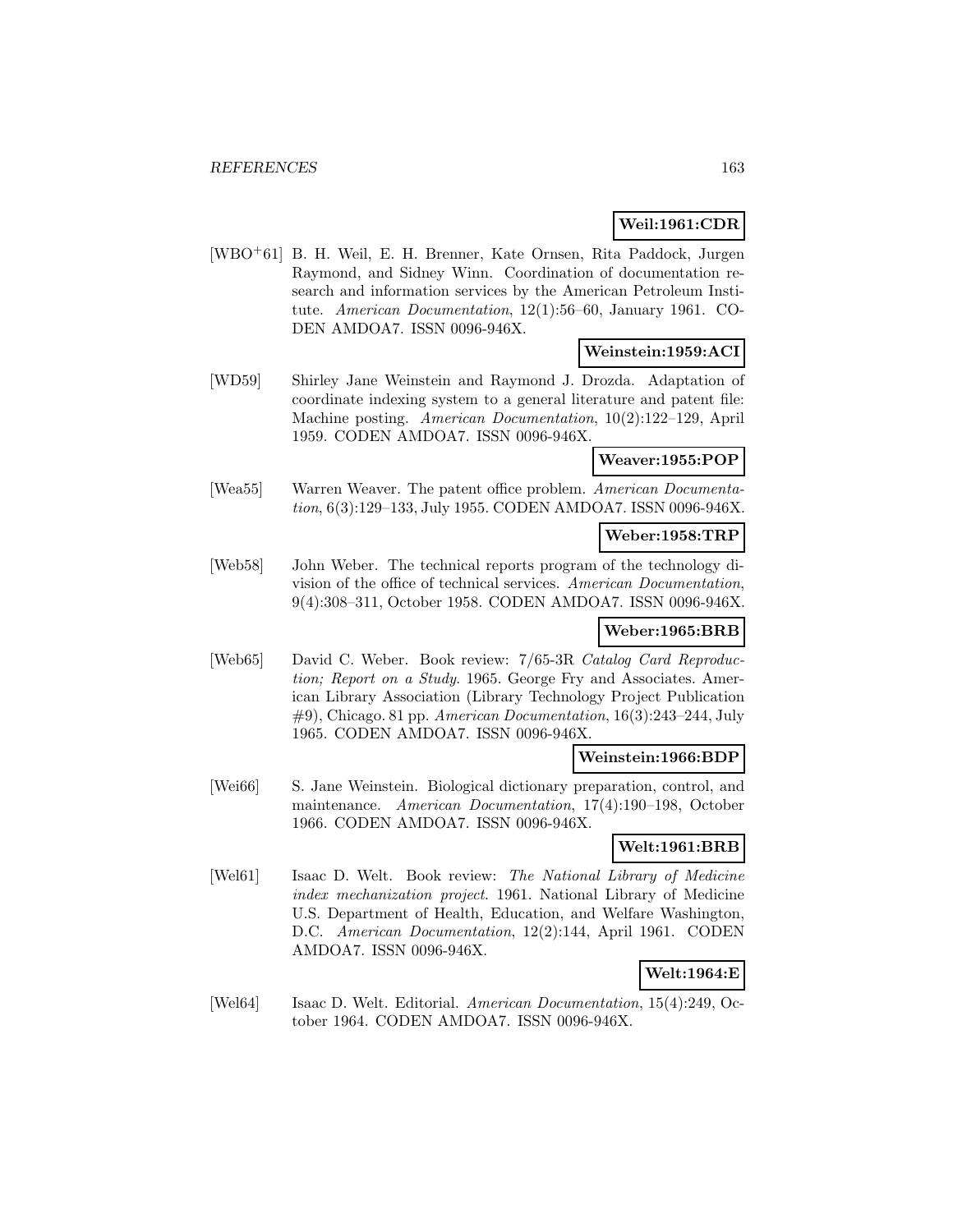**Weil:1961:CDR**

[WBO+61] B. H. Weil, E. H. Brenner, Kate Ornsen, Rita Paddock, Jurgen Raymond, and Sidney Winn. Coordination of documentation research and information services by the American Petroleum Institute. *American Documentation*, 12(1):56–60, January 1961. CODEN AMDOA7. ISSN 0096-946X.

**Weinstein:1959:ACI**

[WD59] Shirley Jane Weinstein and Raymond J. Drozda. Adaptation of coordinate indexing system to a general literature and patent file: Machine posting. *American Documentation*, 10(2):122–129, April 1959. CODEN AMDOA7. ISSN 0096-946X.

**Weaver:1955:POP**

[Wea55] Warren Weaver. The patent office problem. *American Documentation*, 6(3):129–133, July 1955. CODEN AMDOA7. ISSN 0096-946X.

**Weber:1958:TRP**

[Web58] John Weber. The technical reports program of the technology division of the office of technical services. *American Documentation*, 9(4):308–311, October 1958. CODEN AMDOA7. ISSN 0096-946X.

**Weber:1965:BRB**

[Web65] David C. Weber. Book review: 7/65-3R *Catalog Card Reproduction; Report on a Study*. 1965. George Fry and Associates. American Library Association (Library Technology Project Publication #9), Chicago. 81 pp. *American Documentation*, 16(3):243–244, July 1965. CODEN AMDOA7. ISSN 0096-946X.

**Weinstein:1966:BDP**

[Wei66] S. Jane Weinstein. Biological dictionary preparation, control, and maintenance. *American Documentation*, 17(4):190–198, October 1966. CODEN AMDOA7. ISSN 0096-946X.

**Welt:1961:BRB**

[Wel61] Isaac D. Welt. Book review: *The National Library of Medicine index mechanization project*. 1961. National Library of Medicine U.S. Department of Health, Education, and Welfare Washington, D.C. *American Documentation*, 12(2):144, April 1961. CODEN AMDOA7. ISSN 0096-946X.

**Welt:1964:E**

[Wel64] Isaac D. Welt. Editorial. *American Documentation*, 15(4):249, October 1964. CODEN AMDOA7. ISSN 0096-946X.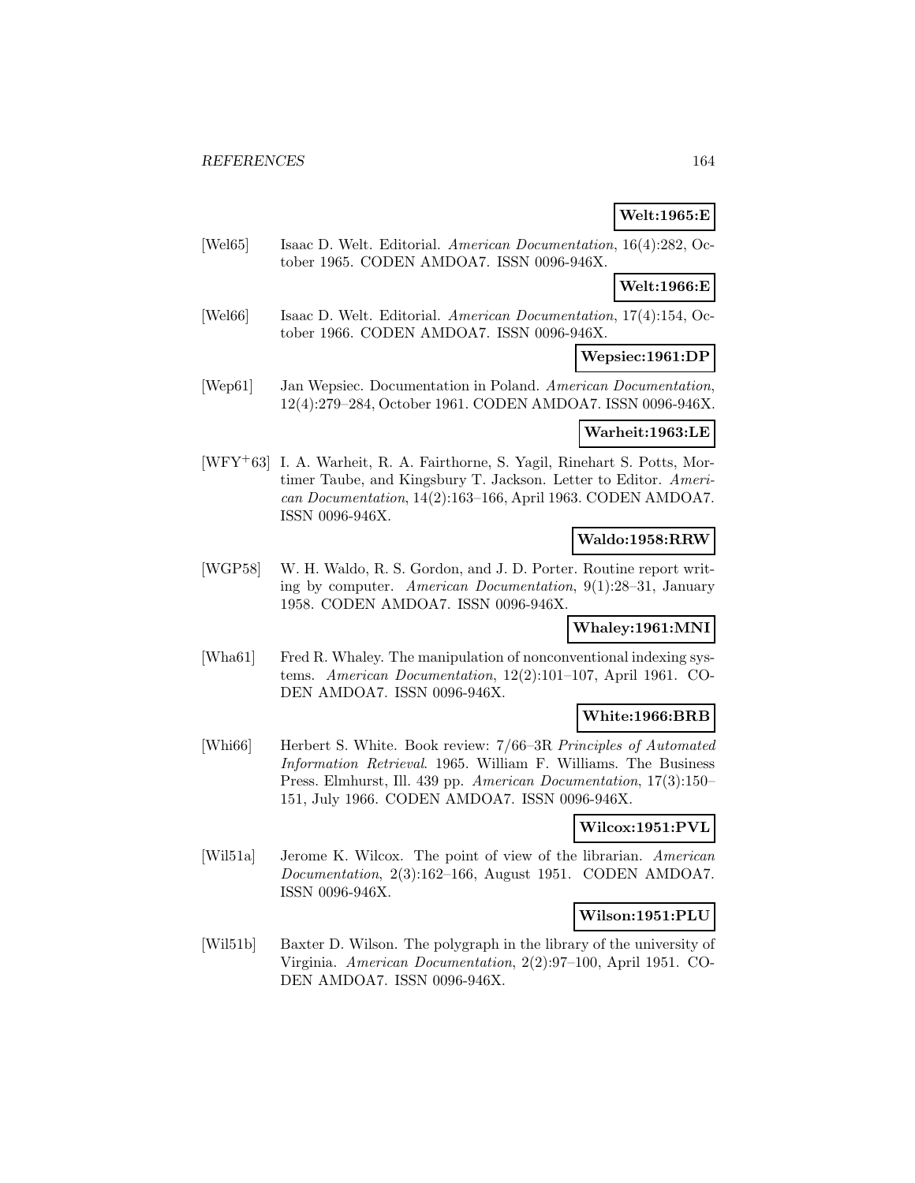**Welt:1965:E**

[Wel65] Isaac D. Welt. Editorial. *American Documentation*, 16(4):282, October 1965. CODEN AMDOA7. ISSN 0096-946X.

**Welt:1966:E**

[Wel66] Isaac D. Welt. Editorial. *American Documentation*, 17(4):154, October 1966. CODEN AMDOA7. ISSN 0096-946X.

**Wepsiec:1961:DP**

[Wep61] Jan Wepsiec. Documentation in Poland. *American Documentation*, 12(4):279–284, October 1961. CODEN AMDOA7. ISSN 0096-946X.

**Warheit:1963:LE**

[WFY+63] I. A. Warheit, R. A. Fairthorne, S. Yagil, Rinehart S. Potts, Mortimer Taube, and Kingsbury T. Jackson. Letter to Editor. *American Documentation*, 14(2):163–166, April 1963. CODEN AMDOA7. ISSN 0096-946X.

**Waldo:1958:RRW**

[WGP58] W. H. Waldo, R. S. Gordon, and J. D. Porter. Routine report writing by computer. *American Documentation*, 9(1):28–31, January 1958. CODEN AMDOA7. ISSN 0096-946X.

**Whaley:1961:MNI**

[Wha61] Fred R. Whaley. The manipulation of nonconventional indexing systems. *American Documentation*, 12(2):101–107, April 1961. CODEN AMDOA7. ISSN 0096-946X.

**White:1966:BRB**

[Whi66] Herbert S. White. Book review: 7/66–3R *Principles of Automated Information Retrieval*. 1965. William F. Williams. The Business Press. Elmhurst, Ill. 439 pp. *American Documentation*, 17(3):150–151, July 1966. CODEN AMDOA7. ISSN 0096-946X.

**Wilcox:1951:PVL**

[Wil51a] Jerome K. Wilcox. The point of view of the librarian. *American Documentation*, 2(3):162–166, August 1951. CODEN AMDOA7. ISSN 0096-946X.

**Wilson:1951:PLU**

[Wil51b] Baxter D. Wilson. The polygraph in the library of the university of Virginia. *American Documentation*, 2(2):97–100, April 1951. CODEN AMDOA7. ISSN 0096-946X.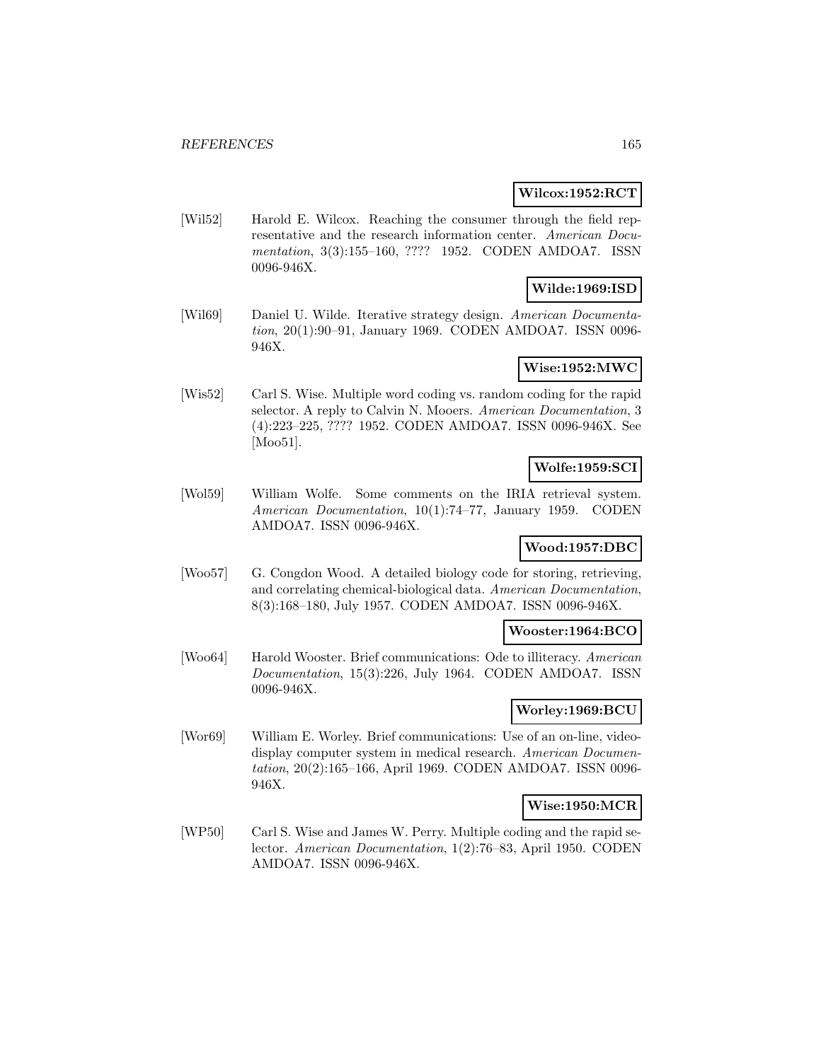**Wilcox:1952:RCT**

[Wil52] Harold E. Wilcox. Reaching the consumer through the field representative and the research information center. *American Documentation*, 3(3):155–160, ???? 1952. CODEN AMDOA7. ISSN 0096-946X.

**Wilde:1969:ISD**

[Wil69] Daniel U. Wilde. Iterative strategy design. *American Documentation*, 20(1):90–91, January 1969. CODEN AMDOA7. ISSN 0096-946X.

**Wise:1952:MWC**

[Wis52] Carl S. Wise. Multiple word coding vs. random coding for the rapid selector. A reply to Calvin N. Mooers. *American Documentation*, 3 (4):223–225, ???? 1952. CODEN AMDOA7. ISSN 0096-946X. See [Moo51].

**Wolfe:1959:SCI**

[Wol59] William Wolfe. Some comments on the IRIA retrieval system. *American Documentation*, 10(1):74–77, January 1959. CODEN AMDOA7. ISSN 0096-946X.

**Wood:1957:DBC**

[Woo57] G. Congdon Wood. A detailed biology code for storing, retrieving, and correlating chemical-biological data. *American Documentation*, 8(3):168–180, July 1957. CODEN AMDOA7. ISSN 0096-946X.

**Wooster:1964:BCO**

[Woo64] Harold Wooster. Brief communications: Ode to illiteracy. *American Documentation*, 15(3):226, July 1964. CODEN AMDOA7. ISSN 0096-946X.

**Worley:1969:BCU**

[Wor69] William E. Worley. Brief communications: Use of an on-line, video-display computer system in medical research. *American Documentation*, 20(2):165–166, April 1969. CODEN AMDOA7. ISSN 0096-946X.

**Wise:1950:MCR**

[WP50] Carl S. Wise and James W. Perry. Multiple coding and the rapid selector. *American Documentation*, 1(2):76–83, April 1950. CODEN AMDOA7. ISSN 0096-946X.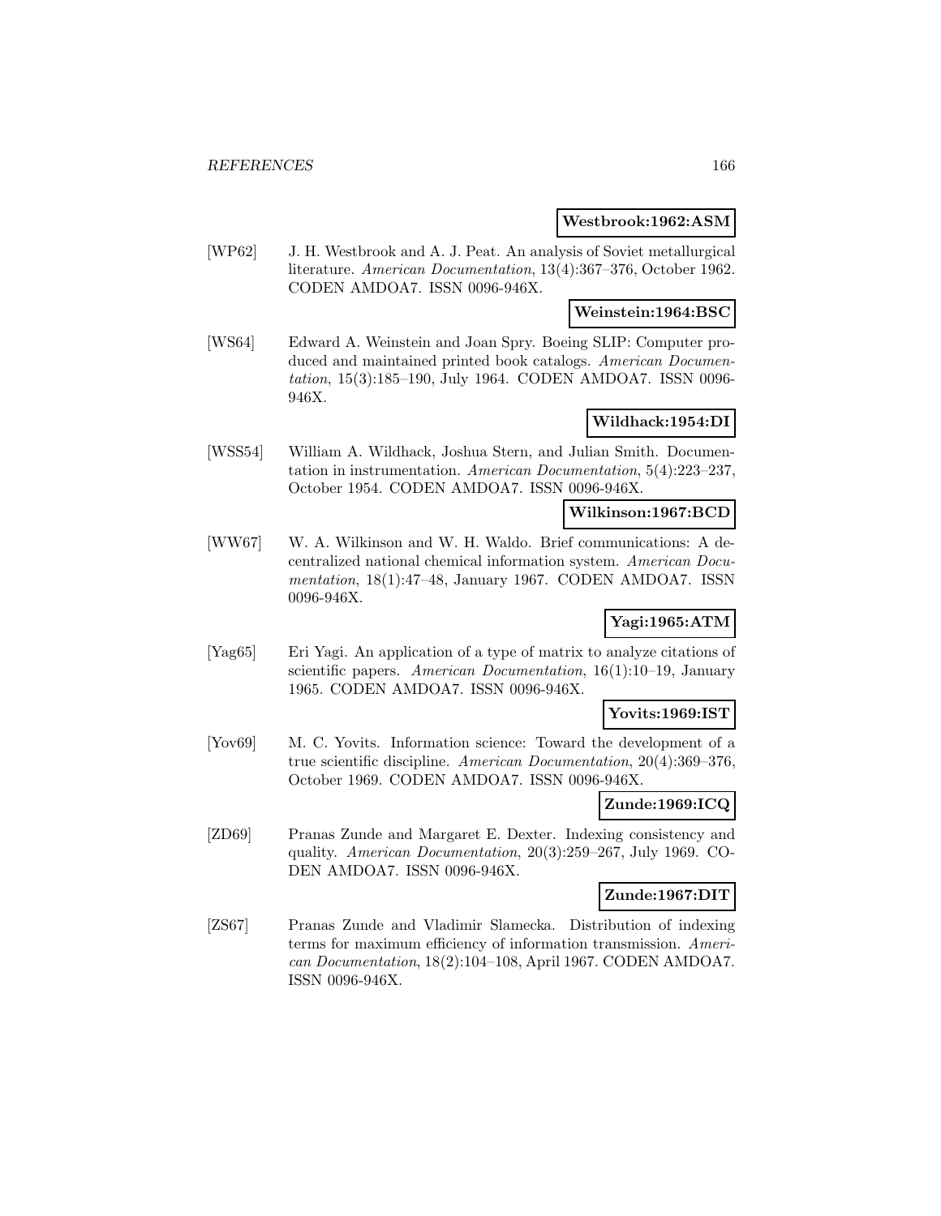**Westbrook:1962:ASM**

[WP62] J. H. Westbrook and A. J. Peat. An analysis of Soviet metallurgical literature. *American Documentation*, 13(4):367–376, October 1962. CODEN AMDOA7. ISSN 0096-946X.

**Weinstein:1964:BSC**

[WS64] Edward A. Weinstein and Joan Spry. Boeing SLIP: Computer produced and maintained printed book catalogs. *American Documentation*, 15(3):185–190, July 1964. CODEN AMDOA7. ISSN 0096-946X.

**Wildhack:1954:DI**

[WSS54] William A. Wildhack, Joshua Stern, and Julian Smith. Documentation in instrumentation. *American Documentation*, 5(4):223–237, October 1954. CODEN AMDOA7. ISSN 0096-946X.

**Wilkinson:1967:BCD**

[WW67] W. A. Wilkinson and W. H. Waldo. Brief communications: A decentralized national chemical information system. *American Documentation*, 18(1):47–48, January 1967. CODEN AMDOA7. ISSN 0096-946X.

**Yagi:1965:ATM**

[Yag65] Eri Yagi. An application of a type of matrix to analyze citations of scientific papers. *American Documentation*, 16(1):10–19, January 1965. CODEN AMDOA7. ISSN 0096-946X.

**Yovits:1969:IST**

[Yov69] M. C. Yovits. Information science: Toward the development of a true scientific discipline. *American Documentation*, 20(4):369–376, October 1969. CODEN AMDOA7. ISSN 0096-946X.

**Zunde:1969:ICQ**

[ZD69] Pranas Zunde and Margaret E. Dexter. Indexing consistency and quality. *American Documentation*, 20(3):259–267, July 1969. CODEN AMDOA7. ISSN 0096-946X.

**Zunde:1967:DIT**

[ZS67] Pranas Zunde and Vladimir Slamecka. Distribution of indexing terms for maximum efficiency of information transmission. *American Documentation*, 18(2):104–108, April 1967. CODEN AMDOA7. ISSN 0096-946X.